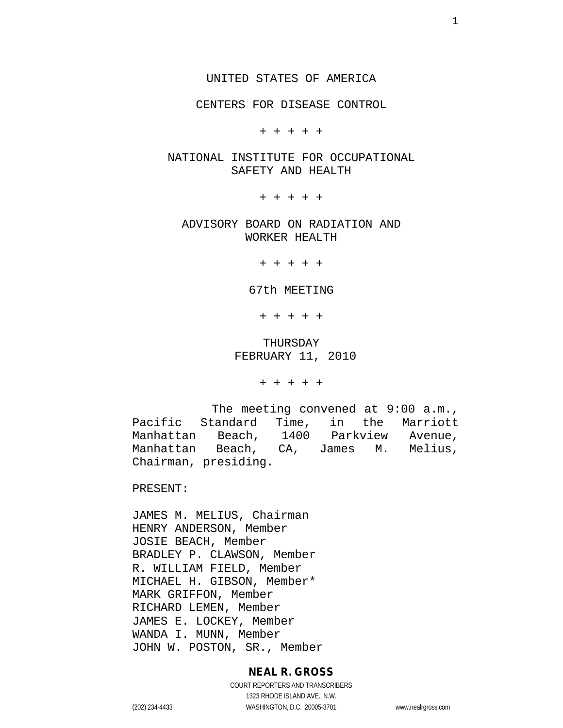UNITED STATES OF AMERICA

CENTERS FOR DISEASE CONTROL

\+ + + + +

NATIONAL INSTITUTE FOR OCCUPATIONAL SAFETY AND HEALTH

\+ + + + +

ADVISORY BOARD ON RADIATION AND WORKER HEALTH

\+ + + + +

67th MEETING

\+ + + + +

THURSDAY
FEBRUARY 11, 2010

\+ + + + +

The meeting convened at 9:00 a.m., Pacific Standard Time, in the Marriott Manhattan Beach, 1400 Parkview Avenue, Manhattan Beach, CA, James M. Melius, Chairman, presiding.

PRESENT:

JAMES M. MELIUS, Chairman
HENRY ANDERSON, Member
JOSIE BEACH, Member
BRADLEY P. CLAWSON, Member
R. WILLIAM FIELD, Member
MICHAEL H. GIBSON, Member*
MARK GRIFFON, Member
RICHARD LEMEN, Member
JAMES E. LOCKEY, Member
WANDA I. MUNN, Member
JOHN W. POSTON, SR., Member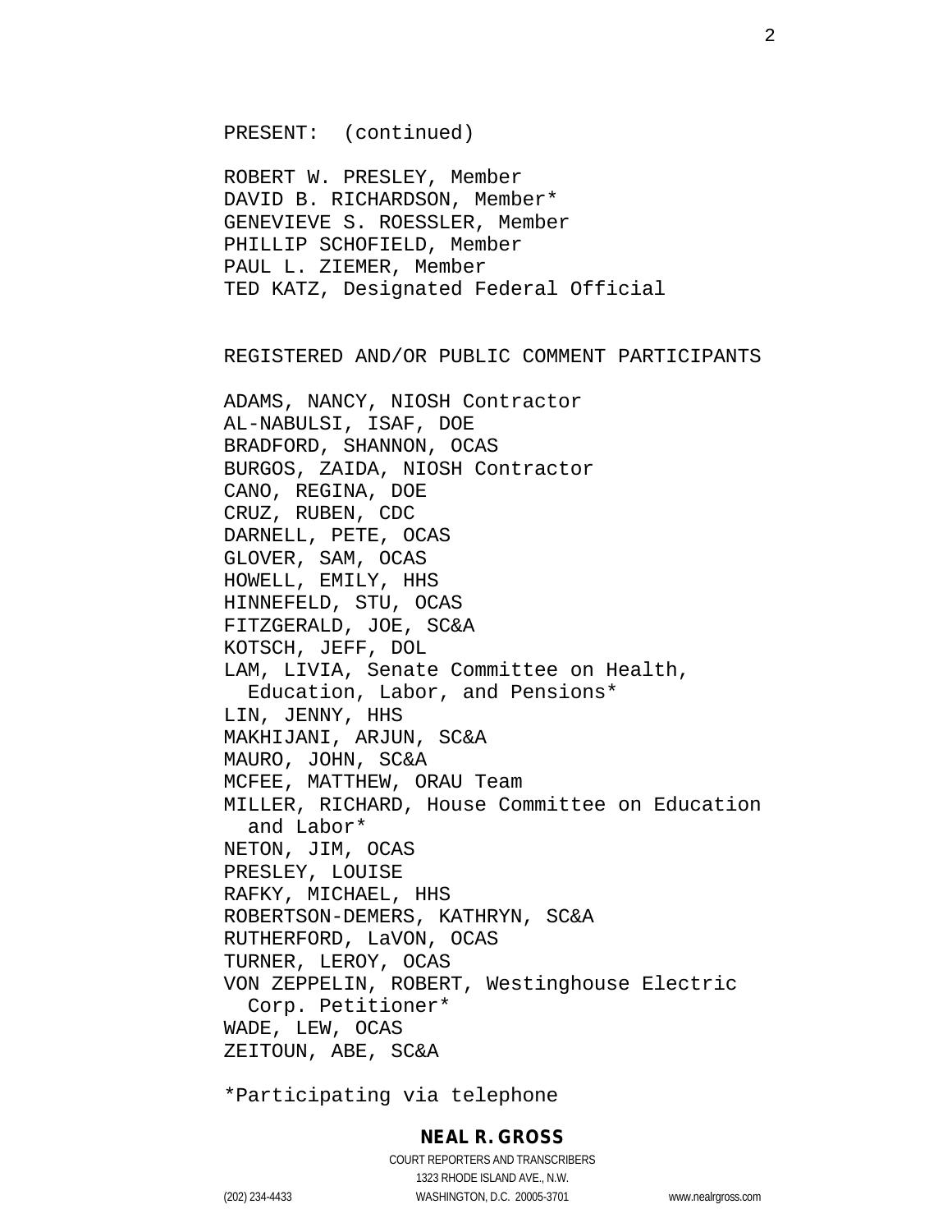PRESENT: (continued)

ROBERT W. PRESLEY, Member
DAVID B. RICHARDSON, Member*
GENEVIEVE S. ROESSLER, Member
PHILLIP SCHOFIELD, Member
PAUL L. ZIEMER, Member
TED KATZ, Designated Federal Official

REGISTERED AND/OR PUBLIC COMMENT PARTICIPANTS

ADAMS, NANCY, NIOSH Contractor
AL-NABULSI, ISAF, DOE
BRADFORD, SHANNON, OCAS
BURGOS, ZAIDA, NIOSH Contractor
CANO, REGINA, DOE
CRUZ, RUBEN, CDC
DARNELL, PETE, OCAS
GLOVER, SAM, OCAS
HOWELL, EMILY, HHS
HINNEFELD, STU, OCAS
FITZGERALD, JOE, SC&A
KOTSCH, JEFF, DOL
LAM, LIVIA, Senate Committee on Health, Education, Labor, and Pensions*
LIN, JENNY, HHS
MAKHIJANI, ARJUN, SC&A
MAURO, JOHN, SC&A
MCFEE, MATTHEW, ORAU Team
MILLER, RICHARD, House Committee on Education and Labor*
NETON, JIM, OCAS
PRESLEY, LOUISE
RAFKY, MICHAEL, HHS
ROBERTSON-DEMERS, KATHRYN, SC&A
RUTHERFORD, LaVON, OCAS
TURNER, LEROY, OCAS
VON ZEPPELIN, ROBERT, Westinghouse Electric Corp. Petitioner*
WADE, LEW, OCAS
ZEITOUN, ABE, SC&A

*Participating via telephone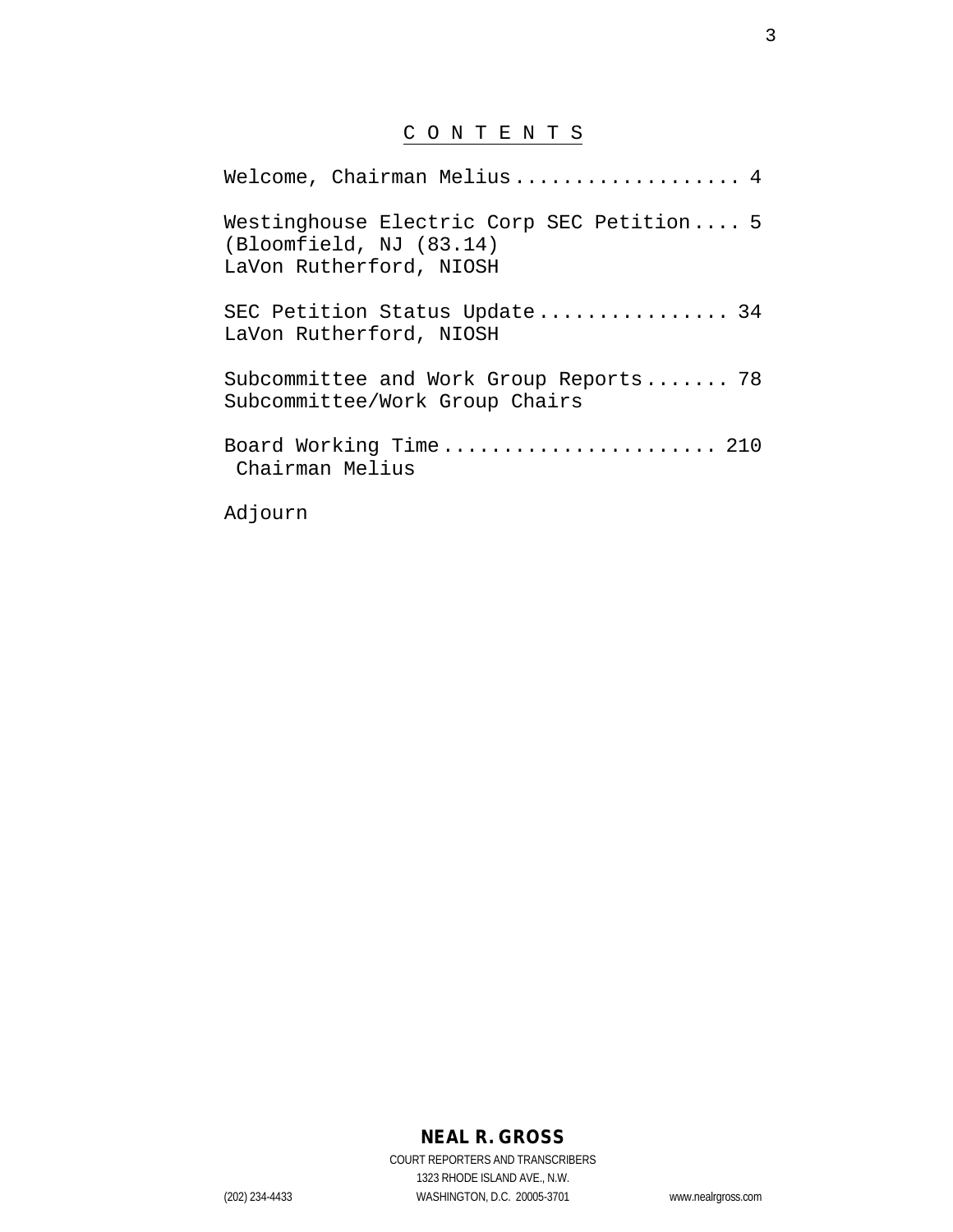# C O N T E N T S

Welcome, Chairman Melius .................. 4

Westinghouse Electric Corp SEC Petition .... 5
(Bloomfield, NJ (83.14)
LaVon Rutherford, NIOSH

SEC Petition Status Update ................ 34
LaVon Rutherford, NIOSH

Subcommittee and Work Group Reports ....... 78
Subcommittee/Work Group Chairs

Board Working Time ....................... 210
Chairman Melius

Adjourn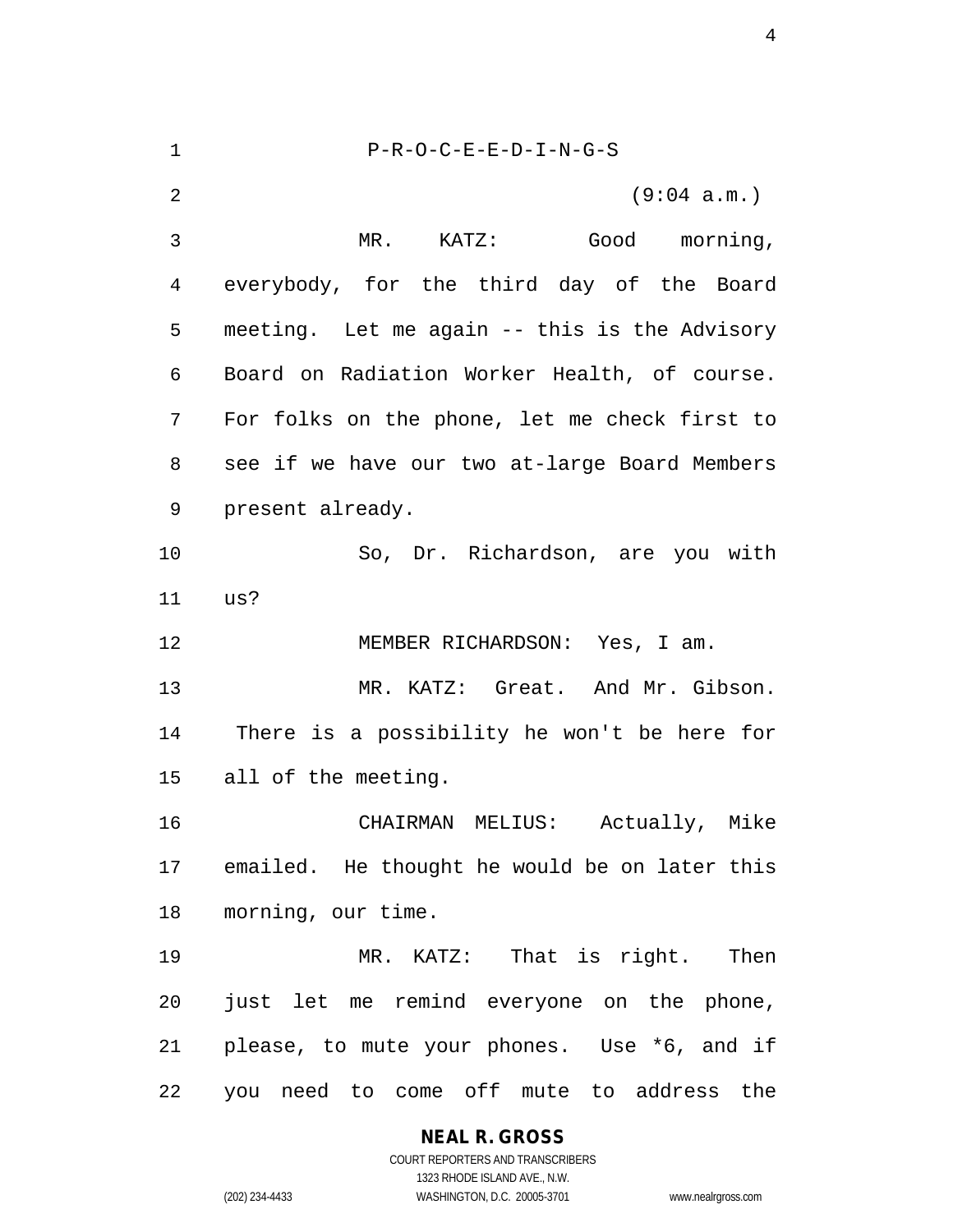P-R-O-C-E-E-D-I-N-G-S

(9:04 a.m.)

MR. KATZ: Good morning, everybody, for the third day of the Board meeting. Let me again -- this is the Advisory Board on Radiation Worker Health, of course. For folks on the phone, let me check first to see if we have our two at-large Board Members present already.

So, Dr. Richardson, are you with us?

MEMBER RICHARDSON: Yes, I am.

MR. KATZ: Great. And Mr. Gibson. There is a possibility he won't be here for all of the meeting.

CHAIRMAN MELIUS: Actually, Mike emailed. He thought he would be on later this morning, our time.

MR. KATZ: That is right. Then just let me remind everyone on the phone, please, to mute your phones. Use *6, and if you need to come off mute to address the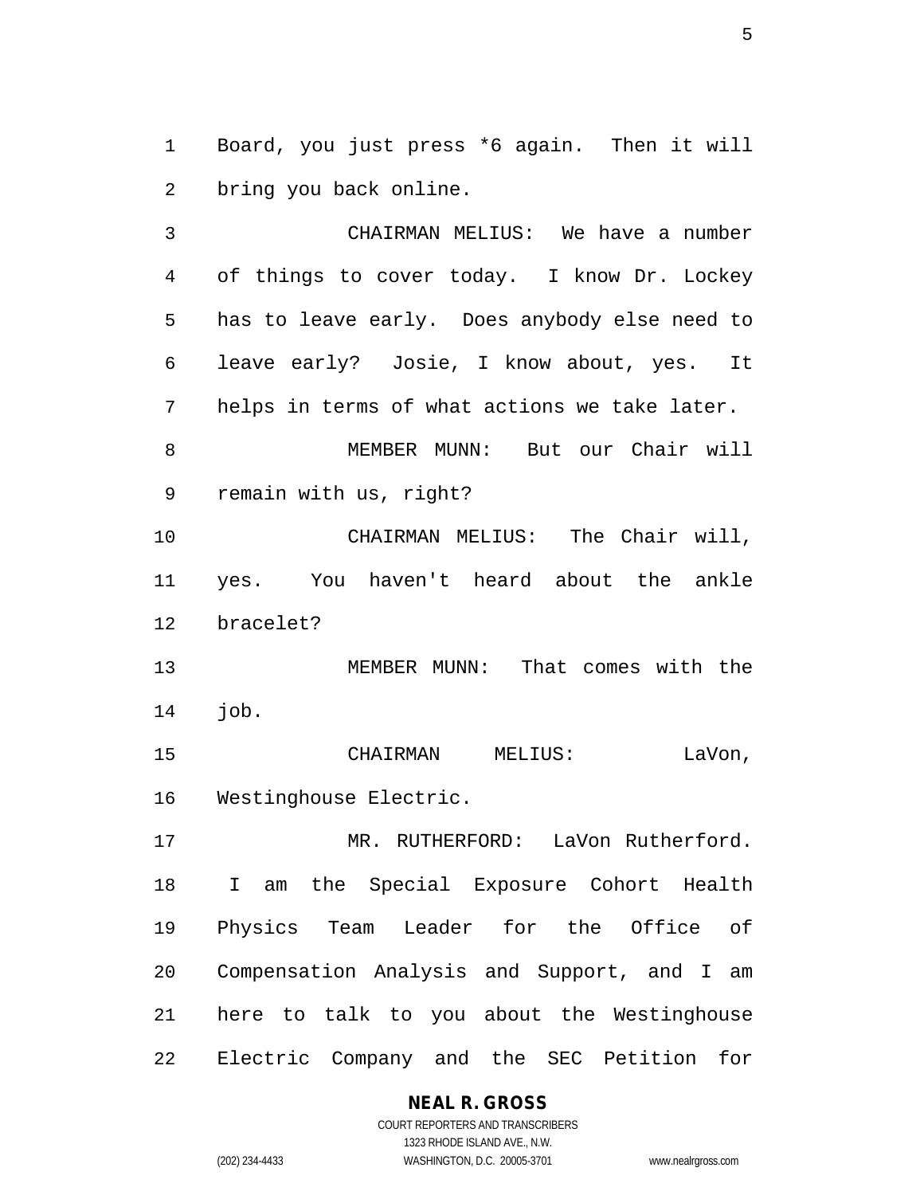Board, you just press *6 again. Then it will bring you back online.

CHAIRMAN MELIUS: We have a number of things to cover today. I know Dr. Lockey has to leave early. Does anybody else need to leave early? Josie, I know about, yes. It helps in terms of what actions we take later.

MEMBER MUNN: But our Chair will remain with us, right?

CHAIRMAN MELIUS: The Chair will, yes. You haven't heard about the ankle bracelet?

MEMBER MUNN: That comes with the job.

CHAIRMAN MELIUS: LaVon, Westinghouse Electric.

MR. RUTHERFORD: LaVon Rutherford. I am the Special Exposure Cohort Health Physics Team Leader for the Office of Compensation Analysis and Support, and I am here to talk to you about the Westinghouse Electric Company and the SEC Petition for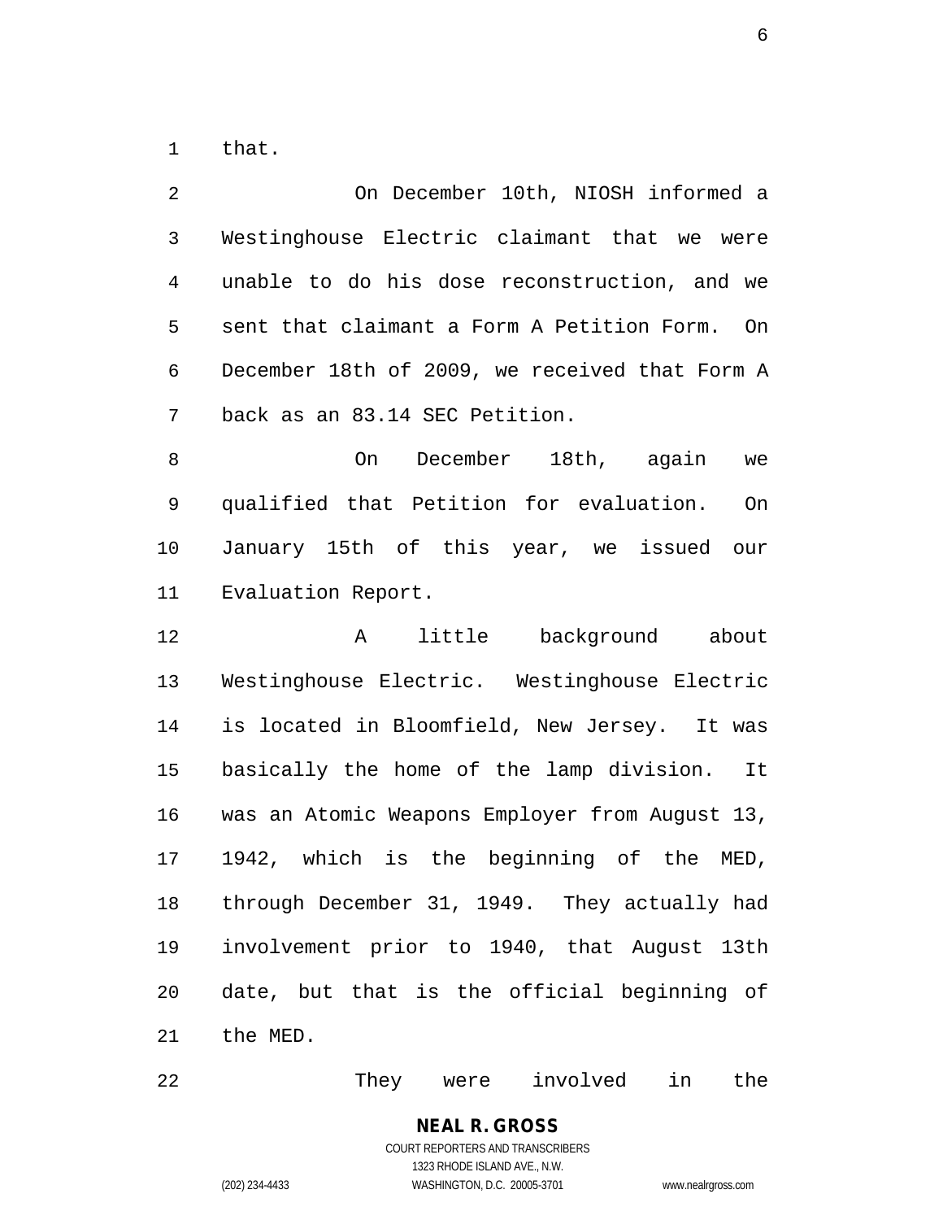that.

On December 10th, NIOSH informed a Westinghouse Electric claimant that we were unable to do his dose reconstruction, and we sent that claimant a Form A Petition Form. On December 18th of 2009, we received that Form A back as an 83.14 SEC Petition.

On December 18th, again we qualified that Petition for evaluation. On January 15th of this year, we issued our Evaluation Report.

A little background about Westinghouse Electric. Westinghouse Electric is located in Bloomfield, New Jersey. It was basically the home of the lamp division. It was an Atomic Weapons Employer from August 13, 1942, which is the beginning of the MED, through December 31, 1949. They actually had involvement prior to 1940, that August 13th date, but that is the official beginning of the MED.

They were involved in the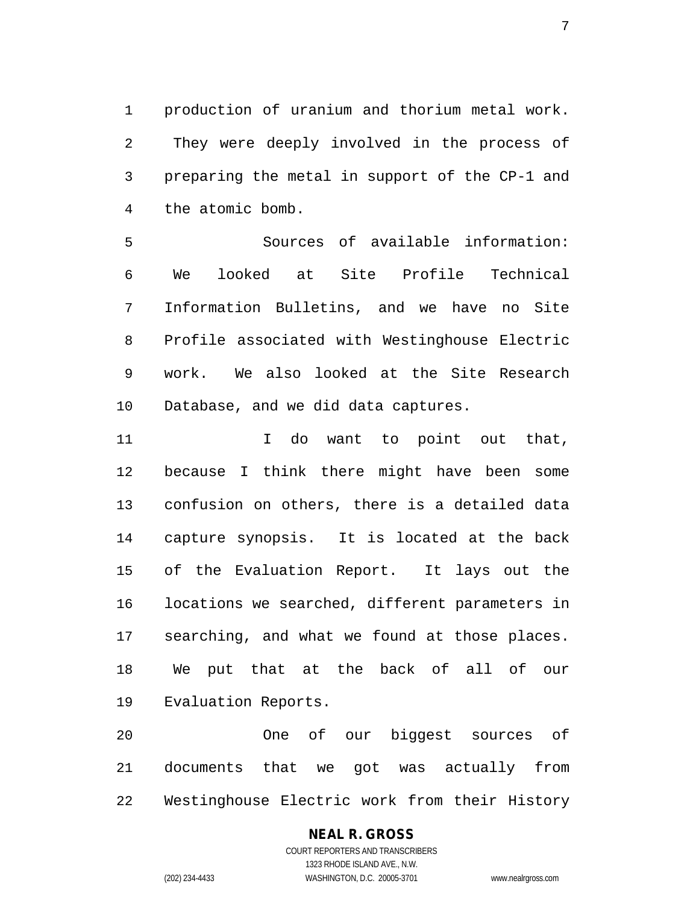production of uranium and thorium metal work. They were deeply involved in the process of preparing the metal in support of the CP-1 and the atomic bomb.

Sources of available information: We looked at Site Profile Technical Information Bulletins, and we have no Site Profile associated with Westinghouse Electric work. We also looked at the Site Research Database, and we did data captures.

I do want to point out that, because I think there might have been some confusion on others, there is a detailed data capture synopsis. It is located at the back of the Evaluation Report. It lays out the locations we searched, different parameters in searching, and what we found at those places. We put that at the back of all of our Evaluation Reports.

One of our biggest sources of documents that we got was actually from Westinghouse Electric work from their History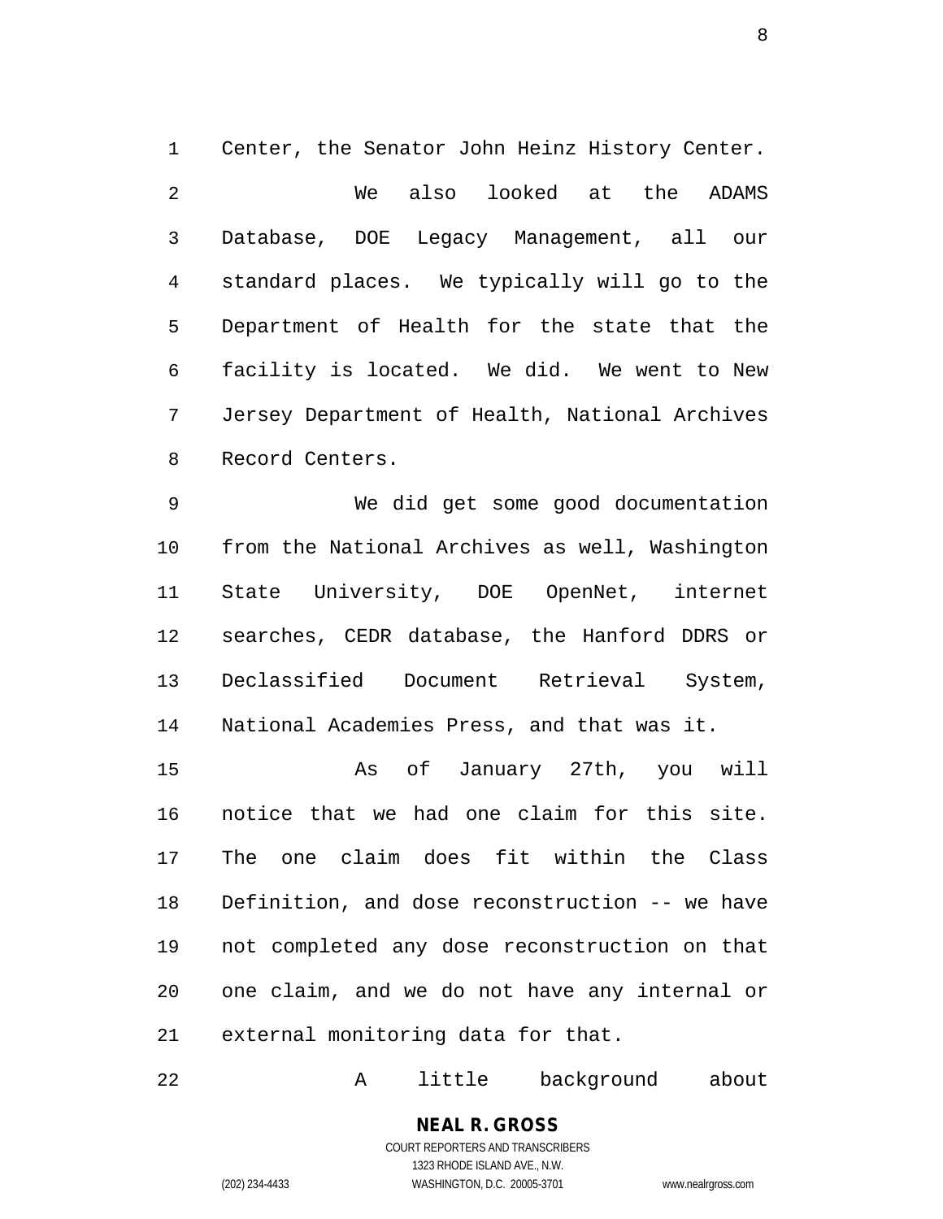Center, the Senator John Heinz History Center.

We also looked at the ADAMS Database, DOE Legacy Management, all our standard places. We typically will go to the Department of Health for the state that the facility is located. We did. We went to New Jersey Department of Health, National Archives Record Centers.

We did get some good documentation from the National Archives as well, Washington State University, DOE OpenNet, internet searches, CEDR database, the Hanford DDRS or Declassified Document Retrieval System, National Academies Press, and that was it.

As of January 27th, you will notice that we had one claim for this site. The one claim does fit within the Class Definition, and dose reconstruction -- we have not completed any dose reconstruction on that one claim, and we do not have any internal or external monitoring data for that.

A little background about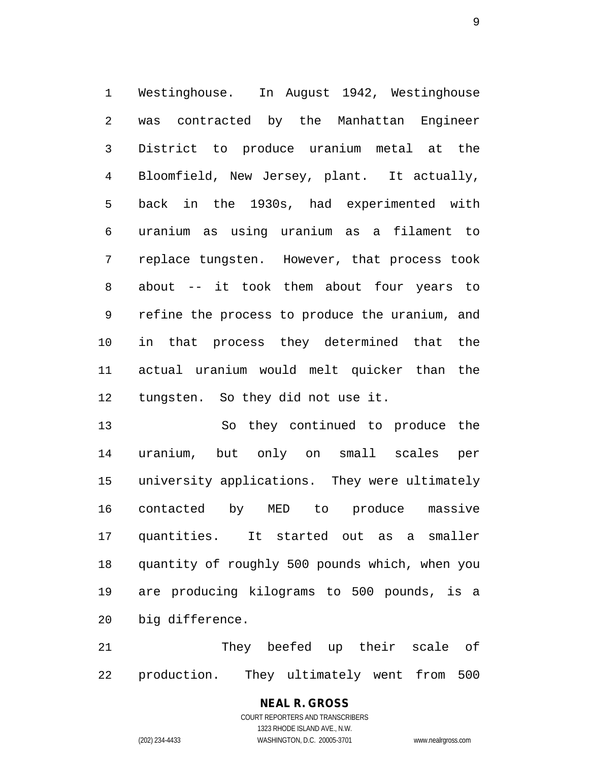Westinghouse. In August 1942, Westinghouse was contracted by the Manhattan Engineer District to produce uranium metal at the Bloomfield, New Jersey, plant. It actually, back in the 1930s, had experimented with uranium as using uranium as a filament to replace tungsten. However, that process took about -- it took them about four years to refine the process to produce the uranium, and in that process they determined that the actual uranium would melt quicker than the tungsten. So they did not use it.

So they continued to produce the uranium, but only on small scales per university applications. They were ultimately contacted by MED to produce massive quantities. It started out as a smaller quantity of roughly 500 pounds which, when you are producing kilograms to 500 pounds, is a big difference.

They beefed up their scale of production. They ultimately went from 500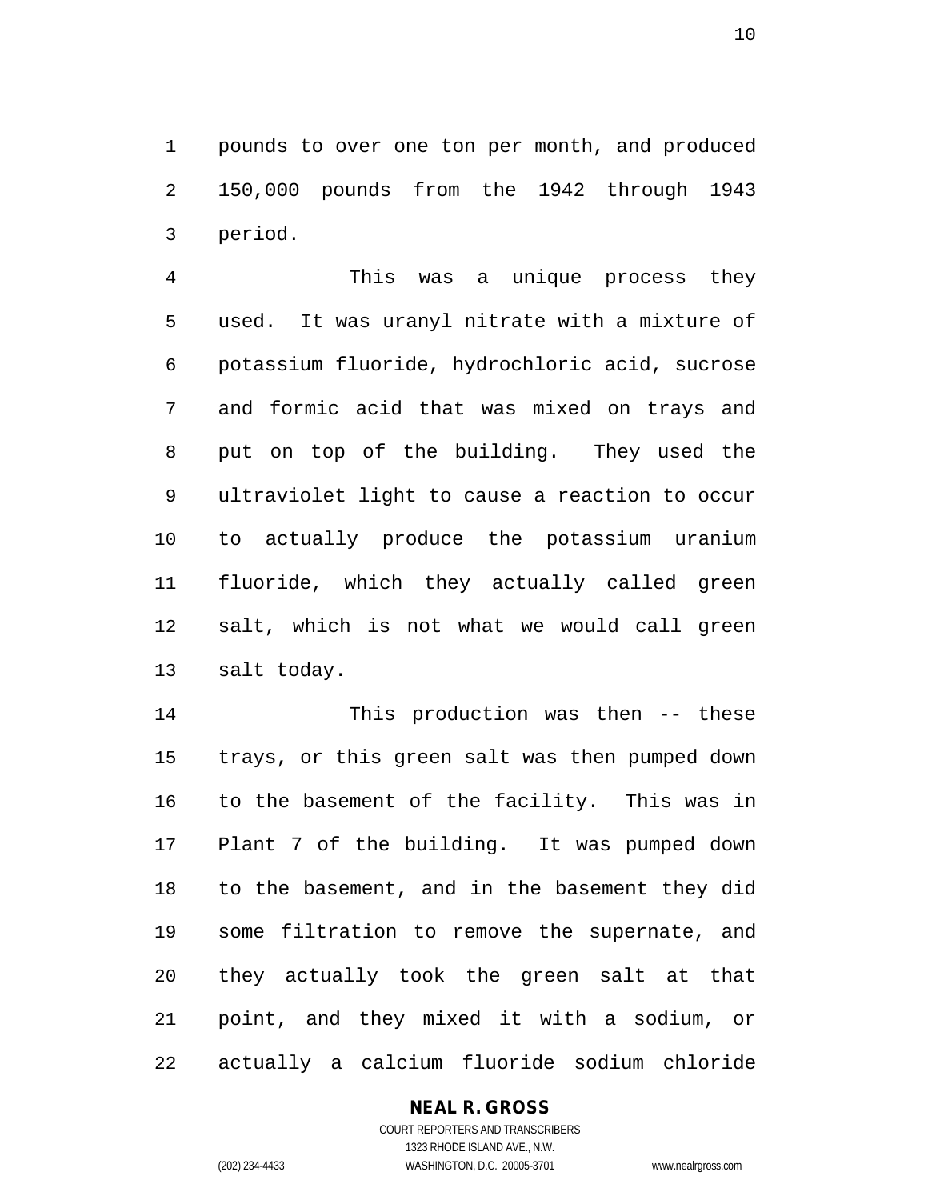pounds to over one ton per month, and produced 150,000 pounds from the 1942 through 1943 period.

This was a unique process they used. It was uranyl nitrate with a mixture of potassium fluoride, hydrochloric acid, sucrose and formic acid that was mixed on trays and put on top of the building. They used the ultraviolet light to cause a reaction to occur to actually produce the potassium uranium fluoride, which they actually called green salt, which is not what we would call green salt today.

This production was then -- these trays, or this green salt was then pumped down to the basement of the facility. This was in Plant 7 of the building. It was pumped down to the basement, and in the basement they did some filtration to remove the supernate, and they actually took the green salt at that point, and they mixed it with a sodium, or actually a calcium fluoride sodium chloride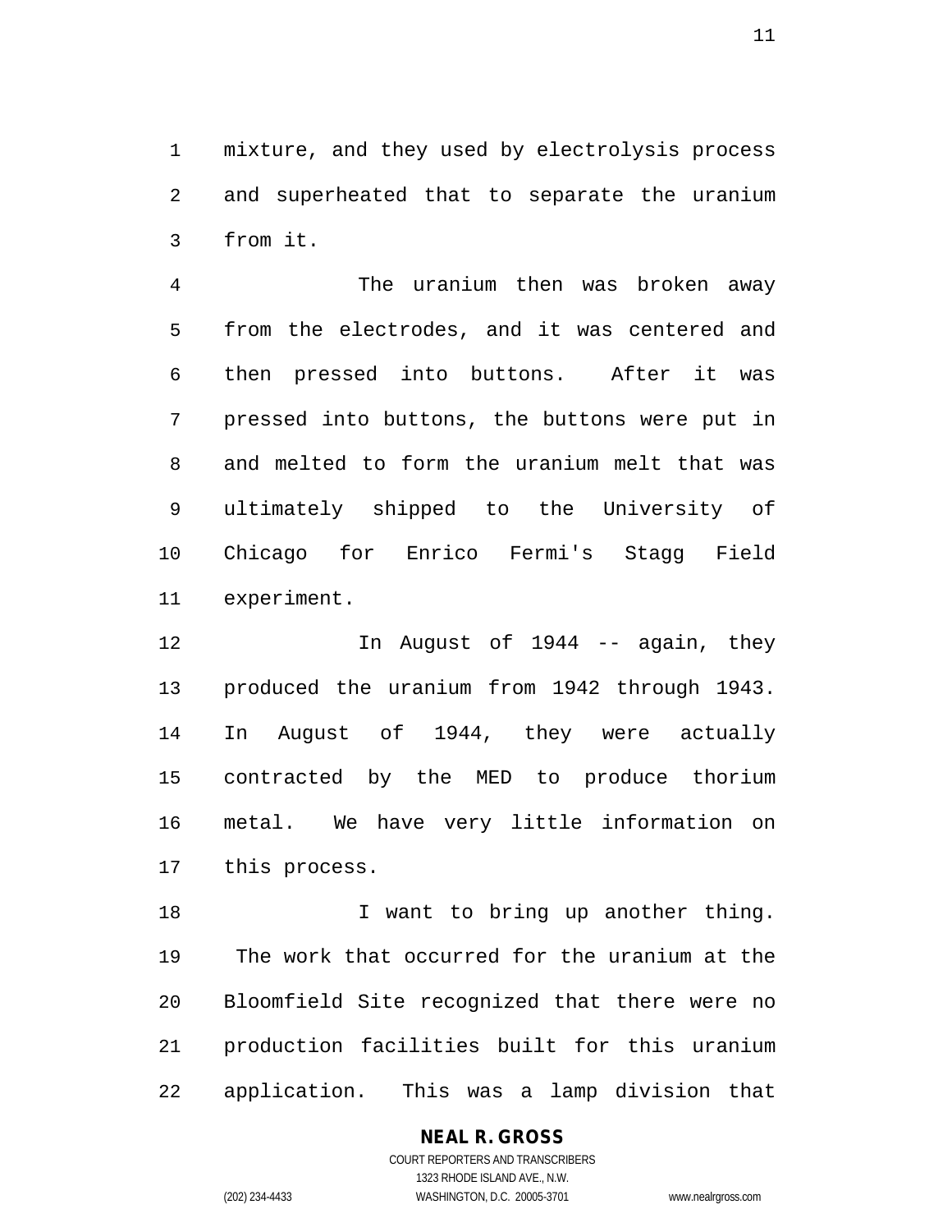mixture, and they used by electrolysis process and superheated that to separate the uranium from it.

The uranium then was broken away from the electrodes, and it was centered and then pressed into buttons. After it was pressed into buttons, the buttons were put in and melted to form the uranium melt that was ultimately shipped to the University of Chicago for Enrico Fermi's Stagg Field experiment.

In August of 1944 -- again, they produced the uranium from 1942 through 1943. In August of 1944, they were actually contracted by the MED to produce thorium metal. We have very little information on this process.

I want to bring up another thing. The work that occurred for the uranium at the Bloomfield Site recognized that there were no production facilities built for this uranium application. This was a lamp division that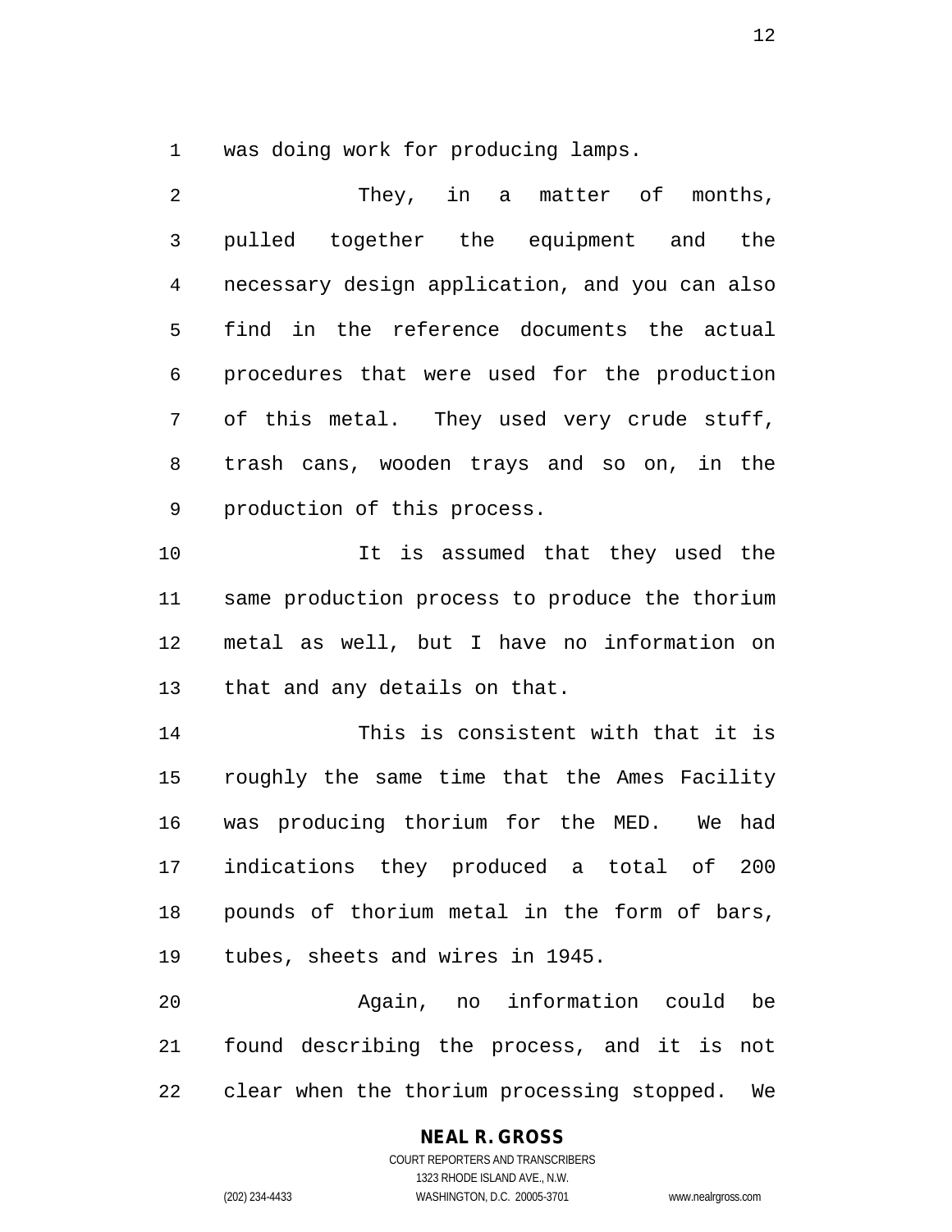was doing work for producing lamps.

They, in a matter of months, pulled together the equipment and the necessary design application, and you can also find in the reference documents the actual procedures that were used for the production of this metal. They used very crude stuff, trash cans, wooden trays and so on, in the production of this process.

It is assumed that they used the same production process to produce the thorium metal as well, but I have no information on that and any details on that.

This is consistent with that it is roughly the same time that the Ames Facility was producing thorium for the MED. We had indications they produced a total of 200 pounds of thorium metal in the form of bars, tubes, sheets and wires in 1945.

Again, no information could be found describing the process, and it is not clear when the thorium processing stopped. We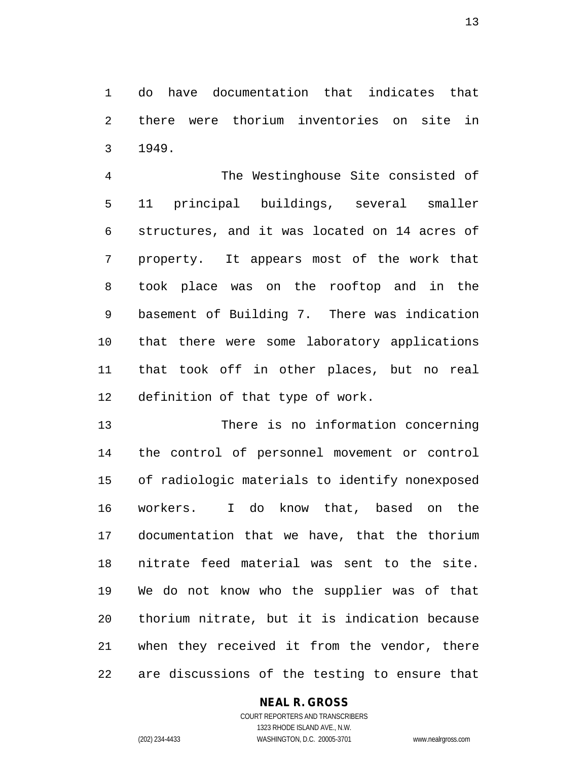do have documentation that indicates that there were thorium inventories on site in 1949.

The Westinghouse Site consisted of 11 principal buildings, several smaller structures, and it was located on 14 acres of property. It appears most of the work that took place was on the rooftop and in the basement of Building 7. There was indication that there were some laboratory applications that took off in other places, but no real definition of that type of work.

There is no information concerning the control of personnel movement or control of radiologic materials to identify nonexposed workers. I do know that, based on the documentation that we have, that the thorium nitrate feed material was sent to the site. We do not know who the supplier was of that thorium nitrate, but it is indication because when they received it from the vendor, there are discussions of the testing to ensure that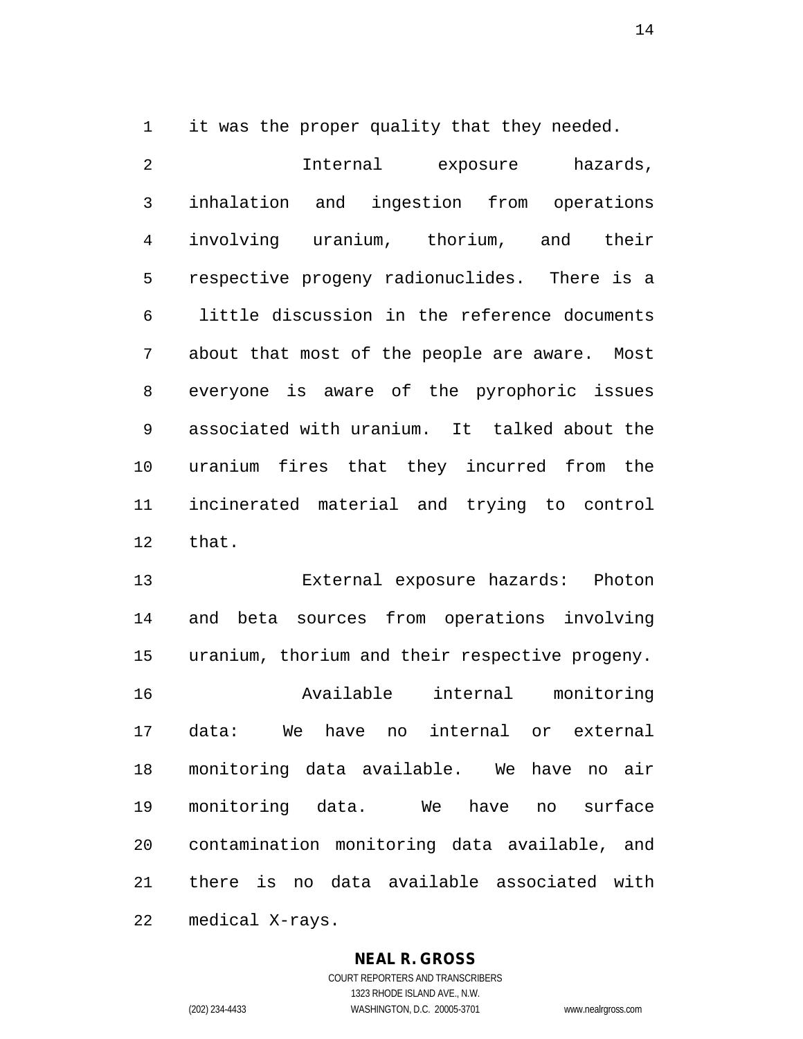it was the proper quality that they needed.

Internal exposure hazards, inhalation and ingestion from operations involving uranium, thorium, and their respective progeny radionuclides. There is a little discussion in the reference documents about that most of the people are aware. Most everyone is aware of the pyrophoric issues associated with uranium. It talked about the uranium fires that they incurred from the incinerated material and trying to control that.

External exposure hazards: Photon and beta sources from operations involving uranium, thorium and their respective progeny.

Available internal monitoring data: We have no internal or external monitoring data available. We have no air monitoring data. We have no surface contamination monitoring data available, and there is no data available associated with medical X-rays.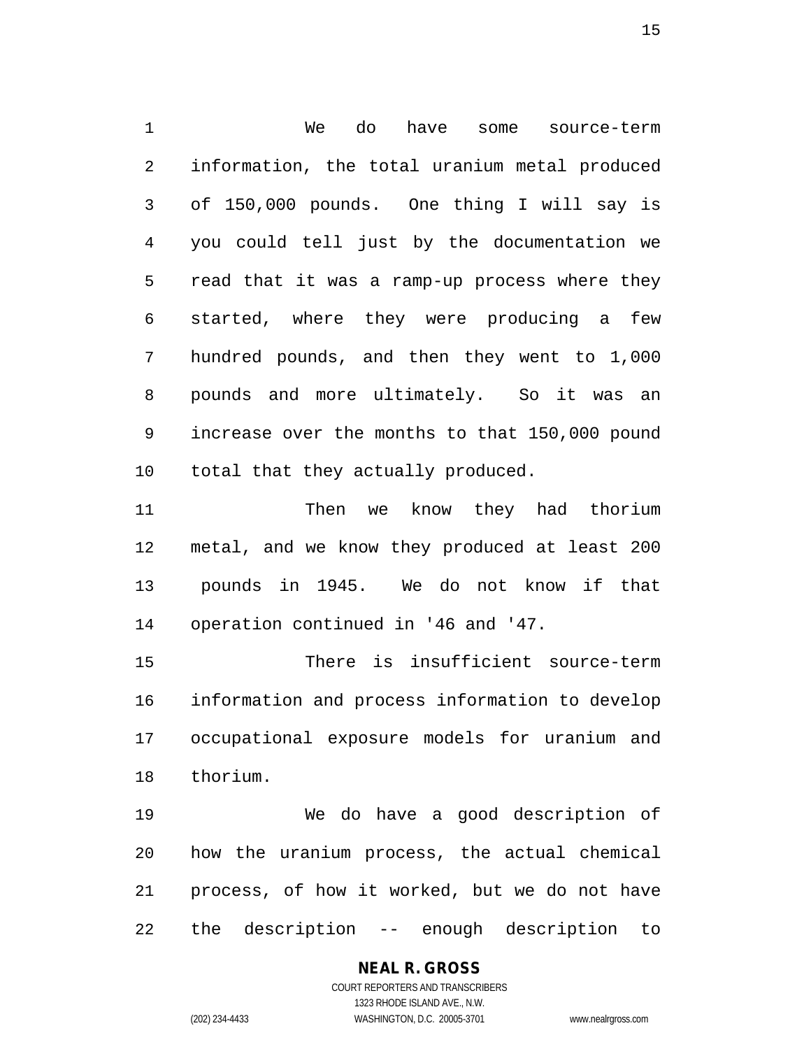We do have some source-term information, the total uranium metal produced of 150,000 pounds. One thing I will say is you could tell just by the documentation we read that it was a ramp-up process where they started, where they were producing a few hundred pounds, and then they went to 1,000 pounds and more ultimately. So it was an increase over the months to that 150,000 pound total that they actually produced.

Then we know they had thorium metal, and we know they produced at least 200 pounds in 1945. We do not know if that operation continued in '46 and '47.

There is insufficient source-term information and process information to develop occupational exposure models for uranium and thorium.

We do have a good description of how the uranium process, the actual chemical process, of how it worked, but we do not have the description -- enough description to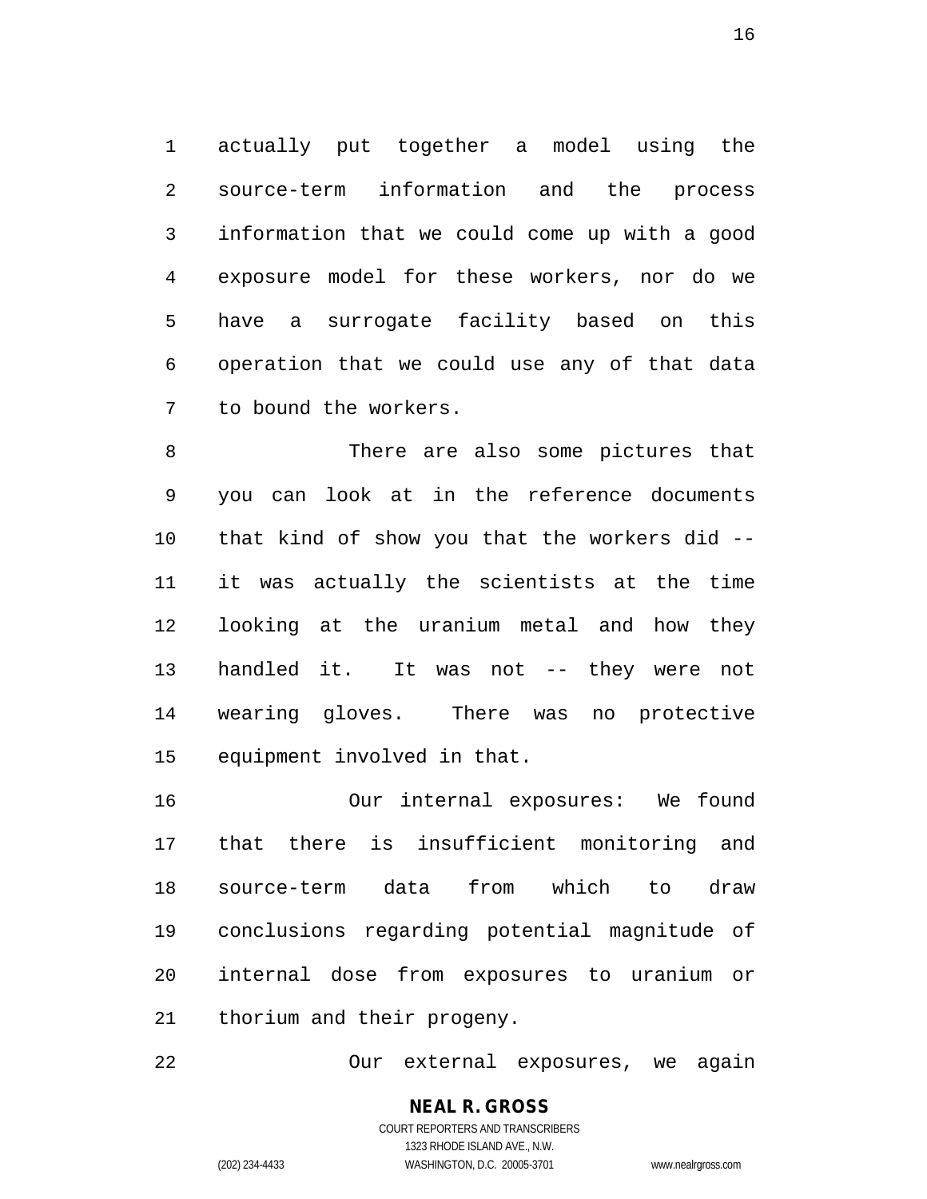actually put together a model using the source-term information and the process information that we could come up with a good exposure model for these workers, nor do we have a surrogate facility based on this operation that we could use any of that data to bound the workers.

There are also some pictures that you can look at in the reference documents that kind of show you that the workers did -- it was actually the scientists at the time looking at the uranium metal and how they handled it. It was not -- they were not wearing gloves. There was no protective equipment involved in that.

Our internal exposures: We found that there is insufficient monitoring and source-term data from which to draw conclusions regarding potential magnitude of internal dose from exposures to uranium or thorium and their progeny.

Our external exposures, we again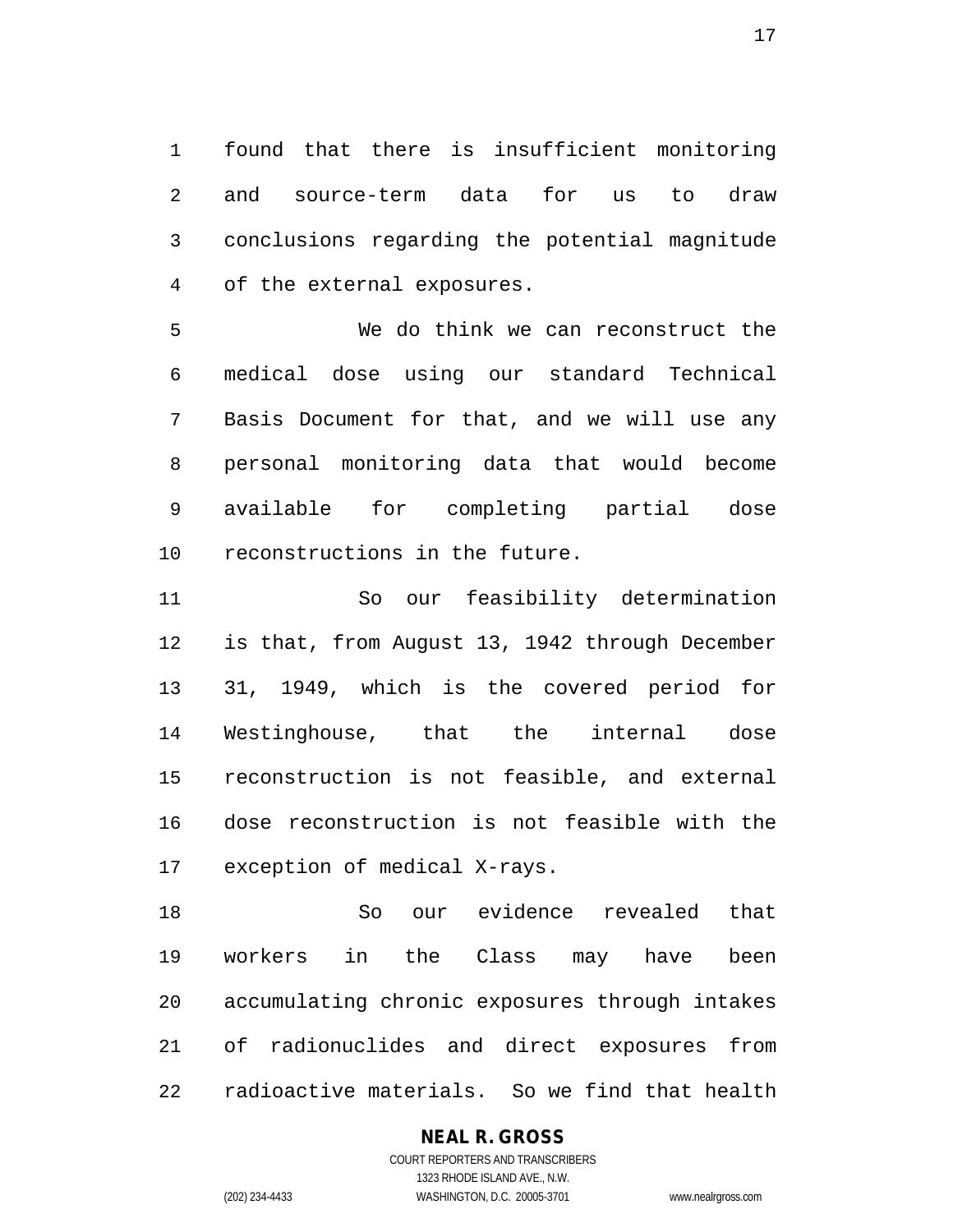found that there is insufficient monitoring and source-term data for us to draw conclusions regarding the potential magnitude of the external exposures.

We do think we can reconstruct the medical dose using our standard Technical Basis Document for that, and we will use any personal monitoring data that would become available for completing partial dose reconstructions in the future.

So our feasibility determination is that, from August 13, 1942 through December 31, 1949, which is the covered period for Westinghouse, that the internal dose reconstruction is not feasible, and external dose reconstruction is not feasible with the exception of medical X-rays.

So our evidence revealed that workers in the Class may have been accumulating chronic exposures through intakes of radionuclides and direct exposures from radioactive materials. So we find that health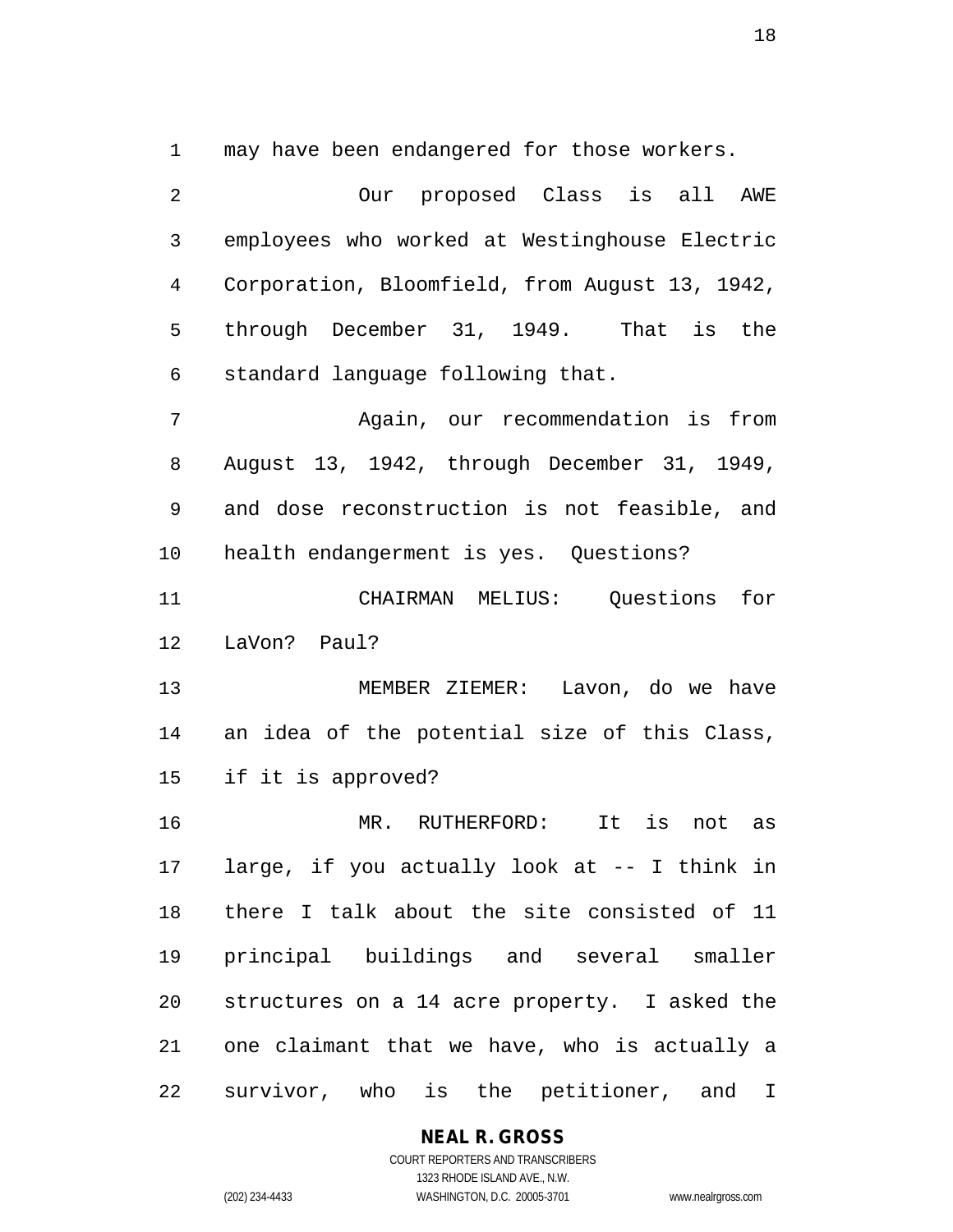may have been endangered for those workers.

Our proposed Class is all AWE employees who worked at Westinghouse Electric Corporation, Bloomfield, from August 13, 1942, through December 31, 1949. That is the standard language following that.

Again, our recommendation is from August 13, 1942, through December 31, 1949, and dose reconstruction is not feasible, and health endangerment is yes. Questions?

CHAIRMAN MELIUS: Questions for LaVon? Paul?

MEMBER ZIEMER: Lavon, do we have an idea of the potential size of this Class, if it is approved?

MR. RUTHERFORD: It is not as large, if you actually look at -- I think in there I talk about the site consisted of 11 principal buildings and several smaller structures on a 14 acre property. I asked the one claimant that we have, who is actually a survivor, who is the petitioner, and I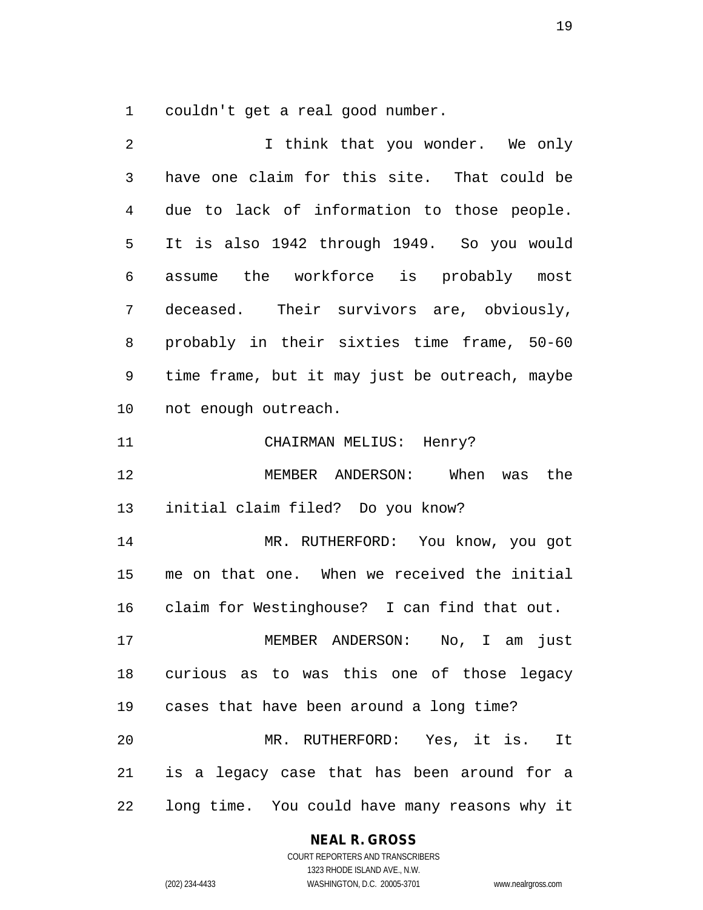couldn't get a real good number.

I think that you wonder. We only have one claim for this site. That could be due to lack of information to those people. It is also 1942 through 1949. So you would assume the workforce is probably most deceased. Their survivors are, obviously, probably in their sixties time frame, 50-60 time frame, but it may just be outreach, maybe not enough outreach.

CHAIRMAN MELIUS: Henry?

MEMBER ANDERSON: When was the initial claim filed? Do you know?

MR. RUTHERFORD: You know, you got me on that one. When we received the initial claim for Westinghouse? I can find that out.

MEMBER ANDERSON: No, I am just curious as to was this one of those legacy cases that have been around a long time?

MR. RUTHERFORD: Yes, it is. It is a legacy case that has been around for a long time. You could have many reasons why it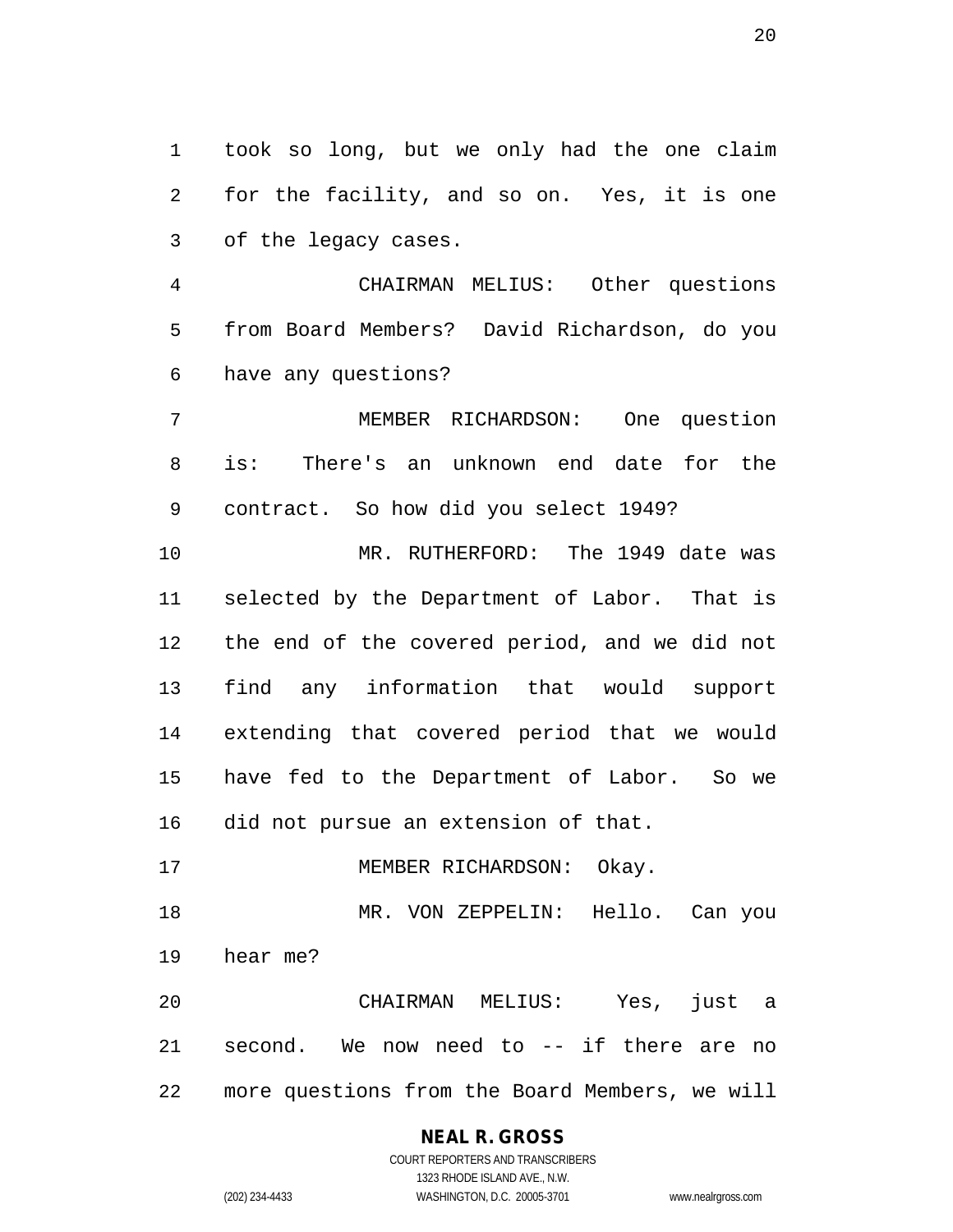took so long, but we only had the one claim for the facility, and so on. Yes, it is one of the legacy cases.

CHAIRMAN MELIUS: Other questions from Board Members? David Richardson, do you have any questions?

MEMBER RICHARDSON: One question is: There's an unknown end date for the contract. So how did you select 1949?

MR. RUTHERFORD: The 1949 date was selected by the Department of Labor. That is the end of the covered period, and we did not find any information that would support extending that covered period that we would have fed to the Department of Labor. So we did not pursue an extension of that.

MEMBER RICHARDSON: Okay.

MR. VON ZEPPELIN: Hello. Can you hear me?

CHAIRMAN MELIUS: Yes, just a second. We now need to -- if there are no more questions from the Board Members, we will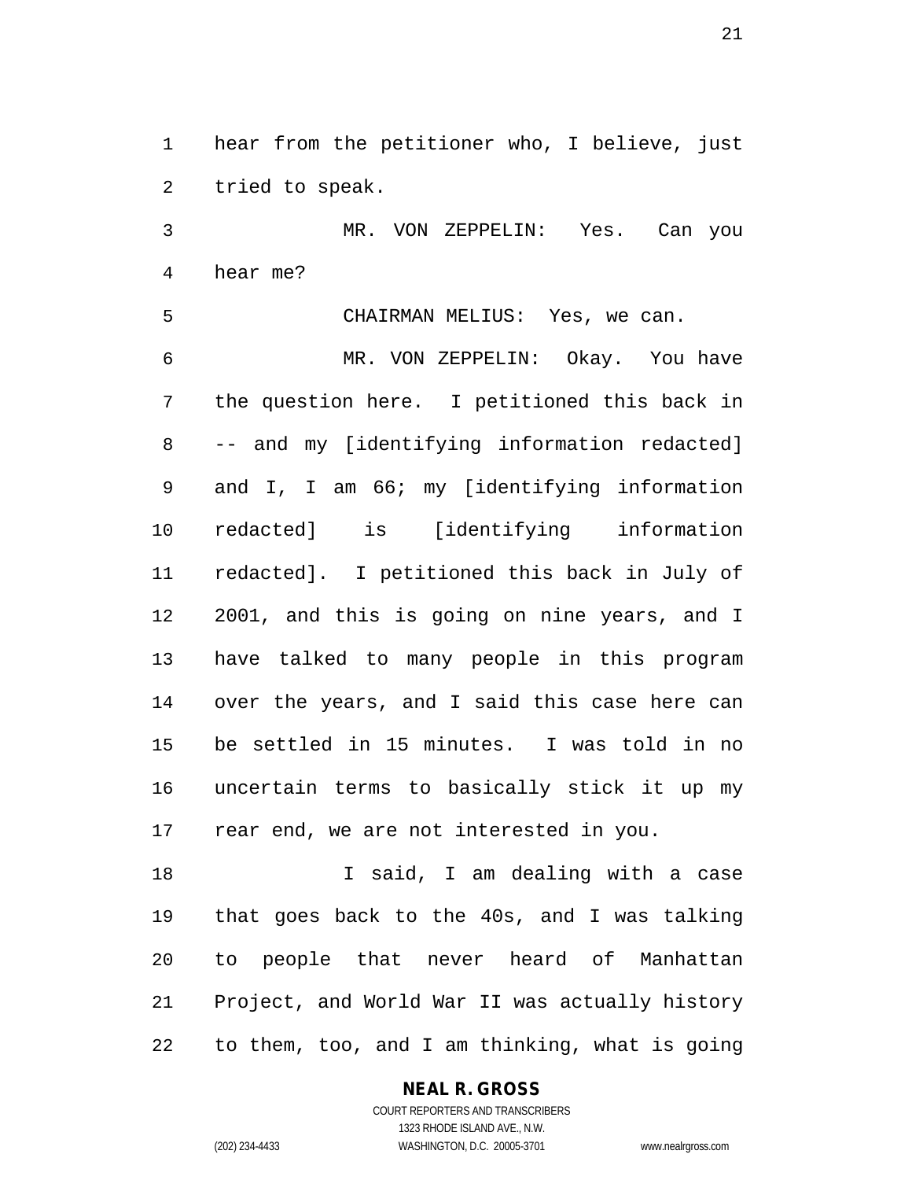hear from the petitioner who, I believe, just tried to speak.

MR. VON ZEPPELIN: Yes. Can you hear me?

CHAIRMAN MELIUS: Yes, we can.

MR. VON ZEPPELIN: Okay. You have the question here. I petitioned this back in -- and my [identifying information redacted] and I, I am 66; my [identifying information redacted] is [identifying information redacted]. I petitioned this back in July of 2001, and this is going on nine years, and I have talked to many people in this program over the years, and I said this case here can be settled in 15 minutes. I was told in no uncertain terms to basically stick it up my rear end, we are not interested in you.

I said, I am dealing with a case that goes back to the 40s, and I was talking to people that never heard of Manhattan Project, and World War II was actually history to them, too, and I am thinking, what is going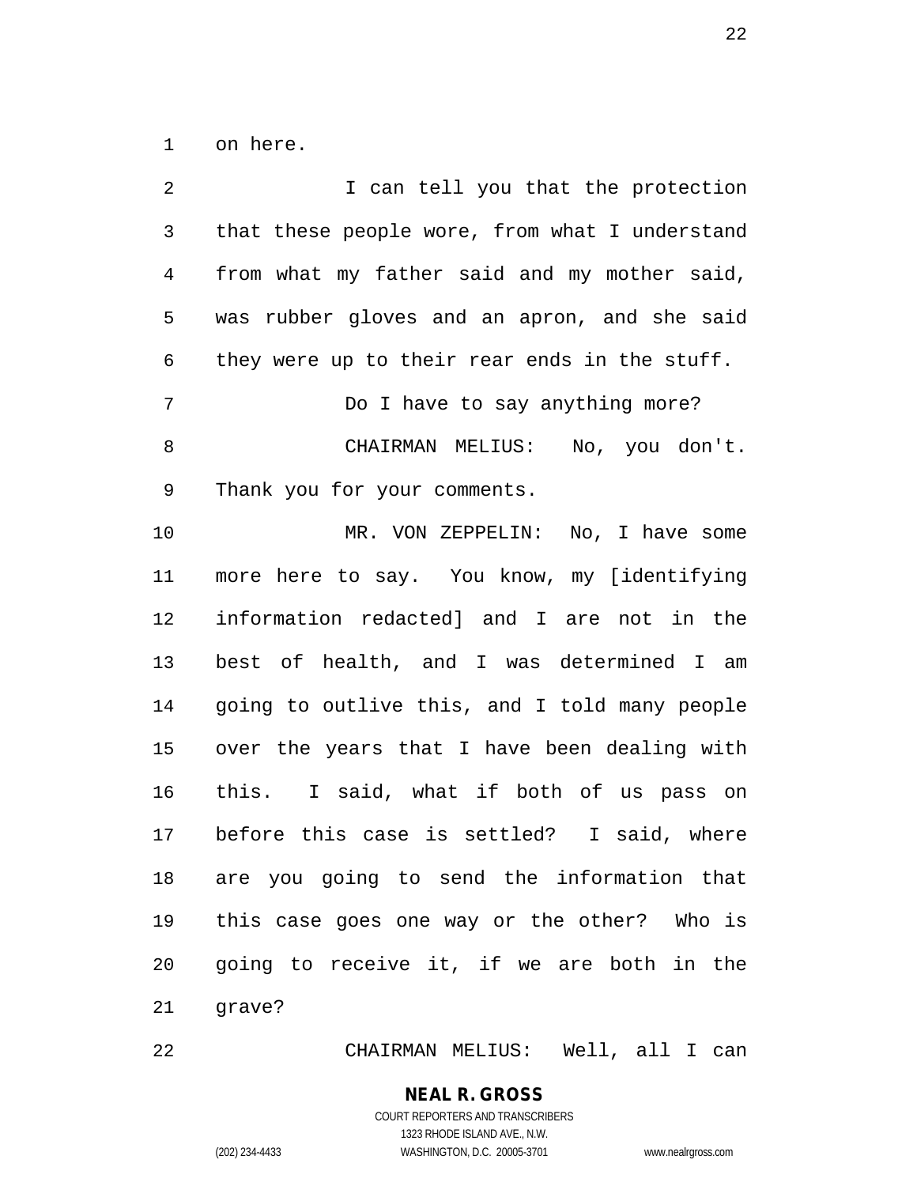on here.

I can tell you that the protection that these people wore, from what I understand from what my father said and my mother said, was rubber gloves and an apron, and she said they were up to their rear ends in the stuff.

Do I have to say anything more?

CHAIRMAN MELIUS: No, you don't. Thank you for your comments.

MR. VON ZEPPELIN: No, I have some more here to say. You know, my [identifying information redacted] and I are not in the best of health, and I was determined I am going to outlive this, and I told many people over the years that I have been dealing with this. I said, what if both of us pass on before this case is settled? I said, where are you going to send the information that this case goes one way or the other? Who is going to receive it, if we are both in the grave?

CHAIRMAN MELIUS: Well, all I can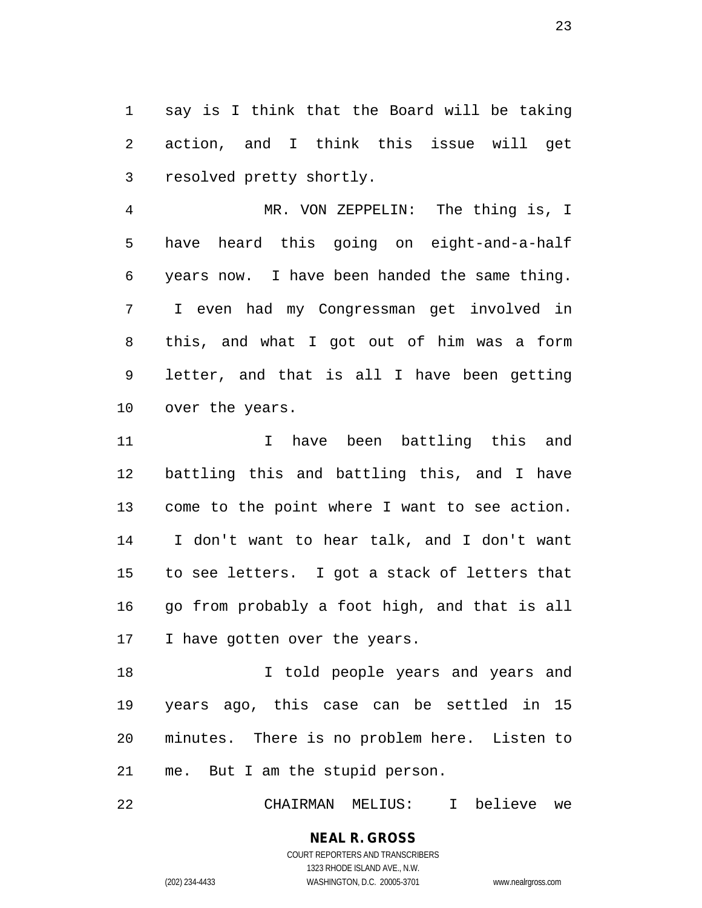say is I think that the Board will be taking action, and I think this issue will get resolved pretty shortly.

MR. VON ZEPPELIN: The thing is, I have heard this going on eight-and-a-half years now. I have been handed the same thing. I even had my Congressman get involved in this, and what I got out of him was a form letter, and that is all I have been getting over the years.

I have been battling this and battling this and battling this, and I have come to the point where I want to see action. I don't want to hear talk, and I don't want to see letters. I got a stack of letters that go from probably a foot high, and that is all I have gotten over the years.

I told people years and years and years ago, this case can be settled in 15 minutes. There is no problem here. Listen to me. But I am the stupid person.

CHAIRMAN MELIUS: I believe we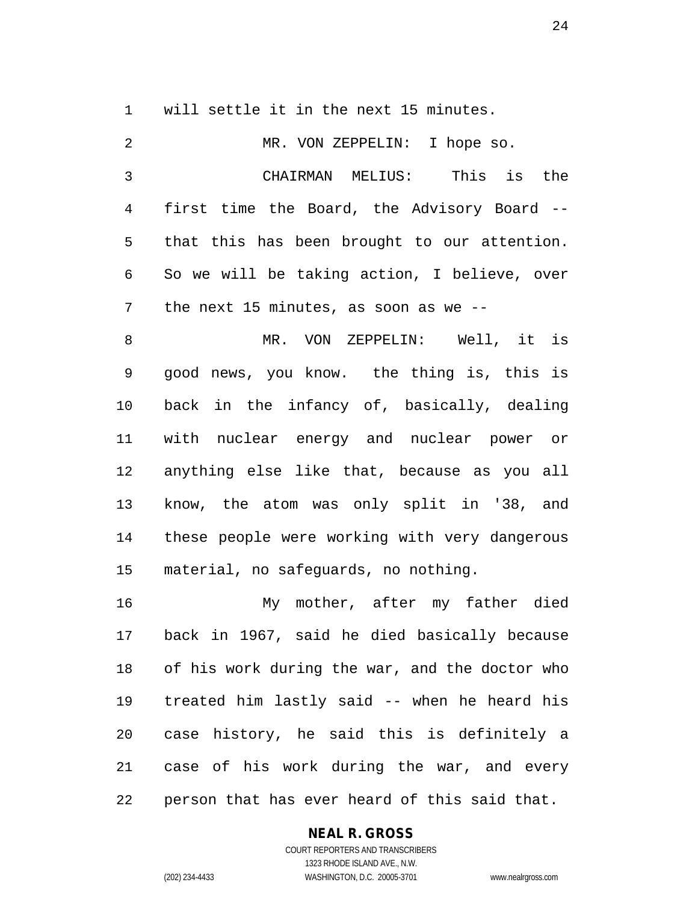will settle it in the next 15 minutes.

MR. VON ZEPPELIN: I hope so.

CHAIRMAN MELIUS: This is the first time the Board, the Advisory Board -- that this has been brought to our attention. So we will be taking action, I believe, over the next 15 minutes, as soon as we --

MR. VON ZEPPELIN: Well, it is good news, you know. the thing is, this is back in the infancy of, basically, dealing with nuclear energy and nuclear power or anything else like that, because as you all know, the atom was only split in '38, and these people were working with very dangerous material, no safeguards, no nothing.

My mother, after my father died back in 1967, said he died basically because of his work during the war, and the doctor who treated him lastly said -- when he heard his case history, he said this is definitely a case of his work during the war, and every person that has ever heard of this said that.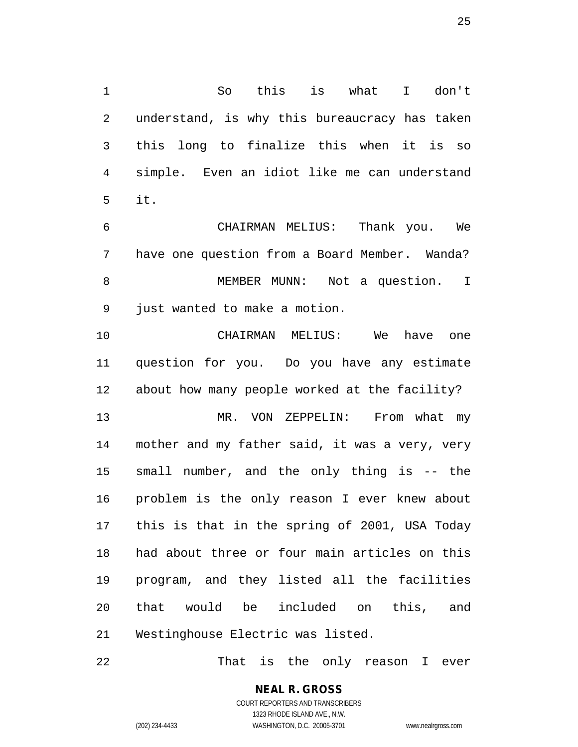So this is what I don't understand, is why this bureaucracy has taken this long to finalize this when it is so simple. Even an idiot like me can understand it.

CHAIRMAN MELIUS: Thank you. We have one question from a Board Member. Wanda?

MEMBER MUNN: Not a question. I just wanted to make a motion.

CHAIRMAN MELIUS: We have one question for you. Do you have any estimate about how many people worked at the facility?

MR. VON ZEPPELIN: From what my mother and my father said, it was a very, very small number, and the only thing is -- the problem is the only reason I ever knew about this is that in the spring of 2001, USA Today had about three or four main articles on this program, and they listed all the facilities that would be included on this, and Westinghouse Electric was listed.

That is the only reason I ever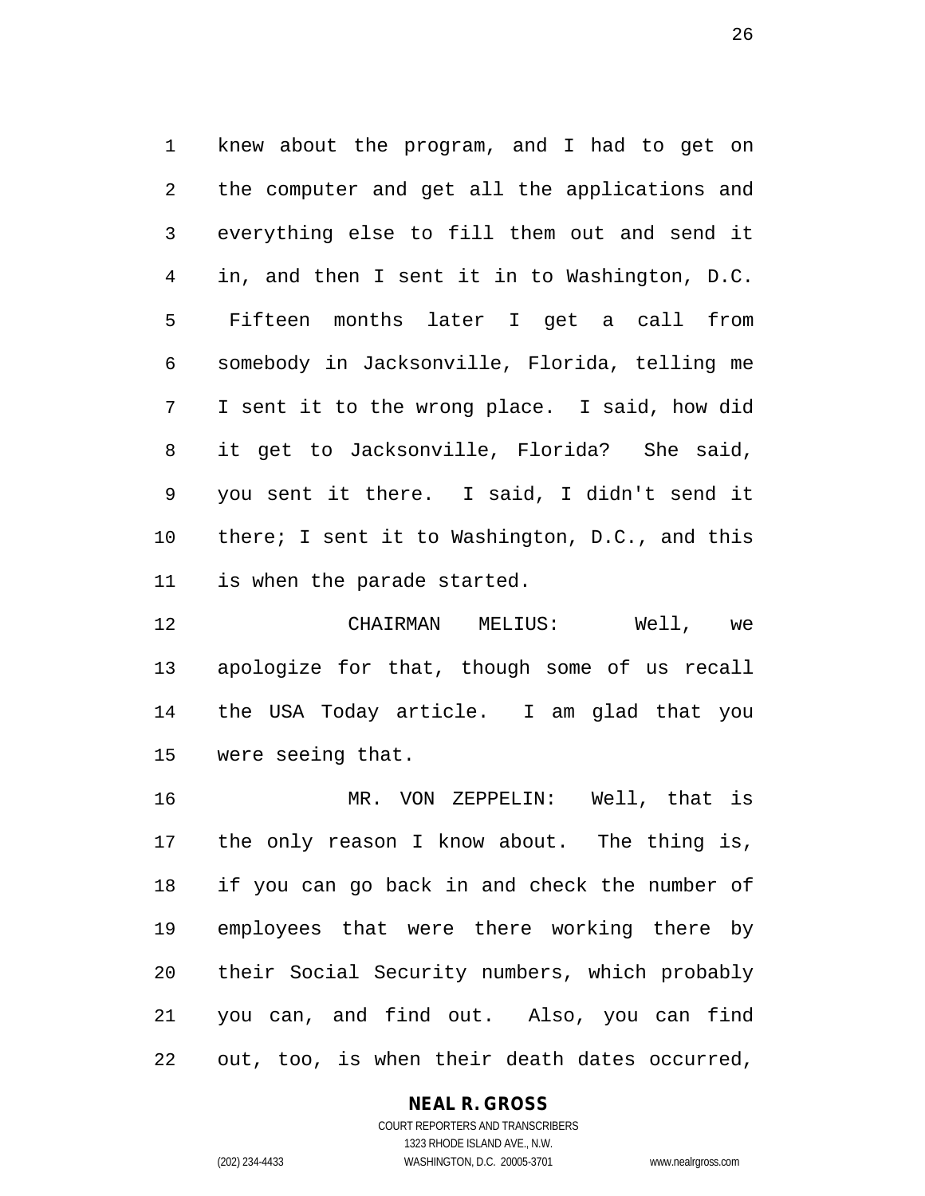knew about the program, and I had to get on the computer and get all the applications and everything else to fill them out and send it in, and then I sent it in to Washington, D.C. Fifteen months later I get a call from somebody in Jacksonville, Florida, telling me I sent it to the wrong place. I said, how did it get to Jacksonville, Florida? She said, you sent it there. I said, I didn't send it there; I sent it to Washington, D.C., and this is when the parade started.

CHAIRMAN MELIUS: Well, we apologize for that, though some of us recall the USA Today article. I am glad that you were seeing that.

MR. VON ZEPPELIN: Well, that is the only reason I know about. The thing is, if you can go back in and check the number of employees that were there working there by their Social Security numbers, which probably you can, and find out. Also, you can find out, too, is when their death dates occurred,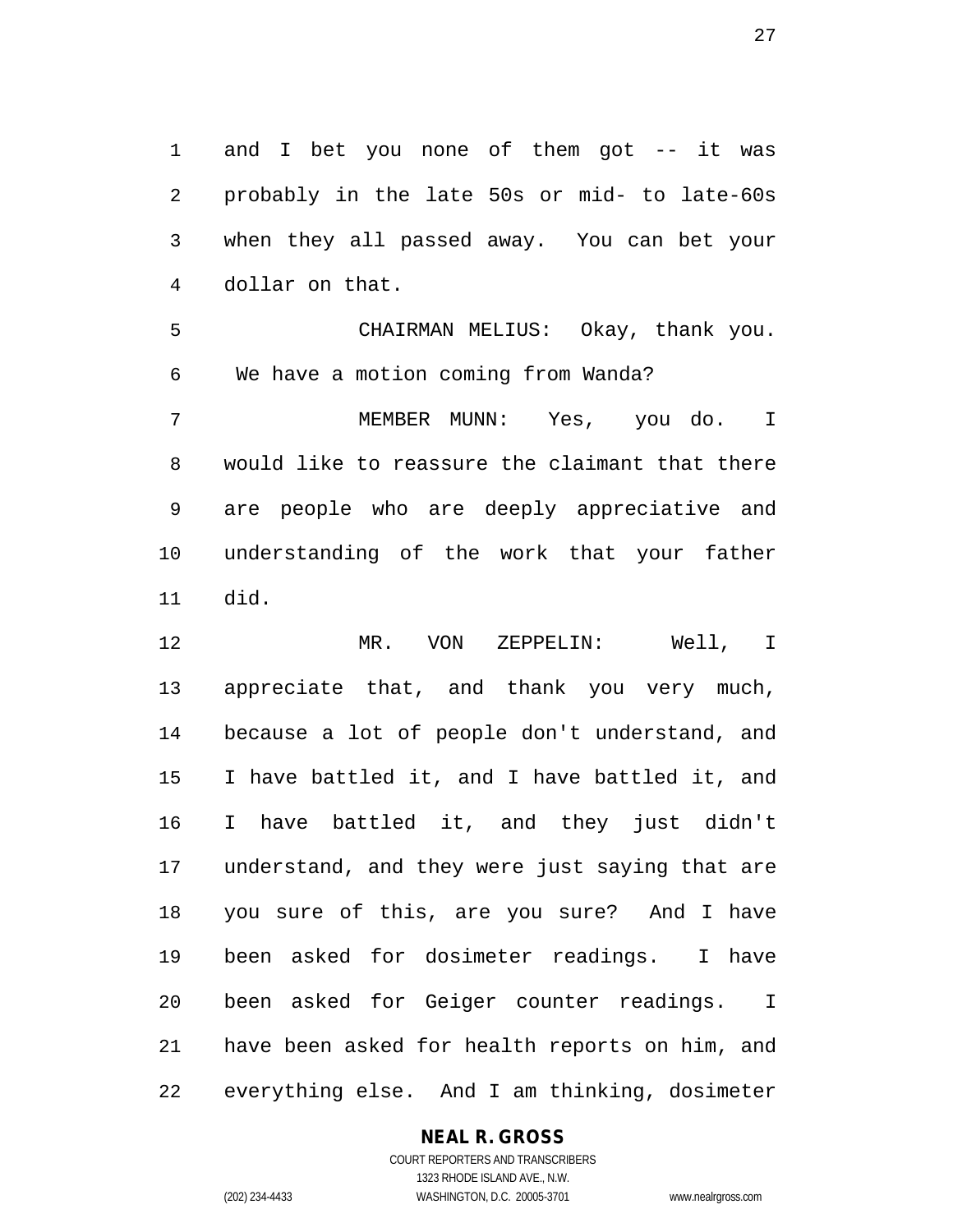and I bet you none of them got -- it was probably in the late 50s or mid- to late-60s when they all passed away. You can bet your dollar on that.

CHAIRMAN MELIUS: Okay, thank you. We have a motion coming from Wanda?

MEMBER MUNN: Yes, you do. I would like to reassure the claimant that there are people who are deeply appreciative and understanding of the work that your father did.

MR. VON ZEPPELIN: Well, I appreciate that, and thank you very much, because a lot of people don't understand, and I have battled it, and I have battled it, and I have battled it, and they just didn't understand, and they were just saying that are you sure of this, are you sure? And I have been asked for dosimeter readings. I have been asked for Geiger counter readings. I have been asked for health reports on him, and everything else. And I am thinking, dosimeter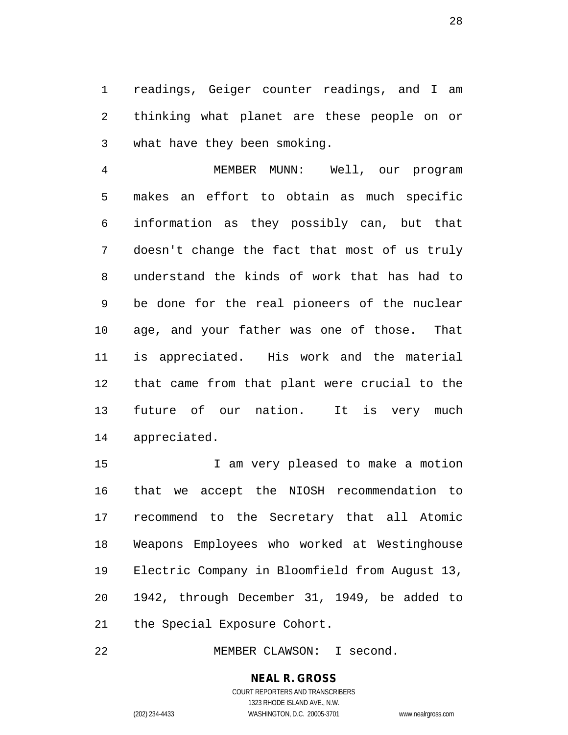readings, Geiger counter readings, and I am thinking what planet are these people on or what have they been smoking.

MEMBER MUNN: Well, our program makes an effort to obtain as much specific information as they possibly can, but that doesn't change the fact that most of us truly understand the kinds of work that has had to be done for the real pioneers of the nuclear age, and your father was one of those. That is appreciated. His work and the material that came from that plant were crucial to the future of our nation. It is very much appreciated.

I am very pleased to make a motion that we accept the NIOSH recommendation to recommend to the Secretary that all Atomic Weapons Employees who worked at Westinghouse Electric Company in Bloomfield from August 13, 1942, through December 31, 1949, be added to the Special Exposure Cohort.

MEMBER CLAWSON: I second.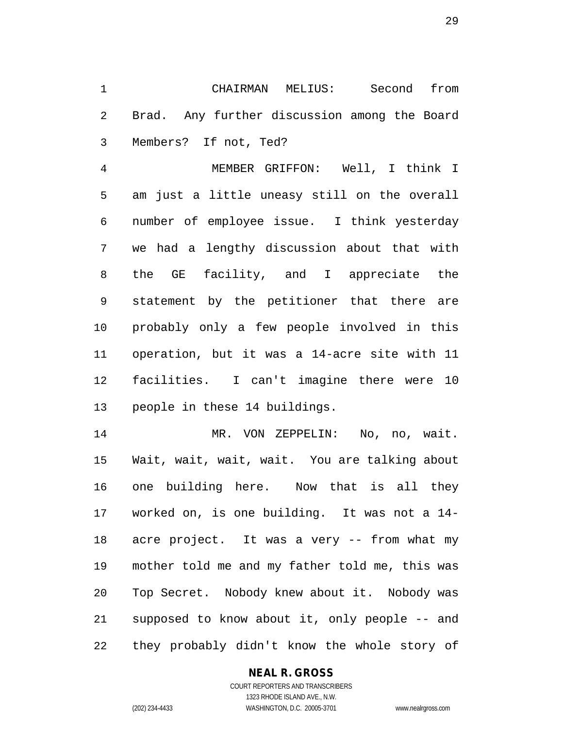CHAIRMAN MELIUS: Second from Brad. Any further discussion among the Board Members? If not, Ted?

MEMBER GRIFFON: Well, I think I am just a little uneasy still on the overall number of employee issue. I think yesterday we had a lengthy discussion about that with the GE facility, and I appreciate the statement by the petitioner that there are probably only a few people involved in this operation, but it was a 14-acre site with 11 facilities. I can't imagine there were 10 people in these 14 buildings.

MR. VON ZEPPELIN: No, no, wait. Wait, wait, wait, wait. You are talking about one building here. Now that is all they worked on, is one building. It was not a 14-acre project. It was a very -- from what my mother told me and my father told me, this was Top Secret. Nobody knew about it. Nobody was supposed to know about it, only people -- and they probably didn't know the whole story of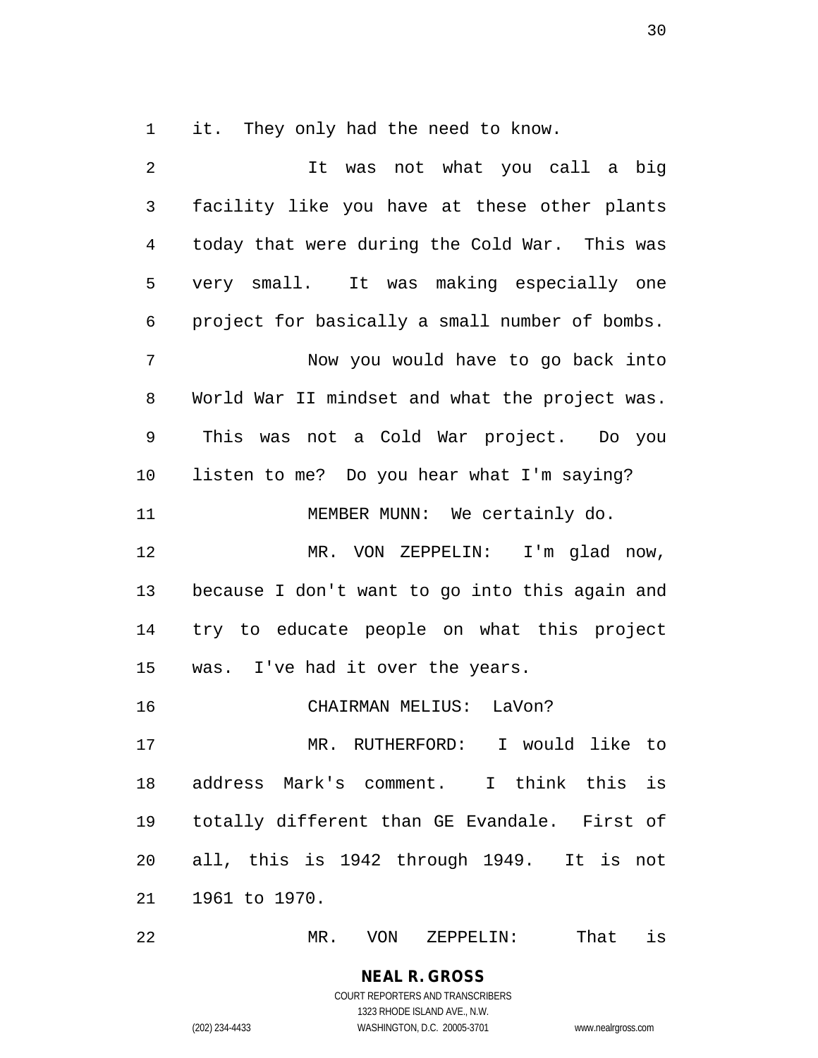it. They only had the need to know.

It was not what you call a big facility like you have at these other plants today that were during the Cold War. This was very small. It was making especially one project for basically a small number of bombs.

Now you would have to go back into World War II mindset and what the project was. This was not a Cold War project. Do you listen to me? Do you hear what I'm saying?

MEMBER MUNN: We certainly do.

MR. VON ZEPPELIN: I'm glad now, because I don't want to go into this again and try to educate people on what this project was. I've had it over the years.

CHAIRMAN MELIUS: LaVon?

MR. RUTHERFORD: I would like to address Mark's comment. I think this is totally different than GE Evandale. First of all, this is 1942 through 1949. It is not 1961 to 1970.

MR. VON ZEPPELIN: That is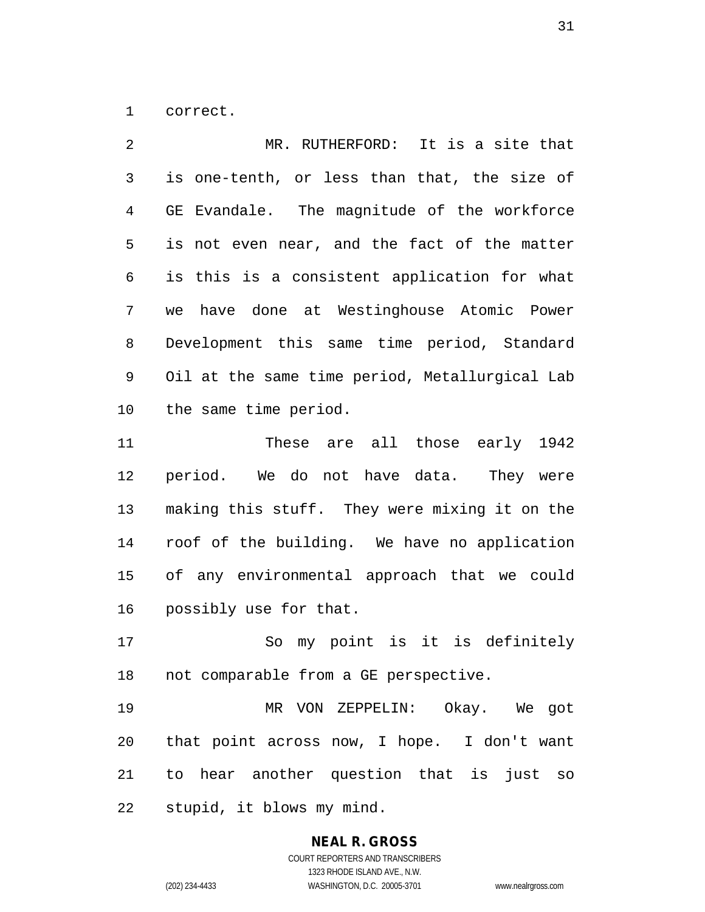correct.

MR. RUTHERFORD: It is a site that is one-tenth, or less than that, the size of GE Evandale. The magnitude of the workforce is not even near, and the fact of the matter is this is a consistent application for what we have done at Westinghouse Atomic Power Development this same time period, Standard Oil at the same time period, Metallurgical Lab the same time period.

These are all those early 1942 period. We do not have data. They were making this stuff. They were mixing it on the roof of the building. We have no application of any environmental approach that we could possibly use for that.

So my point is it is definitely not comparable from a GE perspective.

MR VON ZEPPELIN: Okay. We got that point across now, I hope. I don't want to hear another question that is just so stupid, it blows my mind.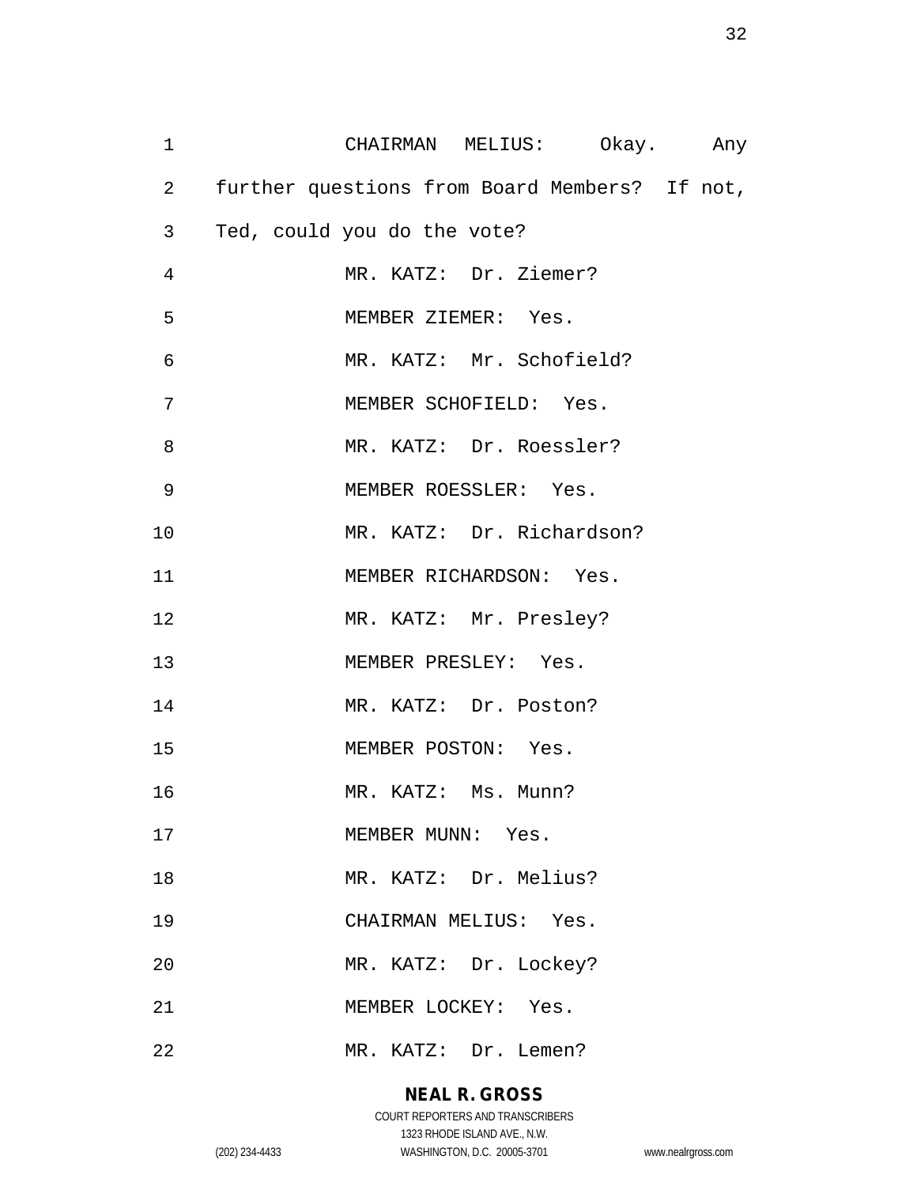CHAIRMAN MELIUS: Okay. Any further questions from Board Members? If not, Ted, could you do the vote?

MR. KATZ: Dr. Ziemer?

MEMBER ZIEMER: Yes.

MR. KATZ: Mr. Schofield?

MEMBER SCHOFIELD: Yes.

MR. KATZ: Dr. Roessler?

MEMBER ROESSLER: Yes.

MR. KATZ: Dr. Richardson?

MEMBER RICHARDSON: Yes.

MR. KATZ: Mr. Presley?

MEMBER PRESLEY: Yes.

MR. KATZ: Dr. Poston?

MEMBER POSTON: Yes.

MR. KATZ: Ms. Munn?

MEMBER MUNN: Yes.

MR. KATZ: Dr. Melius?

CHAIRMAN MELIUS: Yes.

MR. KATZ: Dr. Lockey?

MEMBER LOCKEY: Yes.

MR. KATZ: Dr. Lemen?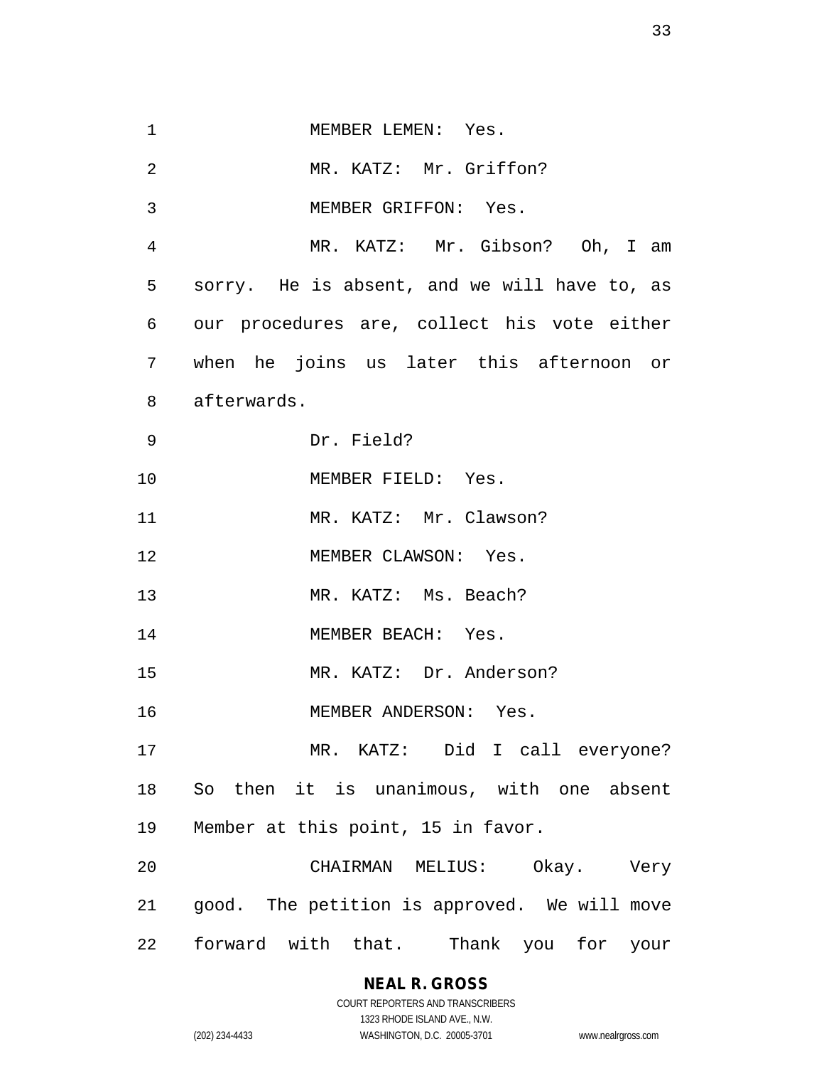MEMBER LEMEN: Yes.

MR. KATZ: Mr. Griffon?

MEMBER GRIFFON: Yes.

MR. KATZ: Mr. Gibson? Oh, I am sorry. He is absent, and we will have to, as our procedures are, collect his vote either when he joins us later this afternoon or afterwards.

Dr. Field?

MEMBER FIELD: Yes.

MR. KATZ: Mr. Clawson?

MEMBER CLAWSON: Yes.

MR. KATZ: Ms. Beach?

MEMBER BEACH: Yes.

MR. KATZ: Dr. Anderson?

MEMBER ANDERSON: Yes.

MR. KATZ: Did I call everyone? So then it is unanimous, with one absent Member at this point, 15 in favor.

CHAIRMAN MELIUS: Okay. Very good. The petition is approved. We will move forward with that. Thank you for your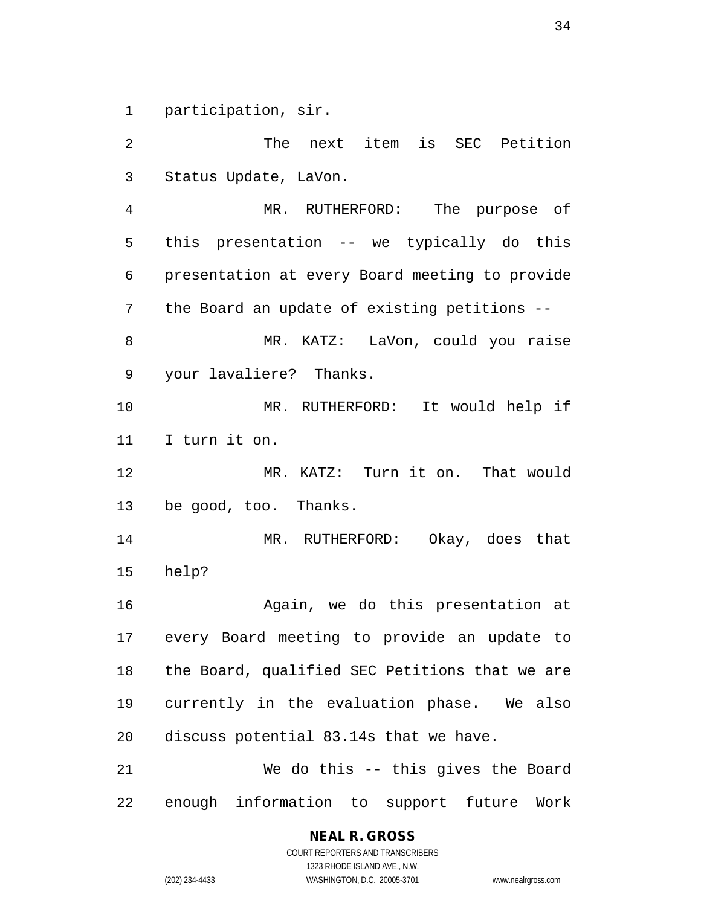participation, sir.

The next item is SEC Petition Status Update, LaVon.

MR. RUTHERFORD: The purpose of this presentation -- we typically do this presentation at every Board meeting to provide the Board an update of existing petitions --

MR. KATZ: LaVon, could you raise your lavaliere? Thanks.

MR. RUTHERFORD: It would help if I turn it on.

MR. KATZ: Turn it on. That would be good, too. Thanks.

MR. RUTHERFORD: Okay, does that help?

Again, we do this presentation at every Board meeting to provide an update to the Board, qualified SEC Petitions that we are currently in the evaluation phase. We also discuss potential 83.14s that we have.

We do this -- this gives the Board enough information to support future Work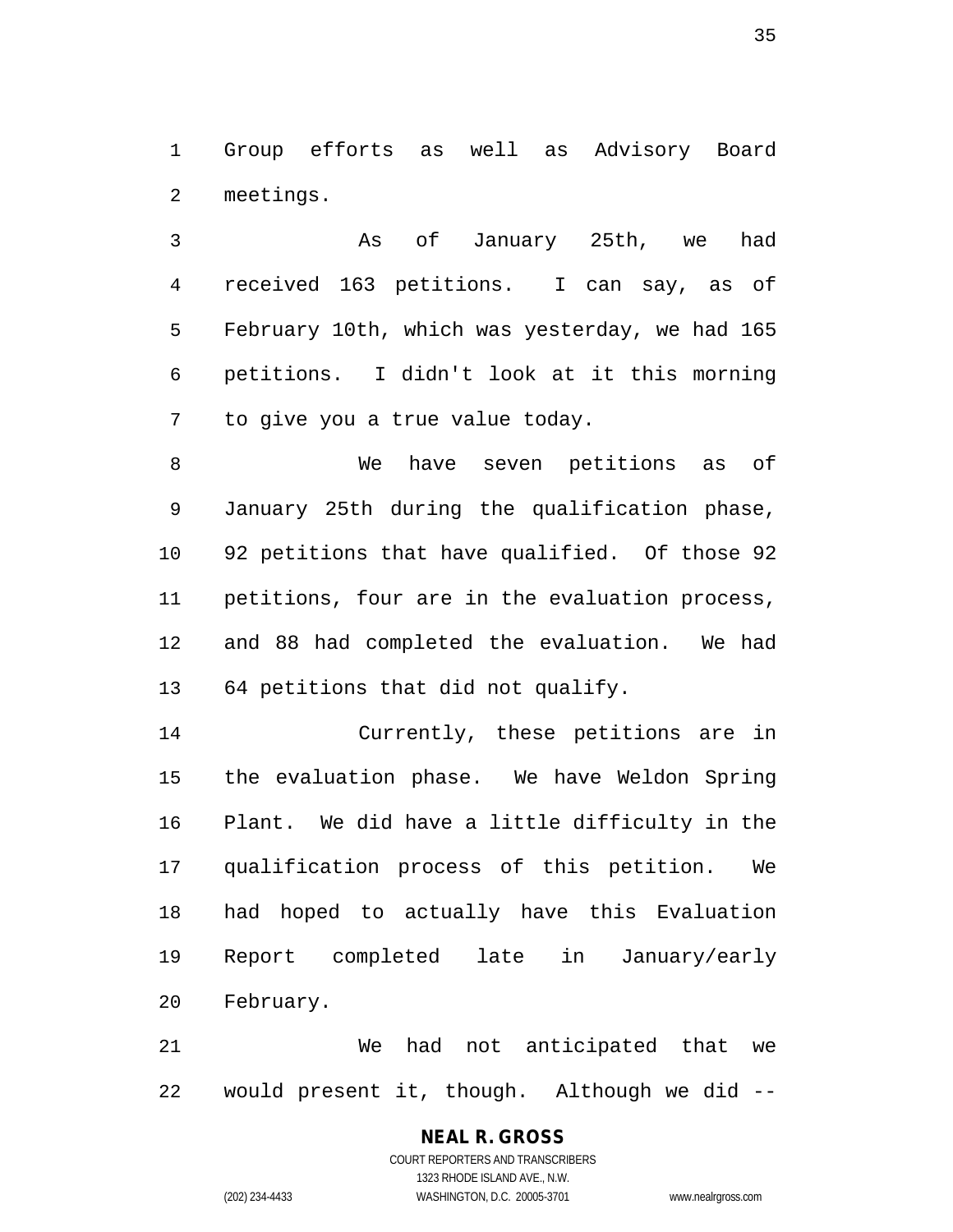Group efforts as well as Advisory Board meetings.

As of January 25th, we had received 163 petitions. I can say, as of February 10th, which was yesterday, we had 165 petitions. I didn't look at it this morning to give you a true value today.

We have seven petitions as of January 25th during the qualification phase, 92 petitions that have qualified. Of those 92 petitions, four are in the evaluation process, and 88 had completed the evaluation. We had 64 petitions that did not qualify.

Currently, these petitions are in the evaluation phase. We have Weldon Spring Plant. We did have a little difficulty in the qualification process of this petition. We had hoped to actually have this Evaluation Report completed late in January/early February.

We had not anticipated that we would present it, though. Although we did --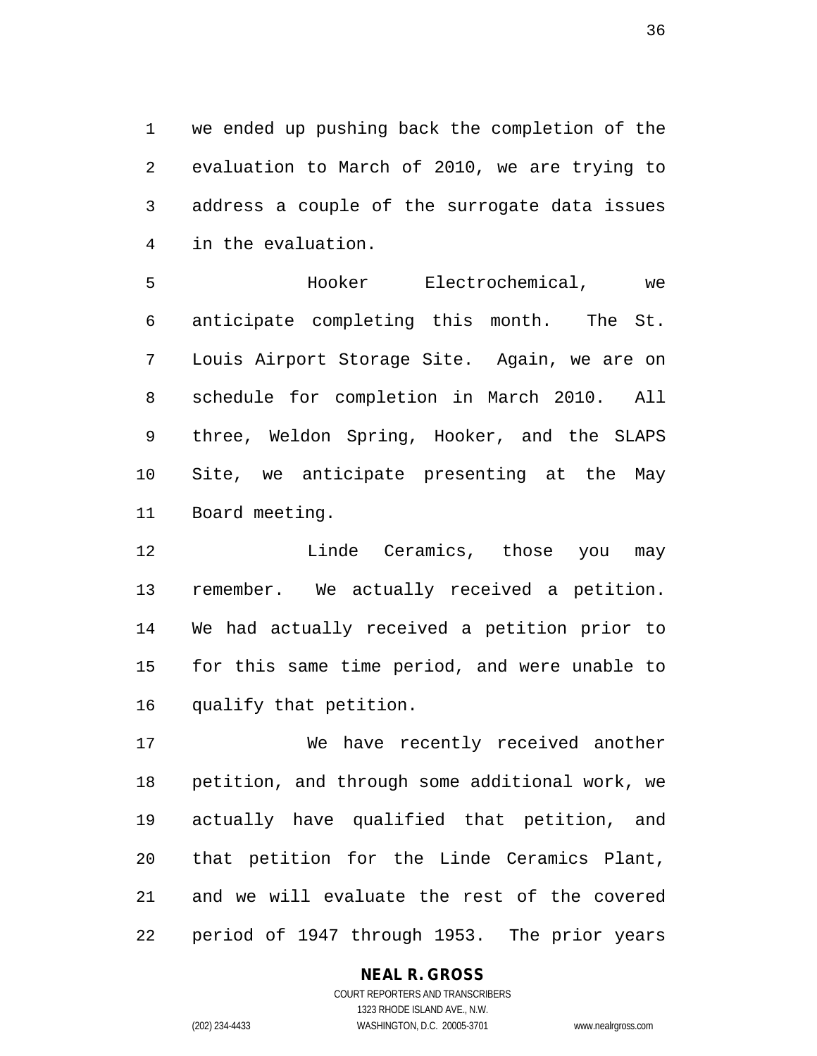we ended up pushing back the completion of the evaluation to March of 2010, we are trying to address a couple of the surrogate data issues in the evaluation.

Hooker Electrochemical, we anticipate completing this month. The St. Louis Airport Storage Site. Again, we are on schedule for completion in March 2010. All three, Weldon Spring, Hooker, and the SLAPS Site, we anticipate presenting at the May Board meeting.

Linde Ceramics, those you may remember. We actually received a petition. We had actually received a petition prior to for this same time period, and were unable to qualify that petition.

We have recently received another petition, and through some additional work, we actually have qualified that petition, and that petition for the Linde Ceramics Plant, and we will evaluate the rest of the covered period of 1947 through 1953. The prior years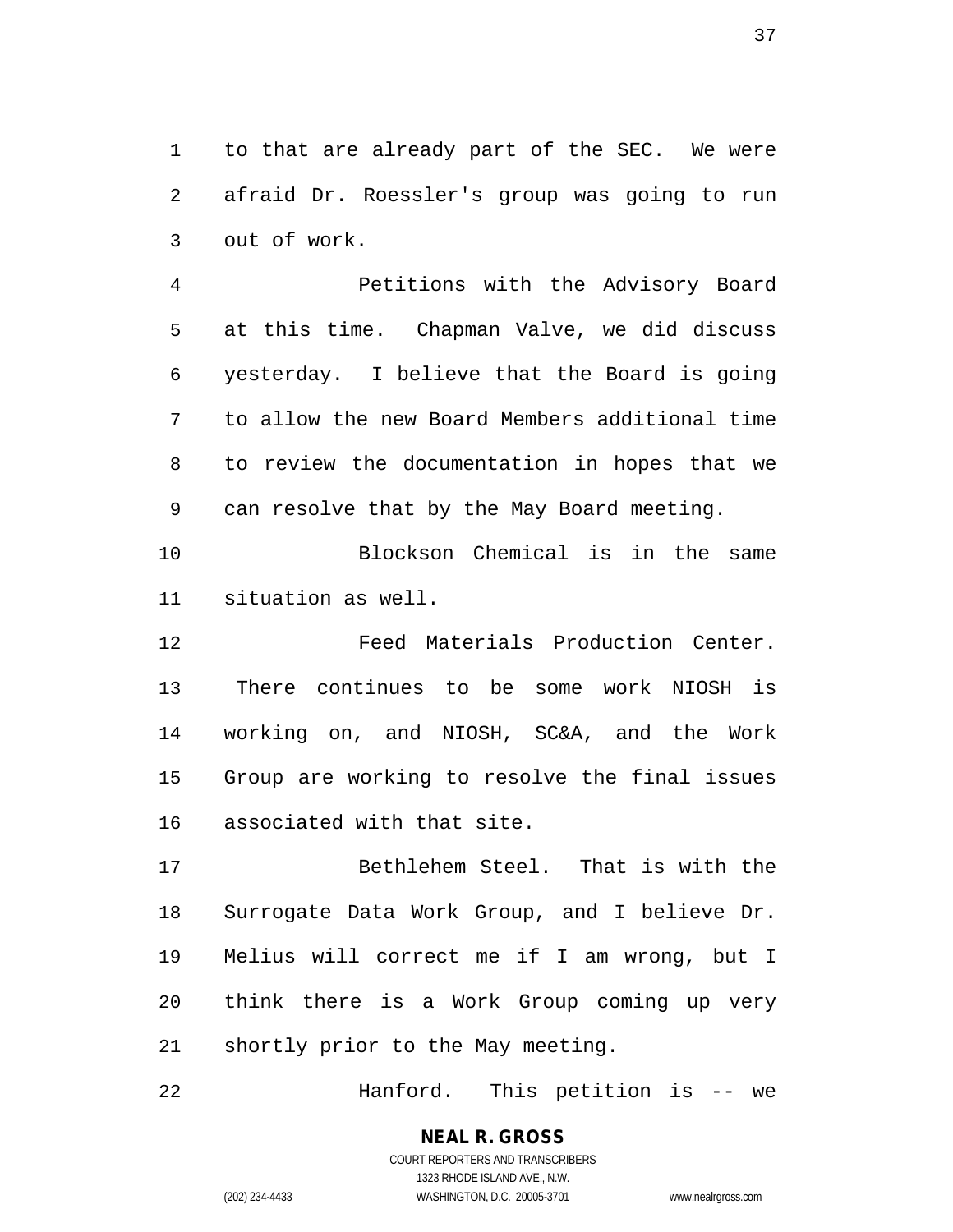to that are already part of the SEC. We were afraid Dr. Roessler's group was going to run out of work.

Petitions with the Advisory Board at this time. Chapman Valve, we did discuss yesterday. I believe that the Board is going to allow the new Board Members additional time to review the documentation in hopes that we can resolve that by the May Board meeting.

Blockson Chemical is in the same situation as well.

Feed Materials Production Center. There continues to be some work NIOSH is working on, and NIOSH, SC&A, and the Work Group are working to resolve the final issues associated with that site.

Bethlehem Steel. That is with the Surrogate Data Work Group, and I believe Dr. Melius will correct me if I am wrong, but I think there is a Work Group coming up very shortly prior to the May meeting.

Hanford. This petition is -- we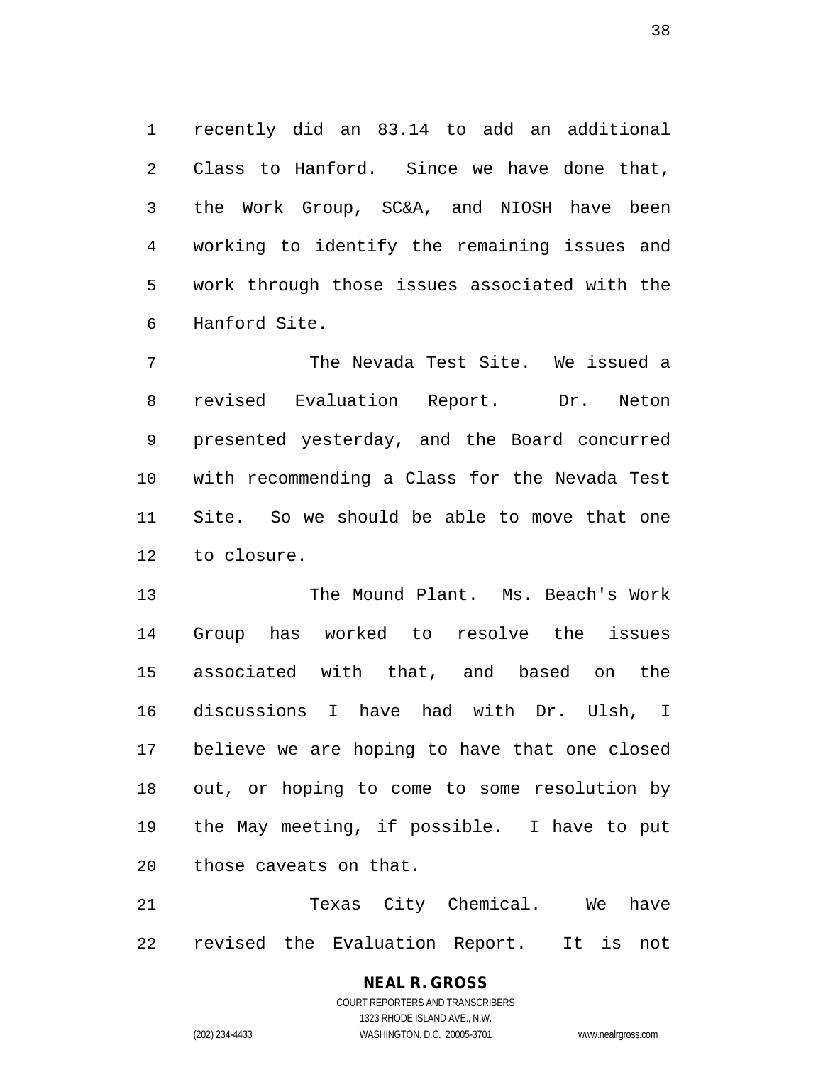recently did an 83.14 to add an additional Class to Hanford. Since we have done that, the Work Group, SC&A, and NIOSH have been working to identify the remaining issues and work through those issues associated with the Hanford Site.

The Nevada Test Site. We issued a revised Evaluation Report. Dr. Neton presented yesterday, and the Board concurred with recommending a Class for the Nevada Test Site. So we should be able to move that one to closure.

The Mound Plant. Ms. Beach's Work Group has worked to resolve the issues associated with that, and based on the discussions I have had with Dr. Ulsh, I believe we are hoping to have that one closed out, or hoping to come to some resolution by the May meeting, if possible. I have to put those caveats on that.

Texas City Chemical. We have revised the Evaluation Report. It is not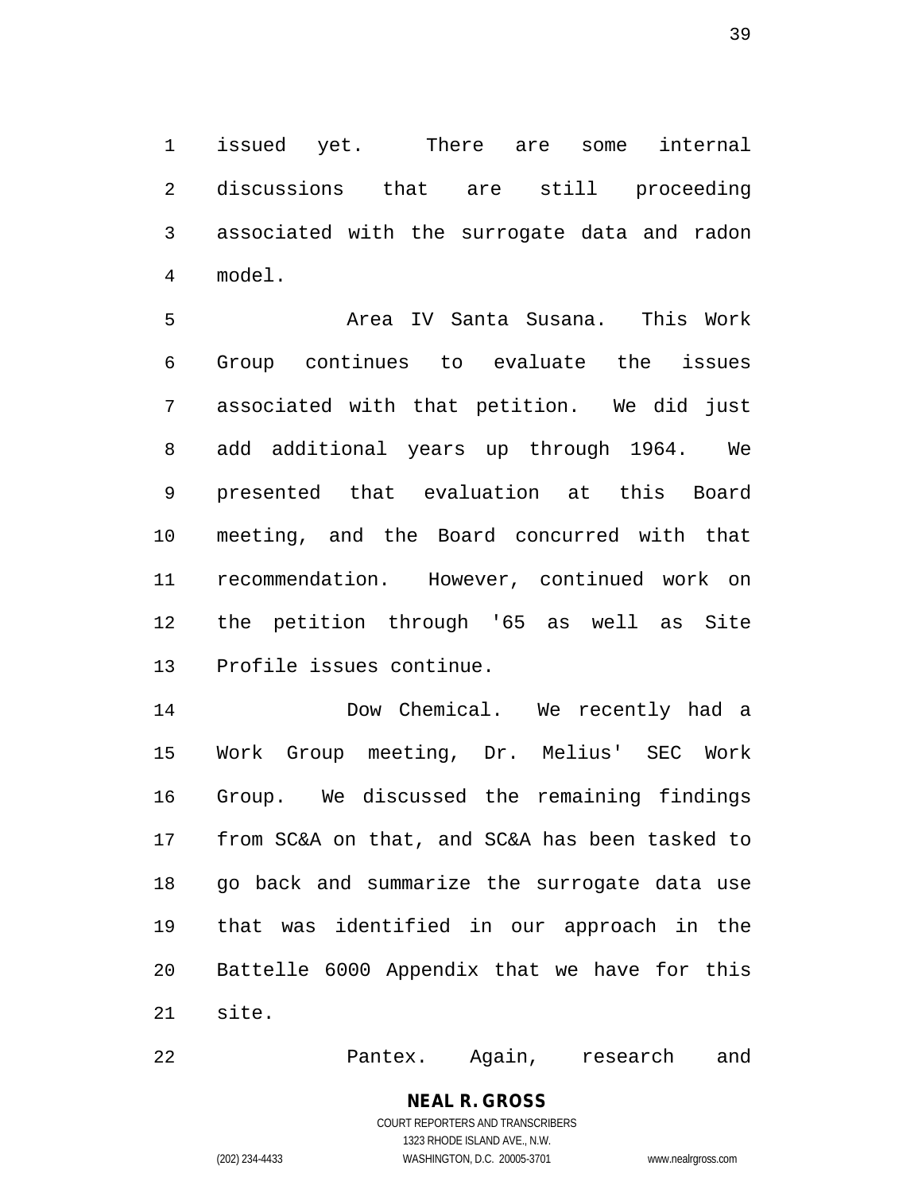issued yet. There are some internal discussions that are still proceeding associated with the surrogate data and radon model.

Area IV Santa Susana. This Work Group continues to evaluate the issues associated with that petition. We did just add additional years up through 1964. We presented that evaluation at this Board meeting, and the Board concurred with that recommendation. However, continued work on the petition through '65 as well as Site Profile issues continue.

Dow Chemical. We recently had a Work Group meeting, Dr. Melius' SEC Work Group. We discussed the remaining findings from SC&A on that, and SC&A has been tasked to go back and summarize the surrogate data use that was identified in our approach in the Battelle 6000 Appendix that we have for this site.

Pantex. Again, research and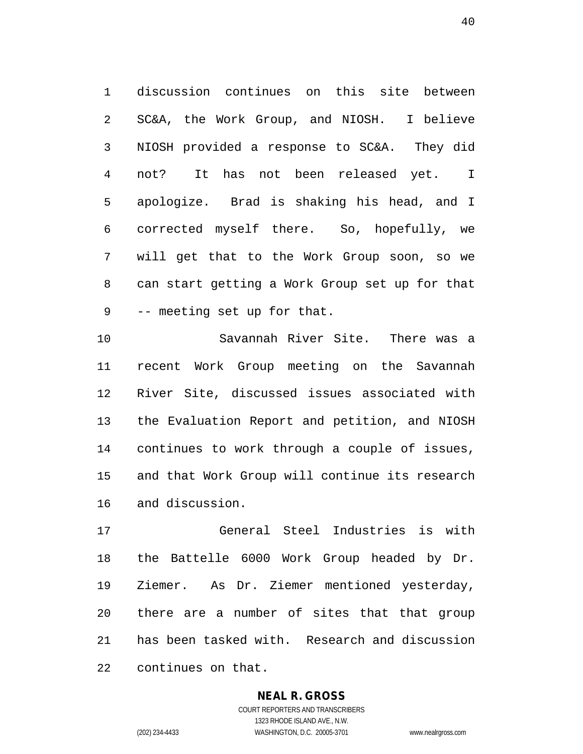discussion continues on this site between SC&A, the Work Group, and NIOSH. I believe NIOSH provided a response to SC&A. They did not? It has not been released yet. I apologize. Brad is shaking his head, and I corrected myself there. So, hopefully, we will get that to the Work Group soon, so we can start getting a Work Group set up for that -- meeting set up for that.

Savannah River Site. There was a recent Work Group meeting on the Savannah River Site, discussed issues associated with the Evaluation Report and petition, and NIOSH continues to work through a couple of issues, and that Work Group will continue its research and discussion.

General Steel Industries is with the Battelle 6000 Work Group headed by Dr. Ziemer. As Dr. Ziemer mentioned yesterday, there are a number of sites that that group has been tasked with. Research and discussion continues on that.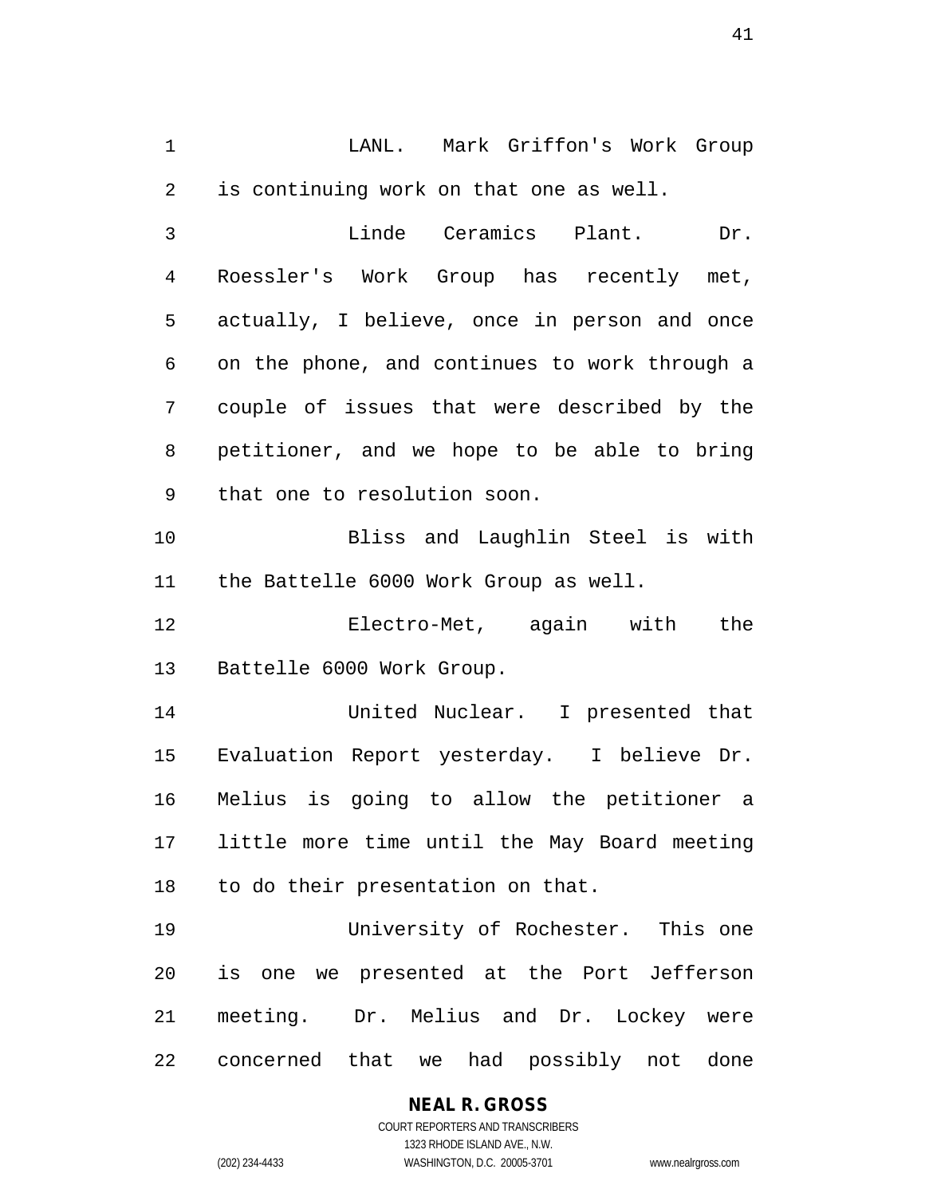LANL. Mark Griffon's Work Group is continuing work on that one as well.

Linde Ceramics Plant. Dr. Roessler's Work Group has recently met, actually, I believe, once in person and once on the phone, and continues to work through a couple of issues that were described by the petitioner, and we hope to be able to bring that one to resolution soon.

Bliss and Laughlin Steel is with the Battelle 6000 Work Group as well.

Electro-Met, again with the Battelle 6000 Work Group.

United Nuclear. I presented that Evaluation Report yesterday. I believe Dr. Melius is going to allow the petitioner a little more time until the May Board meeting to do their presentation on that.

University of Rochester. This one is one we presented at the Port Jefferson meeting. Dr. Melius and Dr. Lockey were concerned that we had possibly not done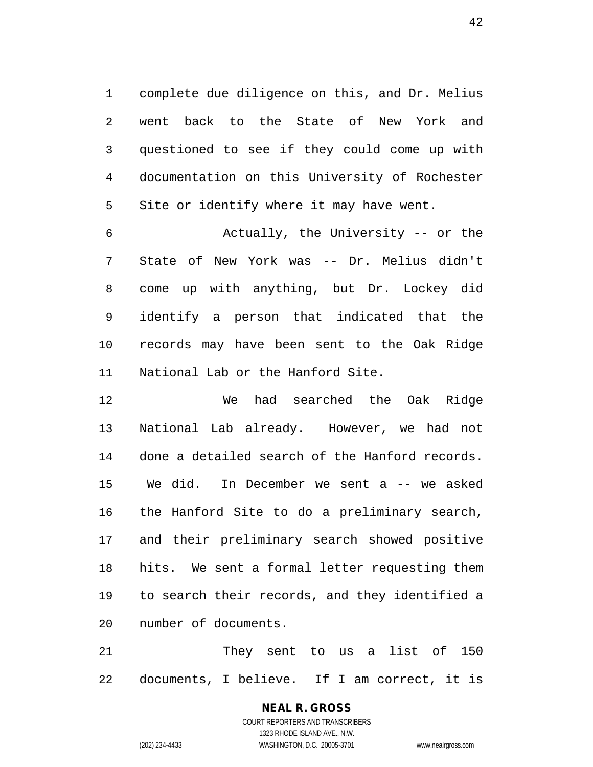complete due diligence on this, and Dr. Melius went back to the State of New York and questioned to see if they could come up with documentation on this University of Rochester Site or identify where it may have went.

Actually, the University -- or the State of New York was -- Dr. Melius didn't come up with anything, but Dr. Lockey did identify a person that indicated that the records may have been sent to the Oak Ridge National Lab or the Hanford Site.

We had searched the Oak Ridge National Lab already. However, we had not done a detailed search of the Hanford records. We did. In December we sent a -- we asked the Hanford Site to do a preliminary search, and their preliminary search showed positive hits. We sent a formal letter requesting them to search their records, and they identified a number of documents.

They sent to us a list of 150 documents, I believe. If I am correct, it is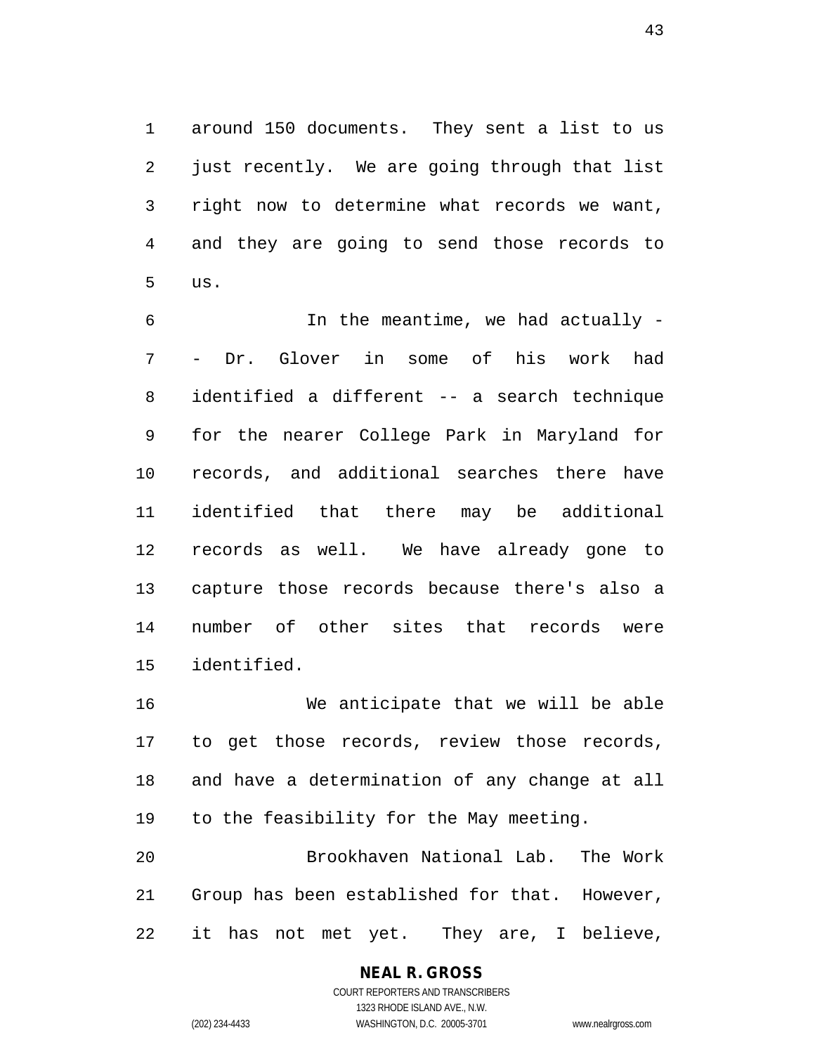around 150 documents. They sent a list to us just recently. We are going through that list right now to determine what records we want, and they are going to send those records to us.

In the meantime, we had actually -- Dr. Glover in some of his work had identified a different -- a search technique for the nearer College Park in Maryland for records, and additional searches there have identified that there may be additional records as well. We have already gone to capture those records because there's also a number of other sites that records were identified.

We anticipate that we will be able to get those records, review those records, and have a determination of any change at all to the feasibility for the May meeting.

Brookhaven National Lab. The Work Group has been established for that. However, it has not met yet. They are, I believe,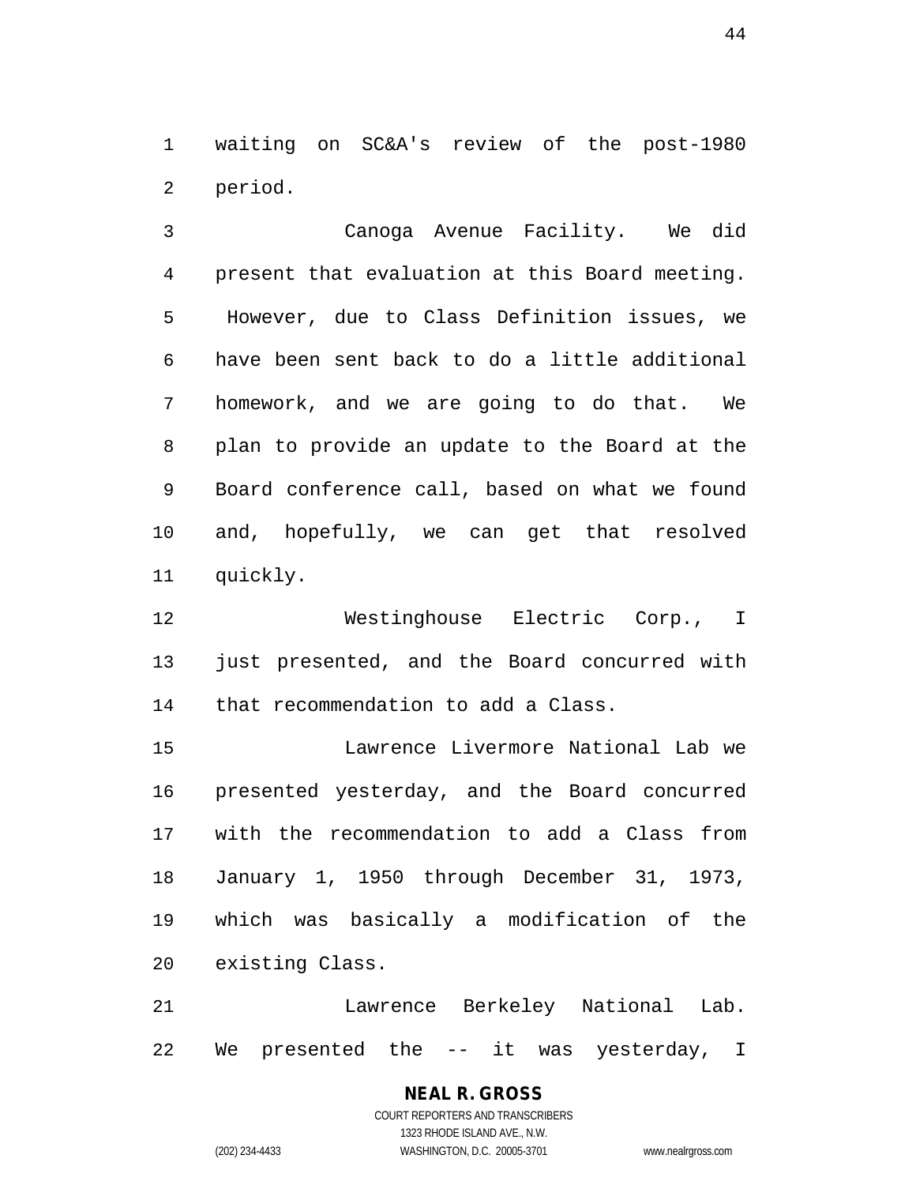waiting on SC&A's review of the post-1980 period.

Canoga Avenue Facility. We did present that evaluation at this Board meeting. However, due to Class Definition issues, we have been sent back to do a little additional homework, and we are going to do that. We plan to provide an update to the Board at the Board conference call, based on what we found and, hopefully, we can get that resolved quickly.

Westinghouse Electric Corp., I just presented, and the Board concurred with that recommendation to add a Class.

Lawrence Livermore National Lab we presented yesterday, and the Board concurred with the recommendation to add a Class from January 1, 1950 through December 31, 1973, which was basically a modification of the existing Class.

Lawrence Berkeley National Lab. We presented the -- it was yesterday, I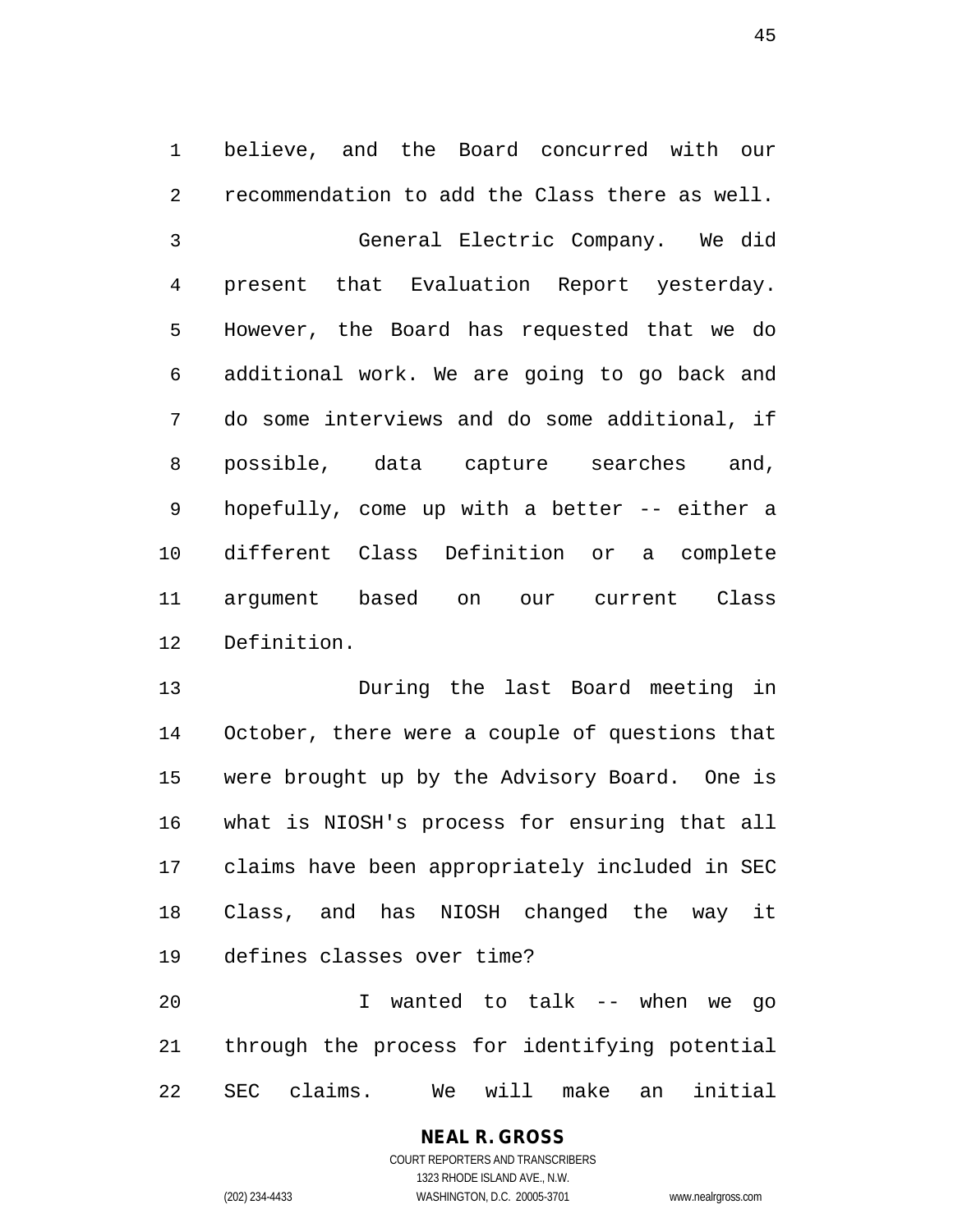believe, and the Board concurred with our recommendation to add the Class there as well.

General Electric Company. We did present that Evaluation Report yesterday. However, the Board has requested that we do additional work. We are going to go back and do some interviews and do some additional, if possible, data capture searches and, hopefully, come up with a better -- either a different Class Definition or a complete argument based on our current Class Definition.

During the last Board meeting in October, there were a couple of questions that were brought up by the Advisory Board. One is what is NIOSH's process for ensuring that all claims have been appropriately included in SEC Class, and has NIOSH changed the way it defines classes over time?

I wanted to talk -- when we go through the process for identifying potential SEC claims. We will make an initial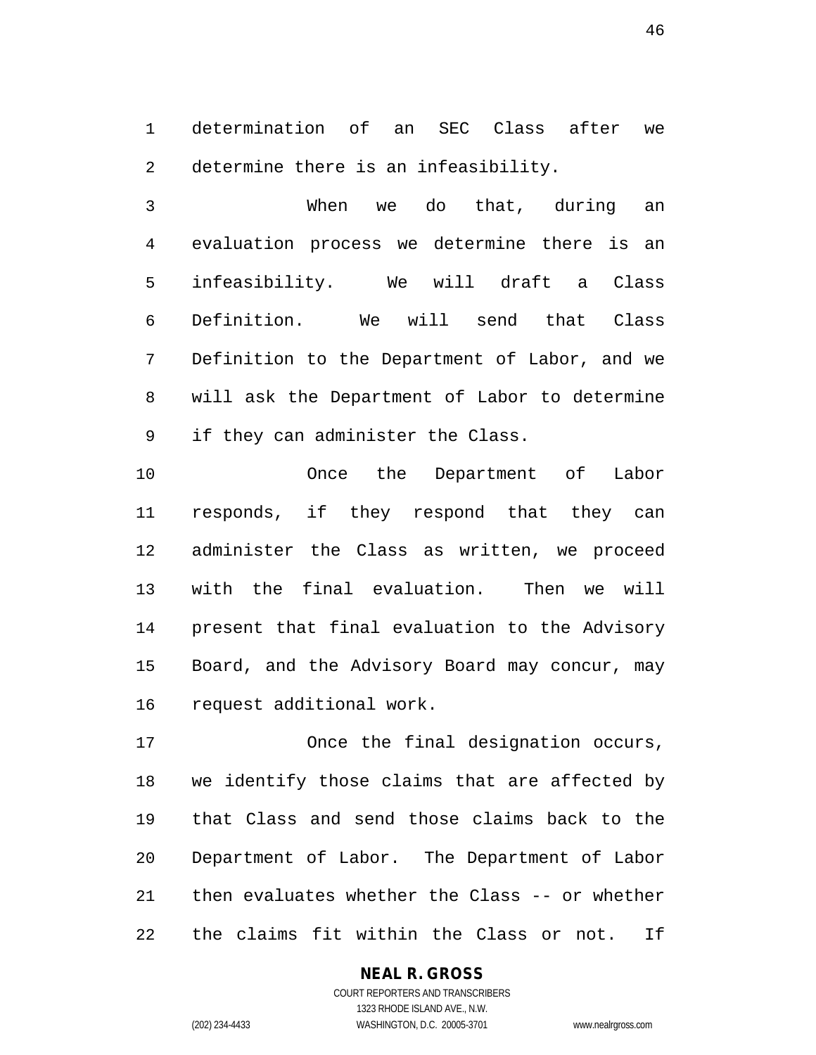determination of an SEC Class after we determine there is an infeasibility.

When we do that, during an evaluation process we determine there is an infeasibility. We will draft a Class Definition. We will send that Class Definition to the Department of Labor, and we will ask the Department of Labor to determine if they can administer the Class.

Once the Department of Labor responds, if they respond that they can administer the Class as written, we proceed with the final evaluation. Then we will present that final evaluation to the Advisory Board, and the Advisory Board may concur, may request additional work.

Once the final designation occurs, we identify those claims that are affected by that Class and send those claims back to the Department of Labor. The Department of Labor then evaluates whether the Class -- or whether the claims fit within the Class or not. If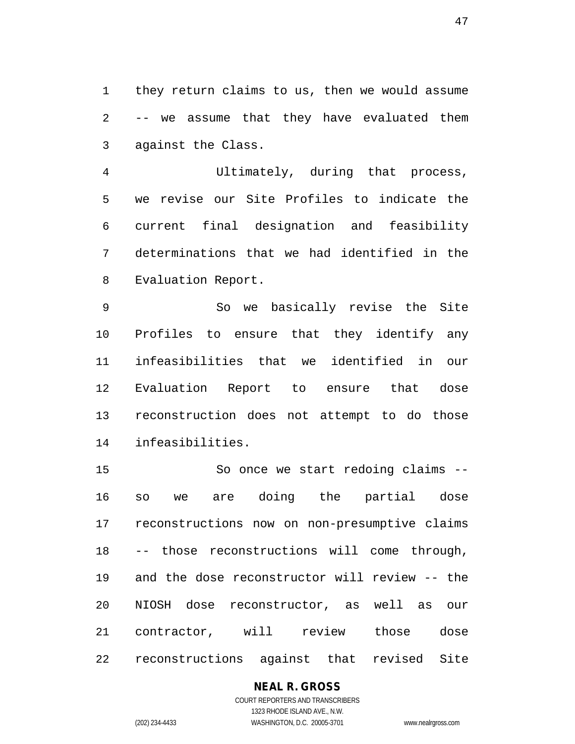they return claims to us, then we would assume -- we assume that they have evaluated them against the Class.

Ultimately, during that process, we revise our Site Profiles to indicate the current final designation and feasibility determinations that we had identified in the Evaluation Report.

So we basically revise the Site Profiles to ensure that they identify any infeasibilities that we identified in our Evaluation Report to ensure that dose reconstruction does not attempt to do those infeasibilities.

So once we start redoing claims -- so we are doing the partial dose reconstructions now on non-presumptive claims -- those reconstructions will come through, and the dose reconstructor will review -- the NIOSH dose reconstructor, as well as our contractor, will review those dose reconstructions against that revised Site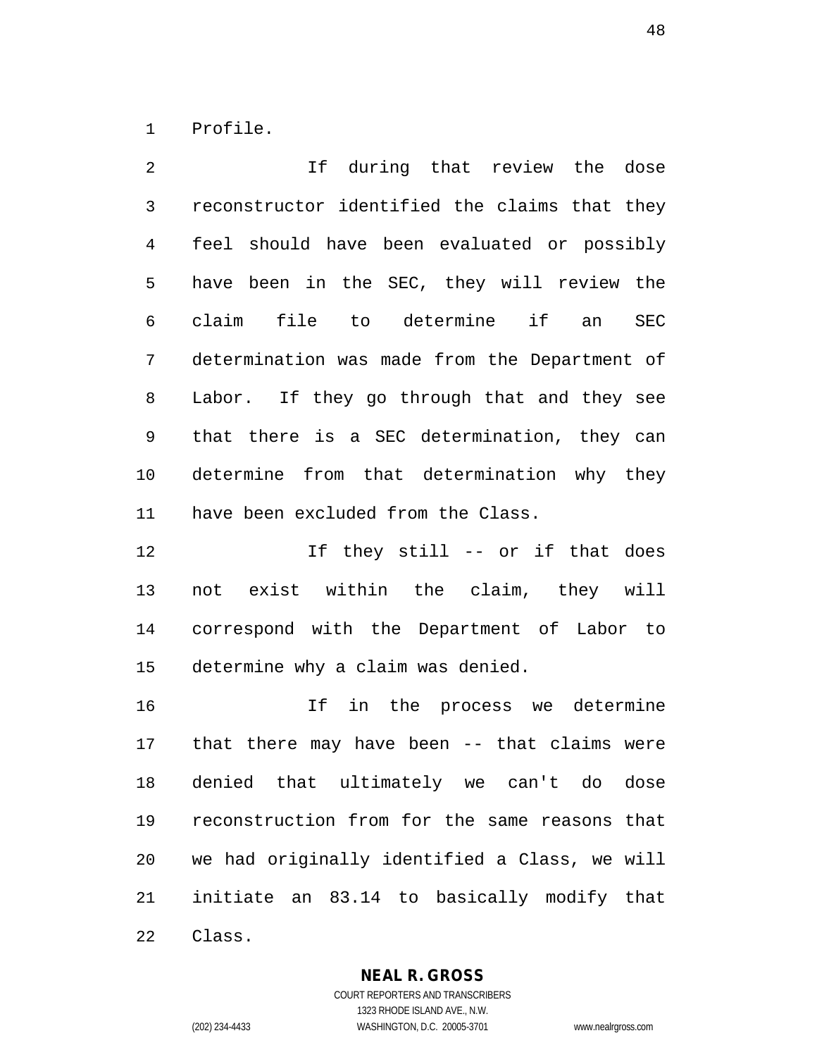Profile.

If during that review the dose reconstructor identified the claims that they feel should have been evaluated or possibly have been in the SEC, they will review the claim file to determine if an SEC determination was made from the Department of Labor. If they go through that and they see that there is a SEC determination, they can determine from that determination why they have been excluded from the Class.

If they still -- or if that does not exist within the claim, they will correspond with the Department of Labor to determine why a claim was denied.

If in the process we determine that there may have been -- that claims were denied that ultimately we can't do dose reconstruction from for the same reasons that we had originally identified a Class, we will initiate an 83.14 to basically modify that Class.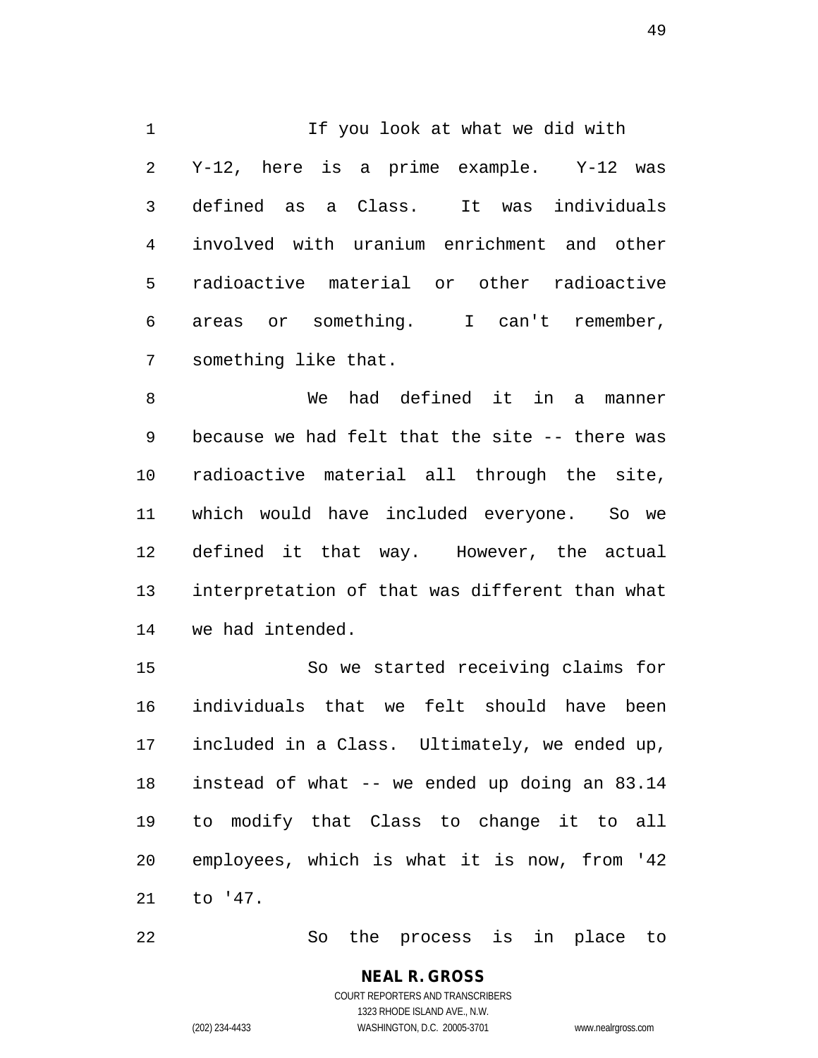If you look at what we did with Y-12, here is a prime example. Y-12 was defined as a Class. It was individuals involved with uranium enrichment and other radioactive material or other radioactive areas or something. I can't remember, something like that.

We had defined it in a manner because we had felt that the site -- there was radioactive material all through the site, which would have included everyone. So we defined it that way. However, the actual interpretation of that was different than what we had intended.

So we started receiving claims for individuals that we felt should have been included in a Class. Ultimately, we ended up, instead of what -- we ended up doing an 83.14 to modify that Class to change it to all employees, which is what it is now, from '42 to '47.

So the process is in place to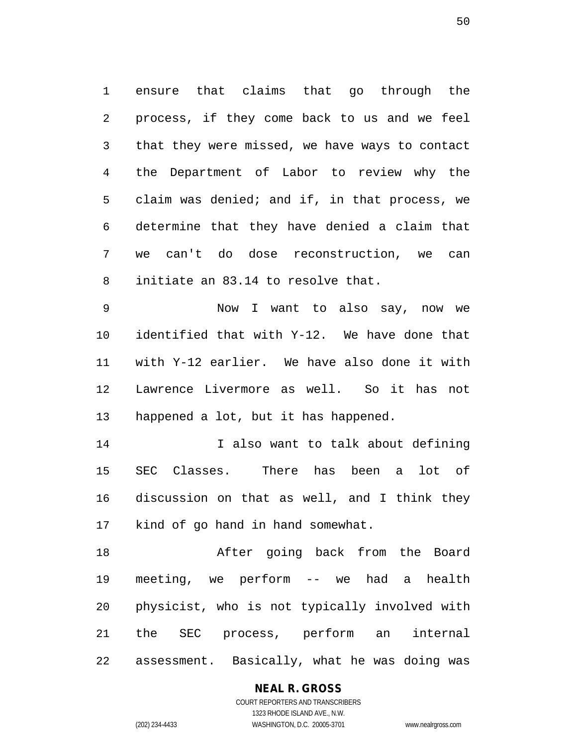ensure that claims that go through the process, if they come back to us and we feel that they were missed, we have ways to contact the Department of Labor to review why the claim was denied; and if, in that process, we determine that they have denied a claim that we can't do dose reconstruction, we can initiate an 83.14 to resolve that.

Now I want to also say, now we identified that with Y-12. We have done that with Y-12 earlier. We have also done it with Lawrence Livermore as well. So it has not happened a lot, but it has happened.

I also want to talk about defining SEC Classes. There has been a lot of discussion on that as well, and I think they kind of go hand in hand somewhat.

After going back from the Board meeting, we perform -- we had a health physicist, who is not typically involved with the SEC process, perform an internal assessment. Basically, what he was doing was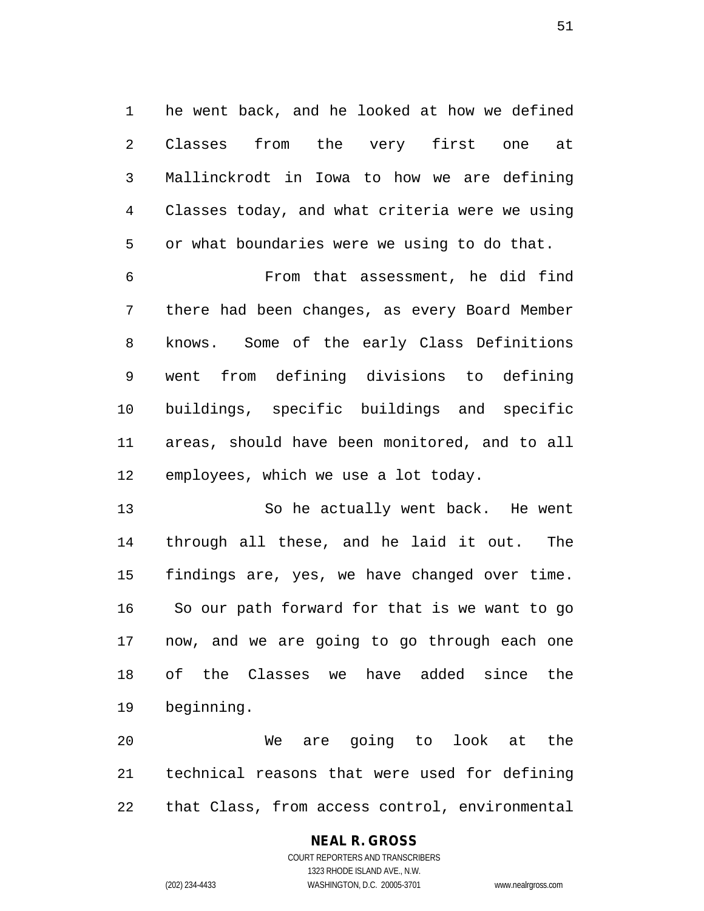he went back, and he looked at how we defined Classes from the very first one at Mallinckrodt in Iowa to how we are defining Classes today, and what criteria were we using or what boundaries were we using to do that.

From that assessment, he did find there had been changes, as every Board Member knows. Some of the early Class Definitions went from defining divisions to defining buildings, specific buildings and specific areas, should have been monitored, and to all employees, which we use a lot today.

So he actually went back. He went through all these, and he laid it out. The findings are, yes, we have changed over time. So our path forward for that is we want to go now, and we are going to go through each one of the Classes we have added since the beginning.

We are going to look at the technical reasons that were used for defining that Class, from access control, environmental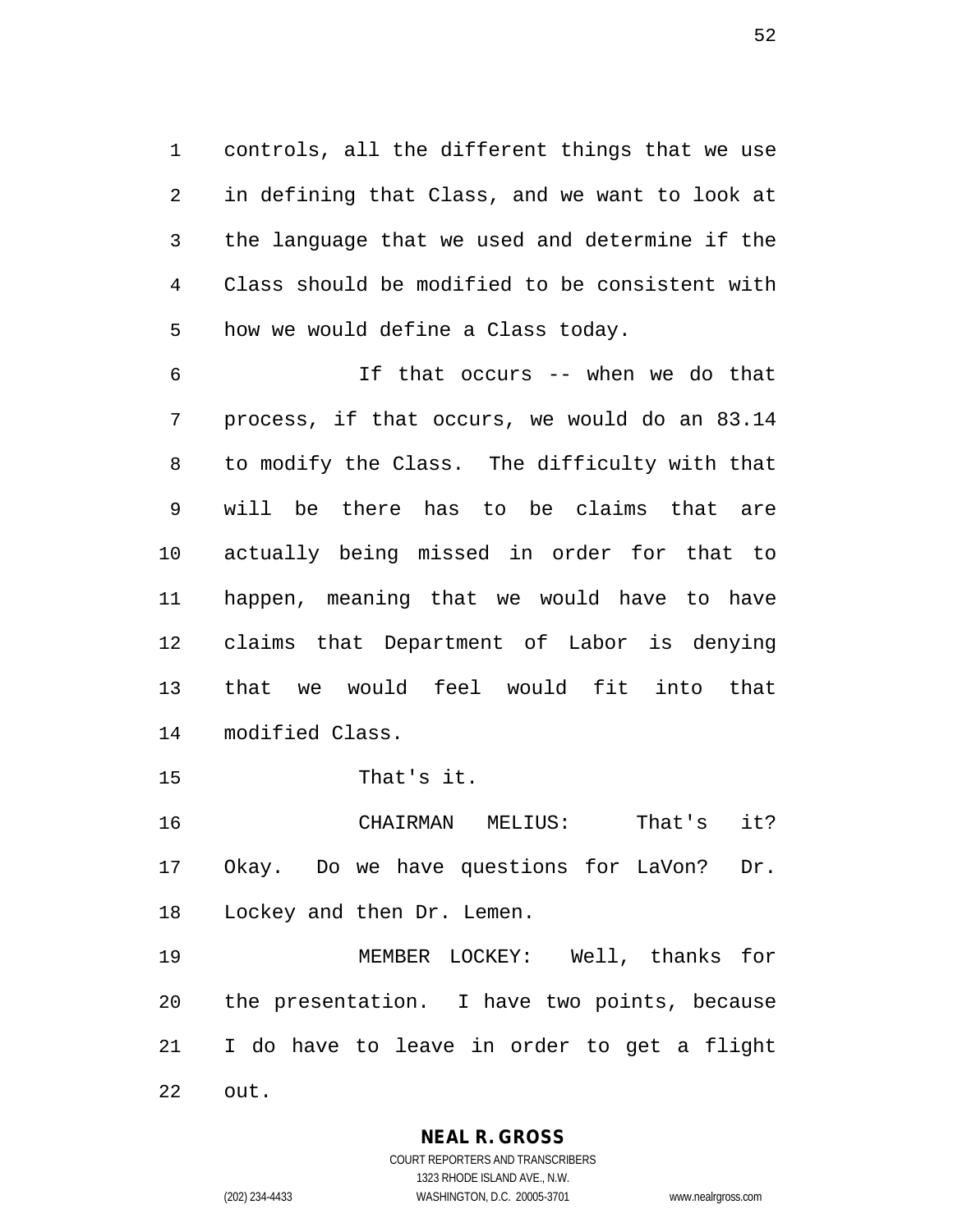controls, all the different things that we use in defining that Class, and we want to look at the language that we used and determine if the Class should be modified to be consistent with how we would define a Class today.

If that occurs -- when we do that process, if that occurs, we would do an 83.14 to modify the Class. The difficulty with that will be there has to be claims that are actually being missed in order for that to happen, meaning that we would have to have claims that Department of Labor is denying that we would feel would fit into that modified Class.

That's it.

CHAIRMAN MELIUS: That's it? Okay. Do we have questions for LaVon? Dr. Lockey and then Dr. Lemen.

MEMBER LOCKEY: Well, thanks for the presentation. I have two points, because I do have to leave in order to get a flight out.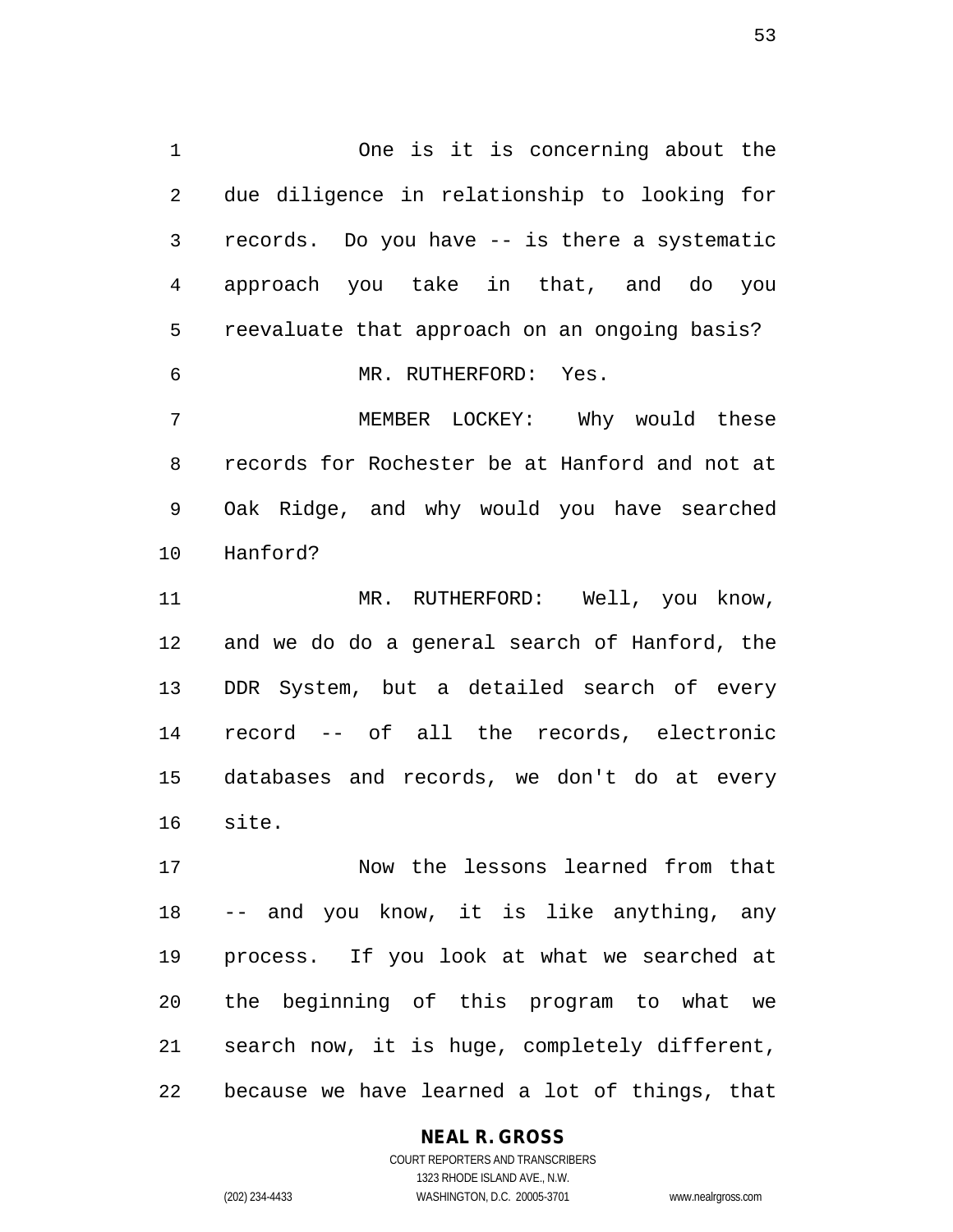One is it is concerning about the due diligence in relationship to looking for records. Do you have -- is there a systematic approach you take in that, and do you reevaluate that approach on an ongoing basis?

MR. RUTHERFORD: Yes.

MEMBER LOCKEY: Why would these records for Rochester be at Hanford and not at Oak Ridge, and why would you have searched Hanford?

MR. RUTHERFORD: Well, you know, and we do do a general search of Hanford, the DDR System, but a detailed search of every record -- of all the records, electronic databases and records, we don't do at every site.

Now the lessons learned from that -- and you know, it is like anything, any process. If you look at what we searched at the beginning of this program to what we search now, it is huge, completely different, because we have learned a lot of things, that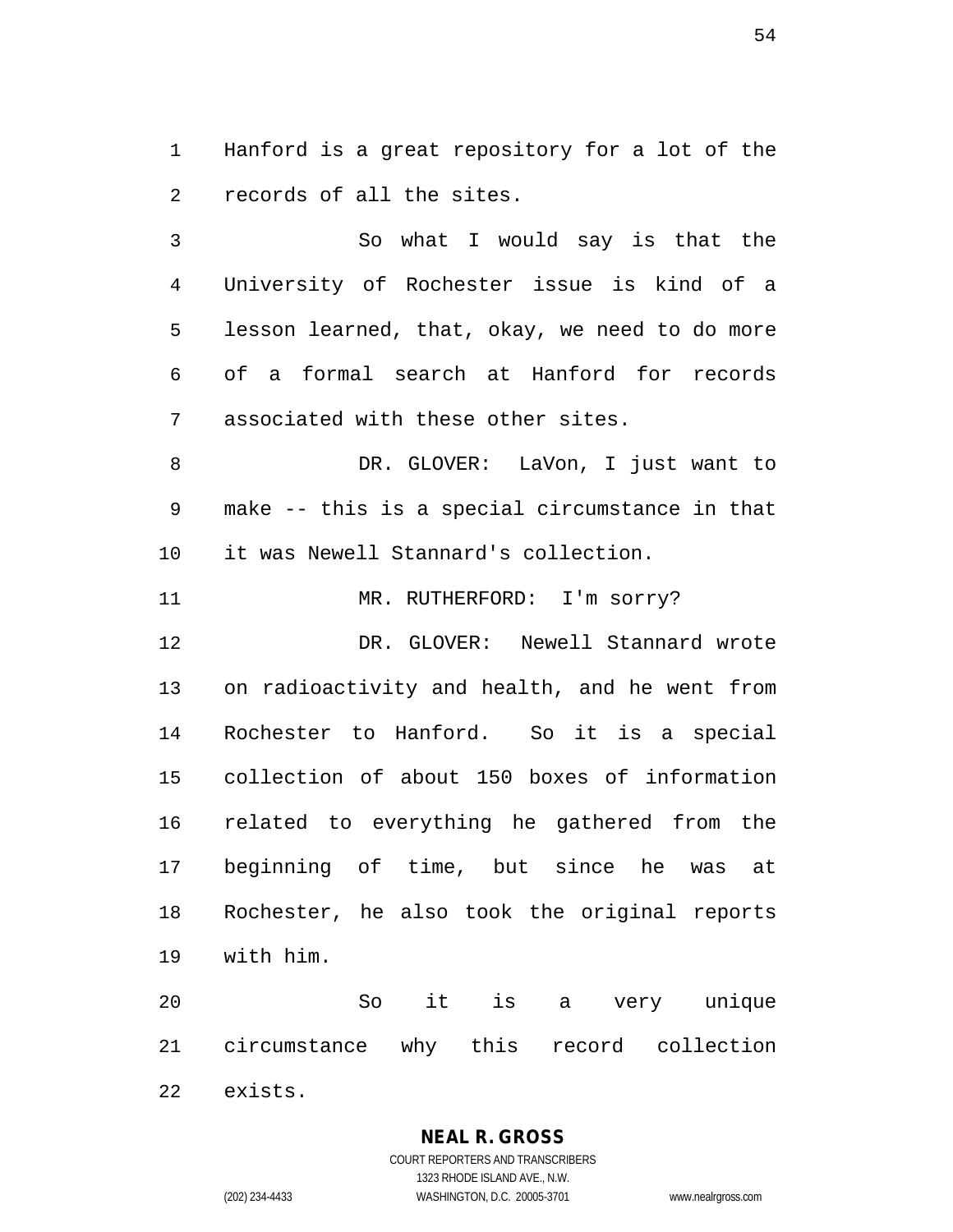Hanford is a great repository for a lot of the records of all the sites.

So what I would say is that the University of Rochester issue is kind of a lesson learned, that, okay, we need to do more of a formal search at Hanford for records associated with these other sites.

DR. GLOVER: LaVon, I just want to make -- this is a special circumstance in that it was Newell Stannard's collection.

MR. RUTHERFORD: I'm sorry?

DR. GLOVER: Newell Stannard wrote on radioactivity and health, and he went from Rochester to Hanford. So it is a special collection of about 150 boxes of information related to everything he gathered from the beginning of time, but since he was at Rochester, he also took the original reports with him.

So it is a very unique circumstance why this record collection exists.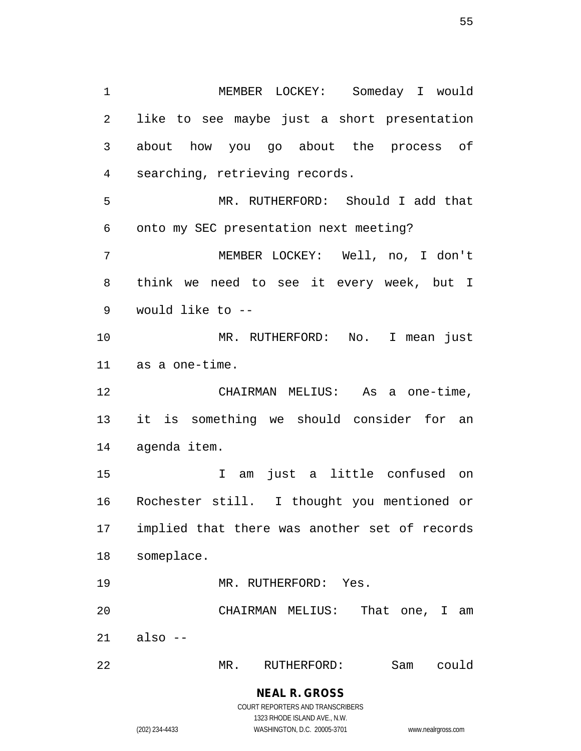MEMBER LOCKEY: Someday I would like to see maybe just a short presentation about how you go about the process of searching, retrieving records.

MR. RUTHERFORD: Should I add that onto my SEC presentation next meeting?

MEMBER LOCKEY: Well, no, I don't think we need to see it every week, but I would like to --

MR. RUTHERFORD: No. I mean just as a one-time.

CHAIRMAN MELIUS: As a one-time, it is something we should consider for an agenda item.

I am just a little confused on Rochester still. I thought you mentioned or implied that there was another set of records someplace.

MR. RUTHERFORD: Yes.

CHAIRMAN MELIUS: That one, I am also --

MR. RUTHERFORD: Sam could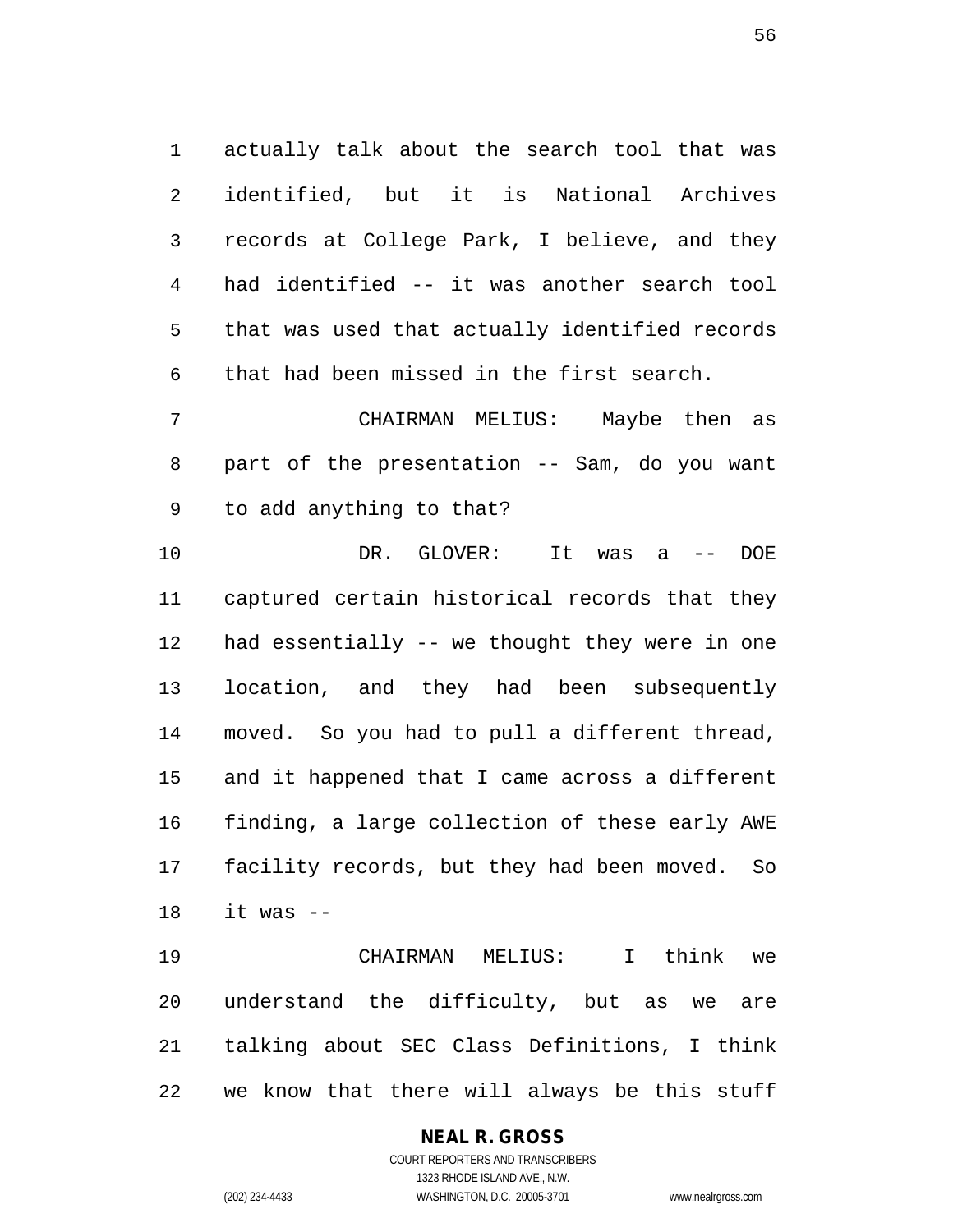actually talk about the search tool that was identified, but it is National Archives records at College Park, I believe, and they had identified -- it was another search tool that was used that actually identified records that had been missed in the first search.

CHAIRMAN MELIUS: Maybe then as part of the presentation -- Sam, do you want to add anything to that?

DR. GLOVER: It was a -- DOE captured certain historical records that they had essentially -- we thought they were in one location, and they had been subsequently moved. So you had to pull a different thread, and it happened that I came across a different finding, a large collection of these early AWE facility records, but they had been moved. So it was --

CHAIRMAN MELIUS: I think we understand the difficulty, but as we are talking about SEC Class Definitions, I think we know that there will always be this stuff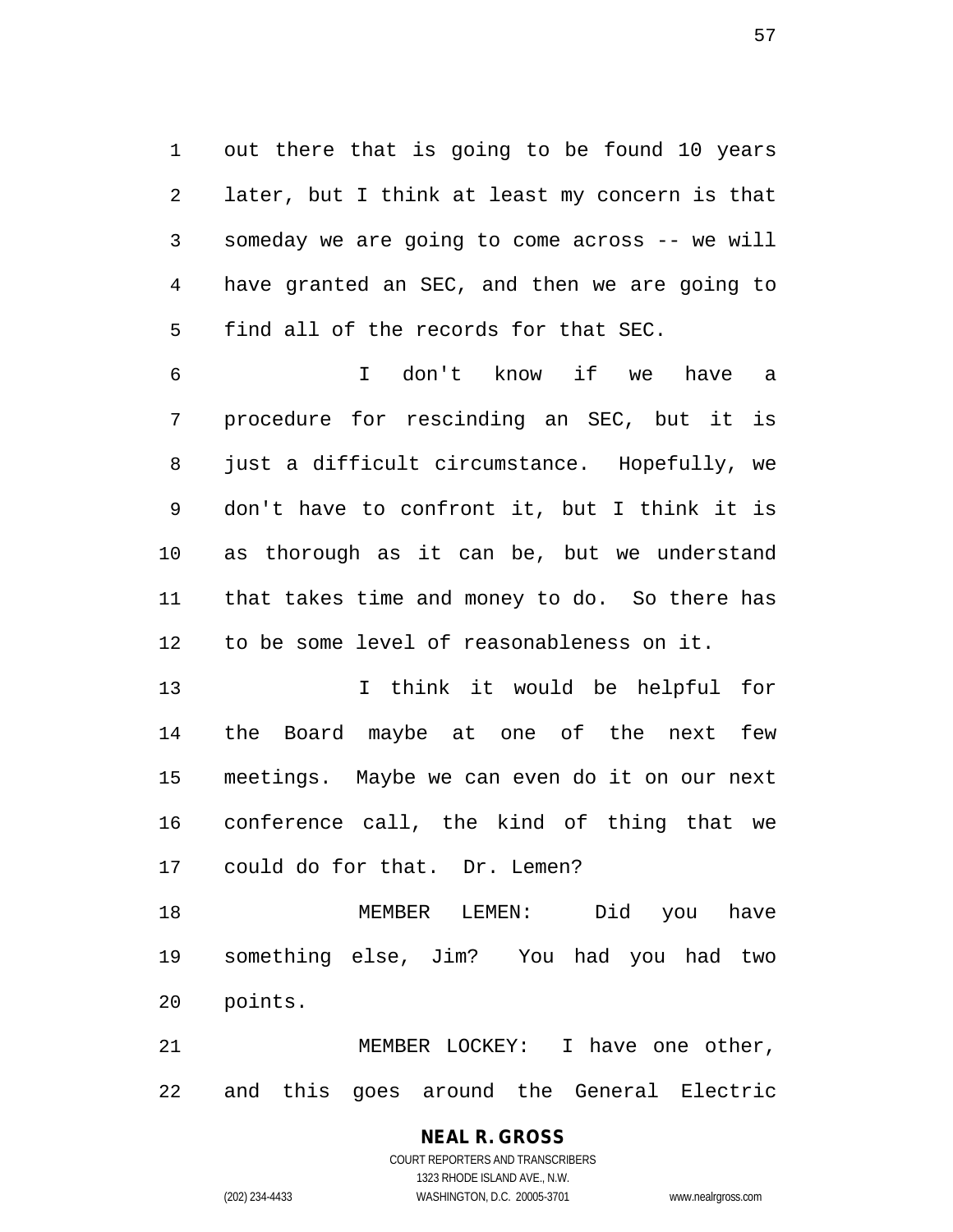out there that is going to be found 10 years later, but I think at least my concern is that someday we are going to come across -- we will have granted an SEC, and then we are going to find all of the records for that SEC.

I don't know if we have a procedure for rescinding an SEC, but it is just a difficult circumstance. Hopefully, we don't have to confront it, but I think it is as thorough as it can be, but we understand that takes time and money to do. So there has to be some level of reasonableness on it.

I think it would be helpful for the Board maybe at one of the next few meetings. Maybe we can even do it on our next conference call, the kind of thing that we could do for that. Dr. Lemen?

MEMBER LEMEN: Did you have something else, Jim? You had you had two points.

MEMBER LOCKEY: I have one other, and this goes around the General Electric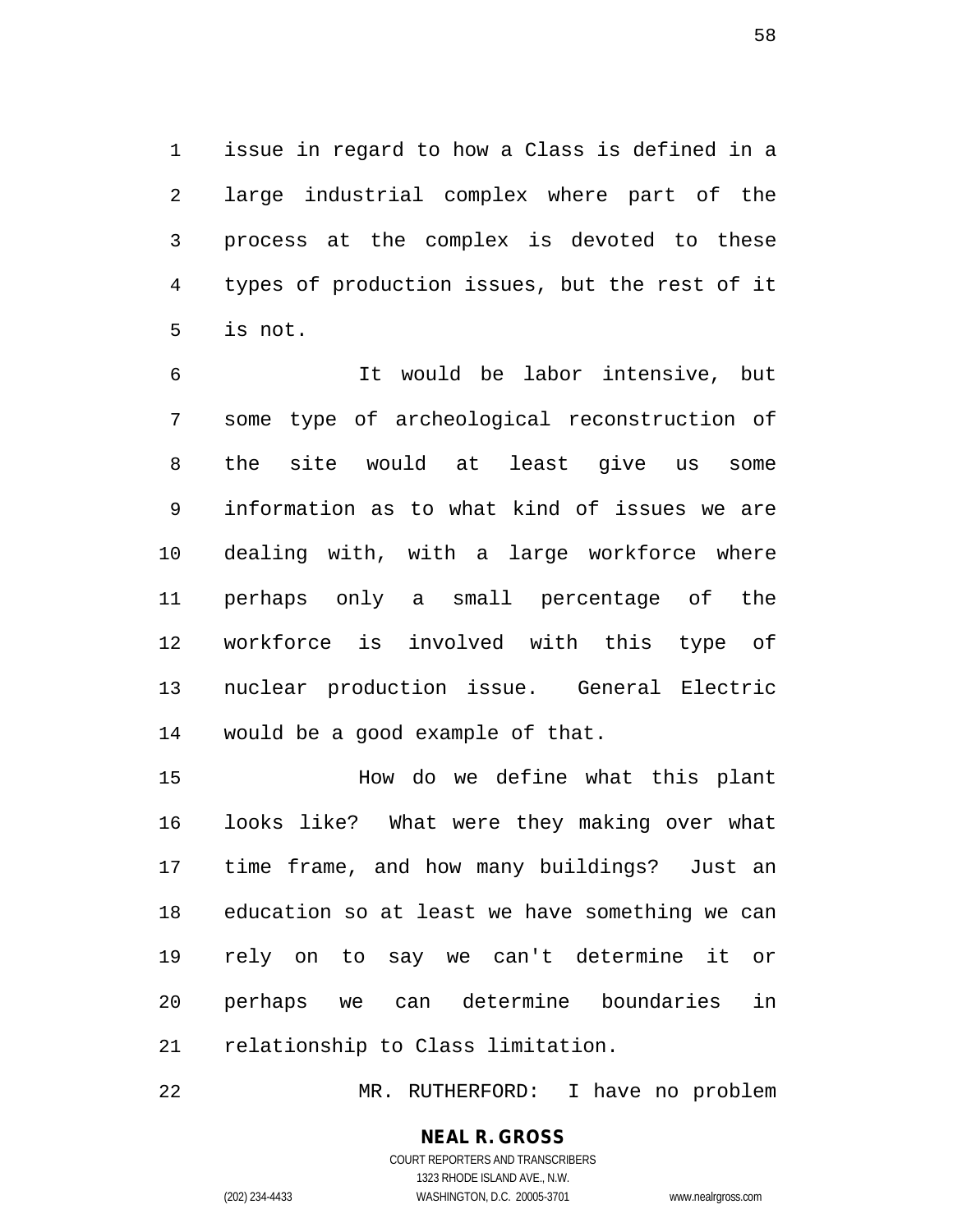issue in regard to how a Class is defined in a large industrial complex where part of the process at the complex is devoted to these types of production issues, but the rest of it is not.

It would be labor intensive, but some type of archeological reconstruction of the site would at least give us some information as to what kind of issues we are dealing with, with a large workforce where perhaps only a small percentage of the workforce is involved with this type of nuclear production issue. General Electric would be a good example of that.

How do we define what this plant looks like? What were they making over what time frame, and how many buildings? Just an education so at least we have something we can rely on to say we can't determine it or perhaps we can determine boundaries in relationship to Class limitation.

MR. RUTHERFORD: I have no problem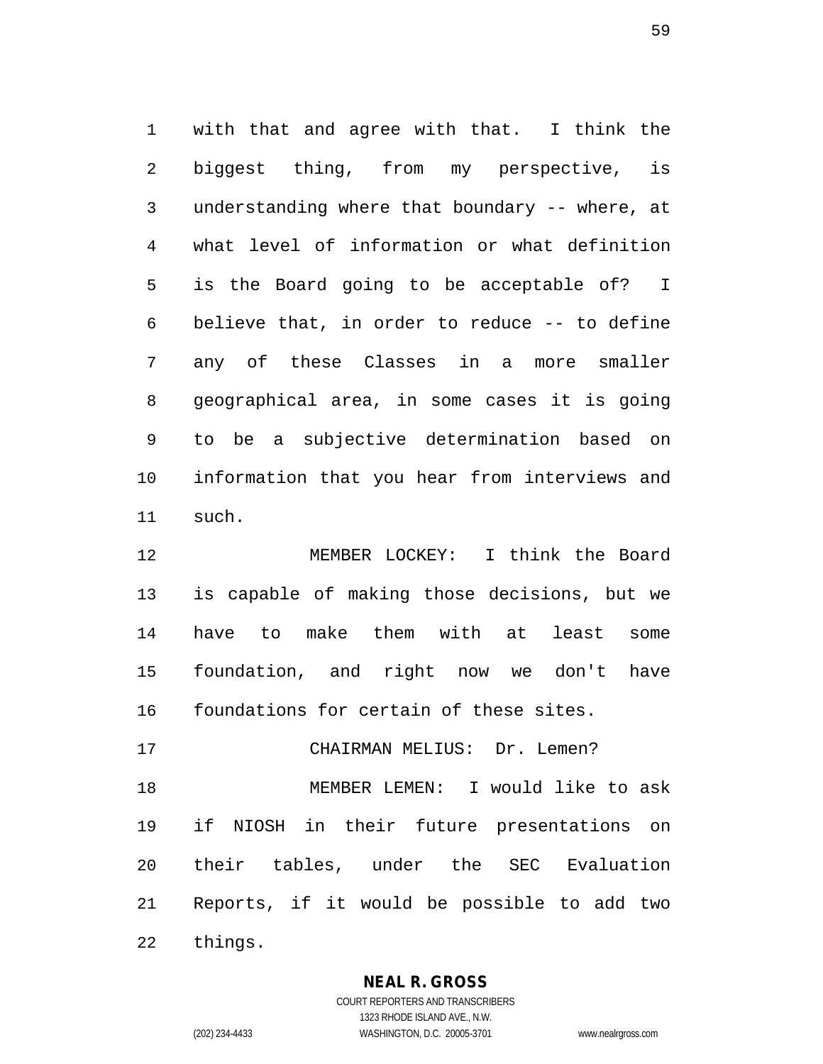with that and agree with that. I think the biggest thing, from my perspective, is understanding where that boundary -- where, at what level of information or what definition is the Board going to be acceptable of? I believe that, in order to reduce -- to define any of these Classes in a more smaller geographical area, in some cases it is going to be a subjective determination based on information that you hear from interviews and such.

MEMBER LOCKEY: I think the Board is capable of making those decisions, but we have to make them with at least some foundation, and right now we don't have foundations for certain of these sites.

CHAIRMAN MELIUS: Dr. Lemen?

MEMBER LEMEN: I would like to ask if NIOSH in their future presentations on their tables, under the SEC Evaluation Reports, if it would be possible to add two things.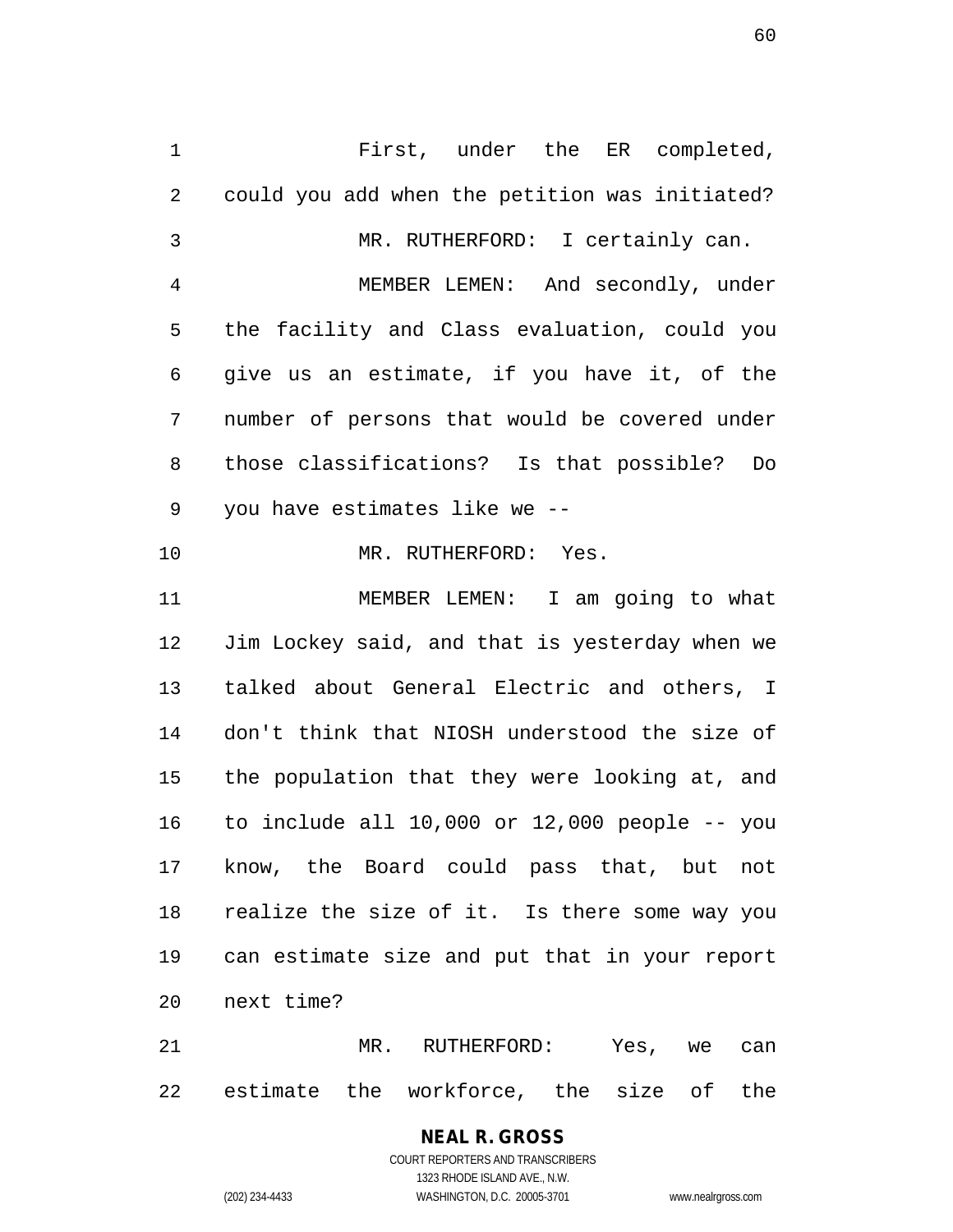First, under the ER completed, could you add when the petition was initiated?

MR. RUTHERFORD: I certainly can.

MEMBER LEMEN: And secondly, under the facility and Class evaluation, could you give us an estimate, if you have it, of the number of persons that would be covered under those classifications? Is that possible? Do you have estimates like we --

MR. RUTHERFORD: Yes.

MEMBER LEMEN: I am going to what Jim Lockey said, and that is yesterday when we talked about General Electric and others, I don't think that NIOSH understood the size of the population that they were looking at, and to include all 10,000 or 12,000 people -- you know, the Board could pass that, but not realize the size of it. Is there some way you can estimate size and put that in your report next time?

MR. RUTHERFORD: Yes, we can estimate the workforce, the size of the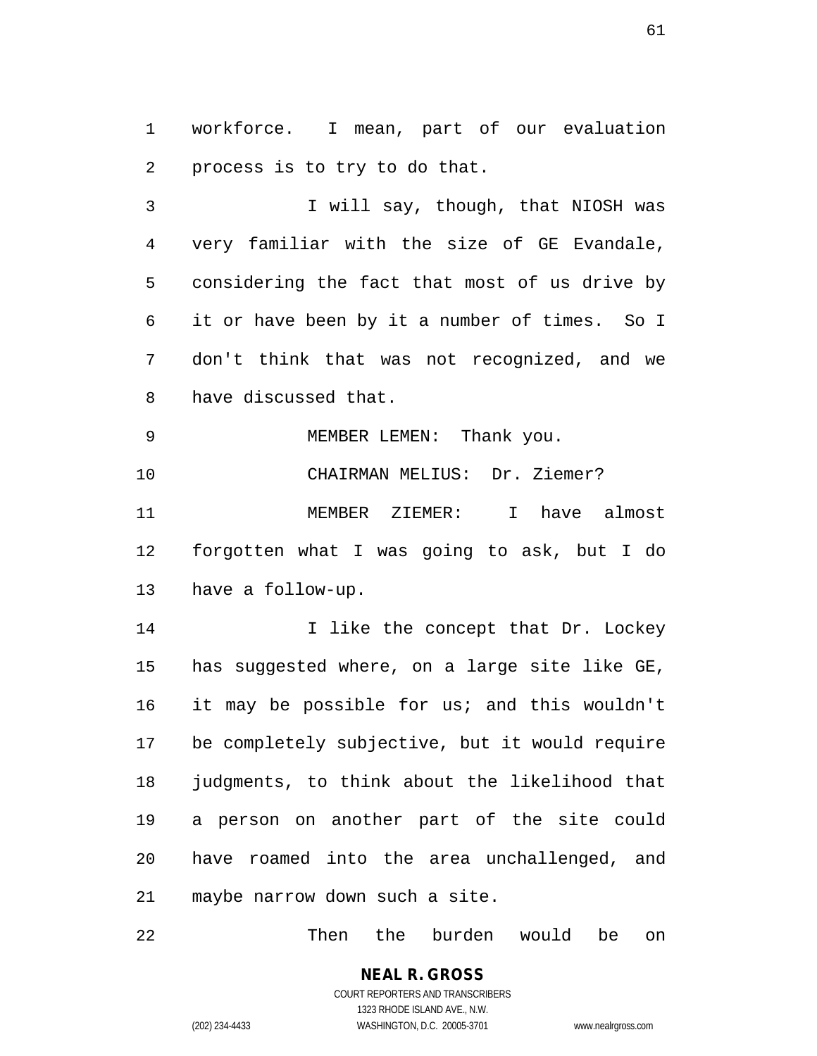workforce. I mean, part of our evaluation process is to try to do that.

I will say, though, that NIOSH was very familiar with the size of GE Evandale, considering the fact that most of us drive by it or have been by it a number of times. So I don't think that was not recognized, and we have discussed that.

MEMBER LEMEN: Thank you.

CHAIRMAN MELIUS: Dr. Ziemer?

MEMBER ZIEMER: I have almost forgotten what I was going to ask, but I do have a follow-up.

I like the concept that Dr. Lockey has suggested where, on a large site like GE, it may be possible for us; and this wouldn't be completely subjective, but it would require judgments, to think about the likelihood that a person on another part of the site could have roamed into the area unchallenged, and maybe narrow down such a site.

Then the burden would be on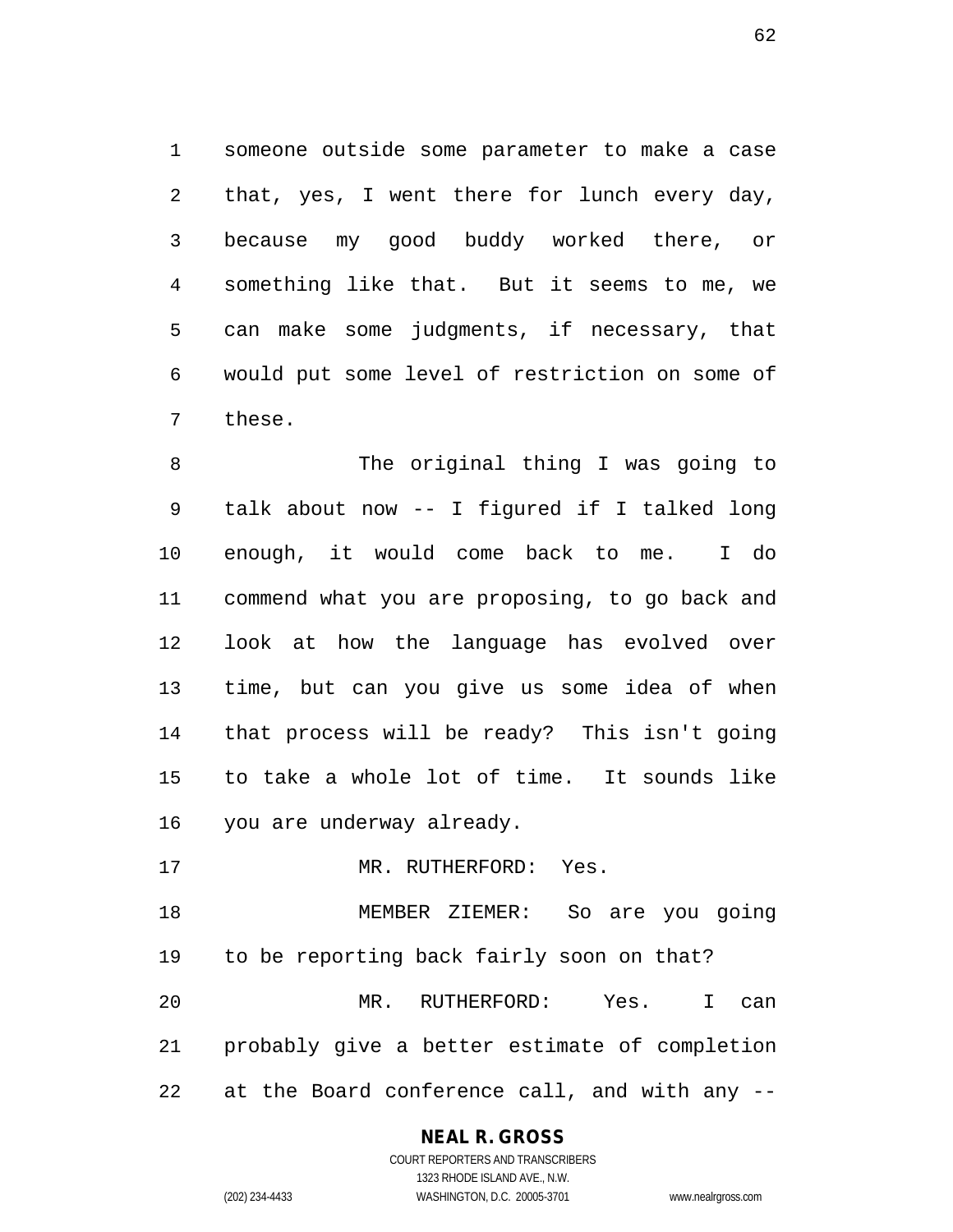someone outside some parameter to make a case that, yes, I went there for lunch every day, because my good buddy worked there, or something like that. But it seems to me, we can make some judgments, if necessary, that would put some level of restriction on some of these.

The original thing I was going to talk about now -- I figured if I talked long enough, it would come back to me. I do commend what you are proposing, to go back and look at how the language has evolved over time, but can you give us some idea of when that process will be ready? This isn't going to take a whole lot of time. It sounds like you are underway already.

MR. RUTHERFORD: Yes.

MEMBER ZIEMER: So are you going to be reporting back fairly soon on that?

MR. RUTHERFORD: Yes. I can probably give a better estimate of completion at the Board conference call, and with any --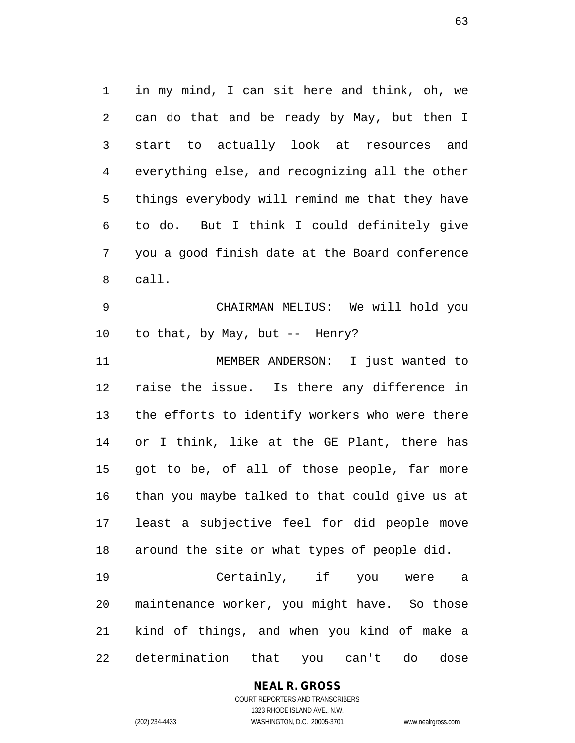in my mind, I can sit here and think, oh, we can do that and be ready by May, but then I start to actually look at resources and everything else, and recognizing all the other things everybody will remind me that they have to do. But I think I could definitely give you a good finish date at the Board conference call.

CHAIRMAN MELIUS: We will hold you to that, by May, but -- Henry?

MEMBER ANDERSON: I just wanted to raise the issue. Is there any difference in the efforts to identify workers who were there or I think, like at the GE Plant, there has got to be, of all of those people, far more than you maybe talked to that could give us at least a subjective feel for did people move around the site or what types of people did.

Certainly, if you were a maintenance worker, you might have. So those kind of things, and when you kind of make a determination that you can't do dose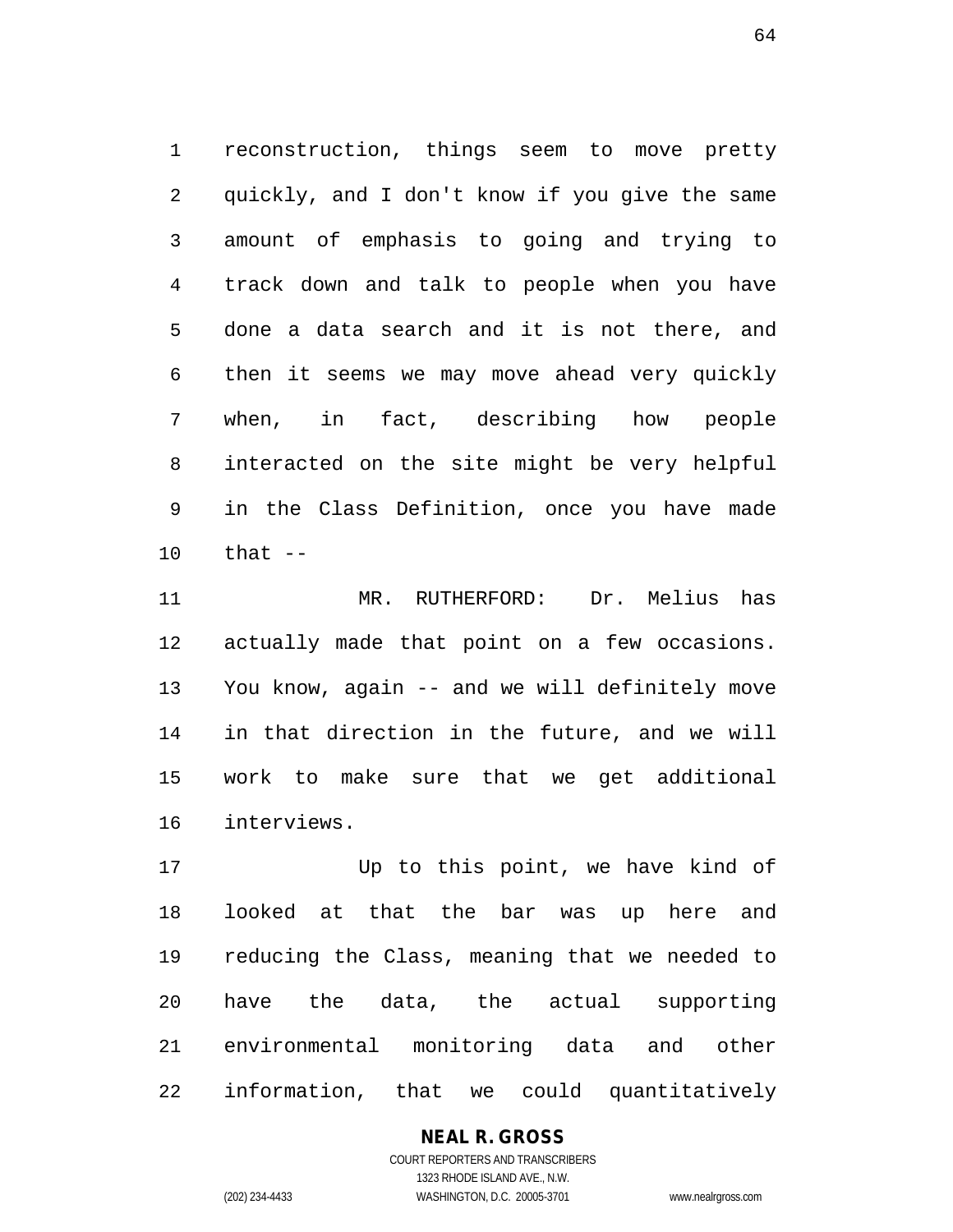reconstruction, things seem to move pretty quickly, and I don't know if you give the same amount of emphasis to going and trying to track down and talk to people when you have done a data search and it is not there, and then it seems we may move ahead very quickly when, in fact, describing how people interacted on the site might be very helpful in the Class Definition, once you have made that --

MR. RUTHERFORD: Dr. Melius has actually made that point on a few occasions. You know, again -- and we will definitely move in that direction in the future, and we will work to make sure that we get additional interviews.

Up to this point, we have kind of looked at that the bar was up here and reducing the Class, meaning that we needed to have the data, the actual supporting environmental monitoring data and other information, that we could quantitatively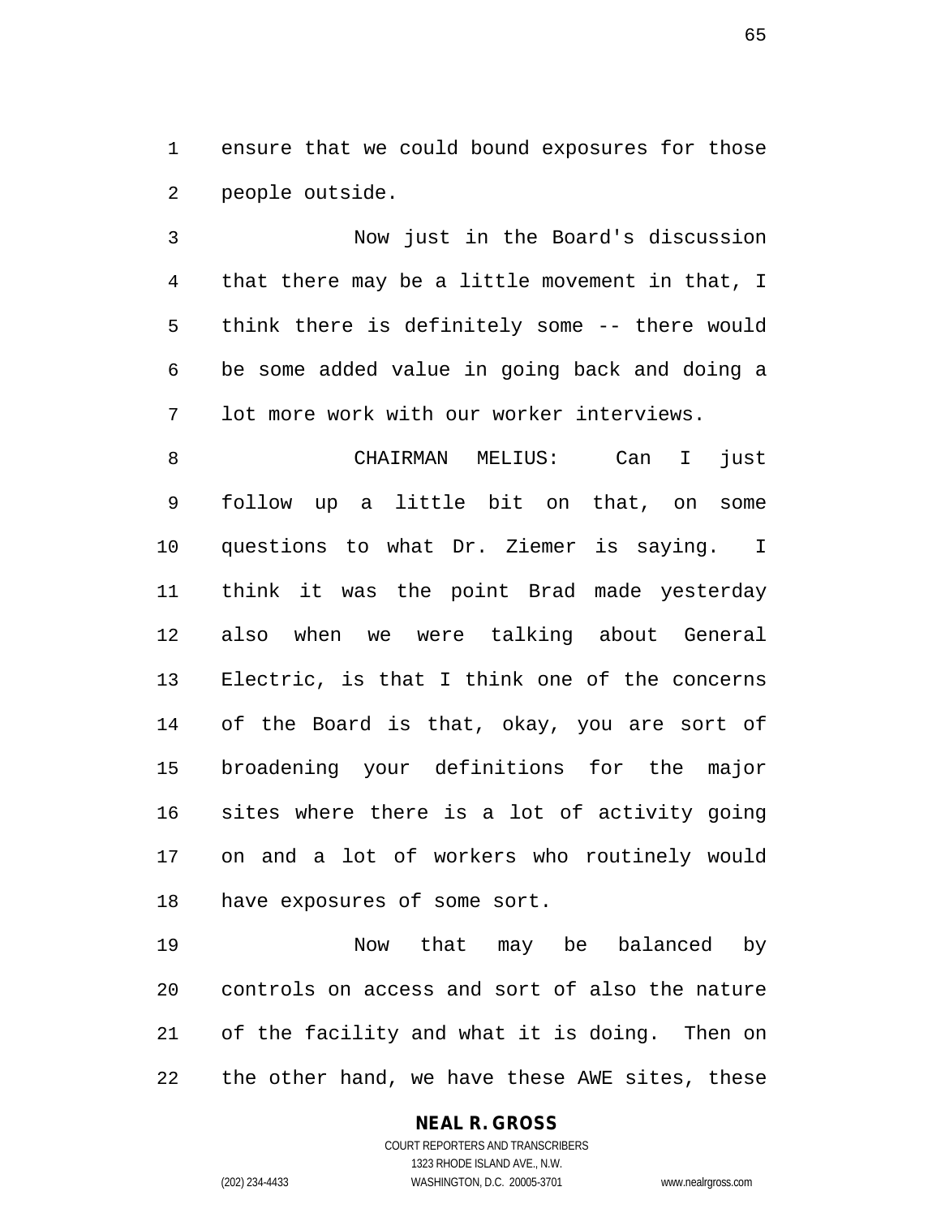ensure that we could bound exposures for those people outside.

Now just in the Board's discussion that there may be a little movement in that, I think there is definitely some -- there would be some added value in going back and doing a lot more work with our worker interviews.

CHAIRMAN MELIUS: Can I just follow up a little bit on that, on some questions to what Dr. Ziemer is saying. I think it was the point Brad made yesterday also when we were talking about General Electric, is that I think one of the concerns of the Board is that, okay, you are sort of broadening your definitions for the major sites where there is a lot of activity going on and a lot of workers who routinely would have exposures of some sort.

Now that may be balanced by controls on access and sort of also the nature of the facility and what it is doing. Then on the other hand, we have these AWE sites, these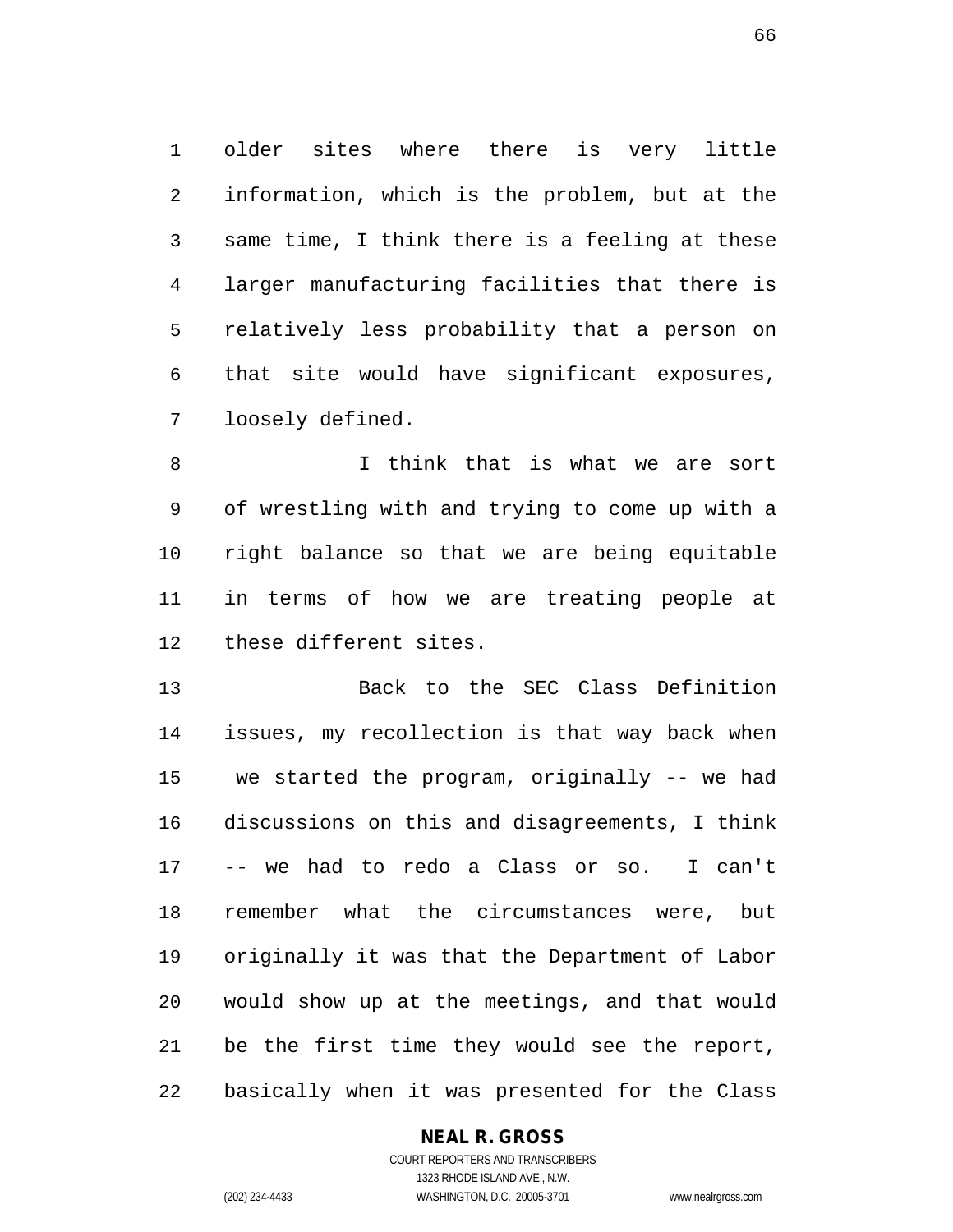older sites where there is very little information, which is the problem, but at the same time, I think there is a feeling at these larger manufacturing facilities that there is relatively less probability that a person on that site would have significant exposures, loosely defined.

I think that is what we are sort of wrestling with and trying to come up with a right balance so that we are being equitable in terms of how we are treating people at these different sites.

Back to the SEC Class Definition issues, my recollection is that way back when we started the program, originally -- we had discussions on this and disagreements, I think -- we had to redo a Class or so. I can't remember what the circumstances were, but originally it was that the Department of Labor would show up at the meetings, and that would be the first time they would see the report, basically when it was presented for the Class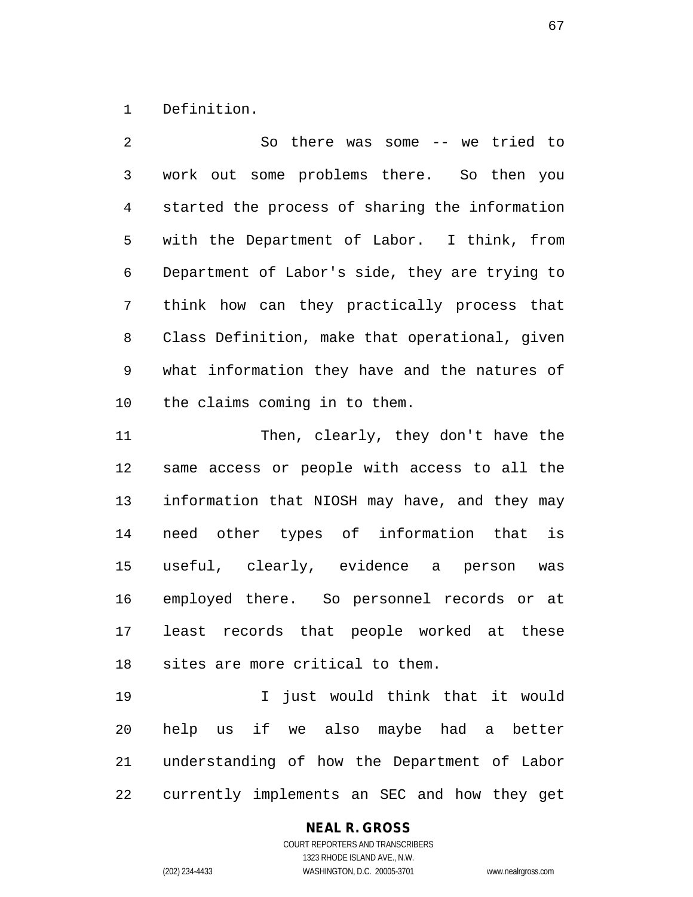Definition.

So there was some -- we tried to work out some problems there. So then you started the process of sharing the information with the Department of Labor. I think, from Department of Labor's side, they are trying to think how can they practically process that Class Definition, make that operational, given what information they have and the natures of the claims coming in to them.

Then, clearly, they don't have the same access or people with access to all the information that NIOSH may have, and they may need other types of information that is useful, clearly, evidence a person was employed there. So personnel records or at least records that people worked at these sites are more critical to them.

I just would think that it would help us if we also maybe had a better understanding of how the Department of Labor currently implements an SEC and how they get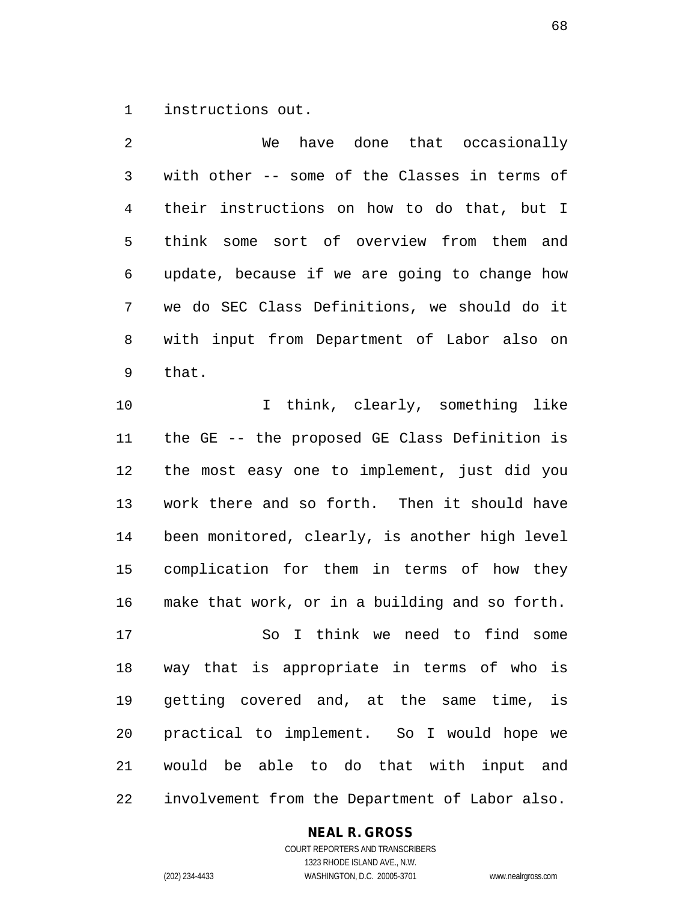instructions out.

We have done that occasionally with other -- some of the Classes in terms of their instructions on how to do that, but I think some sort of overview from them and update, because if we are going to change how we do SEC Class Definitions, we should do it with input from Department of Labor also on that.

I think, clearly, something like the GE -- the proposed GE Class Definition is the most easy one to implement, just did you work there and so forth. Then it should have been monitored, clearly, is another high level complication for them in terms of how they make that work, or in a building and so forth.

So I think we need to find some way that is appropriate in terms of who is getting covered and, at the same time, is practical to implement. So I would hope we would be able to do that with input and involvement from the Department of Labor also.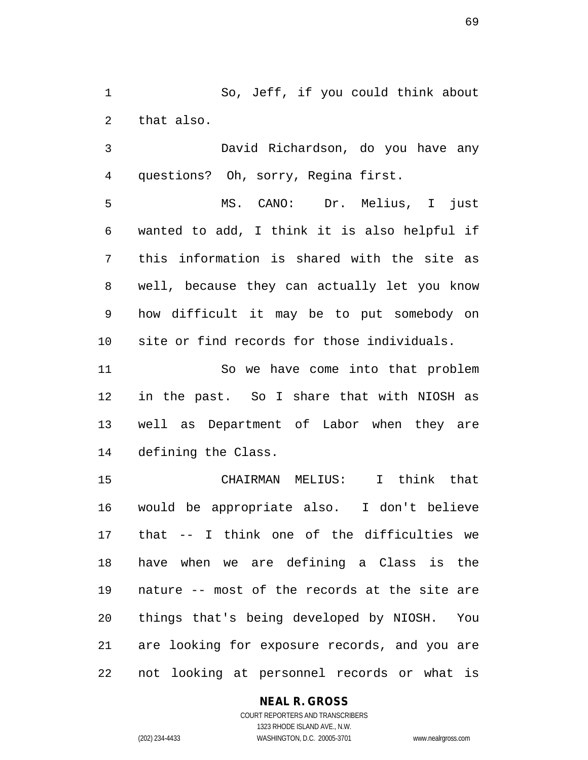So, Jeff, if you could think about that also.

David Richardson, do you have any questions? Oh, sorry, Regina first.

MS. CANO: Dr. Melius, I just wanted to add, I think it is also helpful if this information is shared with the site as well, because they can actually let you know how difficult it may be to put somebody on site or find records for those individuals.

So we have come into that problem in the past. So I share that with NIOSH as well as Department of Labor when they are defining the Class.

CHAIRMAN MELIUS: I think that would be appropriate also. I don't believe that -- I think one of the difficulties we have when we are defining a Class is the nature -- most of the records at the site are things that's being developed by NIOSH. You are looking for exposure records, and you are not looking at personnel records or what is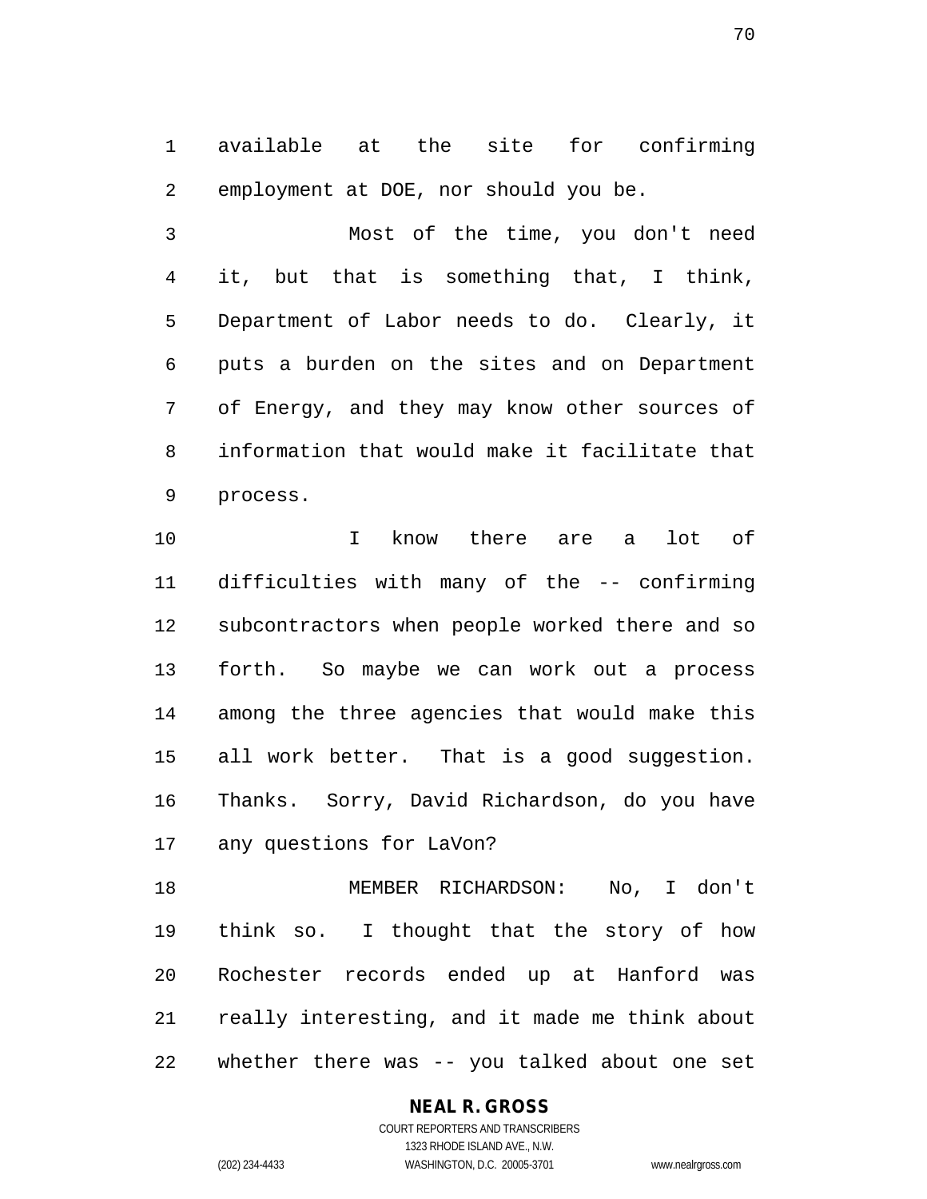available at the site for confirming employment at DOE, nor should you be.

Most of the time, you don't need it, but that is something that, I think, Department of Labor needs to do. Clearly, it puts a burden on the sites and on Department of Energy, and they may know other sources of information that would make it facilitate that process.

I know there are a lot of difficulties with many of the -- confirming subcontractors when people worked there and so forth. So maybe we can work out a process among the three agencies that would make this all work better. That is a good suggestion. Thanks. Sorry, David Richardson, do you have any questions for LaVon?

MEMBER RICHARDSON: No, I don't think so. I thought that the story of how Rochester records ended up at Hanford was really interesting, and it made me think about whether there was -- you talked about one set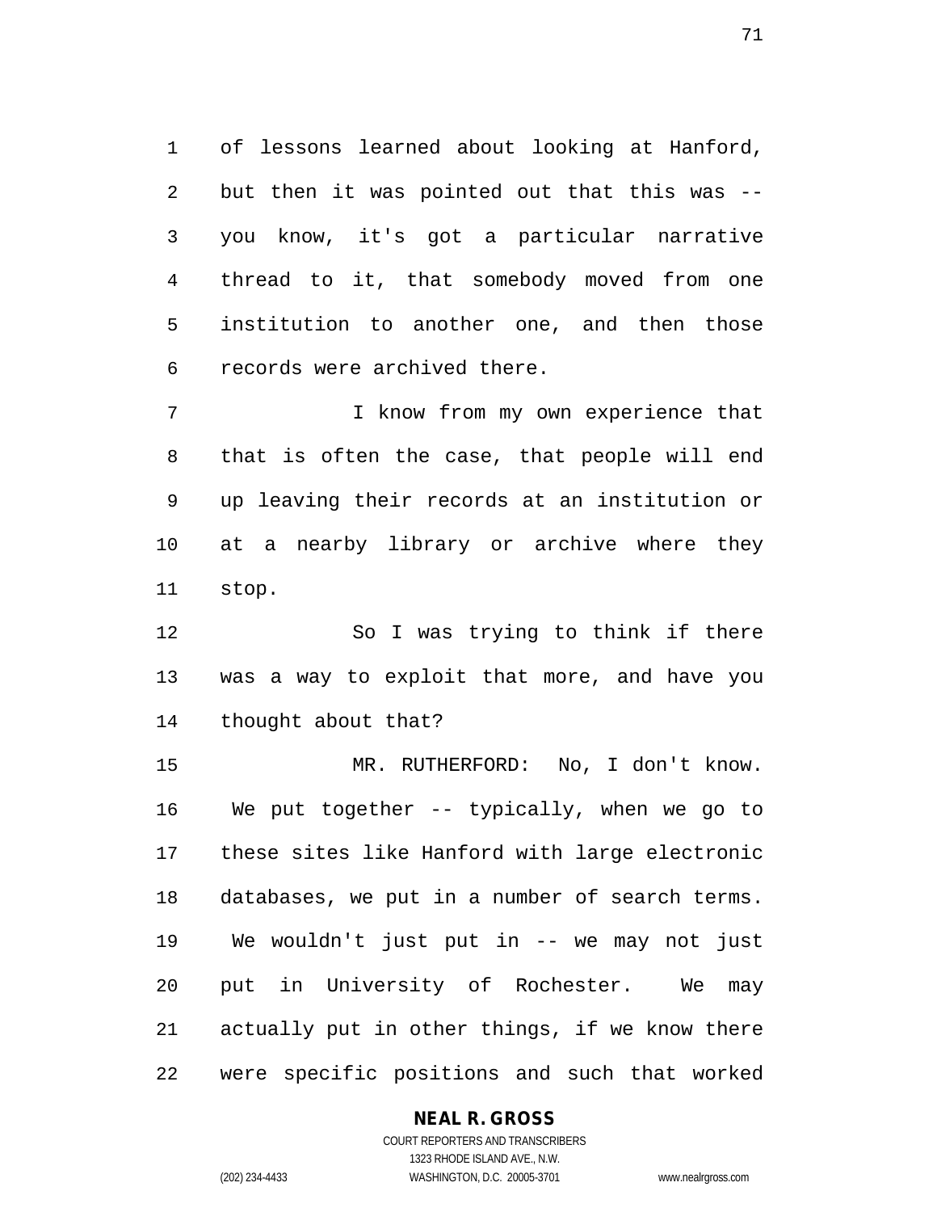of lessons learned about looking at Hanford, but then it was pointed out that this was -- you know, it's got a particular narrative thread to it, that somebody moved from one institution to another one, and then those records were archived there.

I know from my own experience that that is often the case, that people will end up leaving their records at an institution or at a nearby library or archive where they stop.

So I was trying to think if there was a way to exploit that more, and have you thought about that?

MR. RUTHERFORD: No, I don't know. We put together -- typically, when we go to these sites like Hanford with large electronic databases, we put in a number of search terms. We wouldn't just put in -- we may not just put in University of Rochester. We may actually put in other things, if we know there were specific positions and such that worked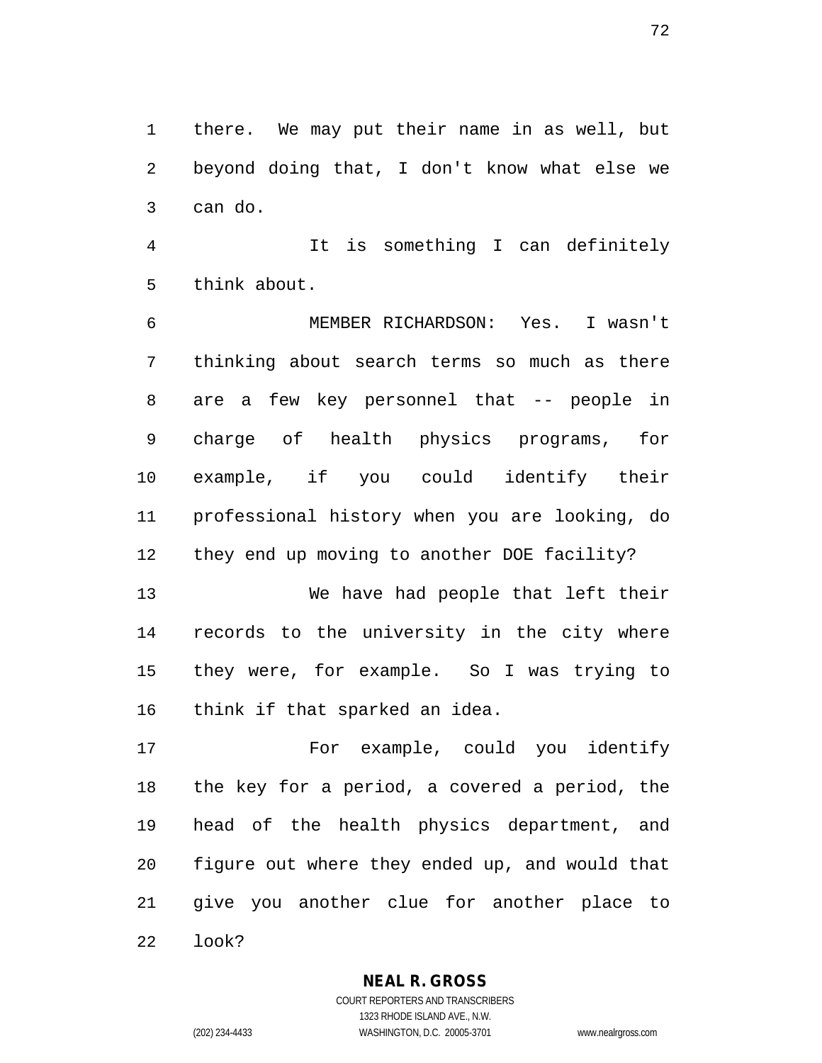there. We may put their name in as well, but beyond doing that, I don't know what else we can do.

It is something I can definitely think about.

MEMBER RICHARDSON: Yes. I wasn't thinking about search terms so much as there are a few key personnel that -- people in charge of health physics programs, for example, if you could identify their professional history when you are looking, do they end up moving to another DOE facility?

We have had people that left their records to the university in the city where they were, for example. So I was trying to think if that sparked an idea.

For example, could you identify the key for a period, a covered a period, the head of the health physics department, and figure out where they ended up, and would that give you another clue for another place to look?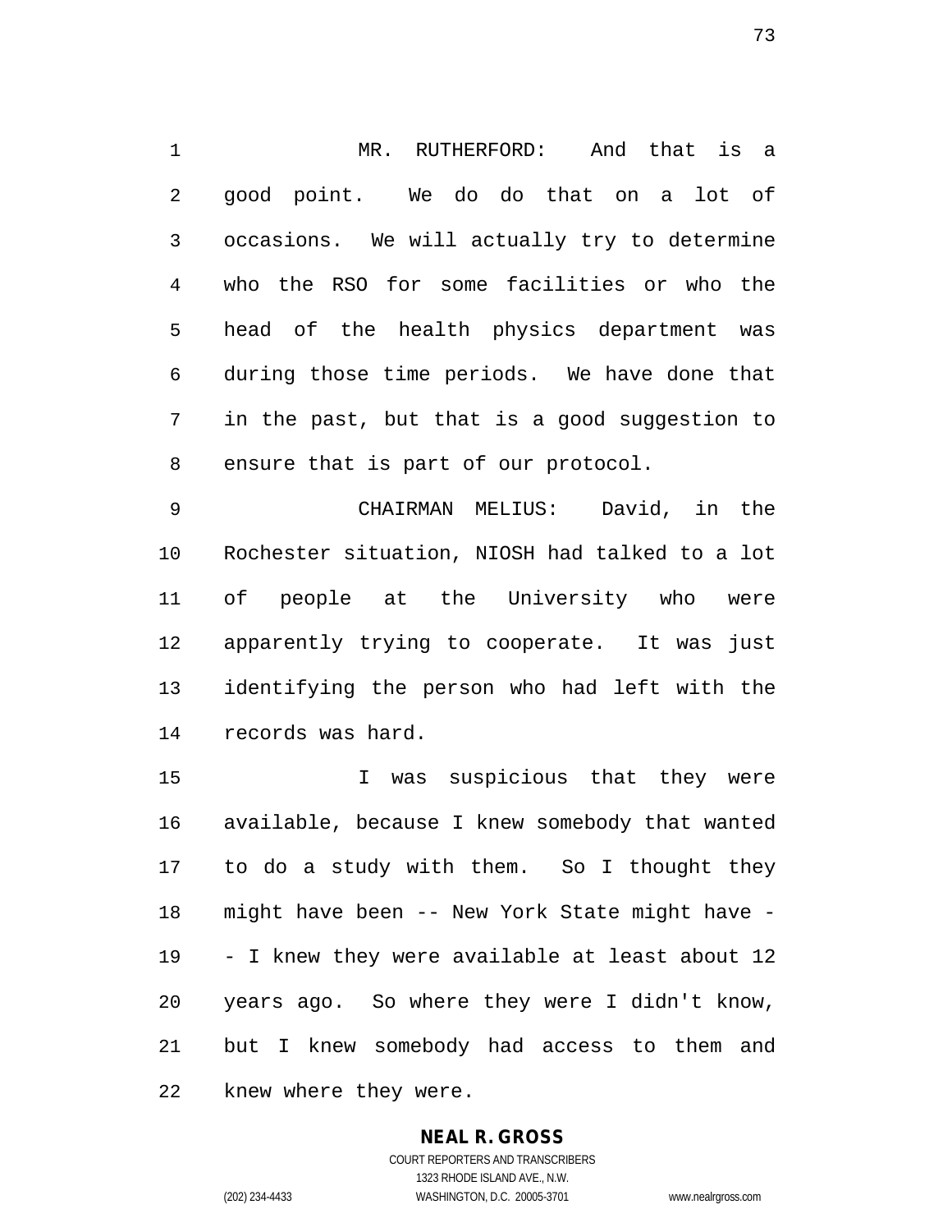MR. RUTHERFORD: And that is a good point. We do do that on a lot of occasions. We will actually try to determine who the RSO for some facilities or who the head of the health physics department was during those time periods. We have done that in the past, but that is a good suggestion to ensure that is part of our protocol.

CHAIRMAN MELIUS: David, in the Rochester situation, NIOSH had talked to a lot of people at the University who were apparently trying to cooperate. It was just identifying the person who had left with the records was hard.

I was suspicious that they were available, because I knew somebody that wanted to do a study with them. So I thought they might have been -- New York State might have -- I knew they were available at least about 12 years ago. So where they were I didn't know, but I knew somebody had access to them and knew where they were.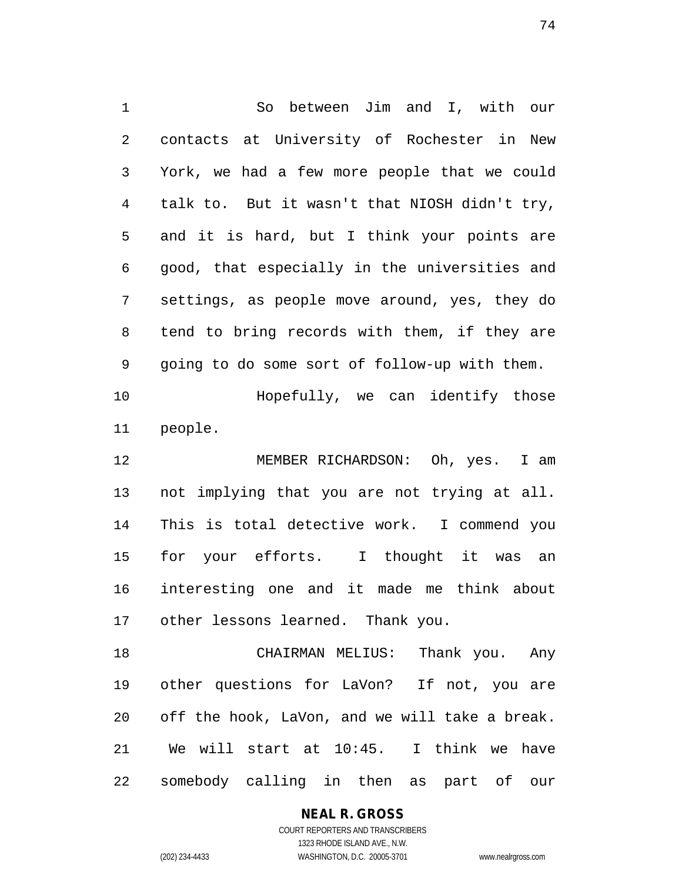So between Jim and I, with our contacts at University of Rochester in New York, we had a few more people that we could talk to. But it wasn't that NIOSH didn't try, and it is hard, but I think your points are good, that especially in the universities and settings, as people move around, yes, they do tend to bring records with them, if they are going to do some sort of follow-up with them.

Hopefully, we can identify those people.

MEMBER RICHARDSON: Oh, yes. I am not implying that you are not trying at all. This is total detective work. I commend you for your efforts. I thought it was an interesting one and it made me think about other lessons learned. Thank you.

CHAIRMAN MELIUS: Thank you. Any other questions for LaVon? If not, you are off the hook, LaVon, and we will take a break. We will start at 10:45. I think we have somebody calling in then as part of our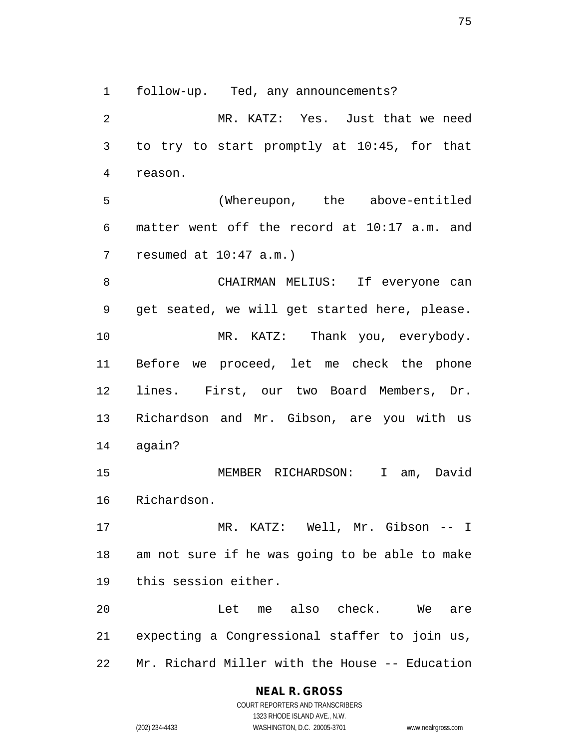follow-up. Ted, any announcements?

MR. KATZ: Yes. Just that we need to try to start promptly at 10:45, for that reason.

(Whereupon, the above-entitled matter went off the record at 10:17 a.m. and resumed at 10:47 a.m.)

CHAIRMAN MELIUS: If everyone can get seated, we will get started here, please.

MR. KATZ: Thank you, everybody. Before we proceed, let me check the phone lines. First, our two Board Members, Dr. Richardson and Mr. Gibson, are you with us again?

MEMBER RICHARDSON: I am, David Richardson.

MR. KATZ: Well, Mr. Gibson -- I am not sure if he was going to be able to make this session either.

Let me also check. We are expecting a Congressional staffer to join us, Mr. Richard Miller with the House -- Education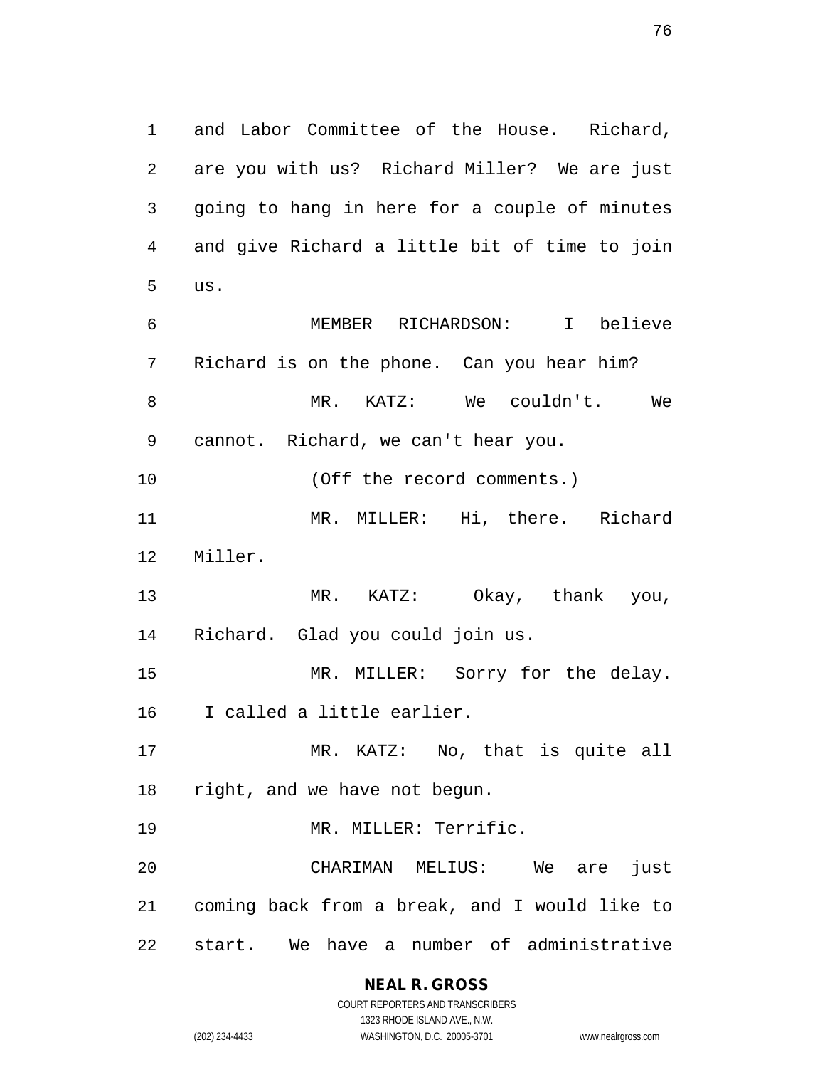and Labor Committee of the House. Richard, are you with us? Richard Miller? We are just going to hang in here for a couple of minutes and give Richard a little bit of time to join us.

MEMBER RICHARDSON: I believe Richard is on the phone. Can you hear him?

MR. KATZ: We couldn't. We cannot. Richard, we can't hear you.

(Off the record comments.)

MR. MILLER: Hi, there. Richard Miller.

MR. KATZ: Okay, thank you, Richard. Glad you could join us.

MR. MILLER: Sorry for the delay. I called a little earlier.

MR. KATZ: No, that is quite all right, and we have not begun.

MR. MILLER: Terrific.

CHARIMAN MELIUS: We are just coming back from a break, and I would like to start. We have a number of administrative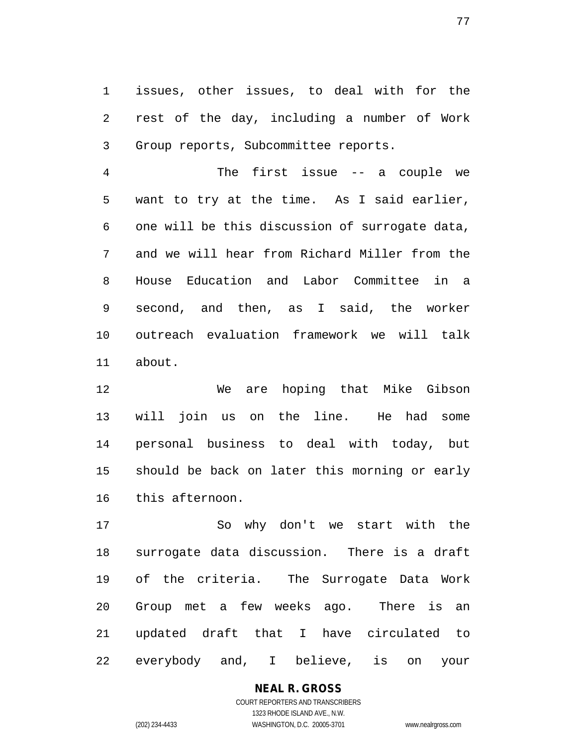issues, other issues, to deal with for the rest of the day, including a number of Work Group reports, Subcommittee reports.

The first issue -- a couple we want to try at the time. As I said earlier, one will be this discussion of surrogate data, and we will hear from Richard Miller from the House Education and Labor Committee in a second, and then, as I said, the worker outreach evaluation framework we will talk about.

We are hoping that Mike Gibson will join us on the line. He had some personal business to deal with today, but should be back on later this morning or early this afternoon.

So why don't we start with the surrogate data discussion. There is a draft of the criteria. The Surrogate Data Work Group met a few weeks ago. There is an updated draft that I have circulated to everybody and, I believe, is on your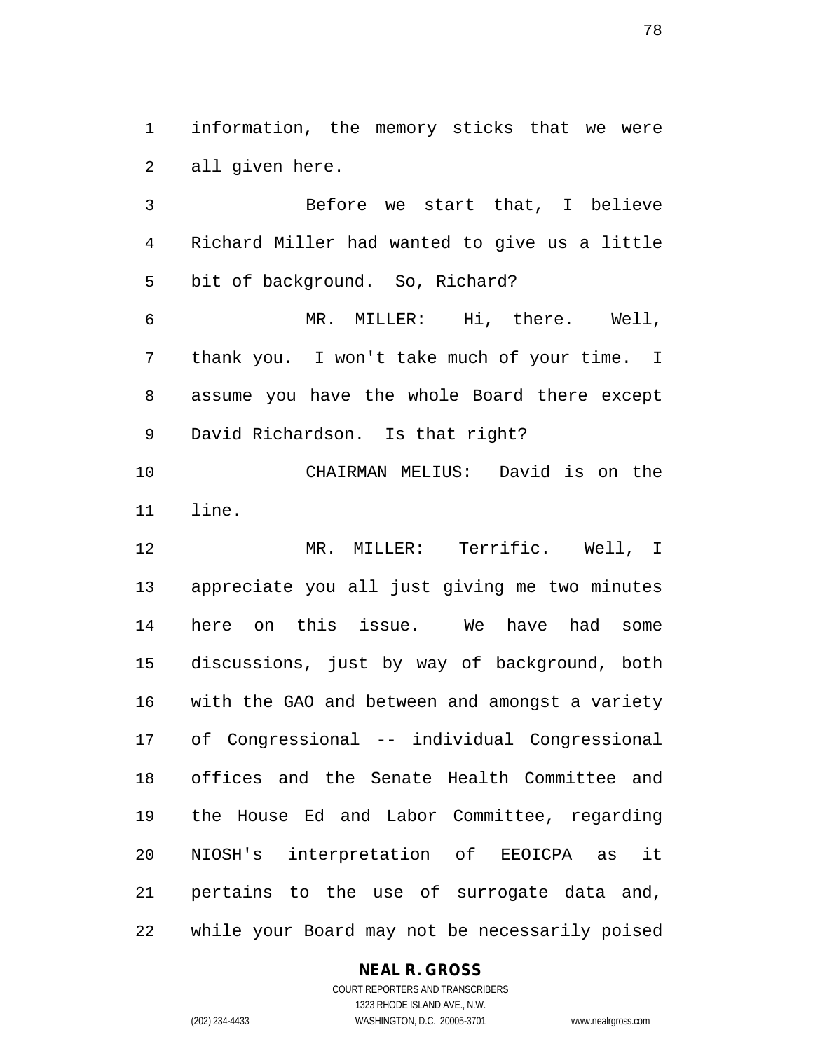information, the memory sticks that we were all given here.

Before we start that, I believe Richard Miller had wanted to give us a little bit of background. So, Richard?

MR. MILLER: Hi, there. Well, thank you. I won't take much of your time. I assume you have the whole Board there except David Richardson. Is that right?

CHAIRMAN MELIUS: David is on the line.

MR. MILLER: Terrific. Well, I appreciate you all just giving me two minutes here on this issue. We have had some discussions, just by way of background, both with the GAO and between and amongst a variety of Congressional -- individual Congressional offices and the Senate Health Committee and the House Ed and Labor Committee, regarding NIOSH's interpretation of EEOICPA as it pertains to the use of surrogate data and, while your Board may not be necessarily poised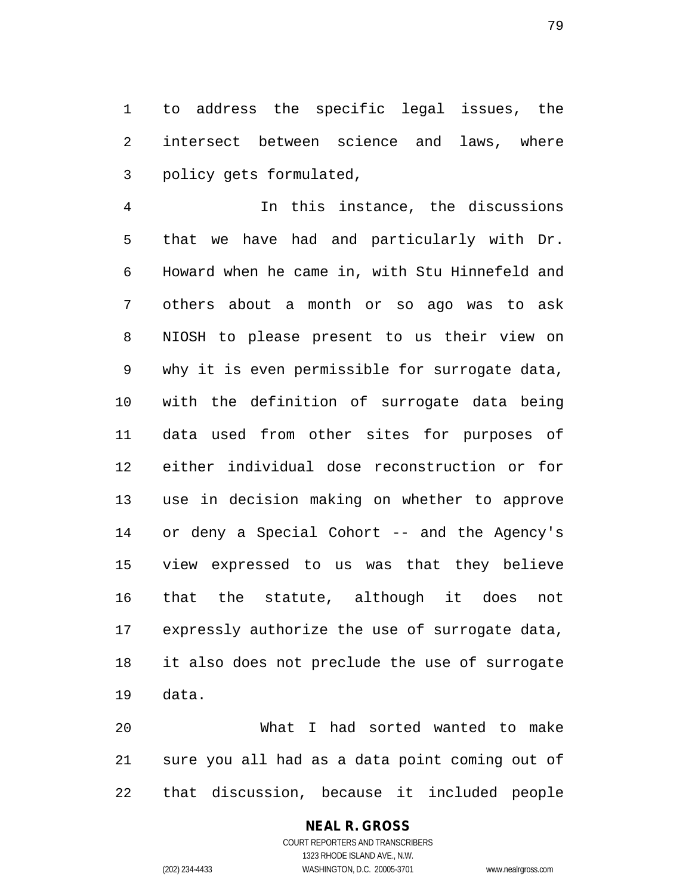to address the specific legal issues, the intersect between science and laws, where policy gets formulated,

In this instance, the discussions that we have had and particularly with Dr. Howard when he came in, with Stu Hinnefeld and others about a month or so ago was to ask NIOSH to please present to us their view on why it is even permissible for surrogate data, with the definition of surrogate data being data used from other sites for purposes of either individual dose reconstruction or for use in decision making on whether to approve or deny a Special Cohort -- and the Agency's view expressed to us was that they believe that the statute, although it does not expressly authorize the use of surrogate data, it also does not preclude the use of surrogate data.

What I had sorted wanted to make sure you all had as a data point coming out of that discussion, because it included people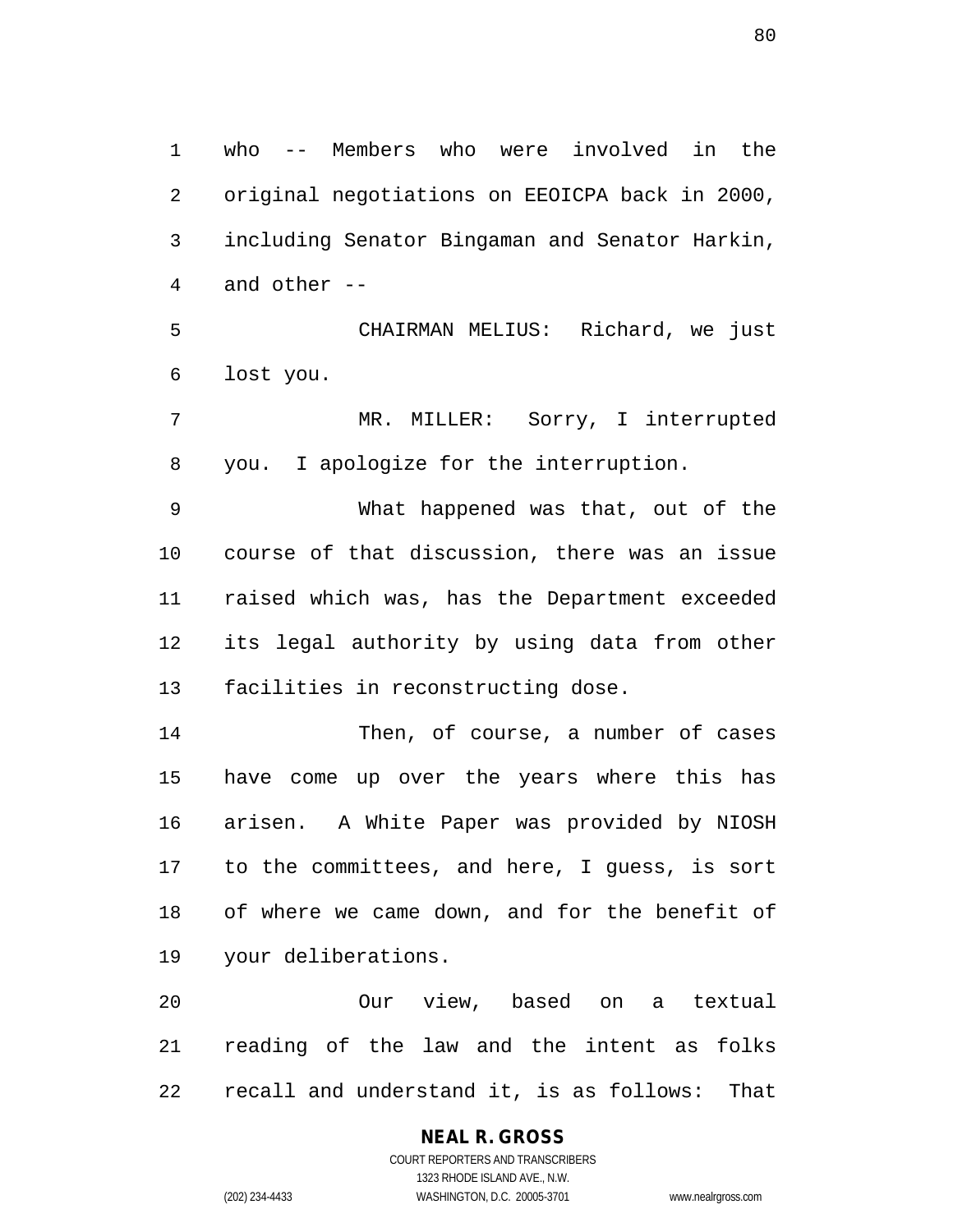who -- Members who were involved in the original negotiations on EEOICPA back in 2000, including Senator Bingaman and Senator Harkin, and other --

CHAIRMAN MELIUS: Richard, we just lost you.

MR. MILLER: Sorry, I interrupted you. I apologize for the interruption.

What happened was that, out of the course of that discussion, there was an issue raised which was, has the Department exceeded its legal authority by using data from other facilities in reconstructing dose.

Then, of course, a number of cases have come up over the years where this has arisen. A White Paper was provided by NIOSH to the committees, and here, I guess, is sort of where we came down, and for the benefit of your deliberations.

Our view, based on a textual reading of the law and the intent as folks recall and understand it, is as follows: That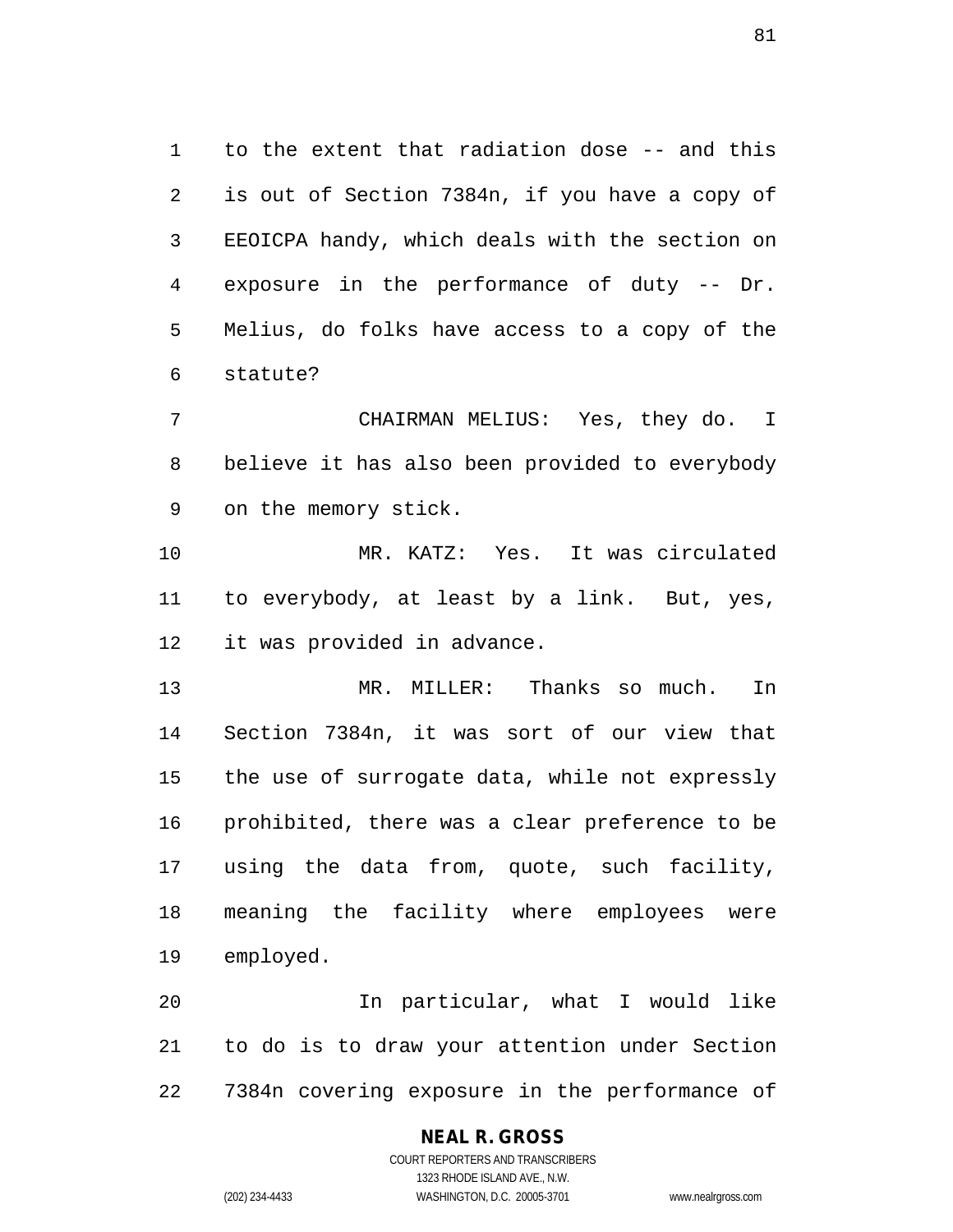to the extent that radiation dose -- and this is out of Section 7384n, if you have a copy of EEOICPA handy, which deals with the section on exposure in the performance of duty -- Dr. Melius, do folks have access to a copy of the statute?

CHAIRMAN MELIUS: Yes, they do. I believe it has also been provided to everybody on the memory stick.

MR. KATZ: Yes. It was circulated to everybody, at least by a link. But, yes, it was provided in advance.

MR. MILLER: Thanks so much. In Section 7384n, it was sort of our view that the use of surrogate data, while not expressly prohibited, there was a clear preference to be using the data from, quote, such facility, meaning the facility where employees were employed.

In particular, what I would like to do is to draw your attention under Section 7384n covering exposure in the performance of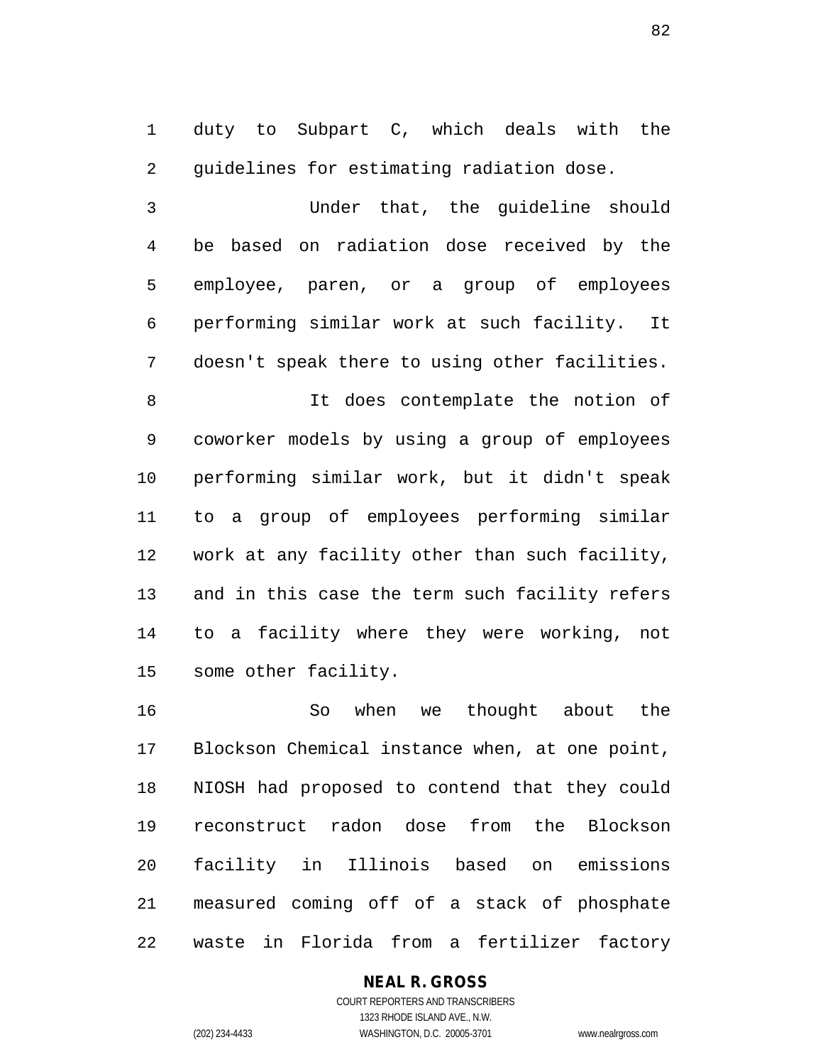duty to Subpart C, which deals with the guidelines for estimating radiation dose.

Under that, the guideline should be based on radiation dose received by the employee, paren, or a group of employees performing similar work at such facility. It doesn't speak there to using other facilities.

It does contemplate the notion of coworker models by using a group of employees performing similar work, but it didn't speak to a group of employees performing similar work at any facility other than such facility, and in this case the term such facility refers to a facility where they were working, not some other facility.

So when we thought about the Blockson Chemical instance when, at one point, NIOSH had proposed to contend that they could reconstruct radon dose from the Blockson facility in Illinois based on emissions measured coming off of a stack of phosphate waste in Florida from a fertilizer factory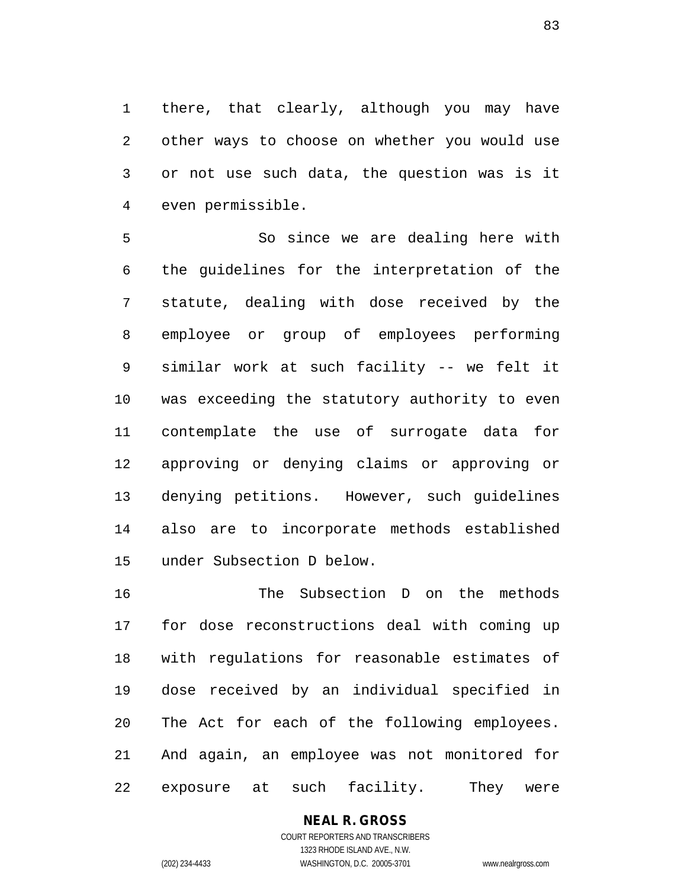there, that clearly, although you may have other ways to choose on whether you would use or not use such data, the question was is it even permissible.

So since we are dealing here with the guidelines for the interpretation of the statute, dealing with dose received by the employee or group of employees performing similar work at such facility -- we felt it was exceeding the statutory authority to even contemplate the use of surrogate data for approving or denying claims or approving or denying petitions. However, such guidelines also are to incorporate methods established under Subsection D below.

The Subsection D on the methods for dose reconstructions deal with coming up with regulations for reasonable estimates of dose received by an individual specified in The Act for each of the following employees. And again, an employee was not monitored for exposure at such facility. They were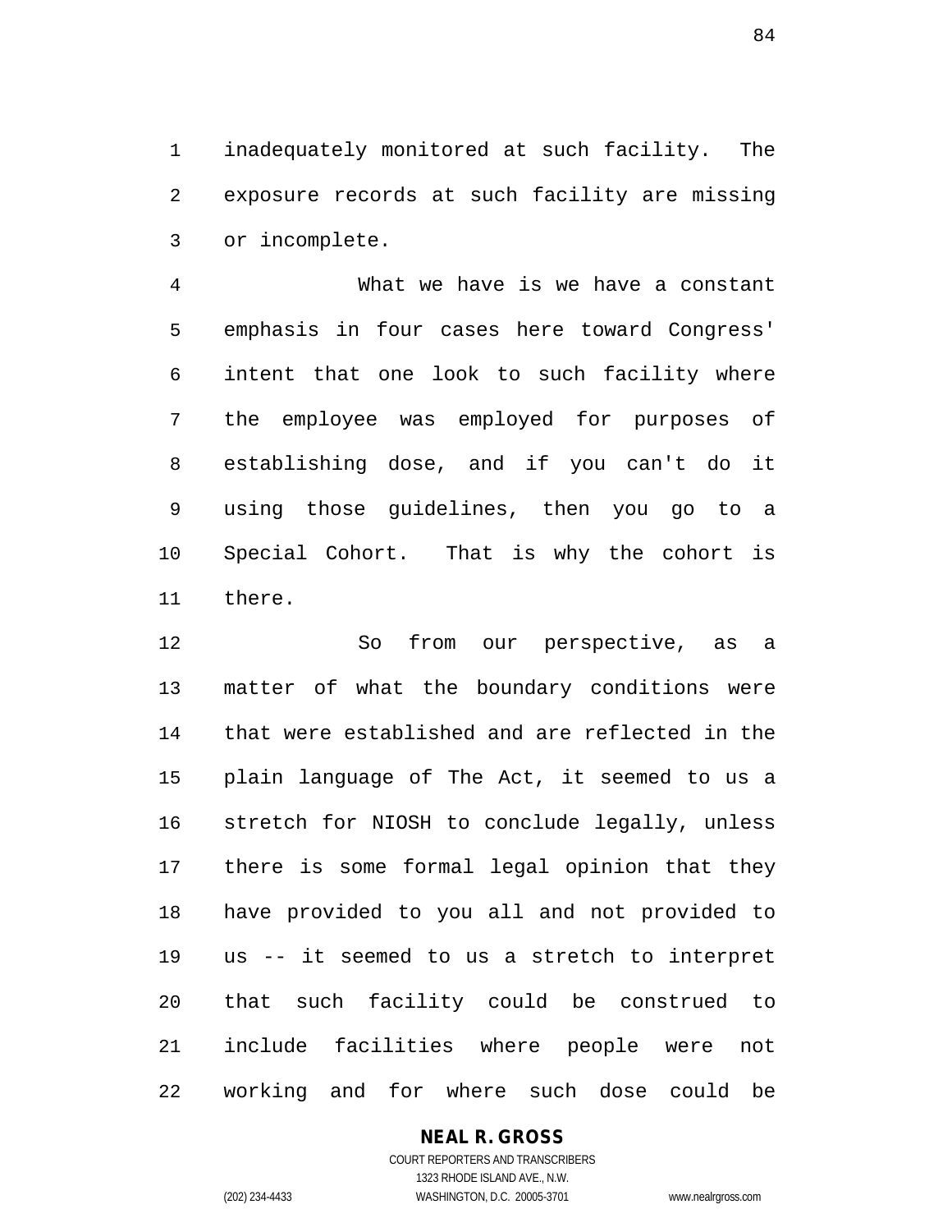inadequately monitored at such facility. The exposure records at such facility are missing or incomplete.

What we have is we have a constant emphasis in four cases here toward Congress' intent that one look to such facility where the employee was employed for purposes of establishing dose, and if you can't do it using those guidelines, then you go to a Special Cohort. That is why the cohort is there.

So from our perspective, as a matter of what the boundary conditions were that were established and are reflected in the plain language of The Act, it seemed to us a stretch for NIOSH to conclude legally, unless there is some formal legal opinion that they have provided to you all and not provided to us -- it seemed to us a stretch to interpret that such facility could be construed to include facilities where people were not working and for where such dose could be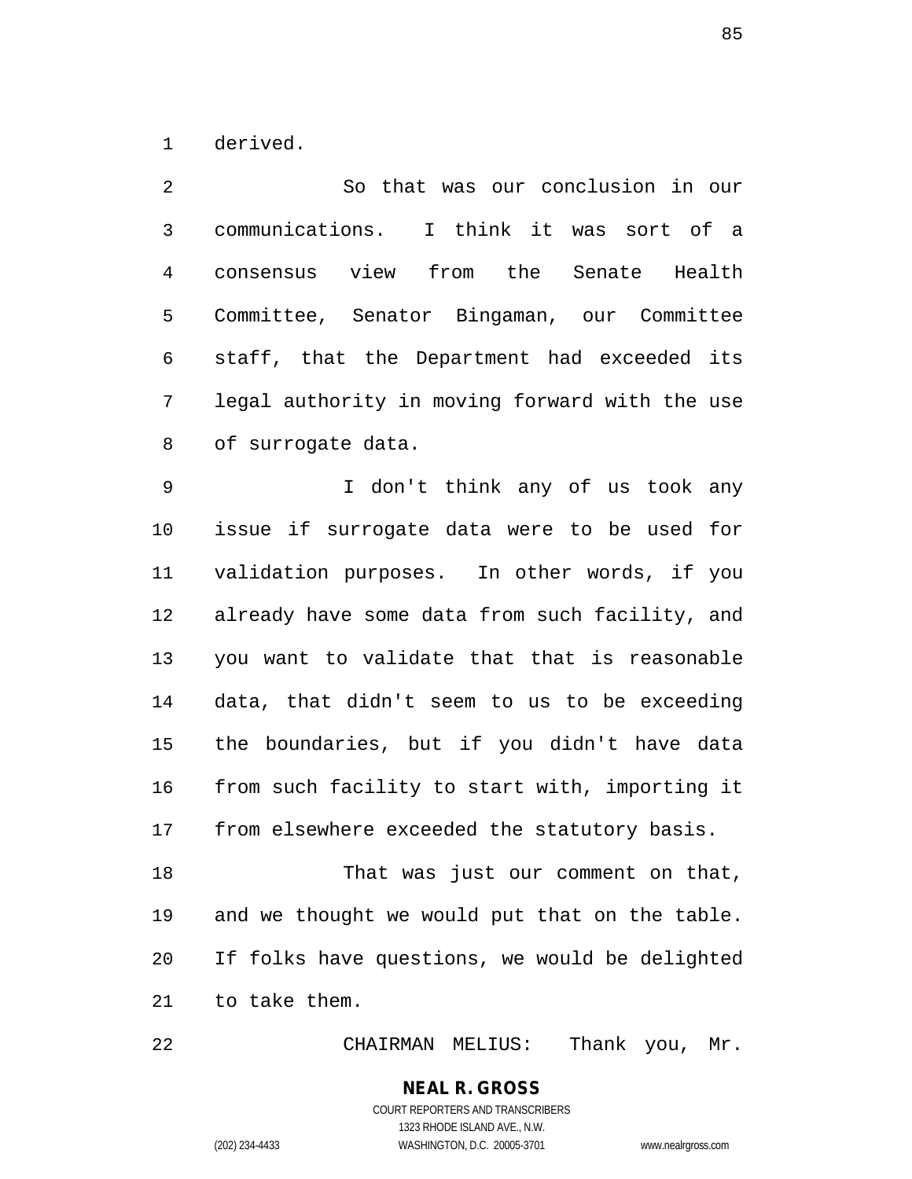derived.

So that was our conclusion in our communications. I think it was sort of a consensus view from the Senate Health Committee, Senator Bingaman, our Committee staff, that the Department had exceeded its legal authority in moving forward with the use of surrogate data.

I don't think any of us took any issue if surrogate data were to be used for validation purposes. In other words, if you already have some data from such facility, and you want to validate that that is reasonable data, that didn't seem to us to be exceeding the boundaries, but if you didn't have data from such facility to start with, importing it from elsewhere exceeded the statutory basis.

That was just our comment on that, and we thought we would put that on the table. If folks have questions, we would be delighted to take them.

CHAIRMAN MELIUS: Thank you, Mr.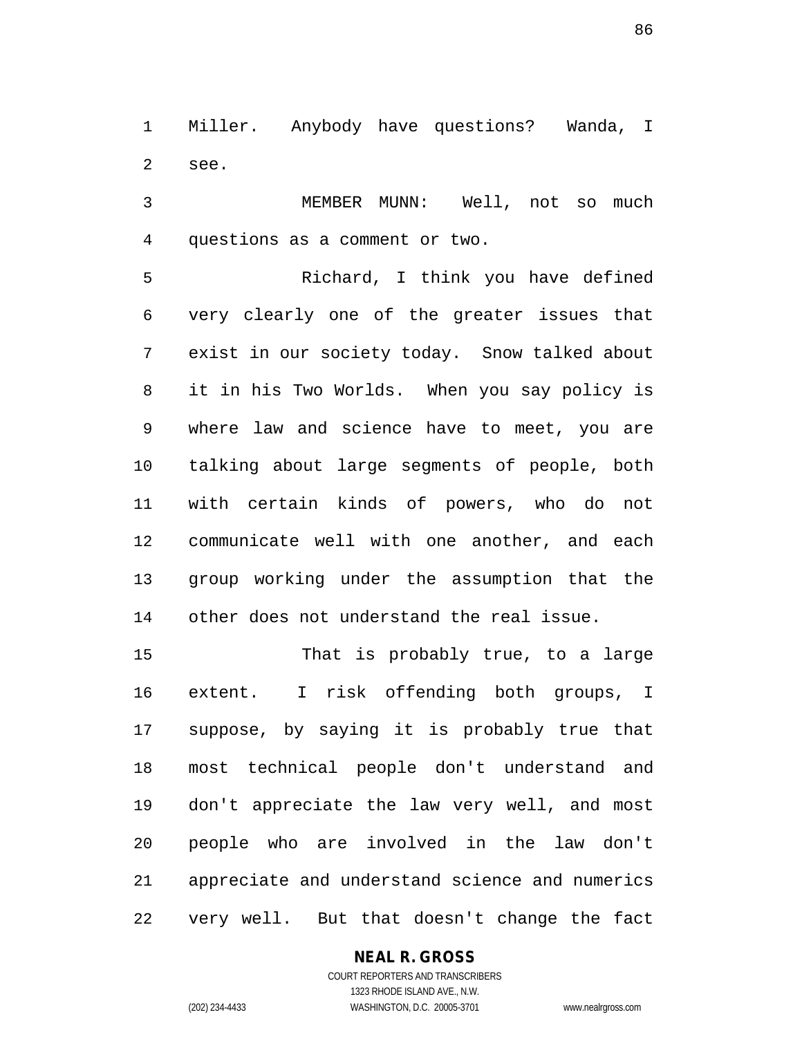Miller. Anybody have questions? Wanda, I see.

MEMBER MUNN: Well, not so much questions as a comment or two.

Richard, I think you have defined very clearly one of the greater issues that exist in our society today. Snow talked about it in his Two Worlds. When you say policy is where law and science have to meet, you are talking about large segments of people, both with certain kinds of powers, who do not communicate well with one another, and each group working under the assumption that the other does not understand the real issue.

That is probably true, to a large extent. I risk offending both groups, I suppose, by saying it is probably true that most technical people don't understand and don't appreciate the law very well, and most people who are involved in the law don't appreciate and understand science and numerics very well. But that doesn't change the fact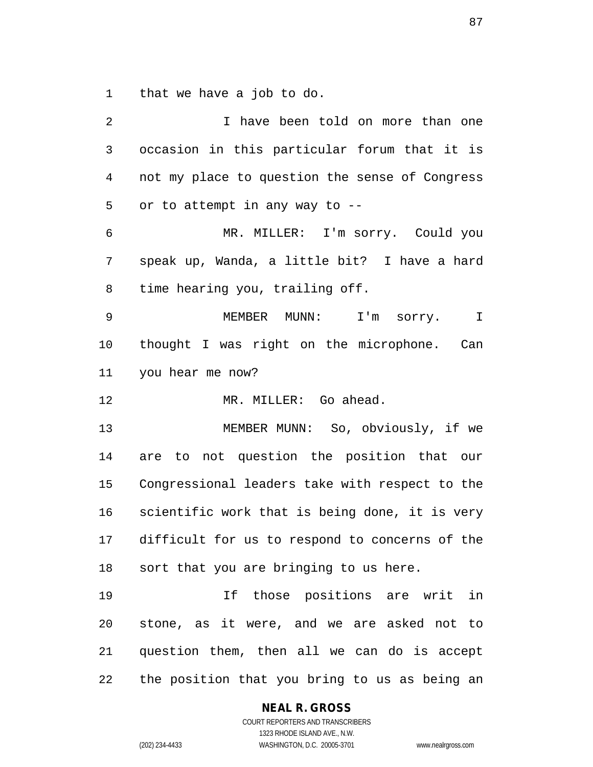that we have a job to do.

I have been told on more than one occasion in this particular forum that it is not my place to question the sense of Congress or to attempt in any way to --

MR. MILLER: I'm sorry. Could you speak up, Wanda, a little bit? I have a hard time hearing you, trailing off.

MEMBER MUNN: I'm sorry. I thought I was right on the microphone. Can you hear me now?

MR. MILLER: Go ahead.

MEMBER MUNN: So, obviously, if we are to not question the position that our Congressional leaders take with respect to the scientific work that is being done, it is very difficult for us to respond to concerns of the sort that you are bringing to us here.

If those positions are writ in stone, as it were, and we are asked not to question them, then all we can do is accept the position that you bring to us as being an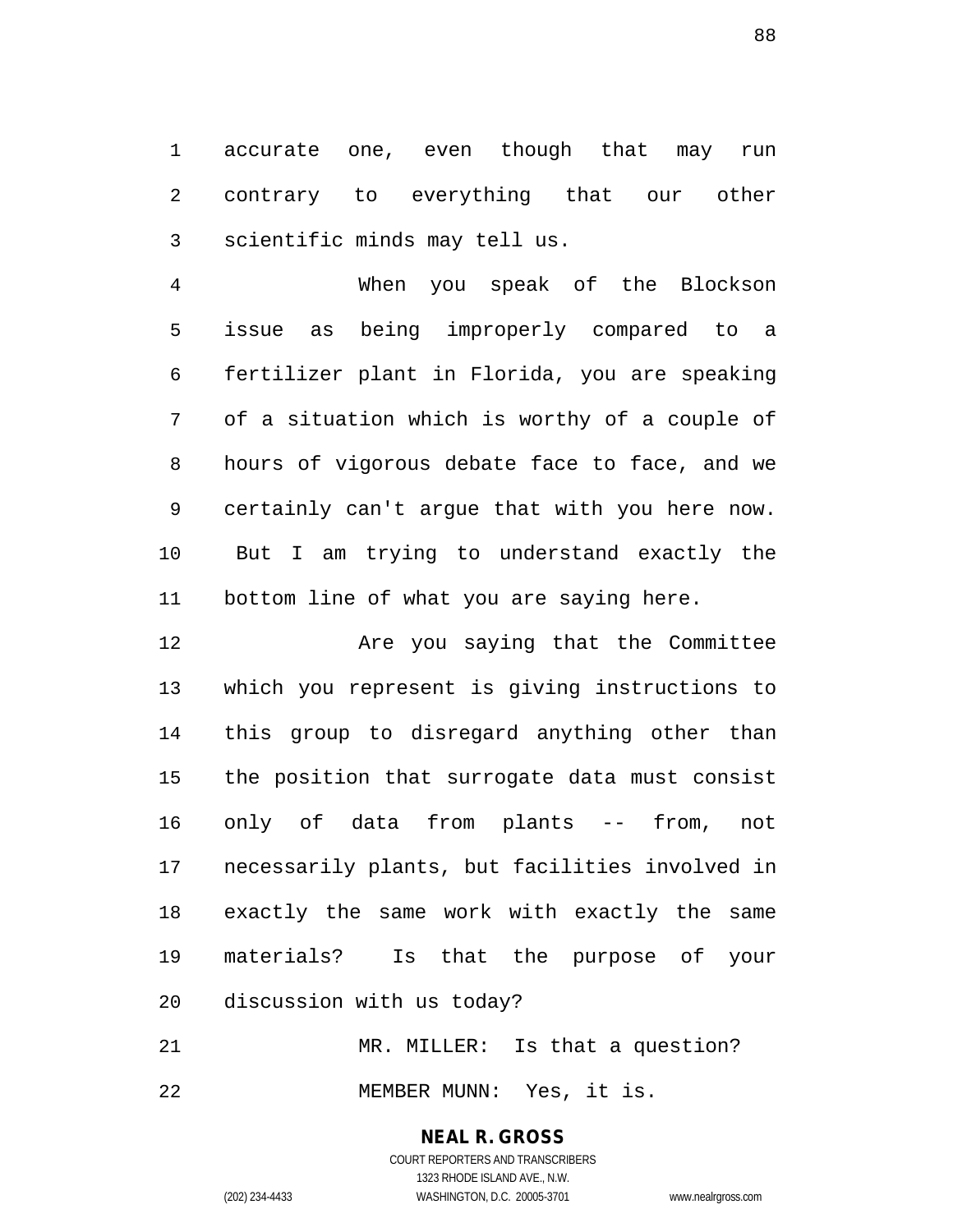accurate one, even though that may run contrary to everything that our other scientific minds may tell us.

When you speak of the Blockson issue as being improperly compared to a fertilizer plant in Florida, you are speaking of a situation which is worthy of a couple of hours of vigorous debate face to face, and we certainly can't argue that with you here now. But I am trying to understand exactly the bottom line of what you are saying here.

Are you saying that the Committee which you represent is giving instructions to this group to disregard anything other than the position that surrogate data must consist only of data from plants -- from, not necessarily plants, but facilities involved in exactly the same work with exactly the same materials? Is that the purpose of your discussion with us today?

MR. MILLER: Is that a question?

MEMBER MUNN: Yes, it is.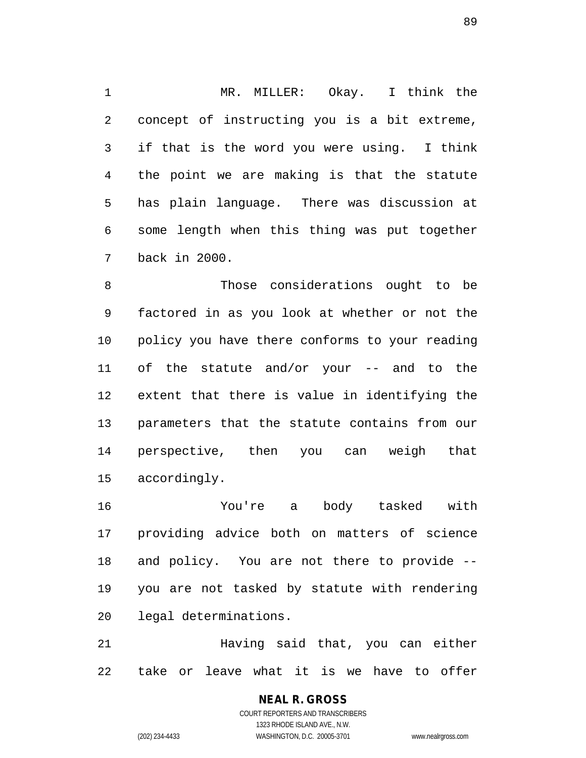MR. MILLER: Okay. I think the concept of instructing you is a bit extreme, if that is the word you were using. I think the point we are making is that the statute has plain language. There was discussion at some length when this thing was put together back in 2000.

Those considerations ought to be factored in as you look at whether or not the policy you have there conforms to your reading of the statute and/or your -- and to the extent that there is value in identifying the parameters that the statute contains from our perspective, then you can weigh that accordingly.

You're a body tasked with providing advice both on matters of science and policy. You are not there to provide -- you are not tasked by statute with rendering legal determinations.

Having said that, you can either take or leave what it is we have to offer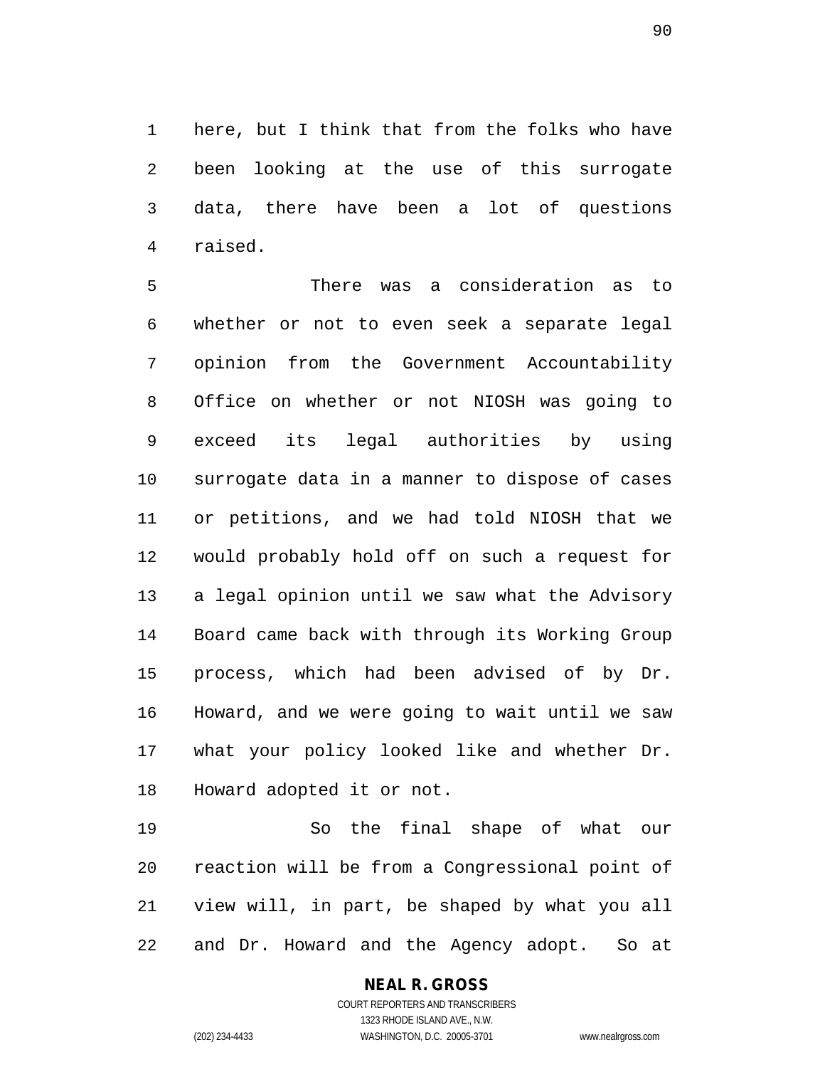here, but I think that from the folks who have been looking at the use of this surrogate data, there have been a lot of questions raised.

There was a consideration as to whether or not to even seek a separate legal opinion from the Government Accountability Office on whether or not NIOSH was going to exceed its legal authorities by using surrogate data in a manner to dispose of cases or petitions, and we had told NIOSH that we would probably hold off on such a request for a legal opinion until we saw what the Advisory Board came back with through its Working Group process, which had been advised of by Dr. Howard, and we were going to wait until we saw what your policy looked like and whether Dr. Howard adopted it or not.

So the final shape of what our reaction will be from a Congressional point of view will, in part, be shaped by what you all and Dr. Howard and the Agency adopt. So at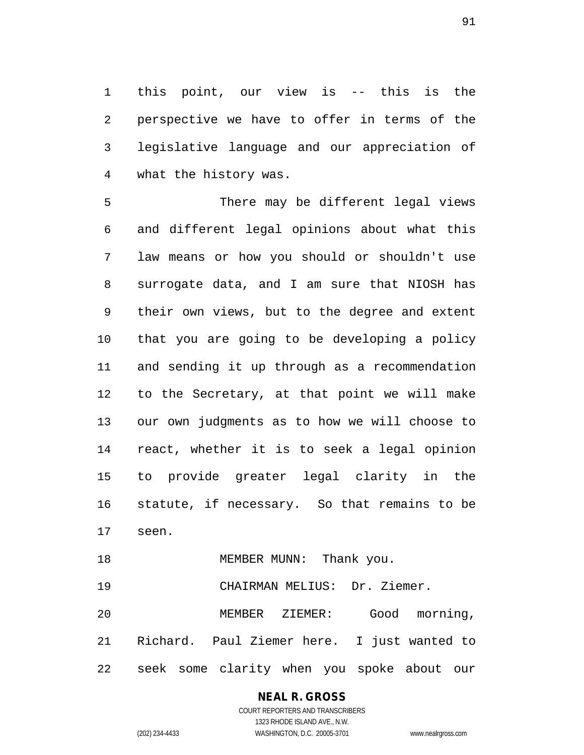this point, our view is -- this is the perspective we have to offer in terms of the legislative language and our appreciation of what the history was.

There may be different legal views and different legal opinions about what this law means or how you should or shouldn't use surrogate data, and I am sure that NIOSH has their own views, but to the degree and extent that you are going to be developing a policy and sending it up through as a recommendation to the Secretary, at that point we will make our own judgments as to how we will choose to react, whether it is to seek a legal opinion to provide greater legal clarity in the statute, if necessary. So that remains to be seen.

MEMBER MUNN: Thank you.

CHAIRMAN MELIUS: Dr. Ziemer.

MEMBER ZIEMER: Good morning, Richard. Paul Ziemer here. I just wanted to seek some clarity when you spoke about our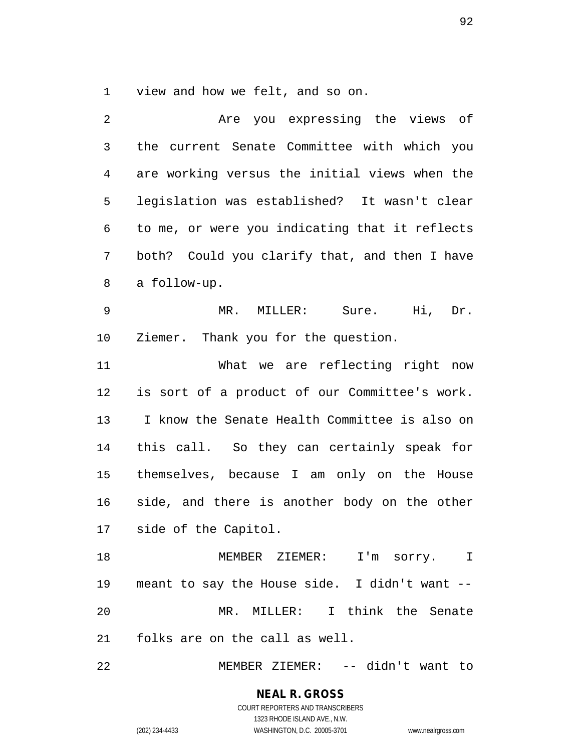view and how we felt, and so on.

Are you expressing the views of the current Senate Committee with which you are working versus the initial views when the legislation was established? It wasn't clear to me, or were you indicating that it reflects both? Could you clarify that, and then I have a follow-up.

MR. MILLER: Sure. Hi, Dr. Ziemer. Thank you for the question.

What we are reflecting right now is sort of a product of our Committee's work. I know the Senate Health Committee is also on this call. So they can certainly speak for themselves, because I am only on the House side, and there is another body on the other side of the Capitol.

MEMBER ZIEMER: I'm sorry. I meant to say the House side. I didn't want --

MR. MILLER: I think the Senate folks are on the call as well.

MEMBER ZIEMER: -- didn't want to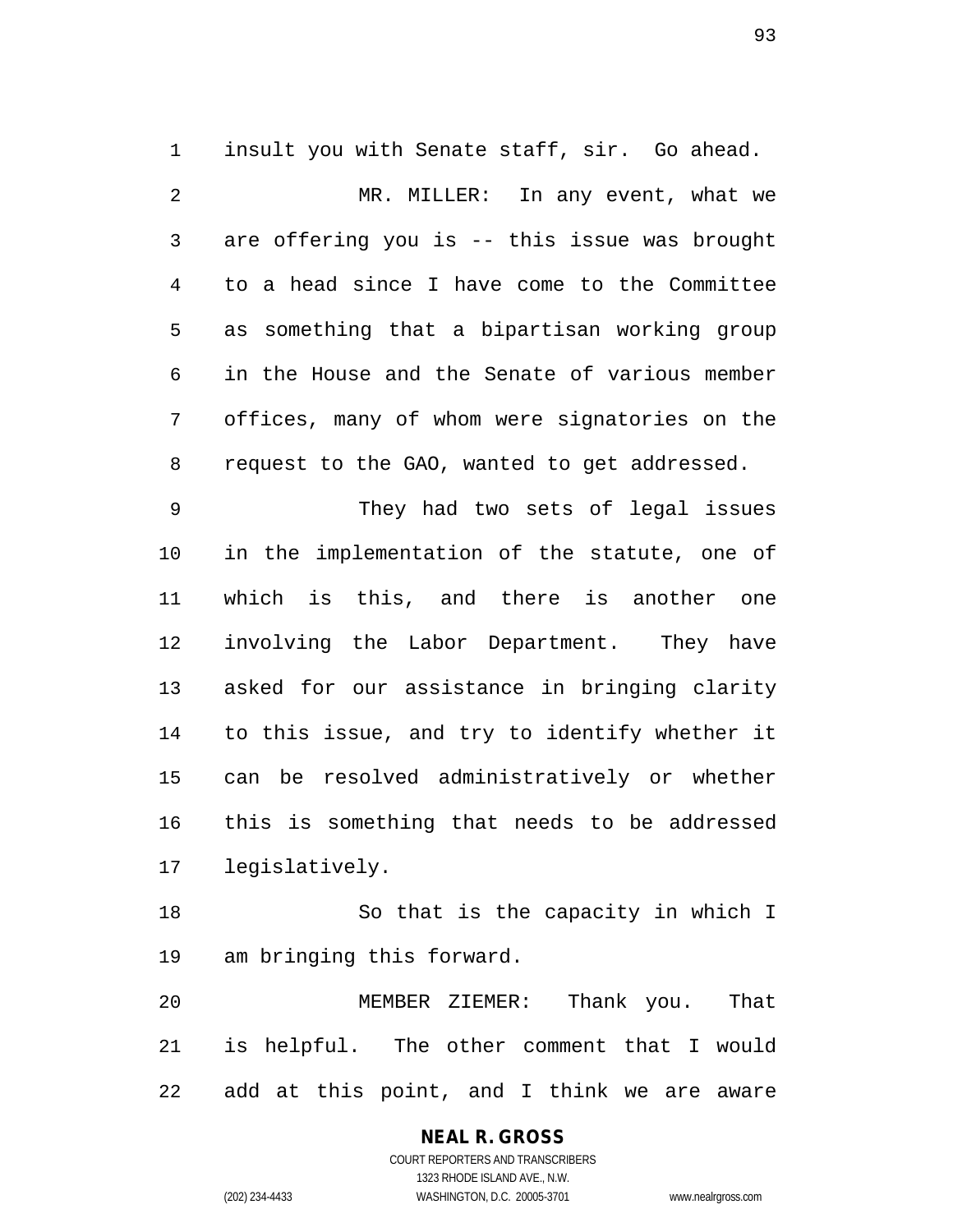insult you with Senate staff, sir. Go ahead.

MR. MILLER: In any event, what we are offering you is -- this issue was brought to a head since I have come to the Committee as something that a bipartisan working group in the House and the Senate of various member offices, many of whom were signatories on the request to the GAO, wanted to get addressed.

They had two sets of legal issues in the implementation of the statute, one of which is this, and there is another one involving the Labor Department. They have asked for our assistance in bringing clarity to this issue, and try to identify whether it can be resolved administratively or whether this is something that needs to be addressed legislatively.

So that is the capacity in which I am bringing this forward.

MEMBER ZIEMER: Thank you. That is helpful. The other comment that I would add at this point, and I think we are aware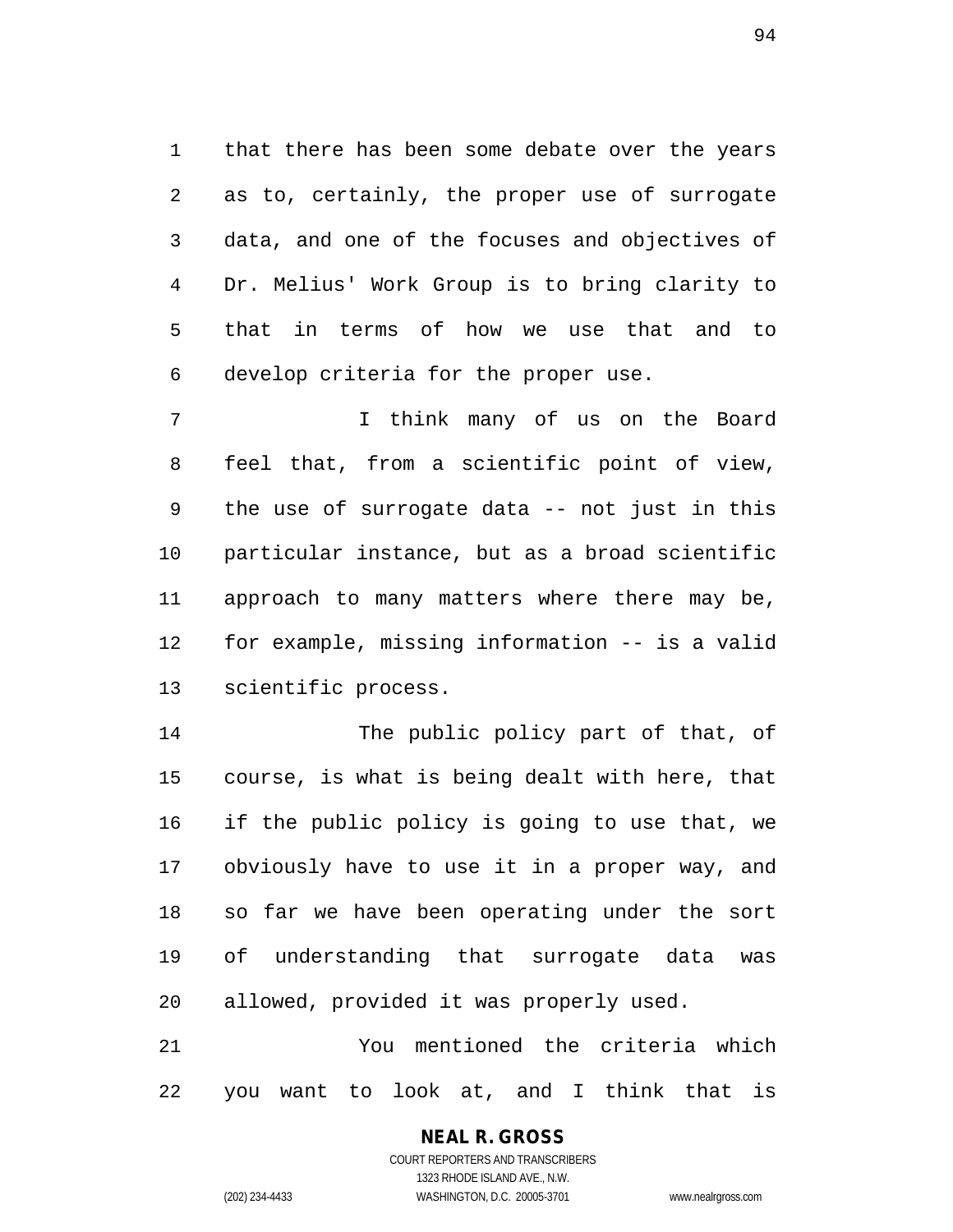that there has been some debate over the years as to, certainly, the proper use of surrogate data, and one of the focuses and objectives of Dr. Melius' Work Group is to bring clarity to that in terms of how we use that and to develop criteria for the proper use.

I think many of us on the Board feel that, from a scientific point of view, the use of surrogate data -- not just in this particular instance, but as a broad scientific approach to many matters where there may be, for example, missing information -- is a valid scientific process.

The public policy part of that, of course, is what is being dealt with here, that if the public policy is going to use that, we obviously have to use it in a proper way, and so far we have been operating under the sort of understanding that surrogate data was allowed, provided it was properly used.

You mentioned the criteria which you want to look at, and I think that is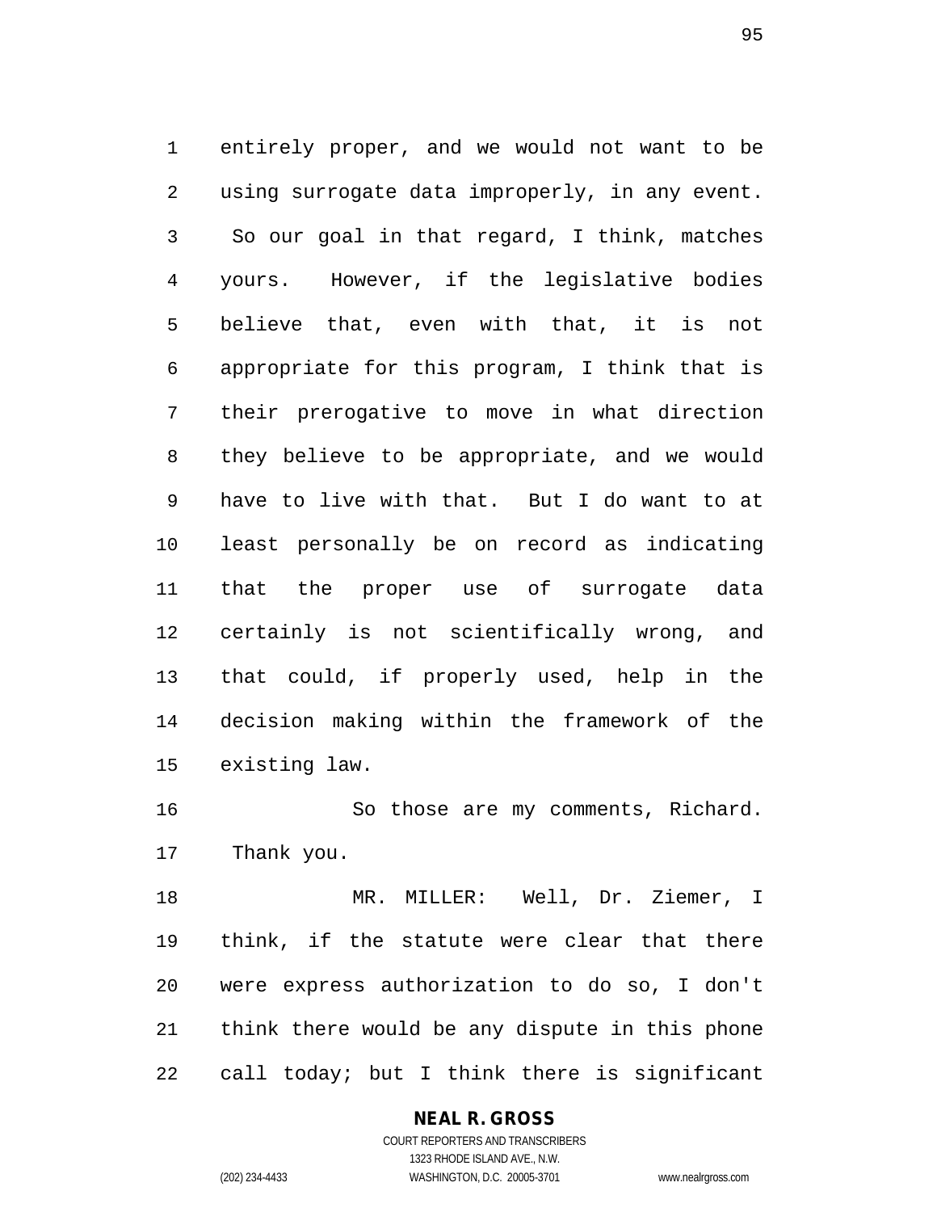entirely proper, and we would not want to be using surrogate data improperly, in any event. So our goal in that regard, I think, matches yours. However, if the legislative bodies believe that, even with that, it is not appropriate for this program, I think that is their prerogative to move in what direction they believe to be appropriate, and we would have to live with that. But I do want to at least personally be on record as indicating that the proper use of surrogate data certainly is not scientifically wrong, and that could, if properly used, help in the decision making within the framework of the existing law.

So those are my comments, Richard. Thank you.

MR. MILLER: Well, Dr. Ziemer, I think, if the statute were clear that there were express authorization to do so, I don't think there would be any dispute in this phone call today; but I think there is significant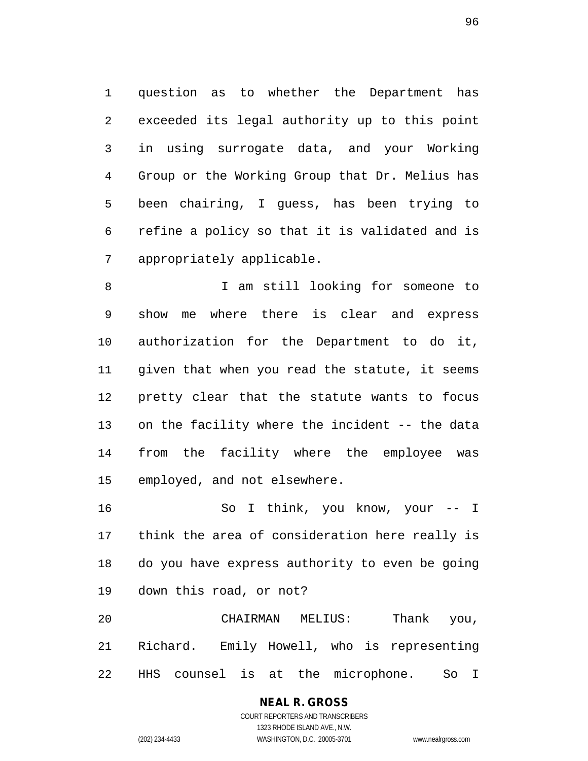question as to whether the Department has exceeded its legal authority up to this point in using surrogate data, and your Working Group or the Working Group that Dr. Melius has been chairing, I guess, has been trying to refine a policy so that it is validated and is appropriately applicable.

I am still looking for someone to show me where there is clear and express authorization for the Department to do it, given that when you read the statute, it seems pretty clear that the statute wants to focus on the facility where the incident -- the data from the facility where the employee was employed, and not elsewhere.

So I think, you know, your -- I think the area of consideration here really is do you have express authority to even be going down this road, or not?

CHAIRMAN MELIUS: Thank you, Richard. Emily Howell, who is representing HHS counsel is at the microphone. So I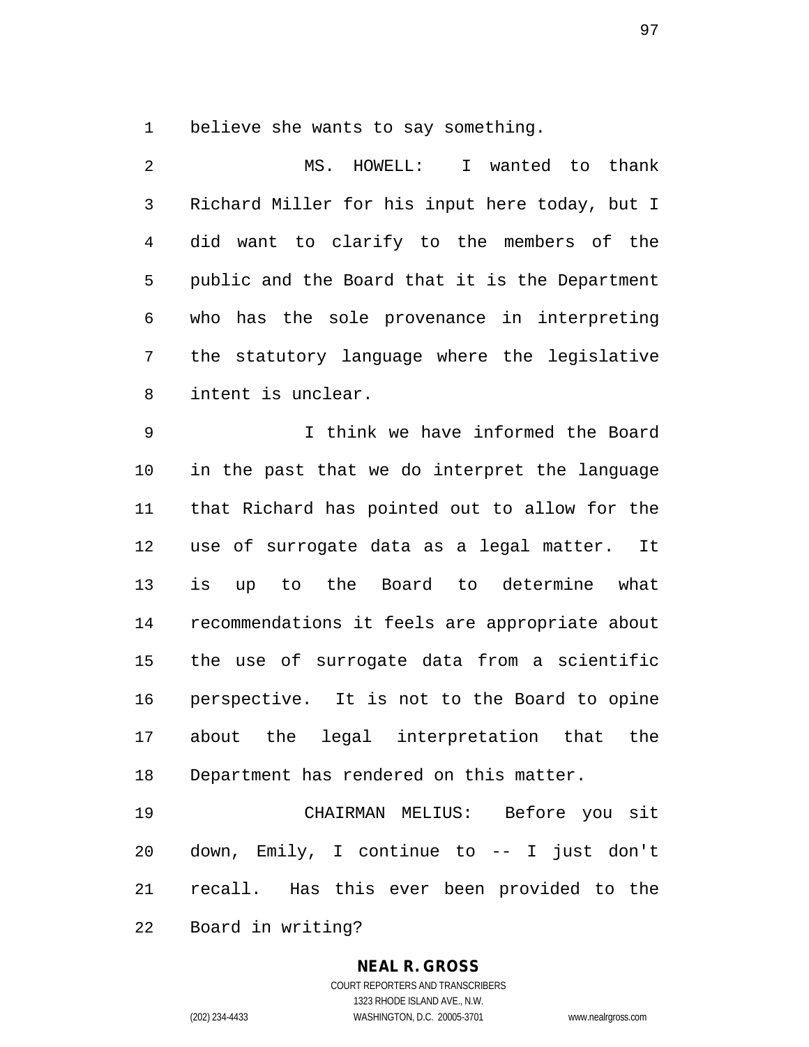believe she wants to say something.

MS. HOWELL: I wanted to thank Richard Miller for his input here today, but I did want to clarify to the members of the public and the Board that it is the Department who has the sole provenance in interpreting the statutory language where the legislative intent is unclear.

I think we have informed the Board in the past that we do interpret the language that Richard has pointed out to allow for the use of surrogate data as a legal matter. It is up to the Board to determine what recommendations it feels are appropriate about the use of surrogate data from a scientific perspective. It is not to the Board to opine about the legal interpretation that the Department has rendered on this matter.

CHAIRMAN MELIUS: Before you sit down, Emily, I continue to -- I just don't recall. Has this ever been provided to the Board in writing?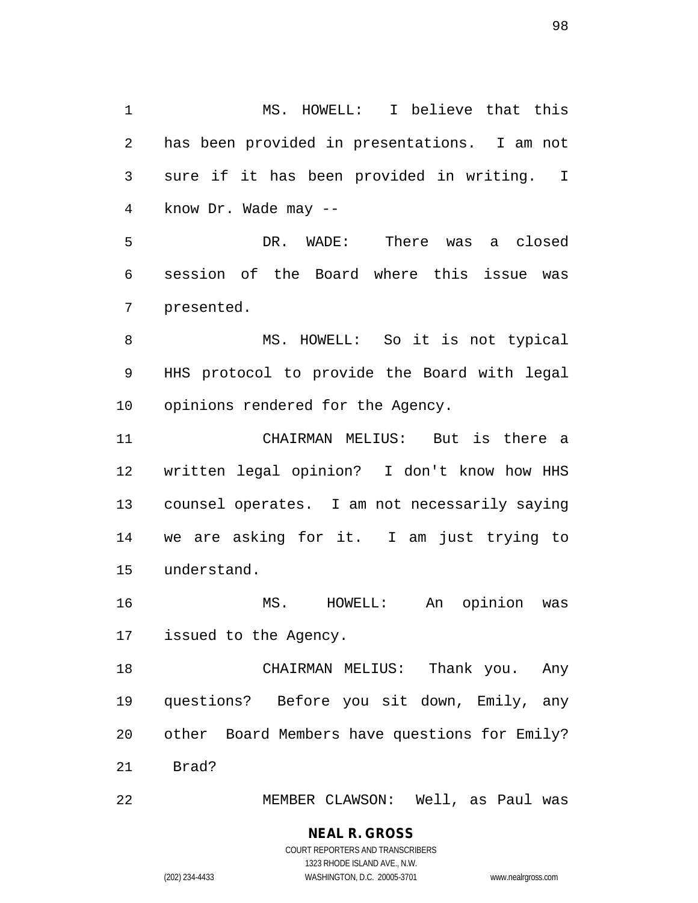MS. HOWELL: I believe that this has been provided in presentations. I am not sure if it has been provided in writing. I know Dr. Wade may --

DR. WADE: There was a closed session of the Board where this issue was presented.

MS. HOWELL: So it is not typical HHS protocol to provide the Board with legal opinions rendered for the Agency.

CHAIRMAN MELIUS: But is there a written legal opinion? I don't know how HHS counsel operates. I am not necessarily saying we are asking for it. I am just trying to understand.

MS. HOWELL: An opinion was issued to the Agency.

CHAIRMAN MELIUS: Thank you. Any questions? Before you sit down, Emily, any other Board Members have questions for Emily? Brad?

MEMBER CLAWSON: Well, as Paul was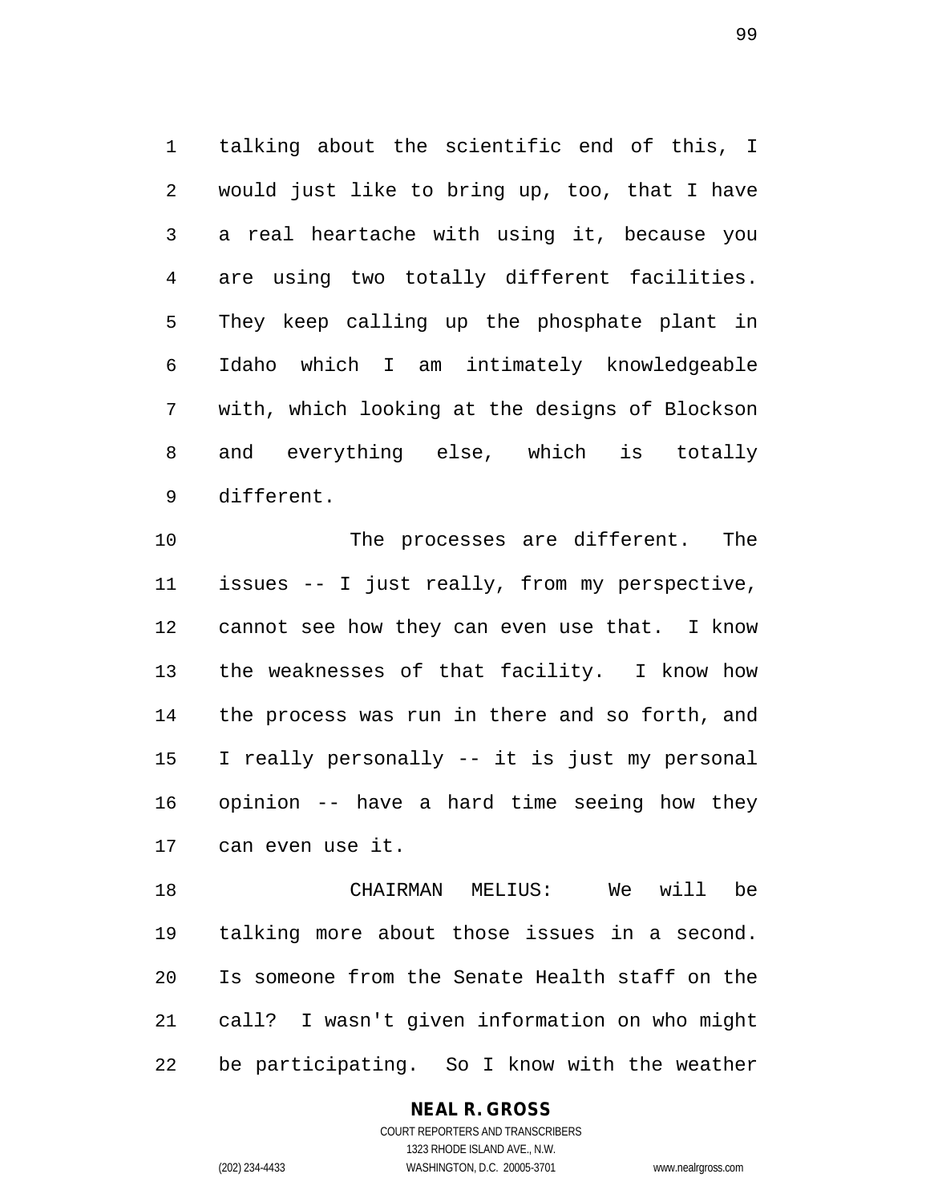talking about the scientific end of this, I would just like to bring up, too, that I have a real heartache with using it, because you are using two totally different facilities. They keep calling up the phosphate plant in Idaho which I am intimately knowledgeable with, which looking at the designs of Blockson and everything else, which is totally different.

The processes are different. The issues -- I just really, from my perspective, cannot see how they can even use that. I know the weaknesses of that facility. I know how the process was run in there and so forth, and I really personally -- it is just my personal opinion -- have a hard time seeing how they can even use it.

CHAIRMAN MELIUS: We will be talking more about those issues in a second. Is someone from the Senate Health staff on the call? I wasn't given information on who might be participating. So I know with the weather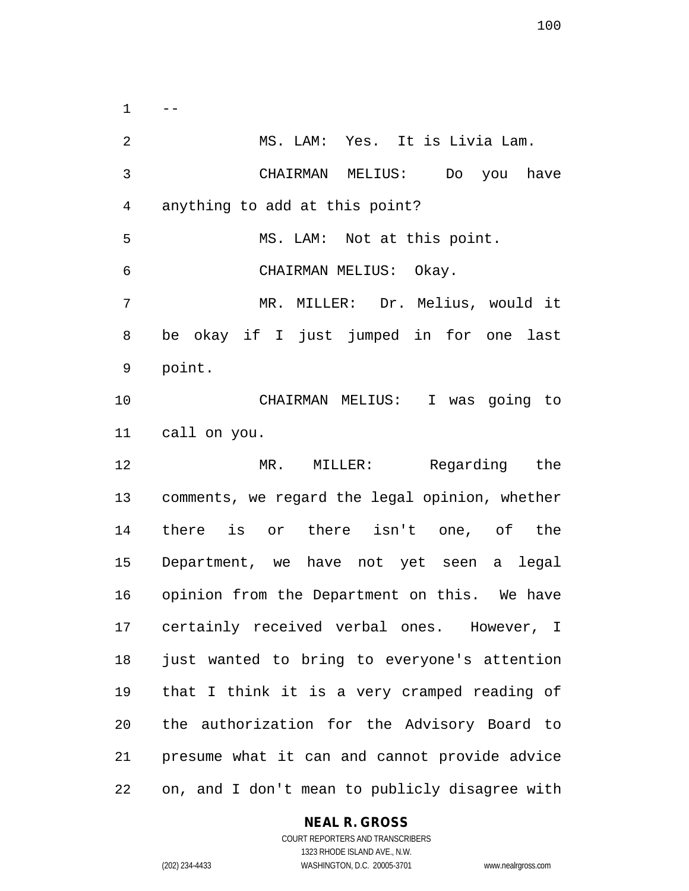--

MS. LAM: Yes. It is Livia Lam.

CHAIRMAN MELIUS: Do you have anything to add at this point?

MS. LAM: Not at this point.

CHAIRMAN MELIUS: Okay.

MR. MILLER: Dr. Melius, would it be okay if I just jumped in for one last point.

CHAIRMAN MELIUS: I was going to call on you.

MR. MILLER: Regarding the comments, we regard the legal opinion, whether there is or there isn't one, of the Department, we have not yet seen a legal opinion from the Department on this. We have certainly received verbal ones. However, I just wanted to bring to everyone's attention that I think it is a very cramped reading of the authorization for the Advisory Board to presume what it can and cannot provide advice on, and I don't mean to publicly disagree with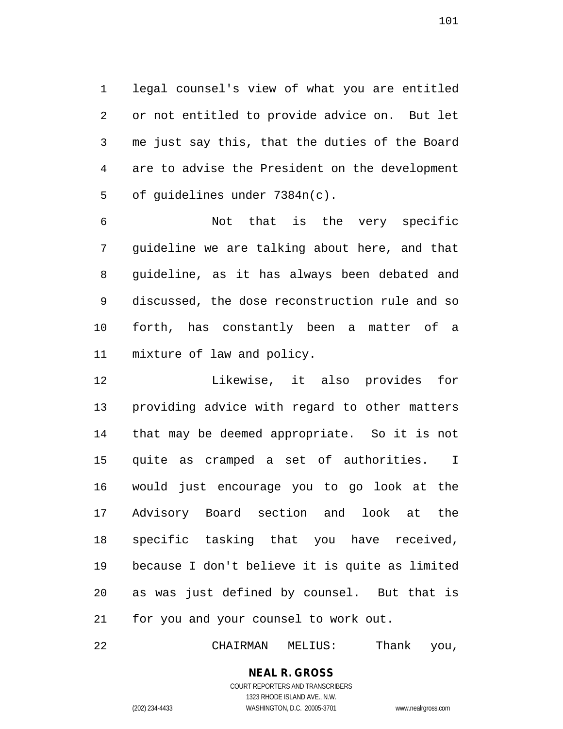legal counsel's view of what you are entitled or not entitled to provide advice on. But let me just say this, that the duties of the Board are to advise the President on the development of guidelines under 7384n(c).

Not that is the very specific guideline we are talking about here, and that guideline, as it has always been debated and discussed, the dose reconstruction rule and so forth, has constantly been a matter of a mixture of law and policy.

Likewise, it also provides for providing advice with regard to other matters that may be deemed appropriate. So it is not quite as cramped a set of authorities. I would just encourage you to go look at the Advisory Board section and look at the specific tasking that you have received, because I don't believe it is quite as limited as was just defined by counsel. But that is for you and your counsel to work out.

CHAIRMAN MELIUS: Thank you,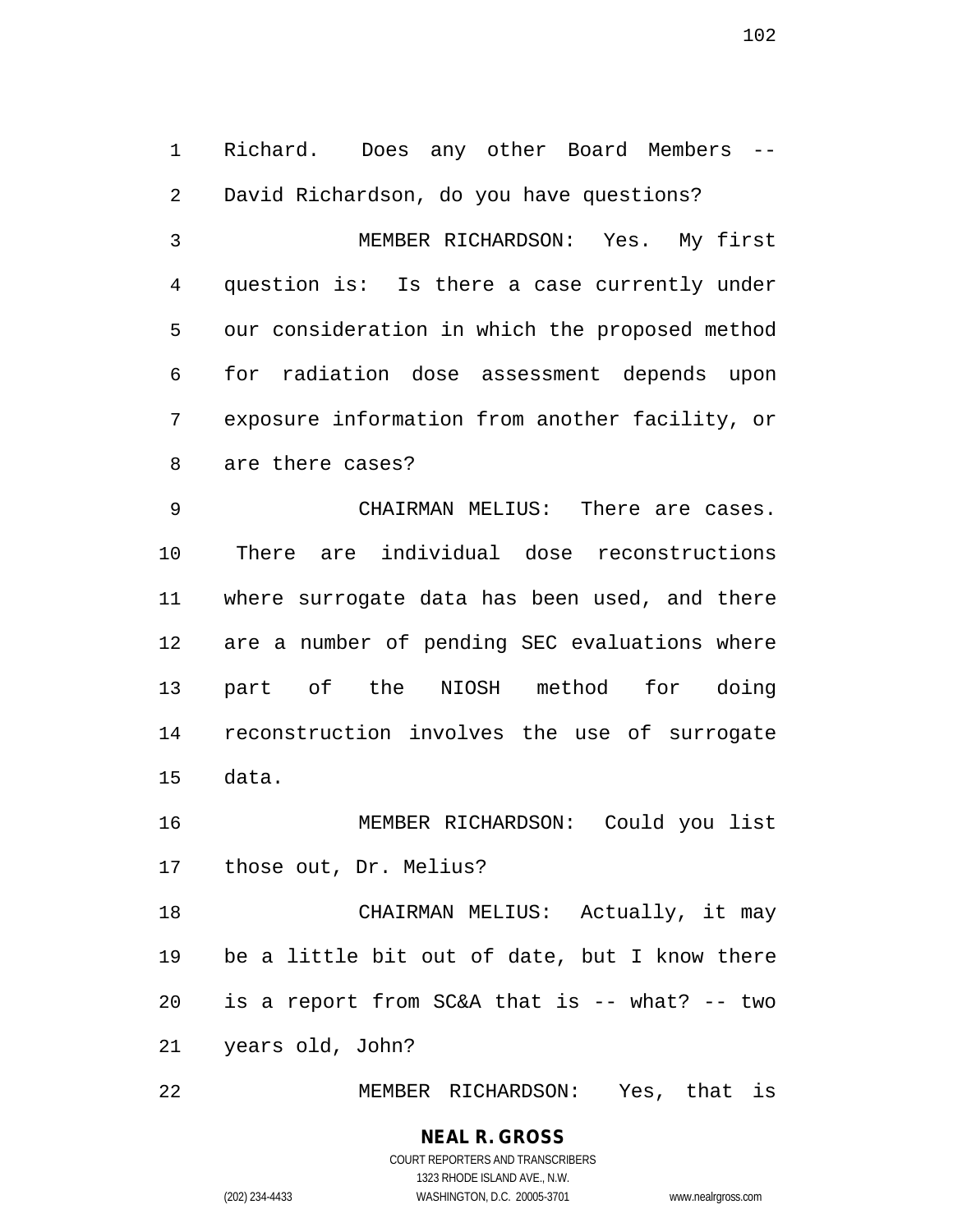Richard. Does any other Board Members -- David Richardson, do you have questions?

MEMBER RICHARDSON: Yes. My first question is: Is there a case currently under our consideration in which the proposed method for radiation dose assessment depends upon exposure information from another facility, or are there cases?

CHAIRMAN MELIUS: There are cases. There are individual dose reconstructions where surrogate data has been used, and there are a number of pending SEC evaluations where part of the NIOSH method for doing reconstruction involves the use of surrogate data.

MEMBER RICHARDSON: Could you list those out, Dr. Melius?

CHAIRMAN MELIUS: Actually, it may be a little bit out of date, but I know there is a report from SC&A that is -- what? -- two years old, John?

MEMBER RICHARDSON: Yes, that is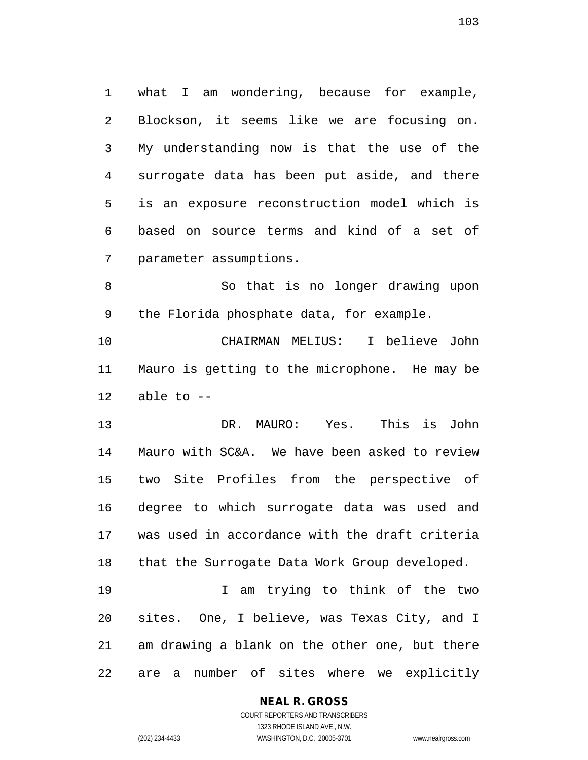what I am wondering, because for example, Blockson, it seems like we are focusing on. My understanding now is that the use of the surrogate data has been put aside, and there is an exposure reconstruction model which is based on source terms and kind of a set of parameter assumptions.

So that is no longer drawing upon the Florida phosphate data, for example.

CHAIRMAN MELIUS: I believe John Mauro is getting to the microphone. He may be able to --

DR. MAURO: Yes. This is John Mauro with SC&A. We have been asked to review two Site Profiles from the perspective of degree to which surrogate data was used and was used in accordance with the draft criteria that the Surrogate Data Work Group developed.

I am trying to think of the two sites. One, I believe, was Texas City, and I am drawing a blank on the other one, but there are a number of sites where we explicitly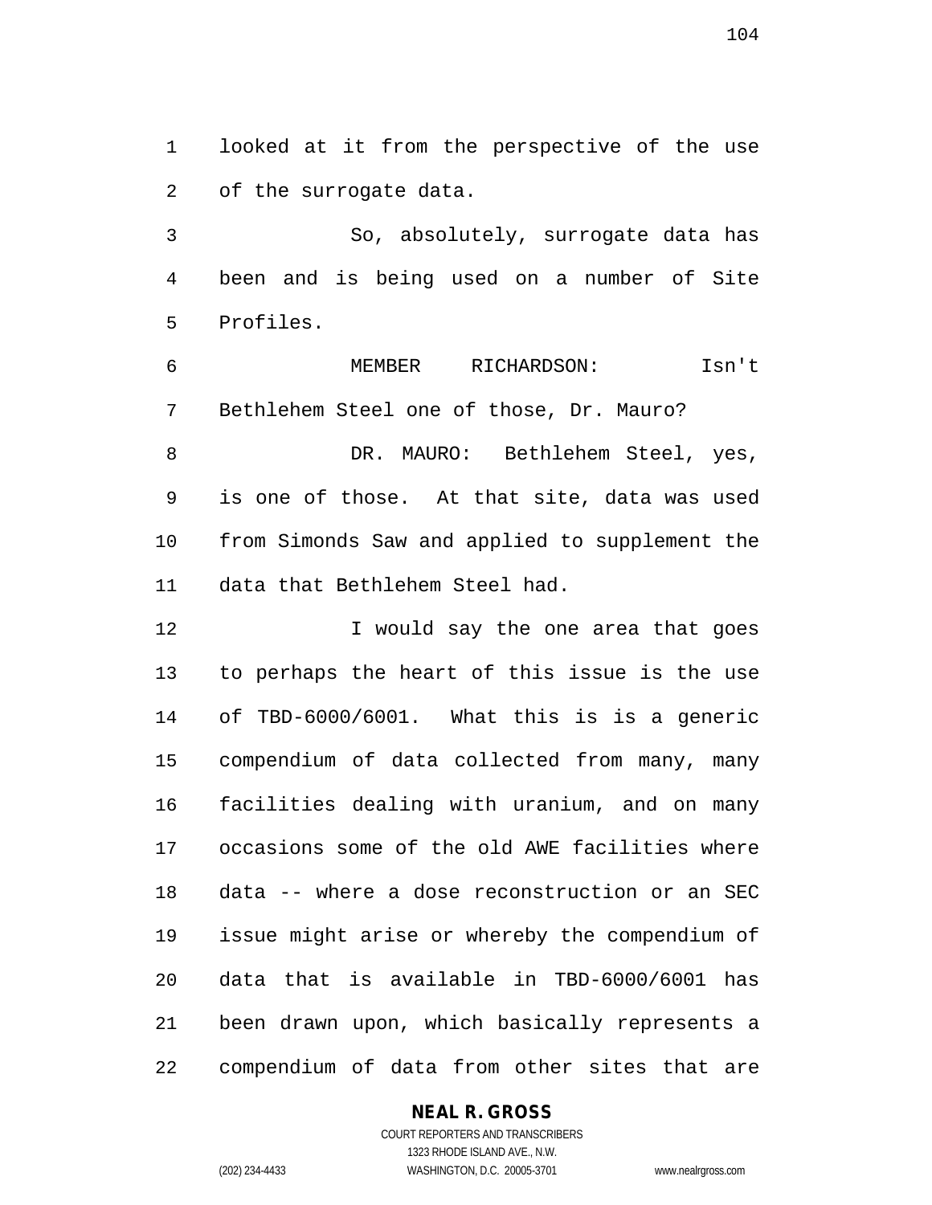looked at it from the perspective of the use of the surrogate data.

So, absolutely, surrogate data has been and is being used on a number of Site Profiles.

MEMBER RICHARDSON: Isn't Bethlehem Steel one of those, Dr. Mauro?

DR. MAURO: Bethlehem Steel, yes, is one of those. At that site, data was used from Simonds Saw and applied to supplement the data that Bethlehem Steel had.

I would say the one area that goes to perhaps the heart of this issue is the use of TBD-6000/6001. What this is is a generic compendium of data collected from many, many facilities dealing with uranium, and on many occasions some of the old AWE facilities where data -- where a dose reconstruction or an SEC issue might arise or whereby the compendium of data that is available in TBD-6000/6001 has been drawn upon, which basically represents a compendium of data from other sites that are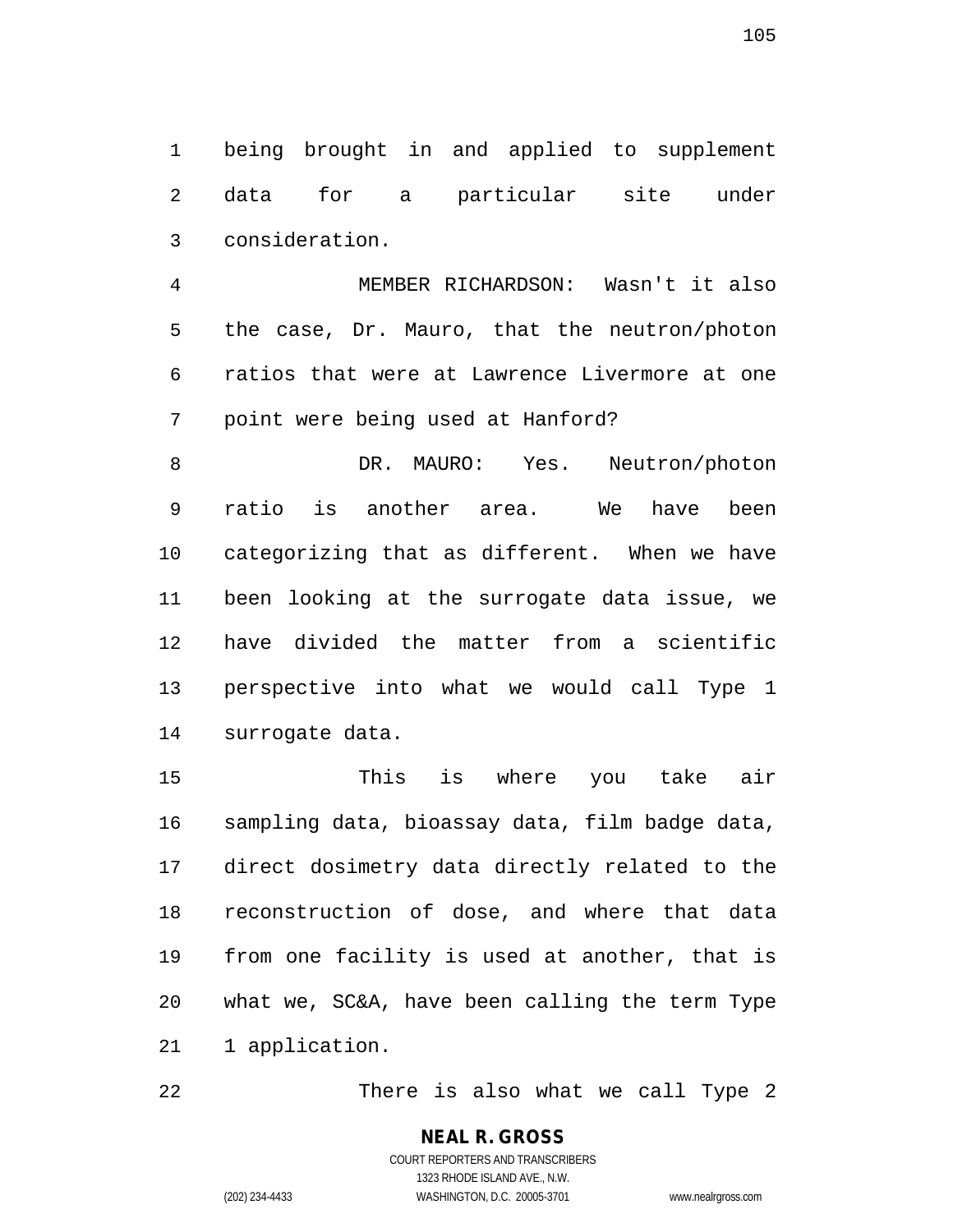being brought in and applied to supplement data for a particular site under consideration.

MEMBER RICHARDSON: Wasn't it also the case, Dr. Mauro, that the neutron/photon ratios that were at Lawrence Livermore at one point were being used at Hanford?

DR. MAURO: Yes. Neutron/photon ratio is another area. We have been categorizing that as different. When we have been looking at the surrogate data issue, we have divided the matter from a scientific perspective into what we would call Type 1 surrogate data.

This is where you take air sampling data, bioassay data, film badge data, direct dosimetry data directly related to the reconstruction of dose, and where that data from one facility is used at another, that is what we, SC&A, have been calling the term Type 1 application.

There is also what we call Type 2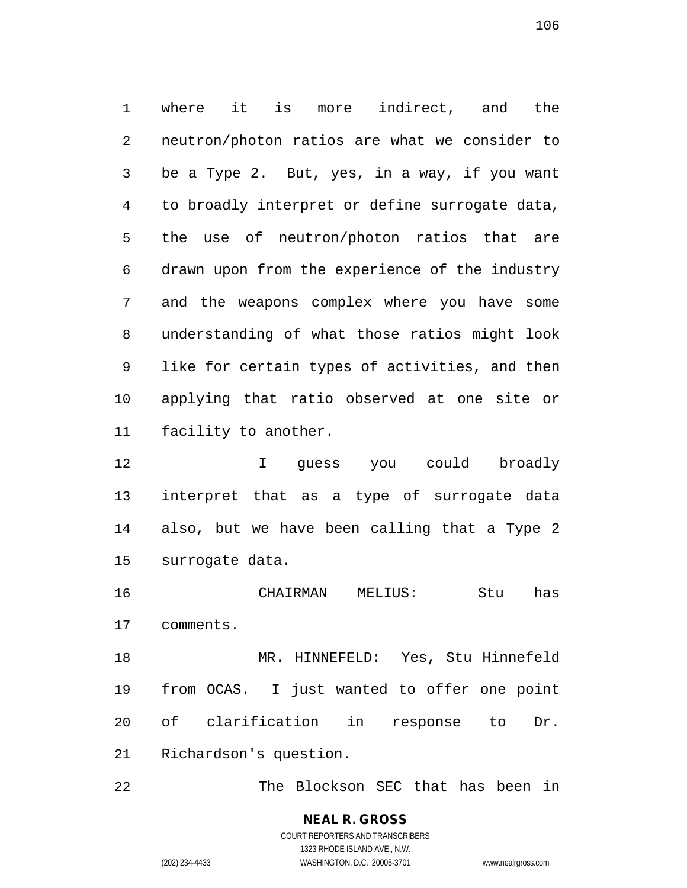where it is more indirect, and the neutron/photon ratios are what we consider to be a Type 2. But, yes, in a way, if you want to broadly interpret or define surrogate data, the use of neutron/photon ratios that are drawn upon from the experience of the industry and the weapons complex where you have some understanding of what those ratios might look like for certain types of activities, and then applying that ratio observed at one site or facility to another.

I guess you could broadly interpret that as a type of surrogate data also, but we have been calling that a Type 2 surrogate data.

CHAIRMAN MELIUS: Stu has comments.

MR. HINNEFELD: Yes, Stu Hinnefeld from OCAS. I just wanted to offer one point of clarification in response to Dr. Richardson's question.

The Blockson SEC that has been in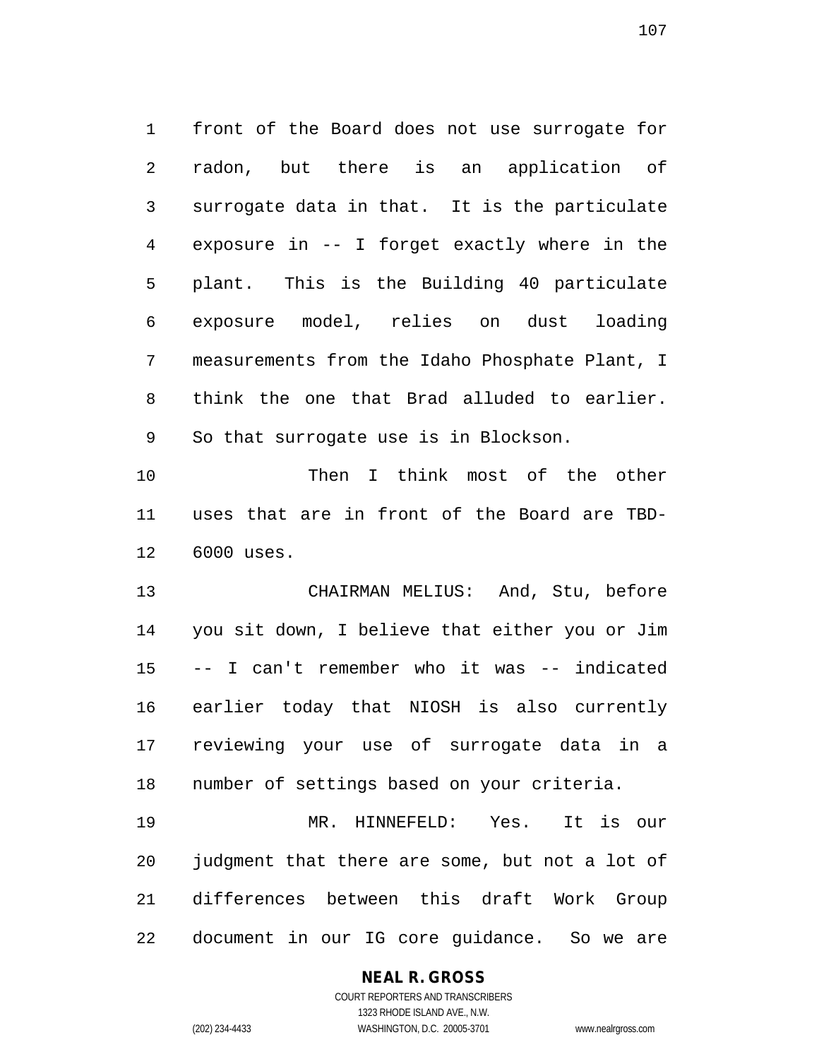front of the Board does not use surrogate for radon, but there is an application of surrogate data in that. It is the particulate exposure in -- I forget exactly where in the plant. This is the Building 40 particulate exposure model, relies on dust loading measurements from the Idaho Phosphate Plant, I think the one that Brad alluded to earlier. So that surrogate use is in Blockson.

Then I think most of the other uses that are in front of the Board are TBD-6000 uses.

CHAIRMAN MELIUS: And, Stu, before you sit down, I believe that either you or Jim -- I can't remember who it was -- indicated earlier today that NIOSH is also currently reviewing your use of surrogate data in a number of settings based on your criteria.

MR. HINNEFELD: Yes. It is our judgment that there are some, but not a lot of differences between this draft Work Group document in our IG core guidance. So we are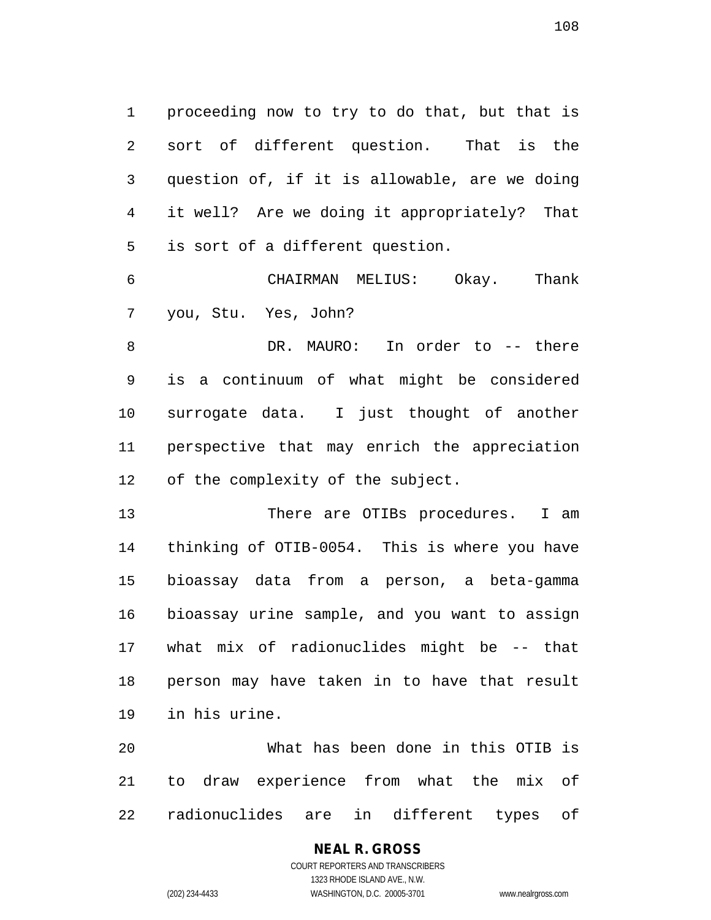proceeding now to try to do that, but that is sort of different question. That is the question of, if it is allowable, are we doing it well? Are we doing it appropriately? That is sort of a different question.

CHAIRMAN MELIUS: Okay. Thank you, Stu. Yes, John?

DR. MAURO: In order to -- there is a continuum of what might be considered surrogate data. I just thought of another perspective that may enrich the appreciation of the complexity of the subject.

There are OTIBs procedures. I am thinking of OTIB-0054. This is where you have bioassay data from a person, a beta-gamma bioassay urine sample, and you want to assign what mix of radionuclides might be -- that person may have taken in to have that result in his urine.

What has been done in this OTIB is to draw experience from what the mix of radionuclides are in different types of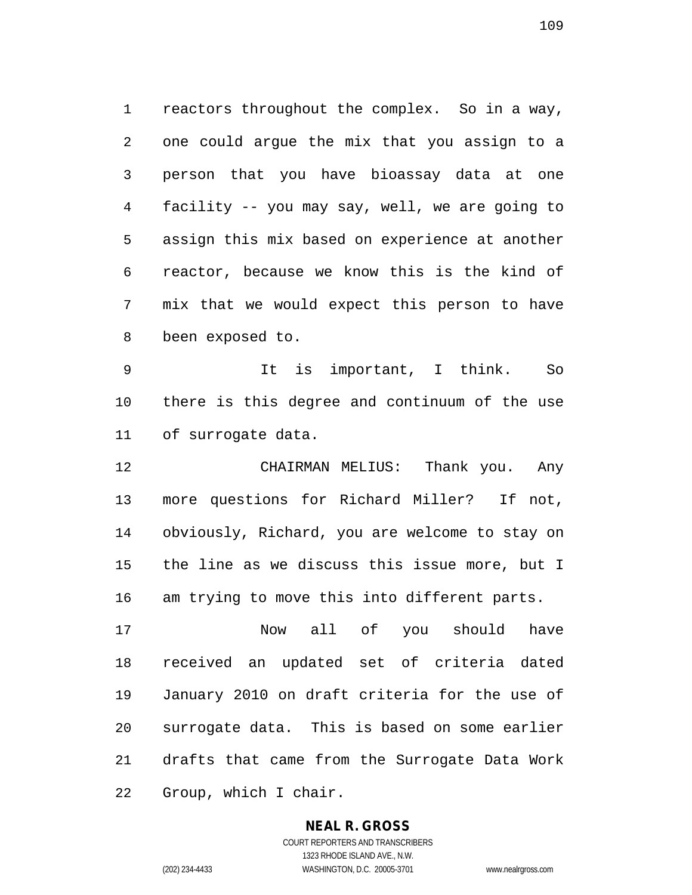reactors throughout the complex. So in a way, one could argue the mix that you assign to a person that you have bioassay data at one facility -- you may say, well, we are going to assign this mix based on experience at another reactor, because we know this is the kind of mix that we would expect this person to have been exposed to.

It is important, I think. So there is this degree and continuum of the use of surrogate data.

CHAIRMAN MELIUS: Thank you. Any more questions for Richard Miller? If not, obviously, Richard, you are welcome to stay on the line as we discuss this issue more, but I am trying to move this into different parts.

Now all of you should have received an updated set of criteria dated January 2010 on draft criteria for the use of surrogate data. This is based on some earlier drafts that came from the Surrogate Data Work Group, which I chair.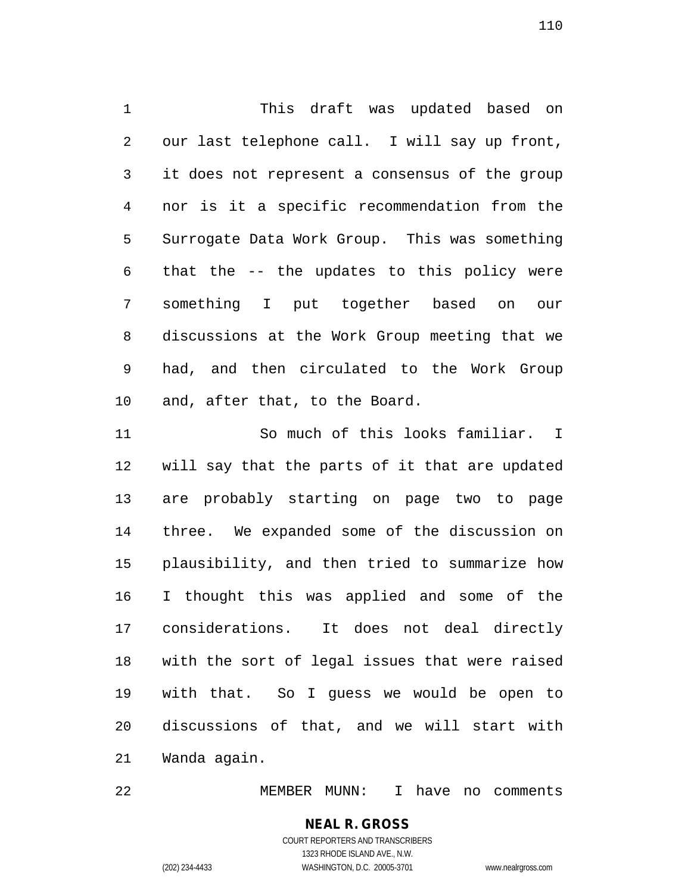This draft was updated based on our last telephone call. I will say up front, it does not represent a consensus of the group nor is it a specific recommendation from the Surrogate Data Work Group. This was something that the -- the updates to this policy were something I put together based on our discussions at the Work Group meeting that we had, and then circulated to the Work Group and, after that, to the Board.

So much of this looks familiar. I will say that the parts of it that are updated are probably starting on page two to page three. We expanded some of the discussion on plausibility, and then tried to summarize how I thought this was applied and some of the considerations. It does not deal directly with the sort of legal issues that were raised with that. So I guess we would be open to discussions of that, and we will start with Wanda again.

MEMBER MUNN: I have no comments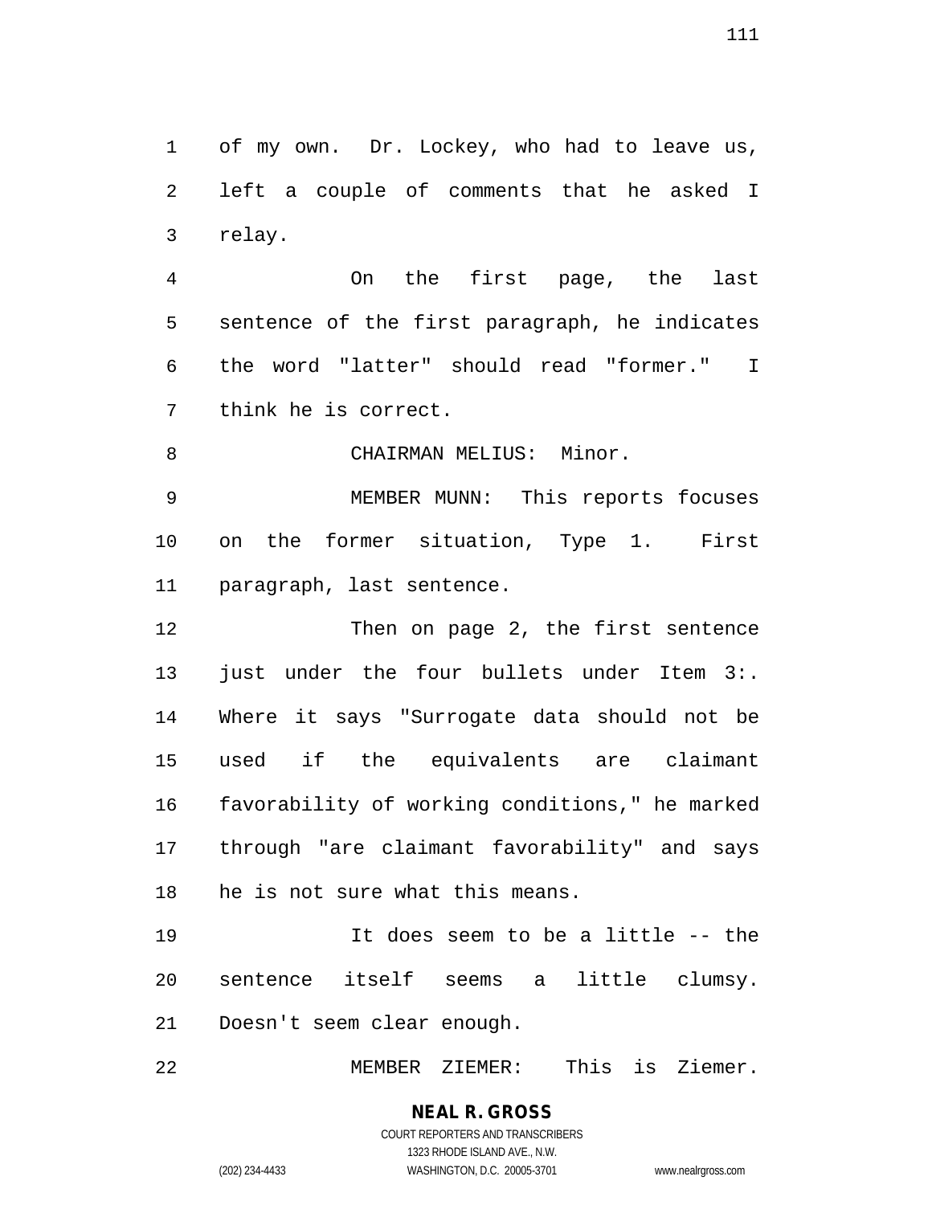of my own. Dr. Lockey, who had to leave us, left a couple of comments that he asked I relay.

On the first page, the last sentence of the first paragraph, he indicates the word "latter" should read "former." I think he is correct.

CHAIRMAN MELIUS: Minor.

MEMBER MUNN: This reports focuses on the former situation, Type 1. First paragraph, last sentence.

Then on page 2, the first sentence just under the four bullets under Item 3:. Where it says "Surrogate data should not be used if the equivalents are claimant favorability of working conditions," he marked through "are claimant favorability" and says he is not sure what this means.

It does seem to be a little -- the sentence itself seems a little clumsy. Doesn't seem clear enough.

MEMBER ZIEMER: This is Ziemer.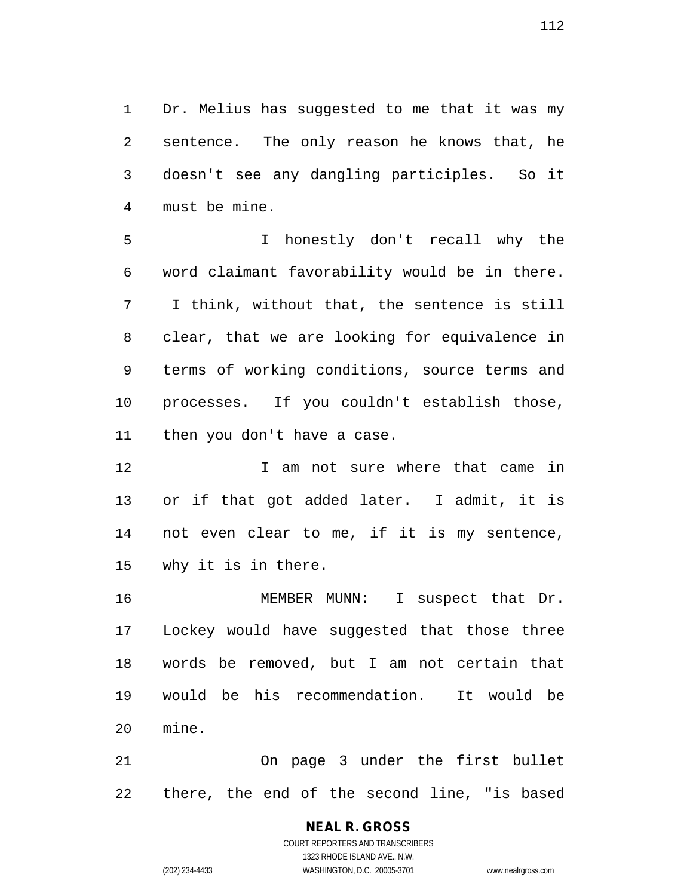Dr. Melius has suggested to me that it was my sentence. The only reason he knows that, he doesn't see any dangling participles. So it must be mine.

I honestly don't recall why the word claimant favorability would be in there. I think, without that, the sentence is still clear, that we are looking for equivalence in terms of working conditions, source terms and processes. If you couldn't establish those, then you don't have a case.

I am not sure where that came in or if that got added later. I admit, it is not even clear to me, if it is my sentence, why it is in there.

MEMBER MUNN: I suspect that Dr. Lockey would have suggested that those three words be removed, but I am not certain that would be his recommendation. It would be mine.

On page 3 under the first bullet there, the end of the second line, "is based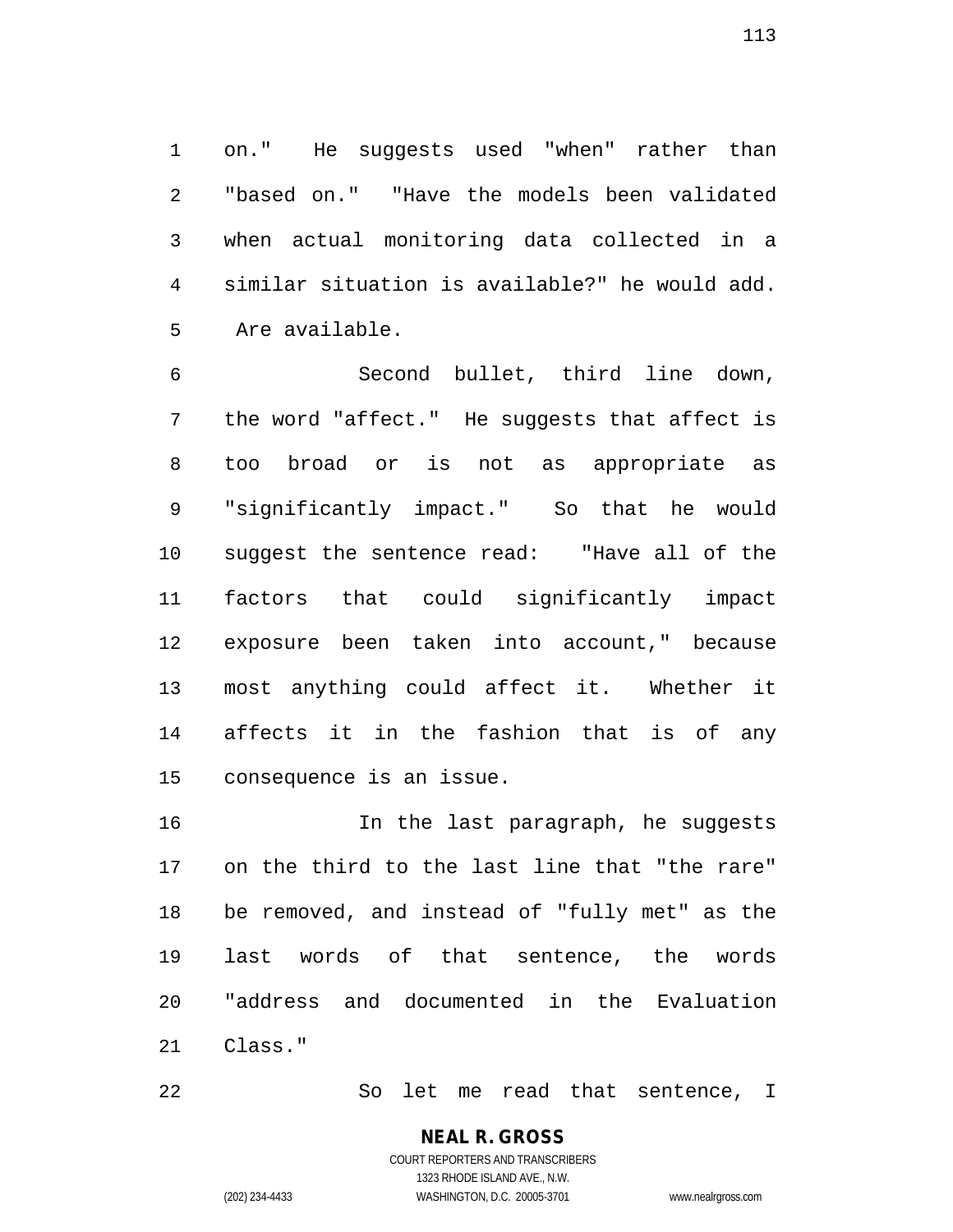on." He suggests used "when" rather than "based on." "Have the models been validated when actual monitoring data collected in a similar situation is available?" he would add. Are available.

Second bullet, third line down, the word "affect." He suggests that affect is too broad or is not as appropriate as "significantly impact." So that he would suggest the sentence read: "Have all of the factors that could significantly impact exposure been taken into account," because most anything could affect it. Whether it affects it in the fashion that is of any consequence is an issue.

In the last paragraph, he suggests on the third to the last line that "the rare" be removed, and instead of "fully met" as the last words of that sentence, the words "address and documented in the Evaluation Class."

So let me read that sentence, I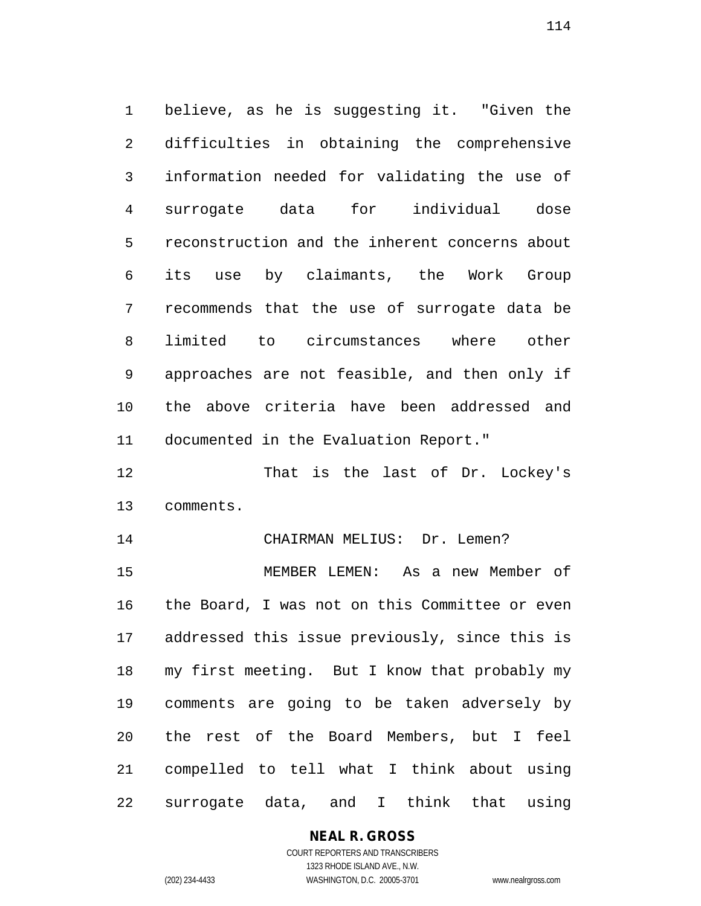believe, as he is suggesting it. "Given the difficulties in obtaining the comprehensive information needed for validating the use of surrogate data for individual dose reconstruction and the inherent concerns about its use by claimants, the Work Group recommends that the use of surrogate data be limited to circumstances where other approaches are not feasible, and then only if the above criteria have been addressed and documented in the Evaluation Report."

That is the last of Dr. Lockey's comments.

CHAIRMAN MELIUS: Dr. Lemen?

MEMBER LEMEN: As a new Member of the Board, I was not on this Committee or even addressed this issue previously, since this is my first meeting. But I know that probably my comments are going to be taken adversely by the rest of the Board Members, but I feel compelled to tell what I think about using surrogate data, and I think that using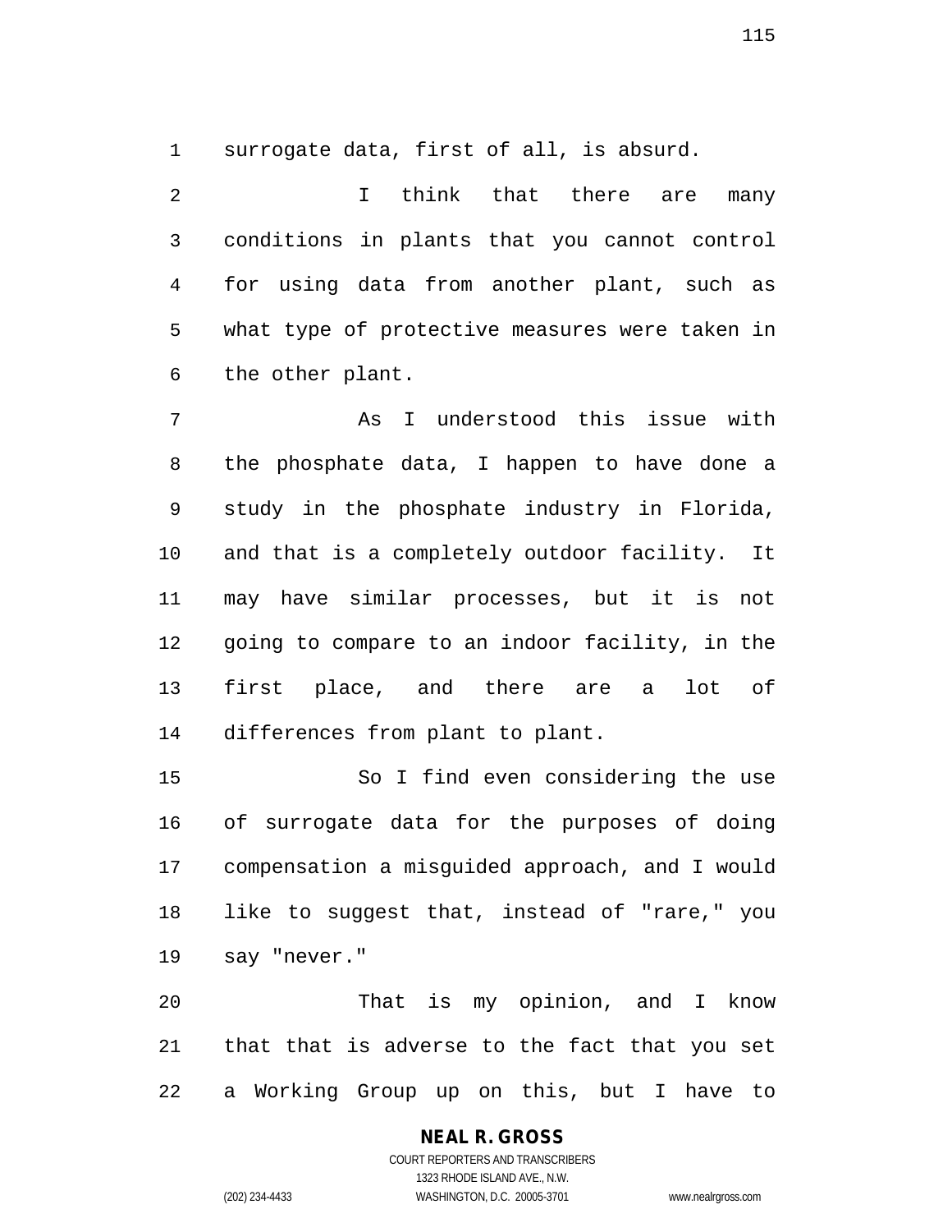surrogate data, first of all, is absurd.

I think that there are many conditions in plants that you cannot control for using data from another plant, such as what type of protective measures were taken in the other plant.

As I understood this issue with the phosphate data, I happen to have done a study in the phosphate industry in Florida, and that is a completely outdoor facility. It may have similar processes, but it is not going to compare to an indoor facility, in the first place, and there are a lot of differences from plant to plant.

So I find even considering the use of surrogate data for the purposes of doing compensation a misguided approach, and I would like to suggest that, instead of "rare," you say "never."

That is my opinion, and I know that that is adverse to the fact that you set a Working Group up on this, but I have to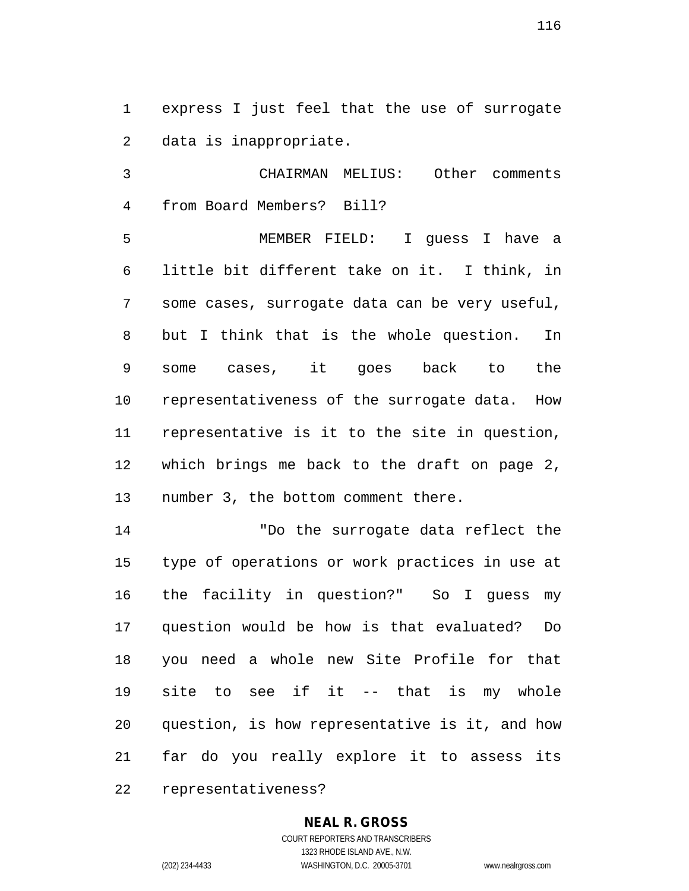express I just feel that the use of surrogate data is inappropriate.

CHAIRMAN MELIUS: Other comments from Board Members? Bill?

MEMBER FIELD: I guess I have a little bit different take on it. I think, in some cases, surrogate data can be very useful, but I think that is the whole question. In some cases, it goes back to the representativeness of the surrogate data. How representative is it to the site in question, which brings me back to the draft on page 2, number 3, the bottom comment there.

"Do the surrogate data reflect the type of operations or work practices in use at the facility in question?" So I guess my question would be how is that evaluated? Do you need a whole new Site Profile for that site to see if it -- that is my whole question, is how representative is it, and how far do you really explore it to assess its representativeness?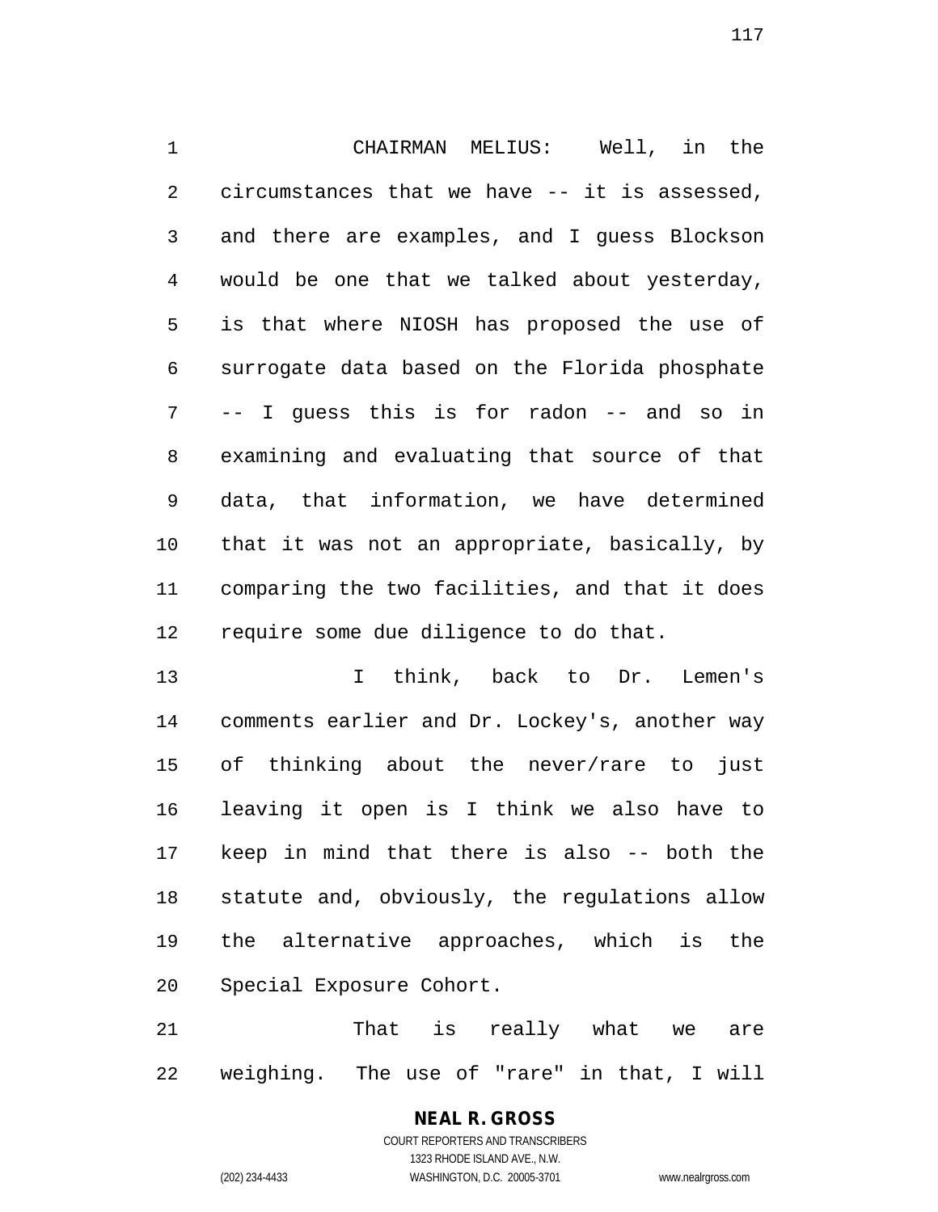CHAIRMAN MELIUS: Well, in the circumstances that we have -- it is assessed, and there are examples, and I guess Blockson would be one that we talked about yesterday, is that where NIOSH has proposed the use of surrogate data based on the Florida phosphate -- I guess this is for radon -- and so in examining and evaluating that source of that data, that information, we have determined that it was not an appropriate, basically, by comparing the two facilities, and that it does require some due diligence to do that.

I think, back to Dr. Lemen's comments earlier and Dr. Lockey's, another way of thinking about the never/rare to just leaving it open is I think we also have to keep in mind that there is also -- both the statute and, obviously, the regulations allow the alternative approaches, which is the Special Exposure Cohort.

That is really what we are weighing. The use of "rare" in that, I will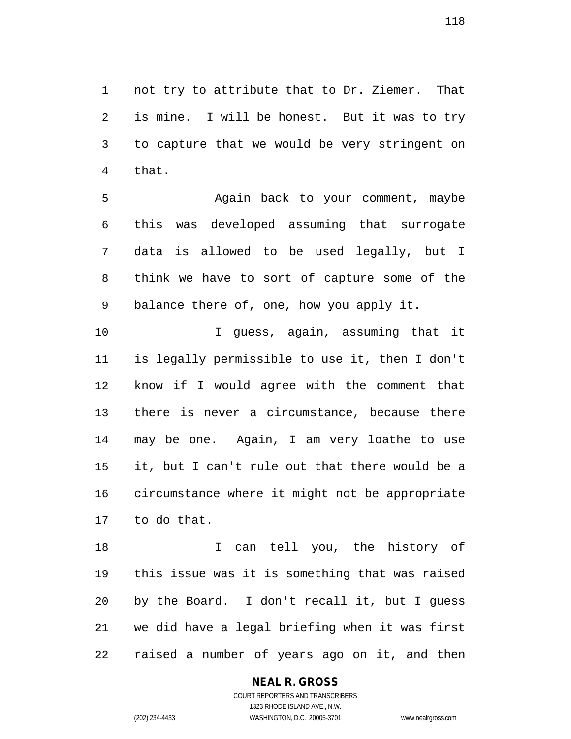not try to attribute that to Dr. Ziemer. That is mine. I will be honest. But it was to try to capture that we would be very stringent on that.

Again back to your comment, maybe this was developed assuming that surrogate data is allowed to be used legally, but I think we have to sort of capture some of the balance there of, one, how you apply it.

I guess, again, assuming that it is legally permissible to use it, then I don't know if I would agree with the comment that there is never a circumstance, because there may be one. Again, I am very loathe to use it, but I can't rule out that there would be a circumstance where it might not be appropriate to do that.

I can tell you, the history of this issue was it is something that was raised by the Board. I don't recall it, but I guess we did have a legal briefing when it was first raised a number of years ago on it, and then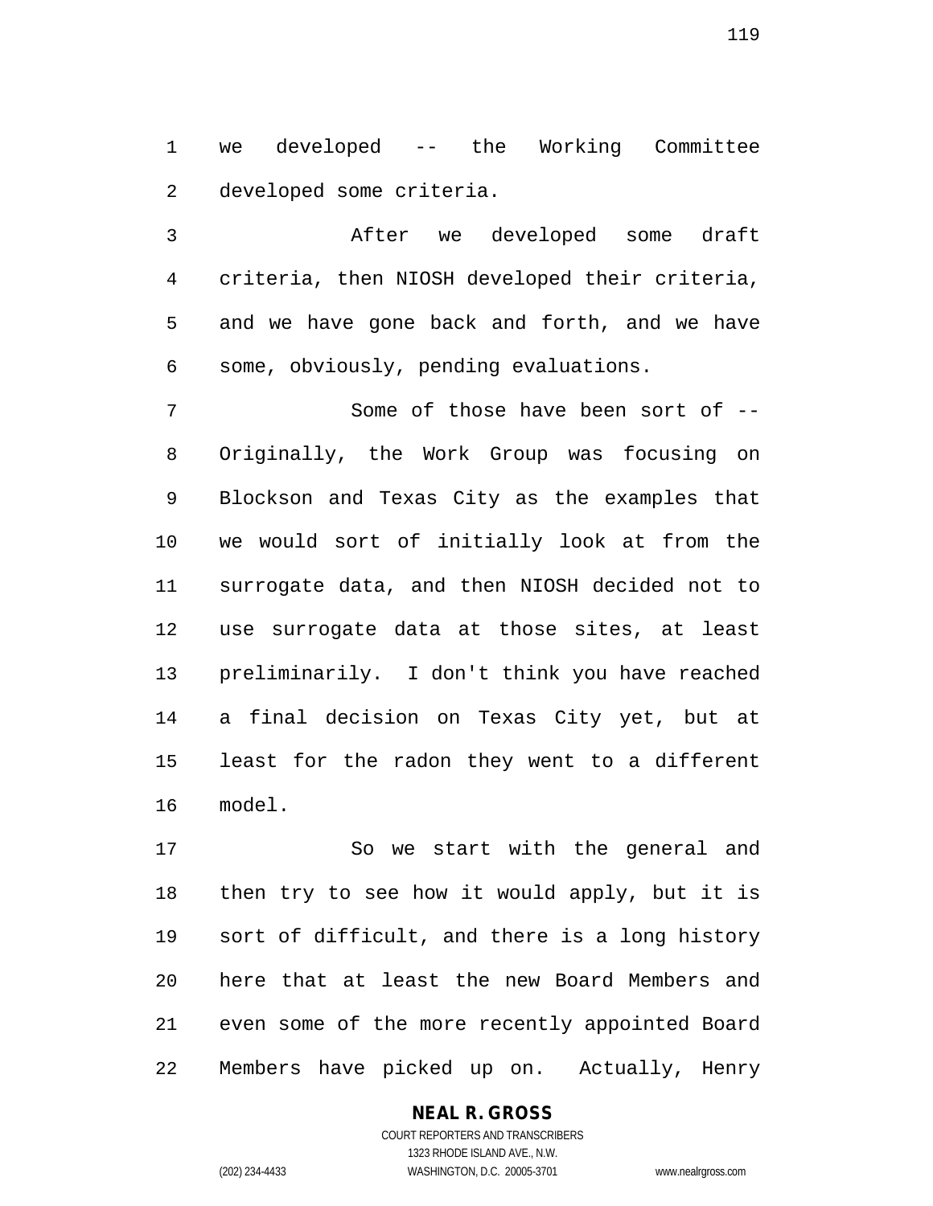we developed -- the Working Committee developed some criteria.

After we developed some draft criteria, then NIOSH developed their criteria, and we have gone back and forth, and we have some, obviously, pending evaluations.

Some of those have been sort of -- Originally, the Work Group was focusing on Blockson and Texas City as the examples that we would sort of initially look at from the surrogate data, and then NIOSH decided not to use surrogate data at those sites, at least preliminarily. I don't think you have reached a final decision on Texas City yet, but at least for the radon they went to a different model.

So we start with the general and then try to see how it would apply, but it is sort of difficult, and there is a long history here that at least the new Board Members and even some of the more recently appointed Board Members have picked up on. Actually, Henry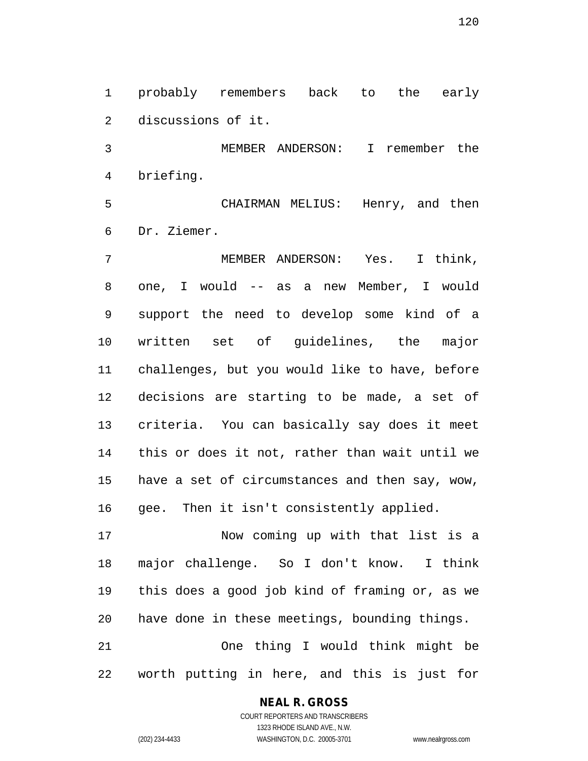probably remembers back to the early discussions of it.

MEMBER ANDERSON: I remember the briefing.

CHAIRMAN MELIUS: Henry, and then Dr. Ziemer.

MEMBER ANDERSON: Yes. I think, one, I would -- as a new Member, I would support the need to develop some kind of a written set of guidelines, the major challenges, but you would like to have, before decisions are starting to be made, a set of criteria. You can basically say does it meet this or does it not, rather than wait until we have a set of circumstances and then say, wow, gee. Then it isn't consistently applied.

Now coming up with that list is a major challenge. So I don't know. I think this does a good job kind of framing or, as we have done in these meetings, bounding things.

One thing I would think might be worth putting in here, and this is just for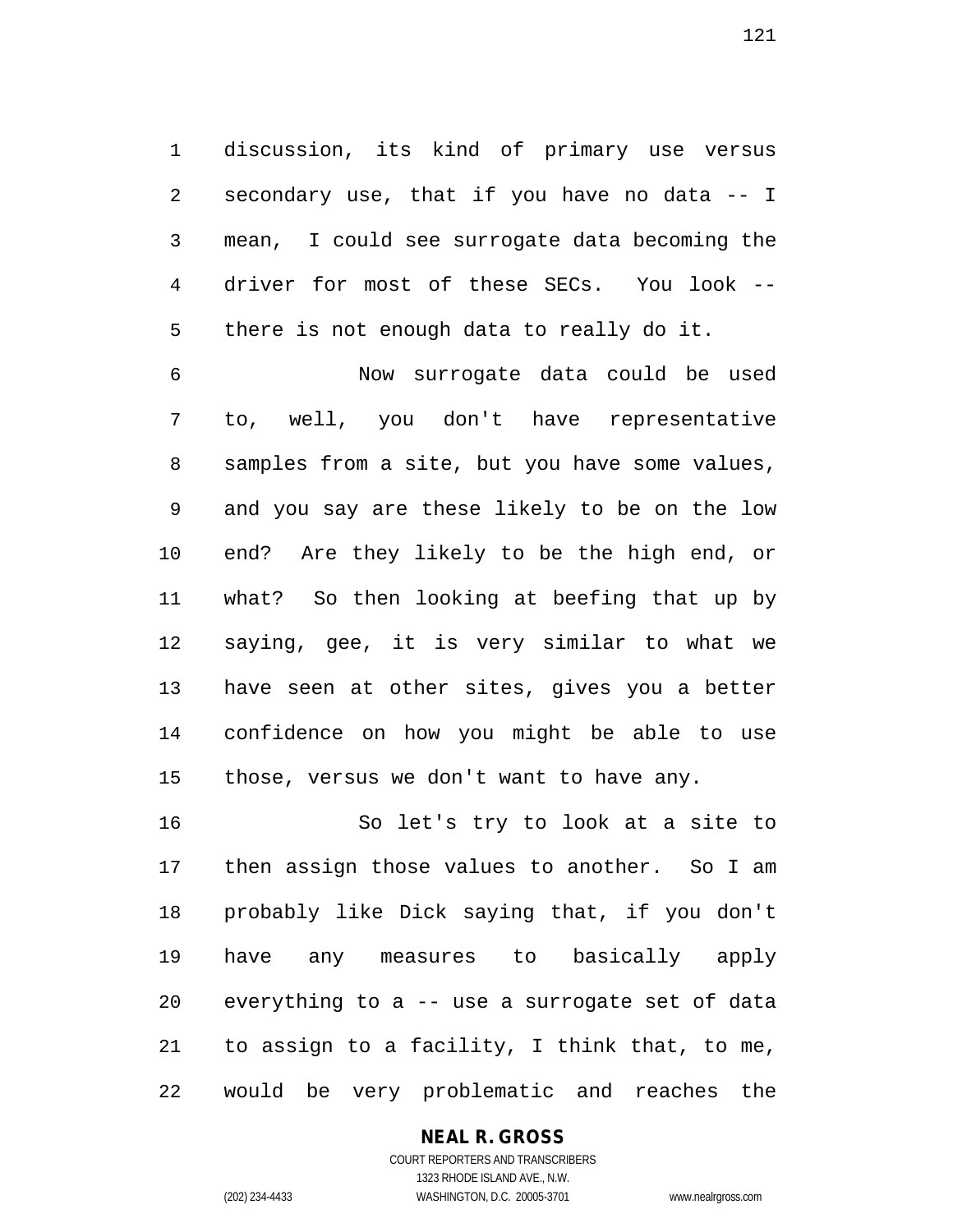discussion, its kind of primary use versus secondary use, that if you have no data -- I mean, I could see surrogate data becoming the driver for most of these SECs. You look -- there is not enough data to really do it.

Now surrogate data could be used to, well, you don't have representative samples from a site, but you have some values, and you say are these likely to be on the low end? Are they likely to be the high end, or what? So then looking at beefing that up by saying, gee, it is very similar to what we have seen at other sites, gives you a better confidence on how you might be able to use those, versus we don't want to have any.

So let's try to look at a site to then assign those values to another. So I am probably like Dick saying that, if you don't have any measures to basically apply everything to a -- use a surrogate set of data to assign to a facility, I think that, to me, would be very problematic and reaches the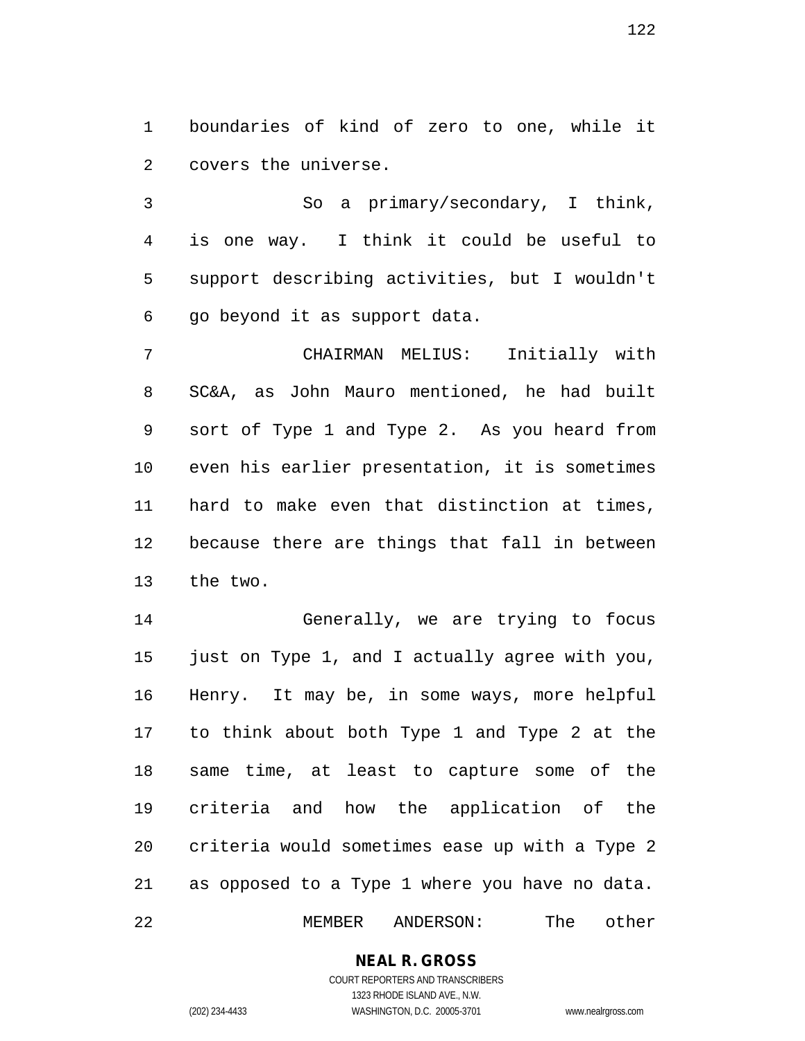boundaries of kind of zero to one, while it covers the universe.

So a primary/secondary, I think, is one way. I think it could be useful to support describing activities, but I wouldn't go beyond it as support data.

CHAIRMAN MELIUS: Initially with SC&A, as John Mauro mentioned, he had built sort of Type 1 and Type 2. As you heard from even his earlier presentation, it is sometimes hard to make even that distinction at times, because there are things that fall in between the two.

Generally, we are trying to focus just on Type 1, and I actually agree with you, Henry. It may be, in some ways, more helpful to think about both Type 1 and Type 2 at the same time, at least to capture some of the criteria and how the application of the criteria would sometimes ease up with a Type 2 as opposed to a Type 1 where you have no data.

MEMBER ANDERSON: The other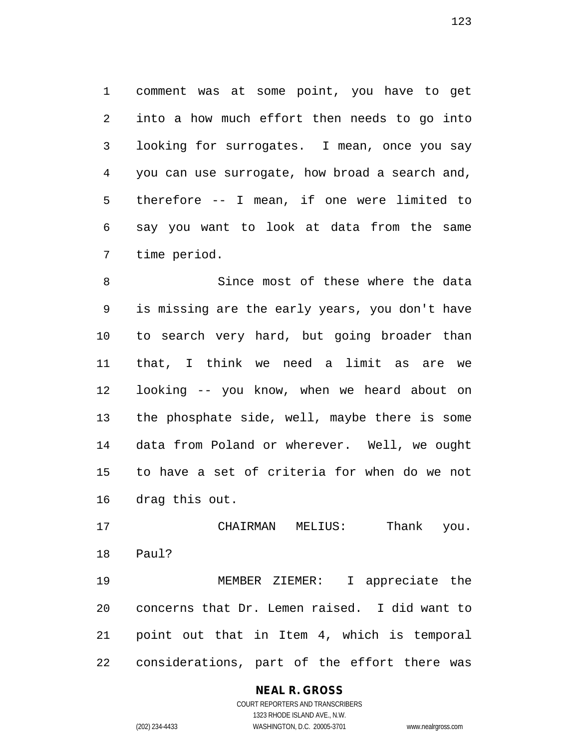comment was at some point, you have to get into a how much effort then needs to go into looking for surrogates. I mean, once you say you can use surrogate, how broad a search and, therefore -- I mean, if one were limited to say you want to look at data from the same time period.

Since most of these where the data is missing are the early years, you don't have to search very hard, but going broader than that, I think we need a limit as are we looking -- you know, when we heard about on the phosphate side, well, maybe there is some data from Poland or wherever. Well, we ought to have a set of criteria for when do we not drag this out.

CHAIRMAN MELIUS: Thank you. Paul?

MEMBER ZIEMER: I appreciate the concerns that Dr. Lemen raised. I did want to point out that in Item 4, which is temporal considerations, part of the effort there was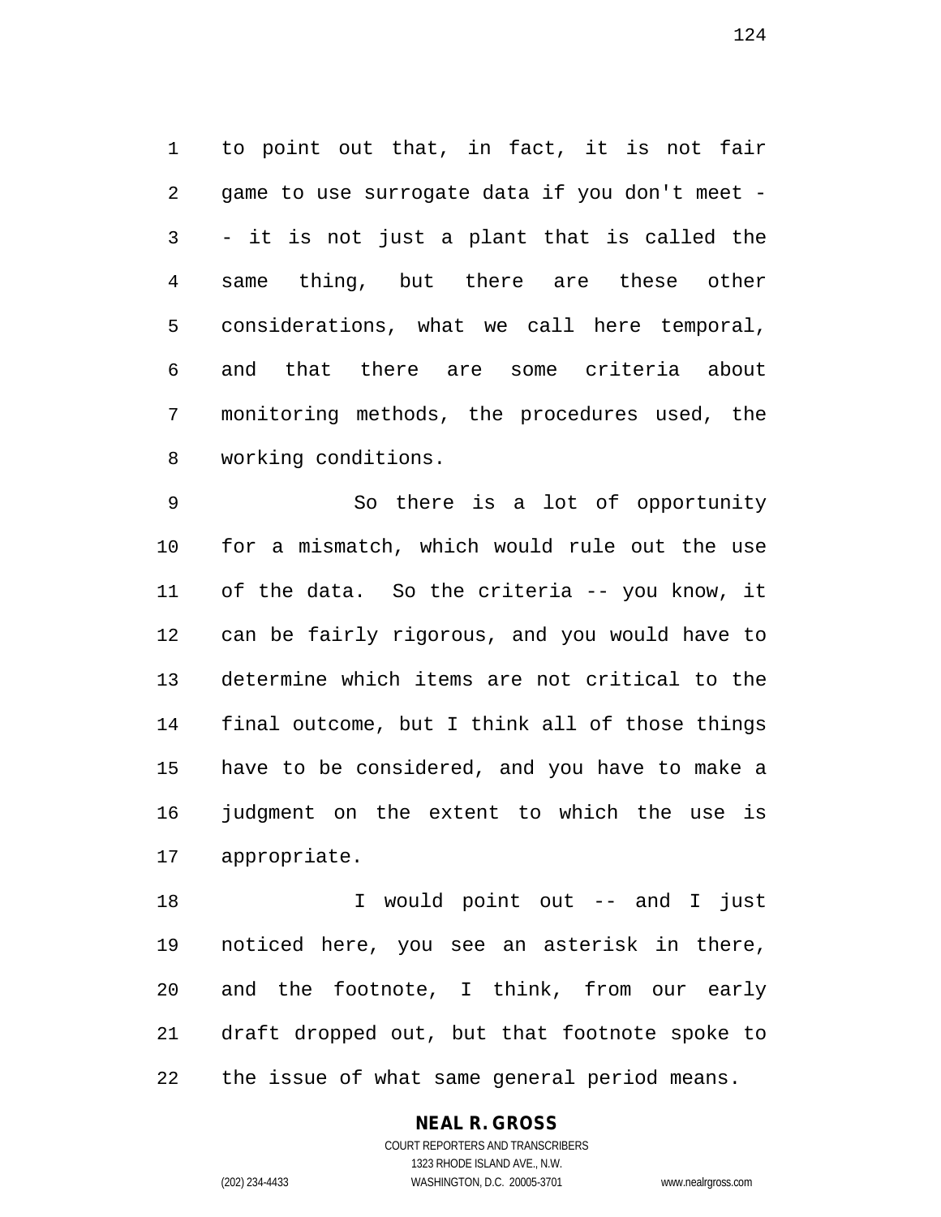to point out that, in fact, it is not fair game to use surrogate data if you don't meet -- it is not just a plant that is called the same thing, but there are these other considerations, what we call here temporal, and that there are some criteria about monitoring methods, the procedures used, the working conditions.

So there is a lot of opportunity for a mismatch, which would rule out the use of the data. So the criteria -- you know, it can be fairly rigorous, and you would have to determine which items are not critical to the final outcome, but I think all of those things have to be considered, and you have to make a judgment on the extent to which the use is appropriate.

I would point out -- and I just noticed here, you see an asterisk in there, and the footnote, I think, from our early draft dropped out, but that footnote spoke to the issue of what same general period means.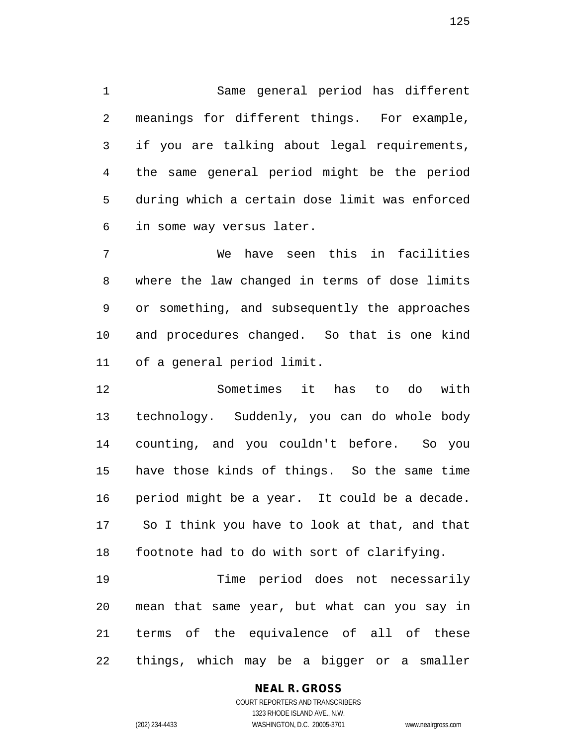Same general period has different meanings for different things. For example, if you are talking about legal requirements, the same general period might be the period during which a certain dose limit was enforced in some way versus later.

We have seen this in facilities where the law changed in terms of dose limits or something, and subsequently the approaches and procedures changed. So that is one kind of a general period limit.

Sometimes it has to do with technology. Suddenly, you can do whole body counting, and you couldn't before. So you have those kinds of things. So the same time period might be a year. It could be a decade. So I think you have to look at that, and that footnote had to do with sort of clarifying.

Time period does not necessarily mean that same year, but what can you say in terms of the equivalence of all of these things, which may be a bigger or a smaller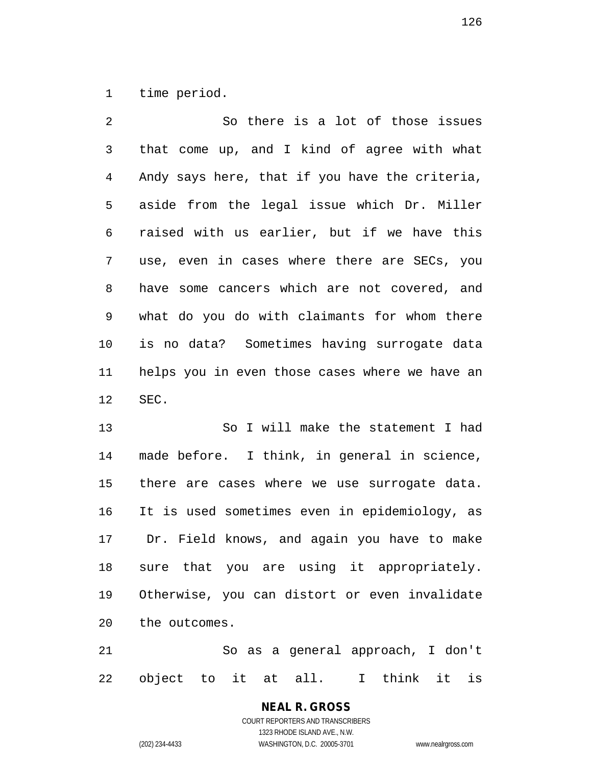time period.

So there is a lot of those issues that come up, and I kind of agree with what Andy says here, that if you have the criteria, aside from the legal issue which Dr. Miller raised with us earlier, but if we have this use, even in cases where there are SECs, you have some cancers which are not covered, and what do you do with claimants for whom there is no data? Sometimes having surrogate data helps you in even those cases where we have an SEC.

So I will make the statement I had made before. I think, in general in science, there are cases where we use surrogate data. It is used sometimes even in epidemiology, as Dr. Field knows, and again you have to make sure that you are using it appropriately. Otherwise, you can distort or even invalidate the outcomes.

So as a general approach, I don't object to it at all. I think it is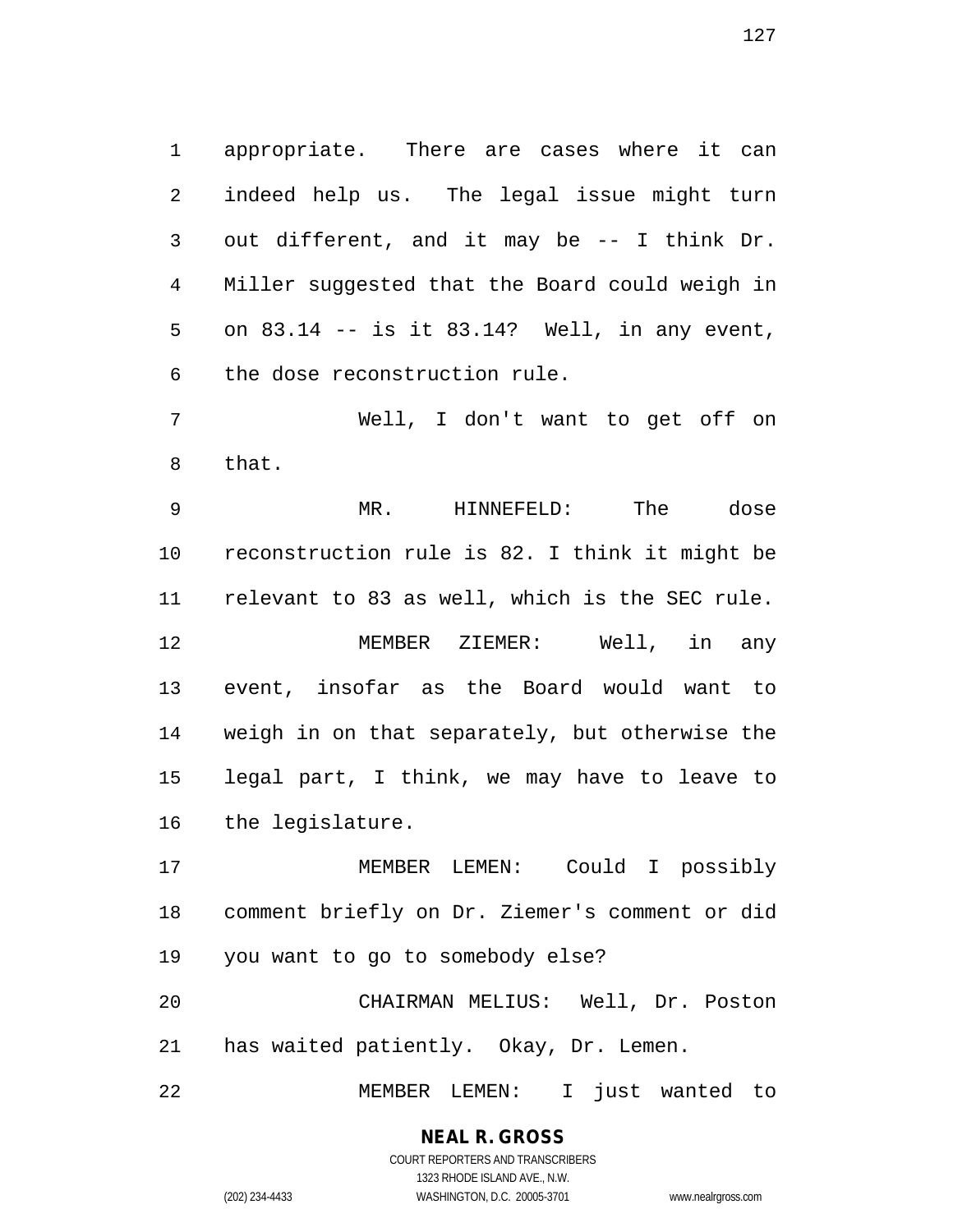appropriate. There are cases where it can indeed help us. The legal issue might turn out different, and it may be -- I think Dr. Miller suggested that the Board could weigh in on 83.14 -- is it 83.14? Well, in any event, the dose reconstruction rule.

Well, I don't want to get off on that.

MR. HINNEFELD: The dose reconstruction rule is 82. I think it might be relevant to 83 as well, which is the SEC rule.

MEMBER ZIEMER: Well, in any event, insofar as the Board would want to weigh in on that separately, but otherwise the legal part, I think, we may have to leave to the legislature.

MEMBER LEMEN: Could I possibly comment briefly on Dr. Ziemer's comment or did you want to go to somebody else?

CHAIRMAN MELIUS: Well, Dr. Poston has waited patiently. Okay, Dr. Lemen.

MEMBER LEMEN: I just wanted to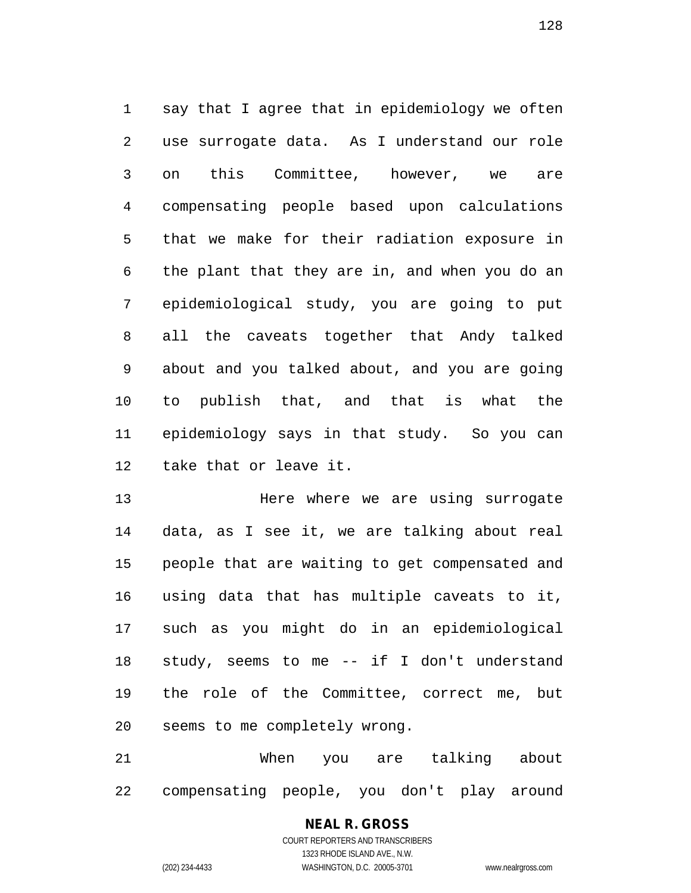say that I agree that in epidemiology we often use surrogate data. As I understand our role on this Committee, however, we are compensating people based upon calculations that we make for their radiation exposure in the plant that they are in, and when you do an epidemiological study, you are going to put all the caveats together that Andy talked about and you talked about, and you are going to publish that, and that is what the epidemiology says in that study. So you can take that or leave it.

Here where we are using surrogate data, as I see it, we are talking about real people that are waiting to get compensated and using data that has multiple caveats to it, such as you might do in an epidemiological study, seems to me -- if I don't understand the role of the Committee, correct me, but seems to me completely wrong.

When you are talking about compensating people, you don't play around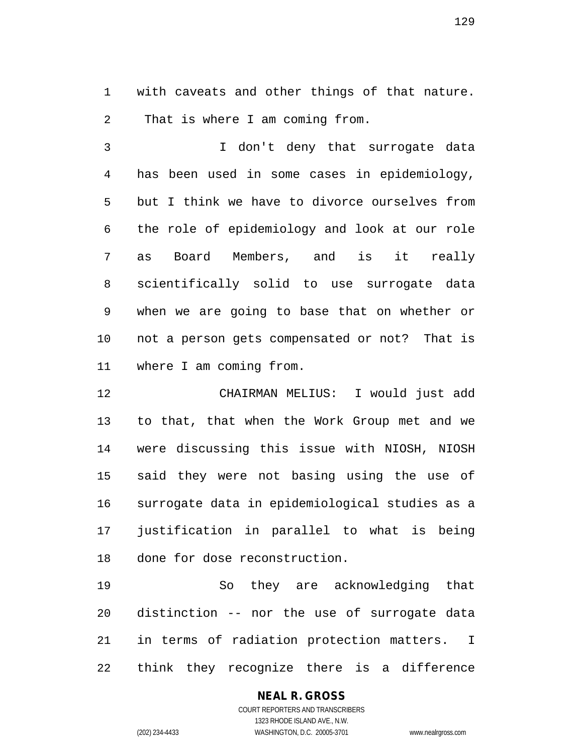with caveats and other things of that nature. That is where I am coming from.

I don't deny that surrogate data has been used in some cases in epidemiology, but I think we have to divorce ourselves from the role of epidemiology and look at our role as Board Members, and is it really scientifically solid to use surrogate data when we are going to base that on whether or not a person gets compensated or not? That is where I am coming from.

CHAIRMAN MELIUS: I would just add to that, that when the Work Group met and we were discussing this issue with NIOSH, NIOSH said they were not basing using the use of surrogate data in epidemiological studies as a justification in parallel to what is being done for dose reconstruction.

So they are acknowledging that distinction -- nor the use of surrogate data in terms of radiation protection matters. I think they recognize there is a difference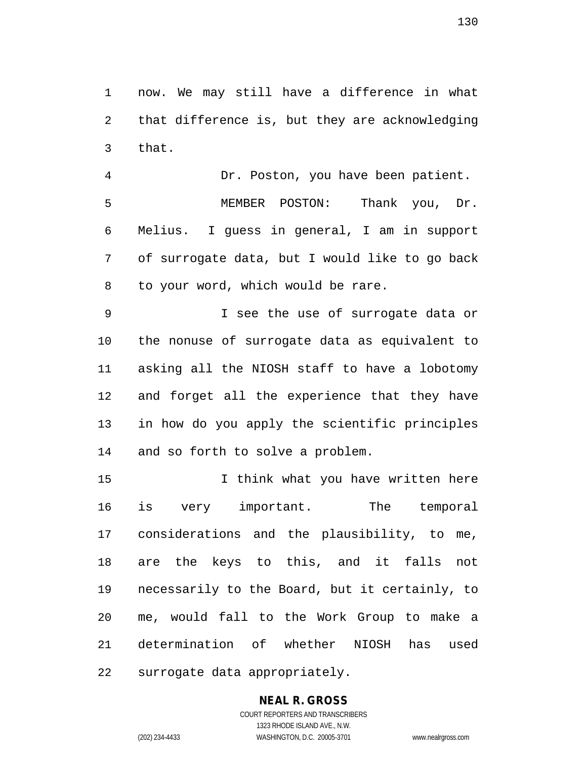now. We may still have a difference in what that difference is, but they are acknowledging that.

Dr. Poston, you have been patient.

MEMBER POSTON: Thank you, Dr. Melius. I guess in general, I am in support of surrogate data, but I would like to go back to your word, which would be rare.

I see the use of surrogate data or the nonuse of surrogate data as equivalent to asking all the NIOSH staff to have a lobotomy and forget all the experience that they have in how do you apply the scientific principles and so forth to solve a problem.

I think what you have written here is very important. The temporal considerations and the plausibility, to me, are the keys to this, and it falls not necessarily to the Board, but it certainly, to me, would fall to the Work Group to make a determination of whether NIOSH has used surrogate data appropriately.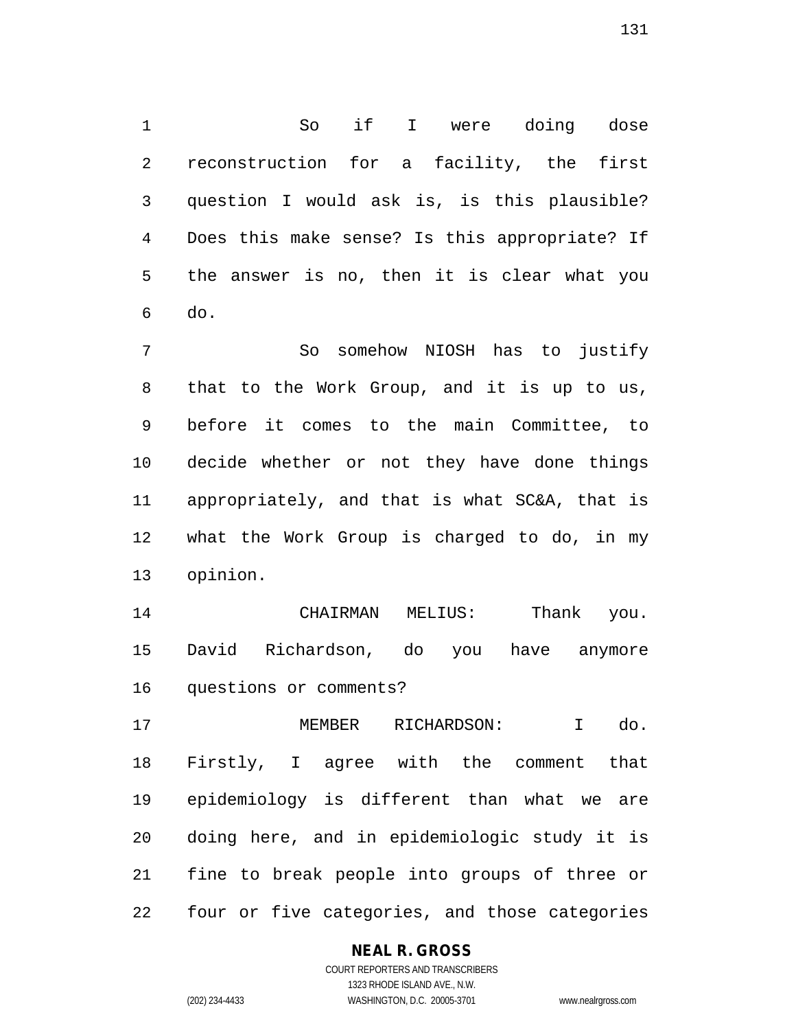So if I were doing dose reconstruction for a facility, the first question I would ask is, is this plausible? Does this make sense? Is this appropriate? If the answer is no, then it is clear what you do.

So somehow NIOSH has to justify that to the Work Group, and it is up to us, before it comes to the main Committee, to decide whether or not they have done things appropriately, and that is what SC&A, that is what the Work Group is charged to do, in my opinion.

CHAIRMAN MELIUS: Thank you. David Richardson, do you have anymore questions or comments?

MEMBER RICHARDSON: I do. Firstly, I agree with the comment that epidemiology is different than what we are doing here, and in epidemiologic study it is fine to break people into groups of three or four or five categories, and those categories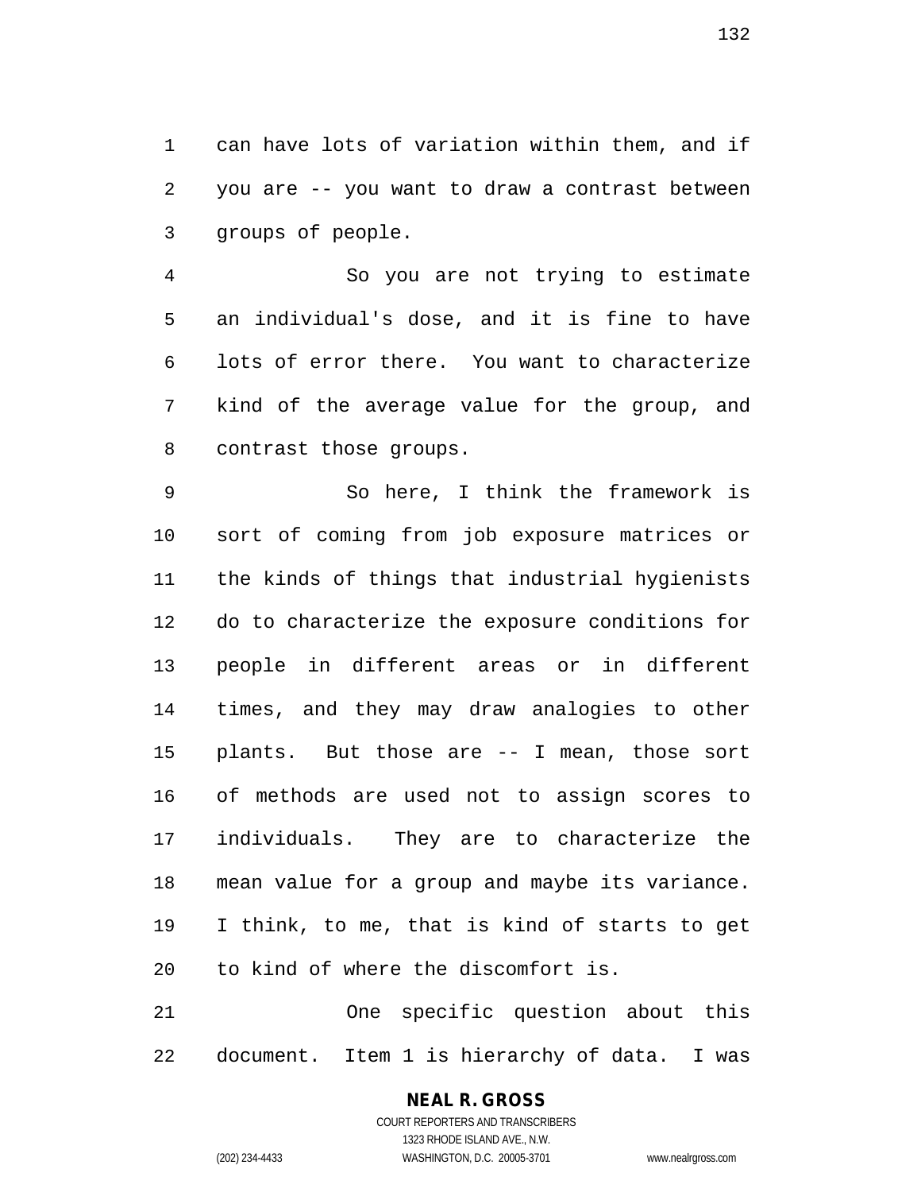can have lots of variation within them, and if you are -- you want to draw a contrast between groups of people.

So you are not trying to estimate an individual's dose, and it is fine to have lots of error there. You want to characterize kind of the average value for the group, and contrast those groups.

So here, I think the framework is sort of coming from job exposure matrices or the kinds of things that industrial hygienists do to characterize the exposure conditions for people in different areas or in different times, and they may draw analogies to other plants. But those are -- I mean, those sort of methods are used not to assign scores to individuals. They are to characterize the mean value for a group and maybe its variance. I think, to me, that is kind of starts to get to kind of where the discomfort is.

One specific question about this document. Item 1 is hierarchy of data. I was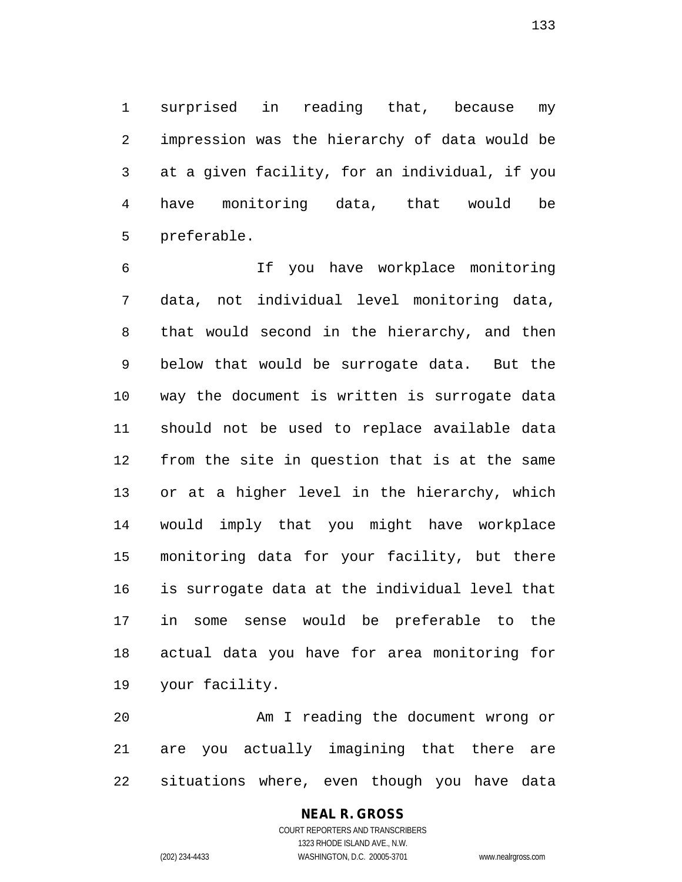surprised in reading that, because my impression was the hierarchy of data would be at a given facility, for an individual, if you have monitoring data, that would be preferable.

If you have workplace monitoring data, not individual level monitoring data, that would second in the hierarchy, and then below that would be surrogate data. But the way the document is written is surrogate data should not be used to replace available data from the site in question that is at the same or at a higher level in the hierarchy, which would imply that you might have workplace monitoring data for your facility, but there is surrogate data at the individual level that in some sense would be preferable to the actual data you have for area monitoring for your facility.

Am I reading the document wrong or are you actually imagining that there are situations where, even though you have data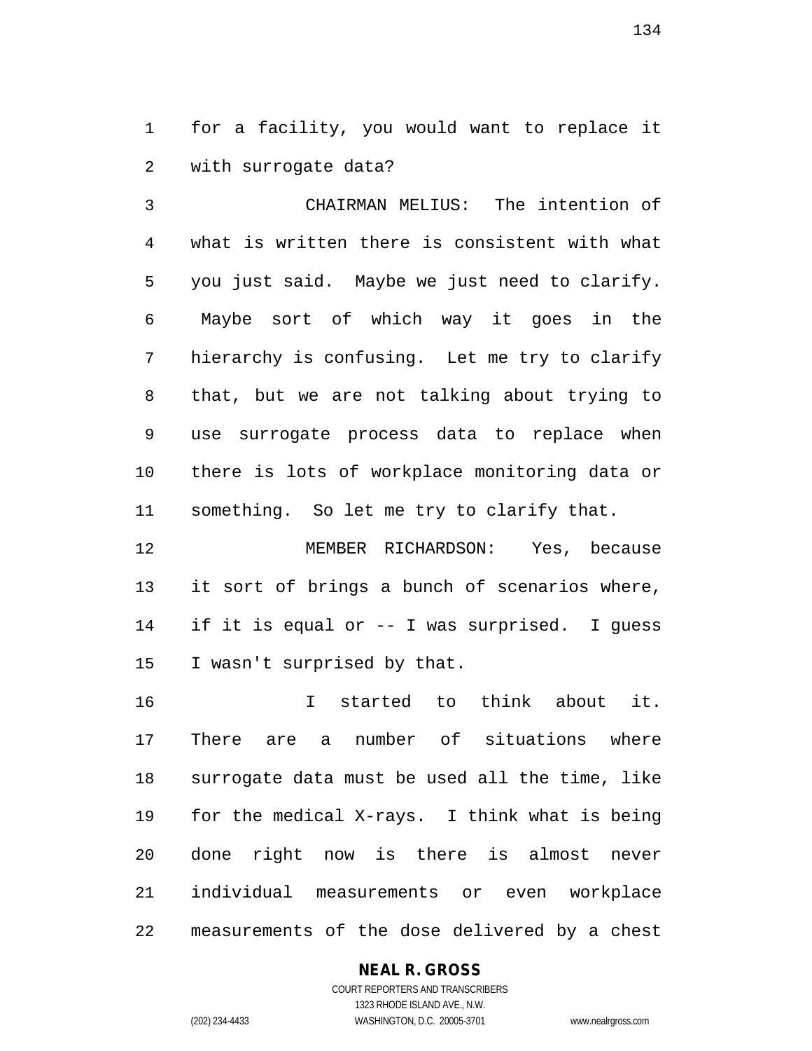for a facility, you would want to replace it with surrogate data?

CHAIRMAN MELIUS: The intention of what is written there is consistent with what you just said. Maybe we just need to clarify. Maybe sort of which way it goes in the hierarchy is confusing. Let me try to clarify that, but we are not talking about trying to use surrogate process data to replace when there is lots of workplace monitoring data or something. So let me try to clarify that.

MEMBER RICHARDSON: Yes, because it sort of brings a bunch of scenarios where, if it is equal or -- I was surprised. I guess I wasn't surprised by that.

I started to think about it. There are a number of situations where surrogate data must be used all the time, like for the medical X-rays. I think what is being done right now is there is almost never individual measurements or even workplace measurements of the dose delivered by a chest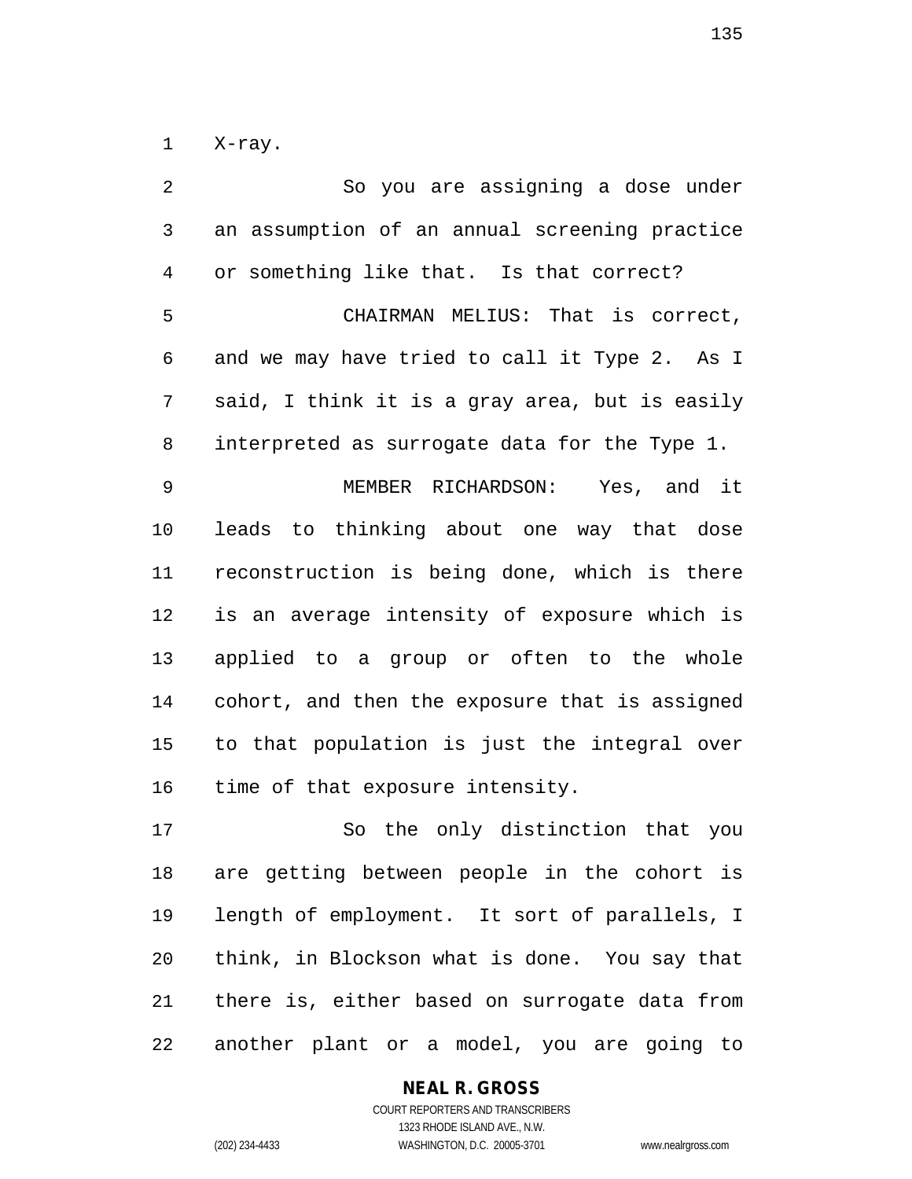X-ray.

So you are assigning a dose under an assumption of an annual screening practice or something like that. Is that correct?

CHAIRMAN MELIUS: That is correct, and we may have tried to call it Type 2. As I said, I think it is a gray area, but is easily interpreted as surrogate data for the Type 1.

MEMBER RICHARDSON: Yes, and it leads to thinking about one way that dose reconstruction is being done, which is there is an average intensity of exposure which is applied to a group or often to the whole cohort, and then the exposure that is assigned to that population is just the integral over time of that exposure intensity.

So the only distinction that you are getting between people in the cohort is length of employment. It sort of parallels, I think, in Blockson what is done. You say that there is, either based on surrogate data from another plant or a model, you are going to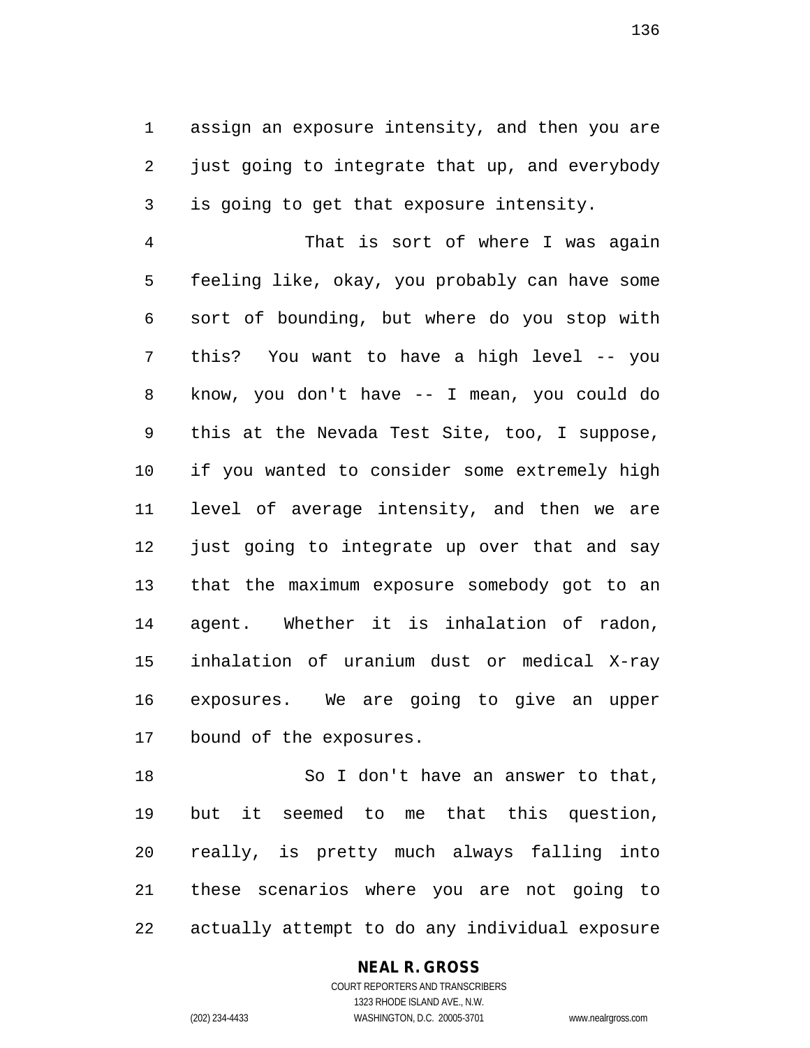assign an exposure intensity, and then you are just going to integrate that up, and everybody is going to get that exposure intensity.

That is sort of where I was again feeling like, okay, you probably can have some sort of bounding, but where do you stop with this? You want to have a high level -- you know, you don't have -- I mean, you could do this at the Nevada Test Site, too, I suppose, if you wanted to consider some extremely high level of average intensity, and then we are just going to integrate up over that and say that the maximum exposure somebody got to an agent. Whether it is inhalation of radon, inhalation of uranium dust or medical X-ray exposures. We are going to give an upper bound of the exposures.

So I don't have an answer to that, but it seemed to me that this question, really, is pretty much always falling into these scenarios where you are not going to actually attempt to do any individual exposure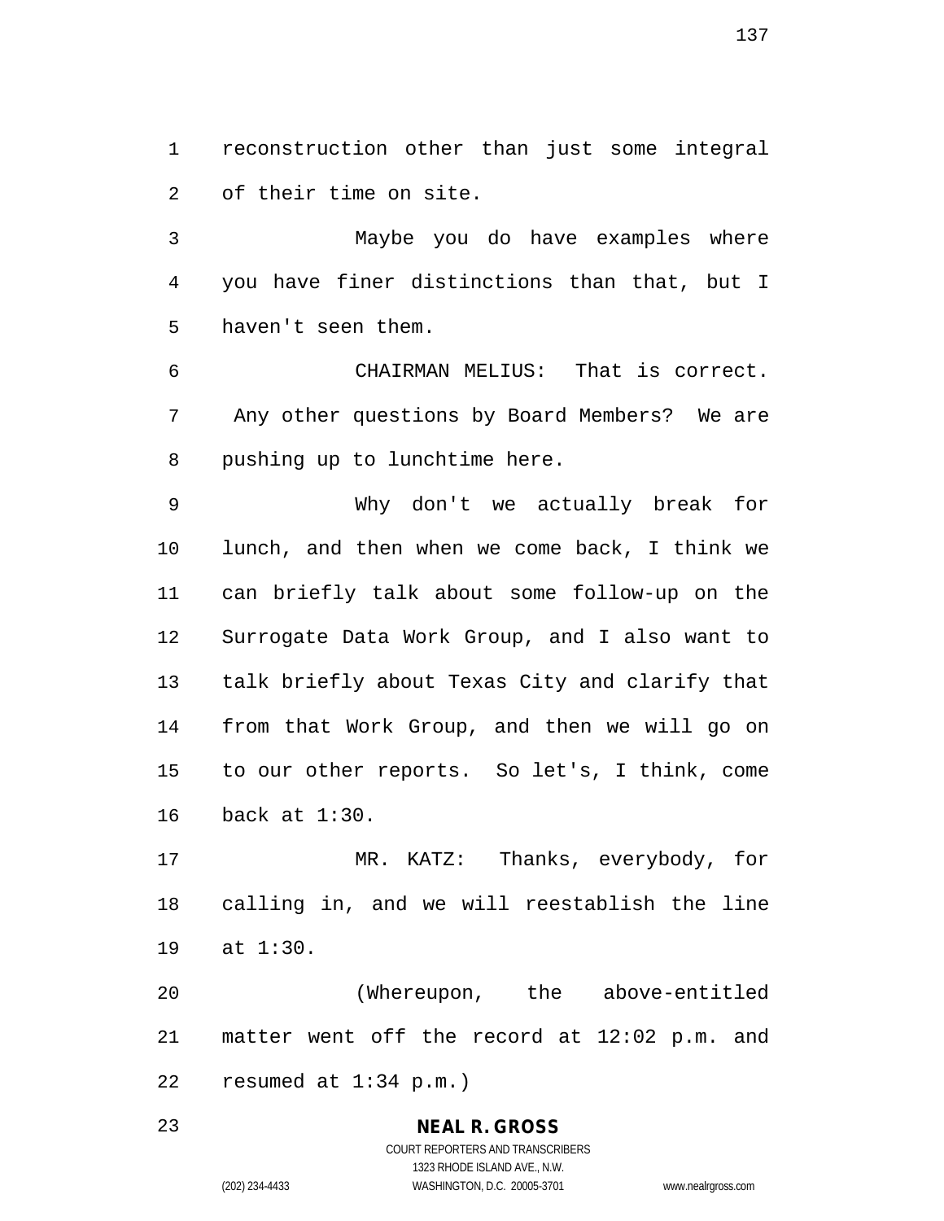reconstruction other than just some integral of their time on site.

Maybe you do have examples where you have finer distinctions than that, but I haven't seen them.

CHAIRMAN MELIUS: That is correct. Any other questions by Board Members? We are pushing up to lunchtime here.

Why don't we actually break for lunch, and then when we come back, I think we can briefly talk about some follow-up on the Surrogate Data Work Group, and I also want to talk briefly about Texas City and clarify that from that Work Group, and then we will go on to our other reports. So let's, I think, come back at 1:30.

MR. KATZ: Thanks, everybody, for calling in, and we will reestablish the line at 1:30.

(Whereupon, the above-entitled matter went off the record at 12:02 p.m. and resumed at 1:34 p.m.)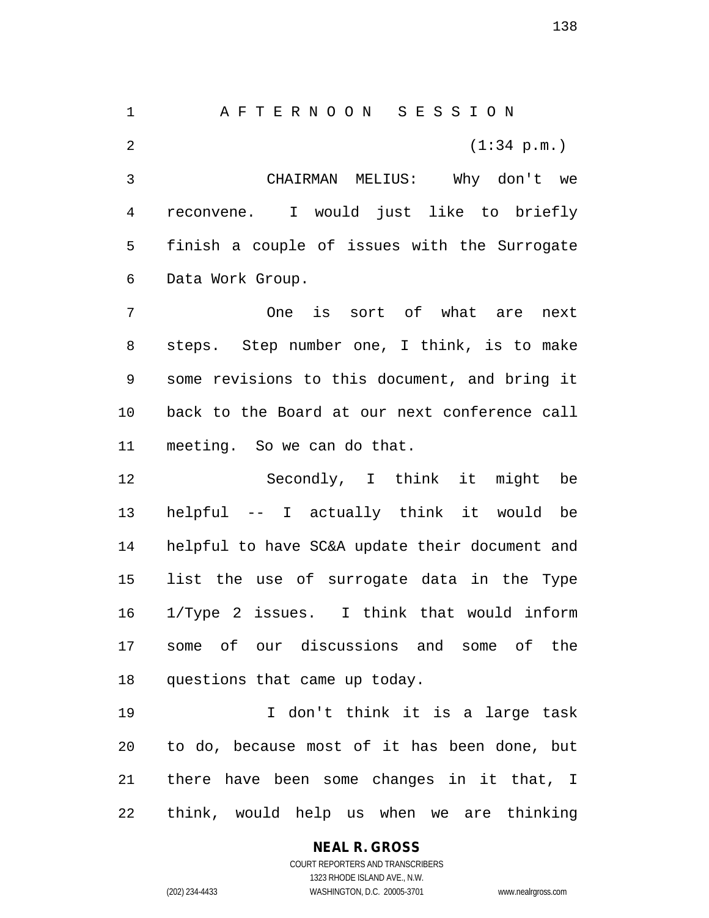A F T E R N O O N   S E S S I O N

(1:34 p.m.)

CHAIRMAN MELIUS: Why don't we reconvene. I would just like to briefly finish a couple of issues with the Surrogate Data Work Group.

One is sort of what are next steps. Step number one, I think, is to make some revisions to this document, and bring it back to the Board at our next conference call meeting. So we can do that.

Secondly, I think it might be helpful -- I actually think it would be helpful to have SC&A update their document and list the use of surrogate data in the Type 1/Type 2 issues. I think that would inform some of our discussions and some of the questions that came up today.

I don't think it is a large task to do, because most of it has been done, but there have been some changes in it that, I think, would help us when we are thinking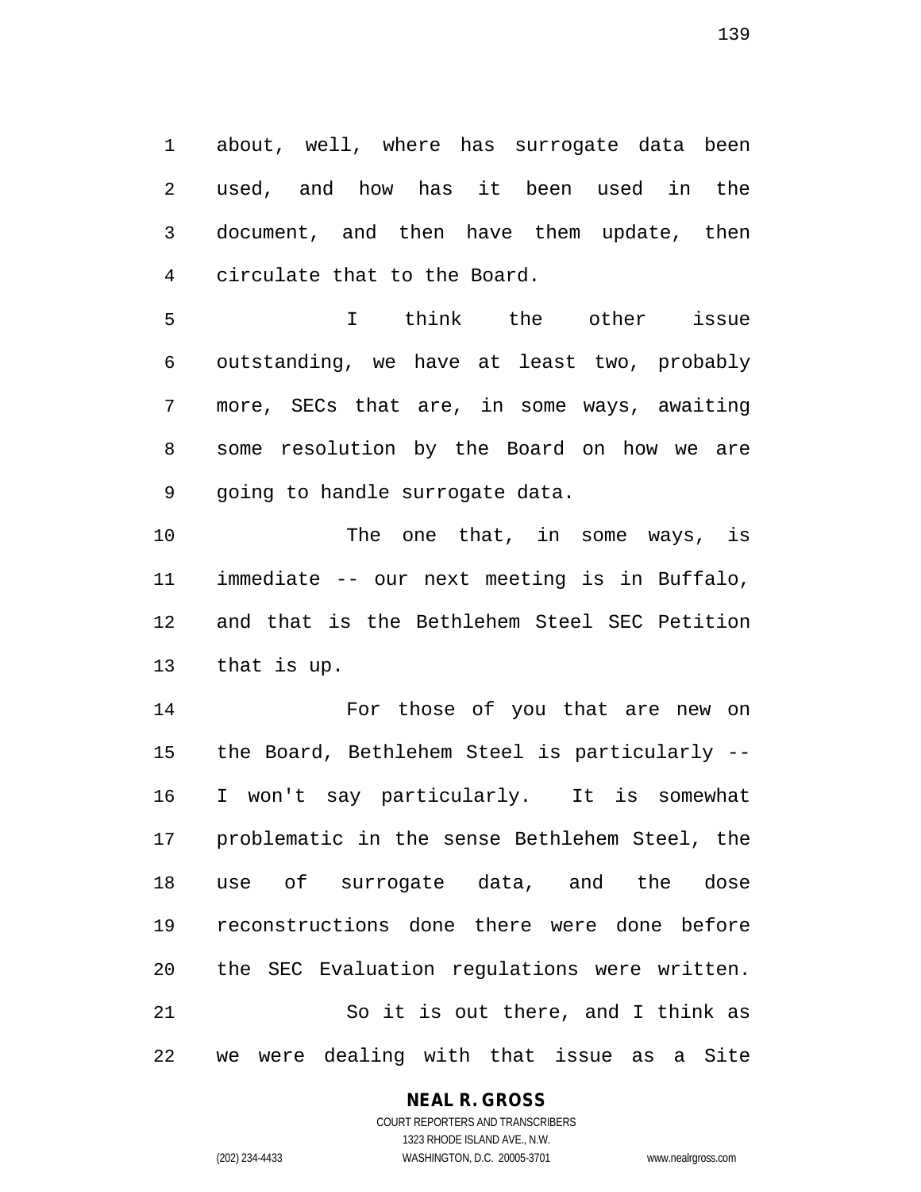about, well, where has surrogate data been used, and how has it been used in the document, and then have them update, then circulate that to the Board.

I think the other issue outstanding, we have at least two, probably more, SECs that are, in some ways, awaiting some resolution by the Board on how we are going to handle surrogate data.

The one that, in some ways, is immediate -- our next meeting is in Buffalo, and that is the Bethlehem Steel SEC Petition that is up.

For those of you that are new on the Board, Bethlehem Steel is particularly -- I won't say particularly. It is somewhat problematic in the sense Bethlehem Steel, the use of surrogate data, and the dose reconstructions done there were done before the SEC Evaluation regulations were written.

So it is out there, and I think as we were dealing with that issue as a Site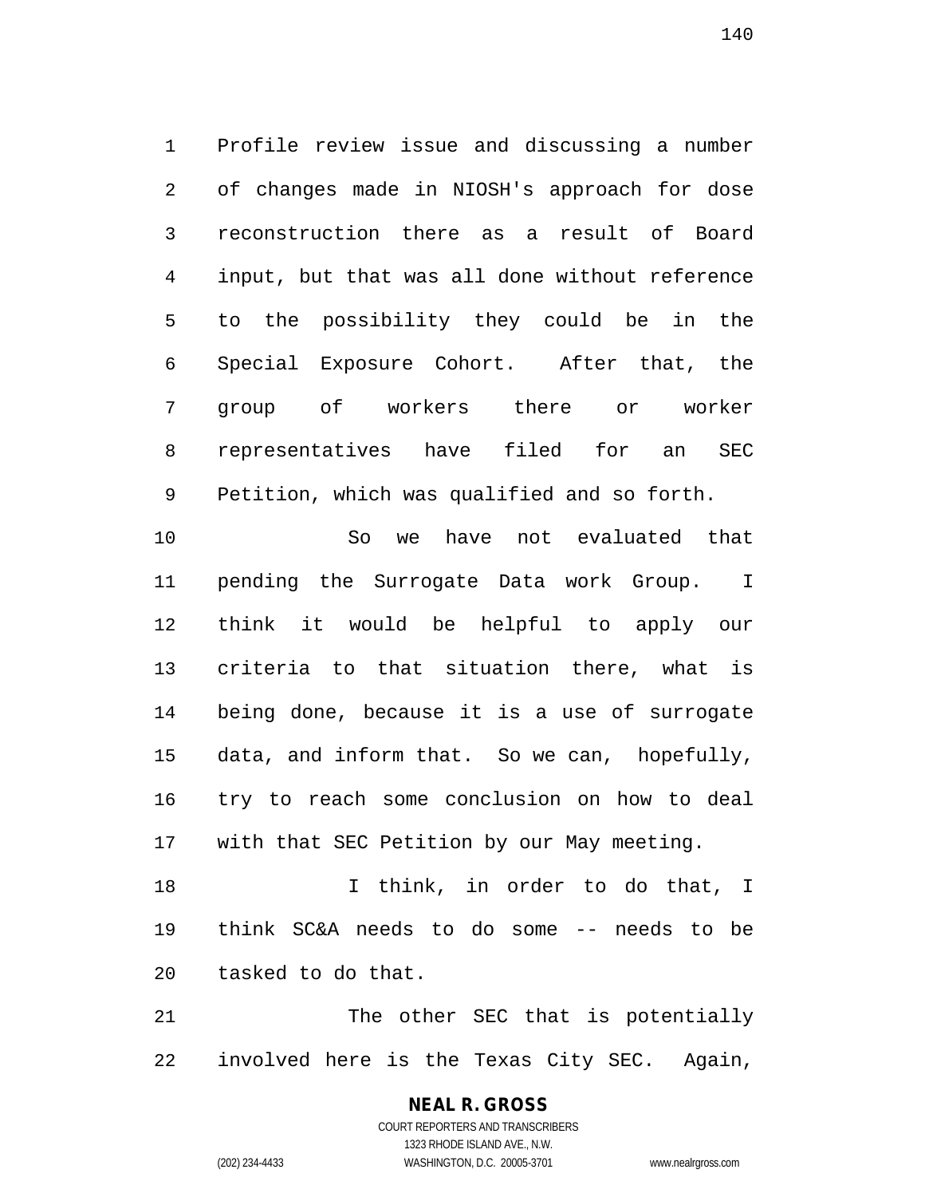Profile review issue and discussing a number of changes made in NIOSH's approach for dose reconstruction there as a result of Board input, but that was all done without reference to the possibility they could be in the Special Exposure Cohort. After that, the group of workers there or worker representatives have filed for an SEC Petition, which was qualified and so forth.

So we have not evaluated that pending the Surrogate Data work Group. I think it would be helpful to apply our criteria to that situation there, what is being done, because it is a use of surrogate data, and inform that. So we can, hopefully, try to reach some conclusion on how to deal with that SEC Petition by our May meeting.

I think, in order to do that, I think SC&A needs to do some -- needs to be tasked to do that.

The other SEC that is potentially involved here is the Texas City SEC. Again,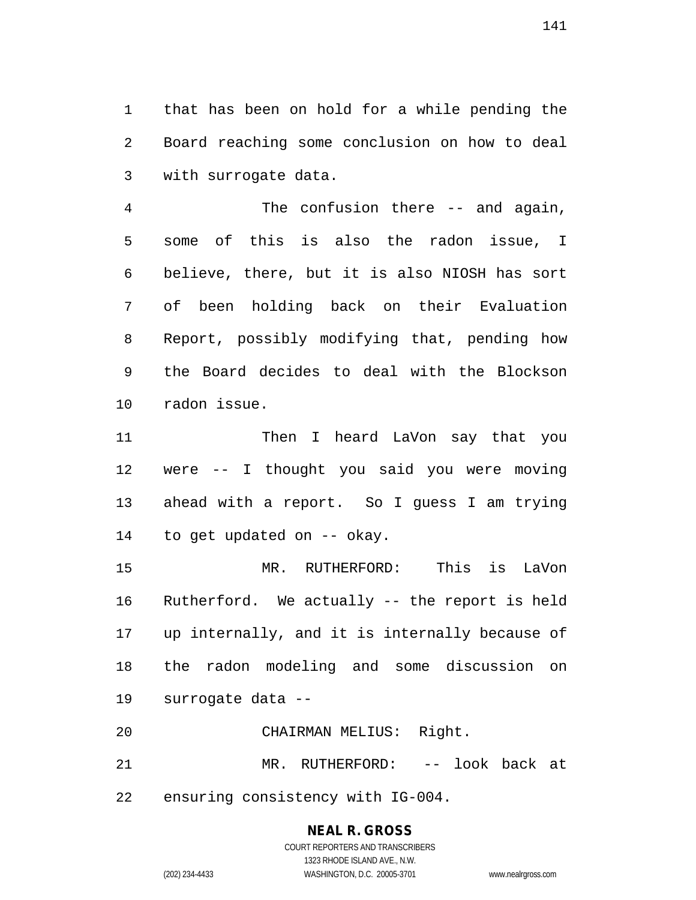that has been on hold for a while pending the Board reaching some conclusion on how to deal with surrogate data.

The confusion there -- and again, some of this is also the radon issue, I believe, there, but it is also NIOSH has sort of been holding back on their Evaluation Report, possibly modifying that, pending how the Board decides to deal with the Blockson radon issue.

Then I heard LaVon say that you were -- I thought you said you were moving ahead with a report. So I guess I am trying to get updated on -- okay.

MR. RUTHERFORD: This is LaVon Rutherford. We actually -- the report is held up internally, and it is internally because of the radon modeling and some discussion on surrogate data --

CHAIRMAN MELIUS: Right.

MR. RUTHERFORD: -- look back at ensuring consistency with IG-004.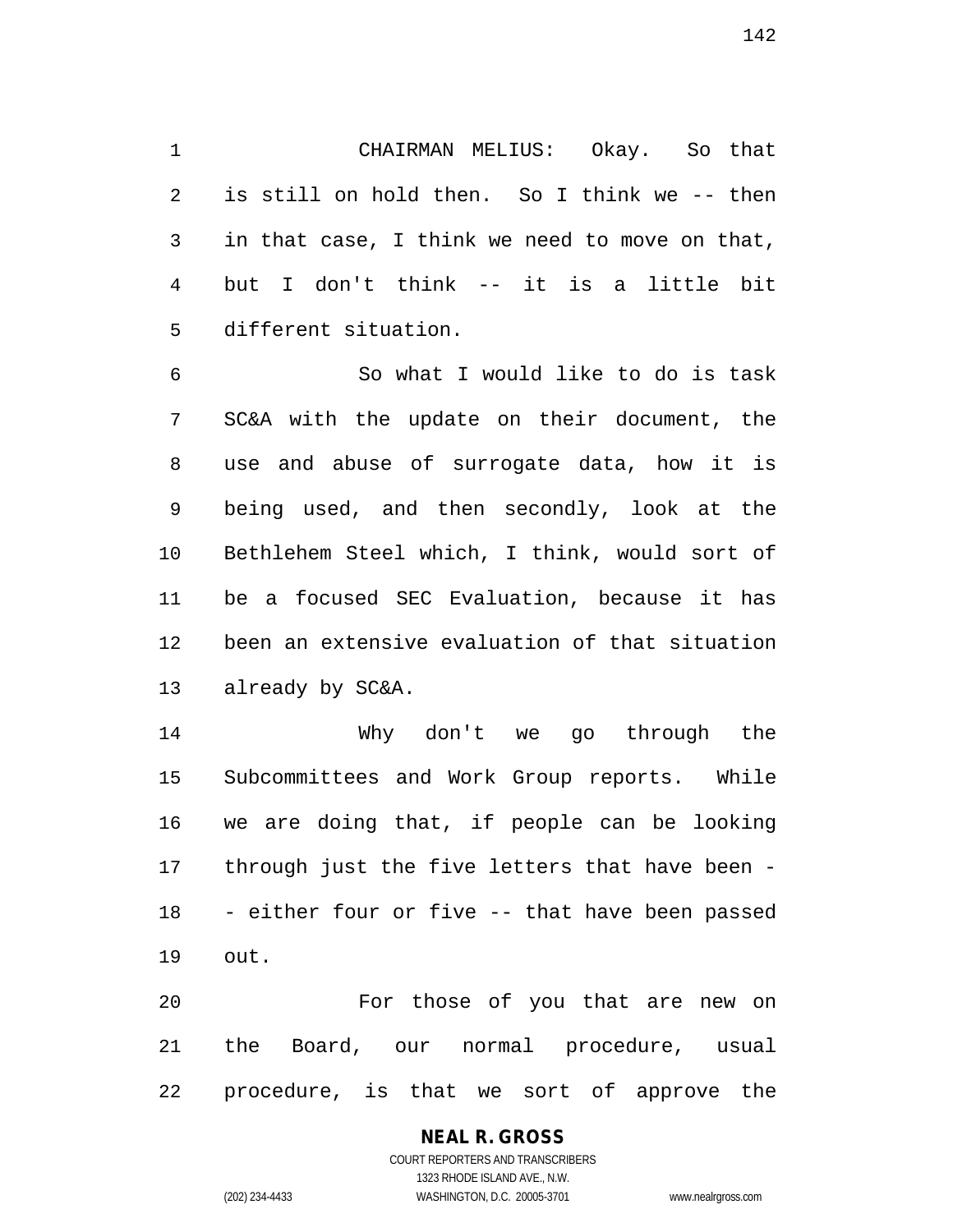CHAIRMAN MELIUS: Okay. So that is still on hold then. So I think we -- then in that case, I think we need to move on that, but I don't think -- it is a little bit different situation.

So what I would like to do is task SC&A with the update on their document, the use and abuse of surrogate data, how it is being used, and then secondly, look at the Bethlehem Steel which, I think, would sort of be a focused SEC Evaluation, because it has been an extensive evaluation of that situation already by SC&A.

Why don't we go through the Subcommittees and Work Group reports. While we are doing that, if people can be looking through just the five letters that have been -- either four or five -- that have been passed out.

For those of you that are new on the Board, our normal procedure, usual procedure, is that we sort of approve the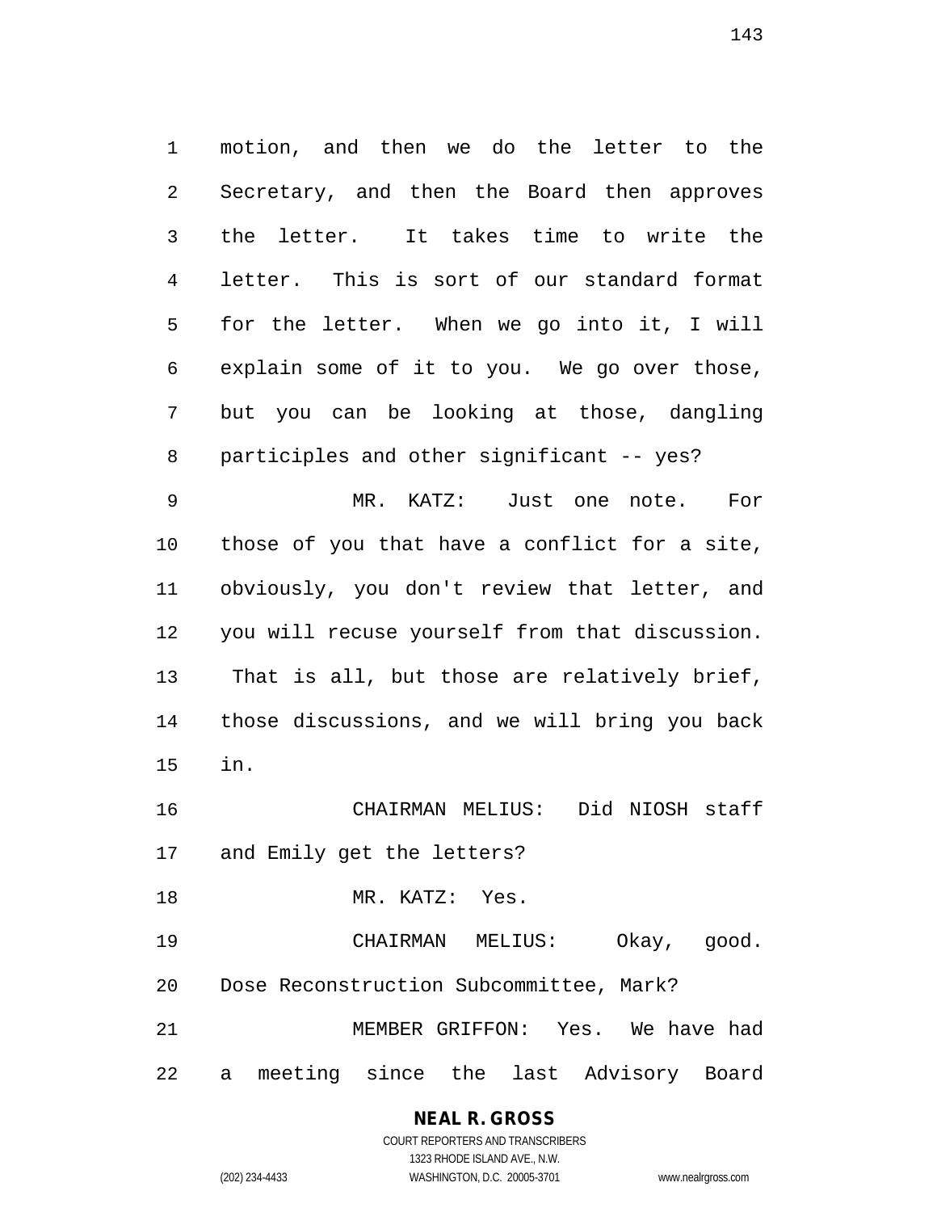motion, and then we do the letter to the Secretary, and then the Board then approves the letter. It takes time to write the letter. This is sort of our standard format for the letter. When we go into it, I will explain some of it to you. We go over those, but you can be looking at those, dangling participles and other significant -- yes?

MR. KATZ: Just one note. For those of you that have a conflict for a site, obviously, you don't review that letter, and you will recuse yourself from that discussion. That is all, but those are relatively brief, those discussions, and we will bring you back in.

CHAIRMAN MELIUS: Did NIOSH staff and Emily get the letters?

MR. KATZ: Yes.

CHAIRMAN MELIUS: Okay, good. Dose Reconstruction Subcommittee, Mark?

MEMBER GRIFFON: Yes. We have had a meeting since the last Advisory Board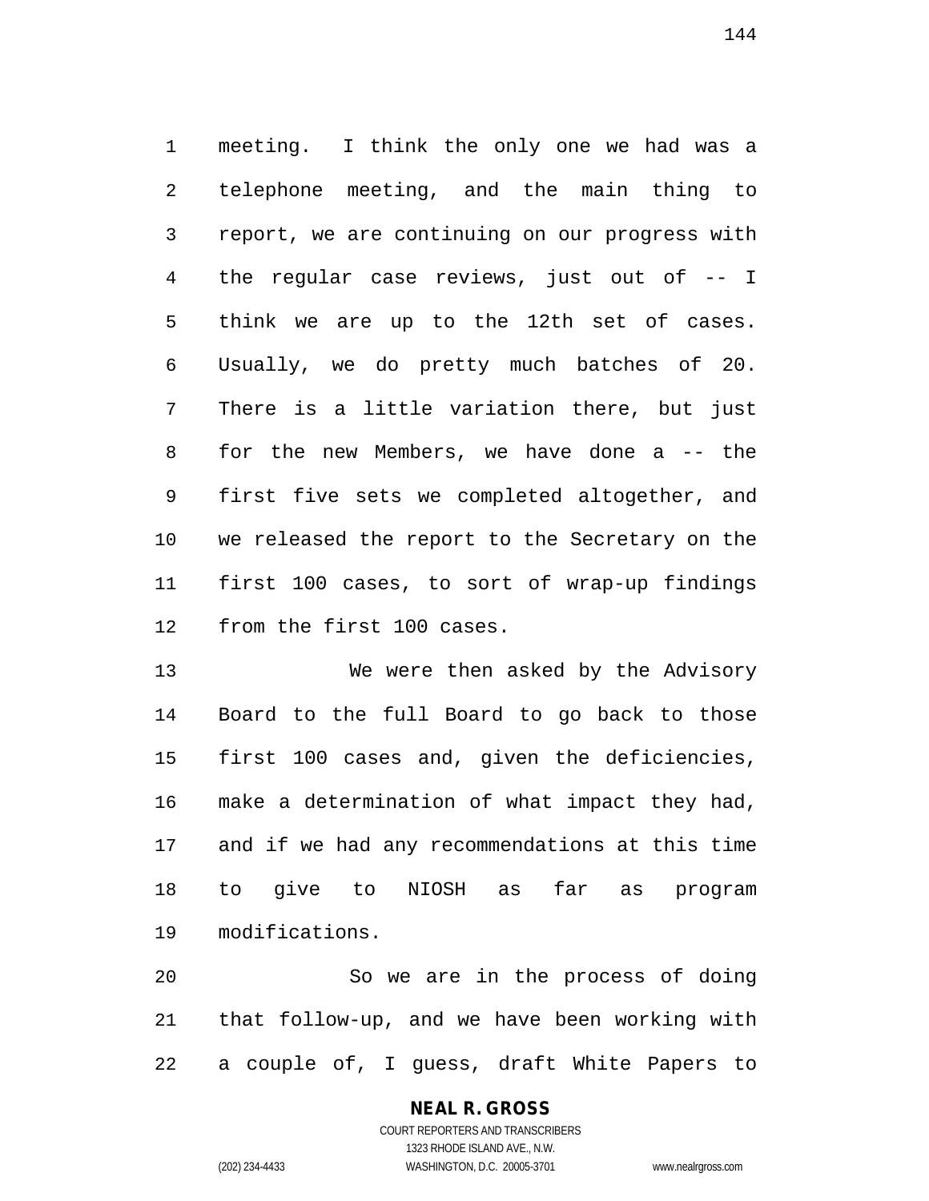meeting. I think the only one we had was a telephone meeting, and the main thing to report, we are continuing on our progress with the regular case reviews, just out of -- I think we are up to the 12th set of cases. Usually, we do pretty much batches of 20. There is a little variation there, but just for the new Members, we have done a -- the first five sets we completed altogether, and we released the report to the Secretary on the first 100 cases, to sort of wrap-up findings from the first 100 cases.

We were then asked by the Advisory Board to the full Board to go back to those first 100 cases and, given the deficiencies, make a determination of what impact they had, and if we had any recommendations at this time to give to NIOSH as far as program modifications.

So we are in the process of doing that follow-up, and we have been working with a couple of, I guess, draft White Papers to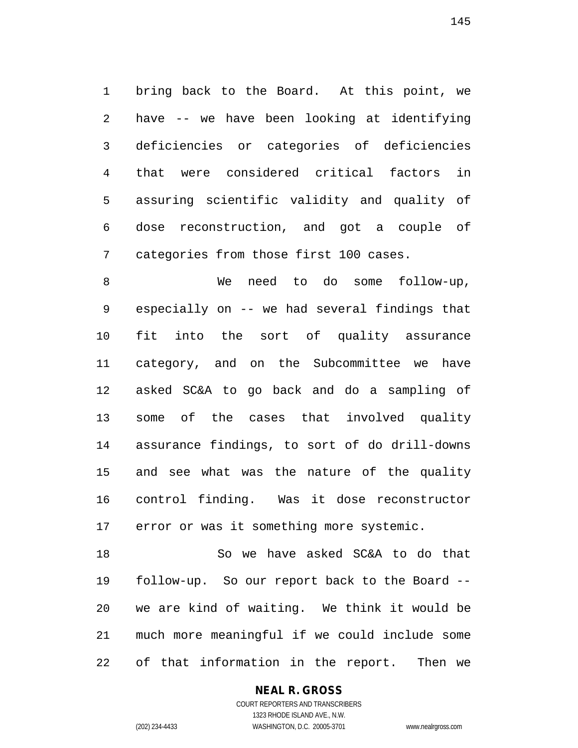bring back to the Board. At this point, we have -- we have been looking at identifying deficiencies or categories of deficiencies that were considered critical factors in assuring scientific validity and quality of dose reconstruction, and got a couple of categories from those first 100 cases.

We need to do some follow-up, especially on -- we had several findings that fit into the sort of quality assurance category, and on the Subcommittee we have asked SC&A to go back and do a sampling of some of the cases that involved quality assurance findings, to sort of do drill-downs and see what was the nature of the quality control finding. Was it dose reconstructor error or was it something more systemic.

So we have asked SC&A to do that follow-up. So our report back to the Board -- we are kind of waiting. We think it would be much more meaningful if we could include some of that information in the report. Then we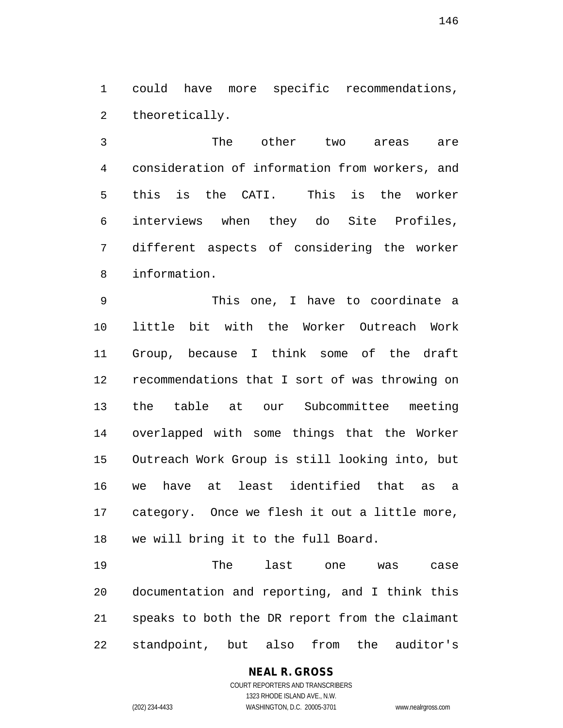could have more specific recommendations, theoretically.

The other two areas are consideration of information from workers, and this is the CATI. This is the worker interviews when they do Site Profiles, different aspects of considering the worker information.

This one, I have to coordinate a little bit with the Worker Outreach Work Group, because I think some of the draft recommendations that I sort of was throwing on the table at our Subcommittee meeting overlapped with some things that the Worker Outreach Work Group is still looking into, but we have at least identified that as a category. Once we flesh it out a little more, we will bring it to the full Board.

The last one was case documentation and reporting, and I think this speaks to both the DR report from the claimant standpoint, but also from the auditor's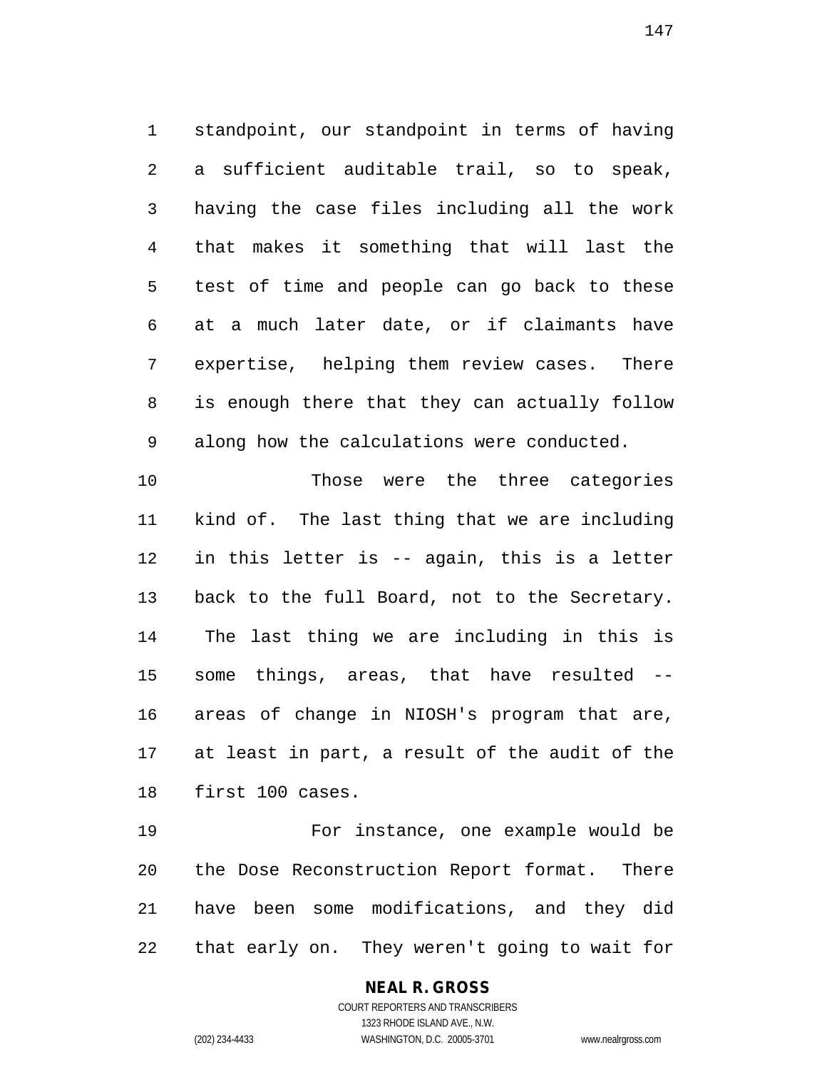standpoint, our standpoint in terms of having a sufficient auditable trail, so to speak, having the case files including all the work that makes it something that will last the test of time and people can go back to these at a much later date, or if claimants have expertise, helping them review cases. There is enough there that they can actually follow along how the calculations were conducted.

Those were the three categories kind of. The last thing that we are including in this letter is -- again, this is a letter back to the full Board, not to the Secretary. The last thing we are including in this is some things, areas, that have resulted -- areas of change in NIOSH's program that are, at least in part, a result of the audit of the first 100 cases.

For instance, one example would be the Dose Reconstruction Report format. There have been some modifications, and they did that early on. They weren't going to wait for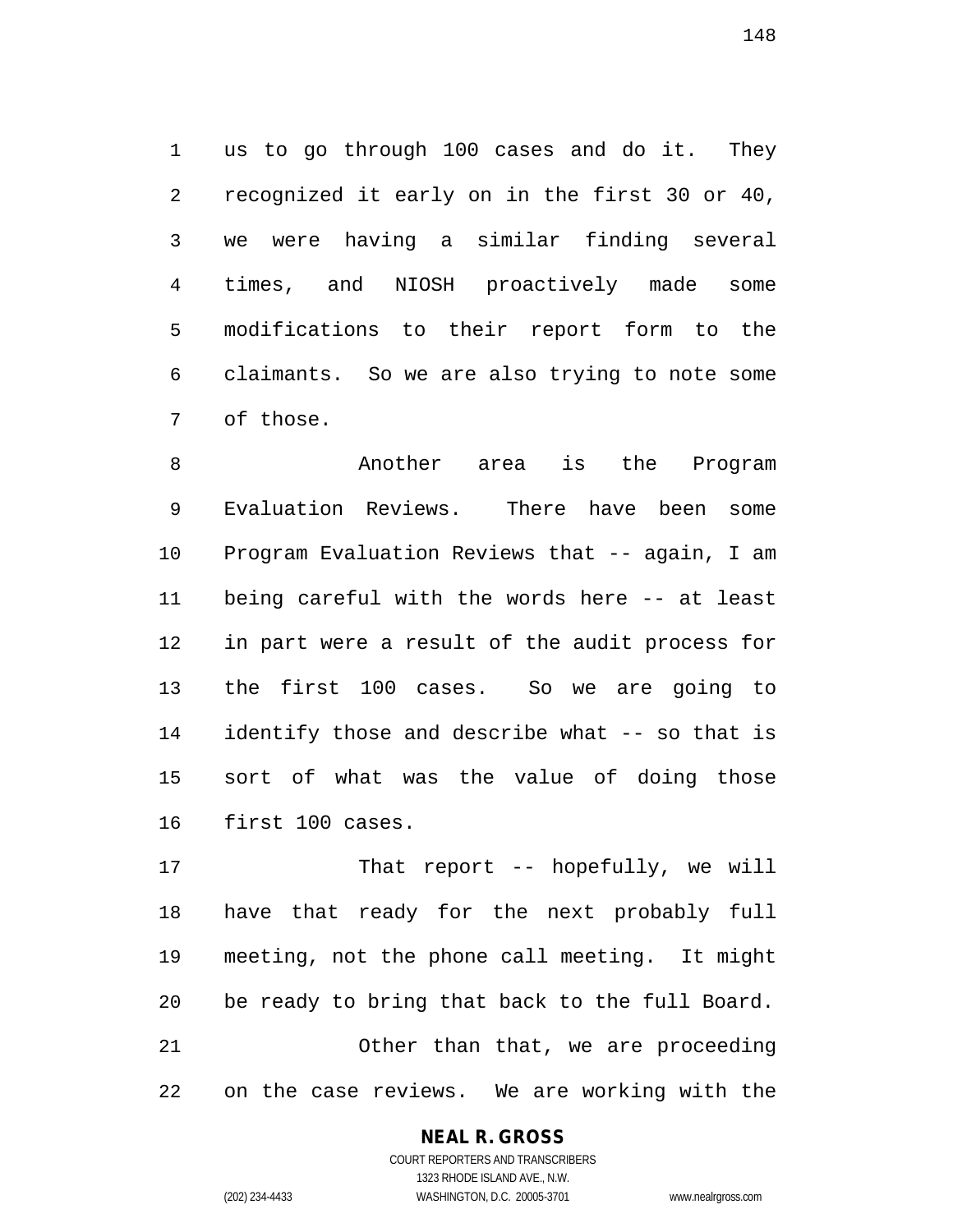us to go through 100 cases and do it. They recognized it early on in the first 30 or 40, we were having a similar finding several times, and NIOSH proactively made some modifications to their report form to the claimants. So we are also trying to note some of those.

Another area is the Program Evaluation Reviews. There have been some Program Evaluation Reviews that -- again, I am being careful with the words here -- at least in part were a result of the audit process for the first 100 cases. So we are going to identify those and describe what -- so that is sort of what was the value of doing those first 100 cases.

That report -- hopefully, we will have that ready for the next probably full meeting, not the phone call meeting. It might be ready to bring that back to the full Board.

Other than that, we are proceeding on the case reviews. We are working with the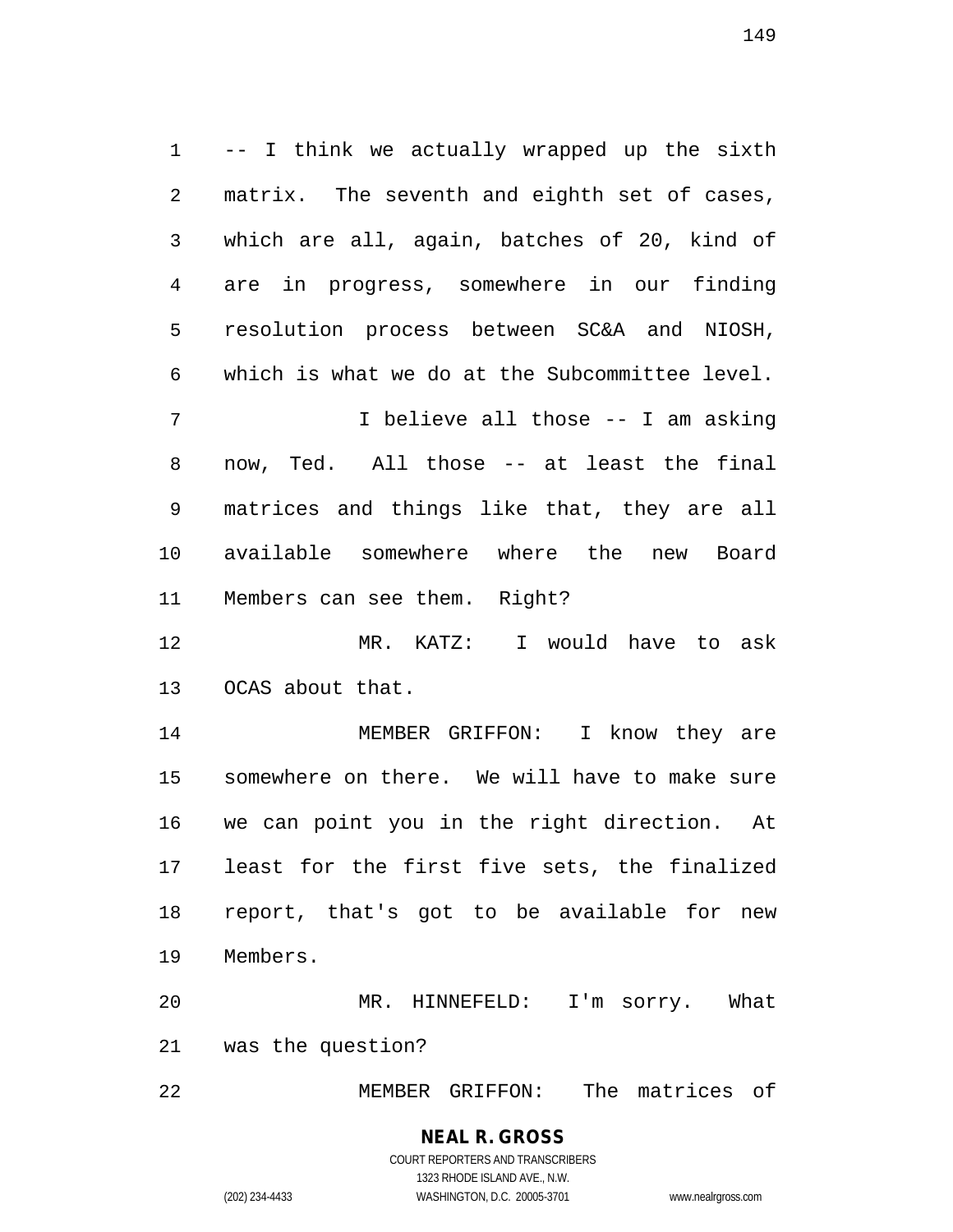-- I think we actually wrapped up the sixth matrix. The seventh and eighth set of cases, which are all, again, batches of 20, kind of are in progress, somewhere in our finding resolution process between SC&A and NIOSH, which is what we do at the Subcommittee level.

I believe all those -- I am asking now, Ted. All those -- at least the final matrices and things like that, they are all available somewhere where the new Board Members can see them. Right?

MR. KATZ: I would have to ask OCAS about that.

MEMBER GRIFFON: I know they are somewhere on there. We will have to make sure we can point you in the right direction. At least for the first five sets, the finalized report, that's got to be available for new Members.

MR. HINNEFELD: I'm sorry. What was the question?

MEMBER GRIFFON: The matrices of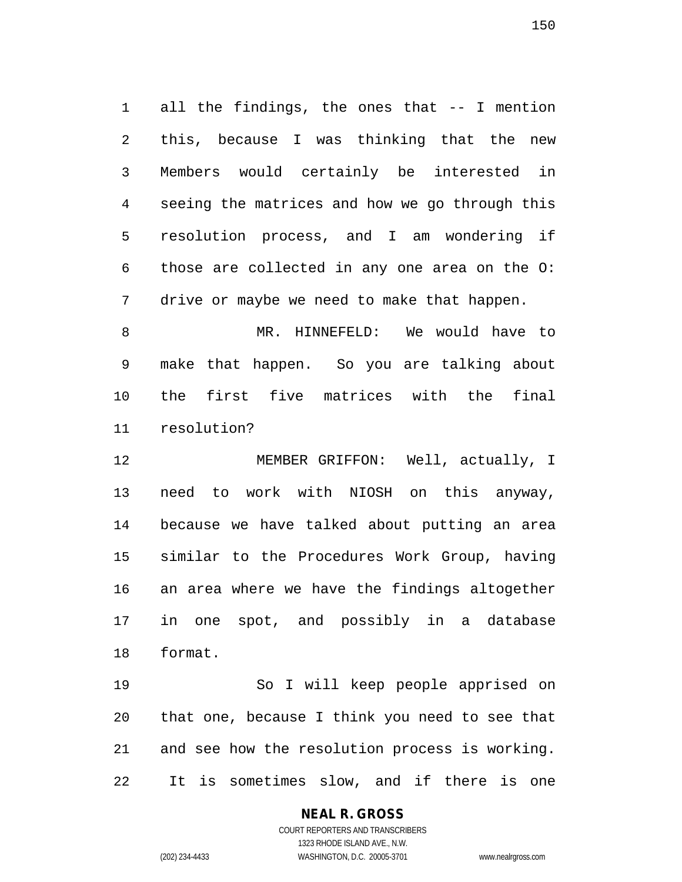all the findings, the ones that -- I mention this, because I was thinking that the new Members would certainly be interested in seeing the matrices and how we go through this resolution process, and I am wondering if those are collected in any one area on the O: drive or maybe we need to make that happen.

MR. HINNEFELD: We would have to make that happen. So you are talking about the first five matrices with the final resolution?

MEMBER GRIFFON: Well, actually, I need to work with NIOSH on this anyway, because we have talked about putting an area similar to the Procedures Work Group, having an area where we have the findings altogether in one spot, and possibly in a database format.

So I will keep people apprised on that one, because I think you need to see that and see how the resolution process is working. It is sometimes slow, and if there is one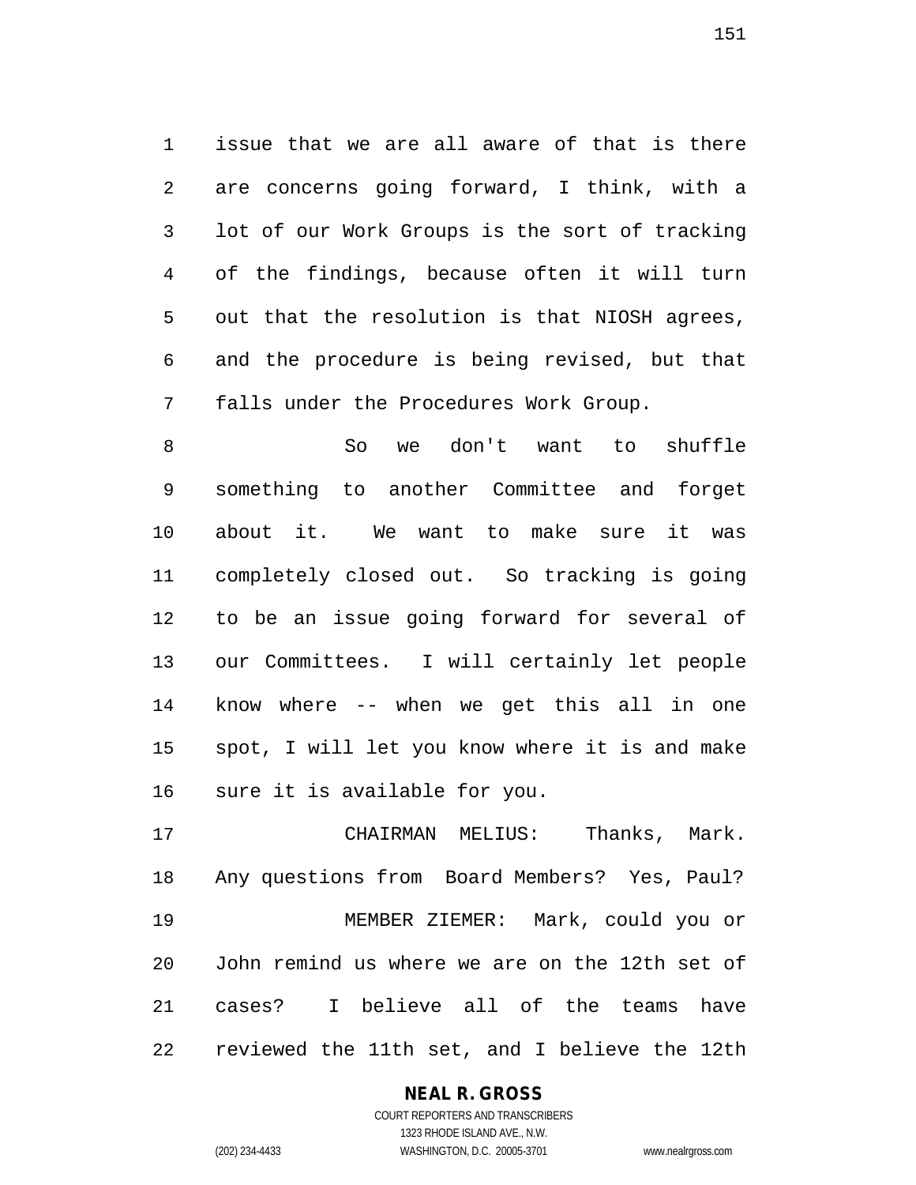issue that we are all aware of that is there are concerns going forward, I think, with a lot of our Work Groups is the sort of tracking of the findings, because often it will turn out that the resolution is that NIOSH agrees, and the procedure is being revised, but that falls under the Procedures Work Group.

So we don't want to shuffle something to another Committee and forget about it. We want to make sure it was completely closed out. So tracking is going to be an issue going forward for several of our Committees. I will certainly let people know where -- when we get this all in one spot, I will let you know where it is and make sure it is available for you.

CHAIRMAN MELIUS: Thanks, Mark. Any questions from Board Members? Yes, Paul?

MEMBER ZIEMER: Mark, could you or John remind us where we are on the 12th set of cases? I believe all of the teams have reviewed the 11th set, and I believe the 12th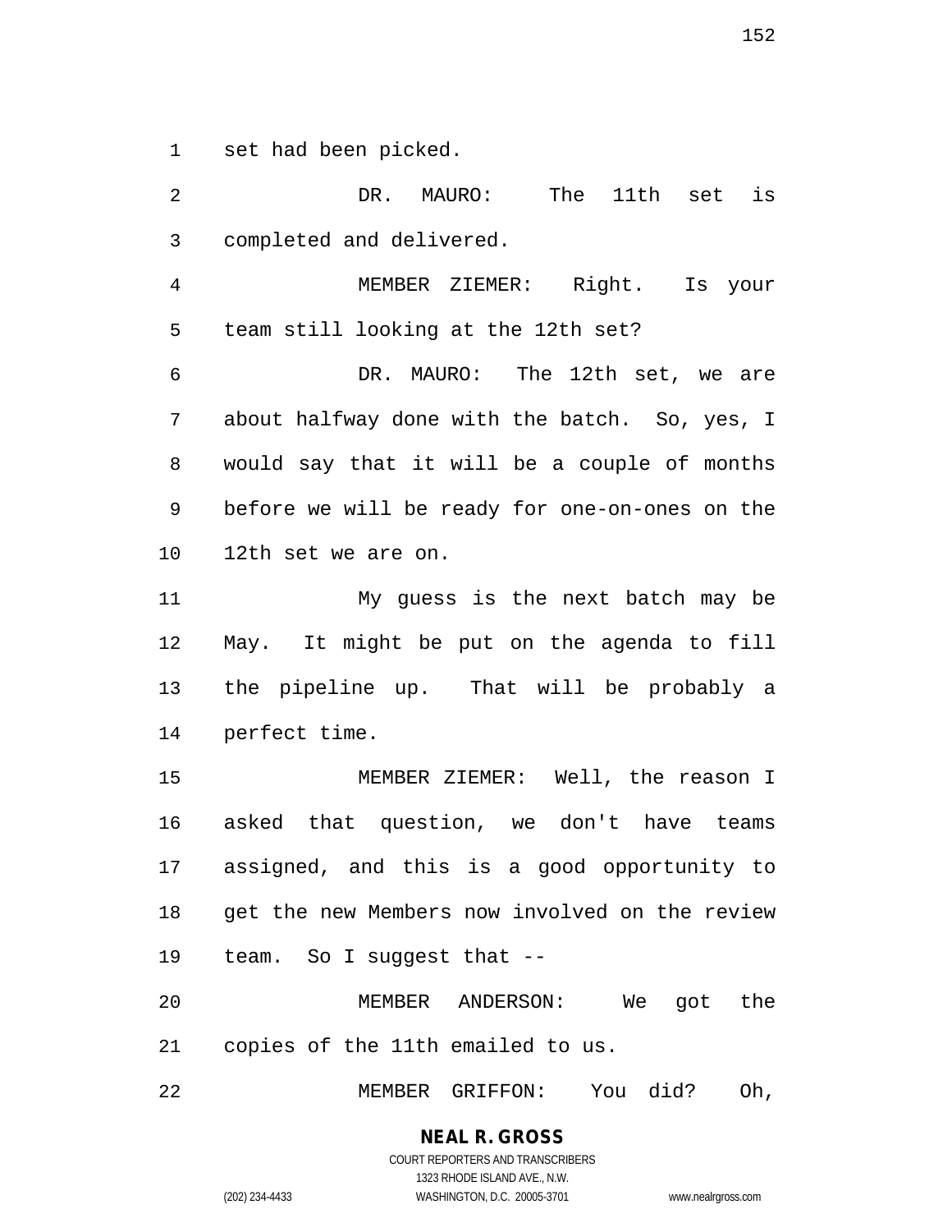set had been picked.

DR. MAURO: The 11th set is completed and delivered.

MEMBER ZIEMER: Right. Is your team still looking at the 12th set?

DR. MAURO: The 12th set, we are about halfway done with the batch. So, yes, I would say that it will be a couple of months before we will be ready for one-on-ones on the 12th set we are on.

My guess is the next batch may be May. It might be put on the agenda to fill the pipeline up. That will be probably a perfect time.

MEMBER ZIEMER: Well, the reason I asked that question, we don't have teams assigned, and this is a good opportunity to get the new Members now involved on the review team. So I suggest that --

MEMBER ANDERSON: We got the copies of the 11th emailed to us.

MEMBER GRIFFON: You did? Oh,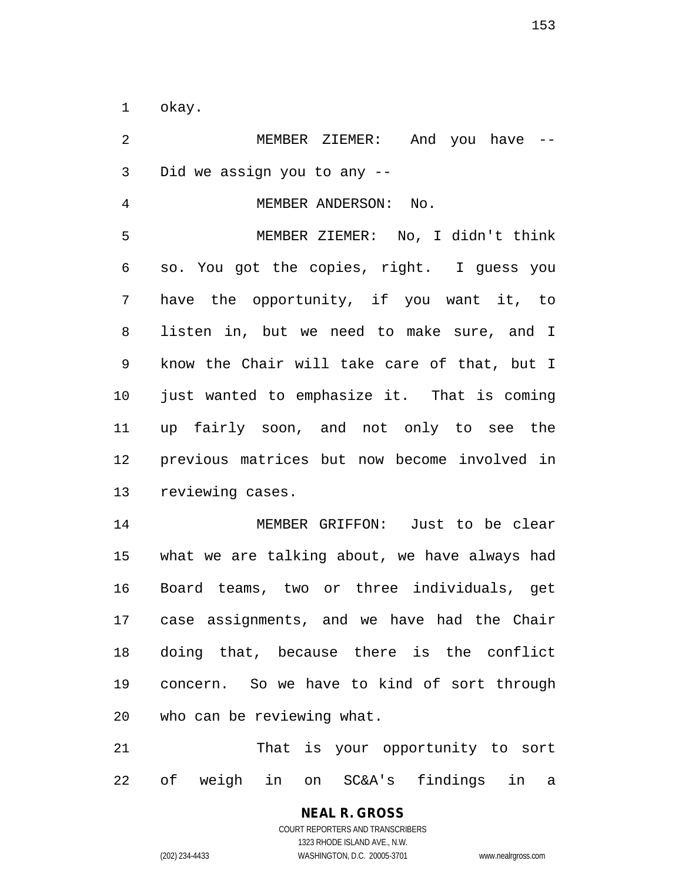okay.

MEMBER ZIEMER: And you have -- Did we assign you to any --

MEMBER ANDERSON: No.

MEMBER ZIEMER: No, I didn't think so. You got the copies, right. I guess you have the opportunity, if you want it, to listen in, but we need to make sure, and I know the Chair will take care of that, but I just wanted to emphasize it. That is coming up fairly soon, and not only to see the previous matrices but now become involved in reviewing cases.

MEMBER GRIFFON: Just to be clear what we are talking about, we have always had Board teams, two or three individuals, get case assignments, and we have had the Chair doing that, because there is the conflict concern. So we have to kind of sort through who can be reviewing what.

That is your opportunity to sort of weigh in on SC&A's findings in a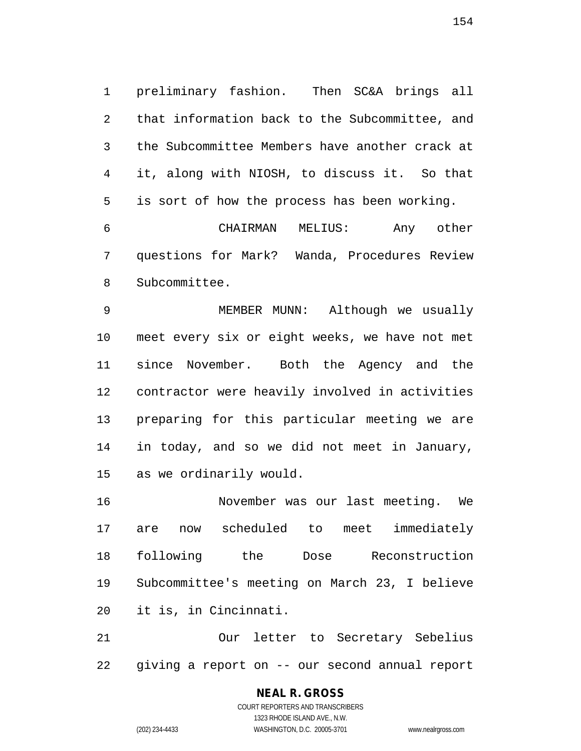preliminary fashion. Then SC&A brings all that information back to the Subcommittee, and the Subcommittee Members have another crack at it, along with NIOSH, to discuss it. So that is sort of how the process has been working.

CHAIRMAN MELIUS: Any other questions for Mark? Wanda, Procedures Review Subcommittee.

MEMBER MUNN: Although we usually meet every six or eight weeks, we have not met since November. Both the Agency and the contractor were heavily involved in activities preparing for this particular meeting we are in today, and so we did not meet in January, as we ordinarily would.

November was our last meeting. We are now scheduled to meet immediately following the Dose Reconstruction Subcommittee's meeting on March 23, I believe it is, in Cincinnati.

Our letter to Secretary Sebelius giving a report on -- our second annual report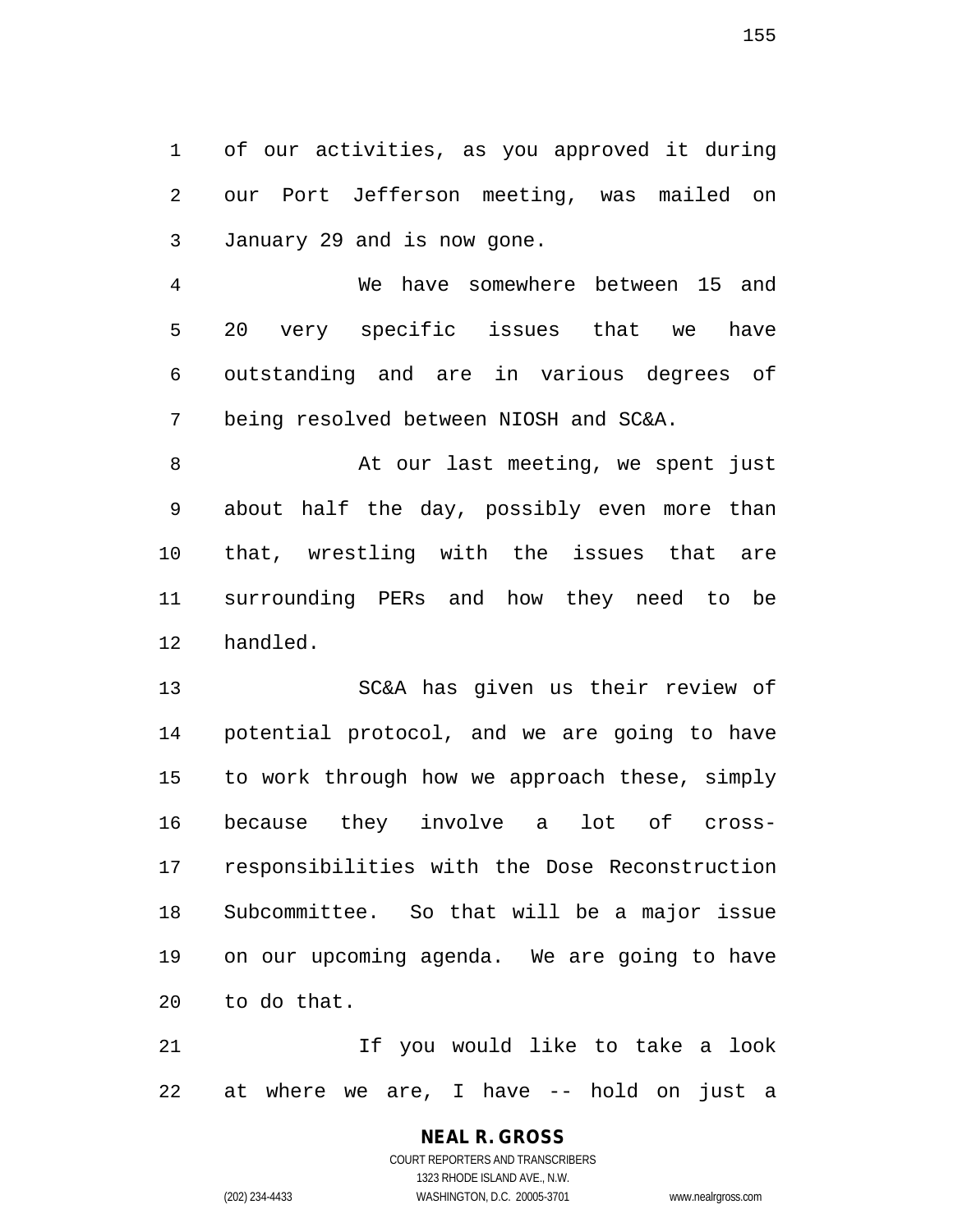of our activities, as you approved it during our Port Jefferson meeting, was mailed on January 29 and is now gone.

We have somewhere between 15 and 20 very specific issues that we have outstanding and are in various degrees of being resolved between NIOSH and SC&A.

At our last meeting, we spent just about half the day, possibly even more than that, wrestling with the issues that are surrounding PERs and how they need to be handled.

SC&A has given us their review of potential protocol, and we are going to have to work through how we approach these, simply because they involve a lot of cross-responsibilities with the Dose Reconstruction Subcommittee. So that will be a major issue on our upcoming agenda. We are going to have to do that.

If you would like to take a look at where we are, I have -- hold on just a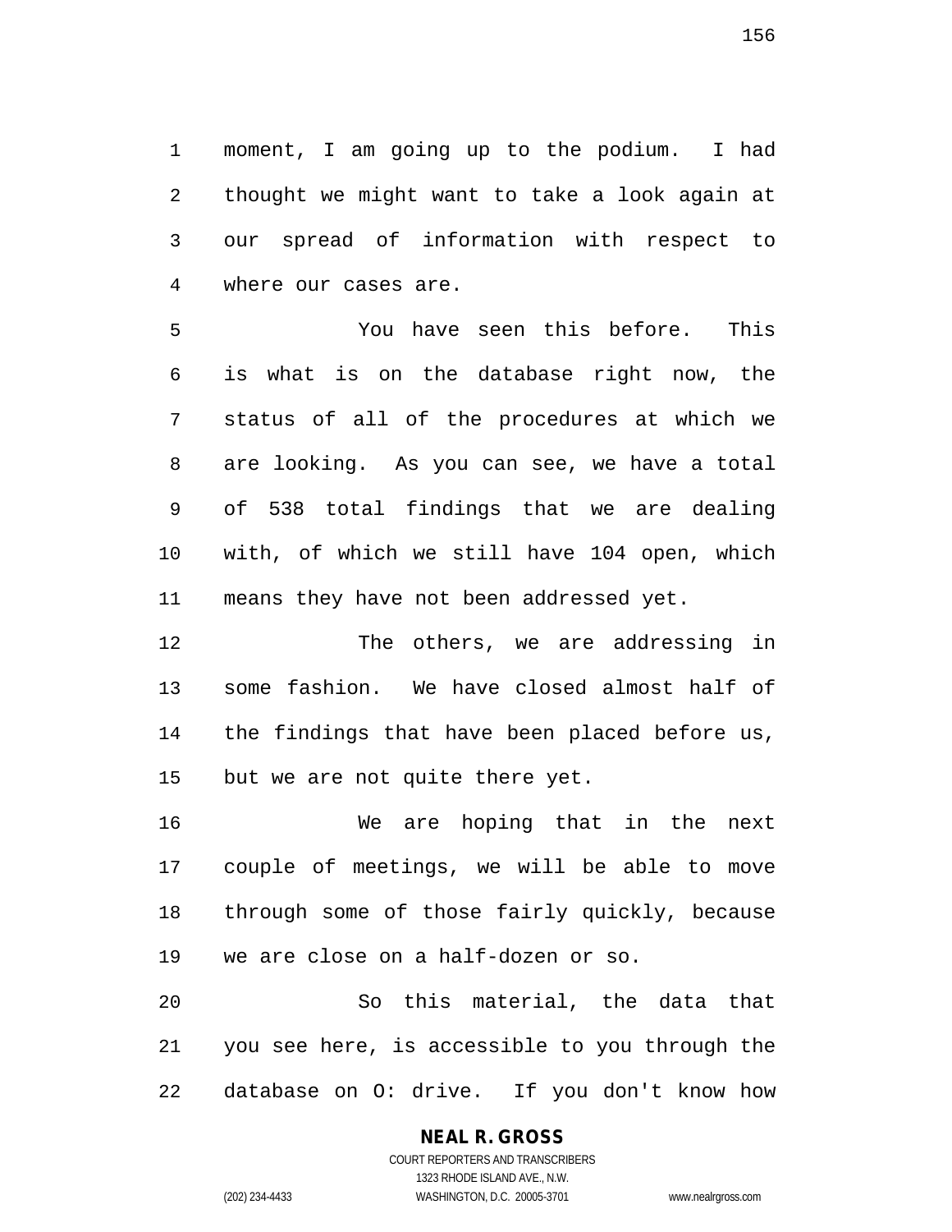moment, I am going up to the podium. I had thought we might want to take a look again at our spread of information with respect to where our cases are.

You have seen this before. This is what is on the database right now, the status of all of the procedures at which we are looking. As you can see, we have a total of 538 total findings that we are dealing with, of which we still have 104 open, which means they have not been addressed yet.

The others, we are addressing in some fashion. We have closed almost half of the findings that have been placed before us, but we are not quite there yet.

We are hoping that in the next couple of meetings, we will be able to move through some of those fairly quickly, because we are close on a half-dozen or so.

So this material, the data that you see here, is accessible to you through the database on O: drive. If you don't know how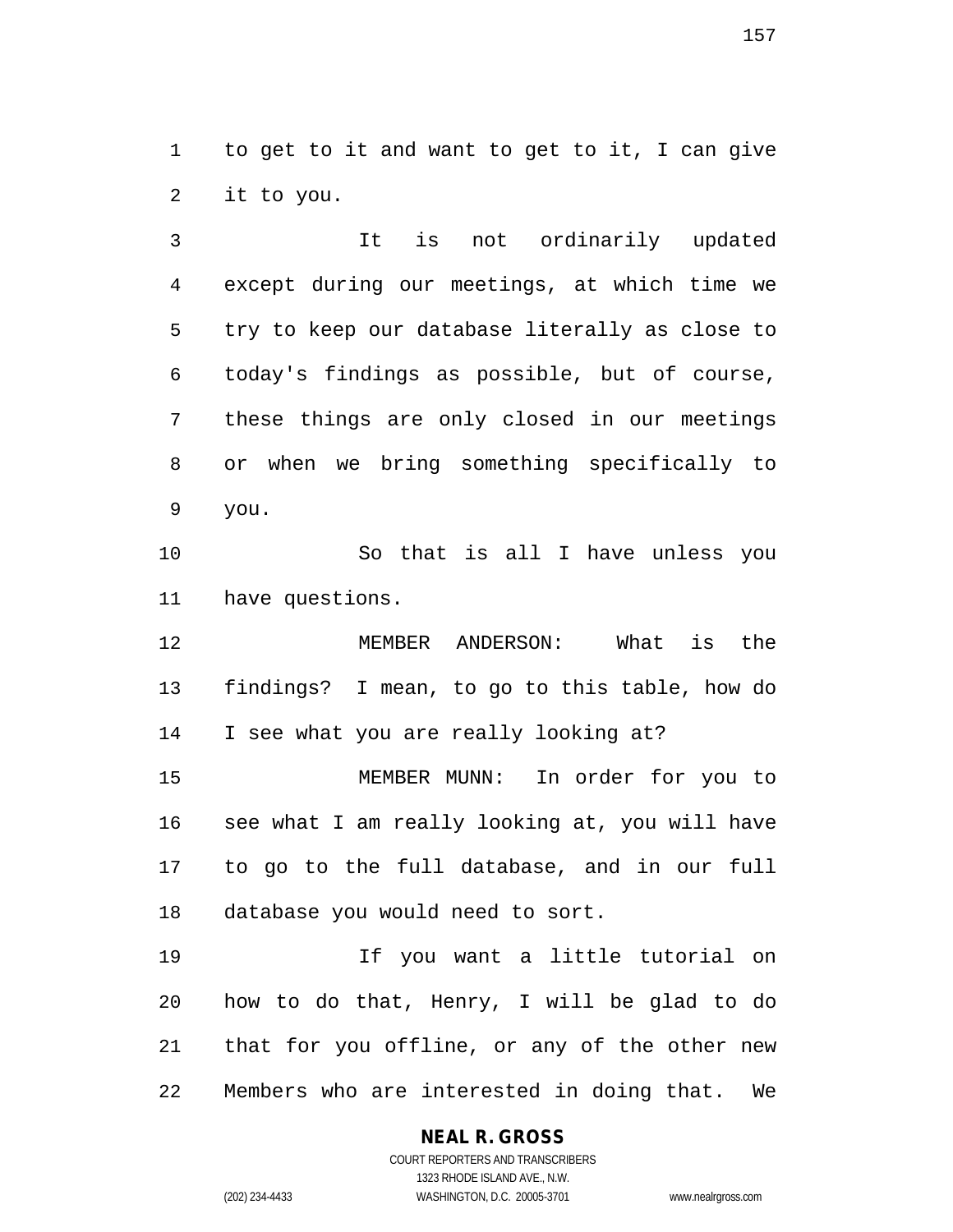to get to it and want to get to it, I can give it to you.

It is not ordinarily updated except during our meetings, at which time we try to keep our database literally as close to today's findings as possible, but of course, these things are only closed in our meetings or when we bring something specifically to you.

So that is all I have unless you have questions.

MEMBER ANDERSON: What is the findings? I mean, to go to this table, how do I see what you are really looking at?

MEMBER MUNN: In order for you to see what I am really looking at, you will have to go to the full database, and in our full database you would need to sort.

If you want a little tutorial on how to do that, Henry, I will be glad to do that for you offline, or any of the other new Members who are interested in doing that. We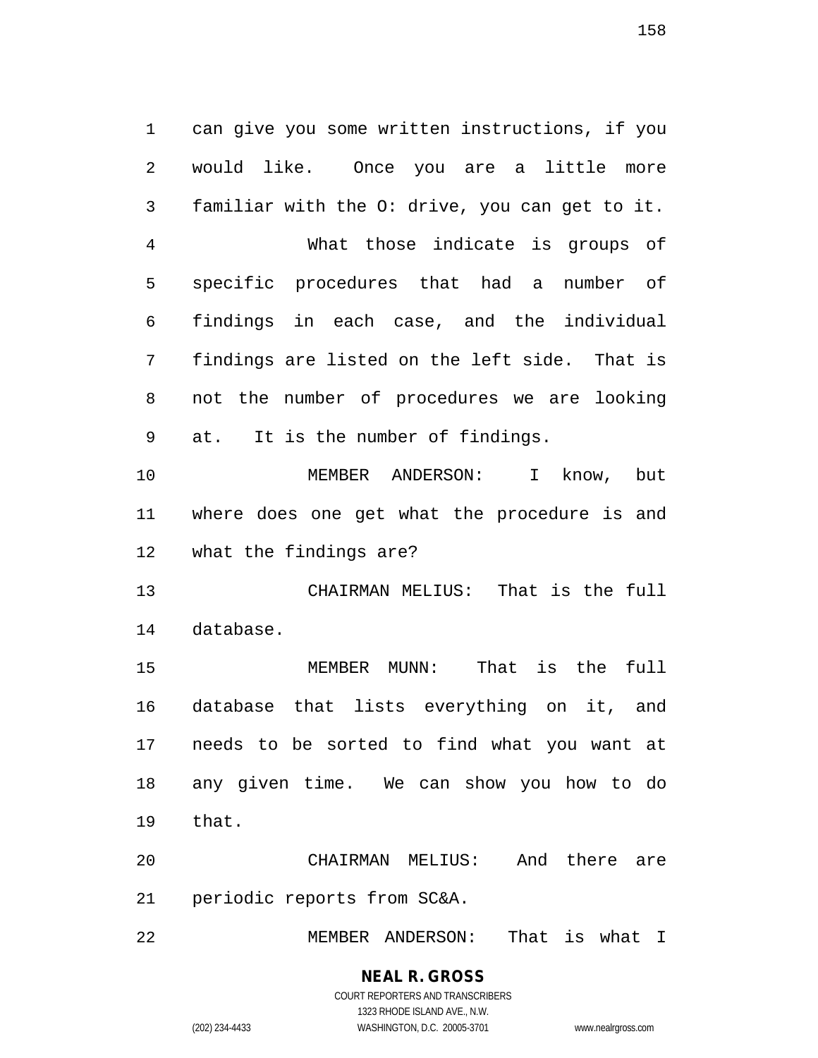can give you some written instructions, if you would like. Once you are a little more familiar with the O: drive, you can get to it.

What those indicate is groups of specific procedures that had a number of findings in each case, and the individual findings are listed on the left side. That is not the number of procedures we are looking at. It is the number of findings.

MEMBER ANDERSON: I know, but where does one get what the procedure is and what the findings are?

CHAIRMAN MELIUS: That is the full database.

MEMBER MUNN: That is the full database that lists everything on it, and needs to be sorted to find what you want at any given time. We can show you how to do that.

CHAIRMAN MELIUS: And there are periodic reports from SC&A.

MEMBER ANDERSON: That is what I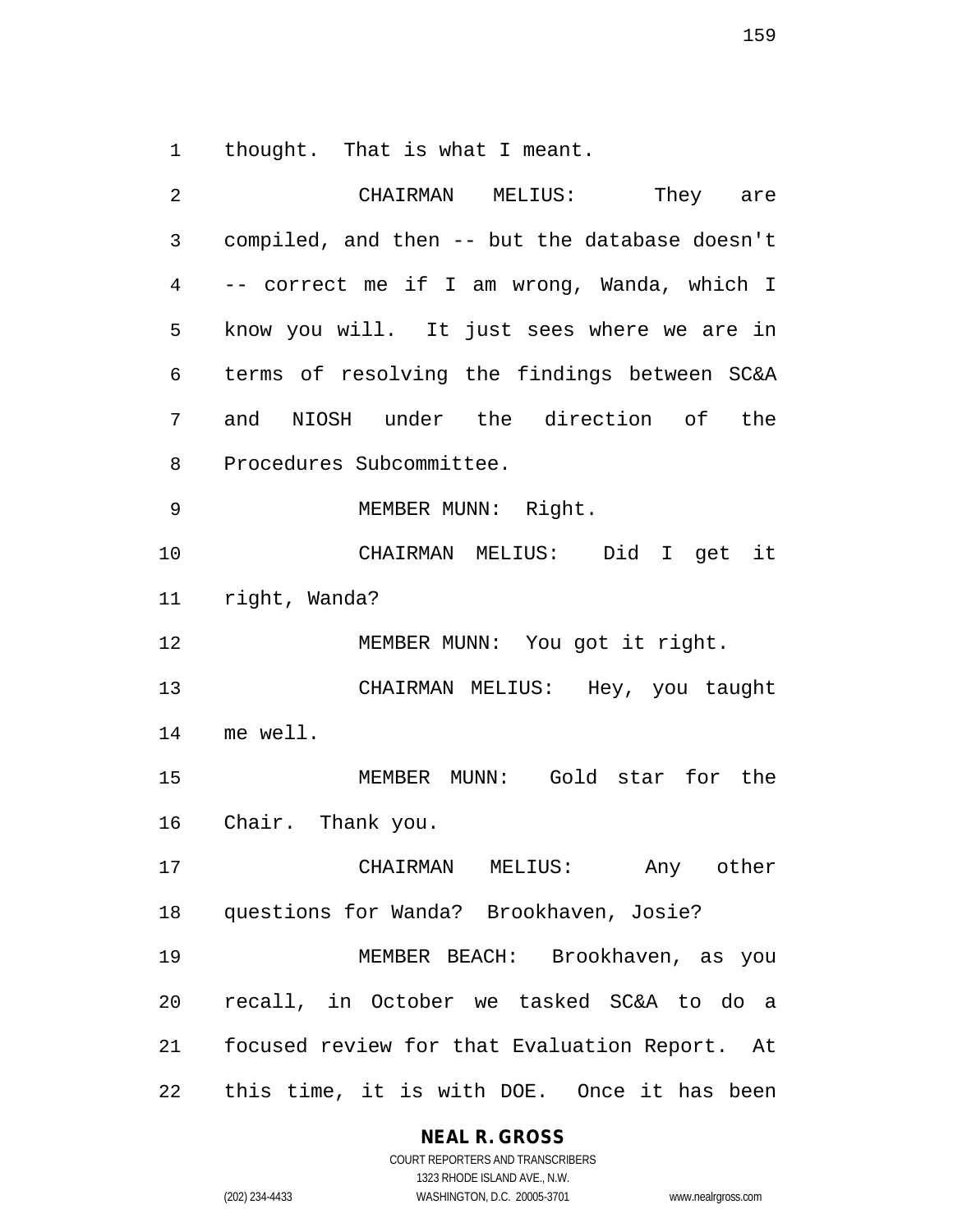thought. That is what I meant.

CHAIRMAN MELIUS: They are compiled, and then -- but the database doesn't -- correct me if I am wrong, Wanda, which I know you will. It just sees where we are in terms of resolving the findings between SC&A and NIOSH under the direction of the Procedures Subcommittee.

MEMBER MUNN: Right.

CHAIRMAN MELIUS: Did I get it right, Wanda?

MEMBER MUNN: You got it right.

CHAIRMAN MELIUS: Hey, you taught me well.

MEMBER MUNN: Gold star for the Chair. Thank you.

CHAIRMAN MELIUS: Any other questions for Wanda? Brookhaven, Josie?

MEMBER BEACH: Brookhaven, as you recall, in October we tasked SC&A to do a focused review for that Evaluation Report. At this time, it is with DOE. Once it has been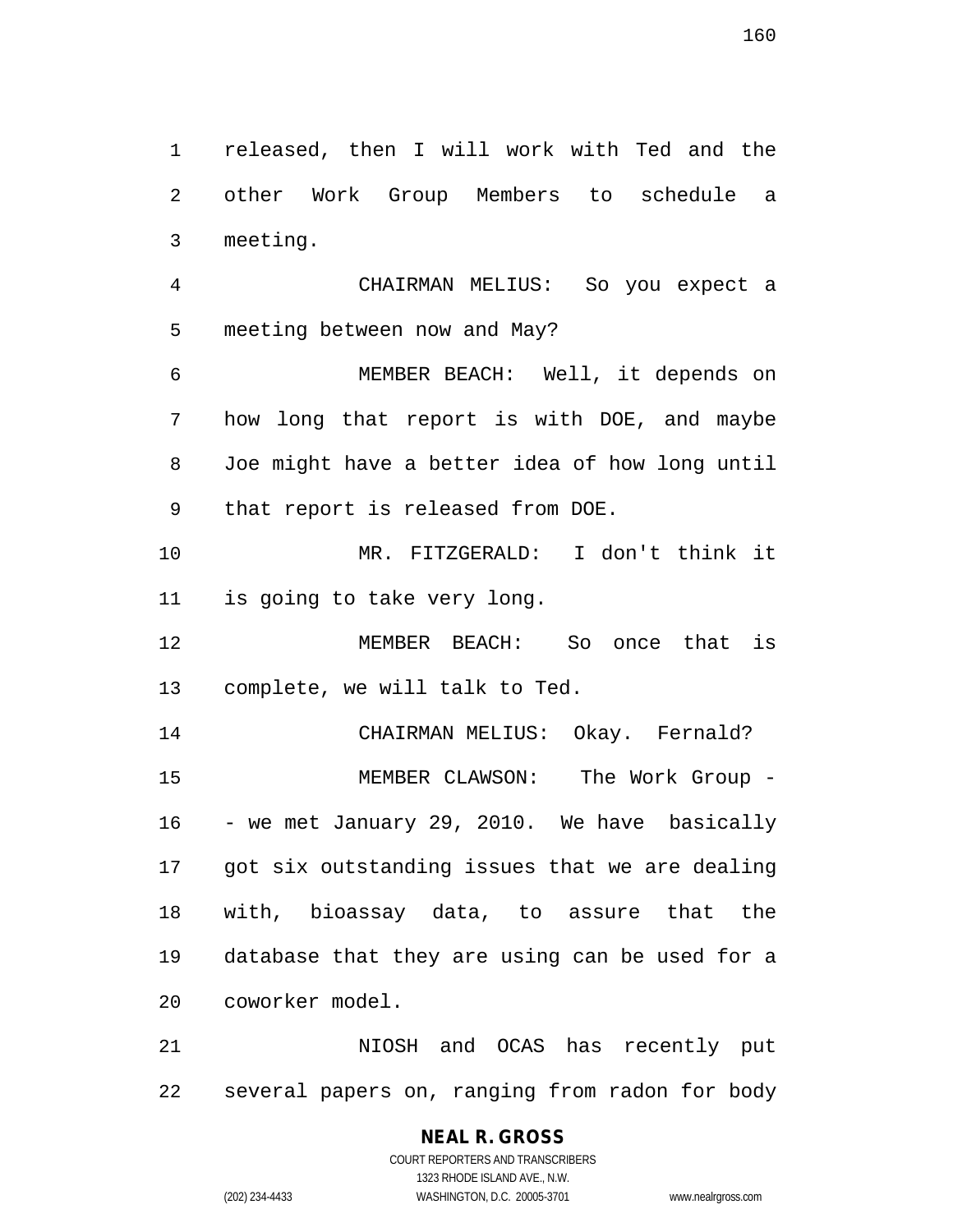released, then I will work with Ted and the other Work Group Members to schedule a meeting.

CHAIRMAN MELIUS: So you expect a meeting between now and May?

MEMBER BEACH: Well, it depends on how long that report is with DOE, and maybe Joe might have a better idea of how long until that report is released from DOE.

MR. FITZGERALD: I don't think it is going to take very long.

MEMBER BEACH: So once that is complete, we will talk to Ted.

CHAIRMAN MELIUS: Okay. Fernald?

MEMBER CLAWSON: The Work Group -- we met January 29, 2010. We have basically got six outstanding issues that we are dealing with, bioassay data, to assure that the database that they are using can be used for a coworker model.

NIOSH and OCAS has recently put several papers on, ranging from radon for body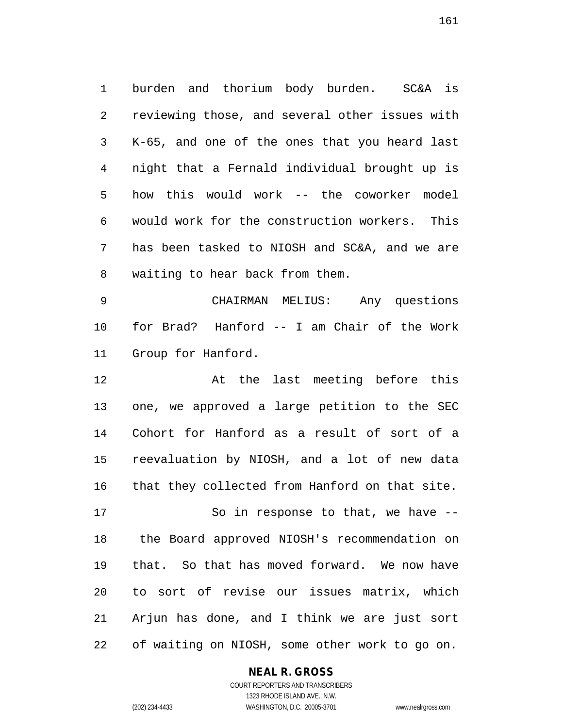burden and thorium body burden. SC&A is reviewing those, and several other issues with K-65, and one of the ones that you heard last night that a Fernald individual brought up is how this would work -- the coworker model would work for the construction workers. This has been tasked to NIOSH and SC&A, and we are waiting to hear back from them.

CHAIRMAN MELIUS: Any questions for Brad? Hanford -- I am Chair of the Work Group for Hanford.

At the last meeting before this one, we approved a large petition to the SEC Cohort for Hanford as a result of sort of a reevaluation by NIOSH, and a lot of new data that they collected from Hanford on that site.

So in response to that, we have -- the Board approved NIOSH's recommendation on that. So that has moved forward. We now have to sort of revise our issues matrix, which Arjun has done, and I think we are just sort of waiting on NIOSH, some other work to go on.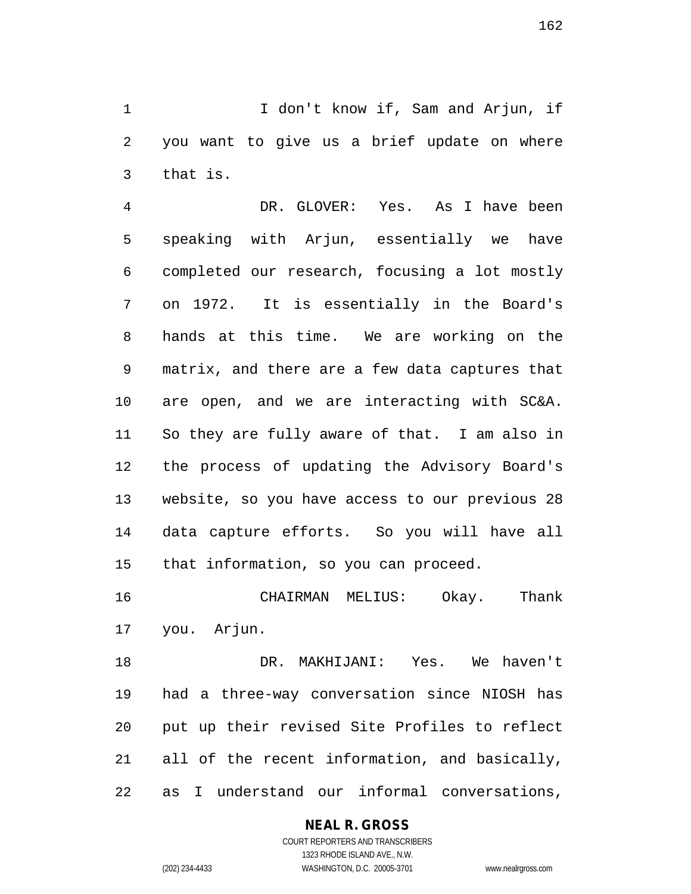I don't know if, Sam and Arjun, if you want to give us a brief update on where that is.

DR. GLOVER: Yes. As I have been speaking with Arjun, essentially we have completed our research, focusing a lot mostly on 1972. It is essentially in the Board's hands at this time. We are working on the matrix, and there are a few data captures that are open, and we are interacting with SC&A. So they are fully aware of that. I am also in the process of updating the Advisory Board's website, so you have access to our previous 28 data capture efforts. So you will have all that information, so you can proceed.

CHAIRMAN MELIUS: Okay. Thank you. Arjun.

DR. MAKHIJANI: Yes. We haven't had a three-way conversation since NIOSH has put up their revised Site Profiles to reflect all of the recent information, and basically, as I understand our informal conversations,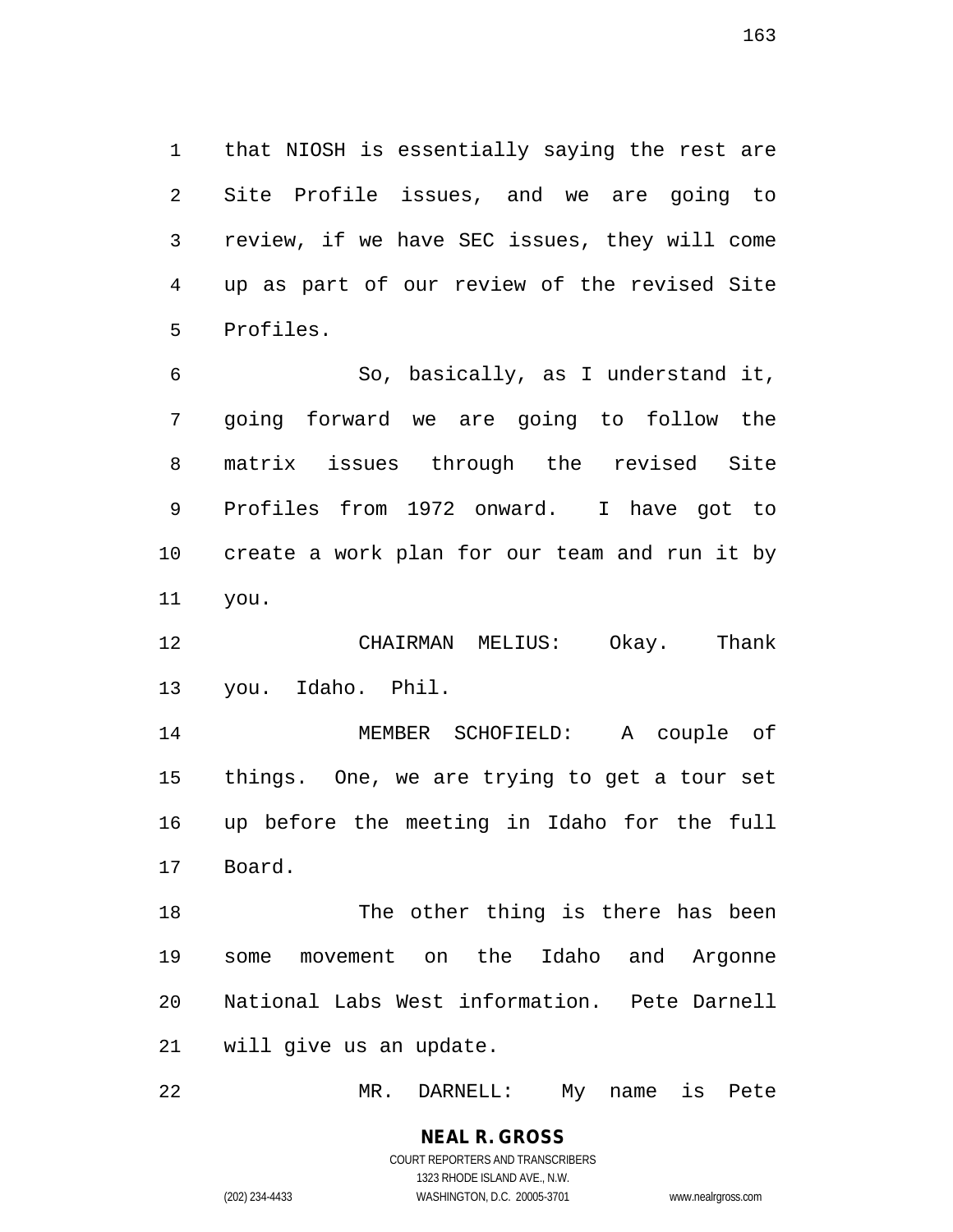that NIOSH is essentially saying the rest are Site Profile issues, and we are going to review, if we have SEC issues, they will come up as part of our review of the revised Site Profiles.

So, basically, as I understand it, going forward we are going to follow the matrix issues through the revised Site Profiles from 1972 onward. I have got to create a work plan for our team and run it by you.

CHAIRMAN MELIUS: Okay. Thank you. Idaho. Phil.

MEMBER SCHOFIELD: A couple of things. One, we are trying to get a tour set up before the meeting in Idaho for the full Board.

The other thing is there has been some movement on the Idaho and Argonne National Labs West information. Pete Darnell will give us an update.

MR. DARNELL: My name is Pete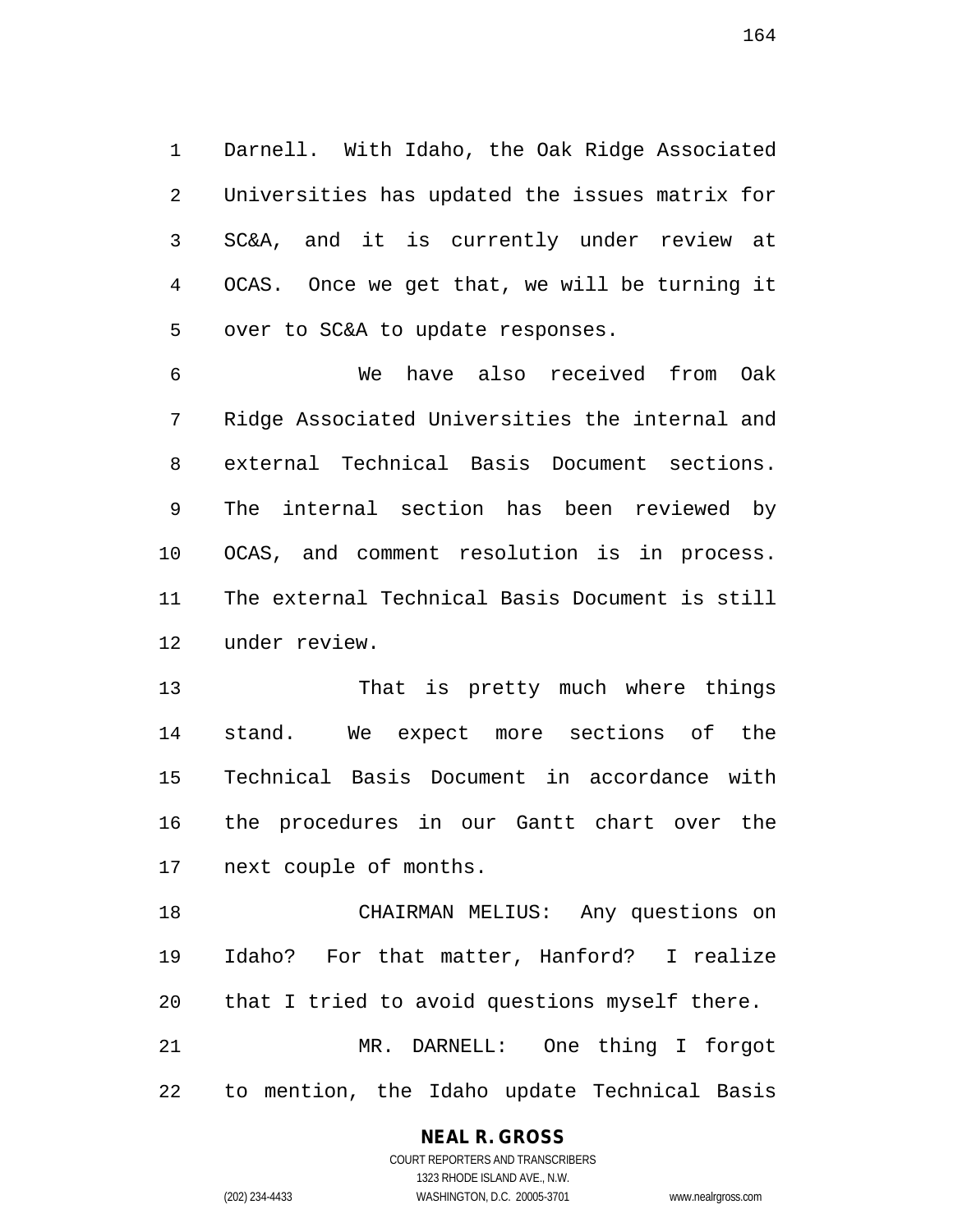Darnell. With Idaho, the Oak Ridge Associated Universities has updated the issues matrix for SC&A, and it is currently under review at OCAS. Once we get that, we will be turning it over to SC&A to update responses.

We have also received from Oak Ridge Associated Universities the internal and external Technical Basis Document sections. The internal section has been reviewed by OCAS, and comment resolution is in process. The external Technical Basis Document is still under review.

That is pretty much where things stand. We expect more sections of the Technical Basis Document in accordance with the procedures in our Gantt chart over the next couple of months.

CHAIRMAN MELIUS: Any questions on Idaho? For that matter, Hanford? I realize that I tried to avoid questions myself there.

MR. DARNELL: One thing I forgot to mention, the Idaho update Technical Basis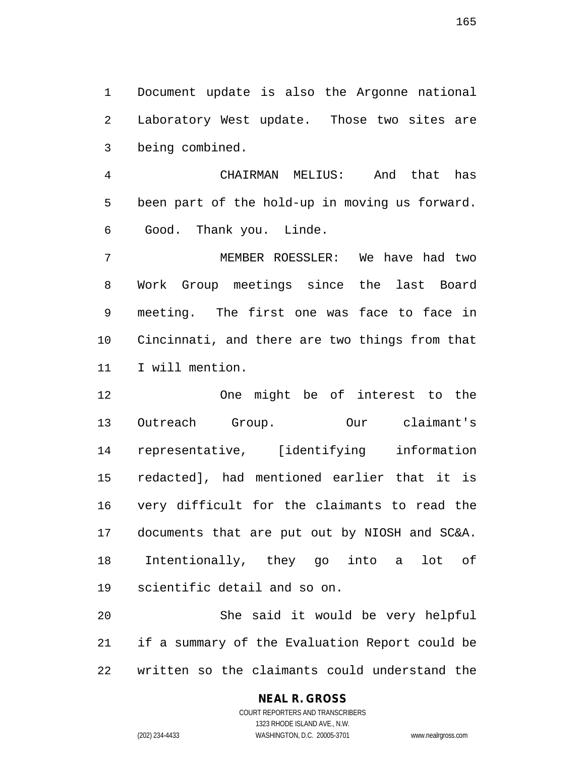Document update is also the Argonne national Laboratory West update. Those two sites are being combined.

CHAIRMAN MELIUS: And that has been part of the hold-up in moving us forward. Good. Thank you. Linde.

MEMBER ROESSLER: We have had two Work Group meetings since the last Board meeting. The first one was face to face in Cincinnati, and there are two things from that I will mention.

One might be of interest to the Outreach Group. Our claimant's representative, [identifying information redacted], had mentioned earlier that it is very difficult for the claimants to read the documents that are put out by NIOSH and SC&A. Intentionally, they go into a lot of scientific detail and so on.

She said it would be very helpful if a summary of the Evaluation Report could be written so the claimants could understand the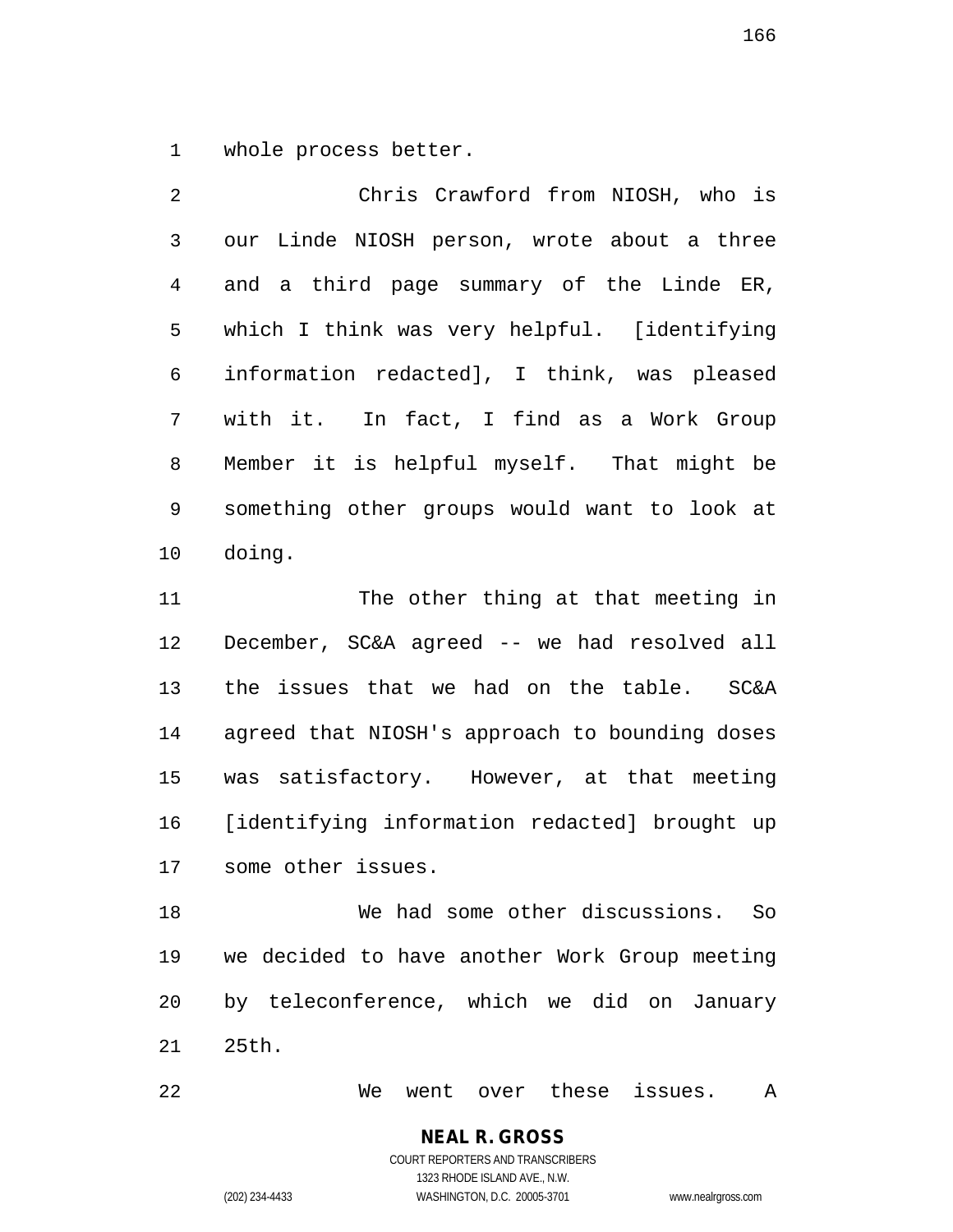whole process better.

Chris Crawford from NIOSH, who is our Linde NIOSH person, wrote about a three and a third page summary of the Linde ER, which I think was very helpful. [identifying information redacted], I think, was pleased with it. In fact, I find as a Work Group Member it is helpful myself. That might be something other groups would want to look at doing.

The other thing at that meeting in December, SC&A agreed -- we had resolved all the issues that we had on the table. SC&A agreed that NIOSH's approach to bounding doses was satisfactory. However, at that meeting [identifying information redacted] brought up some other issues.

We had some other discussions. So we decided to have another Work Group meeting by teleconference, which we did on January 25th.

We went over these issues. A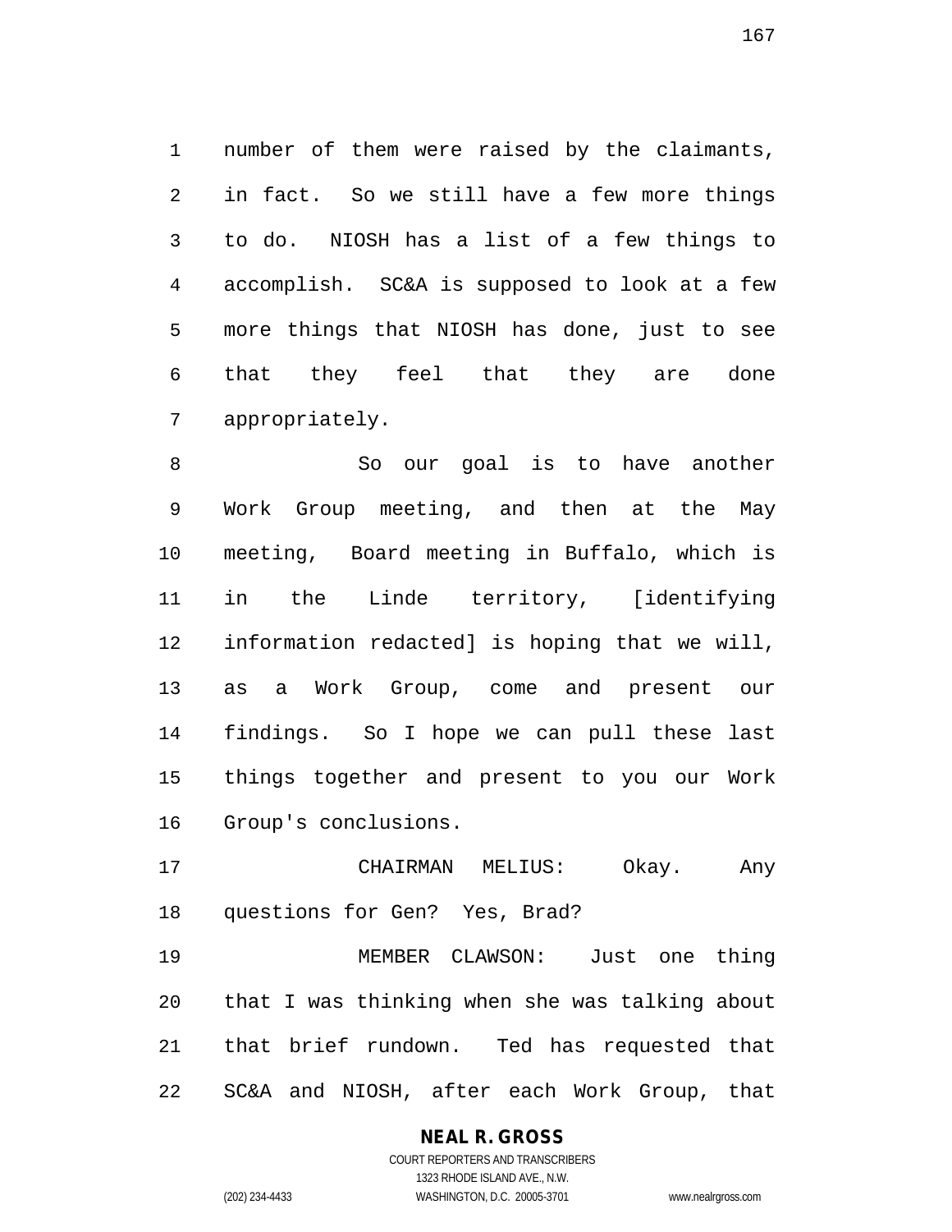number of them were raised by the claimants, in fact. So we still have a few more things to do. NIOSH has a list of a few things to accomplish. SC&A is supposed to look at a few more things that NIOSH has done, just to see that they feel that they are done appropriately.

So our goal is to have another Work Group meeting, and then at the May meeting, Board meeting in Buffalo, which is in the Linde territory, [identifying information redacted] is hoping that we will, as a Work Group, come and present our findings. So I hope we can pull these last things together and present to you our Work Group's conclusions.

CHAIRMAN MELIUS: Okay. Any questions for Gen? Yes, Brad?

MEMBER CLAWSON: Just one thing that I was thinking when she was talking about that brief rundown. Ted has requested that SC&A and NIOSH, after each Work Group, that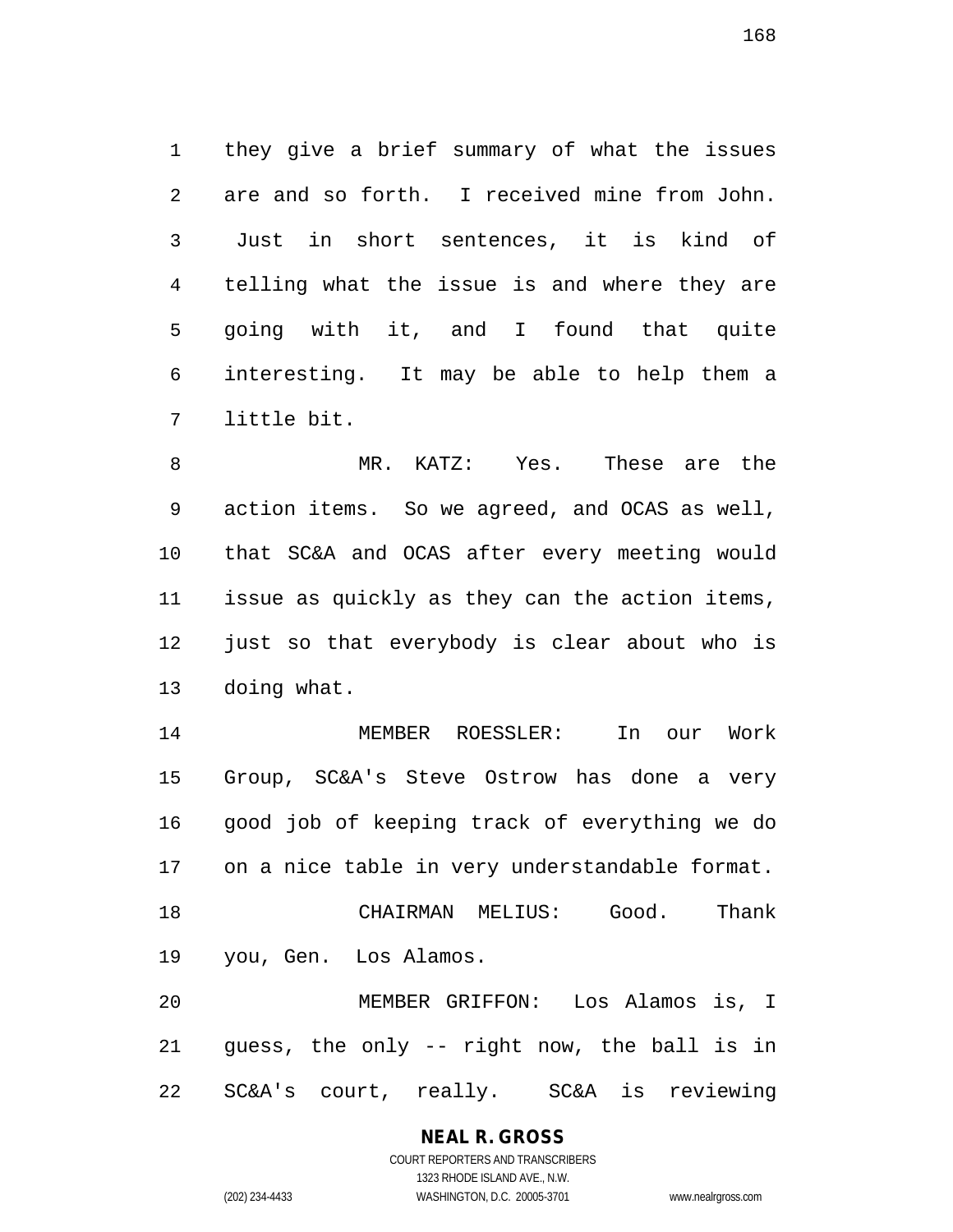they give a brief summary of what the issues are and so forth. I received mine from John. Just in short sentences, it is kind of telling what the issue is and where they are going with it, and I found that quite interesting. It may be able to help them a little bit.

MR. KATZ: Yes. These are the action items. So we agreed, and OCAS as well, that SC&A and OCAS after every meeting would issue as quickly as they can the action items, just so that everybody is clear about who is doing what.

MEMBER ROESSLER: In our Work Group, SC&A's Steve Ostrow has done a very good job of keeping track of everything we do on a nice table in very understandable format.

CHAIRMAN MELIUS: Good. Thank you, Gen. Los Alamos.

MEMBER GRIFFON: Los Alamos is, I guess, the only -- right now, the ball is in SC&A's court, really. SC&A is reviewing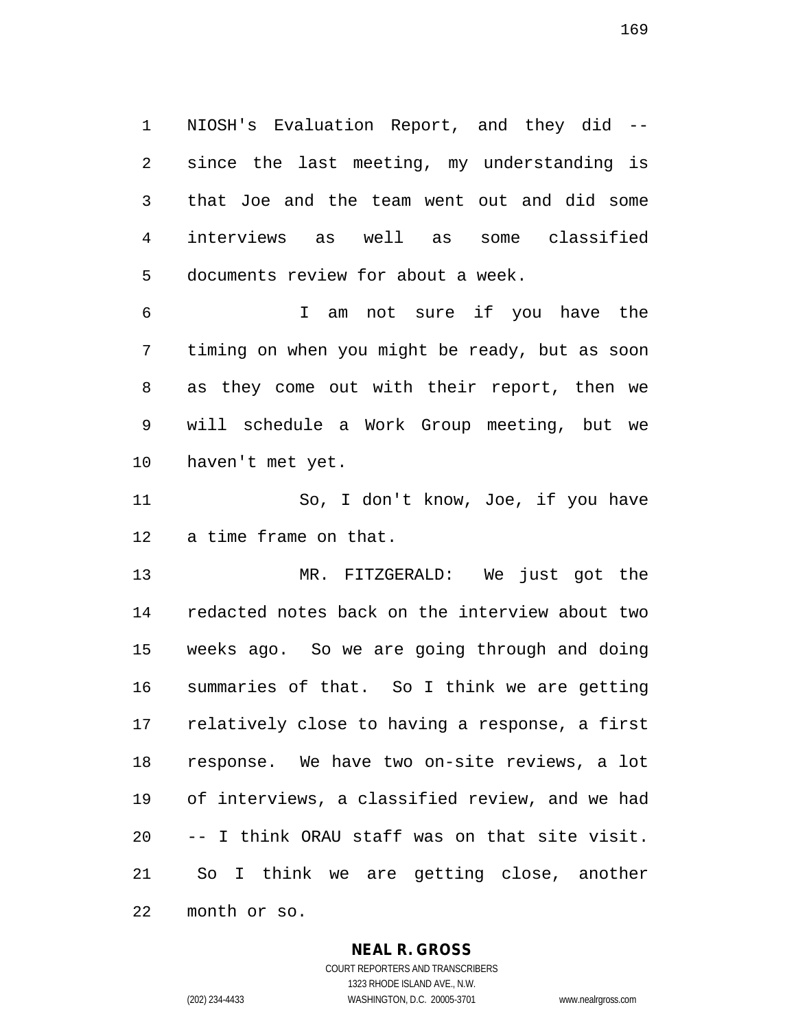NIOSH's Evaluation Report, and they did -- since the last meeting, my understanding is that Joe and the team went out and did some interviews as well as some classified documents review for about a week.

I am not sure if you have the timing on when you might be ready, but as soon as they come out with their report, then we will schedule a Work Group meeting, but we haven't met yet.

So, I don't know, Joe, if you have a time frame on that.

MR. FITZGERALD: We just got the redacted notes back on the interview about two weeks ago. So we are going through and doing summaries of that. So I think we are getting relatively close to having a response, a first response. We have two on-site reviews, a lot of interviews, a classified review, and we had -- I think ORAU staff was on that site visit. So I think we are getting close, another month or so.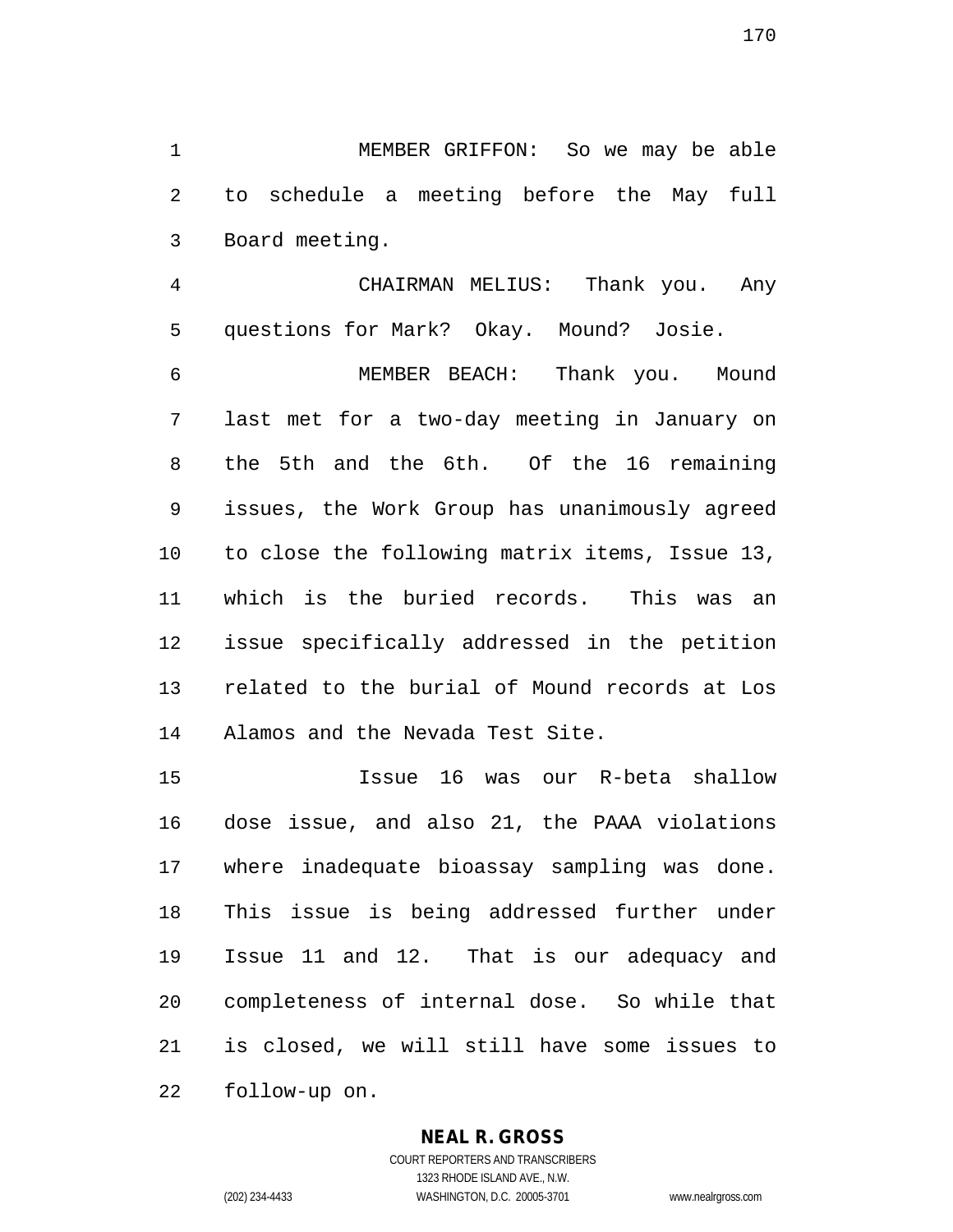MEMBER GRIFFON: So we may be able to schedule a meeting before the May full Board meeting.

CHAIRMAN MELIUS: Thank you. Any questions for Mark? Okay. Mound? Josie.

MEMBER BEACH: Thank you. Mound last met for a two-day meeting in January on the 5th and the 6th. Of the 16 remaining issues, the Work Group has unanimously agreed to close the following matrix items, Issue 13, which is the buried records. This was an issue specifically addressed in the petition related to the burial of Mound records at Los Alamos and the Nevada Test Site.

Issue 16 was our R-beta shallow dose issue, and also 21, the PAAA violations where inadequate bioassay sampling was done. This issue is being addressed further under Issue 11 and 12. That is our adequacy and completeness of internal dose. So while that is closed, we will still have some issues to follow-up on.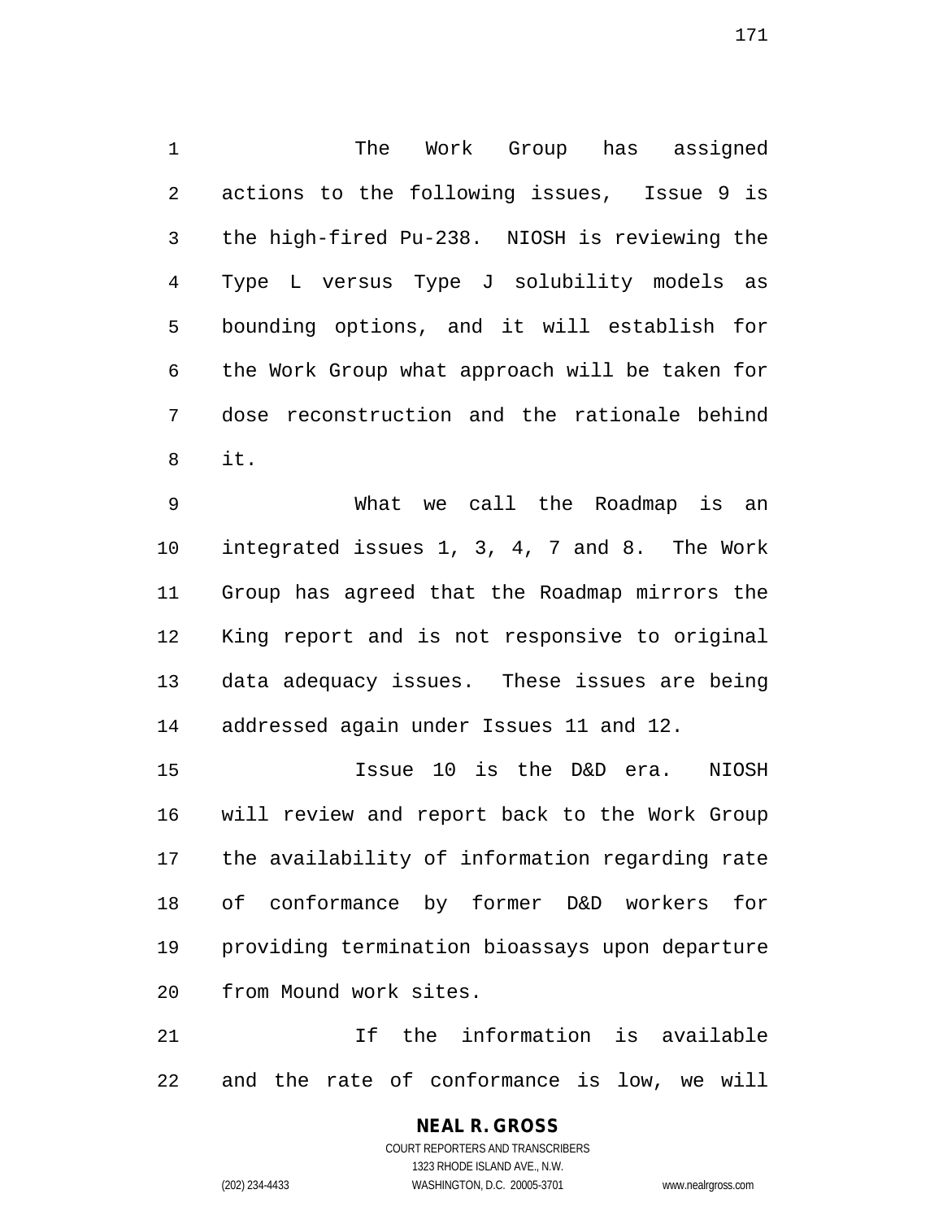The Work Group has assigned actions to the following issues, Issue 9 is the high-fired Pu-238. NIOSH is reviewing the Type L versus Type J solubility models as bounding options, and it will establish for the Work Group what approach will be taken for dose reconstruction and the rationale behind it.

What we call the Roadmap is an integrated issues 1, 3, 4, 7 and 8. The Work Group has agreed that the Roadmap mirrors the King report and is not responsive to original data adequacy issues. These issues are being addressed again under Issues 11 and 12.

Issue 10 is the D&D era. NIOSH will review and report back to the Work Group the availability of information regarding rate of conformance by former D&D workers for providing termination bioassays upon departure from Mound work sites.

If the information is available and the rate of conformance is low, we will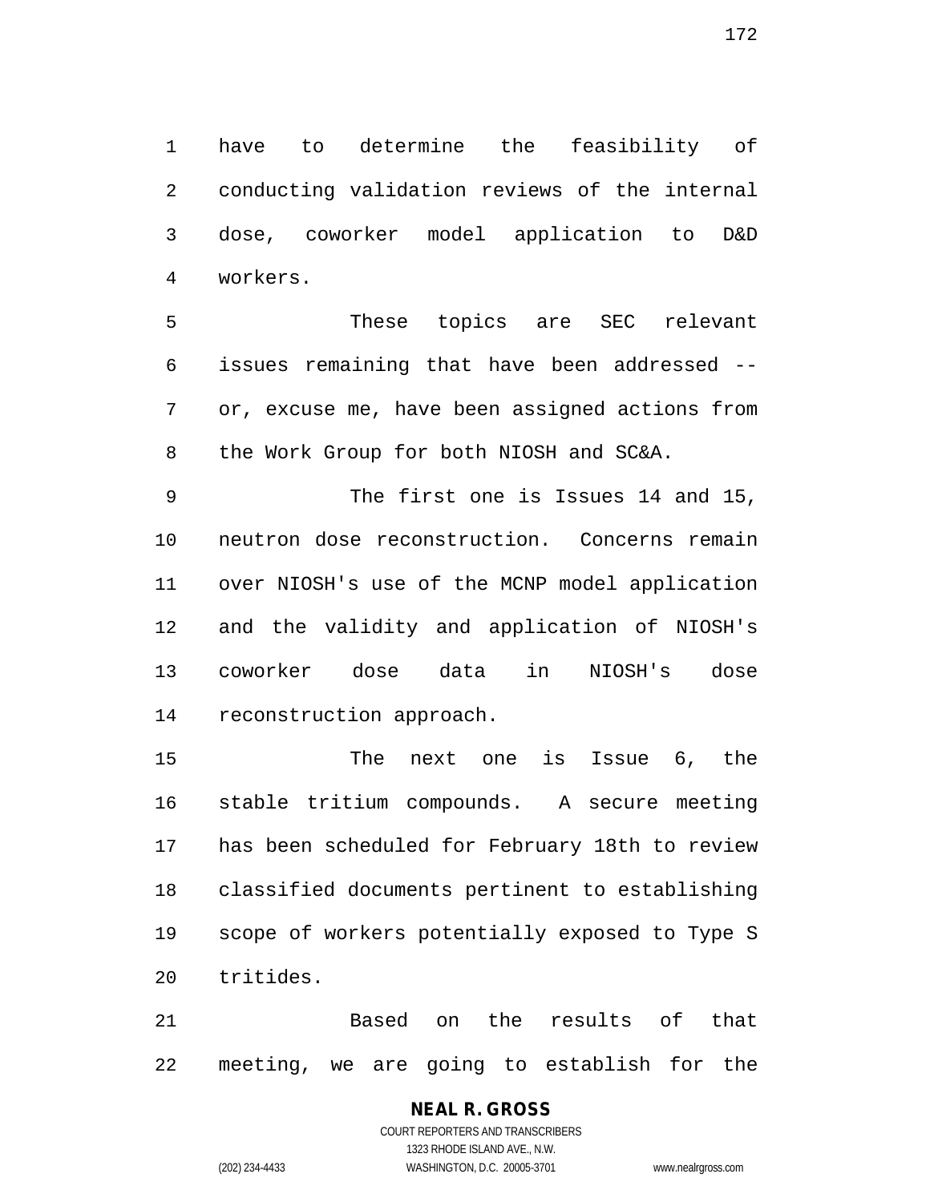have to determine the feasibility of conducting validation reviews of the internal dose, coworker model application to D&D workers.

These topics are SEC relevant issues remaining that have been addressed -- or, excuse me, have been assigned actions from the Work Group for both NIOSH and SC&A.

The first one is Issues 14 and 15, neutron dose reconstruction. Concerns remain over NIOSH's use of the MCNP model application and the validity and application of NIOSH's coworker dose data in NIOSH's dose reconstruction approach.

The next one is Issue 6, the stable tritium compounds. A secure meeting has been scheduled for February 18th to review classified documents pertinent to establishing scope of workers potentially exposed to Type S tritides.

Based on the results of that meeting, we are going to establish for the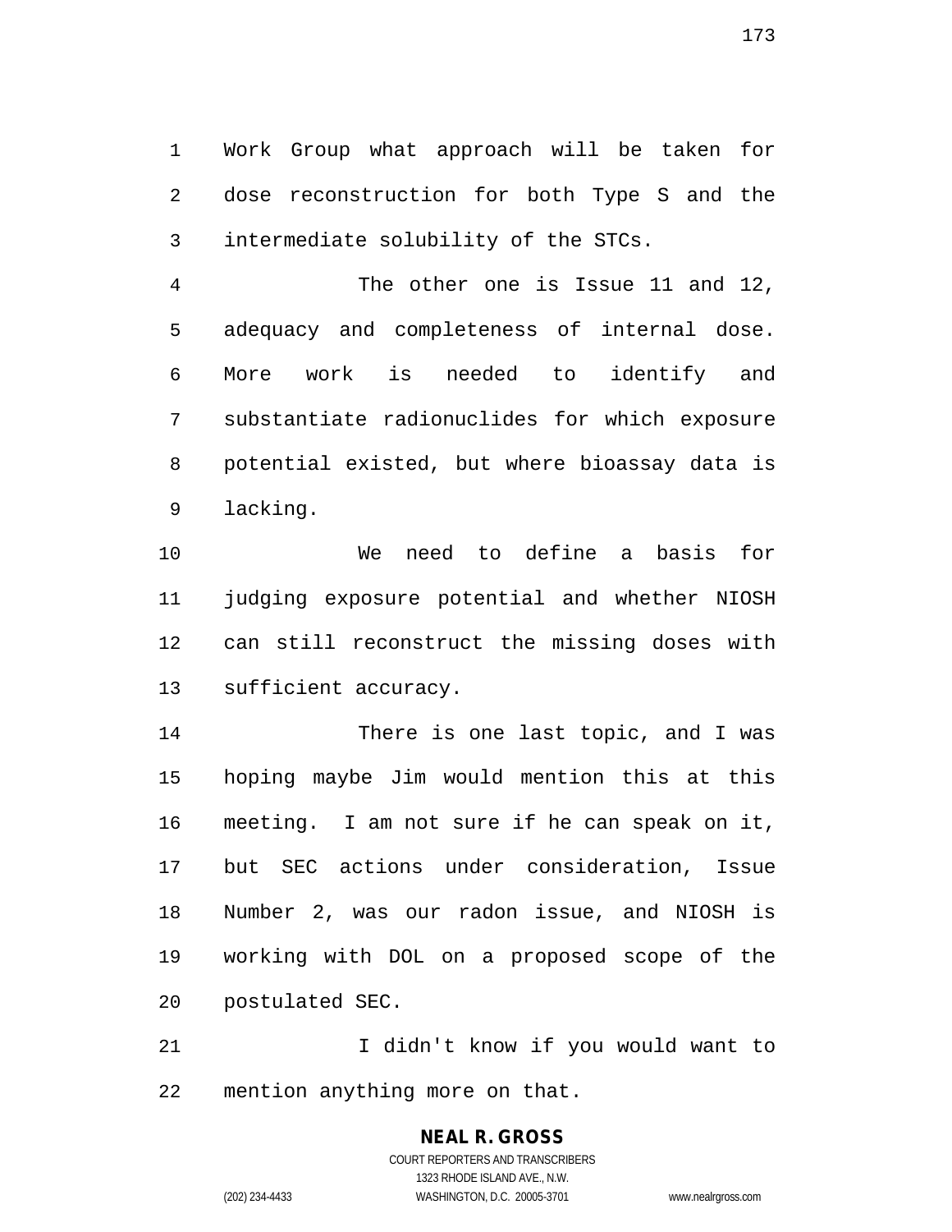Work Group what approach will be taken for dose reconstruction for both Type S and the intermediate solubility of the STCs.

The other one is Issue 11 and 12, adequacy and completeness of internal dose. More work is needed to identify and substantiate radionuclides for which exposure potential existed, but where bioassay data is lacking.

We need to define a basis for judging exposure potential and whether NIOSH can still reconstruct the missing doses with sufficient accuracy.

There is one last topic, and I was hoping maybe Jim would mention this at this meeting. I am not sure if he can speak on it, but SEC actions under consideration, Issue Number 2, was our radon issue, and NIOSH is working with DOL on a proposed scope of the postulated SEC.

I didn't know if you would want to mention anything more on that.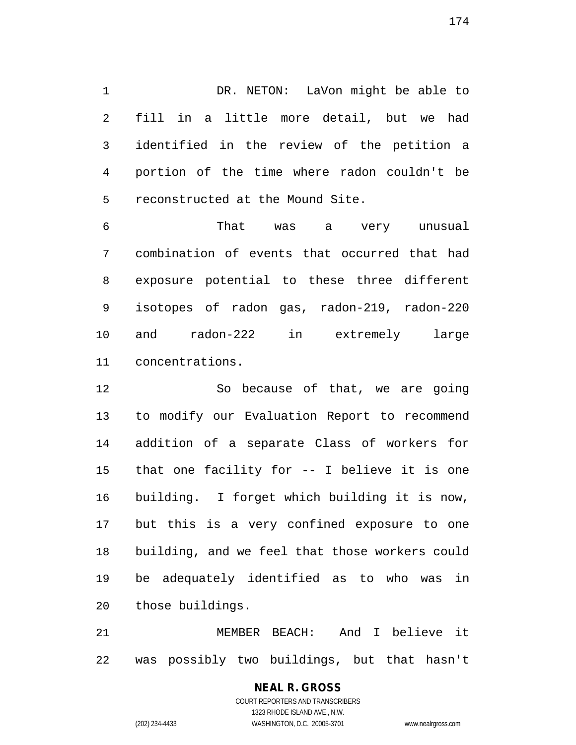DR. NETON: LaVon might be able to fill in a little more detail, but we had identified in the review of the petition a portion of the time where radon couldn't be reconstructed at the Mound Site.

That was a very unusual combination of events that occurred that had exposure potential to these three different isotopes of radon gas, radon-219, radon-220 and radon-222 in extremely large concentrations.

So because of that, we are going to modify our Evaluation Report to recommend addition of a separate Class of workers for that one facility for -- I believe it is one building. I forget which building it is now, but this is a very confined exposure to one building, and we feel that those workers could be adequately identified as to who was in those buildings.

MEMBER BEACH: And I believe it was possibly two buildings, but that hasn't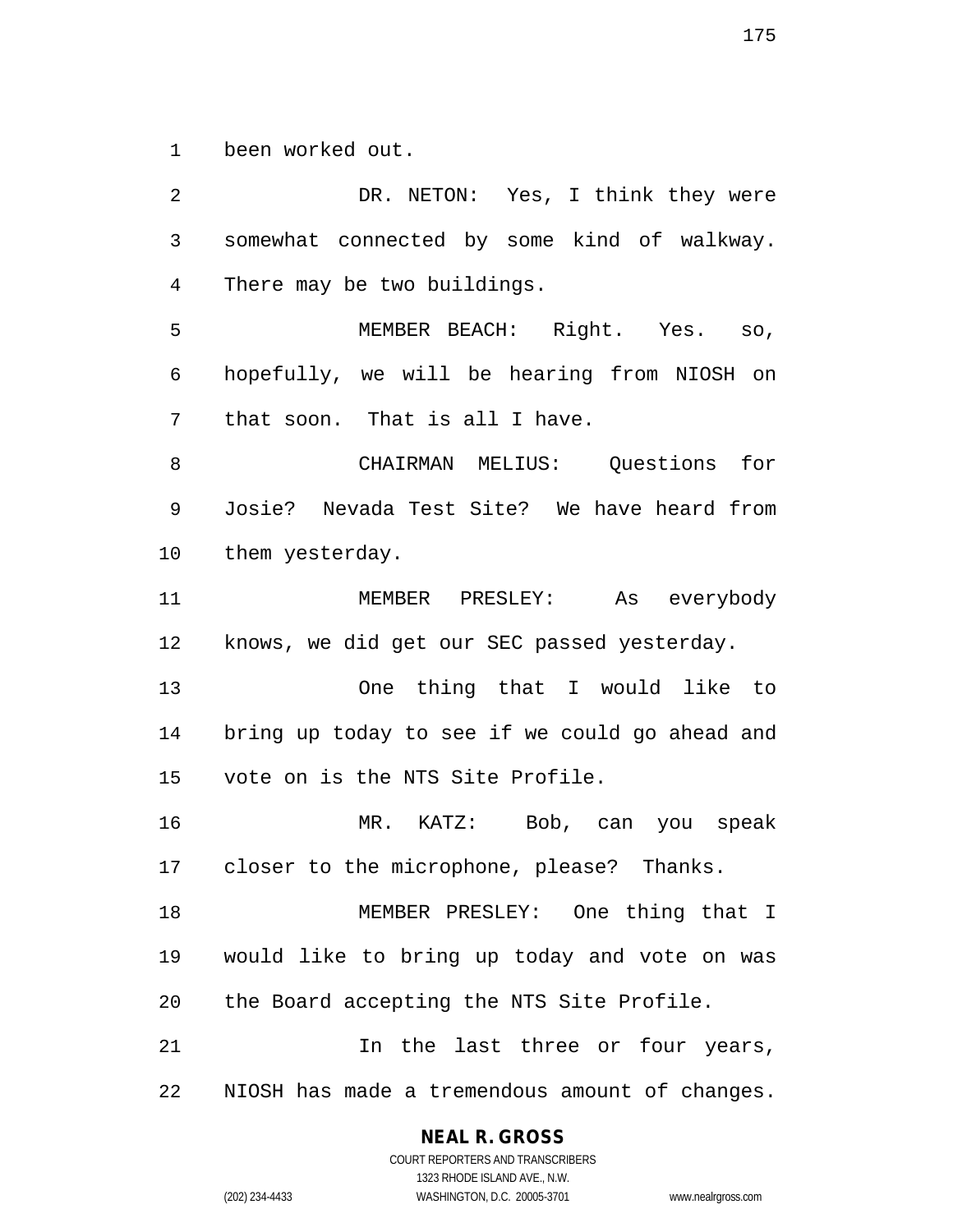been worked out.

DR. NETON: Yes, I think they were somewhat connected by some kind of walkway. There may be two buildings.

MEMBER BEACH: Right. Yes. so, hopefully, we will be hearing from NIOSH on that soon. That is all I have.

CHAIRMAN MELIUS: Questions for Josie? Nevada Test Site? We have heard from them yesterday.

MEMBER PRESLEY: As everybody knows, we did get our SEC passed yesterday.

One thing that I would like to bring up today to see if we could go ahead and vote on is the NTS Site Profile.

MR. KATZ: Bob, can you speak closer to the microphone, please? Thanks.

MEMBER PRESLEY: One thing that I would like to bring up today and vote on was the Board accepting the NTS Site Profile.

In the last three or four years, NIOSH has made a tremendous amount of changes.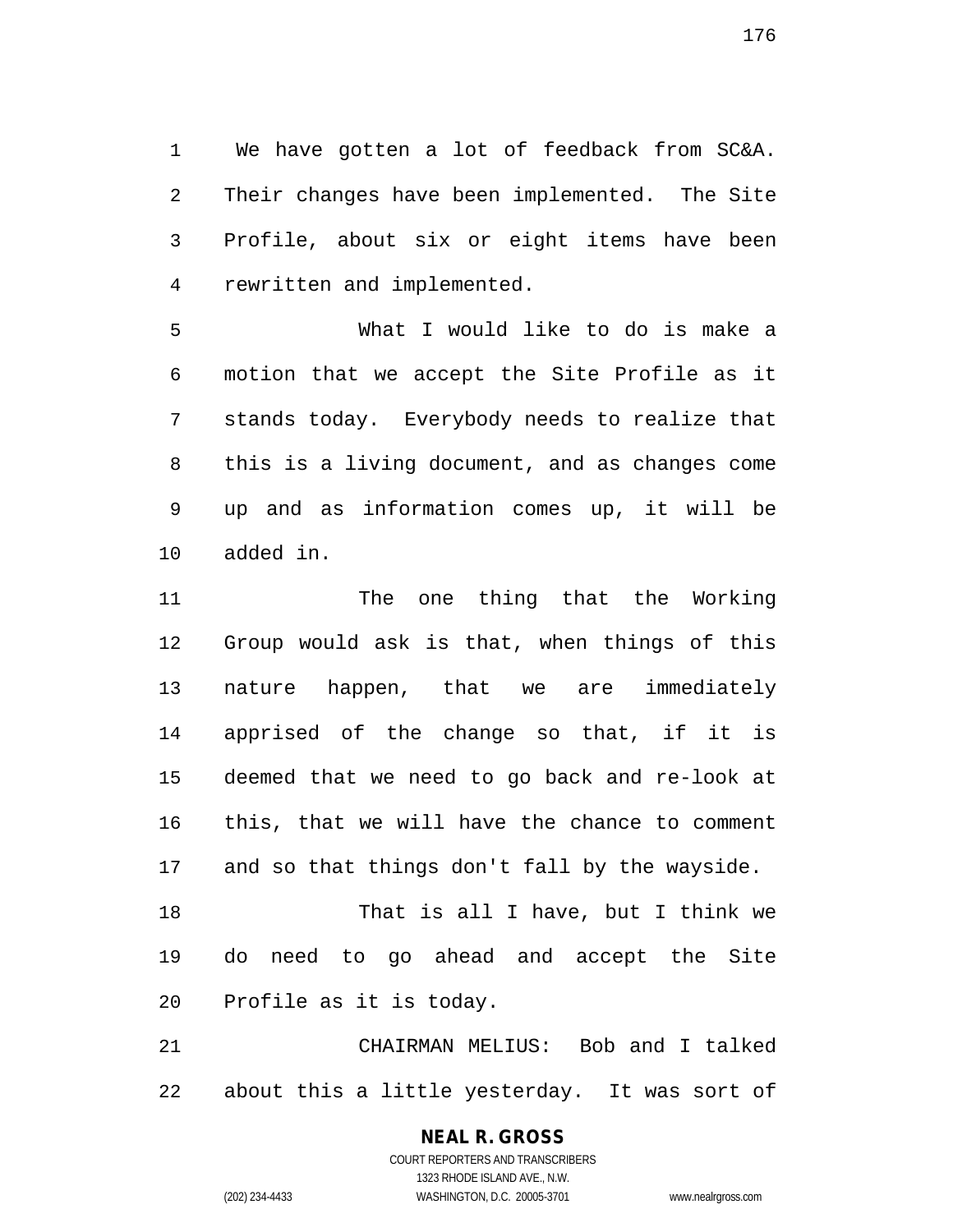We have gotten a lot of feedback from SC&A. Their changes have been implemented. The Site Profile, about six or eight items have been rewritten and implemented.

What I would like to do is make a motion that we accept the Site Profile as it stands today. Everybody needs to realize that this is a living document, and as changes come up and as information comes up, it will be added in.

The one thing that the Working Group would ask is that, when things of this nature happen, that we are immediately apprised of the change so that, if it is deemed that we need to go back and re-look at this, that we will have the chance to comment and so that things don't fall by the wayside.

That is all I have, but I think we do need to go ahead and accept the Site Profile as it is today.

CHAIRMAN MELIUS: Bob and I talked about this a little yesterday. It was sort of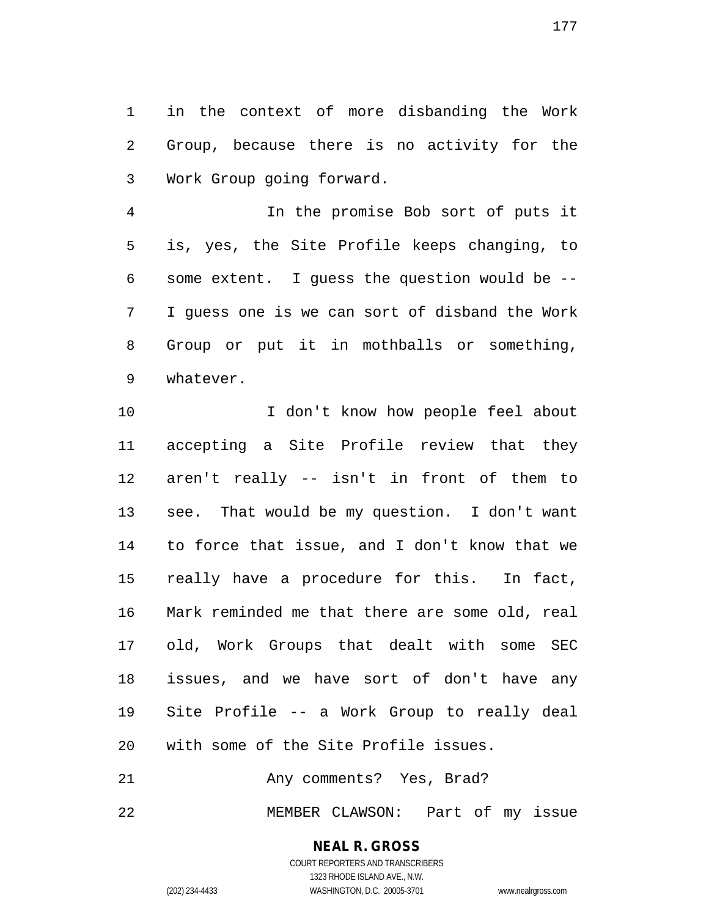in the context of more disbanding the Work Group, because there is no activity for the Work Group going forward.

In the promise Bob sort of puts it is, yes, the Site Profile keeps changing, to some extent. I guess the question would be -- I guess one is we can sort of disband the Work Group or put it in mothballs or something, whatever.

I don't know how people feel about accepting a Site Profile review that they aren't really -- isn't in front of them to see. That would be my question. I don't want to force that issue, and I don't know that we really have a procedure for this. In fact, Mark reminded me that there are some old, real old, Work Groups that dealt with some SEC issues, and we have sort of don't have any Site Profile -- a Work Group to really deal with some of the Site Profile issues.

Any comments? Yes, Brad?

MEMBER CLAWSON: Part of my issue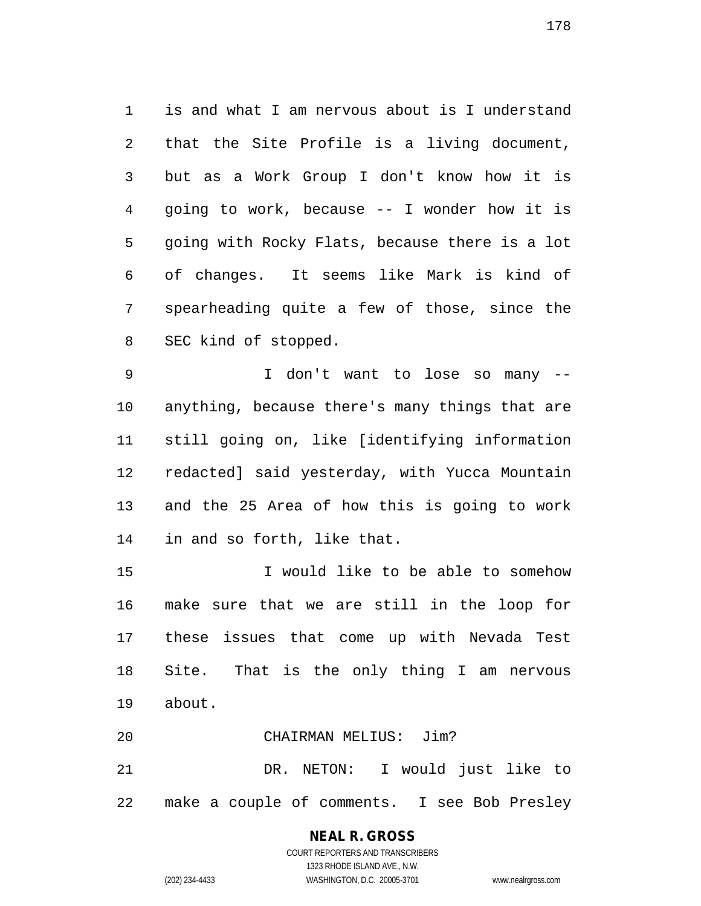is and what I am nervous about is I understand that the Site Profile is a living document, but as a Work Group I don't know how it is going to work, because -- I wonder how it is going with Rocky Flats, because there is a lot of changes. It seems like Mark is kind of spearheading quite a few of those, since the SEC kind of stopped.

I don't want to lose so many -- anything, because there's many things that are still going on, like [identifying information redacted] said yesterday, with Yucca Mountain and the 25 Area of how this is going to work in and so forth, like that.

I would like to be able to somehow make sure that we are still in the loop for these issues that come up with Nevada Test Site. That is the only thing I am nervous about.

CHAIRMAN MELIUS: Jim?

DR. NETON: I would just like to make a couple of comments. I see Bob Presley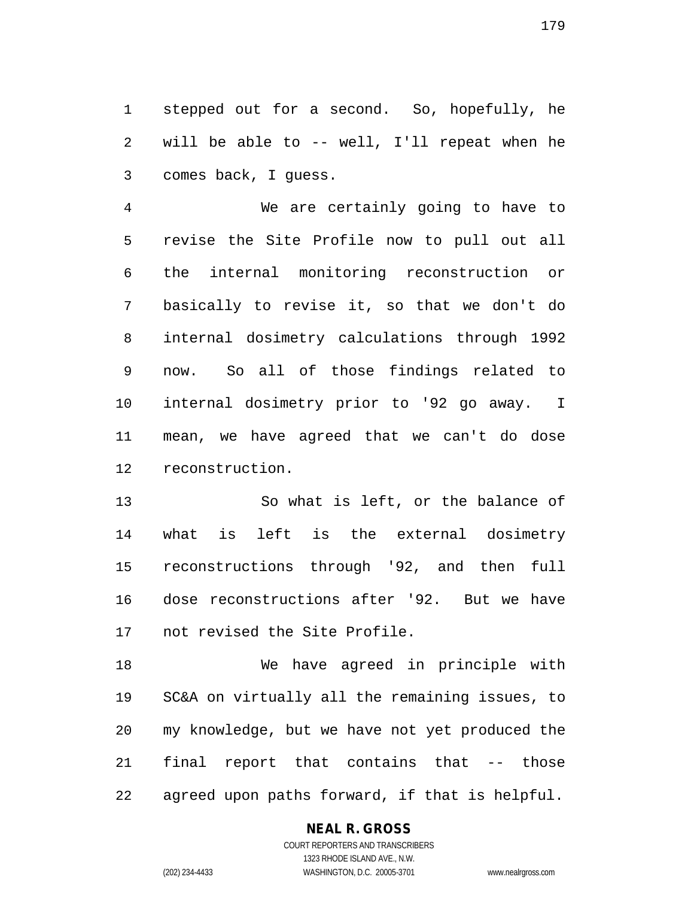stepped out for a second. So, hopefully, he will be able to -- well, I'll repeat when he comes back, I guess.

We are certainly going to have to revise the Site Profile now to pull out all the internal monitoring reconstruction or basically to revise it, so that we don't do internal dosimetry calculations through 1992 now. So all of those findings related to internal dosimetry prior to '92 go away. I mean, we have agreed that we can't do dose reconstruction.

So what is left, or the balance of what is left is the external dosimetry reconstructions through '92, and then full dose reconstructions after '92. But we have not revised the Site Profile.

We have agreed in principle with SC&A on virtually all the remaining issues, to my knowledge, but we have not yet produced the final report that contains that -- those agreed upon paths forward, if that is helpful.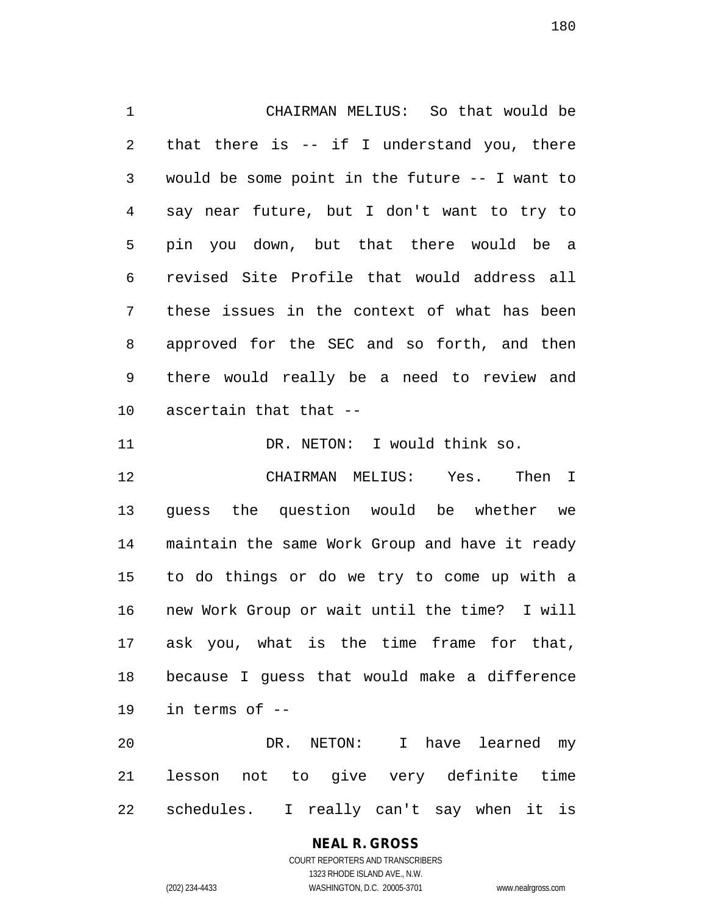CHAIRMAN MELIUS: So that would be that there is -- if I understand you, there would be some point in the future -- I want to say near future, but I don't want to try to pin you down, but that there would be a revised Site Profile that would address all these issues in the context of what has been approved for the SEC and so forth, and then there would really be a need to review and ascertain that that --

DR. NETON: I would think so.

CHAIRMAN MELIUS: Yes. Then I guess the question would be whether we maintain the same Work Group and have it ready to do things or do we try to come up with a new Work Group or wait until the time? I will ask you, what is the time frame for that, because I guess that would make a difference in terms of --

DR. NETON: I have learned my lesson not to give very definite time schedules. I really can't say when it is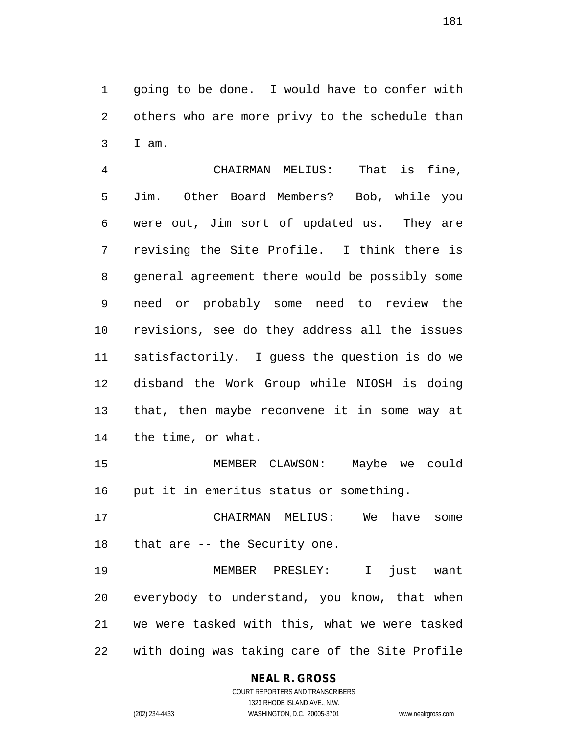going to be done. I would have to confer with others who are more privy to the schedule than I am.

CHAIRMAN MELIUS: That is fine, Jim. Other Board Members? Bob, while you were out, Jim sort of updated us. They are revising the Site Profile. I think there is general agreement there would be possibly some need or probably some need to review the revisions, see do they address all the issues satisfactorily. I guess the question is do we disband the Work Group while NIOSH is doing that, then maybe reconvene it in some way at the time, or what.

MEMBER CLAWSON: Maybe we could put it in emeritus status or something.

CHAIRMAN MELIUS: We have some that are -- the Security one.

MEMBER PRESLEY: I just want everybody to understand, you know, that when we were tasked with this, what we were tasked with doing was taking care of the Site Profile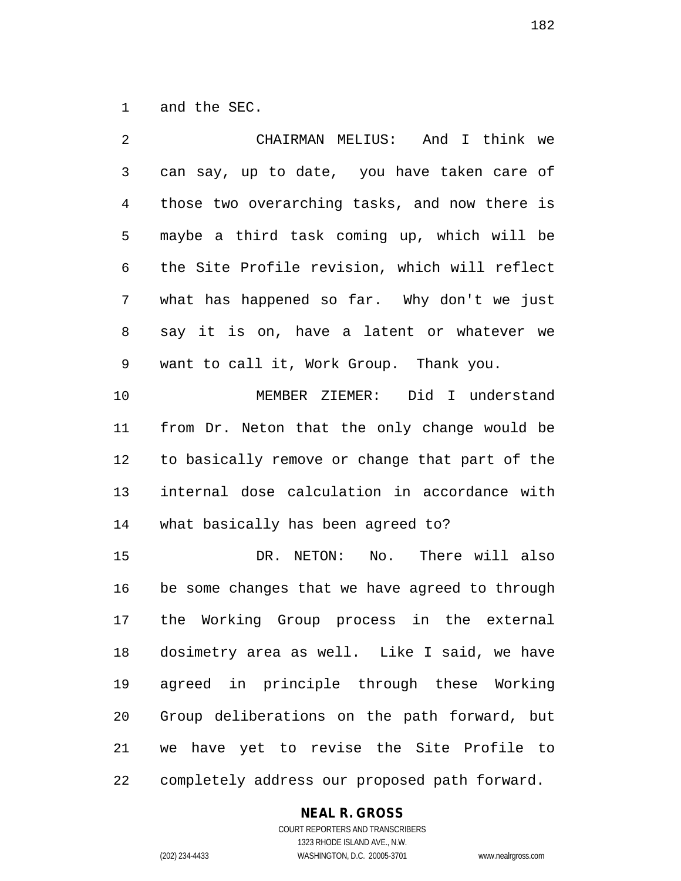and the SEC.

CHAIRMAN MELIUS: And I think we can say, up to date, you have taken care of those two overarching tasks, and now there is maybe a third task coming up, which will be the Site Profile revision, which will reflect what has happened so far. Why don't we just say it is on, have a latent or whatever we want to call it, Work Group. Thank you.

MEMBER ZIEMER: Did I understand from Dr. Neton that the only change would be to basically remove or change that part of the internal dose calculation in accordance with what basically has been agreed to?

DR. NETON: No. There will also be some changes that we have agreed to through the Working Group process in the external dosimetry area as well. Like I said, we have agreed in principle through these Working Group deliberations on the path forward, but we have yet to revise the Site Profile to completely address our proposed path forward.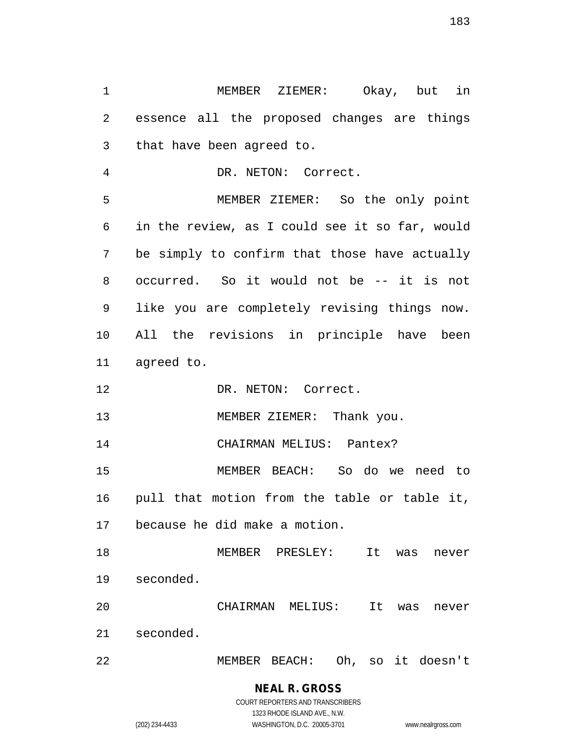MEMBER ZIEMER: Okay, but in essence all the proposed changes are things that have been agreed to.

DR. NETON: Correct.

MEMBER ZIEMER: So the only point in the review, as I could see it so far, would be simply to confirm that those have actually occurred. So it would not be -- it is not like you are completely revising things now. All the revisions in principle have been agreed to.

DR. NETON: Correct.

MEMBER ZIEMER: Thank you.

CHAIRMAN MELIUS: Pantex?

MEMBER BEACH: So do we need to pull that motion from the table or table it, because he did make a motion.

MEMBER PRESLEY: It was never seconded.

CHAIRMAN MELIUS: It was never seconded.

MEMBER BEACH: Oh, so it doesn't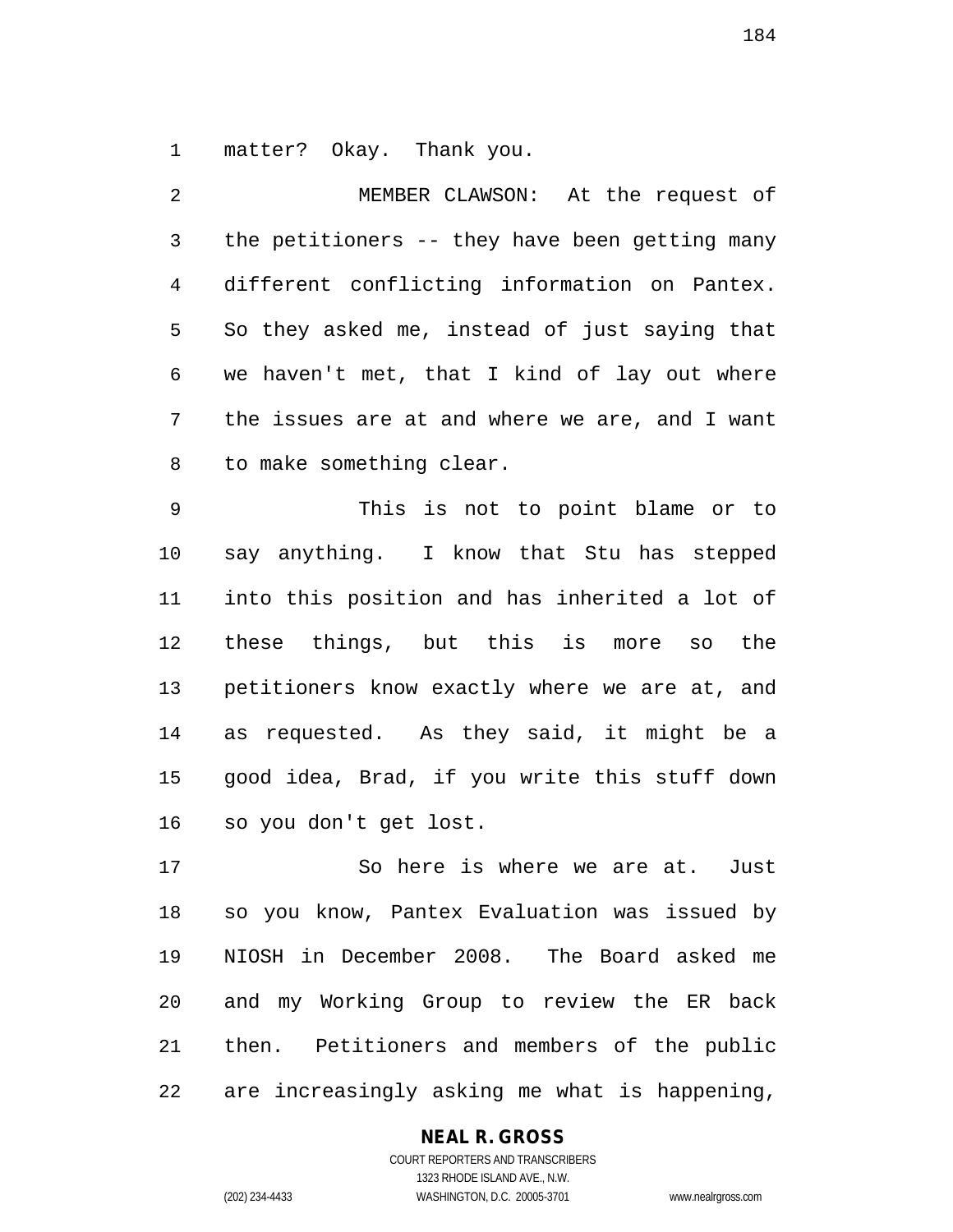matter? Okay. Thank you.

MEMBER CLAWSON: At the request of the petitioners -- they have been getting many different conflicting information on Pantex. So they asked me, instead of just saying that we haven't met, that I kind of lay out where the issues are at and where we are, and I want to make something clear.

This is not to point blame or to say anything. I know that Stu has stepped into this position and has inherited a lot of these things, but this is more so the petitioners know exactly where we are at, and as requested. As they said, it might be a good idea, Brad, if you write this stuff down so you don't get lost.

So here is where we are at. Just so you know, Pantex Evaluation was issued by NIOSH in December 2008. The Board asked me and my Working Group to review the ER back then. Petitioners and members of the public are increasingly asking me what is happening,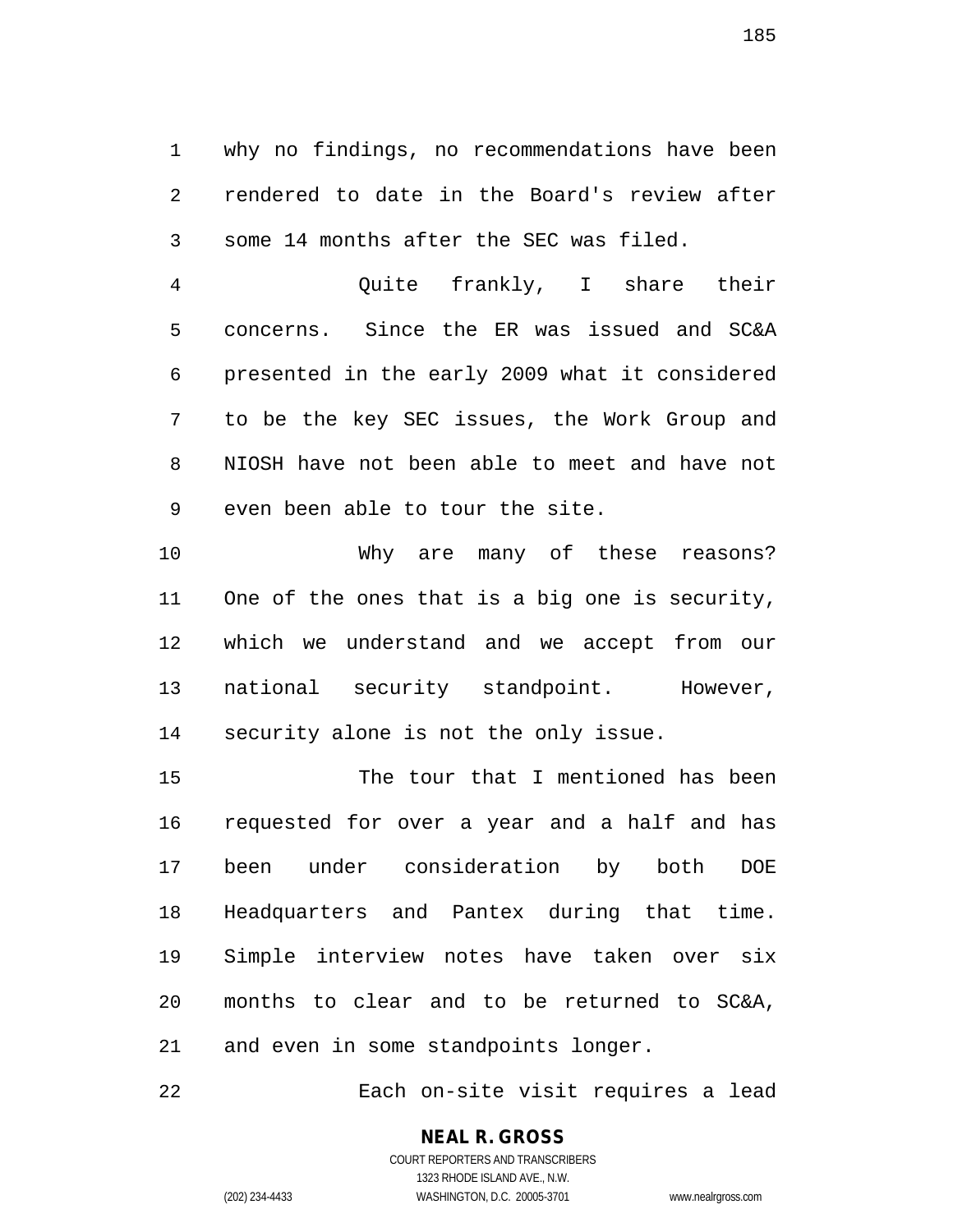why no findings, no recommendations have been rendered to date in the Board's review after some 14 months after the SEC was filed.

Quite frankly, I share their concerns. Since the ER was issued and SC&A presented in the early 2009 what it considered to be the key SEC issues, the Work Group and NIOSH have not been able to meet and have not even been able to tour the site.

Why are many of these reasons? One of the ones that is a big one is security, which we understand and we accept from our national security standpoint. However, security alone is not the only issue.

The tour that I mentioned has been requested for over a year and a half and has been under consideration by both DOE Headquarters and Pantex during that time. Simple interview notes have taken over six months to clear and to be returned to SC&A, and even in some standpoints longer.

Each on-site visit requires a lead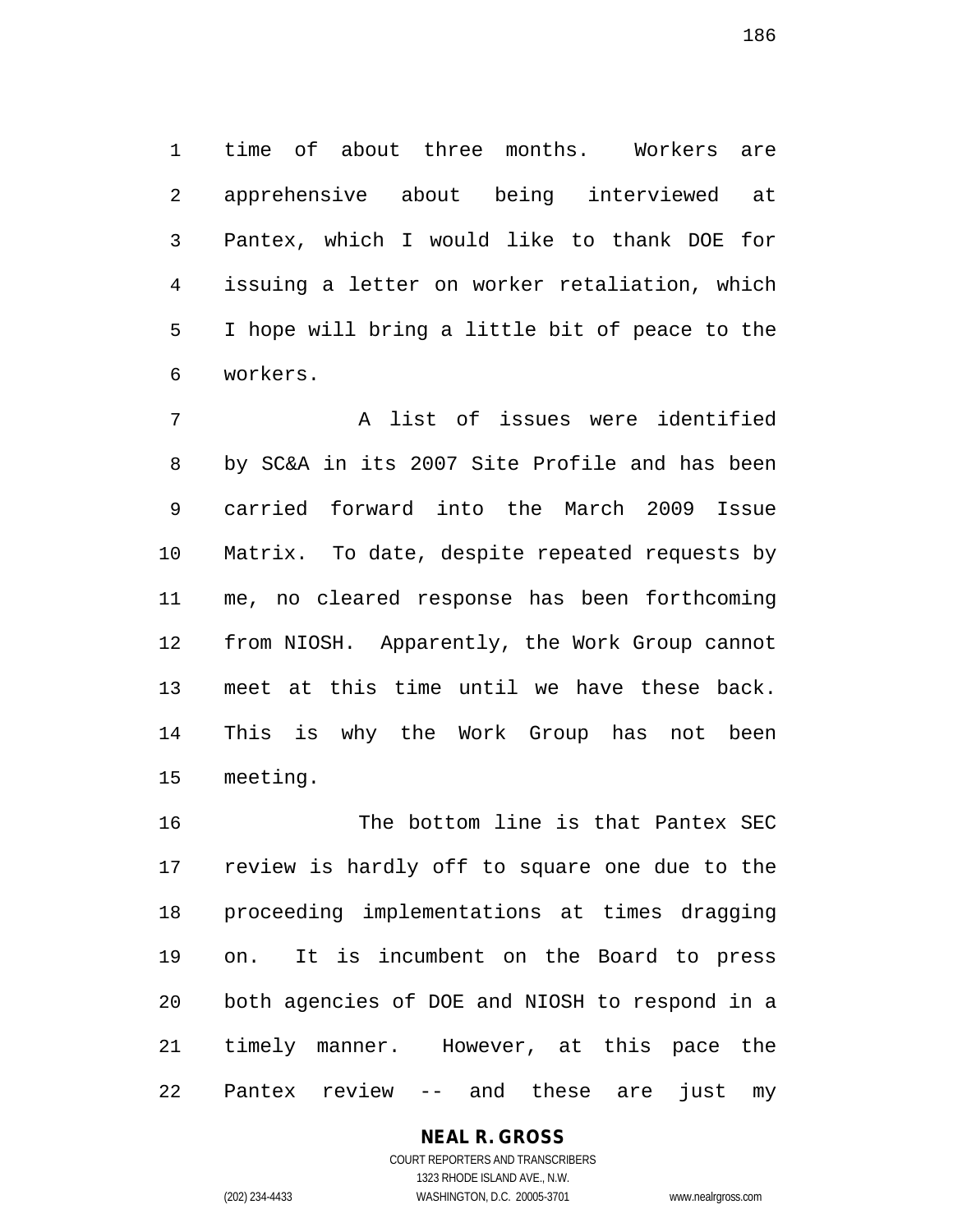time of about three months. Workers are apprehensive about being interviewed at Pantex, which I would like to thank DOE for issuing a letter on worker retaliation, which I hope will bring a little bit of peace to the workers.

A list of issues were identified by SC&A in its 2007 Site Profile and has been carried forward into the March 2009 Issue Matrix. To date, despite repeated requests by me, no cleared response has been forthcoming from NIOSH. Apparently, the Work Group cannot meet at this time until we have these back. This is why the Work Group has not been meeting.

The bottom line is that Pantex SEC review is hardly off to square one due to the proceeding implementations at times dragging on. It is incumbent on the Board to press both agencies of DOE and NIOSH to respond in a timely manner. However, at this pace the Pantex review -- and these are just my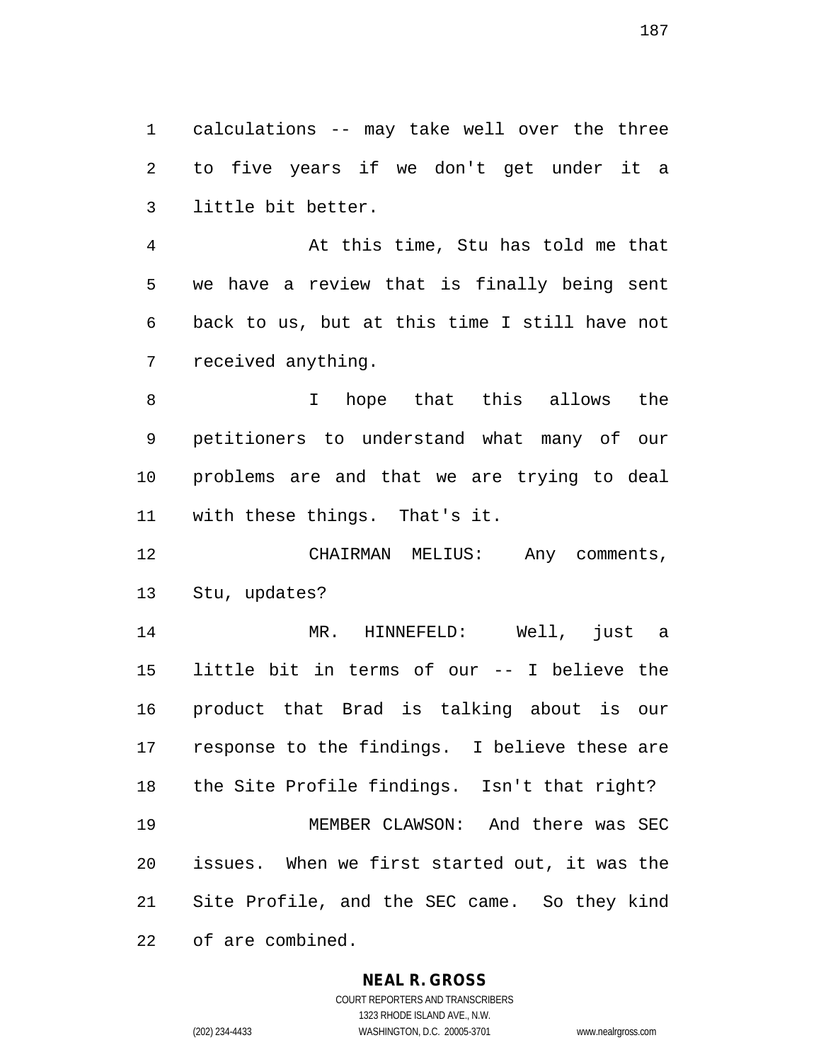calculations -- may take well over the three to five years if we don't get under it a little bit better.

At this time, Stu has told me that we have a review that is finally being sent back to us, but at this time I still have not received anything.

I hope that this allows the petitioners to understand what many of our problems are and that we are trying to deal with these things. That's it.

CHAIRMAN MELIUS: Any comments, Stu, updates?

MR. HINNEFELD: Well, just a little bit in terms of our -- I believe the product that Brad is talking about is our response to the findings. I believe these are the Site Profile findings. Isn't that right?

MEMBER CLAWSON: And there was SEC issues. When we first started out, it was the Site Profile, and the SEC came. So they kind of are combined.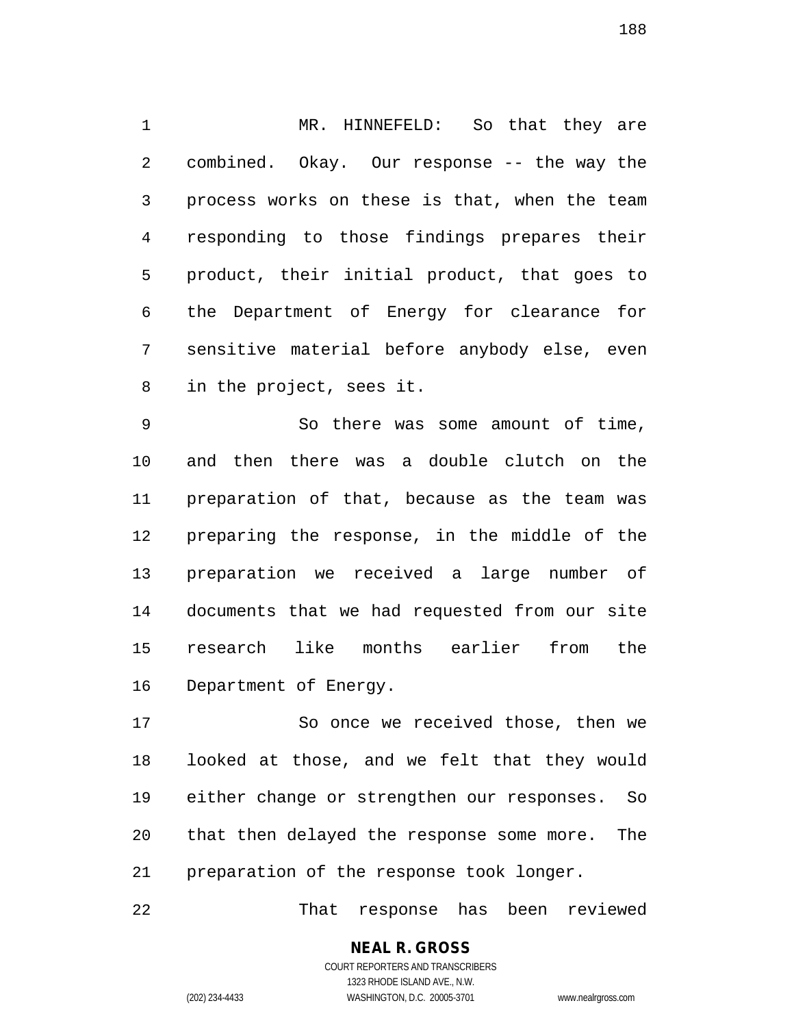MR. HINNEFELD: So that they are combined. Okay. Our response -- the way the process works on these is that, when the team responding to those findings prepares their product, their initial product, that goes to the Department of Energy for clearance for sensitive material before anybody else, even in the project, sees it.

So there was some amount of time, and then there was a double clutch on the preparation of that, because as the team was preparing the response, in the middle of the preparation we received a large number of documents that we had requested from our site research like months earlier from the Department of Energy.

So once we received those, then we looked at those, and we felt that they would either change or strengthen our responses. So that then delayed the response some more. The preparation of the response took longer.

That response has been reviewed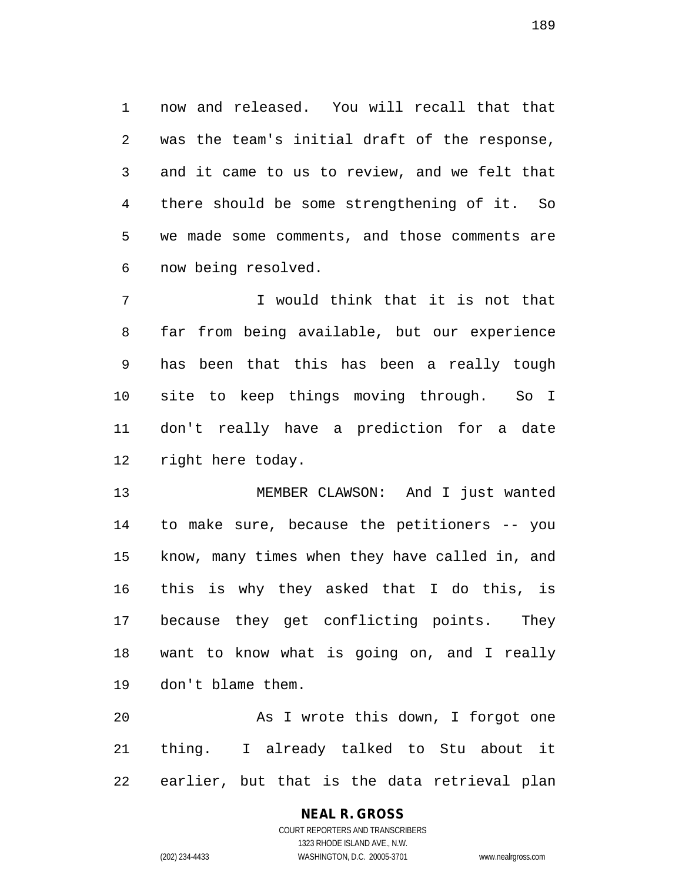now and released.  You will recall that that was the team's initial draft of the response, and it came to us to review, and we felt that there should be some strengthening of it.  So we made some comments, and those comments are now being resolved.

I would think that it is not that far from being available, but our experience has been that this has been a really tough site to keep things moving through.  So I don't really have a prediction for a date right here today.

MEMBER CLAWSON:  And I just wanted to make sure, because the petitioners -- you know, many times when they have called in, and this is why they asked that I do this, is because they get conflicting points.  They want to know what is going on, and I really don't blame them.

As I wrote this down, I forgot one thing.  I already talked to Stu about it earlier, but that is the data retrieval plan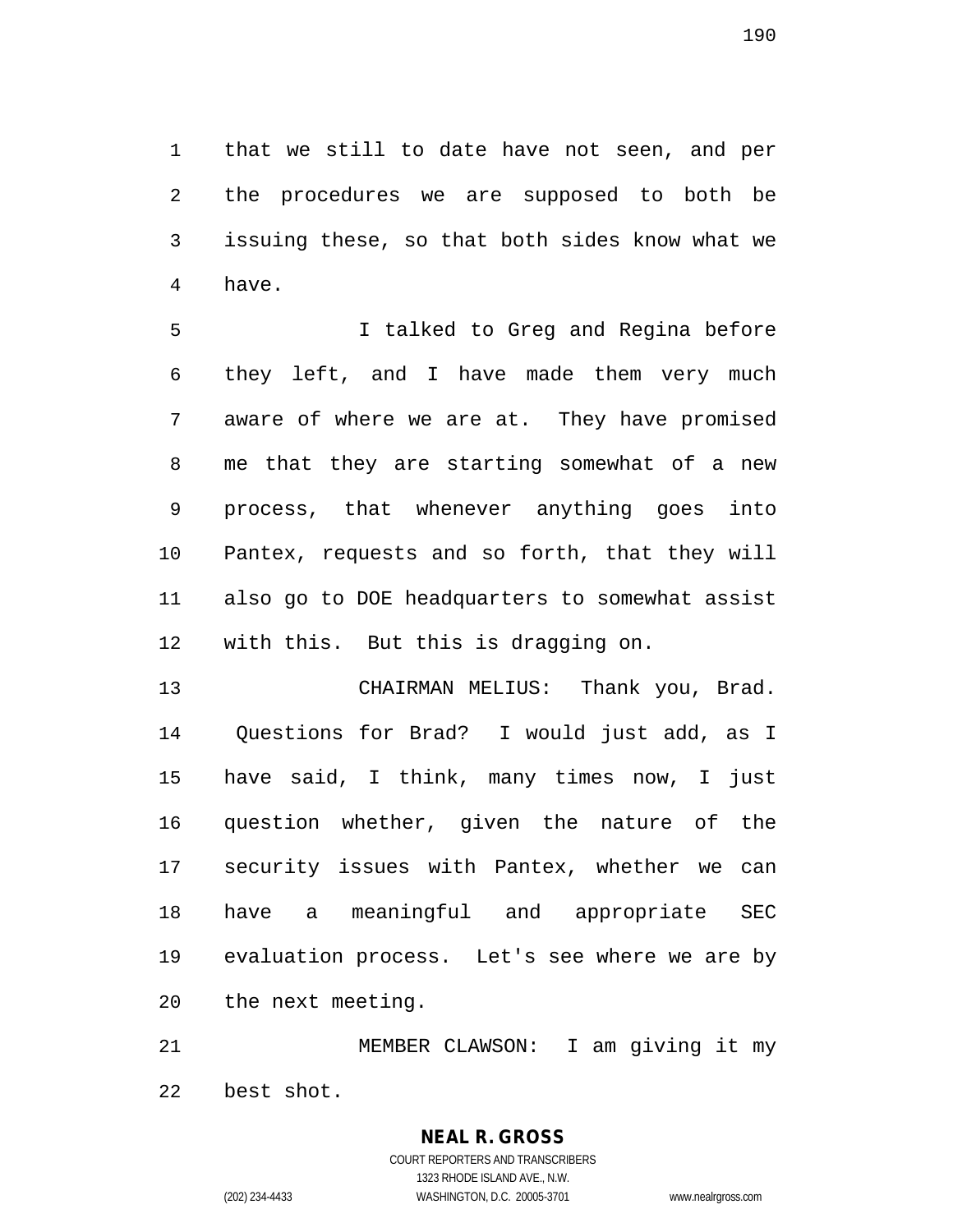that we still to date have not seen, and per the procedures we are supposed to both be issuing these, so that both sides know what we have.

I talked to Greg and Regina before they left, and I have made them very much aware of where we are at. They have promised me that they are starting somewhat of a new process, that whenever anything goes into Pantex, requests and so forth, that they will also go to DOE headquarters to somewhat assist with this. But this is dragging on.

CHAIRMAN MELIUS: Thank you, Brad. Questions for Brad? I would just add, as I have said, I think, many times now, I just question whether, given the nature of the security issues with Pantex, whether we can have a meaningful and appropriate SEC evaluation process. Let's see where we are by the next meeting.

MEMBER CLAWSON: I am giving it my best shot.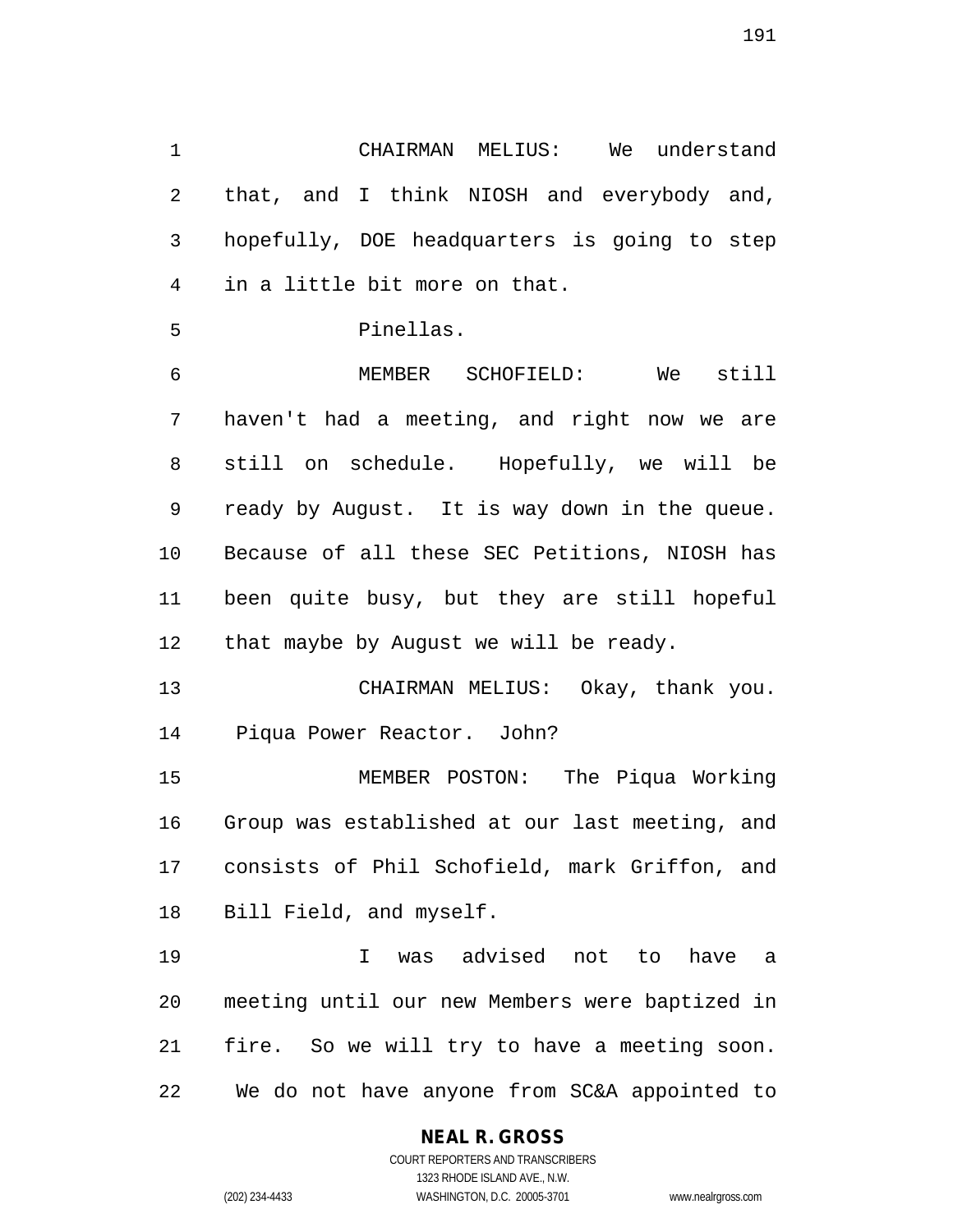CHAIRMAN MELIUS: We understand that, and I think NIOSH and everybody and, hopefully, DOE headquarters is going to step in a little bit more on that.

Pinellas.

MEMBER SCHOFIELD: We still haven't had a meeting, and right now we are still on schedule. Hopefully, we will be ready by August. It is way down in the queue. Because of all these SEC Petitions, NIOSH has been quite busy, but they are still hopeful that maybe by August we will be ready.

CHAIRMAN MELIUS: Okay, thank you. Piqua Power Reactor. John?

MEMBER POSTON: The Piqua Working Group was established at our last meeting, and consists of Phil Schofield, mark Griffon, and Bill Field, and myself.

I was advised not to have a meeting until our new Members were baptized in fire. So we will try to have a meeting soon. We do not have anyone from SC&A appointed to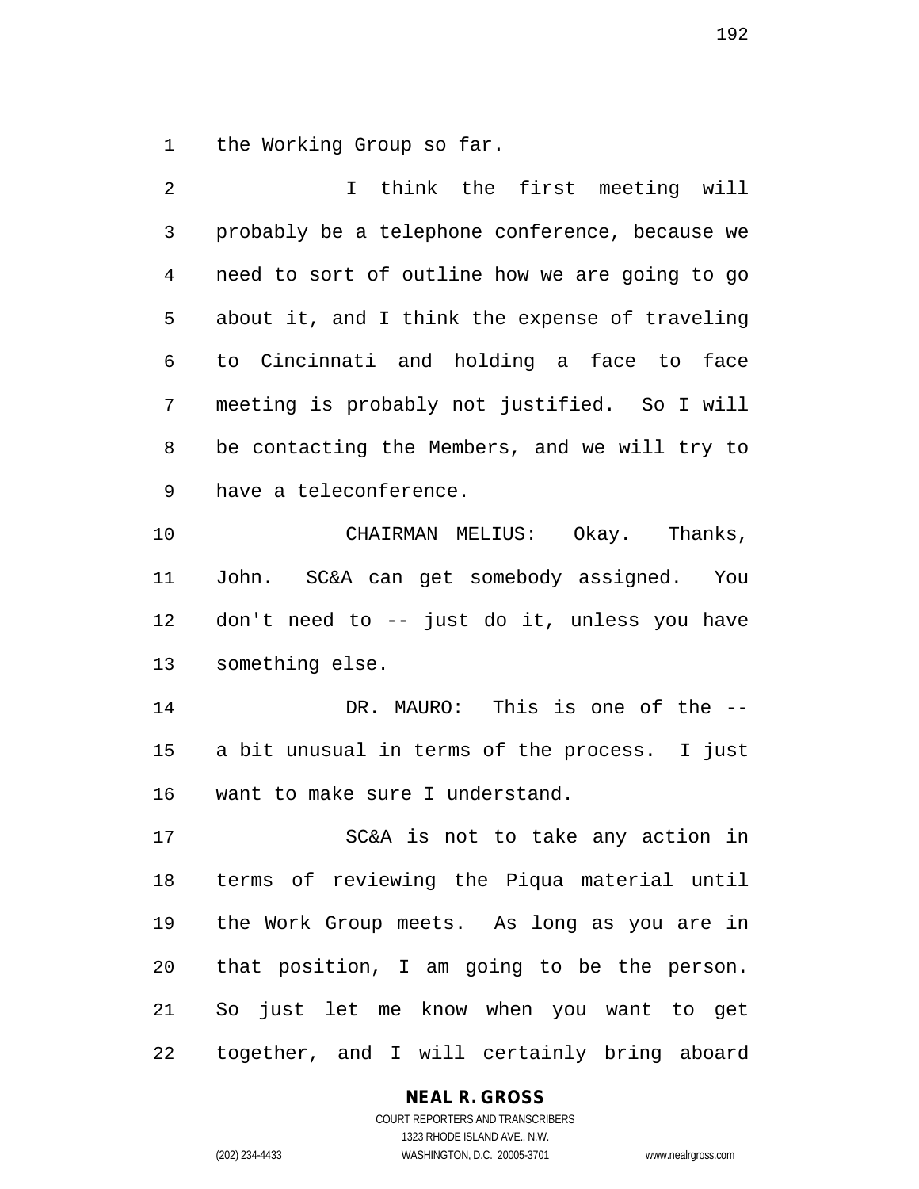the Working Group so far.

I think the first meeting will probably be a telephone conference, because we need to sort of outline how we are going to go about it, and I think the expense of traveling to Cincinnati and holding a face to face meeting is probably not justified. So I will be contacting the Members, and we will try to have a teleconference.

CHAIRMAN MELIUS: Okay. Thanks, John. SC&A can get somebody assigned. You don't need to -- just do it, unless you have something else.

DR. MAURO: This is one of the -- a bit unusual in terms of the process. I just want to make sure I understand.

SC&A is not to take any action in terms of reviewing the Piqua material until the Work Group meets. As long as you are in that position, I am going to be the person. So just let me know when you want to get together, and I will certainly bring aboard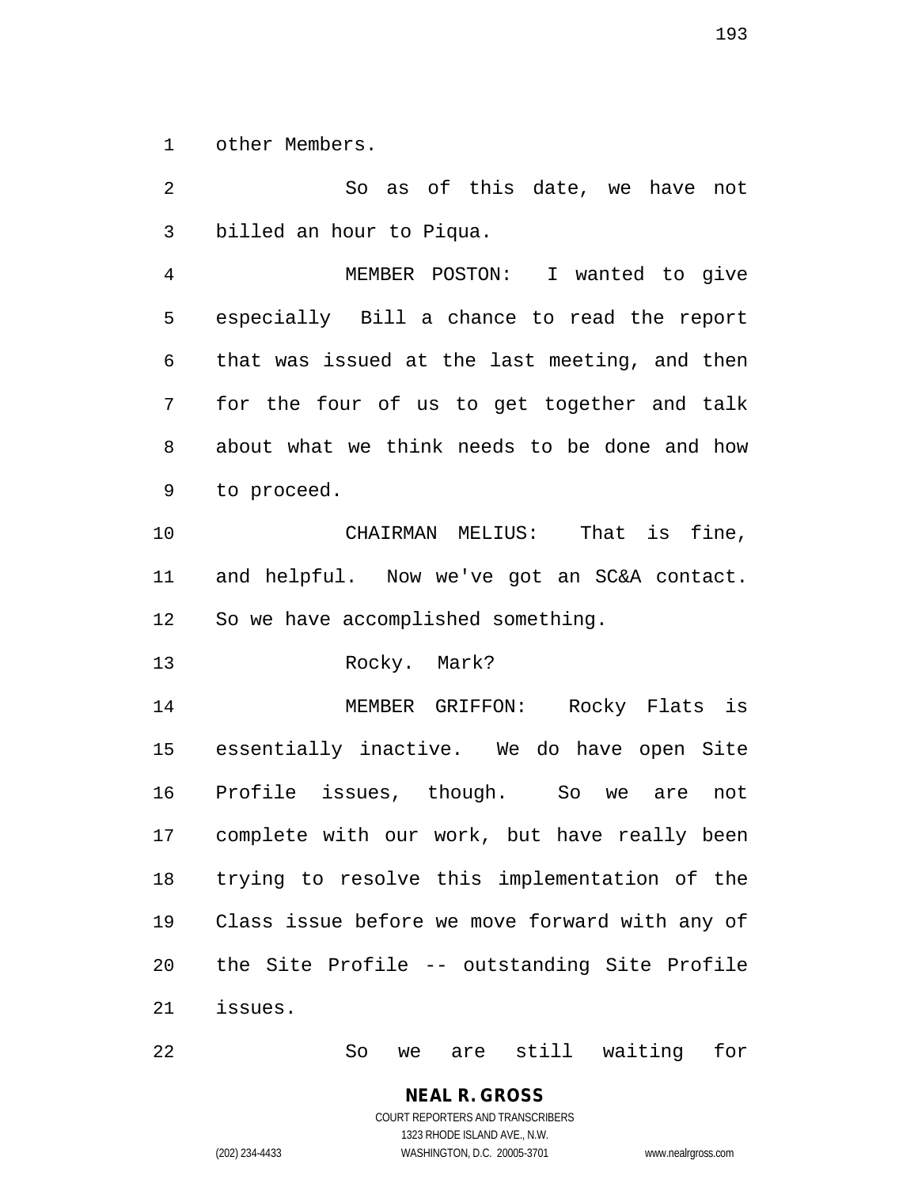other Members.

So as of this date, we have not billed an hour to Piqua.

MEMBER POSTON: I wanted to give especially Bill a chance to read the report that was issued at the last meeting, and then for the four of us to get together and talk about what we think needs to be done and how to proceed.

CHAIRMAN MELIUS: That is fine, and helpful. Now we've got an SC&A contact. So we have accomplished something.

Rocky. Mark?

MEMBER GRIFFON: Rocky Flats is essentially inactive. We do have open Site Profile issues, though. So we are not complete with our work, but have really been trying to resolve this implementation of the Class issue before we move forward with any of the Site Profile -- outstanding Site Profile issues.

So we are still waiting for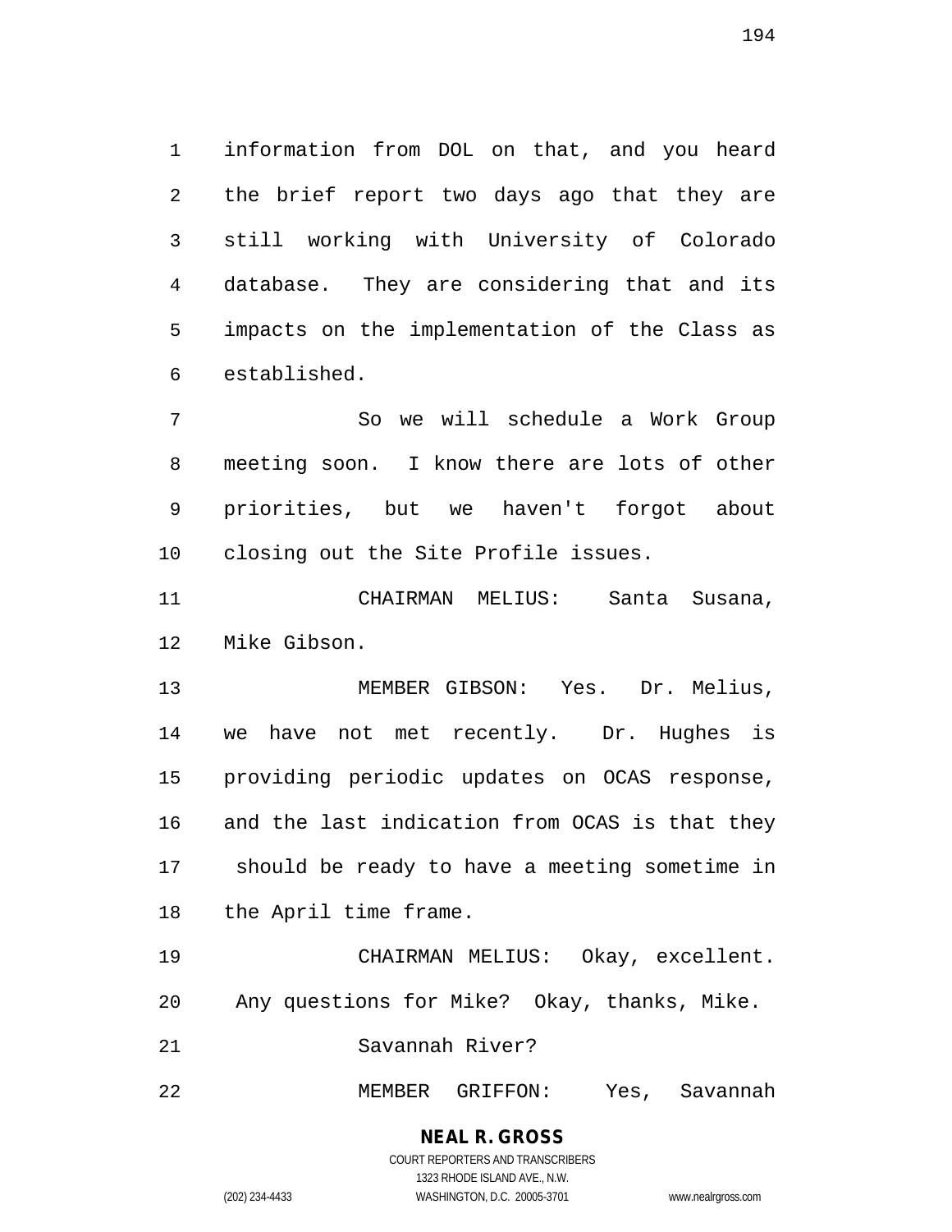information from DOL on that, and you heard the brief report two days ago that they are still working with University of Colorado database. They are considering that and its impacts on the implementation of the Class as established.

So we will schedule a Work Group meeting soon. I know there are lots of other priorities, but we haven't forgot about closing out the Site Profile issues.

CHAIRMAN MELIUS: Santa Susana, Mike Gibson.

MEMBER GIBSON: Yes. Dr. Melius, we have not met recently. Dr. Hughes is providing periodic updates on OCAS response, and the last indication from OCAS is that they should be ready to have a meeting sometime in the April time frame.

CHAIRMAN MELIUS: Okay, excellent. Any questions for Mike? Okay, thanks, Mike.

Savannah River?

MEMBER GRIFFON: Yes, Savannah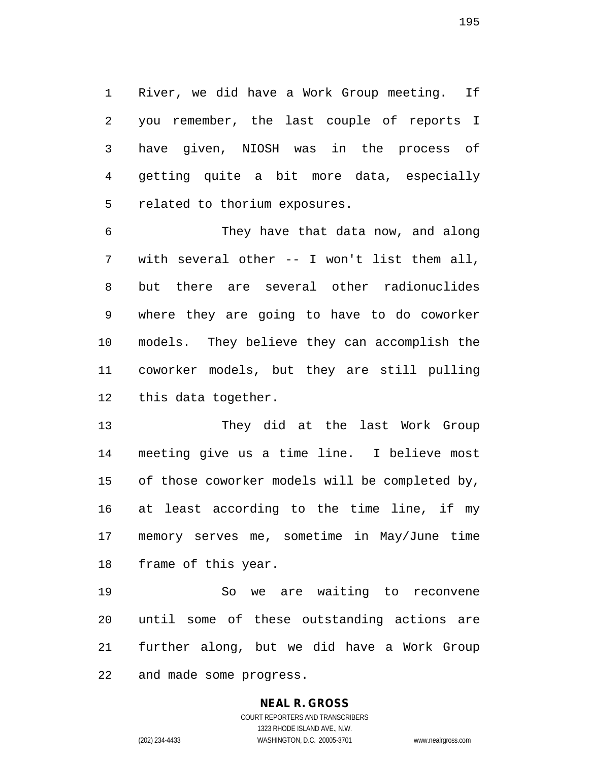River, we did have a Work Group meeting. If you remember, the last couple of reports I have given, NIOSH was in the process of getting quite a bit more data, especially related to thorium exposures.

They have that data now, and along with several other -- I won't list them all, but there are several other radionuclides where they are going to have to do coworker models. They believe they can accomplish the coworker models, but they are still pulling this data together.

They did at the last Work Group meeting give us a time line. I believe most of those coworker models will be completed by, at least according to the time line, if my memory serves me, sometime in May/June time frame of this year.

So we are waiting to reconvene until some of these outstanding actions are further along, but we did have a Work Group and made some progress.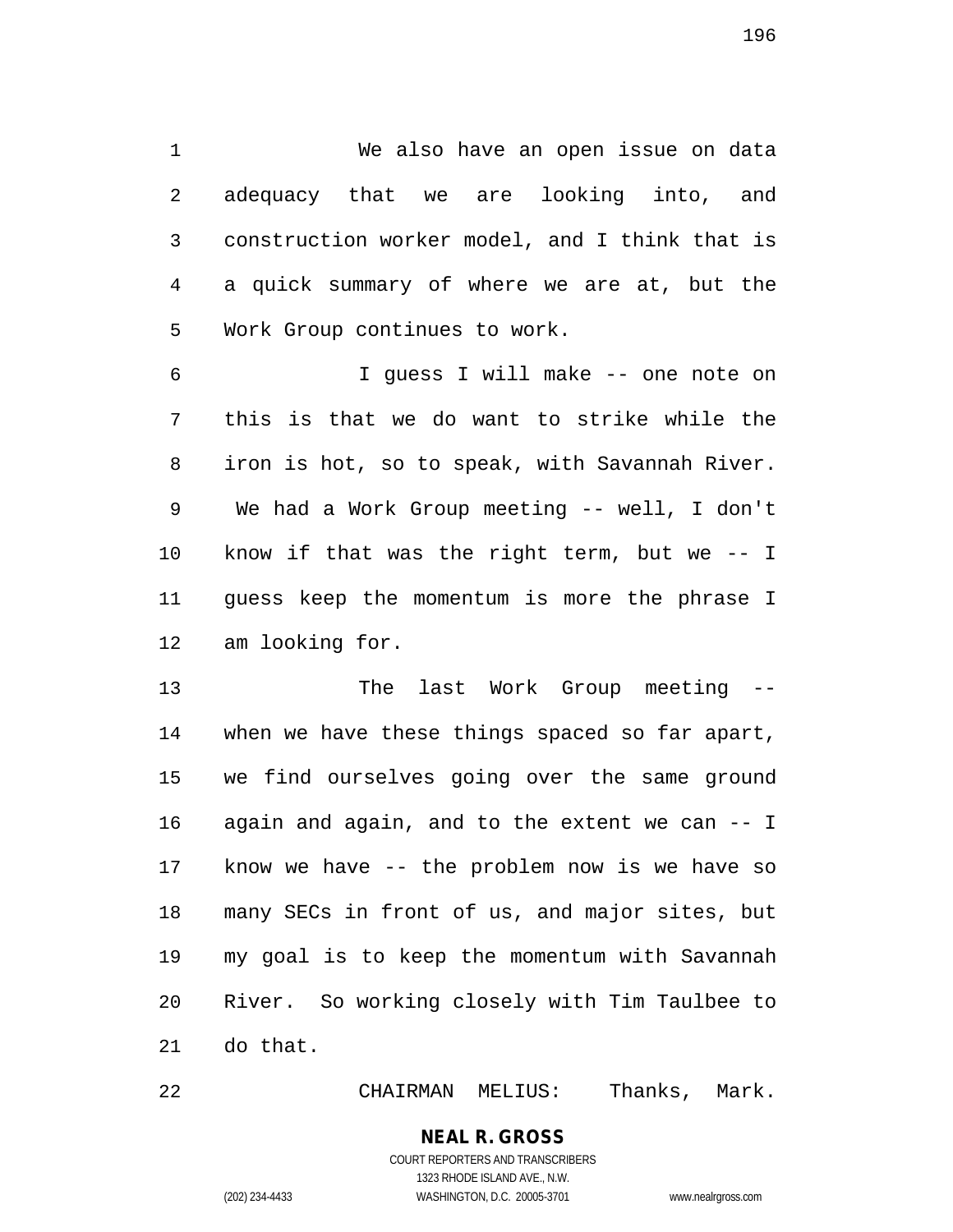We also have an open issue on data adequacy that we are looking into, and construction worker model, and I think that is a quick summary of where we are at, but the Work Group continues to work.

I guess I will make -- one note on this is that we do want to strike while the iron is hot, so to speak, with Savannah River. We had a Work Group meeting -- well, I don't know if that was the right term, but we -- I guess keep the momentum is more the phrase I am looking for.

The last Work Group meeting -- when we have these things spaced so far apart, we find ourselves going over the same ground again and again, and to the extent we can -- I know we have -- the problem now is we have so many SECs in front of us, and major sites, but my goal is to keep the momentum with Savannah River. So working closely with Tim Taulbee to do that.

CHAIRMAN MELIUS: Thanks, Mark.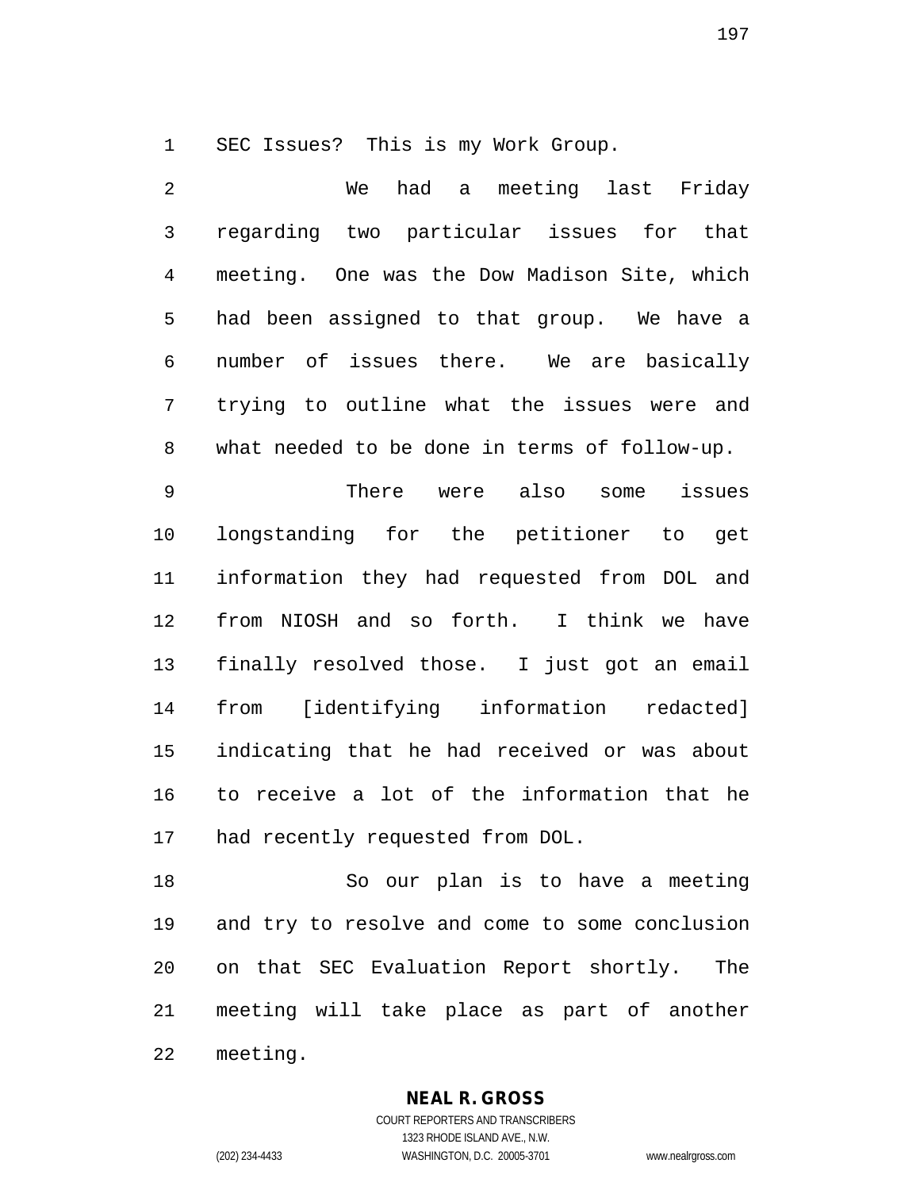SEC Issues? This is my Work Group.

We had a meeting last Friday regarding two particular issues for that meeting. One was the Dow Madison Site, which had been assigned to that group. We have a number of issues there. We are basically trying to outline what the issues were and what needed to be done in terms of follow-up.

There were also some issues longstanding for the petitioner to get information they had requested from DOL and from NIOSH and so forth. I think we have finally resolved those. I just got an email from [identifying information redacted] indicating that he had received or was about to receive a lot of the information that he had recently requested from DOL.

So our plan is to have a meeting and try to resolve and come to some conclusion on that SEC Evaluation Report shortly. The meeting will take place as part of another meeting.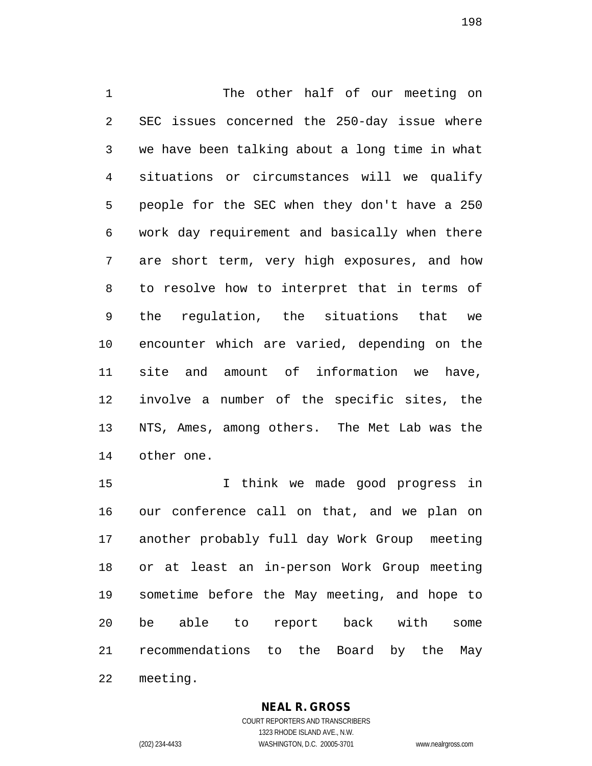The other half of our meeting on SEC issues concerned the 250-day issue where we have been talking about a long time in what situations or circumstances will we qualify people for the SEC when they don't have a 250 work day requirement and basically when there are short term, very high exposures, and how to resolve how to interpret that in terms of the regulation, the situations that we encounter which are varied, depending on the site and amount of information we have, involve a number of the specific sites, the NTS, Ames, among others. The Met Lab was the other one.

I think we made good progress in our conference call on that, and we plan on another probably full day Work Group meeting or at least an in-person Work Group meeting sometime before the May meeting, and hope to be able to report back with some recommendations to the Board by the May meeting.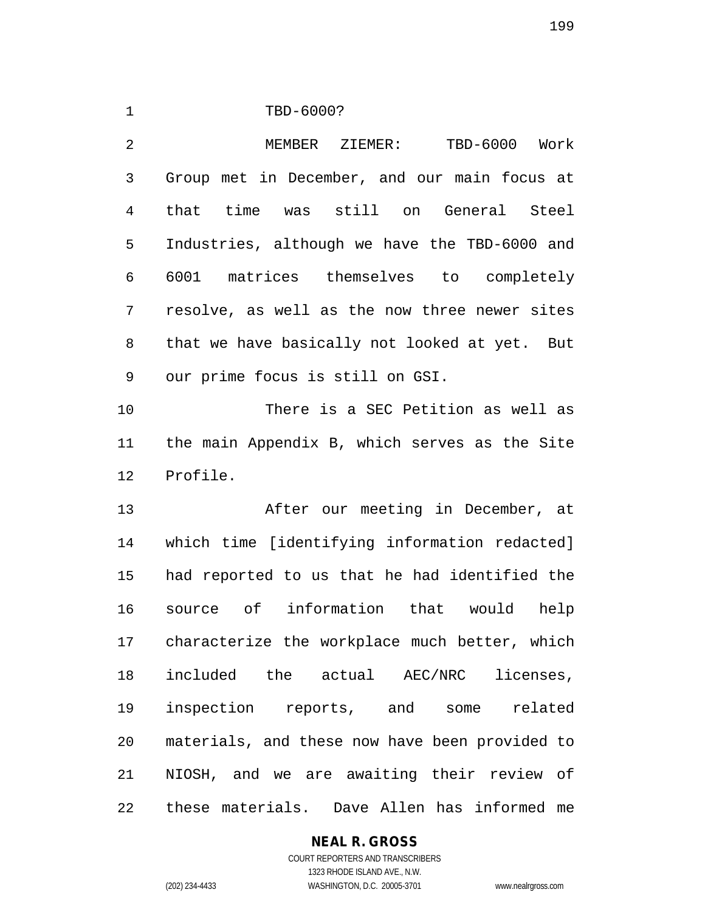TBD-6000?

MEMBER ZIEMER: TBD-6000 Work Group met in December, and our main focus at that time was still on General Steel Industries, although we have the TBD-6000 and 6001 matrices themselves to completely resolve, as well as the now three newer sites that we have basically not looked at yet. But our prime focus is still on GSI.

There is a SEC Petition as well as the main Appendix B, which serves as the Site Profile.

After our meeting in December, at which time [identifying information redacted] had reported to us that he had identified the source of information that would help characterize the workplace much better, which included the actual AEC/NRC licenses, inspection reports, and some related materials, and these now have been provided to NIOSH, and we are awaiting their review of these materials. Dave Allen has informed me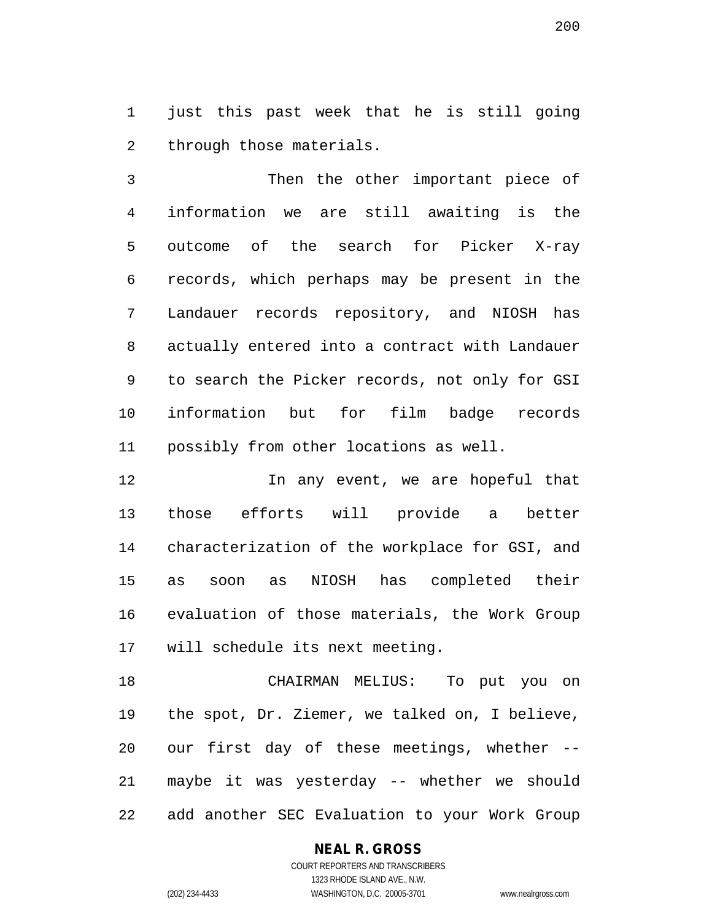just this past week that he is still going through those materials.

Then the other important piece of information we are still awaiting is the outcome of the search for Picker X-ray records, which perhaps may be present in the Landauer records repository, and NIOSH has actually entered into a contract with Landauer to search the Picker records, not only for GSI information but for film badge records possibly from other locations as well.

In any event, we are hopeful that those efforts will provide a better characterization of the workplace for GSI, and as soon as NIOSH has completed their evaluation of those materials, the Work Group will schedule its next meeting.

CHAIRMAN MELIUS: To put you on the spot, Dr. Ziemer, we talked on, I believe, our first day of these meetings, whether -- maybe it was yesterday -- whether we should add another SEC Evaluation to your Work Group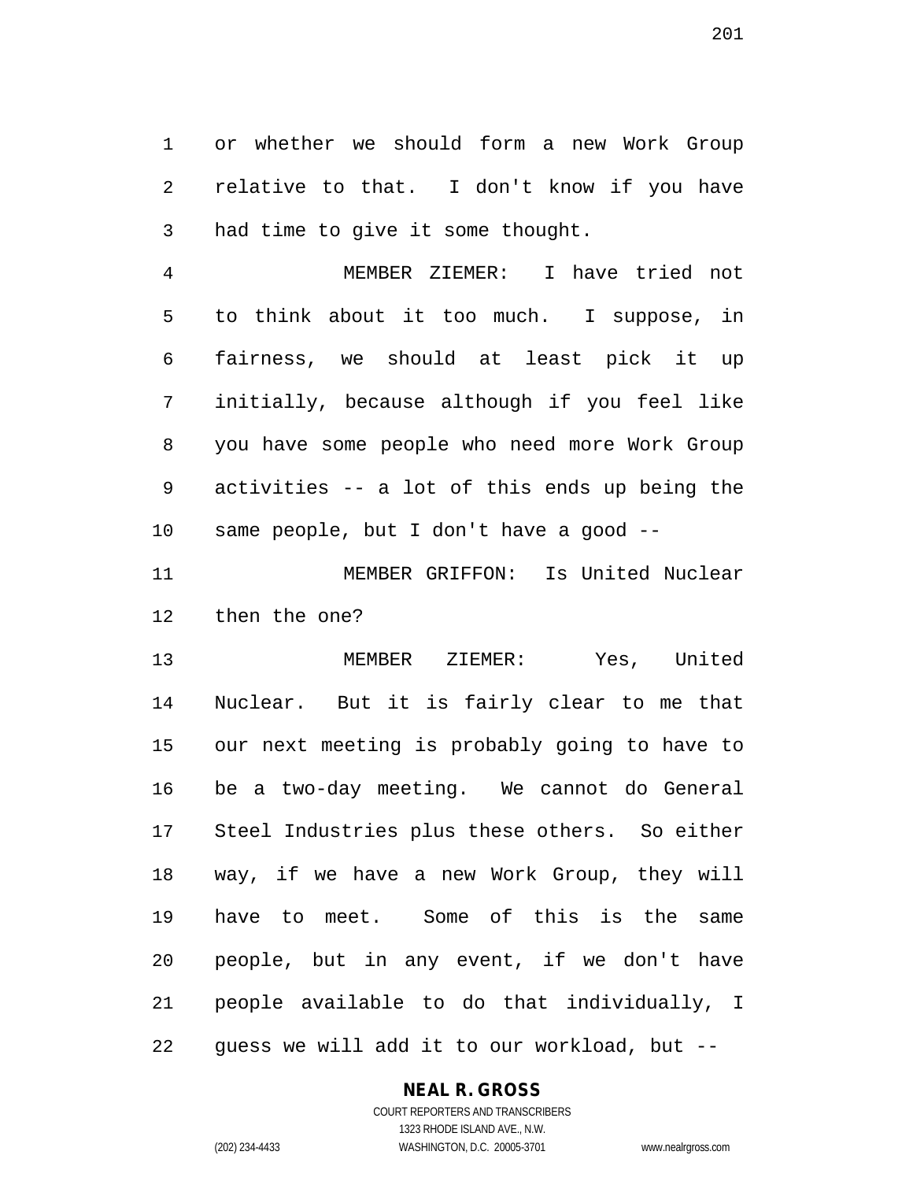or whether we should form a new Work Group relative to that. I don't know if you have had time to give it some thought.

MEMBER ZIEMER: I have tried not to think about it too much. I suppose, in fairness, we should at least pick it up initially, because although if you feel like you have some people who need more Work Group activities -- a lot of this ends up being the same people, but I don't have a good --

MEMBER GRIFFON: Is United Nuclear then the one?

MEMBER ZIEMER: Yes, United Nuclear. But it is fairly clear to me that our next meeting is probably going to have to be a two-day meeting. We cannot do General Steel Industries plus these others. So either way, if we have a new Work Group, they will have to meet. Some of this is the same people, but in any event, if we don't have people available to do that individually, I guess we will add it to our workload, but --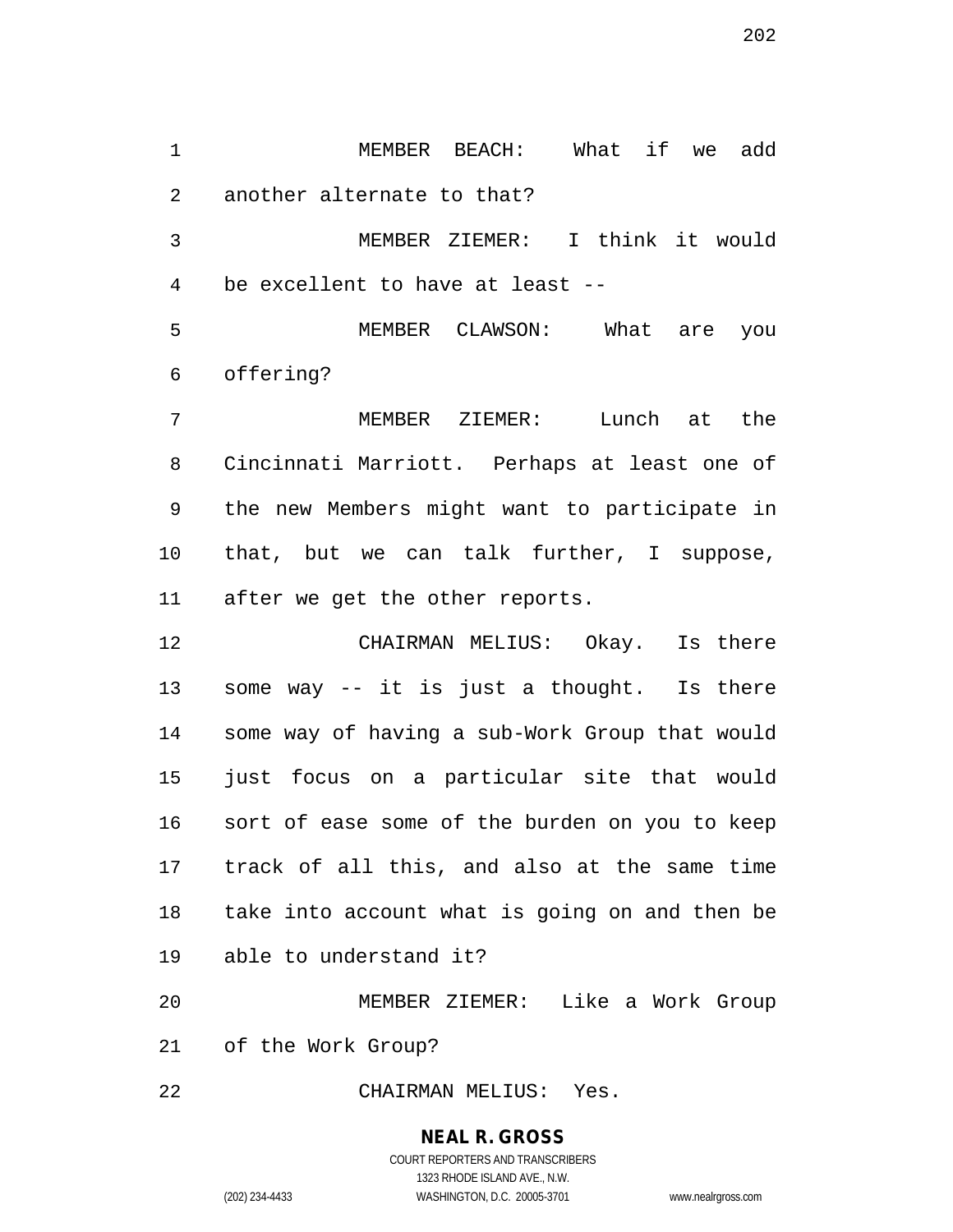MEMBER BEACH: What if we add another alternate to that?

MEMBER ZIEMER: I think it would be excellent to have at least --

MEMBER CLAWSON: What are you offering?

MEMBER ZIEMER: Lunch at the Cincinnati Marriott. Perhaps at least one of the new Members might want to participate in that, but we can talk further, I suppose, after we get the other reports.

CHAIRMAN MELIUS: Okay. Is there some way -- it is just a thought. Is there some way of having a sub-Work Group that would just focus on a particular site that would sort of ease some of the burden on you to keep track of all this, and also at the same time take into account what is going on and then be able to understand it?

MEMBER ZIEMER: Like a Work Group of the Work Group?

CHAIRMAN MELIUS: Yes.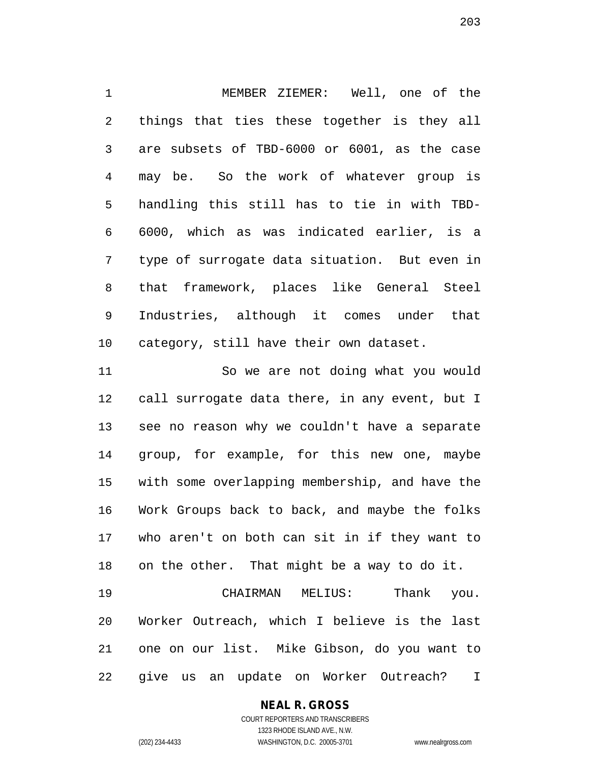MEMBER ZIEMER: Well, one of the things that ties these together is they all are subsets of TBD-6000 or 6001, as the case may be. So the work of whatever group is handling this still has to tie in with TBD-6000, which as was indicated earlier, is a type of surrogate data situation. But even in that framework, places like General Steel Industries, although it comes under that category, still have their own dataset.

So we are not doing what you would call surrogate data there, in any event, but I see no reason why we couldn't have a separate group, for example, for this new one, maybe with some overlapping membership, and have the Work Groups back to back, and maybe the folks who aren't on both can sit in if they want to on the other. That might be a way to do it.

CHAIRMAN MELIUS: Thank you. Worker Outreach, which I believe is the last one on our list. Mike Gibson, do you want to give us an update on Worker Outreach? I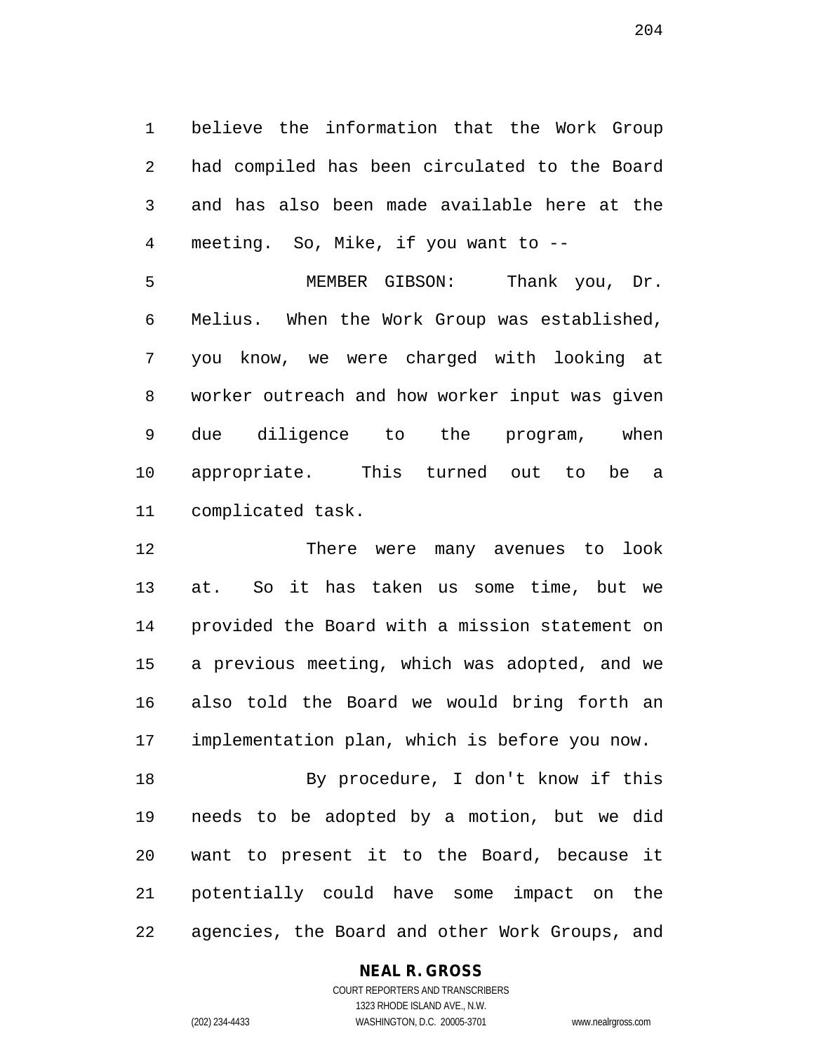believe the information that the Work Group had compiled has been circulated to the Board and has also been made available here at the meeting. So, Mike, if you want to --

MEMBER GIBSON: Thank you, Dr. Melius. When the Work Group was established, you know, we were charged with looking at worker outreach and how worker input was given due diligence to the program, when appropriate. This turned out to be a complicated task.

There were many avenues to look at. So it has taken us some time, but we provided the Board with a mission statement on a previous meeting, which was adopted, and we also told the Board we would bring forth an implementation plan, which is before you now.

By procedure, I don't know if this needs to be adopted by a motion, but we did want to present it to the Board, because it potentially could have some impact on the agencies, the Board and other Work Groups, and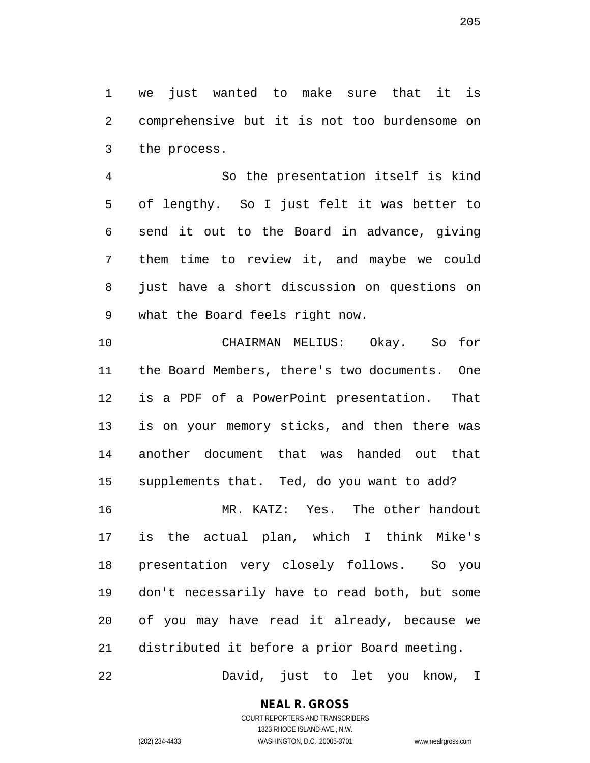we just wanted to make sure that it is comprehensive but it is not too burdensome on the process.

So the presentation itself is kind of lengthy. So I just felt it was better to send it out to the Board in advance, giving them time to review it, and maybe we could just have a short discussion on questions on what the Board feels right now.

CHAIRMAN MELIUS: Okay. So for the Board Members, there's two documents. One is a PDF of a PowerPoint presentation. That is on your memory sticks, and then there was another document that was handed out that supplements that. Ted, do you want to add?

MR. KATZ: Yes. The other handout is the actual plan, which I think Mike's presentation very closely follows. So you don't necessarily have to read both, but some of you may have read it already, because we distributed it before a prior Board meeting.

David, just to let you know, I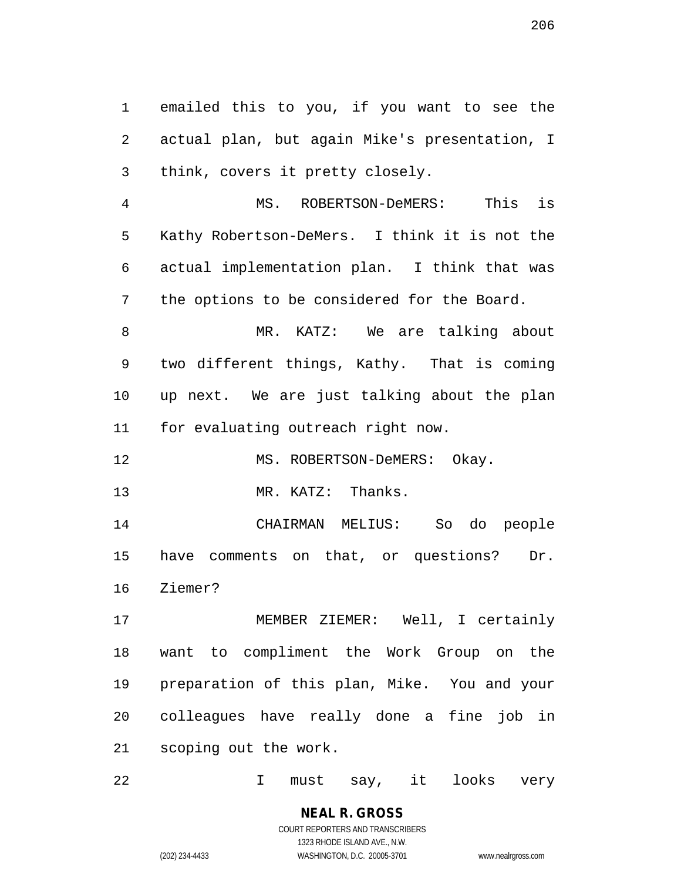emailed this to you, if you want to see the actual plan, but again Mike's presentation, I think, covers it pretty closely.

MS. ROBERTSON-DeMERS: This is Kathy Robertson-DeMers. I think it is not the actual implementation plan. I think that was the options to be considered for the Board.

MR. KATZ: We are talking about two different things, Kathy. That is coming up next. We are just talking about the plan for evaluating outreach right now.

MS. ROBERTSON-DeMERS: Okay.

MR. KATZ: Thanks.

CHAIRMAN MELIUS: So do people have comments on that, or questions? Dr. Ziemer?

MEMBER ZIEMER: Well, I certainly want to compliment the Work Group on the preparation of this plan, Mike. You and your colleagues have really done a fine job in scoping out the work.

I must say, it looks very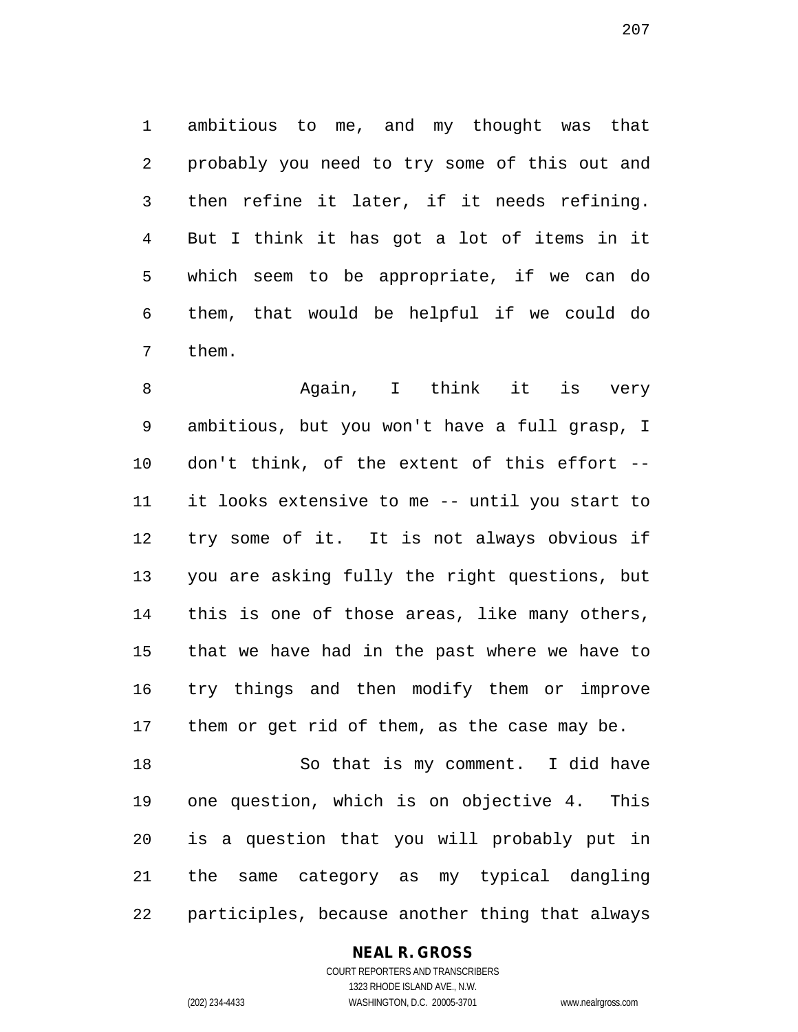ambitious to me, and my thought was that probably you need to try some of this out and then refine it later, if it needs refining. But I think it has got a lot of items in it which seem to be appropriate, if we can do them, that would be helpful if we could do them.

Again, I think it is very ambitious, but you won't have a full grasp, I don't think, of the extent of this effort -- it looks extensive to me -- until you start to try some of it. It is not always obvious if you are asking fully the right questions, but this is one of those areas, like many others, that we have had in the past where we have to try things and then modify them or improve them or get rid of them, as the case may be.

So that is my comment. I did have one question, which is on objective 4. This is a question that you will probably put in the same category as my typical dangling participles, because another thing that always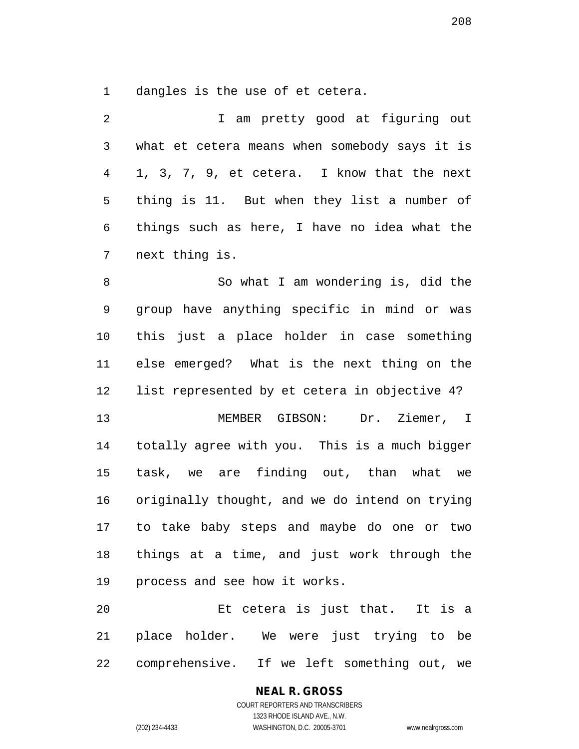dangles is the use of et cetera.

I am pretty good at figuring out what et cetera means when somebody says it is 1, 3, 7, 9, et cetera. I know that the next thing is 11. But when they list a number of things such as here, I have no idea what the next thing is.

So what I am wondering is, did the group have anything specific in mind or was this just a place holder in case something else emerged? What is the next thing on the list represented by et cetera in objective 4?

MEMBER GIBSON: Dr. Ziemer, I totally agree with you. This is a much bigger task, we are finding out, than what we originally thought, and we do intend on trying to take baby steps and maybe do one or two things at a time, and just work through the process and see how it works.

Et cetera is just that. It is a place holder. We were just trying to be comprehensive. If we left something out, we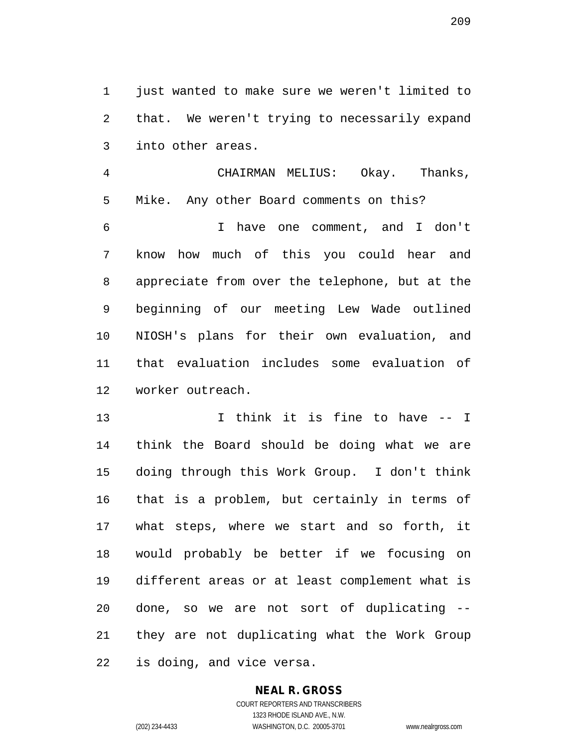just wanted to make sure we weren't limited to that. We weren't trying to necessarily expand into other areas.

CHAIRMAN MELIUS: Okay. Thanks, Mike. Any other Board comments on this?

I have one comment, and I don't know how much of this you could hear and appreciate from over the telephone, but at the beginning of our meeting Lew Wade outlined NIOSH's plans for their own evaluation, and that evaluation includes some evaluation of worker outreach.

I think it is fine to have -- I think the Board should be doing what we are doing through this Work Group. I don't think that is a problem, but certainly in terms of what steps, where we start and so forth, it would probably be better if we focusing on different areas or at least complement what is done, so we are not sort of duplicating -- they are not duplicating what the Work Group is doing, and vice versa.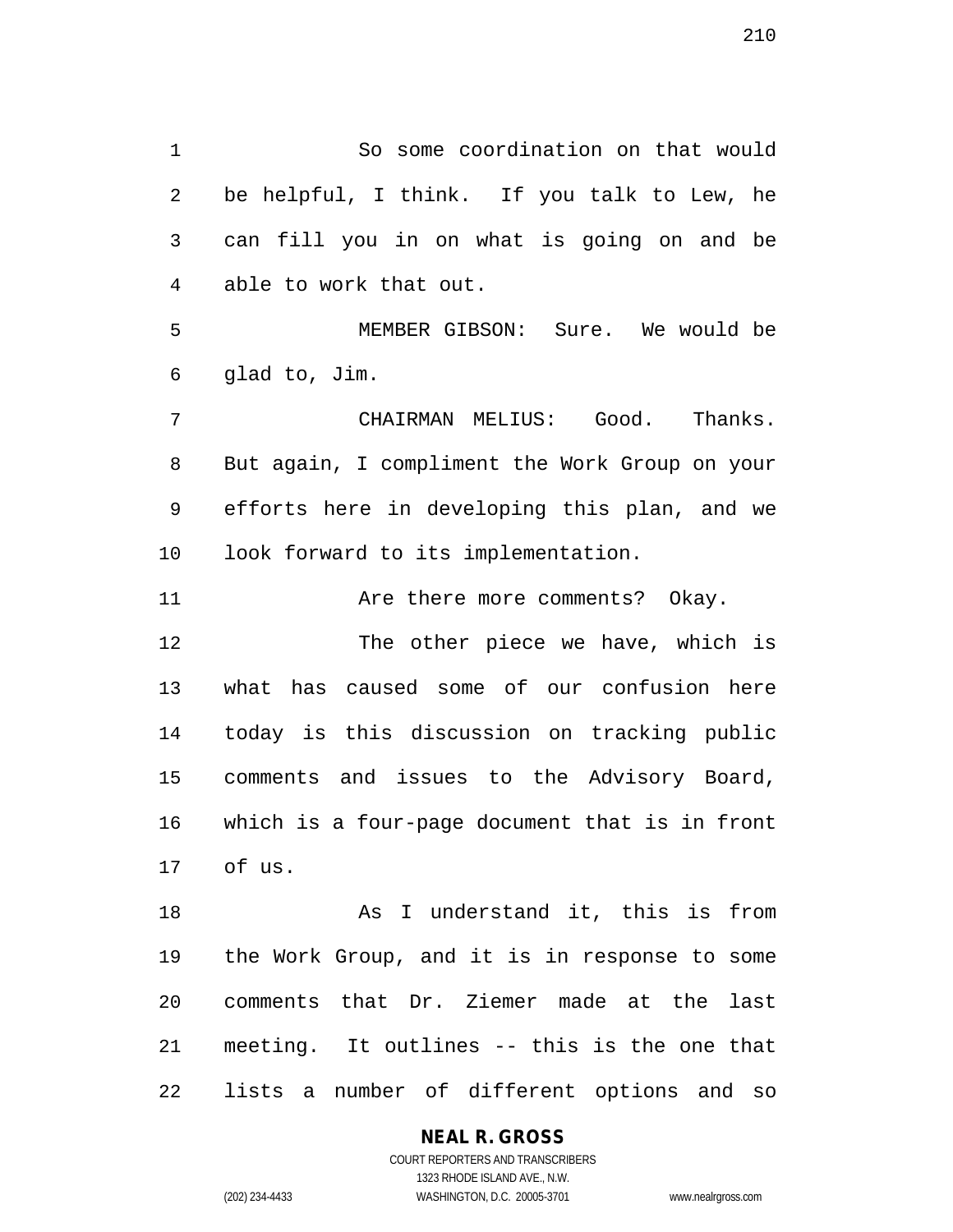So some coordination on that would be helpful, I think. If you talk to Lew, he can fill you in on what is going on and be able to work that out.

MEMBER GIBSON: Sure. We would be glad to, Jim.

CHAIRMAN MELIUS: Good. Thanks. But again, I compliment the Work Group on your efforts here in developing this plan, and we look forward to its implementation.

Are there more comments? Okay.

The other piece we have, which is what has caused some of our confusion here today is this discussion on tracking public comments and issues to the Advisory Board, which is a four-page document that is in front of us.

As I understand it, this is from the Work Group, and it is in response to some comments that Dr. Ziemer made at the last meeting. It outlines -- this is the one that lists a number of different options and so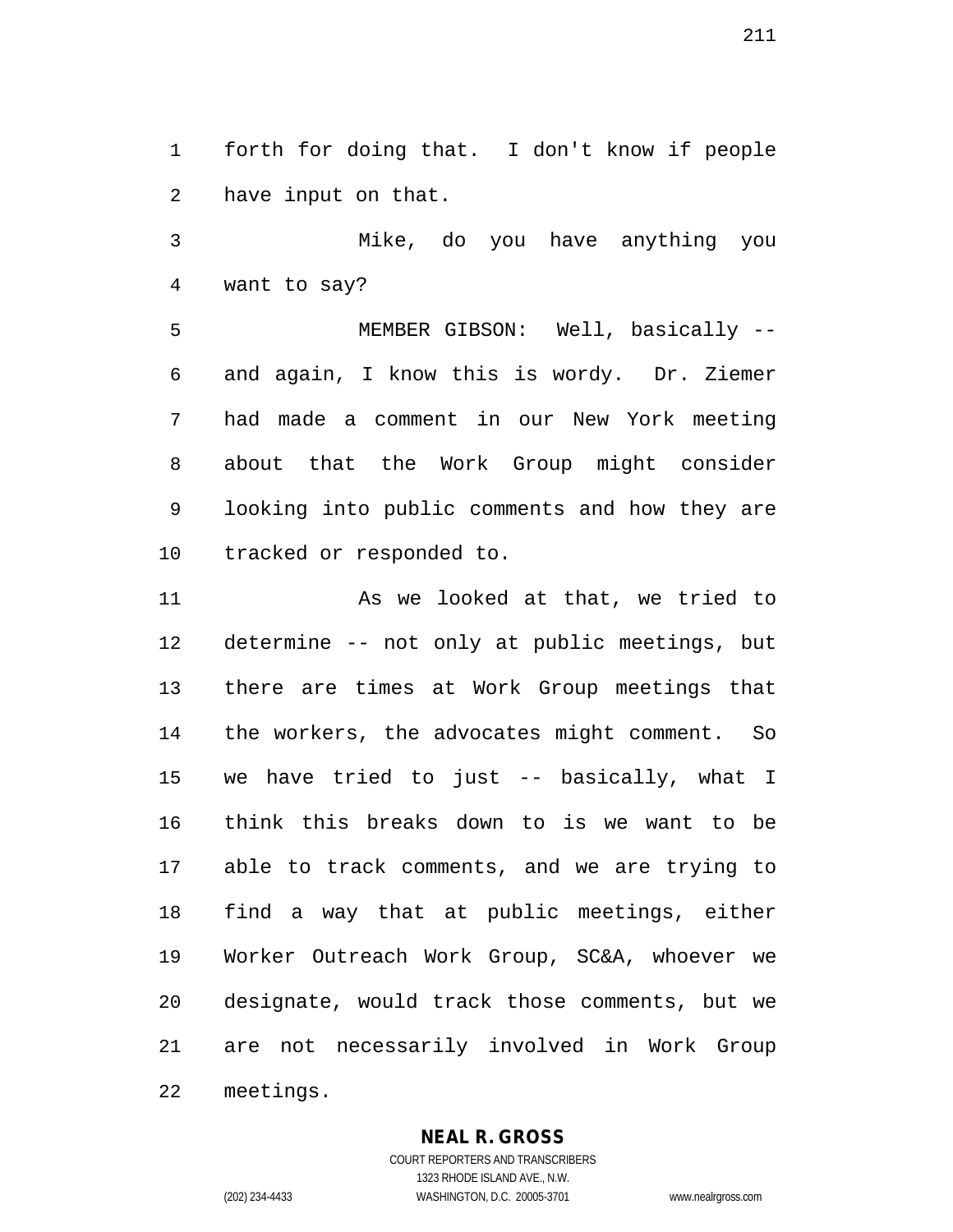forth for doing that. I don't know if people have input on that.

Mike, do you have anything you want to say?

MEMBER GIBSON: Well, basically -- and again, I know this is wordy. Dr. Ziemer had made a comment in our New York meeting about that the Work Group might consider looking into public comments and how they are tracked or responded to.

As we looked at that, we tried to determine -- not only at public meetings, but there are times at Work Group meetings that the workers, the advocates might comment. So we have tried to just -- basically, what I think this breaks down to is we want to be able to track comments, and we are trying to find a way that at public meetings, either Worker Outreach Work Group, SC&A, whoever we designate, would track those comments, but we are not necessarily involved in Work Group meetings.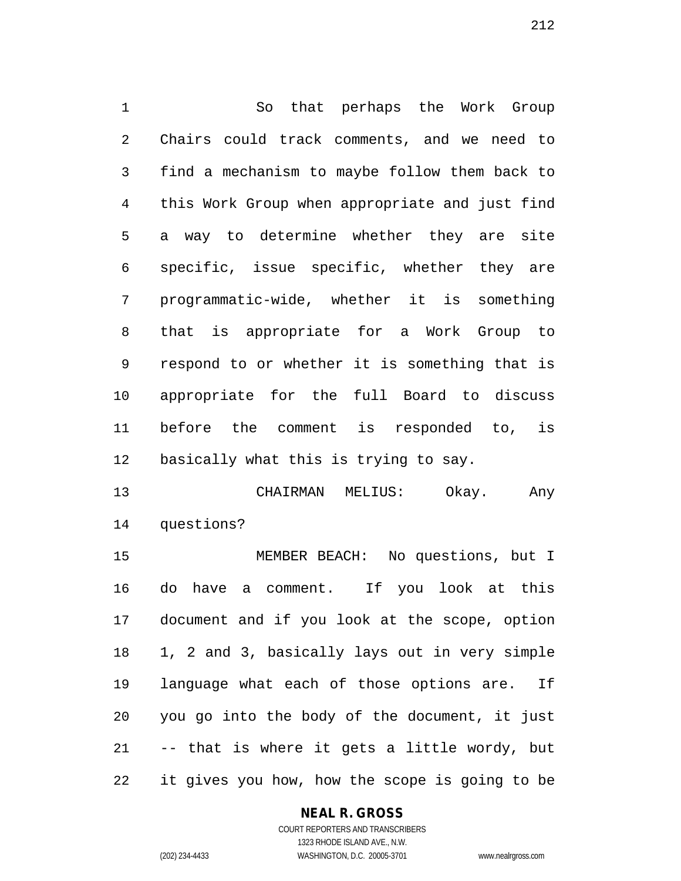So that perhaps the Work Group Chairs could track comments, and we need to find a mechanism to maybe follow them back to this Work Group when appropriate and just find a way to determine whether they are site specific, issue specific, whether they are programmatic-wide, whether it is something that is appropriate for a Work Group to respond to or whether it is something that is appropriate for the full Board to discuss before the comment is responded to, is basically what this is trying to say.

CHAIRMAN MELIUS: Okay. Any questions?

MEMBER BEACH: No questions, but I do have a comment. If you look at this document and if you look at the scope, option 1, 2 and 3, basically lays out in very simple language what each of those options are. If you go into the body of the document, it just -- that is where it gets a little wordy, but it gives you how, how the scope is going to be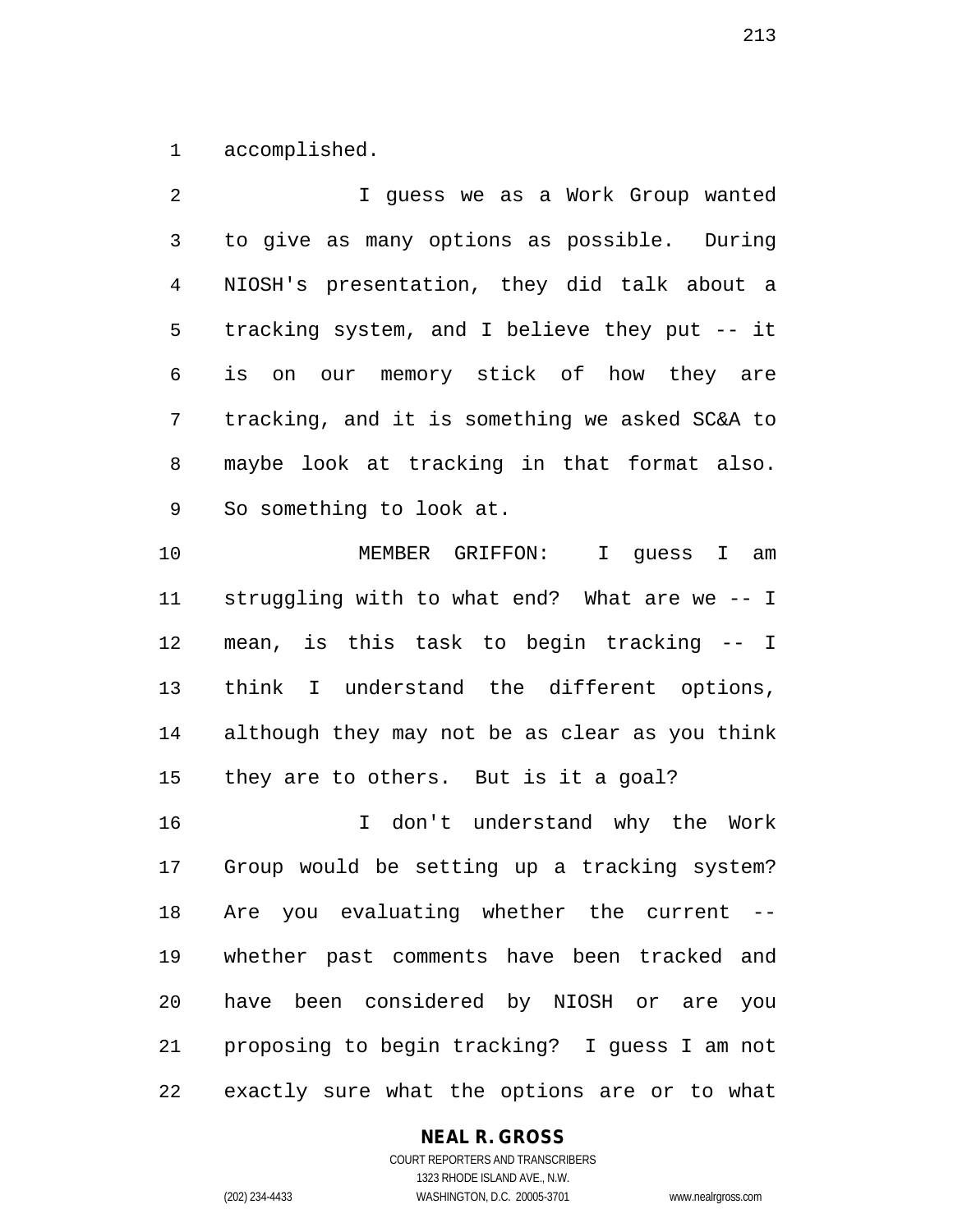accomplished.

I guess we as a Work Group wanted to give as many options as possible. During NIOSH's presentation, they did talk about a tracking system, and I believe they put -- it is on our memory stick of how they are tracking, and it is something we asked SC&A to maybe look at tracking in that format also. So something to look at.

MEMBER GRIFFON: I guess I am struggling with to what end? What are we -- I mean, is this task to begin tracking -- I think I understand the different options, although they may not be as clear as you think they are to others. But is it a goal?

I don't understand why the Work Group would be setting up a tracking system? Are you evaluating whether the current -- whether past comments have been tracked and have been considered by NIOSH or are you proposing to begin tracking? I guess I am not exactly sure what the options are or to what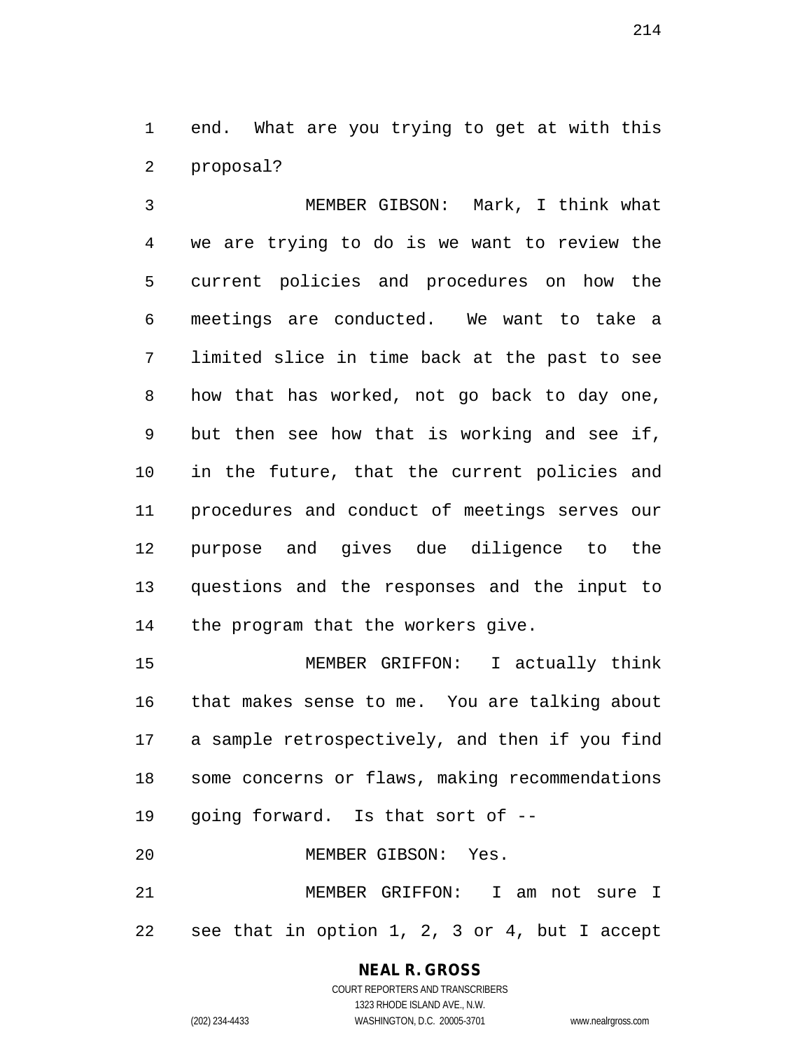end. What are you trying to get at with this proposal?

MEMBER GIBSON: Mark, I think what we are trying to do is we want to review the current policies and procedures on how the meetings are conducted. We want to take a limited slice in time back at the past to see how that has worked, not go back to day one, but then see how that is working and see if, in the future, that the current policies and procedures and conduct of meetings serves our purpose and gives due diligence to the questions and the responses and the input to the program that the workers give.

MEMBER GRIFFON: I actually think that makes sense to me. You are talking about a sample retrospectively, and then if you find some concerns or flaws, making recommendations going forward. Is that sort of --

MEMBER GIBSON: Yes.

MEMBER GRIFFON: I am not sure I see that in option 1, 2, 3 or 4, but I accept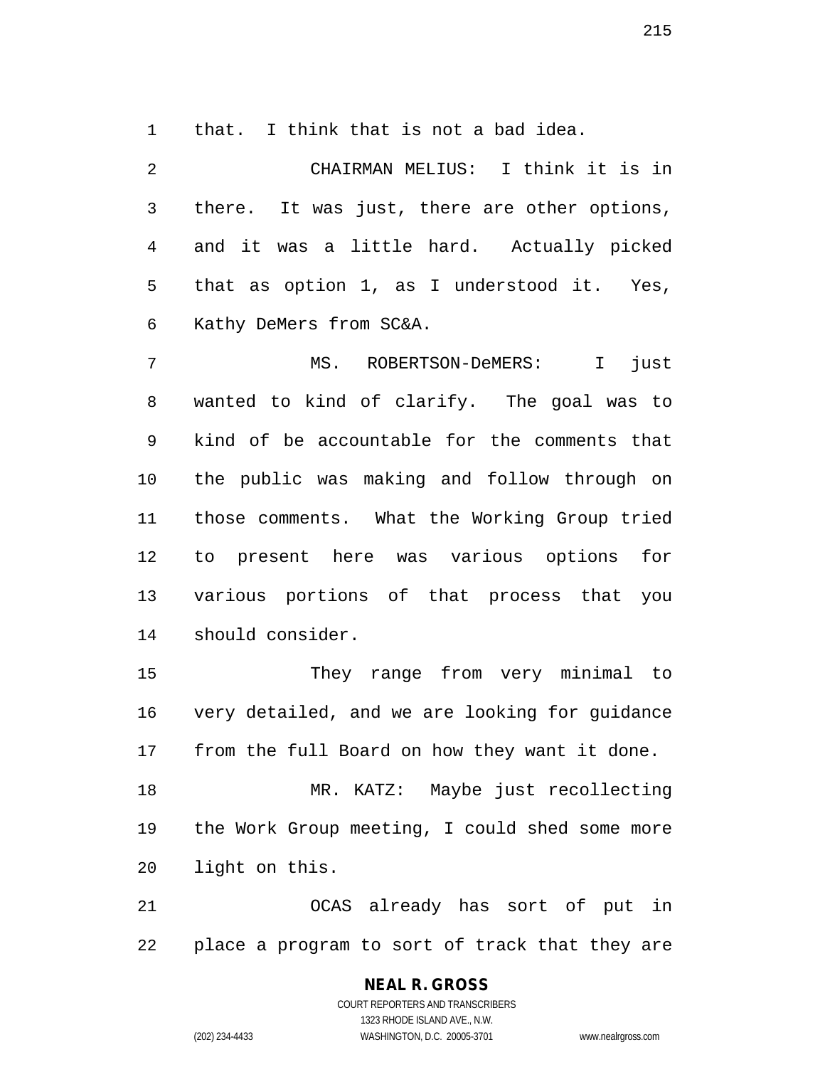that. I think that is not a bad idea.

CHAIRMAN MELIUS: I think it is in there. It was just, there are other options, and it was a little hard. Actually picked that as option 1, as I understood it. Yes, Kathy DeMers from SC&A.

MS. ROBERTSON-DeMERS: I just wanted to kind of clarify. The goal was to kind of be accountable for the comments that the public was making and follow through on those comments. What the Working Group tried to present here was various options for various portions of that process that you should consider.

They range from very minimal to very detailed, and we are looking for guidance from the full Board on how they want it done.

MR. KATZ: Maybe just recollecting the Work Group meeting, I could shed some more light on this.

OCAS already has sort of put in place a program to sort of track that they are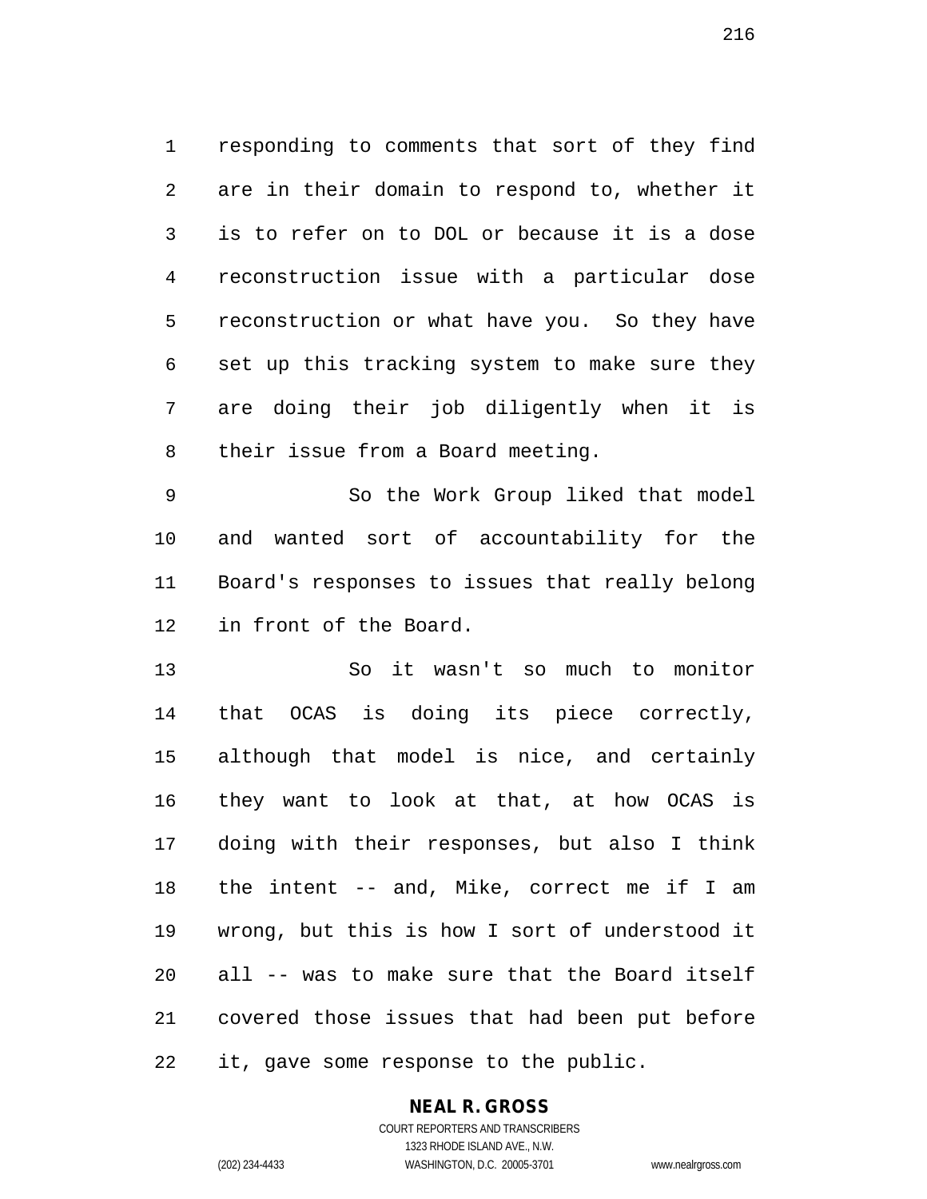responding to comments that sort of they find are in their domain to respond to, whether it is to refer on to DOL or because it is a dose reconstruction issue with a particular dose reconstruction or what have you. So they have set up this tracking system to make sure they are doing their job diligently when it is their issue from a Board meeting.

So the Work Group liked that model and wanted sort of accountability for the Board's responses to issues that really belong in front of the Board.

So it wasn't so much to monitor that OCAS is doing its piece correctly, although that model is nice, and certainly they want to look at that, at how OCAS is doing with their responses, but also I think the intent -- and, Mike, correct me if I am wrong, but this is how I sort of understood it all -- was to make sure that the Board itself covered those issues that had been put before it, gave some response to the public.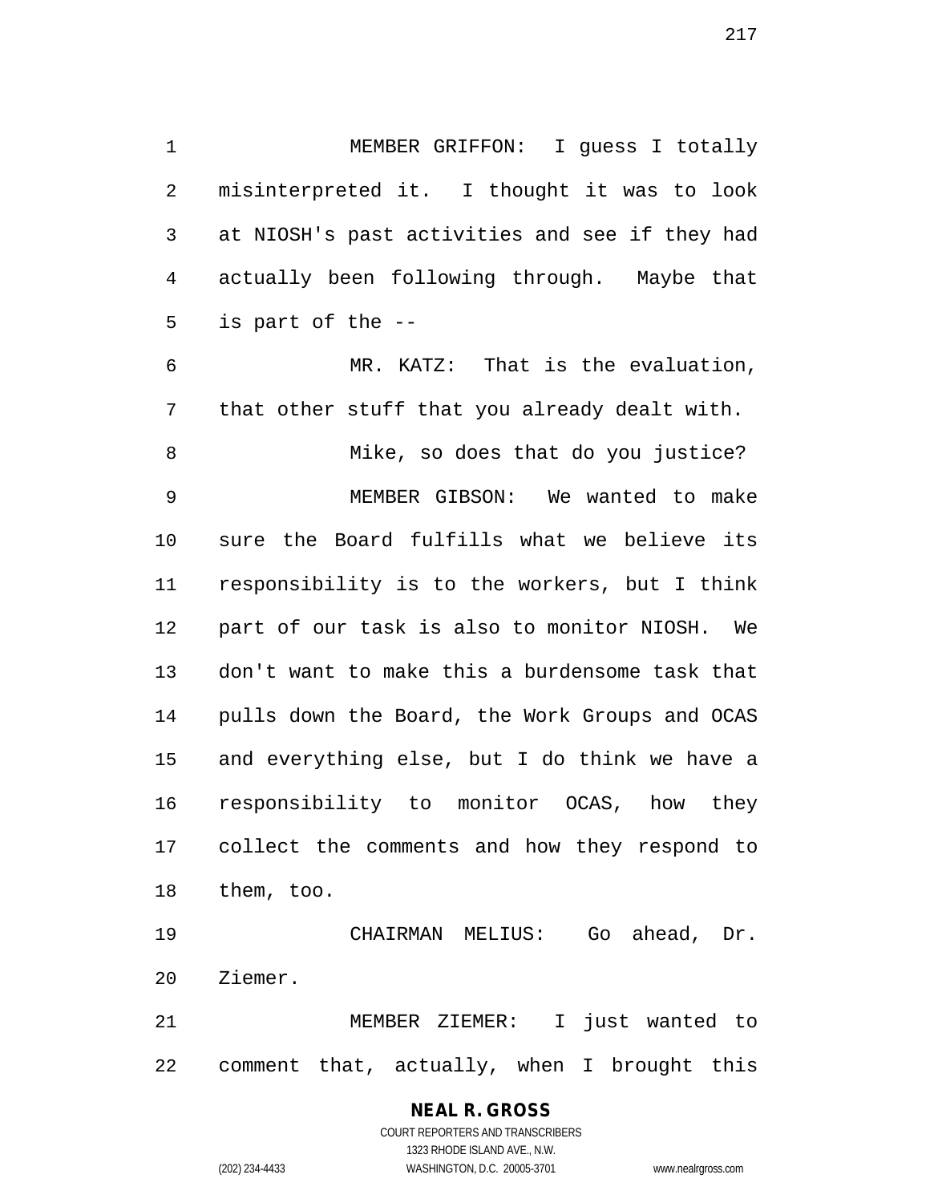MEMBER GRIFFON: I guess I totally misinterpreted it. I thought it was to look at NIOSH's past activities and see if they had actually been following through. Maybe that is part of the --

MR. KATZ: That is the evaluation, that other stuff that you already dealt with.

Mike, so does that do you justice?

MEMBER GIBSON: We wanted to make sure the Board fulfills what we believe its responsibility is to the workers, but I think part of our task is also to monitor NIOSH. We don't want to make this a burdensome task that pulls down the Board, the Work Groups and OCAS and everything else, but I do think we have a responsibility to monitor OCAS, how they collect the comments and how they respond to them, too.

CHAIRMAN MELIUS: Go ahead, Dr. Ziemer.

MEMBER ZIEMER: I just wanted to comment that, actually, when I brought this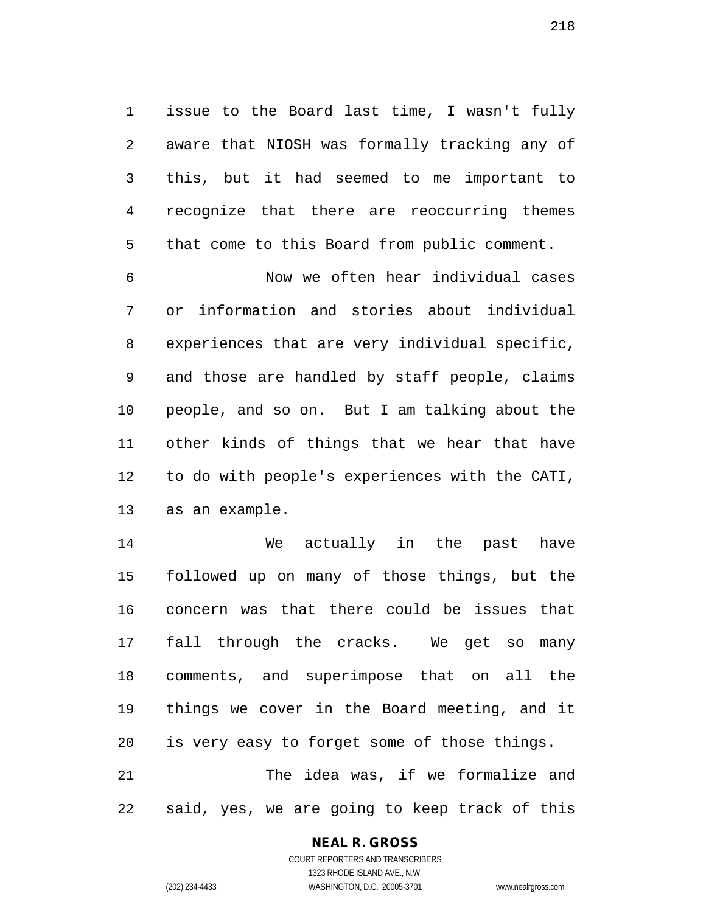issue to the Board last time, I wasn't fully aware that NIOSH was formally tracking any of this, but it had seemed to me important to recognize that there are reoccurring themes that come to this Board from public comment.

Now we often hear individual cases or information and stories about individual experiences that are very individual specific, and those are handled by staff people, claims people, and so on. But I am talking about the other kinds of things that we hear that have to do with people's experiences with the CATI, as an example.

We actually in the past have followed up on many of those things, but the concern was that there could be issues that fall through the cracks. We get so many comments, and superimpose that on all the things we cover in the Board meeting, and it is very easy to forget some of those things.

The idea was, if we formalize and said, yes, we are going to keep track of this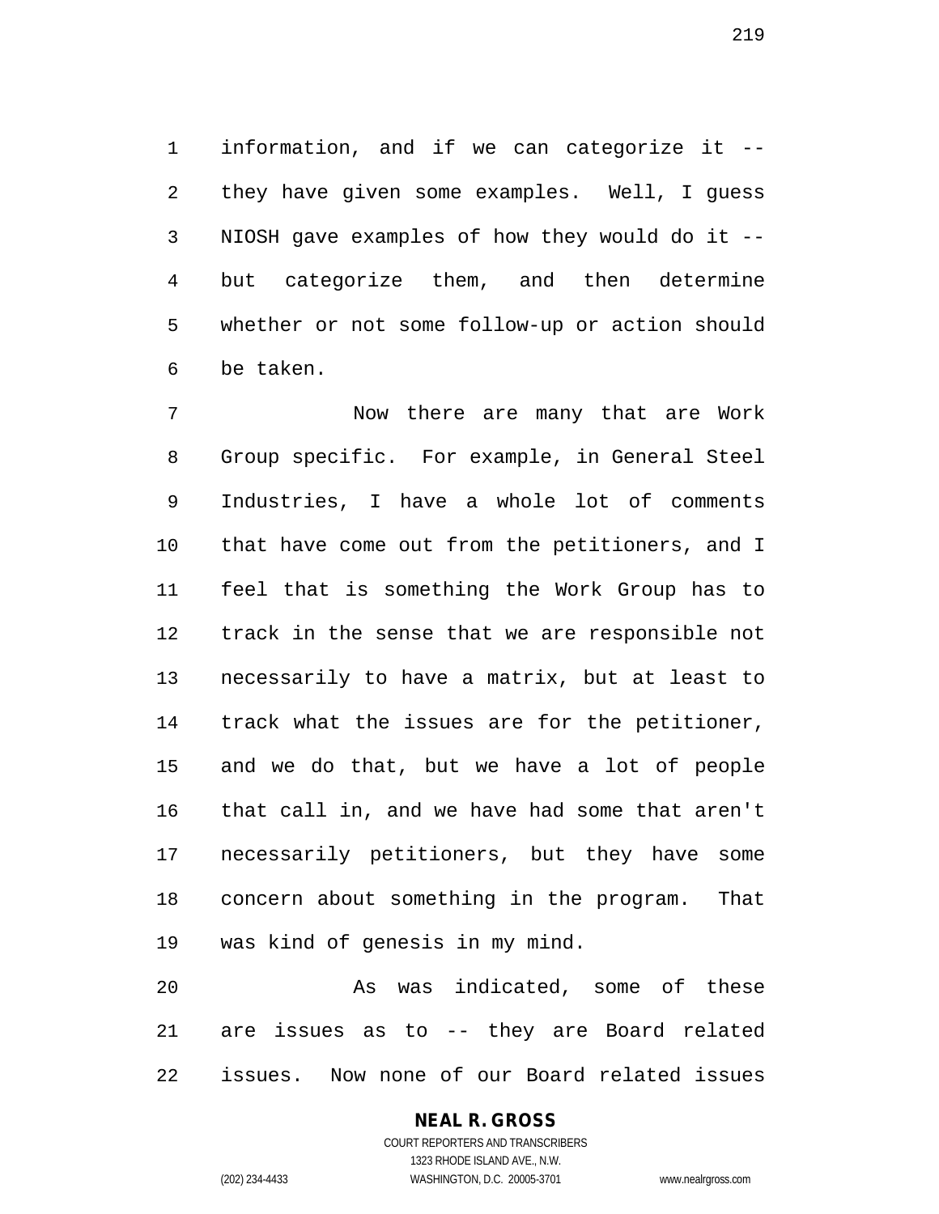information, and if we can categorize it -- they have given some examples. Well, I guess NIOSH gave examples of how they would do it -- but categorize them, and then determine whether or not some follow-up or action should be taken.

Now there are many that are Work Group specific. For example, in General Steel Industries, I have a whole lot of comments that have come out from the petitioners, and I feel that is something the Work Group has to track in the sense that we are responsible not necessarily to have a matrix, but at least to track what the issues are for the petitioner, and we do that, but we have a lot of people that call in, and we have had some that aren't necessarily petitioners, but they have some concern about something in the program. That was kind of genesis in my mind.

As was indicated, some of these are issues as to -- they are Board related issues. Now none of our Board related issues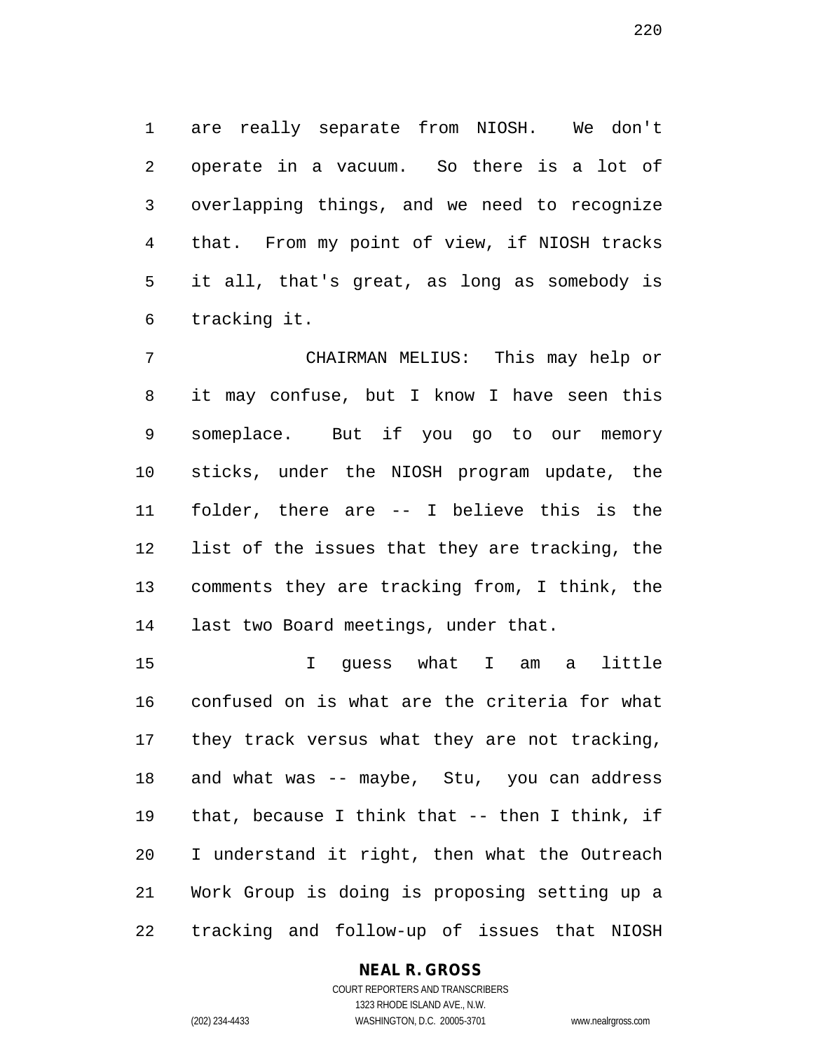are really separate from NIOSH. We don't operate in a vacuum. So there is a lot of overlapping things, and we need to recognize that. From my point of view, if NIOSH tracks it all, that's great, as long as somebody is tracking it.

CHAIRMAN MELIUS: This may help or it may confuse, but I know I have seen this someplace. But if you go to our memory sticks, under the NIOSH program update, the folder, there are -- I believe this is the list of the issues that they are tracking, the comments they are tracking from, I think, the last two Board meetings, under that.

I guess what I am a little confused on is what are the criteria for what they track versus what they are not tracking, and what was -- maybe, Stu, you can address that, because I think that -- then I think, if I understand it right, then what the Outreach Work Group is doing is proposing setting up a tracking and follow-up of issues that NIOSH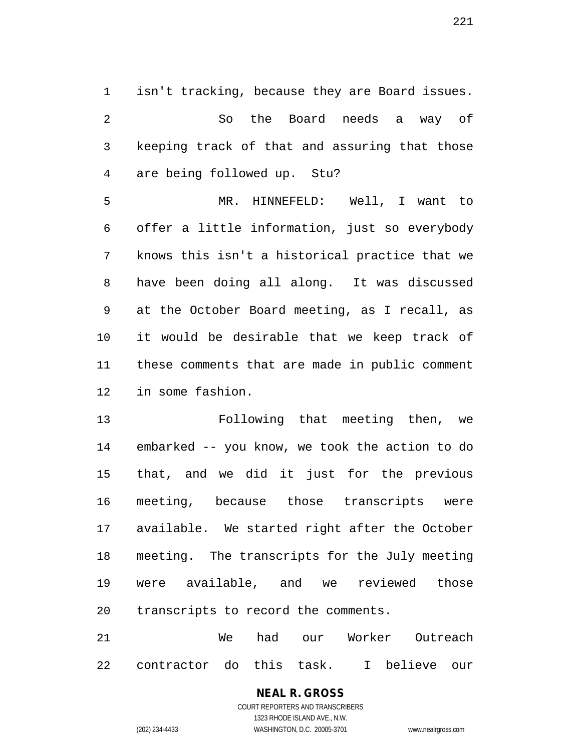isn't tracking, because they are Board issues.

So the Board needs a way of keeping track of that and assuring that those are being followed up. Stu?

MR. HINNEFELD: Well, I want to offer a little information, just so everybody knows this isn't a historical practice that we have been doing all along. It was discussed at the October Board meeting, as I recall, as it would be desirable that we keep track of these comments that are made in public comment in some fashion.

Following that meeting then, we embarked -- you know, we took the action to do that, and we did it just for the previous meeting, because those transcripts were available. We started right after the October meeting. The transcripts for the July meeting were available, and we reviewed those transcripts to record the comments.

We had our Worker Outreach contractor do this task. I believe our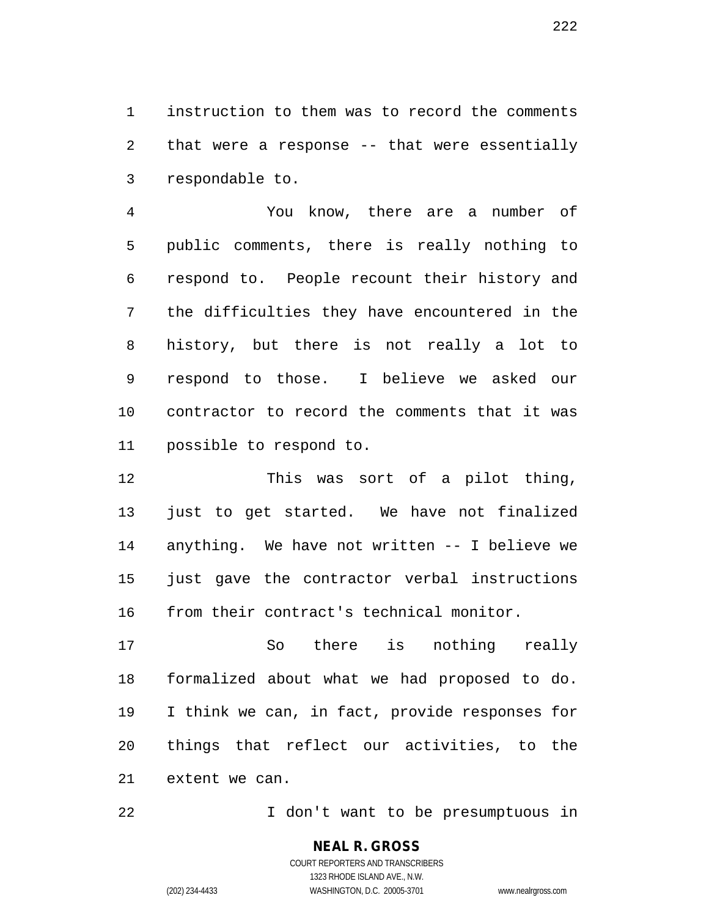instruction to them was to record the comments that were a response -- that were essentially respondable to.

You know, there are a number of public comments, there is really nothing to respond to. People recount their history and the difficulties they have encountered in the history, but there is not really a lot to respond to those. I believe we asked our contractor to record the comments that it was possible to respond to.

This was sort of a pilot thing, just to get started. We have not finalized anything. We have not written -- I believe we just gave the contractor verbal instructions from their contract's technical monitor.

So there is nothing really formalized about what we had proposed to do. I think we can, in fact, provide responses for things that reflect our activities, to the extent we can.

I don't want to be presumptuous in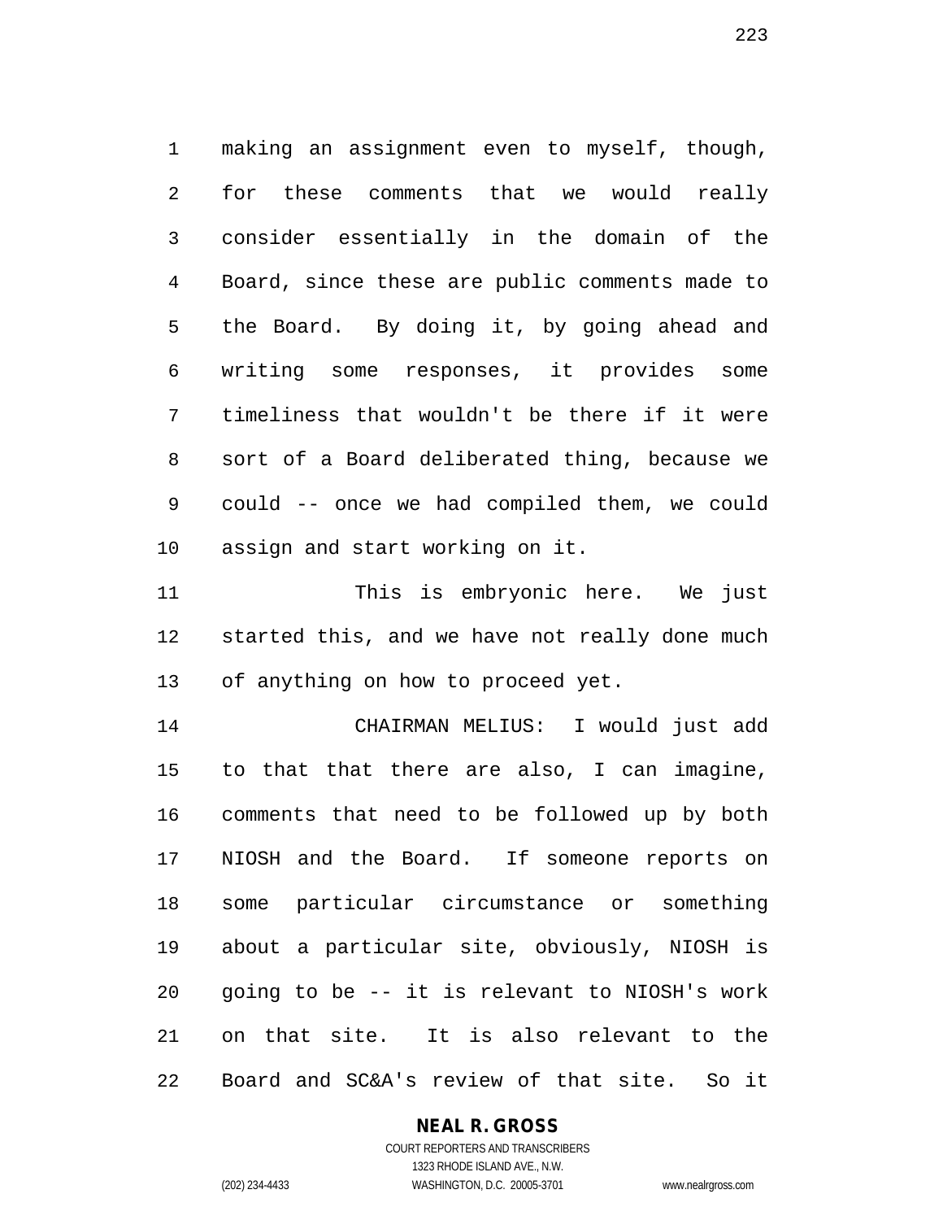making an assignment even to myself, though, for these comments that we would really consider essentially in the domain of the Board, since these are public comments made to the Board. By doing it, by going ahead and writing some responses, it provides some timeliness that wouldn't be there if it were sort of a Board deliberated thing, because we could -- once we had compiled them, we could assign and start working on it.

This is embryonic here. We just started this, and we have not really done much of anything on how to proceed yet.

CHAIRMAN MELIUS: I would just add to that that there are also, I can imagine, comments that need to be followed up by both NIOSH and the Board. If someone reports on some particular circumstance or something about a particular site, obviously, NIOSH is going to be -- it is relevant to NIOSH's work on that site. It is also relevant to the Board and SC&A's review of that site. So it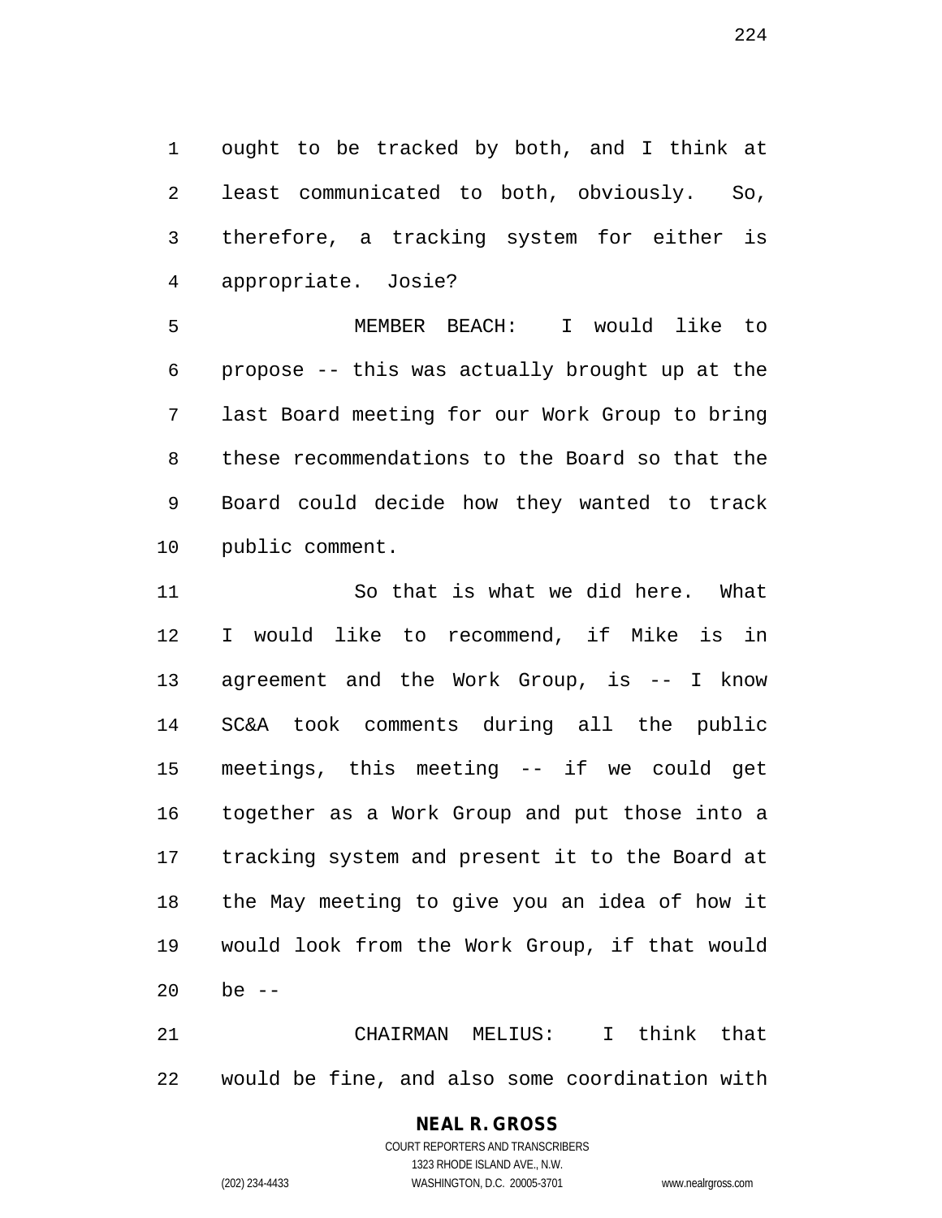ought to be tracked by both, and I think at least communicated to both, obviously. So, therefore, a tracking system for either is appropriate. Josie?

MEMBER BEACH: I would like to propose -- this was actually brought up at the last Board meeting for our Work Group to bring these recommendations to the Board so that the Board could decide how they wanted to track public comment.

So that is what we did here. What I would like to recommend, if Mike is in agreement and the Work Group, is -- I know SC&A took comments during all the public meetings, this meeting -- if we could get together as a Work Group and put those into a tracking system and present it to the Board at the May meeting to give you an idea of how it would look from the Work Group, if that would be --

CHAIRMAN MELIUS: I think that would be fine, and also some coordination with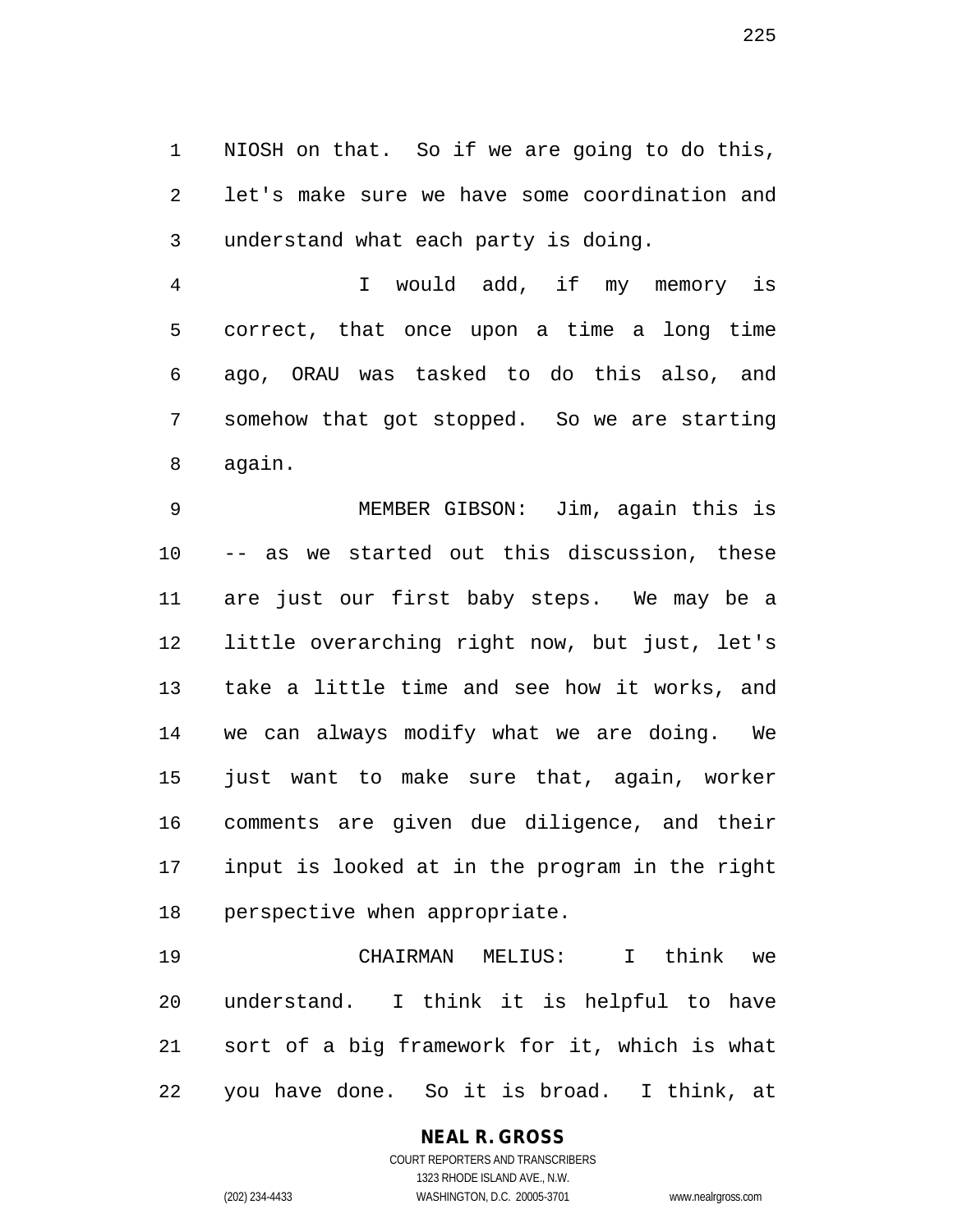NIOSH on that. So if we are going to do this, let's make sure we have some coordination and understand what each party is doing.

I would add, if my memory is correct, that once upon a time a long time ago, ORAU was tasked to do this also, and somehow that got stopped. So we are starting again.

MEMBER GIBSON: Jim, again this is -- as we started out this discussion, these are just our first baby steps. We may be a little overarching right now, but just, let's take a little time and see how it works, and we can always modify what we are doing. We just want to make sure that, again, worker comments are given due diligence, and their input is looked at in the program in the right perspective when appropriate.

CHAIRMAN MELIUS: I think we understand. I think it is helpful to have sort of a big framework for it, which is what you have done. So it is broad. I think, at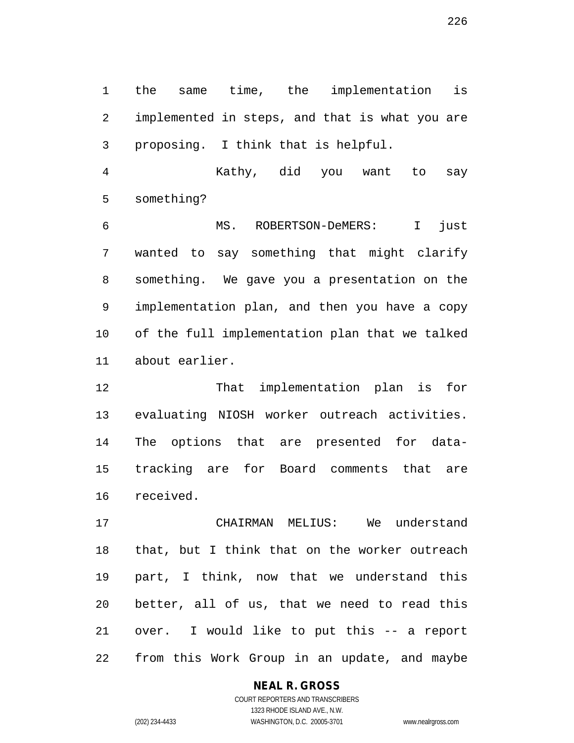the same time, the implementation is implemented in steps, and that is what you are proposing. I think that is helpful.

Kathy, did you want to say something?

MS. ROBERTSON-DeMERS: I just wanted to say something that might clarify something. We gave you a presentation on the implementation plan, and then you have a copy of the full implementation plan that we talked about earlier.

That implementation plan is for evaluating NIOSH worker outreach activities. The options that are presented for data-tracking are for Board comments that are received.

CHAIRMAN MELIUS: We understand that, but I think that on the worker outreach part, I think, now that we understand this better, all of us, that we need to read this over. I would like to put this -- a report from this Work Group in an update, and maybe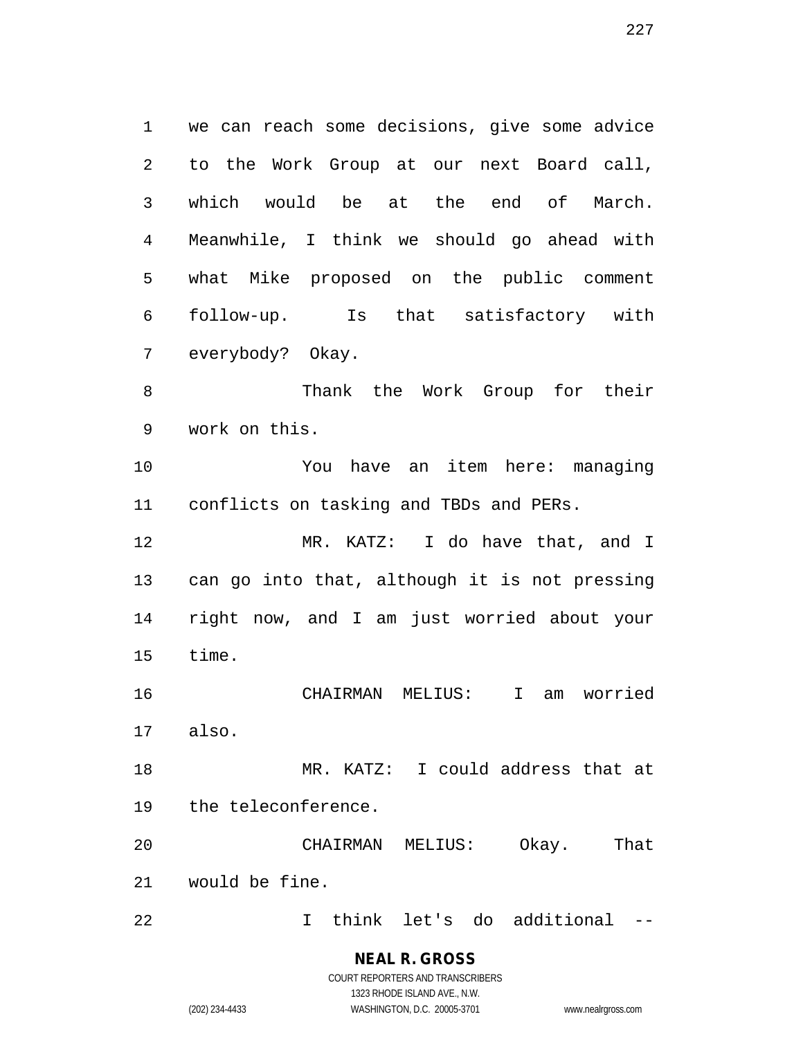we can reach some decisions, give some advice to the Work Group at our next Board call, which would be at the end of March. Meanwhile, I think we should go ahead with what Mike proposed on the public comment follow-up. Is that satisfactory with everybody? Okay.

Thank the Work Group for their work on this.

You have an item here: managing conflicts on tasking and TBDs and PERs.

MR. KATZ: I do have that, and I can go into that, although it is not pressing right now, and I am just worried about your time.

CHAIRMAN MELIUS: I am worried also.

MR. KATZ: I could address that at the teleconference.

CHAIRMAN MELIUS: Okay. That would be fine.

I think let's do additional --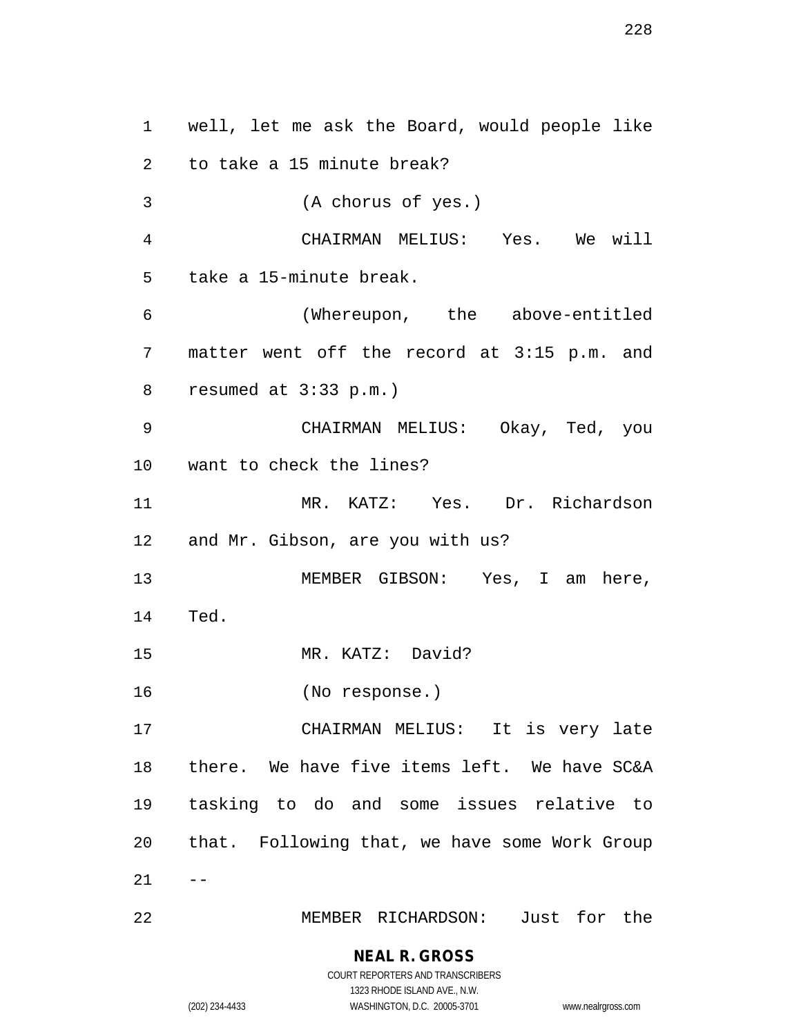well, let me ask the Board, would people like to take a 15 minute break?

(A chorus of yes.)

CHAIRMAN MELIUS: Yes. We will take a 15-minute break.

(Whereupon, the above-entitled matter went off the record at 3:15 p.m. and resumed at 3:33 p.m.)

CHAIRMAN MELIUS: Okay, Ted, you want to check the lines?

MR. KATZ: Yes. Dr. Richardson and Mr. Gibson, are you with us?

MEMBER GIBSON: Yes, I am here, Ted.

MR. KATZ: David?

(No response.)

CHAIRMAN MELIUS: It is very late there. We have five items left. We have SC&A tasking to do and some issues relative to that. Following that, we have some Work Group --

MEMBER RICHARDSON: Just for the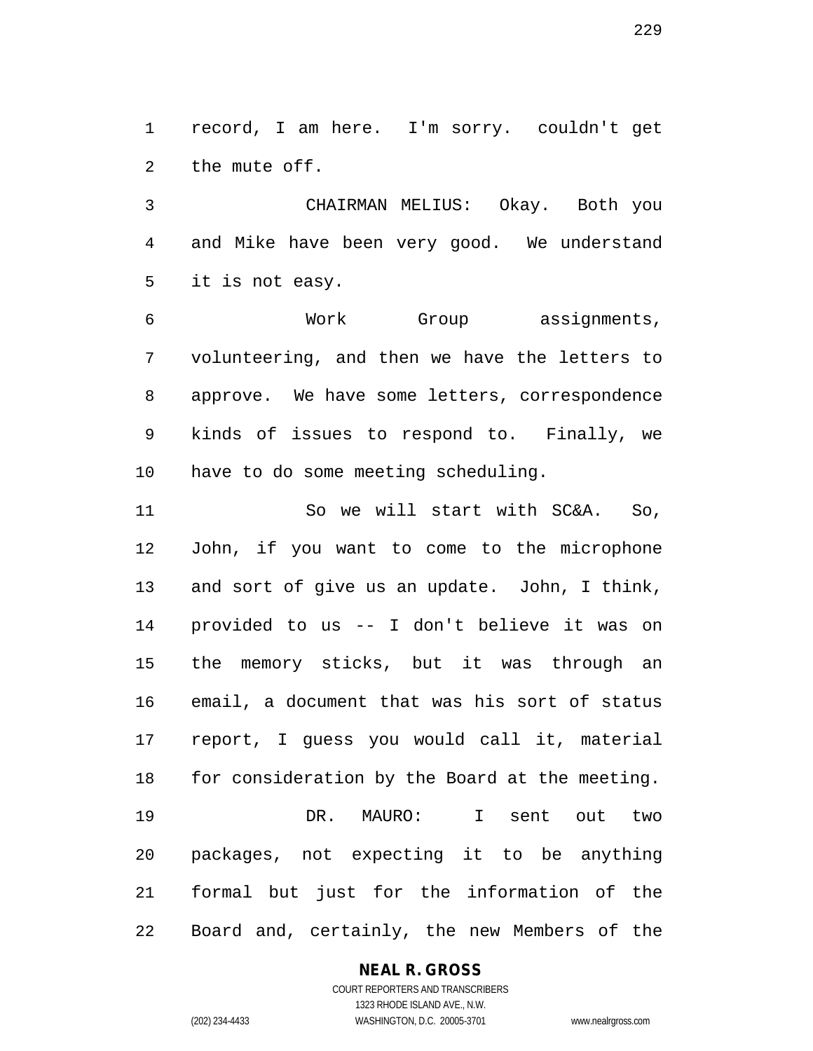record, I am here. I'm sorry. couldn't get the mute off.

CHAIRMAN MELIUS: Okay. Both you and Mike have been very good. We understand it is not easy.

Work Group assignments, volunteering, and then we have the letters to approve. We have some letters, correspondence kinds of issues to respond to. Finally, we have to do some meeting scheduling.

So we will start with SC&A. So, John, if you want to come to the microphone and sort of give us an update. John, I think, provided to us -- I don't believe it was on the memory sticks, but it was through an email, a document that was his sort of status report, I guess you would call it, material for consideration by the Board at the meeting.

DR. MAURO: I sent out two packages, not expecting it to be anything formal but just for the information of the Board and, certainly, the new Members of the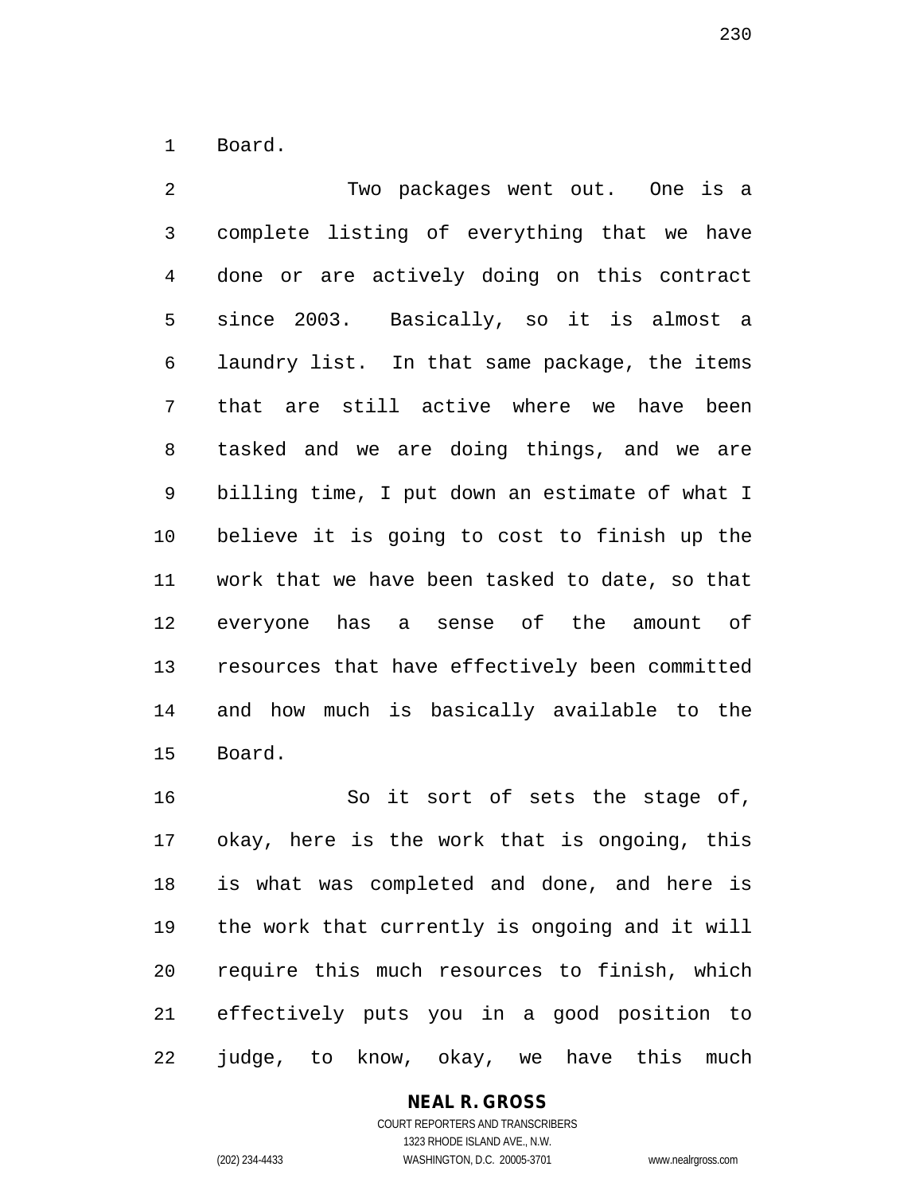Board.

Two packages went out. One is a complete listing of everything that we have done or are actively doing on this contract since 2003. Basically, so it is almost a laundry list. In that same package, the items that are still active where we have been tasked and we are doing things, and we are billing time, I put down an estimate of what I believe it is going to cost to finish up the work that we have been tasked to date, so that everyone has a sense of the amount of resources that have effectively been committed and how much is basically available to the Board.

So it sort of sets the stage of, okay, here is the work that is ongoing, this is what was completed and done, and here is the work that currently is ongoing and it will require this much resources to finish, which effectively puts you in a good position to judge, to know, okay, we have this much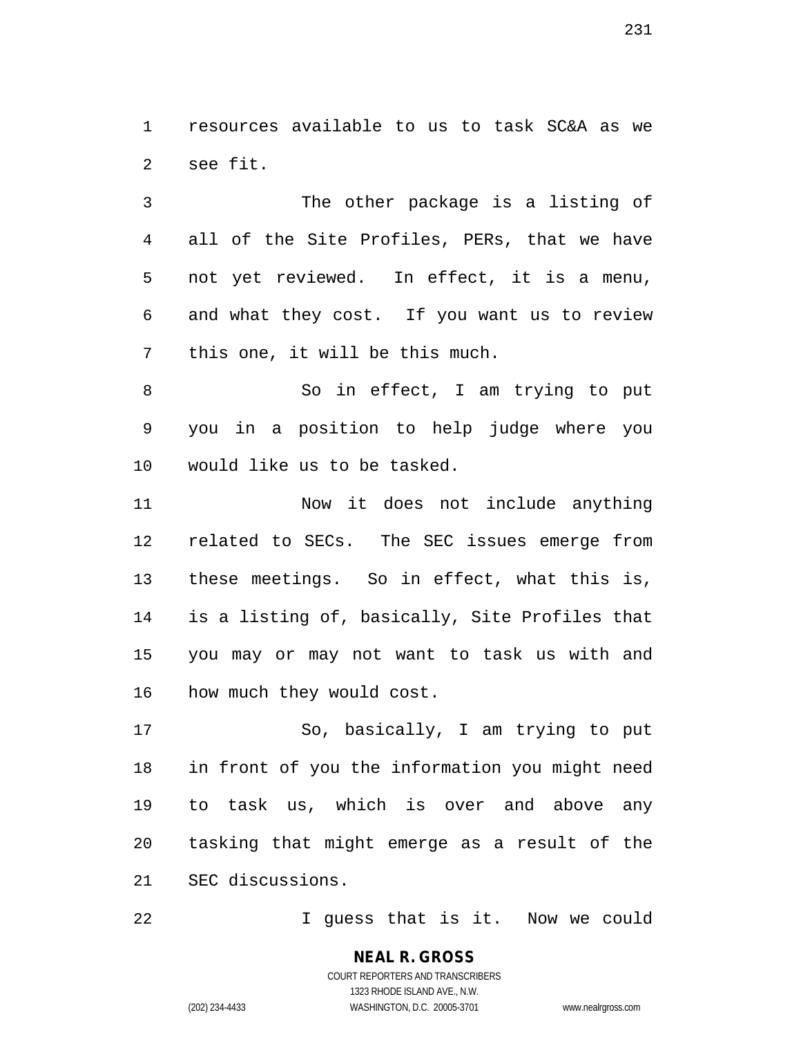resources available to us to task SC&A as we see fit.

The other package is a listing of all of the Site Profiles, PERs, that we have not yet reviewed. In effect, it is a menu, and what they cost. If you want us to review this one, it will be this much.

So in effect, I am trying to put you in a position to help judge where you would like us to be tasked.

Now it does not include anything related to SECs. The SEC issues emerge from these meetings. So in effect, what this is, is a listing of, basically, Site Profiles that you may or may not want to task us with and how much they would cost.

So, basically, I am trying to put in front of you the information you might need to task us, which is over and above any tasking that might emerge as a result of the SEC discussions.

I guess that is it. Now we could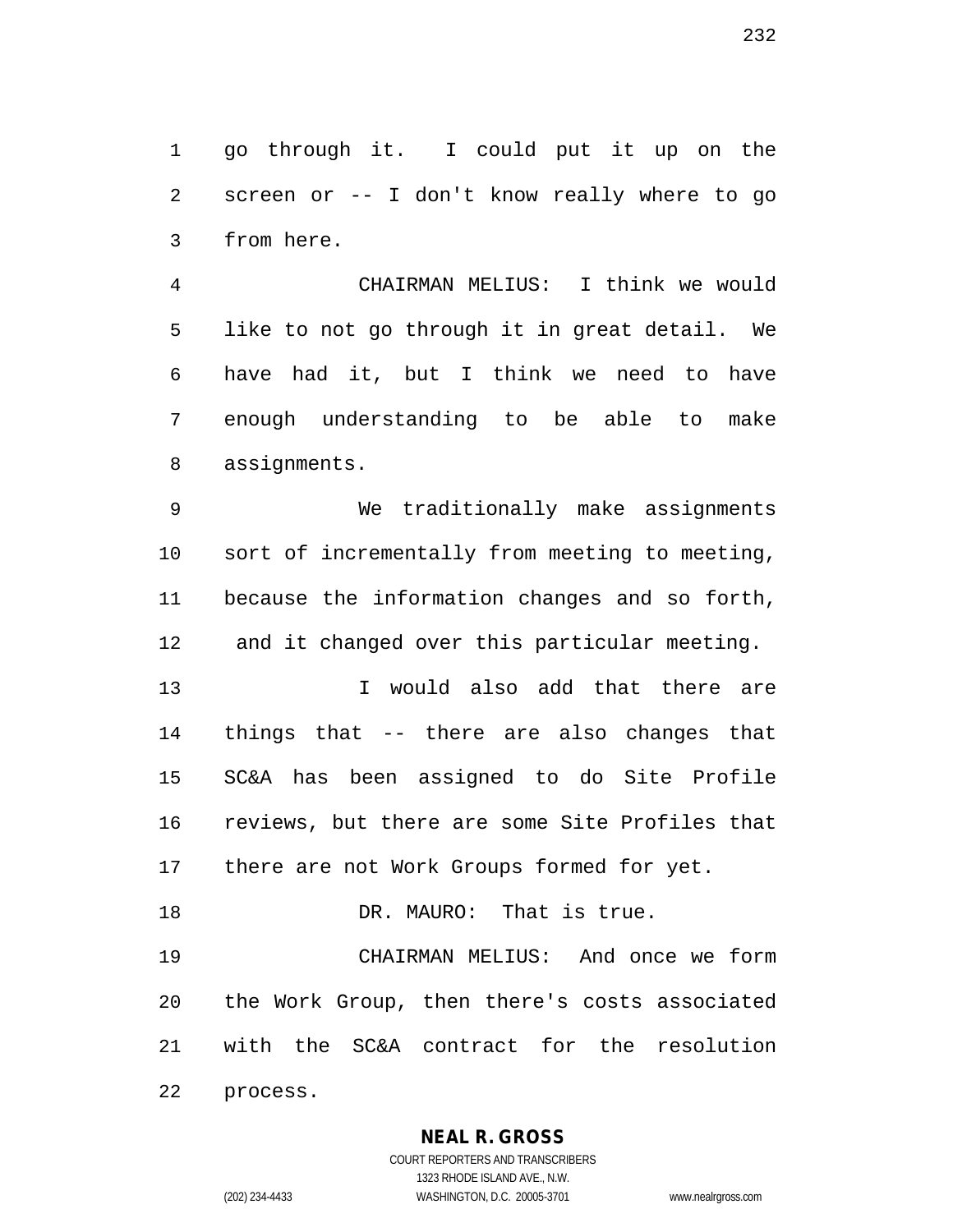go through it. I could put it up on the screen or -- I don't know really where to go from here.

CHAIRMAN MELIUS: I think we would like to not go through it in great detail. We have had it, but I think we need to have enough understanding to be able to make assignments.

We traditionally make assignments sort of incrementally from meeting to meeting, because the information changes and so forth, and it changed over this particular meeting.

I would also add that there are things that -- there are also changes that SC&A has been assigned to do Site Profile reviews, but there are some Site Profiles that there are not Work Groups formed for yet.

DR. MAURO: That is true.

CHAIRMAN MELIUS: And once we form the Work Group, then there's costs associated with the SC&A contract for the resolution process.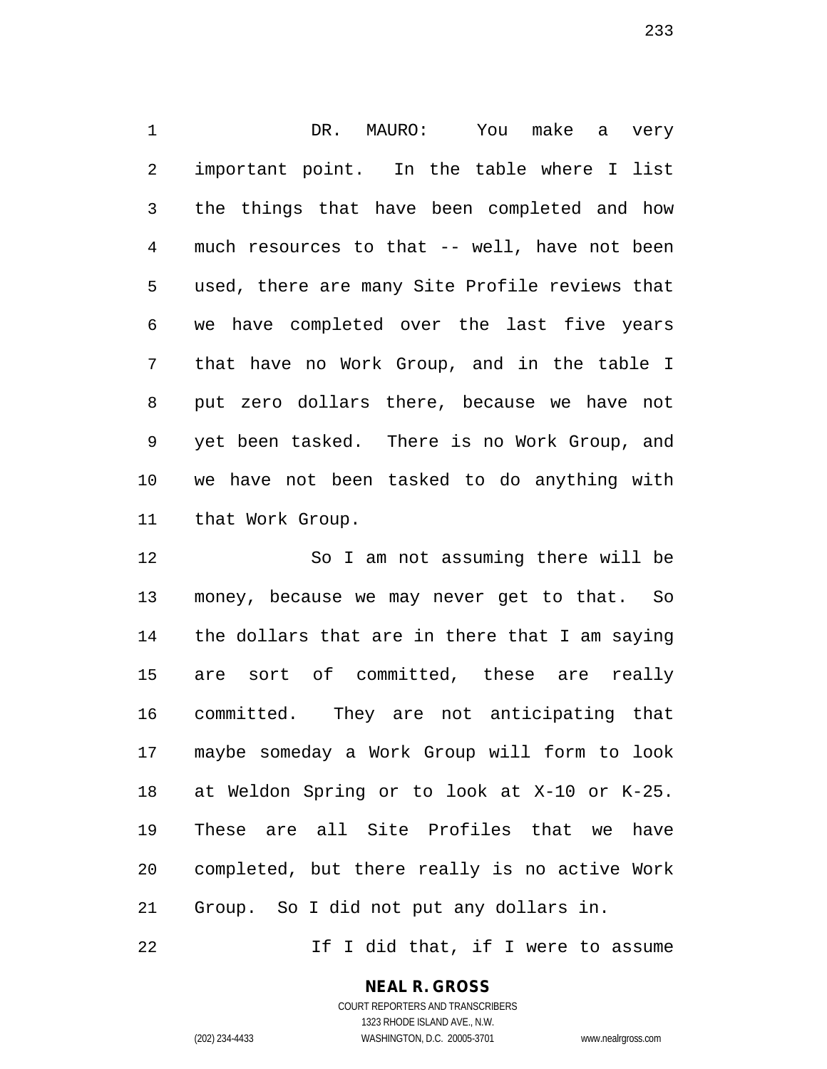DR. MAURO: You make a very important point. In the table where I list the things that have been completed and how much resources to that -- well, have not been used, there are many Site Profile reviews that we have completed over the last five years that have no Work Group, and in the table I put zero dollars there, because we have not yet been tasked. There is no Work Group, and we have not been tasked to do anything with that Work Group.

So I am not assuming there will be money, because we may never get to that. So the dollars that are in there that I am saying are sort of committed, these are really committed. They are not anticipating that maybe someday a Work Group will form to look at Weldon Spring or to look at X-10 or K-25. These are all Site Profiles that we have completed, but there really is no active Work Group. So I did not put any dollars in.

If I did that, if I were to assume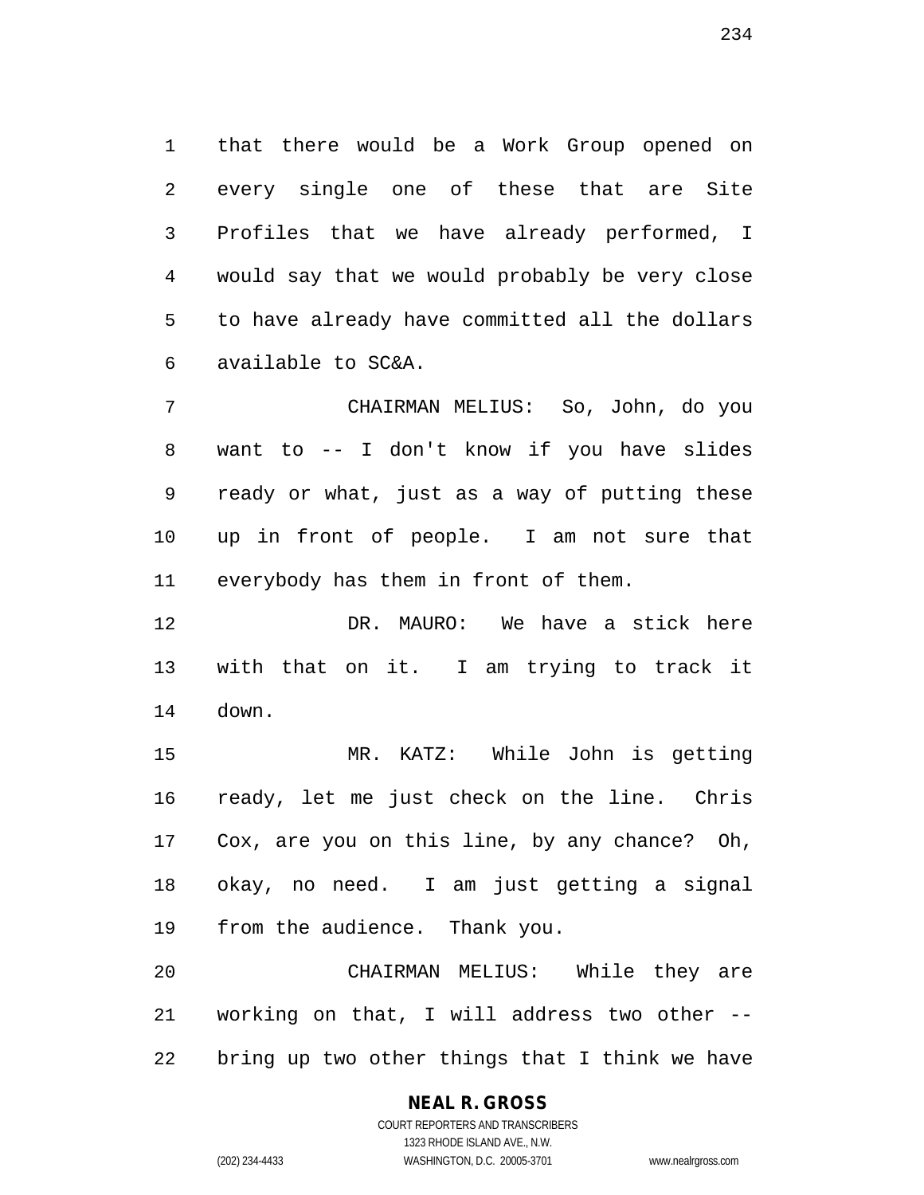that there would be a Work Group opened on every single one of these that are Site Profiles that we have already performed, I would say that we would probably be very close to have already have committed all the dollars available to SC&A.

CHAIRMAN MELIUS: So, John, do you want to -- I don't know if you have slides ready or what, just as a way of putting these up in front of people. I am not sure that everybody has them in front of them.

DR. MAURO: We have a stick here with that on it. I am trying to track it down.

MR. KATZ: While John is getting ready, let me just check on the line. Chris Cox, are you on this line, by any chance? Oh, okay, no need. I am just getting a signal from the audience. Thank you.

CHAIRMAN MELIUS: While they are working on that, I will address two other -- bring up two other things that I think we have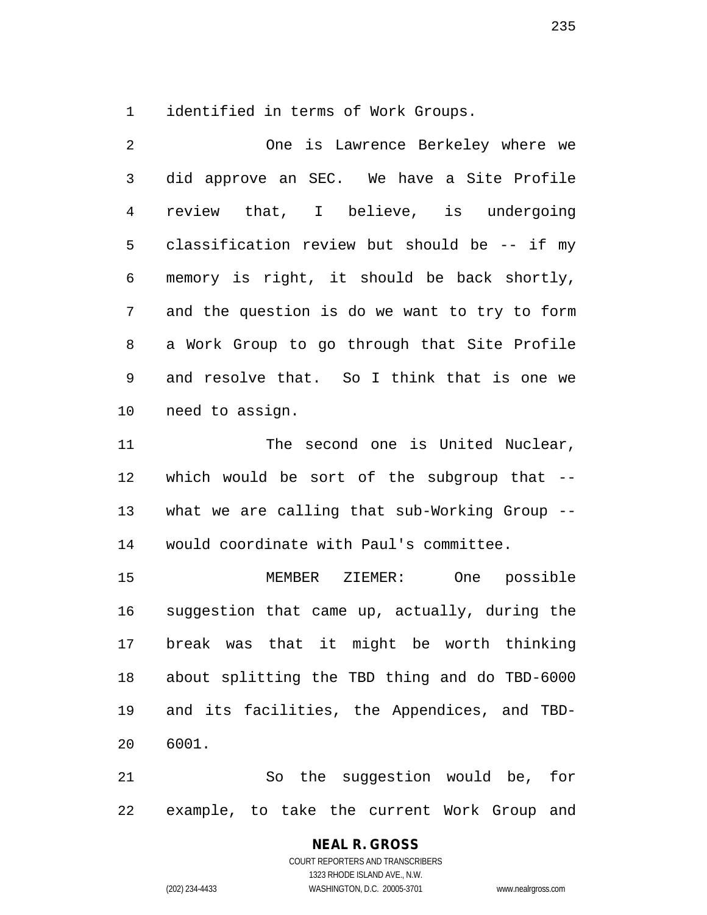identified in terms of Work Groups.

One is Lawrence Berkeley where we did approve an SEC. We have a Site Profile review that, I believe, is undergoing classification review but should be -- if my memory is right, it should be back shortly, and the question is do we want to try to form a Work Group to go through that Site Profile and resolve that. So I think that is one we need to assign.

The second one is United Nuclear, which would be sort of the subgroup that -- what we are calling that sub-Working Group -- would coordinate with Paul's committee.

MEMBER ZIEMER: One possible suggestion that came up, actually, during the break was that it might be worth thinking about splitting the TBD thing and do TBD-6000 and its facilities, the Appendices, and TBD-6001.

So the suggestion would be, for example, to take the current Work Group and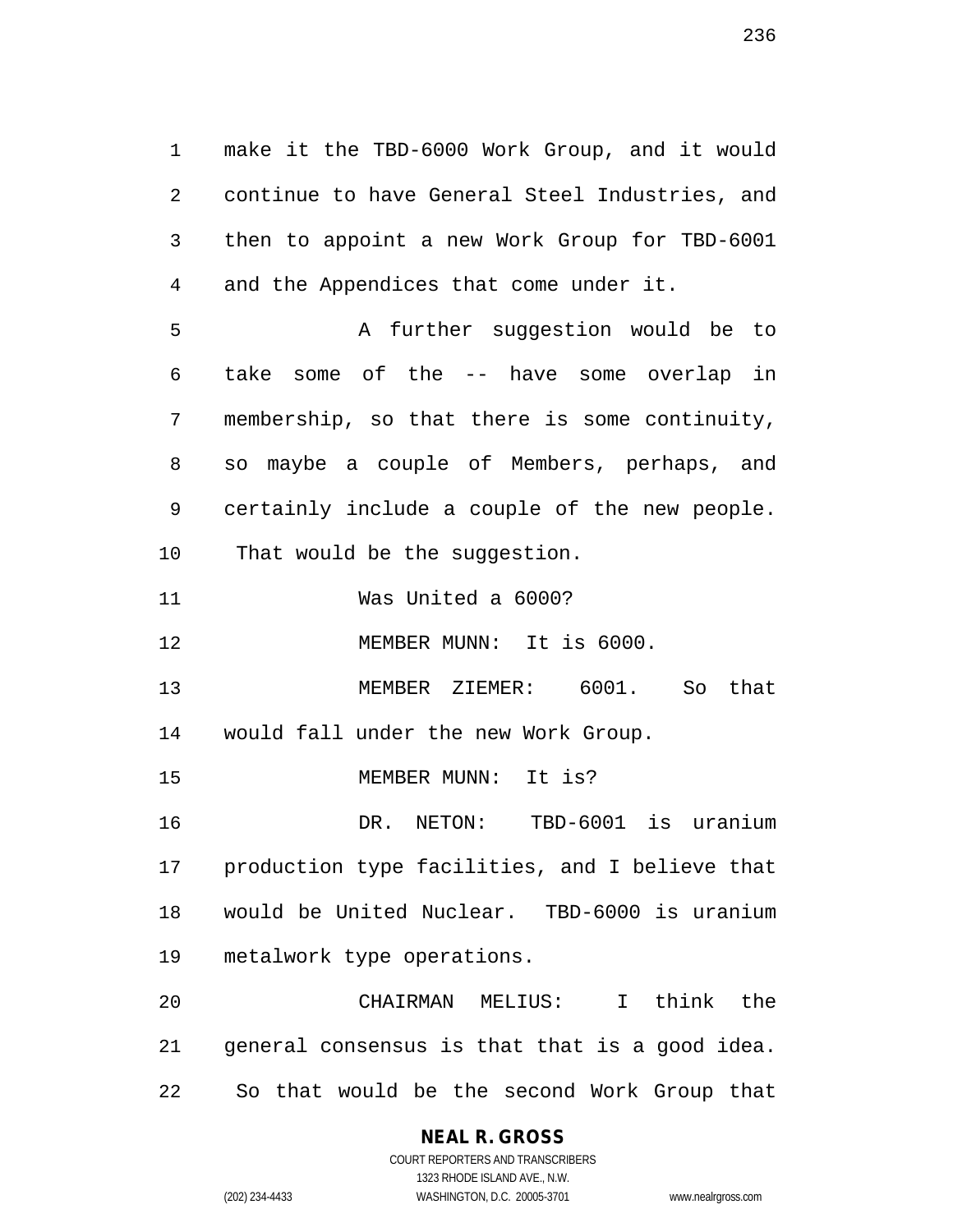make it the TBD-6000 Work Group, and it would continue to have General Steel Industries, and then to appoint a new Work Group for TBD-6001 and the Appendices that come under it.

A further suggestion would be to take some of the -- have some overlap in membership, so that there is some continuity, so maybe a couple of Members, perhaps, and certainly include a couple of the new people. That would be the suggestion.

Was United a 6000?

MEMBER MUNN: It is 6000.

MEMBER ZIEMER: 6001. So that would fall under the new Work Group.

MEMBER MUNN: It is?

DR. NETON: TBD-6001 is uranium production type facilities, and I believe that would be United Nuclear. TBD-6000 is uranium metalwork type operations.

CHAIRMAN MELIUS: I think the general consensus is that that is a good idea. So that would be the second Work Group that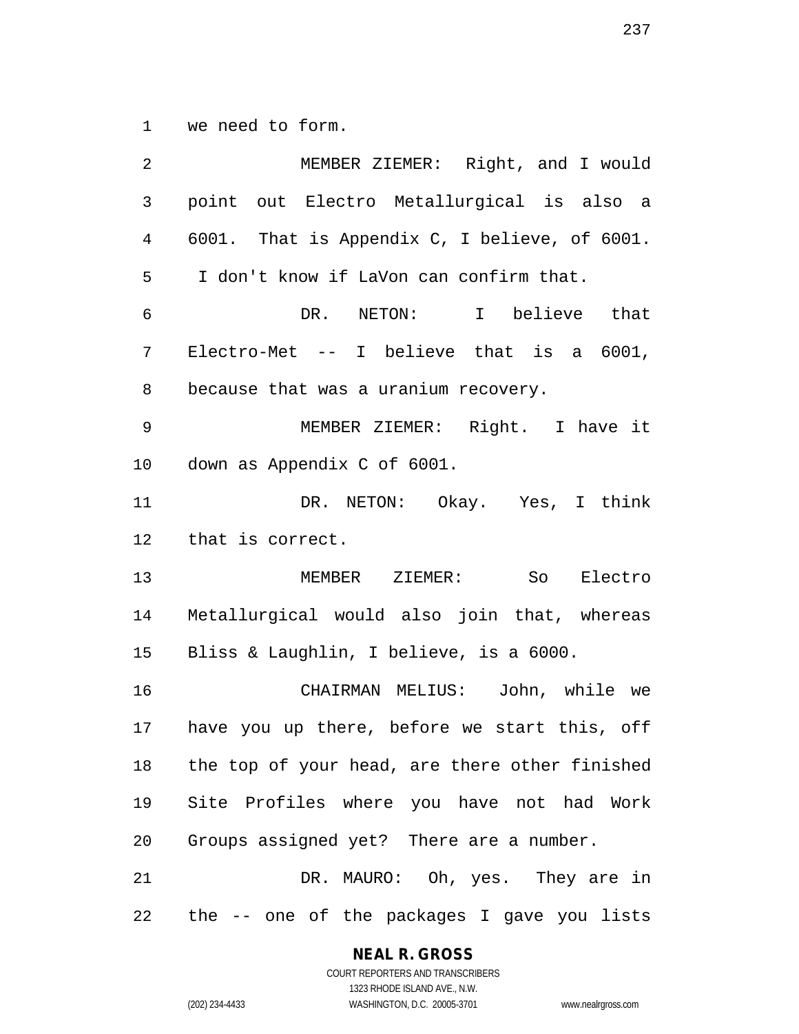we need to form.

MEMBER ZIEMER: Right, and I would point out Electro Metallurgical is also a 6001. That is Appendix C, I believe, of 6001. I don't know if LaVon can confirm that.

DR. NETON: I believe that Electro-Met -- I believe that is a 6001, because that was a uranium recovery.

MEMBER ZIEMER: Right. I have it down as Appendix C of 6001.

DR. NETON: Okay. Yes, I think that is correct.

MEMBER ZIEMER: So Electro Metallurgical would also join that, whereas Bliss & Laughlin, I believe, is a 6000.

CHAIRMAN MELIUS: John, while we have you up there, before we start this, off the top of your head, are there other finished Site Profiles where you have not had Work Groups assigned yet? There are a number.

DR. MAURO: Oh, yes. They are in the -- one of the packages I gave you lists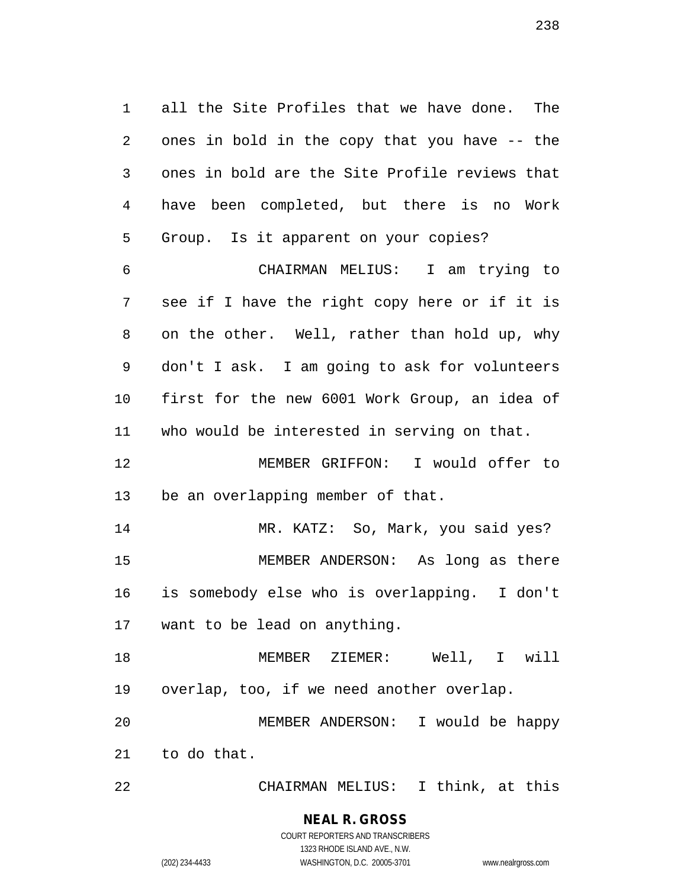all the Site Profiles that we have done. The ones in bold in the copy that you have -- the ones in bold are the Site Profile reviews that have been completed, but there is no Work Group. Is it apparent on your copies?

CHAIRMAN MELIUS: I am trying to see if I have the right copy here or if it is on the other. Well, rather than hold up, why don't I ask. I am going to ask for volunteers first for the new 6001 Work Group, an idea of who would be interested in serving on that.

MEMBER GRIFFON: I would offer to be an overlapping member of that.

MR. KATZ: So, Mark, you said yes?

MEMBER ANDERSON: As long as there is somebody else who is overlapping. I don't want to be lead on anything.

MEMBER ZIEMER: Well, I will overlap, too, if we need another overlap.

MEMBER ANDERSON: I would be happy to do that.

CHAIRMAN MELIUS: I think, at this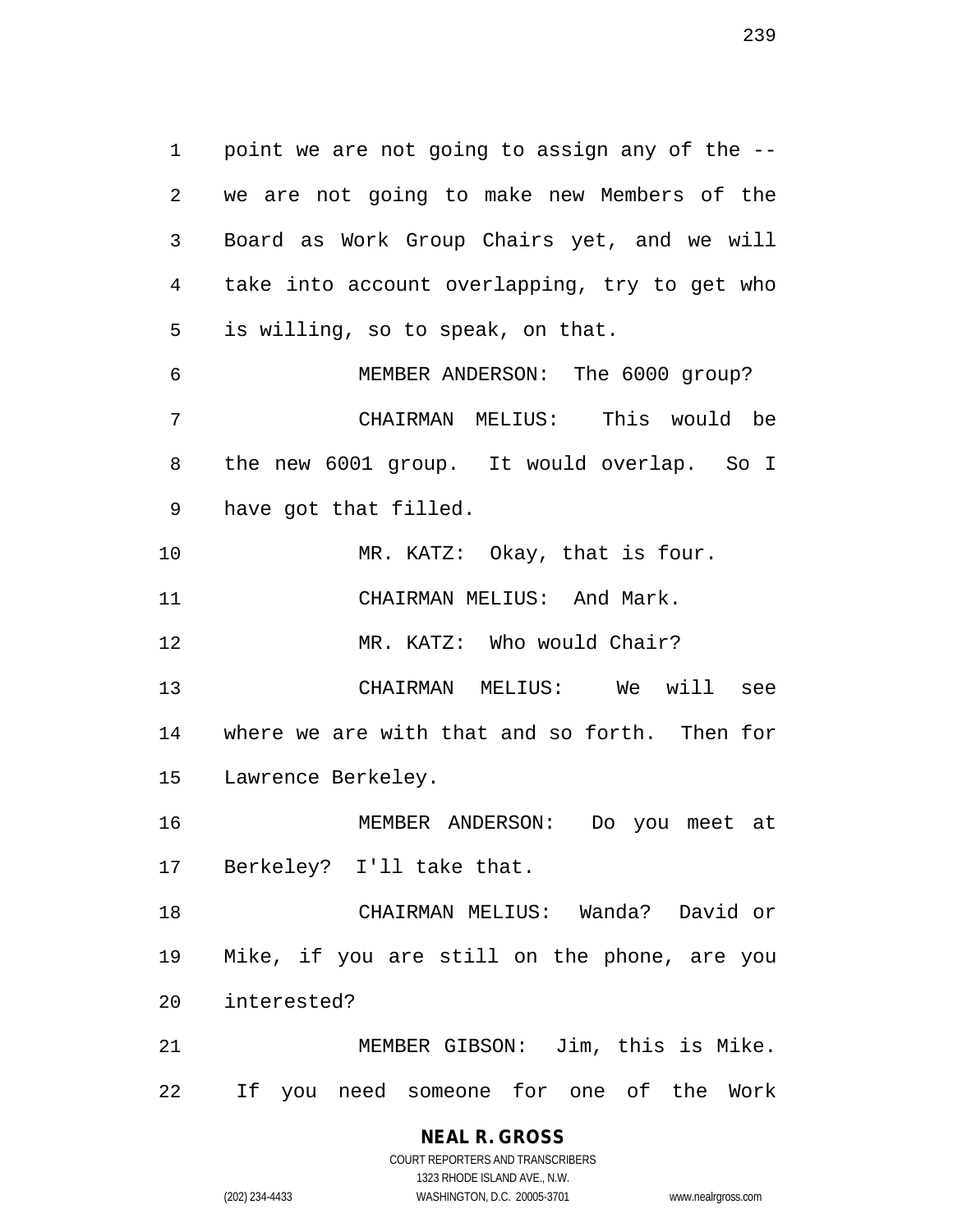point we are not going to assign any of the -- we are not going to make new Members of the Board as Work Group Chairs yet, and we will take into account overlapping, try to get who is willing, so to speak, on that.

MEMBER ANDERSON: The 6000 group?

CHAIRMAN MELIUS: This would be the new 6001 group. It would overlap. So I have got that filled.

MR. KATZ: Okay, that is four.

CHAIRMAN MELIUS: And Mark.

MR. KATZ: Who would Chair?

CHAIRMAN MELIUS: We will see where we are with that and so forth. Then for Lawrence Berkeley.

MEMBER ANDERSON: Do you meet at Berkeley? I'll take that.

CHAIRMAN MELIUS: Wanda? David or Mike, if you are still on the phone, are you interested?

MEMBER GIBSON: Jim, this is Mike. If you need someone for one of the Work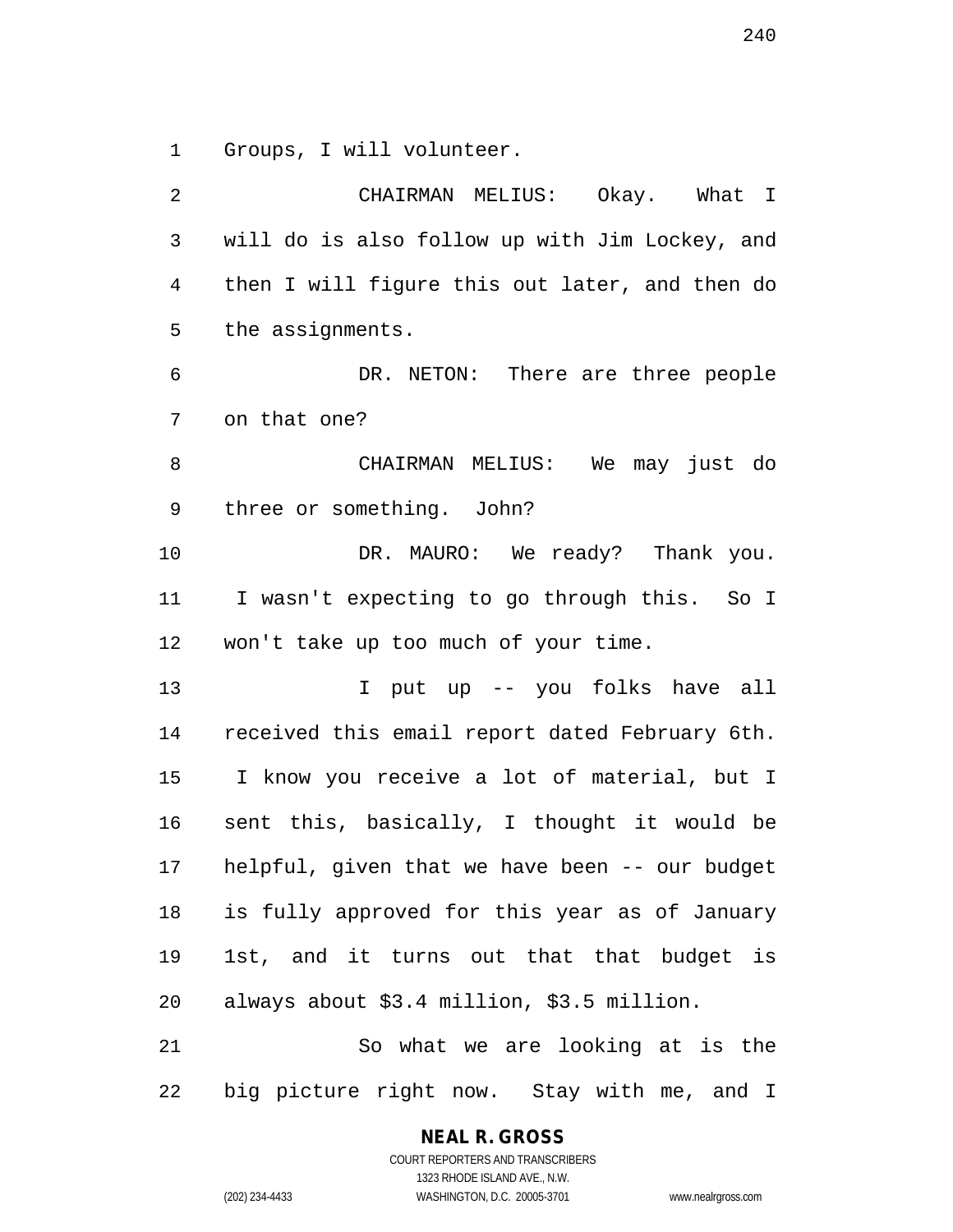Groups, I will volunteer.

CHAIRMAN MELIUS: Okay. What I will do is also follow up with Jim Lockey, and then I will figure this out later, and then do the assignments.

DR. NETON: There are three people on that one?

CHAIRMAN MELIUS: We may just do three or something. John?

DR. MAURO: We ready? Thank you. I wasn't expecting to go through this. So I won't take up too much of your time.

I put up -- you folks have all received this email report dated February 6th. I know you receive a lot of material, but I sent this, basically, I thought it would be helpful, given that we have been -- our budget is fully approved for this year as of January 1st, and it turns out that that budget is always about $3.4 million, $3.5 million.

So what we are looking at is the big picture right now. Stay with me, and I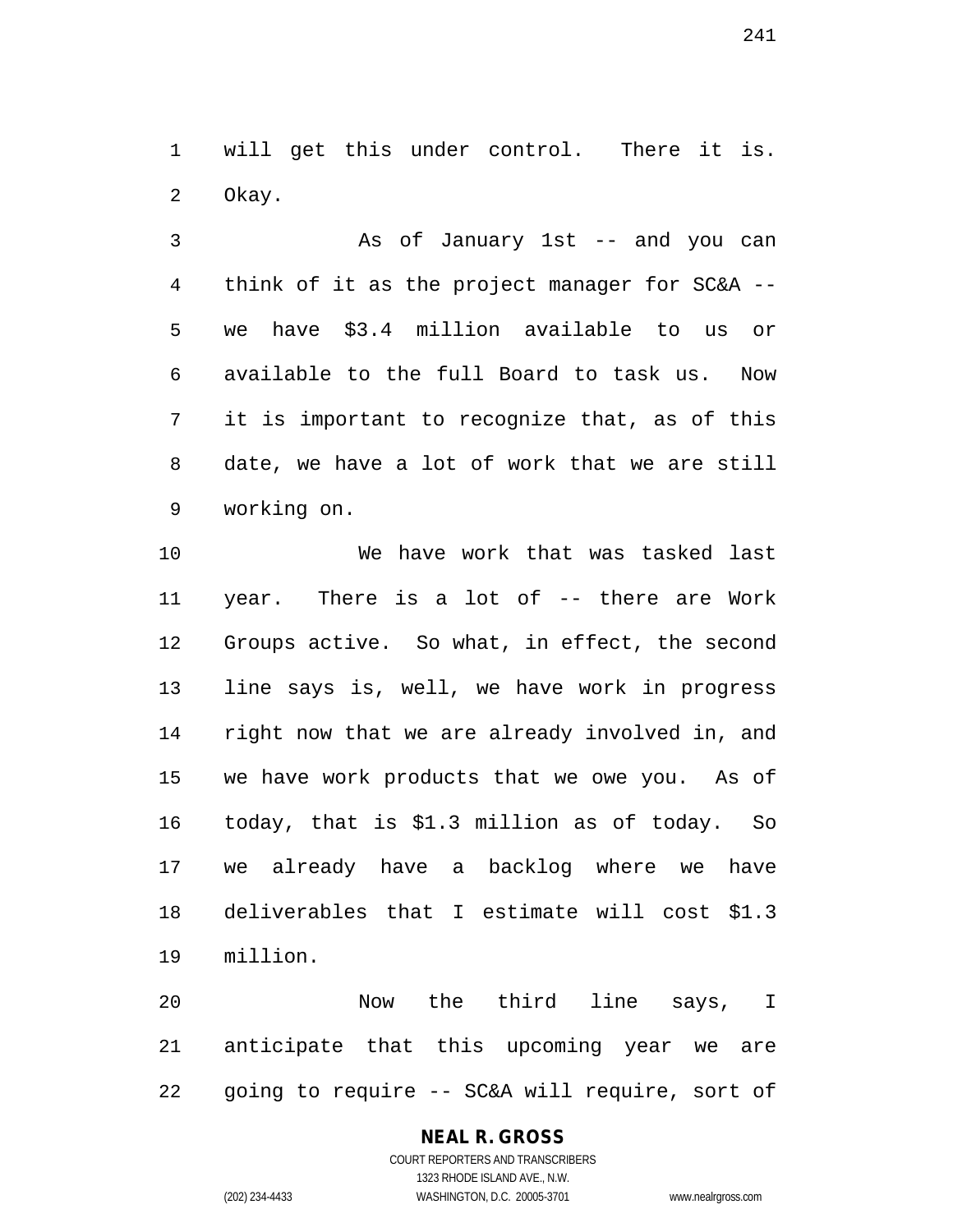will get this under control. There it is. Okay.

As of January 1st -- and you can think of it as the project manager for SC&A -- we have $3.4 million available to us or available to the full Board to task us. Now it is important to recognize that, as of this date, we have a lot of work that we are still working on.

We have work that was tasked last year. There is a lot of -- there are Work Groups active. So what, in effect, the second line says is, well, we have work in progress right now that we are already involved in, and we have work products that we owe you. As of today, that is $1.3 million as of today. So we already have a backlog where we have deliverables that I estimate will cost $1.3 million.

Now the third line says, I anticipate that this upcoming year we are going to require -- SC&A will require, sort of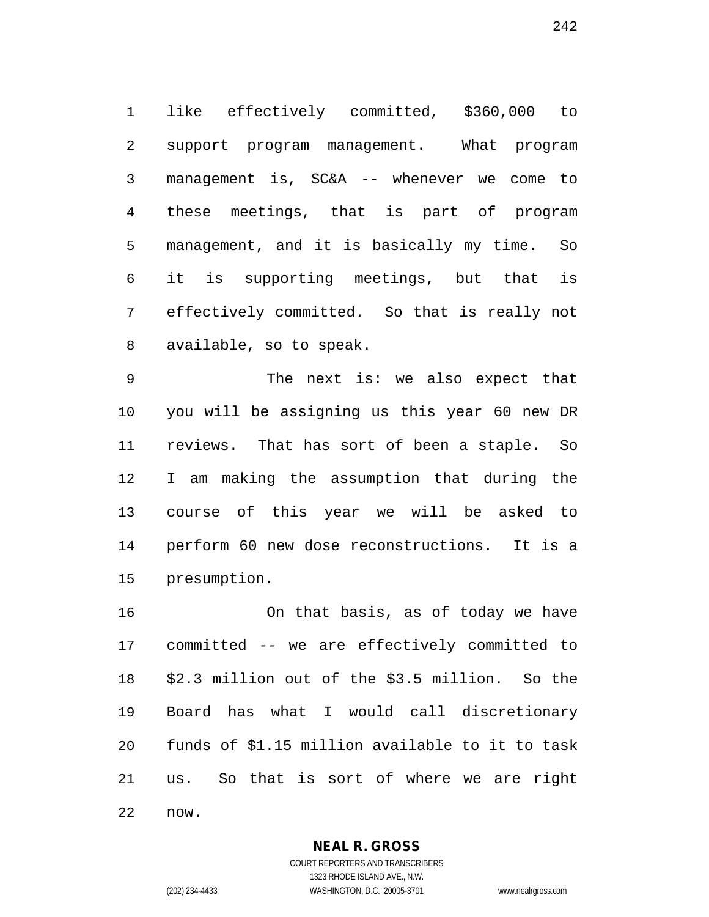like effectively committed, $360,000 to support program management. What program management is, SC&A -- whenever we come to these meetings, that is part of program management, and it is basically my time. So it is supporting meetings, but that is effectively committed. So that is really not available, so to speak.

The next is: we also expect that you will be assigning us this year 60 new DR reviews. That has sort of been a staple. So I am making the assumption that during the course of this year we will be asked to perform 60 new dose reconstructions. It is a presumption.

On that basis, as of today we have committed -- we are effectively committed to $2.3 million out of the $3.5 million. So the Board has what I would call discretionary funds of $1.15 million available to it to task us. So that is sort of where we are right now.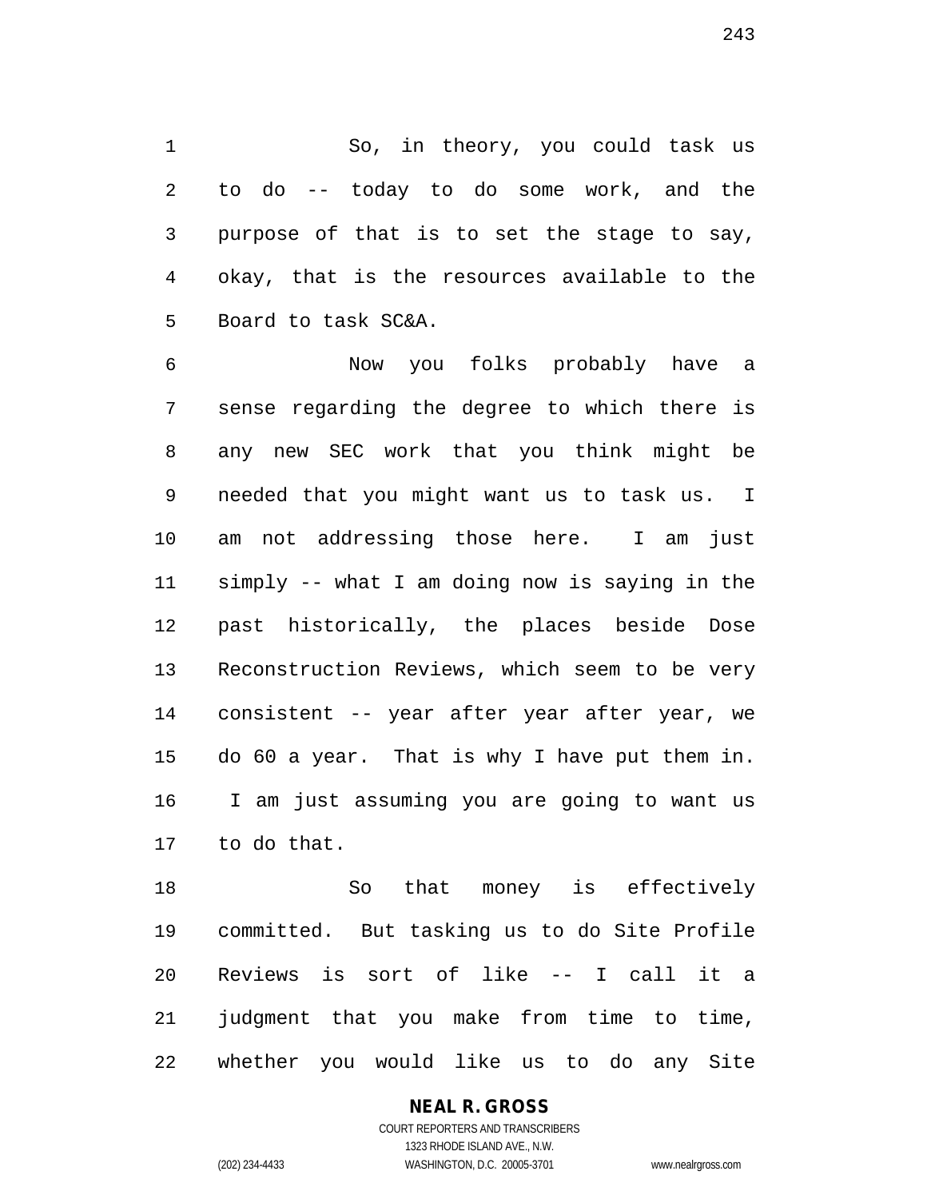So, in theory, you could task us to do -- today to do some work, and the purpose of that is to set the stage to say, okay, that is the resources available to the Board to task SC&A.

Now you folks probably have a sense regarding the degree to which there is any new SEC work that you think might be needed that you might want us to task us. I am not addressing those here. I am just simply -- what I am doing now is saying in the past historically, the places beside Dose Reconstruction Reviews, which seem to be very consistent -- year after year after year, we do 60 a year. That is why I have put them in. I am just assuming you are going to want us to do that.

So that money is effectively committed. But tasking us to do Site Profile Reviews is sort of like -- I call it a judgment that you make from time to time, whether you would like us to do any Site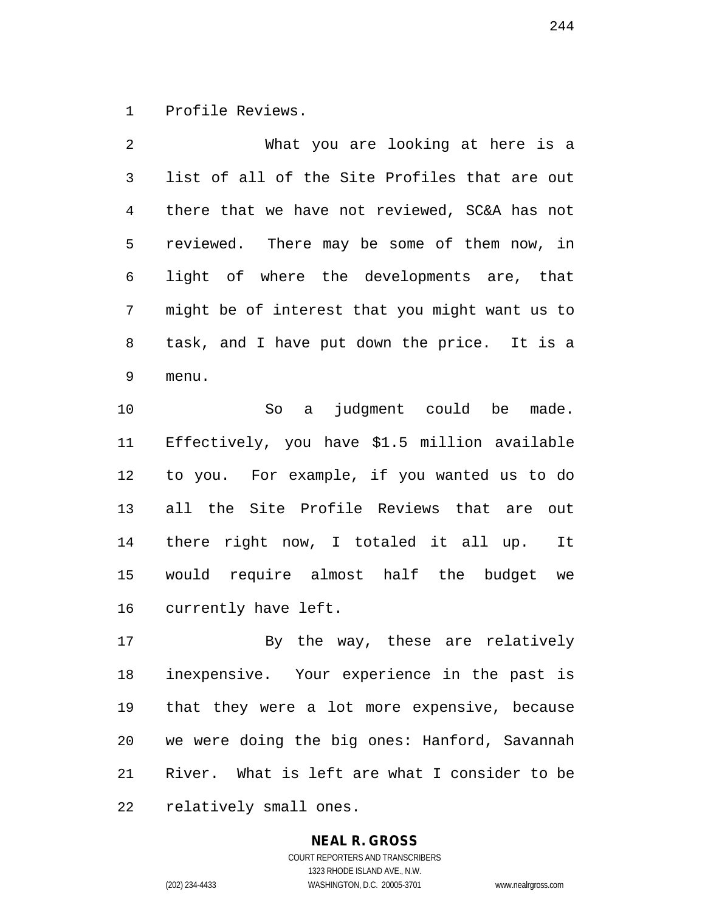Profile Reviews.

What you are looking at here is a list of all of the Site Profiles that are out there that we have not reviewed, SC&A has not reviewed. There may be some of them now, in light of where the developments are, that might be of interest that you might want us to task, and I have put down the price. It is a menu.

So a judgment could be made. Effectively, you have $1.5 million available to you. For example, if you wanted us to do all the Site Profile Reviews that are out there right now, I totaled it all up. It would require almost half the budget we currently have left.

By the way, these are relatively inexpensive. Your experience in the past is that they were a lot more expensive, because we were doing the big ones: Hanford, Savannah River. What is left are what I consider to be relatively small ones.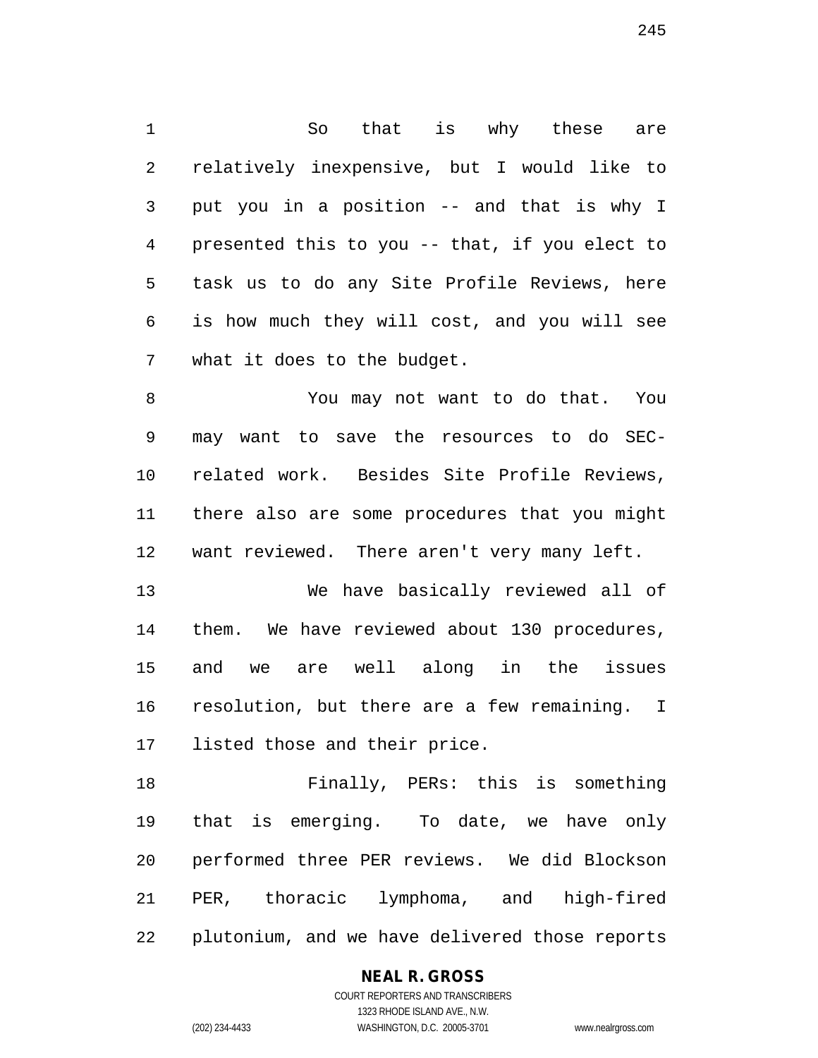So that is why these are relatively inexpensive, but I would like to put you in a position -- and that is why I presented this to you -- that, if you elect to task us to do any Site Profile Reviews, here is how much they will cost, and you will see what it does to the budget.

You may not want to do that. You may want to save the resources to do SEC-related work. Besides Site Profile Reviews, there also are some procedures that you might want reviewed. There aren't very many left.

We have basically reviewed all of them. We have reviewed about 130 procedures, and we are well along in the issues resolution, but there are a few remaining. I listed those and their price.

Finally, PERs: this is something that is emerging. To date, we have only performed three PER reviews. We did Blockson PER, thoracic lymphoma, and high-fired plutonium, and we have delivered those reports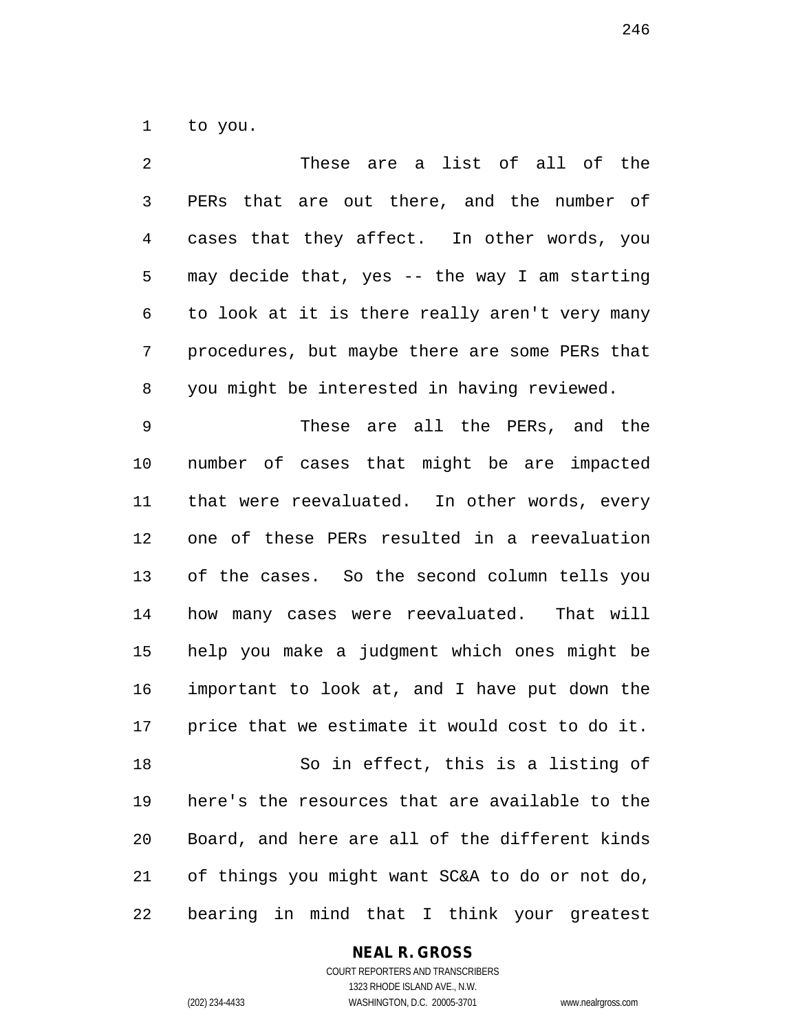to you.

These are a list of all of the PERs that are out there, and the number of cases that they affect. In other words, you may decide that, yes -- the way I am starting to look at it is there really aren't very many procedures, but maybe there are some PERs that you might be interested in having reviewed.

These are all the PERs, and the number of cases that might be are impacted that were reevaluated. In other words, every one of these PERs resulted in a reevaluation of the cases. So the second column tells you how many cases were reevaluated. That will help you make a judgment which ones might be important to look at, and I have put down the price that we estimate it would cost to do it.

So in effect, this is a listing of here's the resources that are available to the Board, and here are all of the different kinds of things you might want SC&A to do or not do, bearing in mind that I think your greatest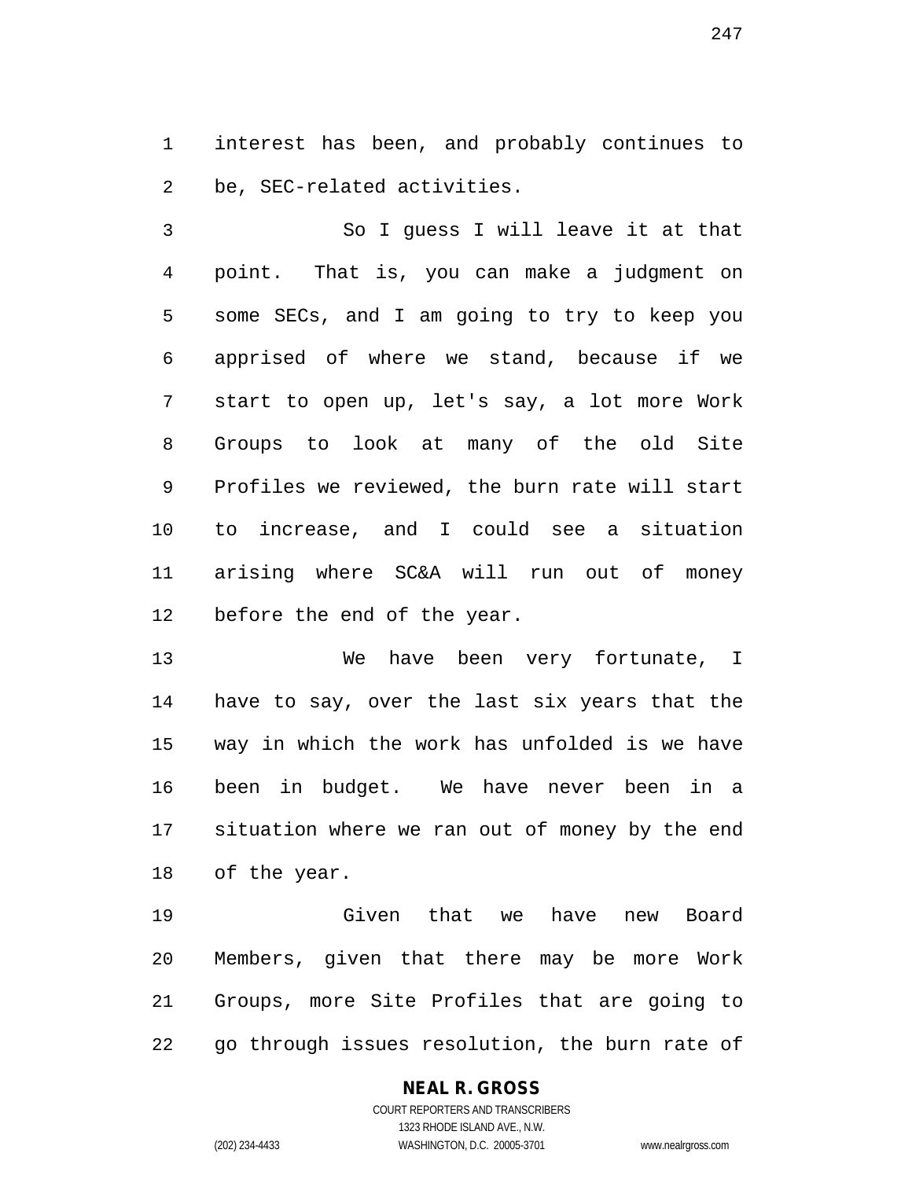interest has been, and probably continues to be, SEC-related activities.

So I guess I will leave it at that point. That is, you can make a judgment on some SECs, and I am going to try to keep you apprised of where we stand, because if we start to open up, let's say, a lot more Work Groups to look at many of the old Site Profiles we reviewed, the burn rate will start to increase, and I could see a situation arising where SC&A will run out of money before the end of the year.

We have been very fortunate, I have to say, over the last six years that the way in which the work has unfolded is we have been in budget. We have never been in a situation where we ran out of money by the end of the year.

Given that we have new Board Members, given that there may be more Work Groups, more Site Profiles that are going to go through issues resolution, the burn rate of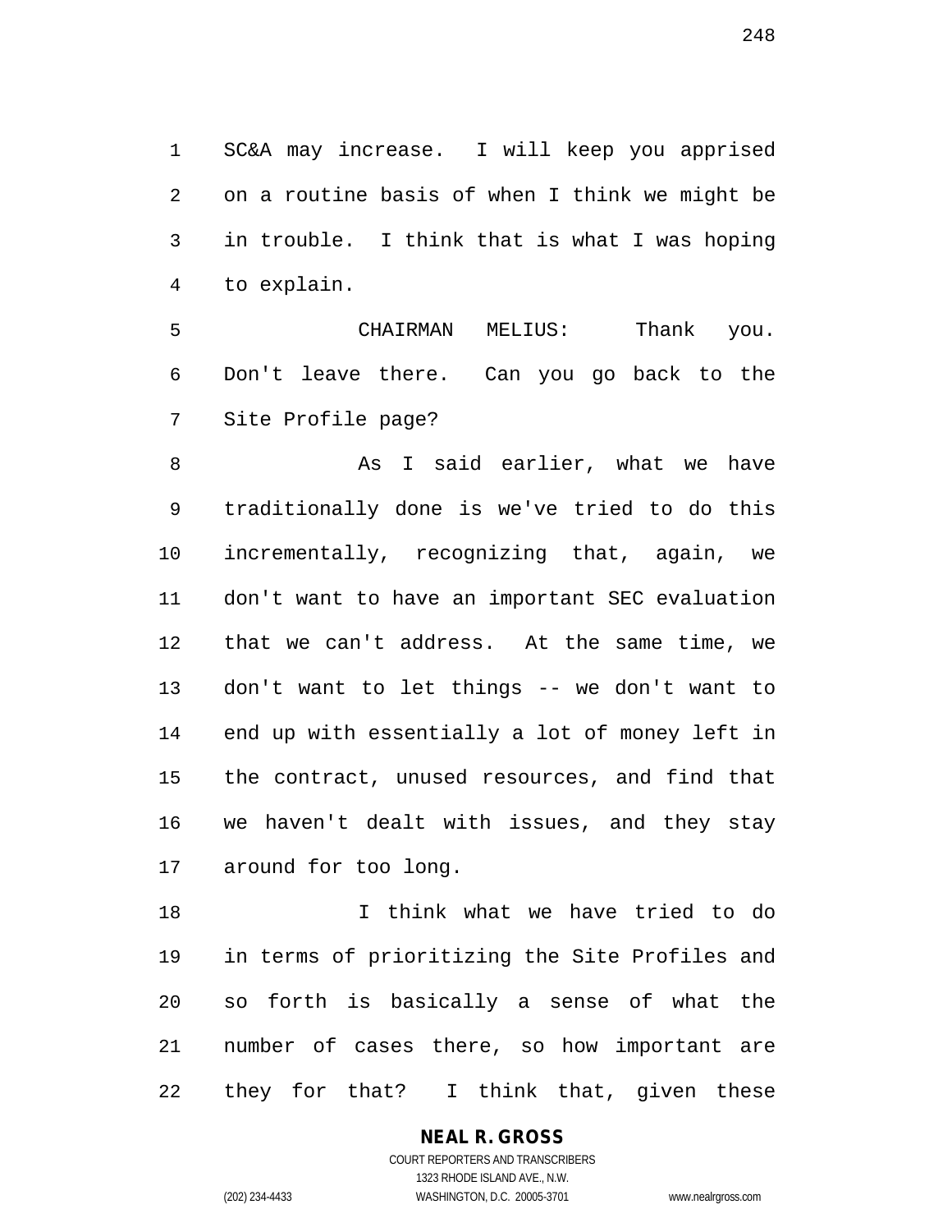SC&A may increase. I will keep you apprised on a routine basis of when I think we might be in trouble. I think that is what I was hoping to explain.

CHAIRMAN MELIUS: Thank you. Don't leave there. Can you go back to the Site Profile page?

As I said earlier, what we have traditionally done is we've tried to do this incrementally, recognizing that, again, we don't want to have an important SEC evaluation that we can't address. At the same time, we don't want to let things -- we don't want to end up with essentially a lot of money left in the contract, unused resources, and find that we haven't dealt with issues, and they stay around for too long.

I think what we have tried to do in terms of prioritizing the Site Profiles and so forth is basically a sense of what the number of cases there, so how important are they for that? I think that, given these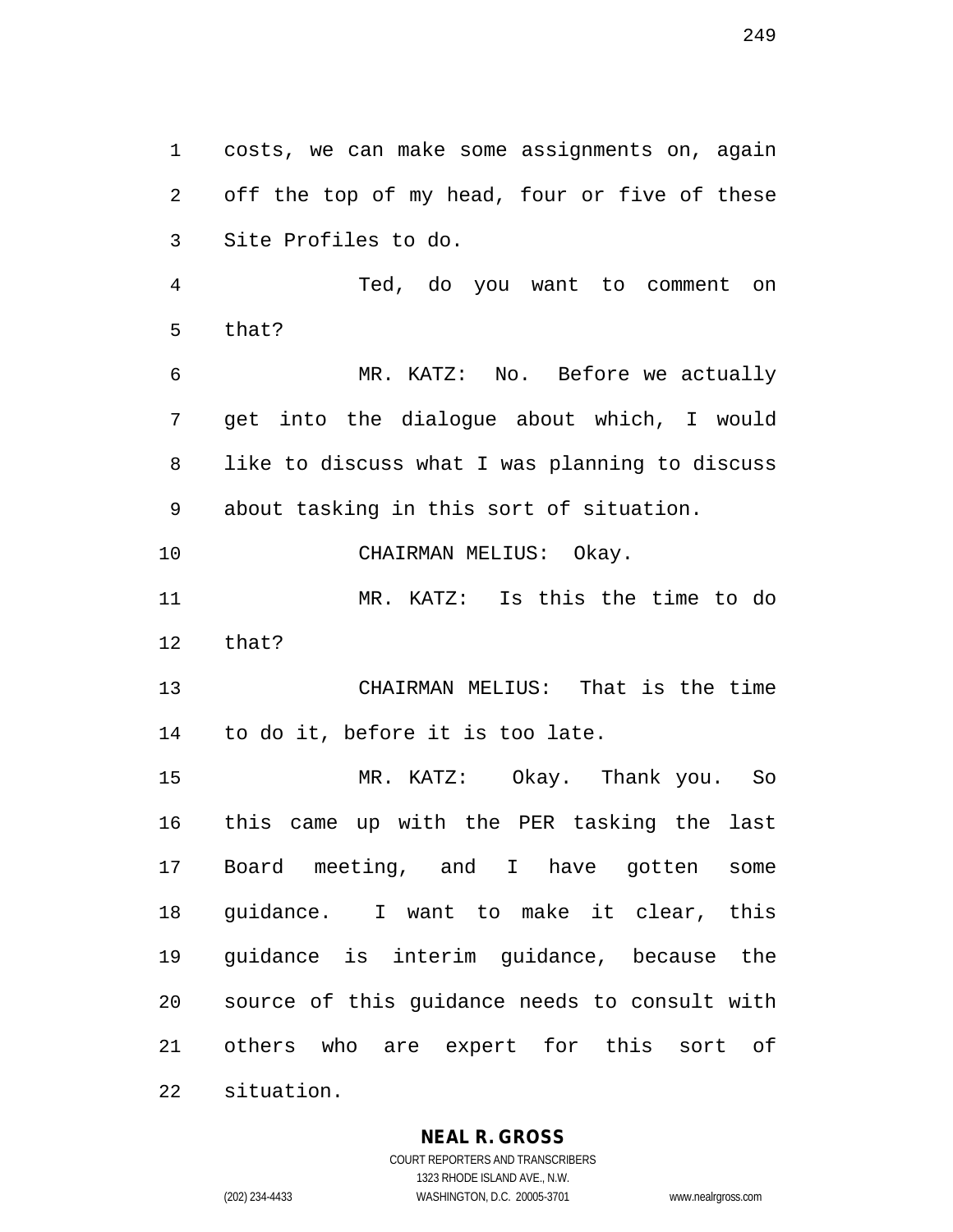costs, we can make some assignments on, again off the top of my head, four or five of these Site Profiles to do.

Ted, do you want to comment on that?

MR. KATZ: No. Before we actually get into the dialogue about which, I would like to discuss what I was planning to discuss about tasking in this sort of situation.

CHAIRMAN MELIUS: Okay.

MR. KATZ: Is this the time to do that?

CHAIRMAN MELIUS: That is the time to do it, before it is too late.

MR. KATZ: Okay. Thank you. So this came up with the PER tasking the last Board meeting, and I have gotten some guidance. I want to make it clear, this guidance is interim guidance, because the source of this guidance needs to consult with others who are expert for this sort of situation.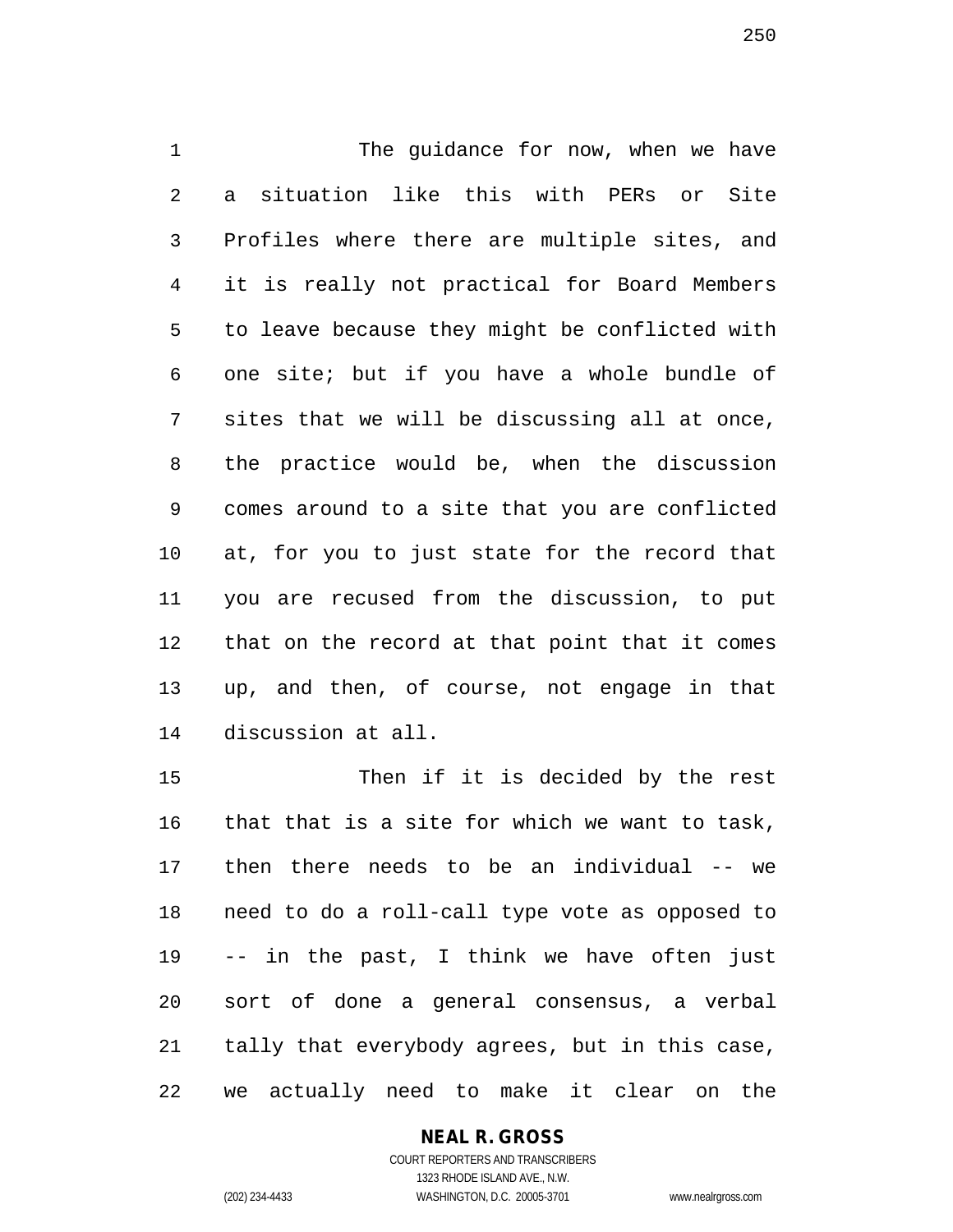The guidance for now, when we have a situation like this with PERs or Site Profiles where there are multiple sites, and it is really not practical for Board Members to leave because they might be conflicted with one site; but if you have a whole bundle of sites that we will be discussing all at once, the practice would be, when the discussion comes around to a site that you are conflicted at, for you to just state for the record that you are recused from the discussion, to put that on the record at that point that it comes up, and then, of course, not engage in that discussion at all.

Then if it is decided by the rest that that is a site for which we want to task, then there needs to be an individual -- we need to do a roll-call type vote as opposed to -- in the past, I think we have often just sort of done a general consensus, a verbal tally that everybody agrees, but in this case, we actually need to make it clear on the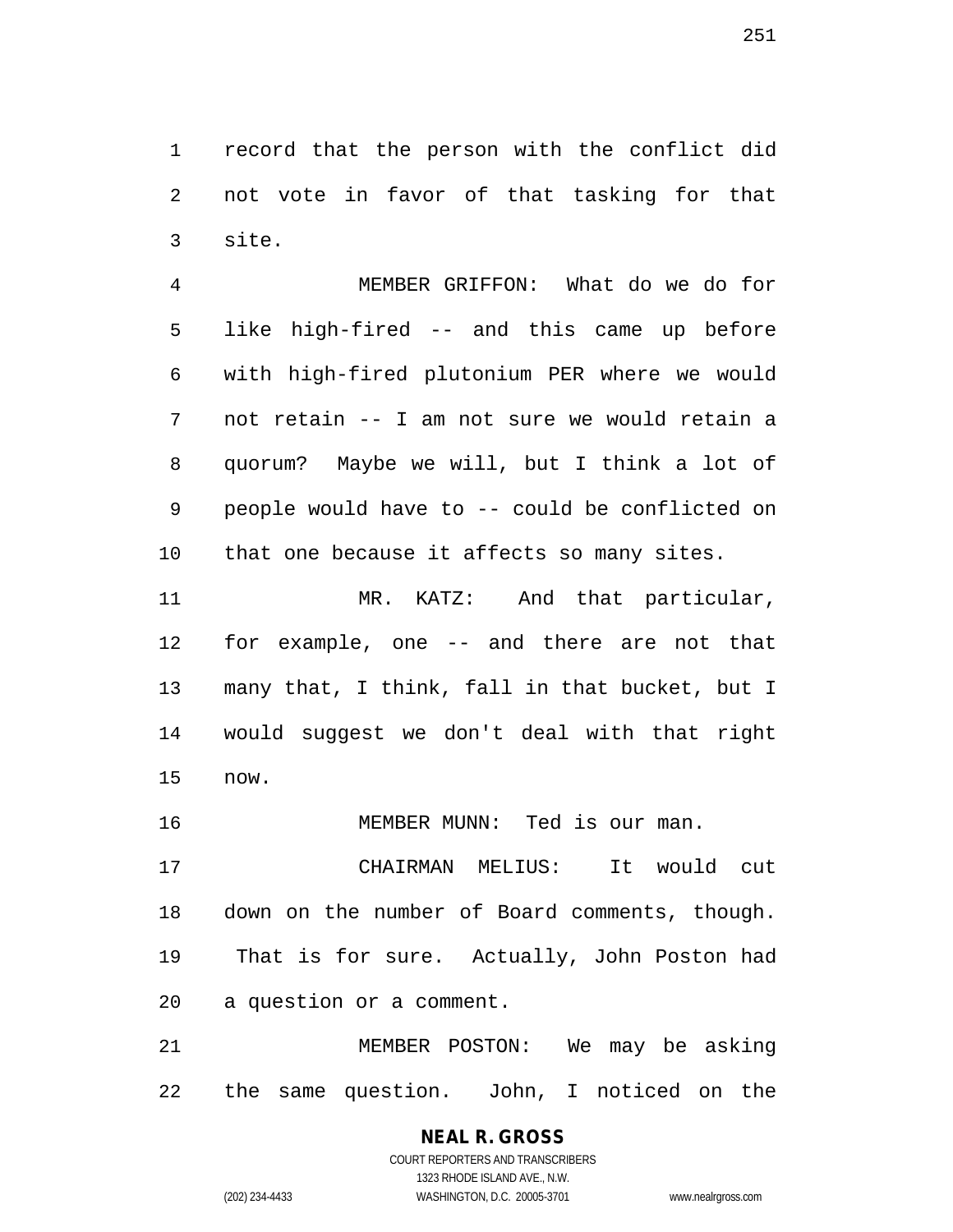record that the person with the conflict did not vote in favor of that tasking for that site.

MEMBER GRIFFON: What do we do for like high-fired -- and this came up before with high-fired plutonium PER where we would not retain -- I am not sure we would retain a quorum? Maybe we will, but I think a lot of people would have to -- could be conflicted on that one because it affects so many sites.

MR. KATZ: And that particular, for example, one -- and there are not that many that, I think, fall in that bucket, but I would suggest we don't deal with that right now.

MEMBER MUNN: Ted is our man.

CHAIRMAN MELIUS: It would cut down on the number of Board comments, though. That is for sure. Actually, John Poston had a question or a comment.

MEMBER POSTON: We may be asking the same question. John, I noticed on the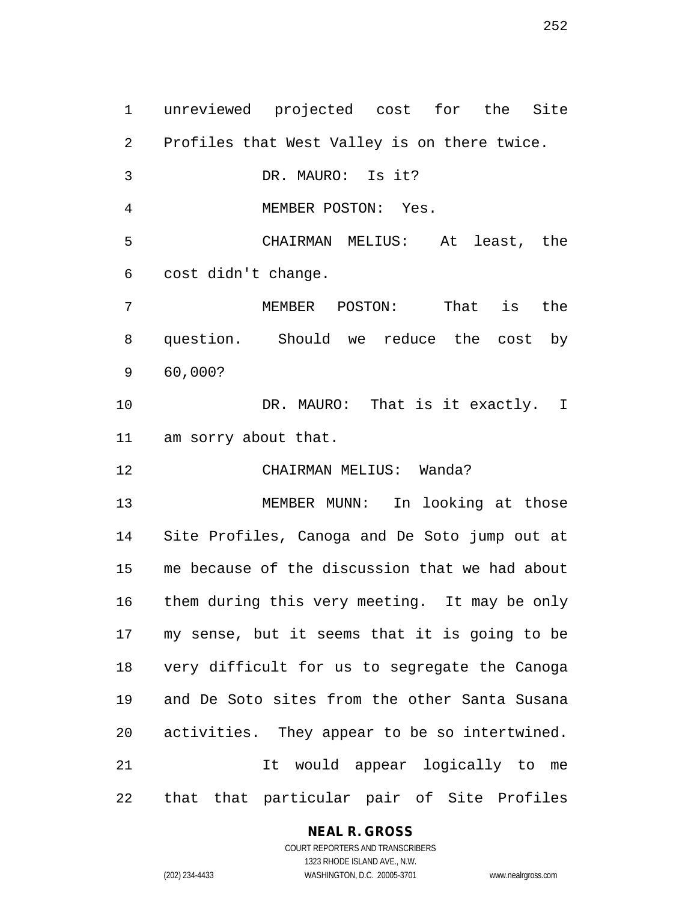unreviewed projected cost for the Site Profiles that West Valley is on there twice.

DR. MAURO: Is it?

MEMBER POSTON: Yes.

CHAIRMAN MELIUS: At least, the cost didn't change.

MEMBER POSTON: That is the question. Should we reduce the cost by 60,000?

DR. MAURO: That is it exactly. I am sorry about that.

CHAIRMAN MELIUS: Wanda?

MEMBER MUNN: In looking at those Site Profiles, Canoga and De Soto jump out at me because of the discussion that we had about them during this very meeting. It may be only my sense, but it seems that it is going to be very difficult for us to segregate the Canoga and De Soto sites from the other Santa Susana activities. They appear to be so intertwined.

It would appear logically to me that that particular pair of Site Profiles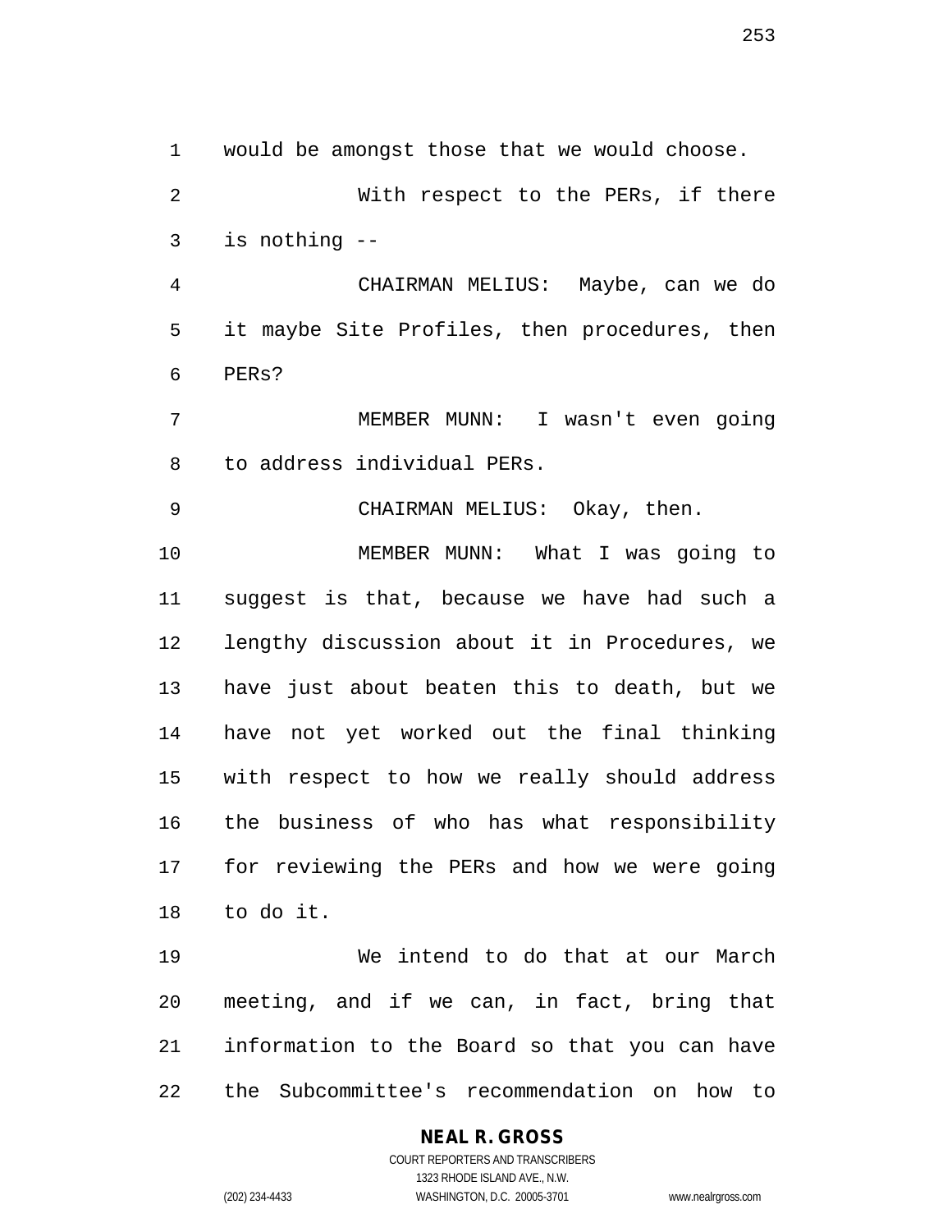would be amongst those that we would choose.

With respect to the PERs, if there is nothing --

CHAIRMAN MELIUS: Maybe, can we do it maybe Site Profiles, then procedures, then PERs?

MEMBER MUNN: I wasn't even going to address individual PERs.

CHAIRMAN MELIUS: Okay, then.

MEMBER MUNN: What I was going to suggest is that, because we have had such a lengthy discussion about it in Procedures, we have just about beaten this to death, but we have not yet worked out the final thinking with respect to how we really should address the business of who has what responsibility for reviewing the PERs and how we were going to do it.

We intend to do that at our March meeting, and if we can, in fact, bring that information to the Board so that you can have the Subcommittee's recommendation on how to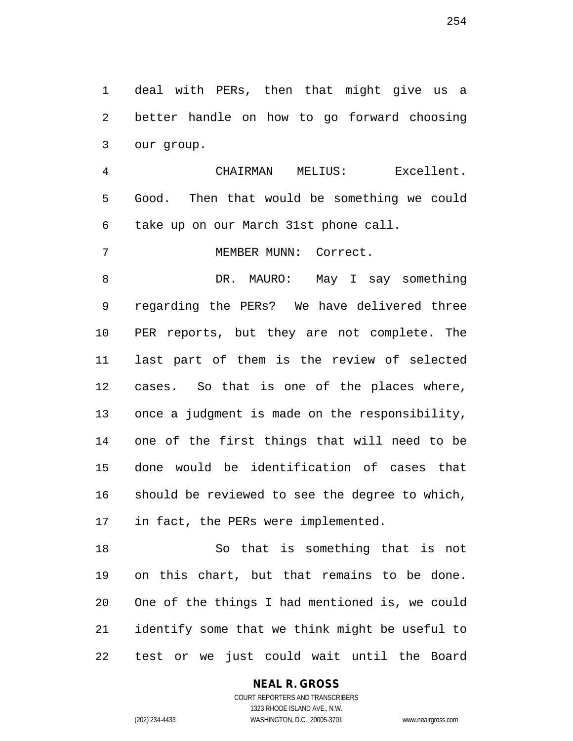deal with PERs, then that might give us a better handle on how to go forward choosing our group.

CHAIRMAN MELIUS: Excellent. Good. Then that would be something we could take up on our March 31st phone call.

MEMBER MUNN: Correct.

DR. MAURO: May I say something regarding the PERs? We have delivered three PER reports, but they are not complete. The last part of them is the review of selected cases. So that is one of the places where, once a judgment is made on the responsibility, one of the first things that will need to be done would be identification of cases that should be reviewed to see the degree to which, in fact, the PERs were implemented.

So that is something that is not on this chart, but that remains to be done. One of the things I had mentioned is, we could identify some that we think might be useful to test or we just could wait until the Board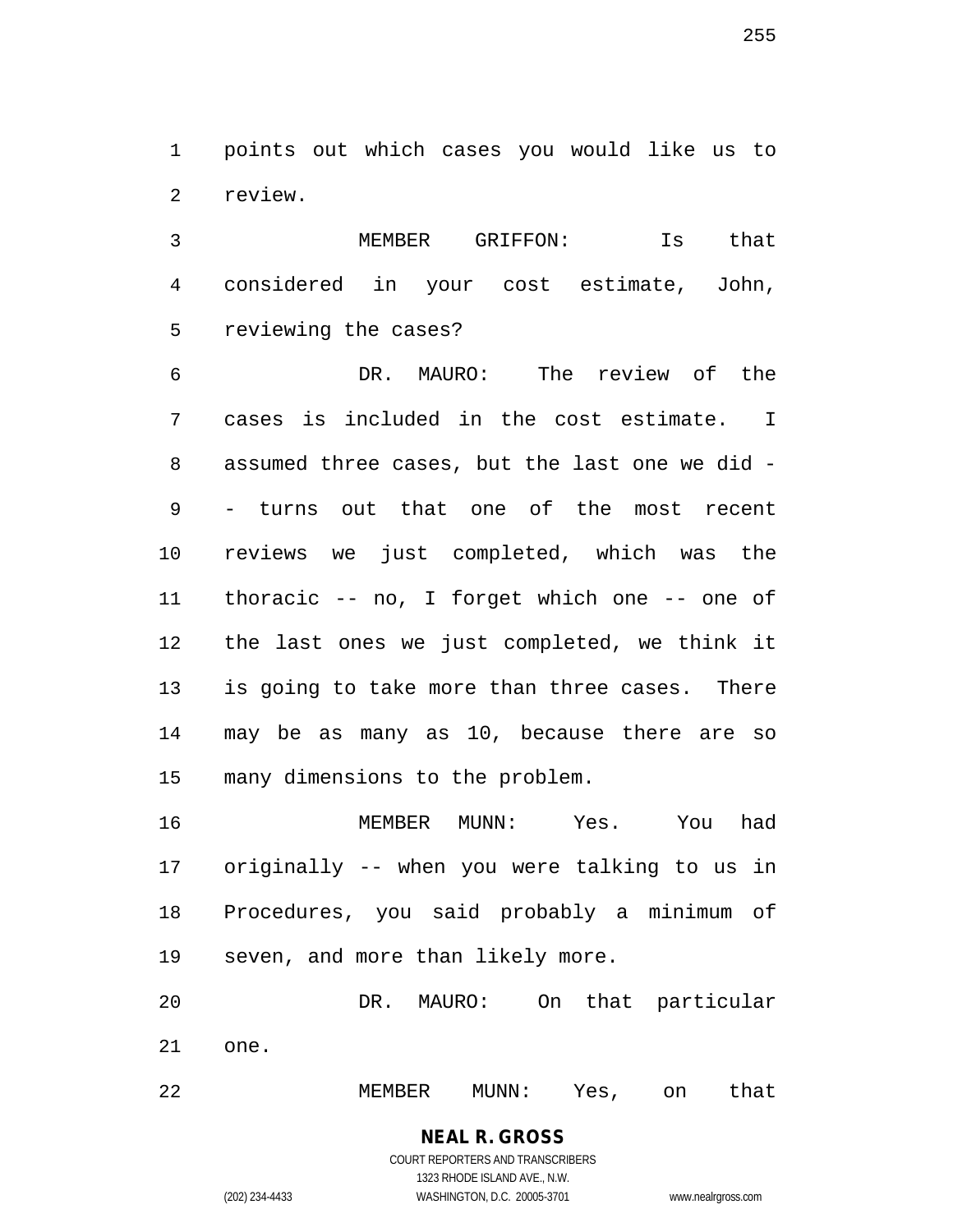points out which cases you would like us to review.

MEMBER GRIFFON: Is that considered in your cost estimate, John, reviewing the cases?

DR. MAURO: The review of the cases is included in the cost estimate. I assumed three cases, but the last one we did -- turns out that one of the most recent reviews we just completed, which was the thoracic -- no, I forget which one -- one of the last ones we just completed, we think it is going to take more than three cases. There may be as many as 10, because there are so many dimensions to the problem.

MEMBER MUNN: Yes. You had originally -- when you were talking to us in Procedures, you said probably a minimum of seven, and more than likely more.

DR. MAURO: On that particular one.

MEMBER MUNN: Yes, on that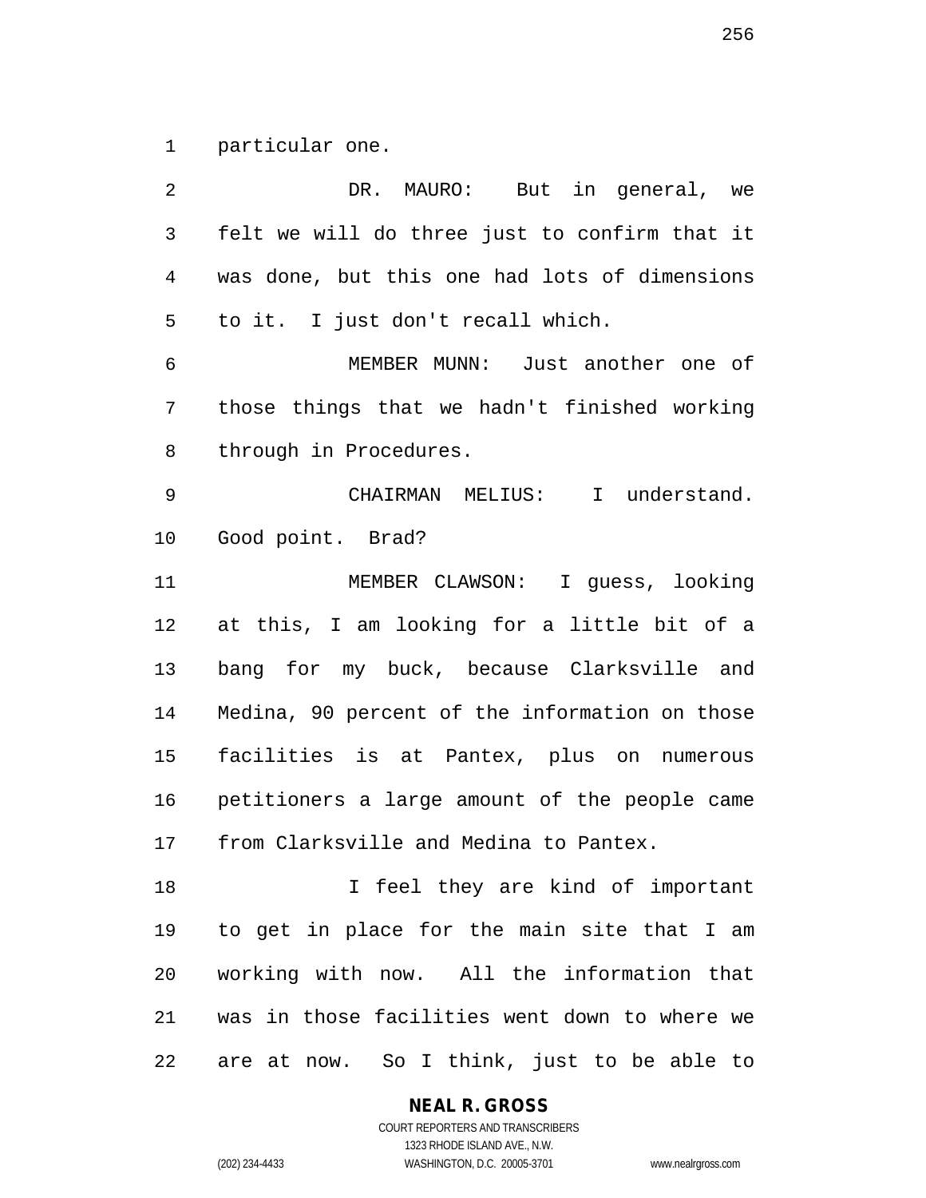particular one.

DR. MAURO: But in general, we felt we will do three just to confirm that it was done, but this one had lots of dimensions to it. I just don't recall which.

MEMBER MUNN: Just another one of those things that we hadn't finished working through in Procedures.

CHAIRMAN MELIUS: I understand. Good point. Brad?

MEMBER CLAWSON: I guess, looking at this, I am looking for a little bit of a bang for my buck, because Clarksville and Medina, 90 percent of the information on those facilities is at Pantex, plus on numerous petitioners a large amount of the people came from Clarksville and Medina to Pantex.

I feel they are kind of important to get in place for the main site that I am working with now. All the information that was in those facilities went down to where we are at now. So I think, just to be able to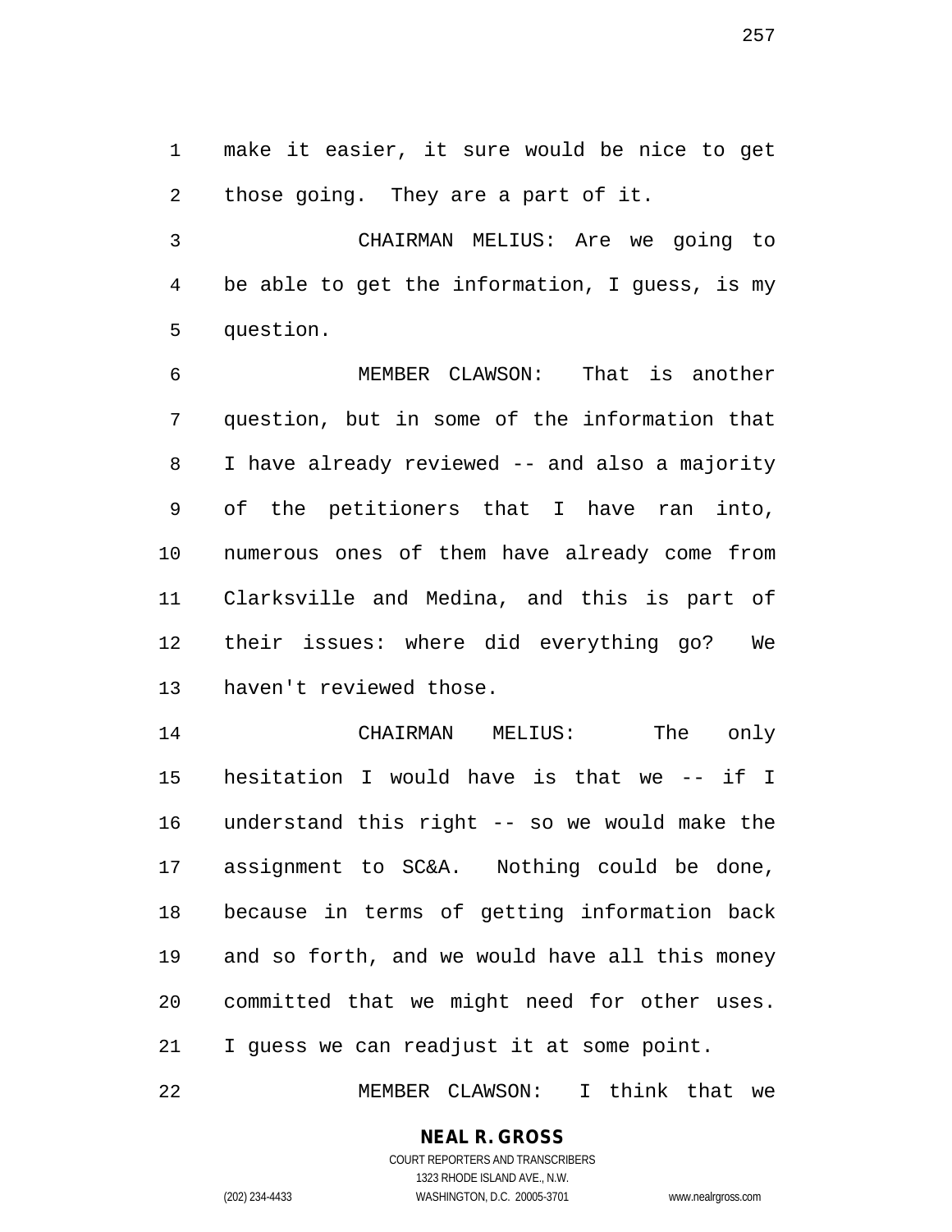make it easier, it sure would be nice to get those going. They are a part of it.

CHAIRMAN MELIUS: Are we going to be able to get the information, I guess, is my question.

MEMBER CLAWSON: That is another question, but in some of the information that I have already reviewed -- and also a majority of the petitioners that I have ran into, numerous ones of them have already come from Clarksville and Medina, and this is part of their issues: where did everything go? We haven't reviewed those.

CHAIRMAN MELIUS: The only hesitation I would have is that we -- if I understand this right -- so we would make the assignment to SC&A. Nothing could be done, because in terms of getting information back and so forth, and we would have all this money committed that we might need for other uses. I guess we can readjust it at some point.

MEMBER CLAWSON: I think that we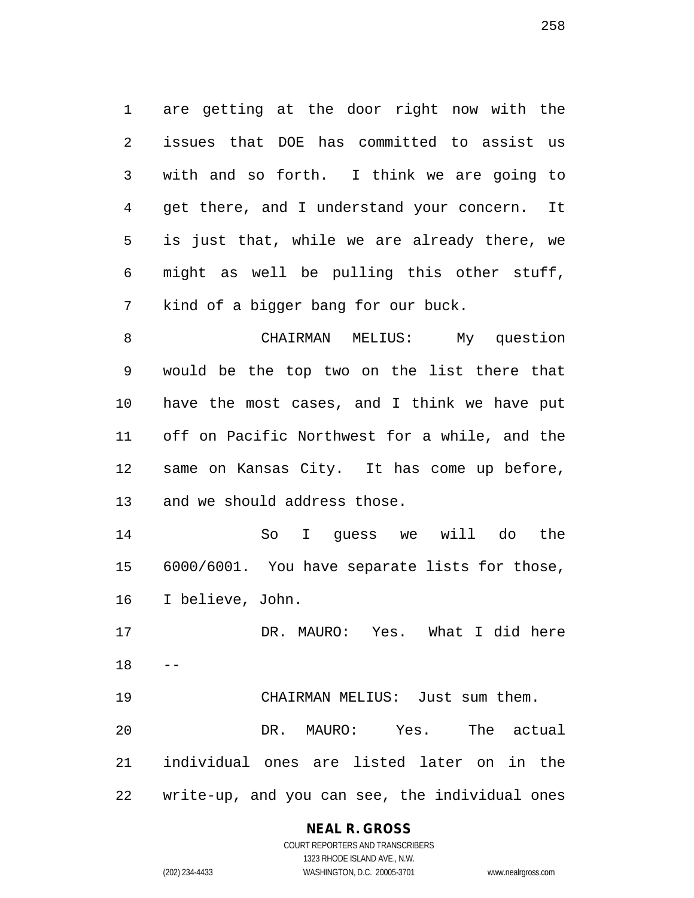are getting at the door right now with the issues that DOE has committed to assist us with and so forth. I think we are going to get there, and I understand your concern. It is just that, while we are already there, we might as well be pulling this other stuff, kind of a bigger bang for our buck.

CHAIRMAN MELIUS: My question would be the top two on the list there that have the most cases, and I think we have put off on Pacific Northwest for a while, and the same on Kansas City. It has come up before, and we should address those.

So I guess we will do the 6000/6001. You have separate lists for those, I believe, John.

DR. MAURO: Yes. What I did here --

CHAIRMAN MELIUS: Just sum them.

DR. MAURO: Yes. The actual individual ones are listed later on in the write-up, and you can see, the individual ones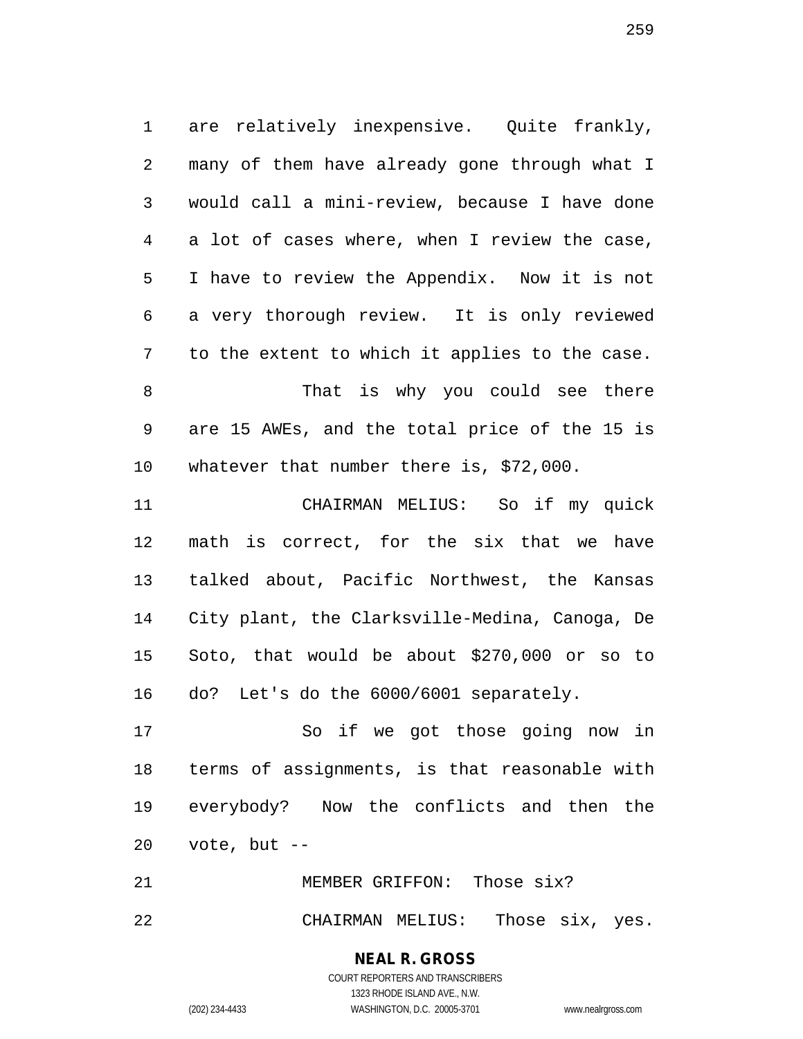are relatively inexpensive. Quite frankly, many of them have already gone through what I would call a mini-review, because I have done a lot of cases where, when I review the case, I have to review the Appendix. Now it is not a very thorough review. It is only reviewed to the extent to which it applies to the case.

That is why you could see there are 15 AWEs, and the total price of the 15 is whatever that number there is, $72,000.

CHAIRMAN MELIUS: So if my quick math is correct, for the six that we have talked about, Pacific Northwest, the Kansas City plant, the Clarksville-Medina, Canoga, De Soto, that would be about $270,000 or so to do? Let's do the 6000/6001 separately.

So if we got those going now in terms of assignments, is that reasonable with everybody? Now the conflicts and then the vote, but --

MEMBER GRIFFON: Those six?

CHAIRMAN MELIUS: Those six, yes.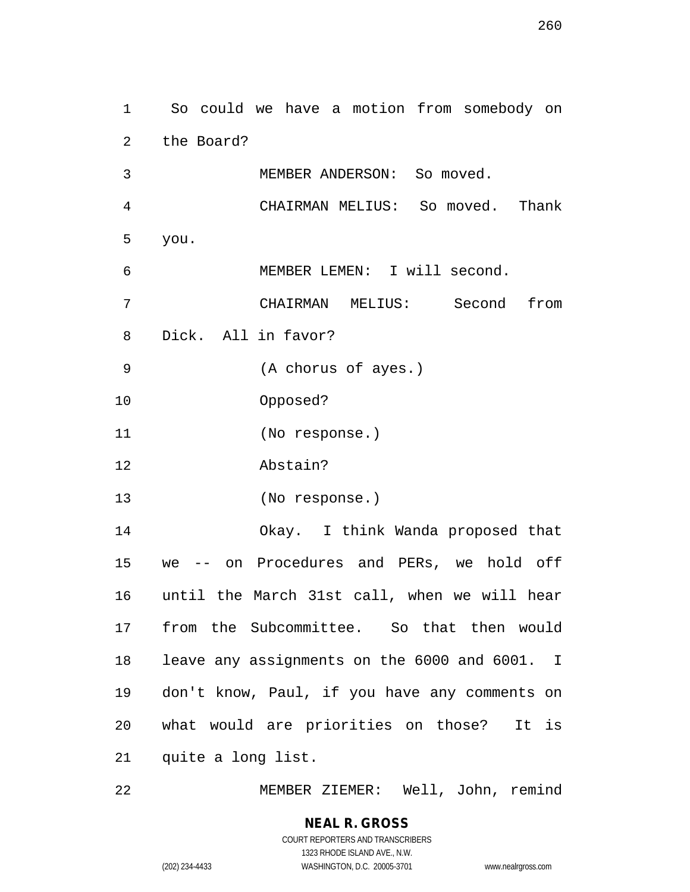So could we have a motion from somebody on the Board?

MEMBER ANDERSON: So moved.

CHAIRMAN MELIUS: So moved. Thank you.

MEMBER LEMEN: I will second.

CHAIRMAN MELIUS: Second from Dick. All in favor?

(A chorus of ayes.)

Opposed?

(No response.)

Abstain?

(No response.)

Okay. I think Wanda proposed that we -- on Procedures and PERs, we hold off until the March 31st call, when we will hear from the Subcommittee. So that then would leave any assignments on the 6000 and 6001. I don't know, Paul, if you have any comments on what would are priorities on those? It is quite a long list.

MEMBER ZIEMER: Well, John, remind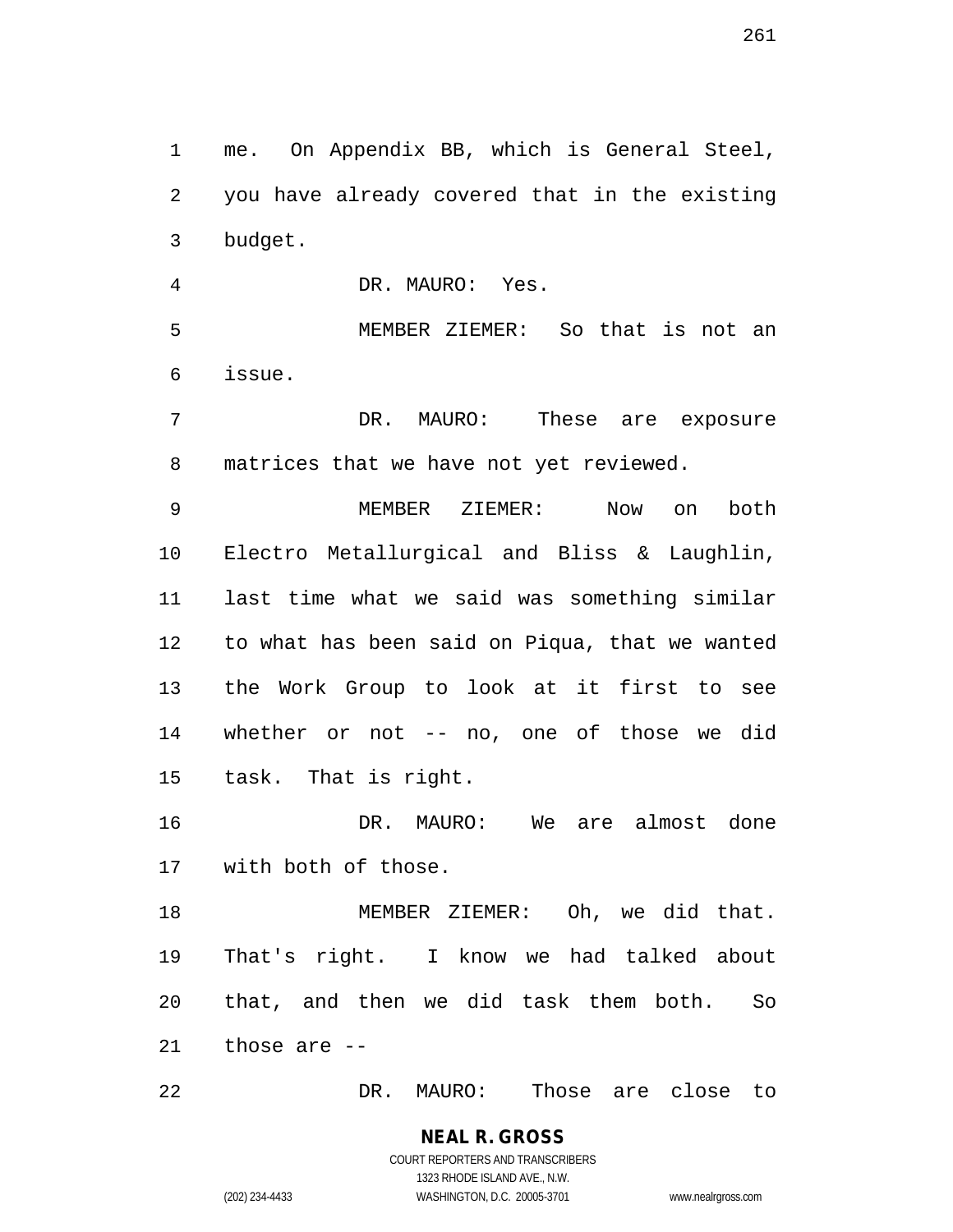me. On Appendix BB, which is General Steel, you have already covered that in the existing budget.

DR. MAURO: Yes.

MEMBER ZIEMER: So that is not an issue.

DR. MAURO: These are exposure matrices that we have not yet reviewed.

MEMBER ZIEMER: Now on both Electro Metallurgical and Bliss & Laughlin, last time what we said was something similar to what has been said on Piqua, that we wanted the Work Group to look at it first to see whether or not -- no, one of those we did task. That is right.

DR. MAURO: We are almost done with both of those.

MEMBER ZIEMER: Oh, we did that. That's right. I know we had talked about that, and then we did task them both. So those are --

DR. MAURO: Those are close to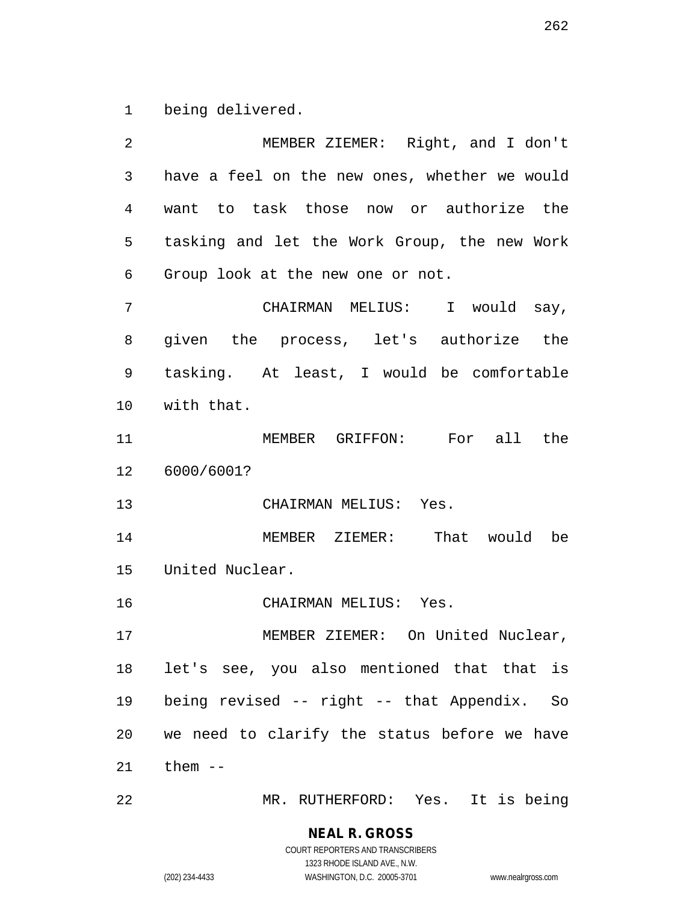being delivered.

MEMBER ZIEMER: Right, and I don't have a feel on the new ones, whether we would want to task those now or authorize the tasking and let the Work Group, the new Work Group look at the new one or not.

CHAIRMAN MELIUS: I would say, given the process, let's authorize the tasking. At least, I would be comfortable with that.

MEMBER GRIFFON: For all the 6000/6001?

CHAIRMAN MELIUS: Yes.

MEMBER ZIEMER: That would be United Nuclear.

CHAIRMAN MELIUS: Yes.

MEMBER ZIEMER: On United Nuclear, let's see, you also mentioned that that is being revised -- right -- that Appendix. So we need to clarify the status before we have them --

MR. RUTHERFORD: Yes. It is being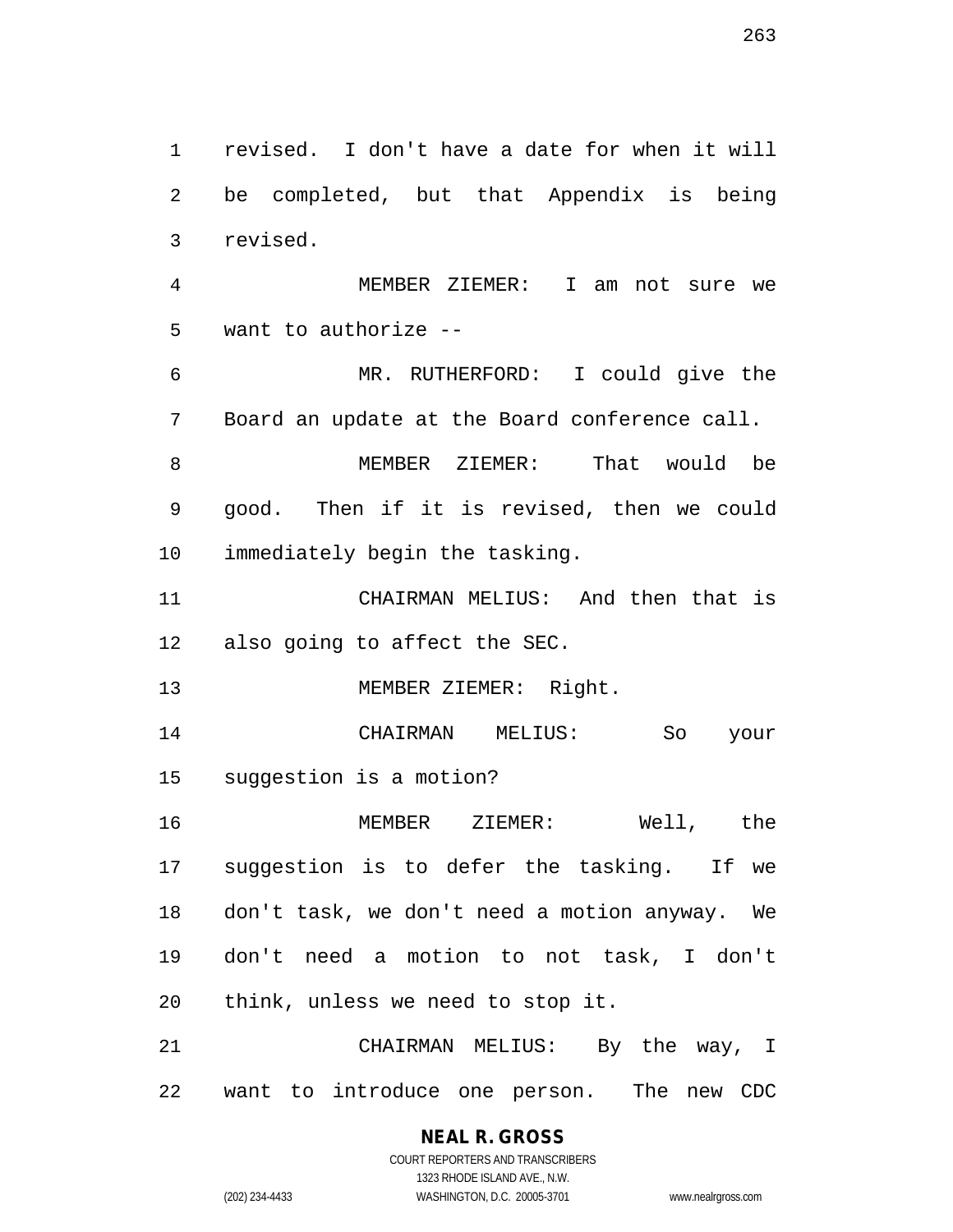revised. I don't have a date for when it will be completed, but that Appendix is being revised.

MEMBER ZIEMER: I am not sure we want to authorize --

MR. RUTHERFORD: I could give the Board an update at the Board conference call.

MEMBER ZIEMER: That would be good. Then if it is revised, then we could immediately begin the tasking.

CHAIRMAN MELIUS: And then that is also going to affect the SEC.

MEMBER ZIEMER: Right.

CHAIRMAN MELIUS: So your suggestion is a motion?

MEMBER ZIEMER: Well, the suggestion is to defer the tasking. If we don't task, we don't need a motion anyway. We don't need a motion to not task, I don't think, unless we need to stop it.

CHAIRMAN MELIUS: By the way, I want to introduce one person. The new CDC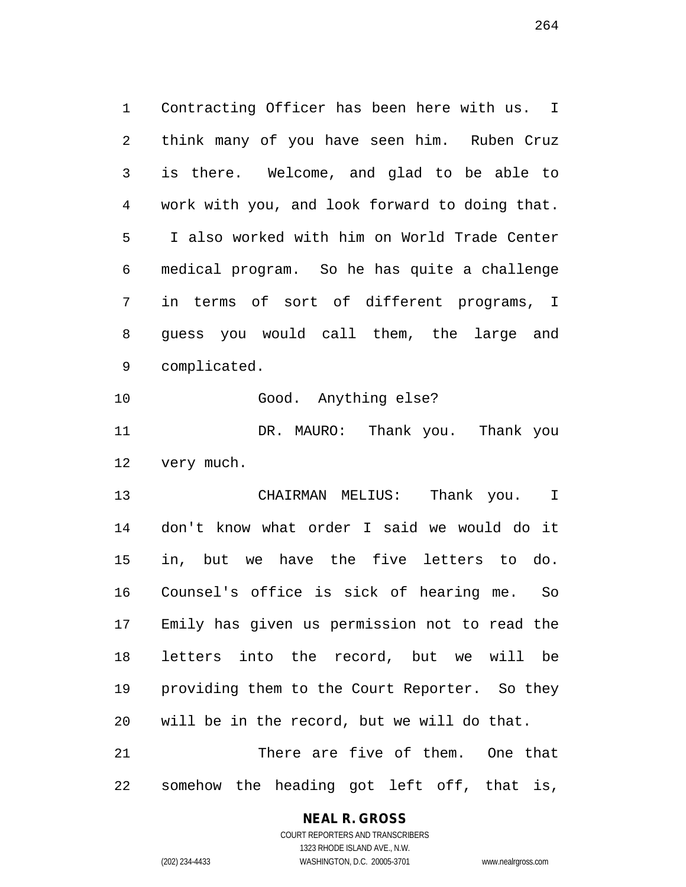Contracting Officer has been here with us. I think many of you have seen him. Ruben Cruz is there. Welcome, and glad to be able to work with you, and look forward to doing that. I also worked with him on World Trade Center medical program. So he has quite a challenge in terms of sort of different programs, I guess you would call them, the large and complicated.

Good. Anything else?

DR. MAURO: Thank you. Thank you very much.

CHAIRMAN MELIUS: Thank you. I don't know what order I said we would do it in, but we have the five letters to do. Counsel's office is sick of hearing me. So Emily has given us permission not to read the letters into the record, but we will be providing them to the Court Reporter. So they will be in the record, but we will do that.

There are five of them. One that somehow the heading got left off, that is,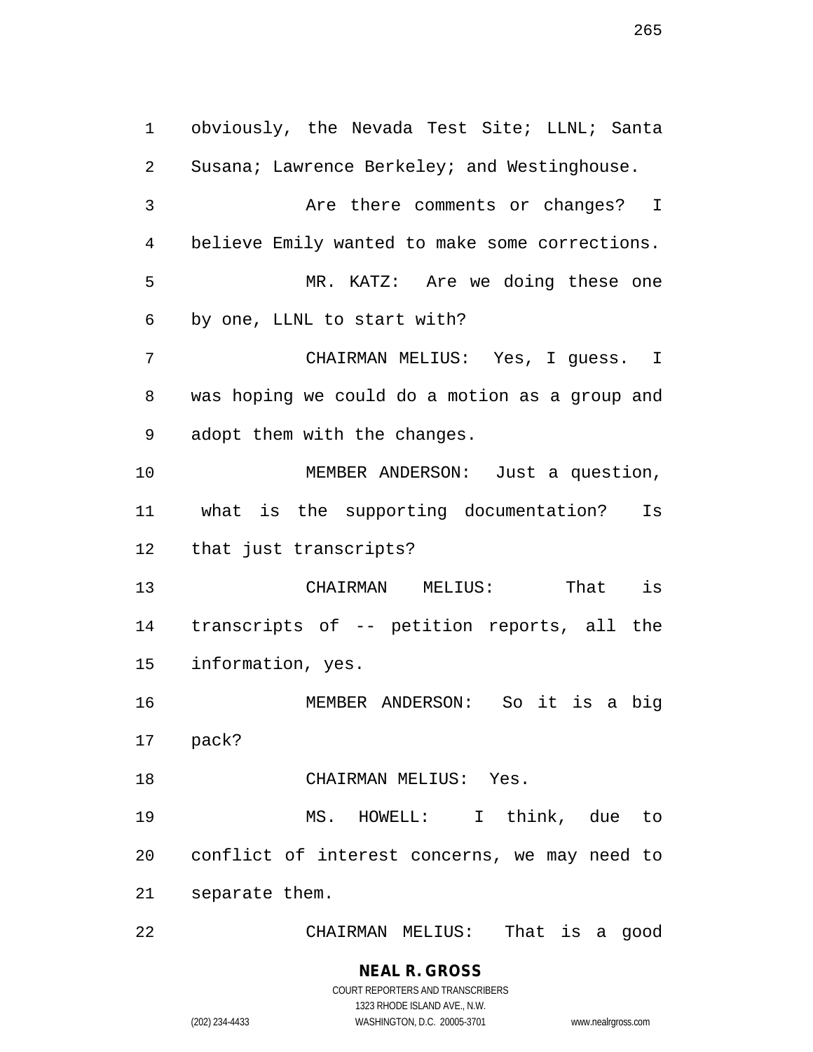obviously, the Nevada Test Site; LLNL; Santa Susana; Lawrence Berkeley; and Westinghouse.

Are there comments or changes? I believe Emily wanted to make some corrections.

MR. KATZ: Are we doing these one by one, LLNL to start with?

CHAIRMAN MELIUS: Yes, I guess. I was hoping we could do a motion as a group and adopt them with the changes.

MEMBER ANDERSON: Just a question, what is the supporting documentation? Is that just transcripts?

CHAIRMAN MELIUS: That is transcripts of -- petition reports, all the information, yes.

MEMBER ANDERSON: So it is a big pack?

CHAIRMAN MELIUS: Yes.

MS. HOWELL: I think, due to conflict of interest concerns, we may need to separate them.

CHAIRMAN MELIUS: That is a good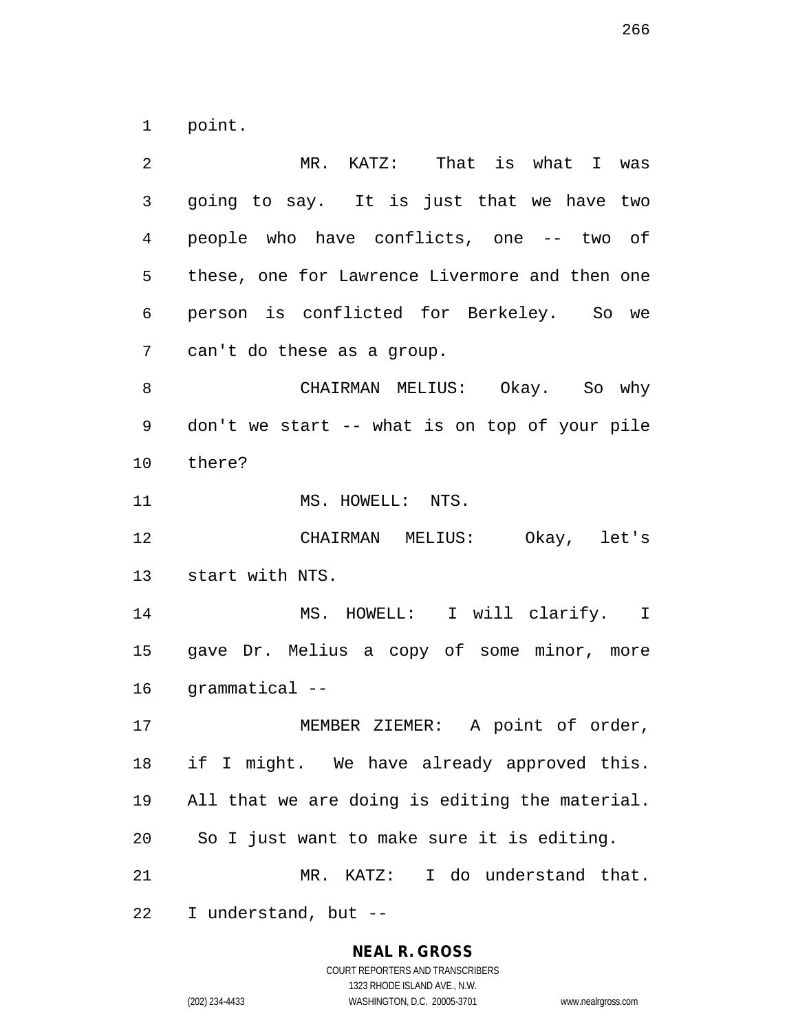point.

MR. KATZ: That is what I was going to say. It is just that we have two people who have conflicts, one -- two of these, one for Lawrence Livermore and then one person is conflicted for Berkeley. So we can't do these as a group.

CHAIRMAN MELIUS: Okay. So why don't we start -- what is on top of your pile there?

MS. HOWELL: NTS.

CHAIRMAN MELIUS: Okay, let's start with NTS.

MS. HOWELL: I will clarify. I gave Dr. Melius a copy of some minor, more grammatical --

MEMBER ZIEMER: A point of order, if I might. We have already approved this. All that we are doing is editing the material. So I just want to make sure it is editing.

MR. KATZ: I do understand that. I understand, but --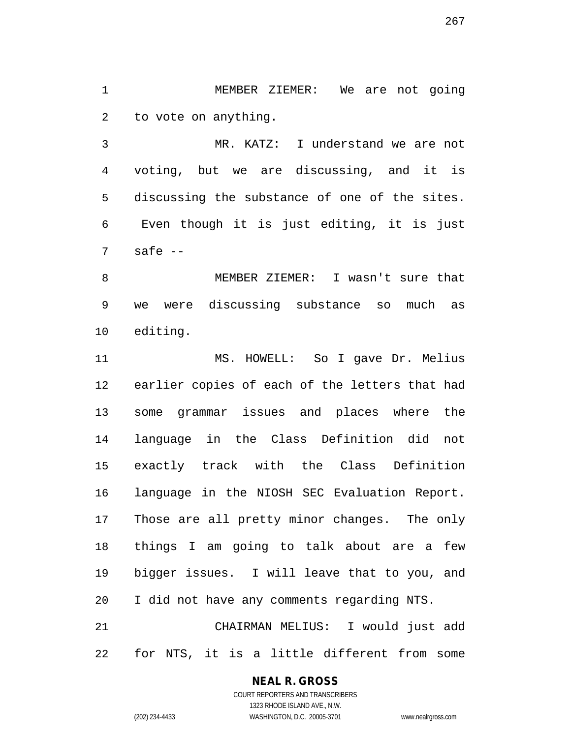MEMBER ZIEMER: We are not going to vote on anything.

MR. KATZ: I understand we are not voting, but we are discussing, and it is discussing the substance of one of the sites. Even though it is just editing, it is just safe --

MEMBER ZIEMER: I wasn't sure that we were discussing substance so much as editing.

MS. HOWELL: So I gave Dr. Melius earlier copies of each of the letters that had some grammar issues and places where the language in the Class Definition did not exactly track with the Class Definition language in the NIOSH SEC Evaluation Report. Those are all pretty minor changes. The only things I am going to talk about are a few bigger issues. I will leave that to you, and I did not have any comments regarding NTS.

CHAIRMAN MELIUS: I would just add for NTS, it is a little different from some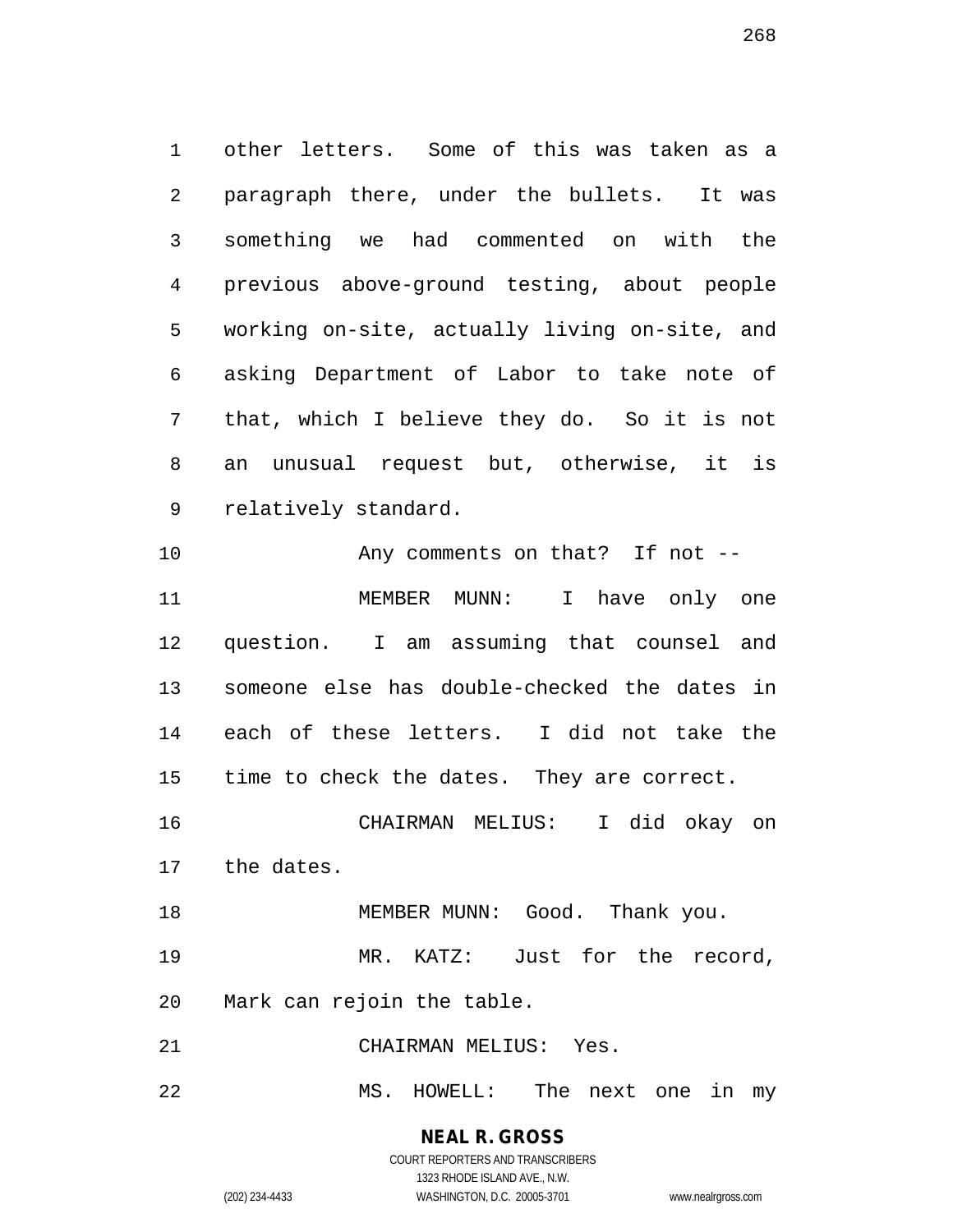other letters. Some of this was taken as a paragraph there, under the bullets. It was something we had commented on with the previous above-ground testing, about people working on-site, actually living on-site, and asking Department of Labor to take note of that, which I believe they do. So it is not an unusual request but, otherwise, it is relatively standard.

Any comments on that? If not --

MEMBER MUNN: I have only one question. I am assuming that counsel and someone else has double-checked the dates in each of these letters. I did not take the time to check the dates. They are correct.

CHAIRMAN MELIUS: I did okay on the dates.

MEMBER MUNN: Good. Thank you.

MR. KATZ: Just for the record, Mark can rejoin the table.

CHAIRMAN MELIUS: Yes.

MS. HOWELL: The next one in my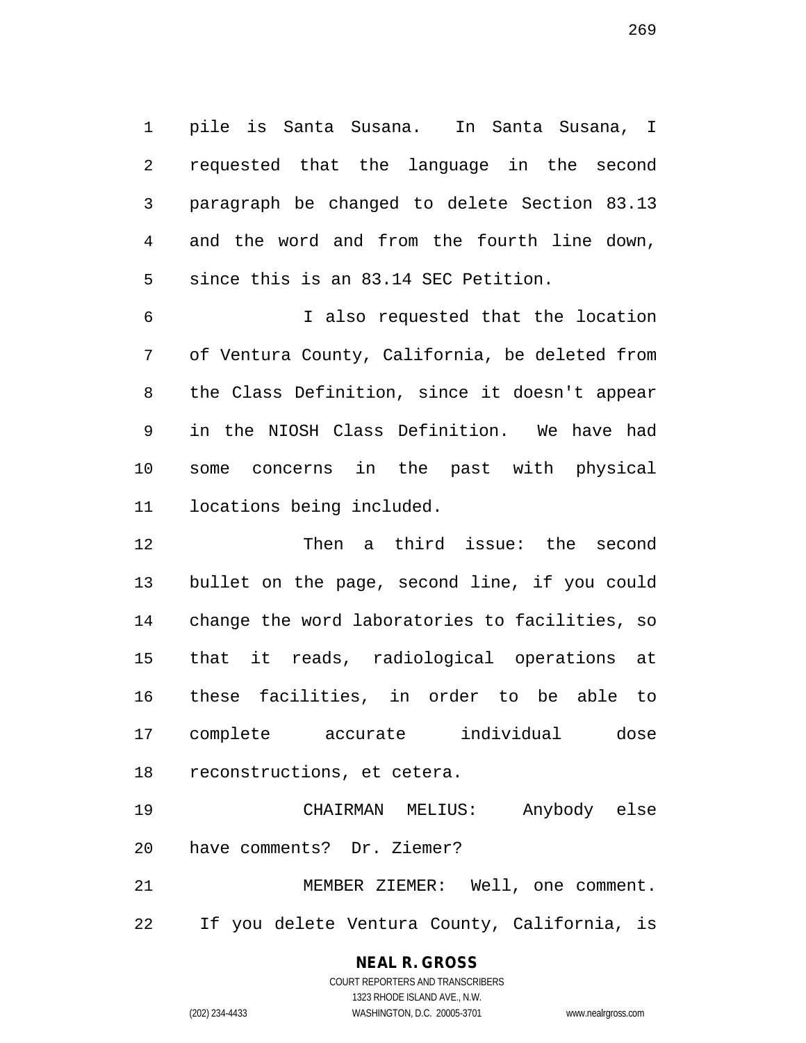pile is Santa Susana. In Santa Susana, I requested that the language in the second paragraph be changed to delete Section 83.13 and the word and from the fourth line down, since this is an 83.14 SEC Petition.

I also requested that the location of Ventura County, California, be deleted from the Class Definition, since it doesn't appear in the NIOSH Class Definition. We have had some concerns in the past with physical locations being included.

Then a third issue: the second bullet on the page, second line, if you could change the word laboratories to facilities, so that it reads, radiological operations at these facilities, in order to be able to complete accurate individual dose reconstructions, et cetera.

CHAIRMAN MELIUS: Anybody else have comments? Dr. Ziemer?

MEMBER ZIEMER: Well, one comment. If you delete Ventura County, California, is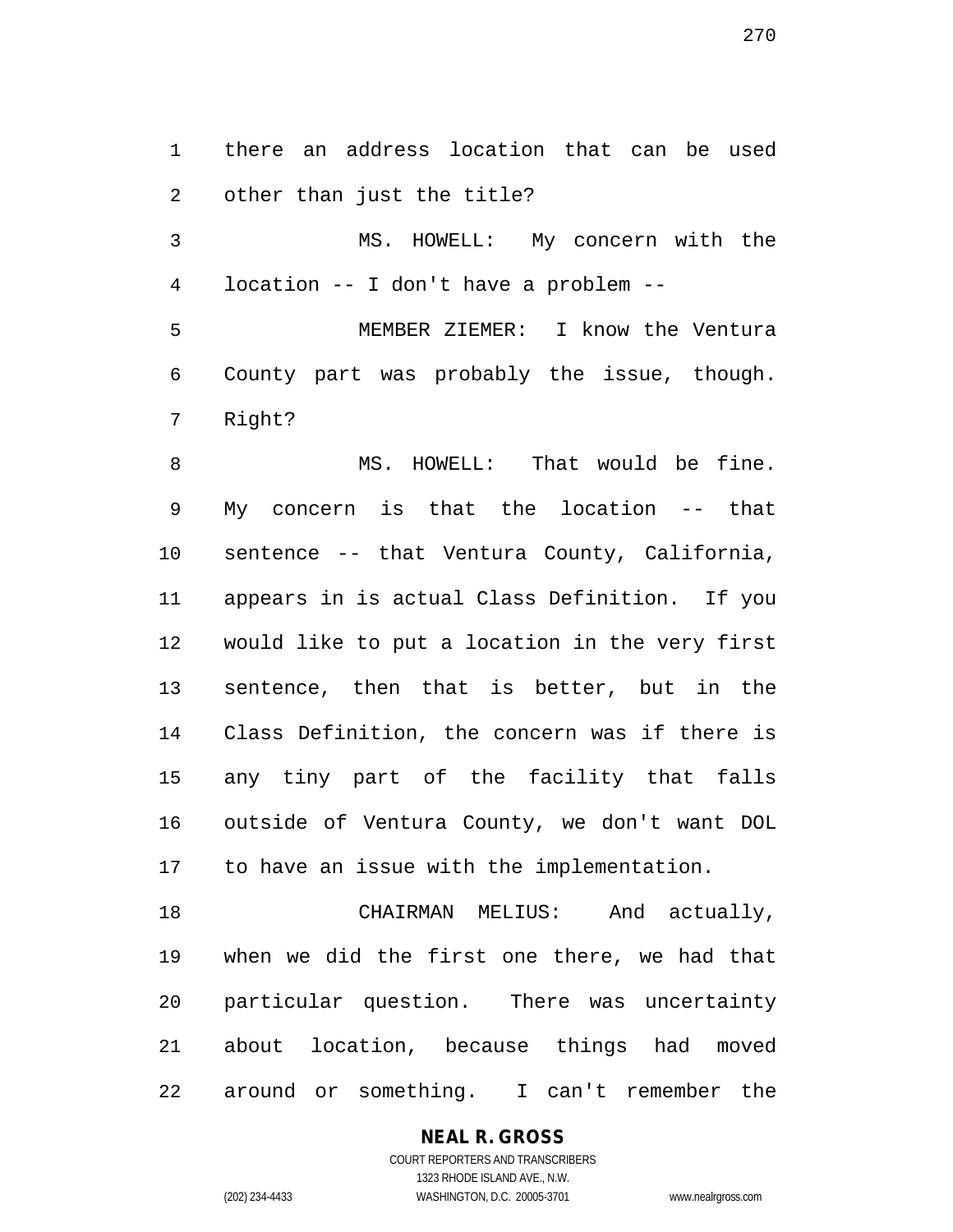there an address location that can be used other than just the title?

MS. HOWELL: My concern with the location -- I don't have a problem --

MEMBER ZIEMER: I know the Ventura County part was probably the issue, though. Right?

MS. HOWELL: That would be fine. My concern is that the location -- that sentence -- that Ventura County, California, appears in is actual Class Definition. If you would like to put a location in the very first sentence, then that is better, but in the Class Definition, the concern was if there is any tiny part of the facility that falls outside of Ventura County, we don't want DOL to have an issue with the implementation.

CHAIRMAN MELIUS: And actually, when we did the first one there, we had that particular question. There was uncertainty about location, because things had moved around or something. I can't remember the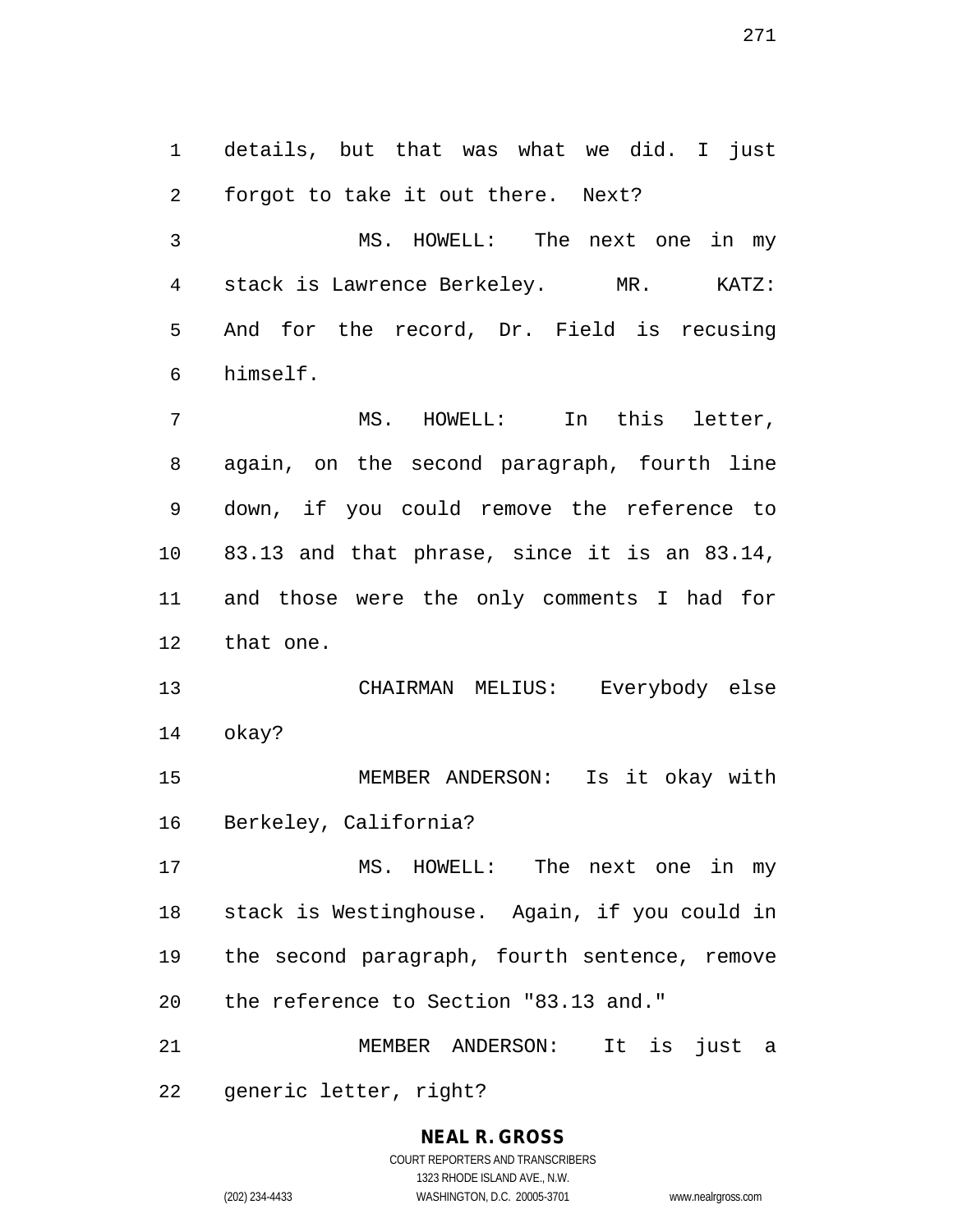details, but that was what we did. I just forgot to take it out there. Next?

MS. HOWELL: The next one in my stack is Lawrence Berkeley. MR. KATZ: And for the record, Dr. Field is recusing himself.

MS. HOWELL: In this letter, again, on the second paragraph, fourth line down, if you could remove the reference to 83.13 and that phrase, since it is an 83.14, and those were the only comments I had for that one.

CHAIRMAN MELIUS: Everybody else okay?

MEMBER ANDERSON: Is it okay with Berkeley, California?

MS. HOWELL: The next one in my stack is Westinghouse. Again, if you could in the second paragraph, fourth sentence, remove the reference to Section "83.13 and."

MEMBER ANDERSON: It is just a generic letter, right?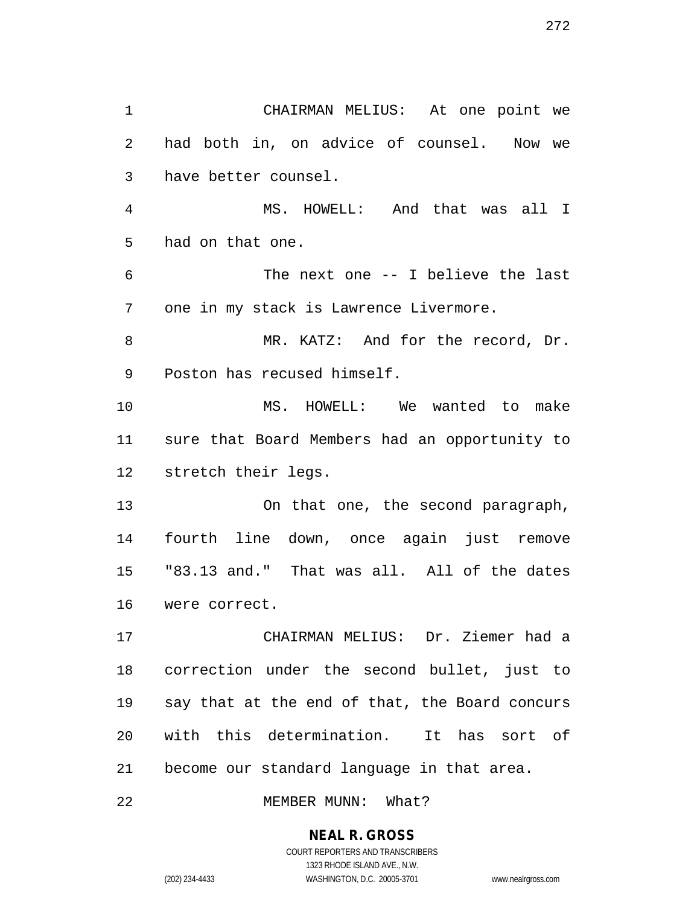CHAIRMAN MELIUS: At one point we had both in, on advice of counsel. Now we have better counsel.

MS. HOWELL: And that was all I had on that one.

The next one -- I believe the last one in my stack is Lawrence Livermore.

MR. KATZ: And for the record, Dr. Poston has recused himself.

MS. HOWELL: We wanted to make sure that Board Members had an opportunity to stretch their legs.

On that one, the second paragraph, fourth line down, once again just remove "83.13 and." That was all. All of the dates were correct.

CHAIRMAN MELIUS: Dr. Ziemer had a correction under the second bullet, just to say that at the end of that, the Board concurs with this determination. It has sort of become our standard language in that area.

MEMBER MUNN: What?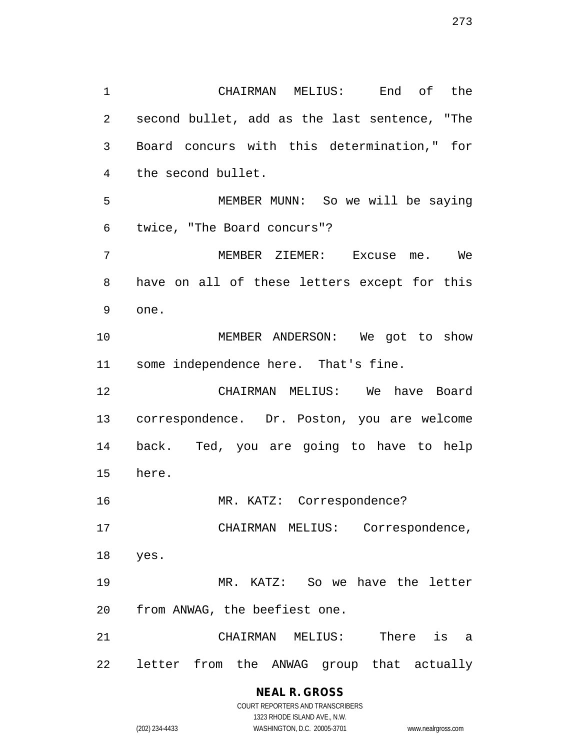CHAIRMAN MELIUS: End of the second bullet, add as the last sentence, "The Board concurs with this determination," for the second bullet.

MEMBER MUNN: So we will be saying twice, "The Board concurs"?

MEMBER ZIEMER: Excuse me. We have on all of these letters except for this one.

MEMBER ANDERSON: We got to show some independence here. That's fine.

CHAIRMAN MELIUS: We have Board correspondence. Dr. Poston, you are welcome back. Ted, you are going to have to help here.

MR. KATZ: Correspondence?

CHAIRMAN MELIUS: Correspondence, yes.

MR. KATZ: So we have the letter from ANWAG, the beefiest one.

CHAIRMAN MELIUS: There is a letter from the ANWAG group that actually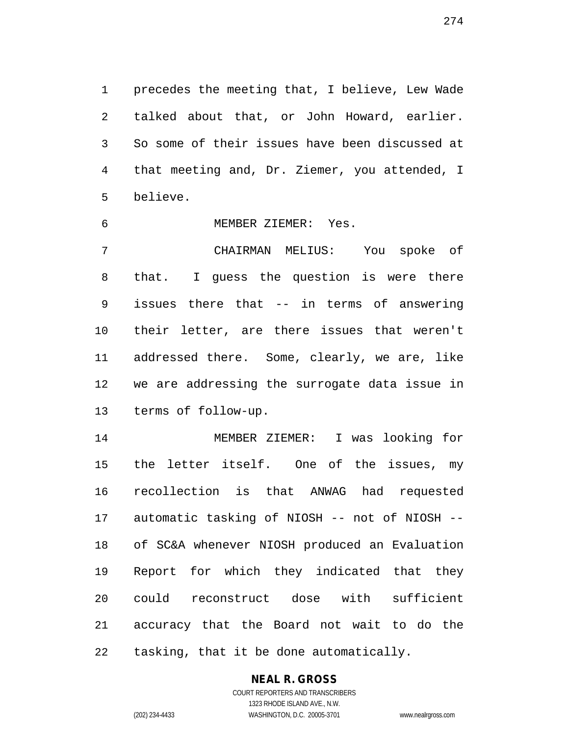precedes the meeting that, I believe, Lew Wade talked about that, or John Howard, earlier. So some of their issues have been discussed at that meeting and, Dr. Ziemer, you attended, I believe.

MEMBER ZIEMER: Yes.

CHAIRMAN MELIUS: You spoke of that. I guess the question is were there issues there that -- in terms of answering their letter, are there issues that weren't addressed there. Some, clearly, we are, like we are addressing the surrogate data issue in terms of follow-up.

MEMBER ZIEMER: I was looking for the letter itself. One of the issues, my recollection is that ANWAG had requested automatic tasking of NIOSH -- not of NIOSH -- of SC&A whenever NIOSH produced an Evaluation Report for which they indicated that they could reconstruct dose with sufficient accuracy that the Board not wait to do the tasking, that it be done automatically.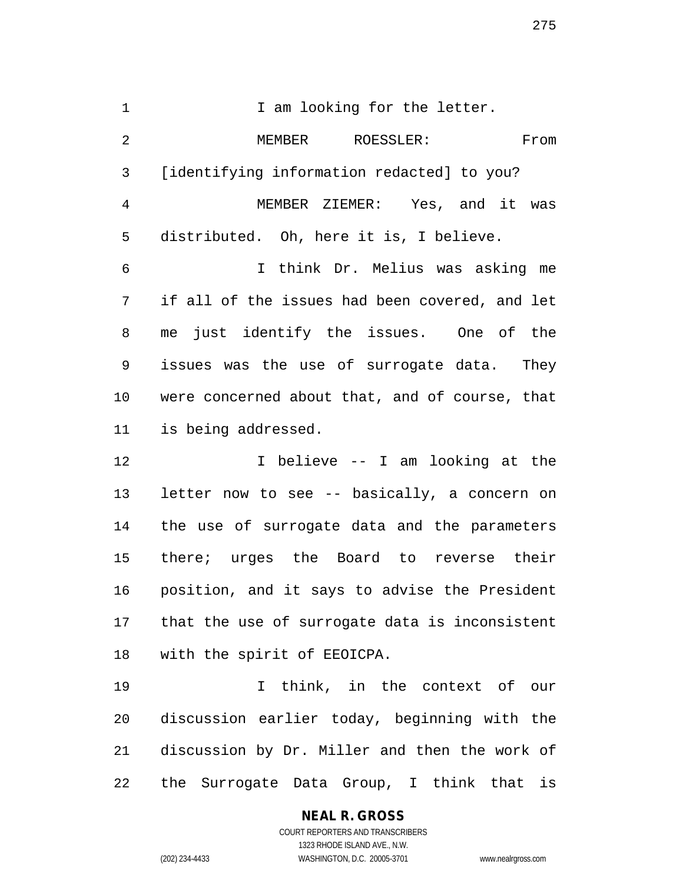I am looking for the letter.

MEMBER ROESSLER: From [identifying information redacted] to you?

MEMBER ZIEMER: Yes, and it was distributed. Oh, here it is, I believe.

I think Dr. Melius was asking me if all of the issues had been covered, and let me just identify the issues. One of the issues was the use of surrogate data. They were concerned about that, and of course, that is being addressed.

I believe -- I am looking at the letter now to see -- basically, a concern on the use of surrogate data and the parameters there; urges the Board to reverse their position, and it says to advise the President that the use of surrogate data is inconsistent with the spirit of EEOICPA.

I think, in the context of our discussion earlier today, beginning with the discussion by Dr. Miller and then the work of the Surrogate Data Group, I think that is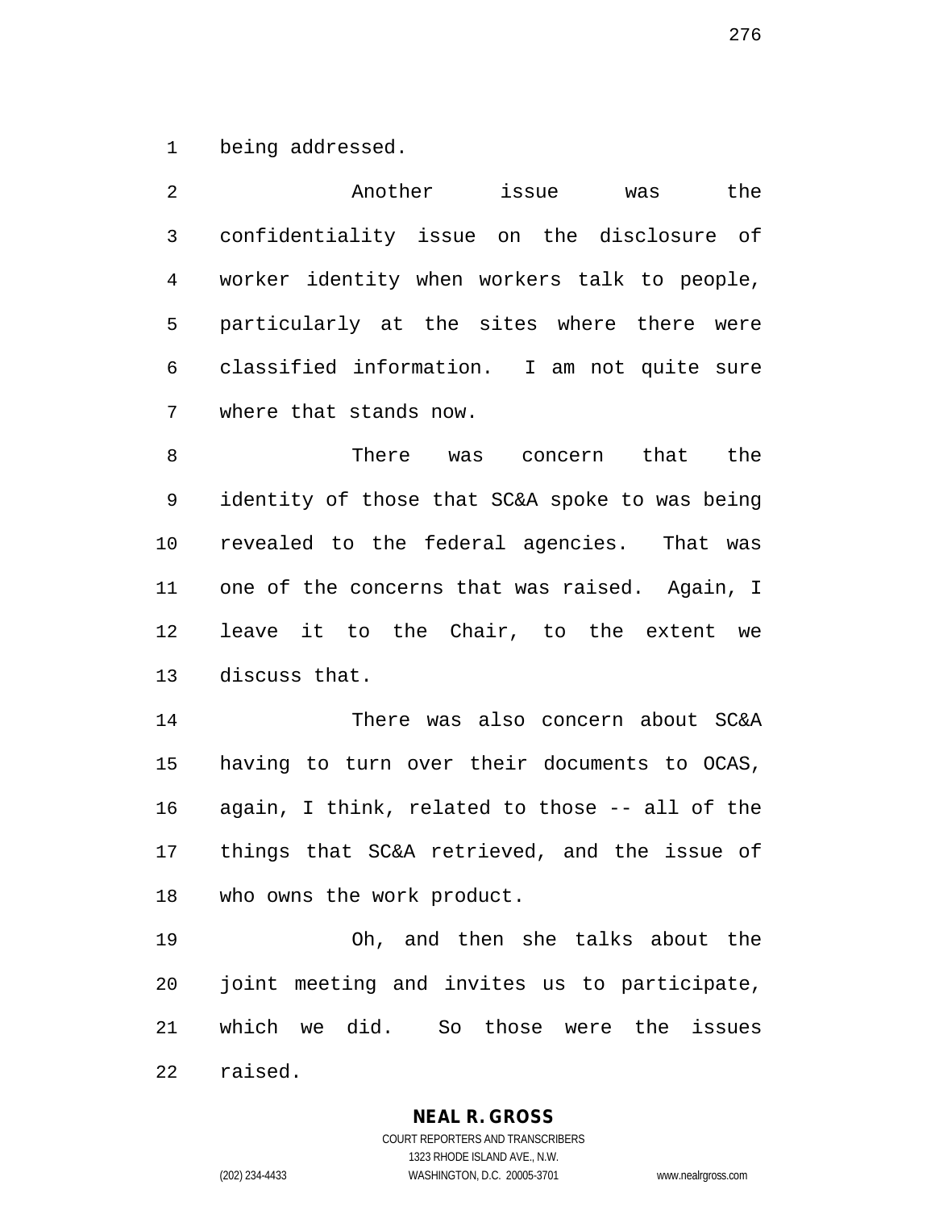being addressed.

Another issue was the confidentiality issue on the disclosure of worker identity when workers talk to people, particularly at the sites where there were classified information. I am not quite sure where that stands now.

There was concern that the identity of those that SC&A spoke to was being revealed to the federal agencies. That was one of the concerns that was raised. Again, I leave it to the Chair, to the extent we discuss that.

There was also concern about SC&A having to turn over their documents to OCAS, again, I think, related to those -- all of the things that SC&A retrieved, and the issue of who owns the work product.

Oh, and then she talks about the joint meeting and invites us to participate, which we did. So those were the issues raised.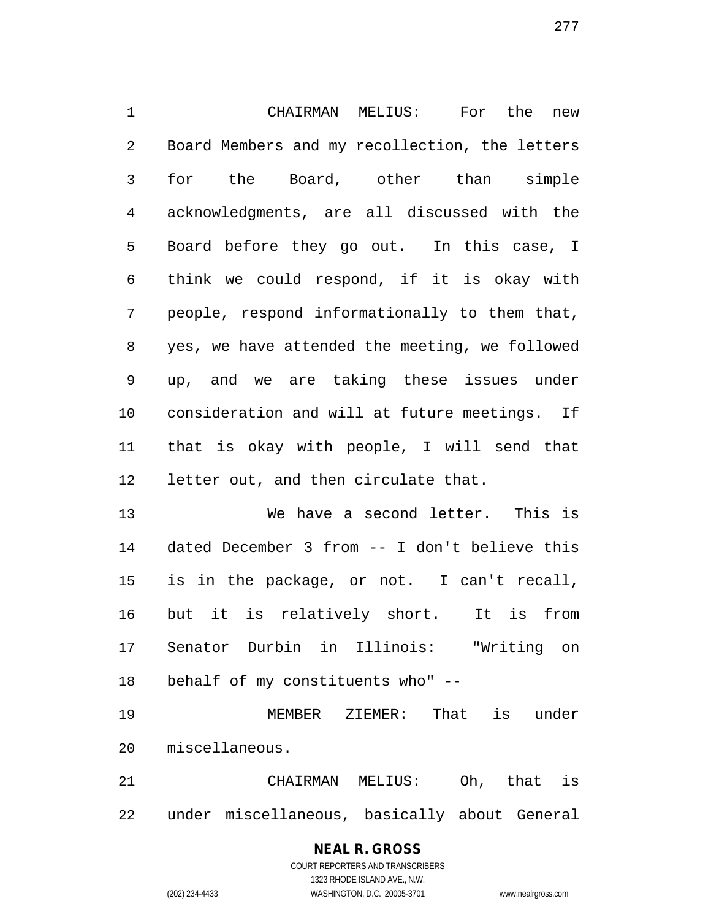CHAIRMAN MELIUS: For the new Board Members and my recollection, the letters for the Board, other than simple acknowledgments, are all discussed with the Board before they go out. In this case, I think we could respond, if it is okay with people, respond informationally to them that, yes, we have attended the meeting, we followed up, and we are taking these issues under consideration and will at future meetings. If that is okay with people, I will send that letter out, and then circulate that.

We have a second letter. This is dated December 3 from -- I don't believe this is in the package, or not. I can't recall, but it is relatively short. It is from Senator Durbin in Illinois: "Writing on behalf of my constituents who" --

MEMBER ZIEMER: That is under miscellaneous.

CHAIRMAN MELIUS: Oh, that is under miscellaneous, basically about General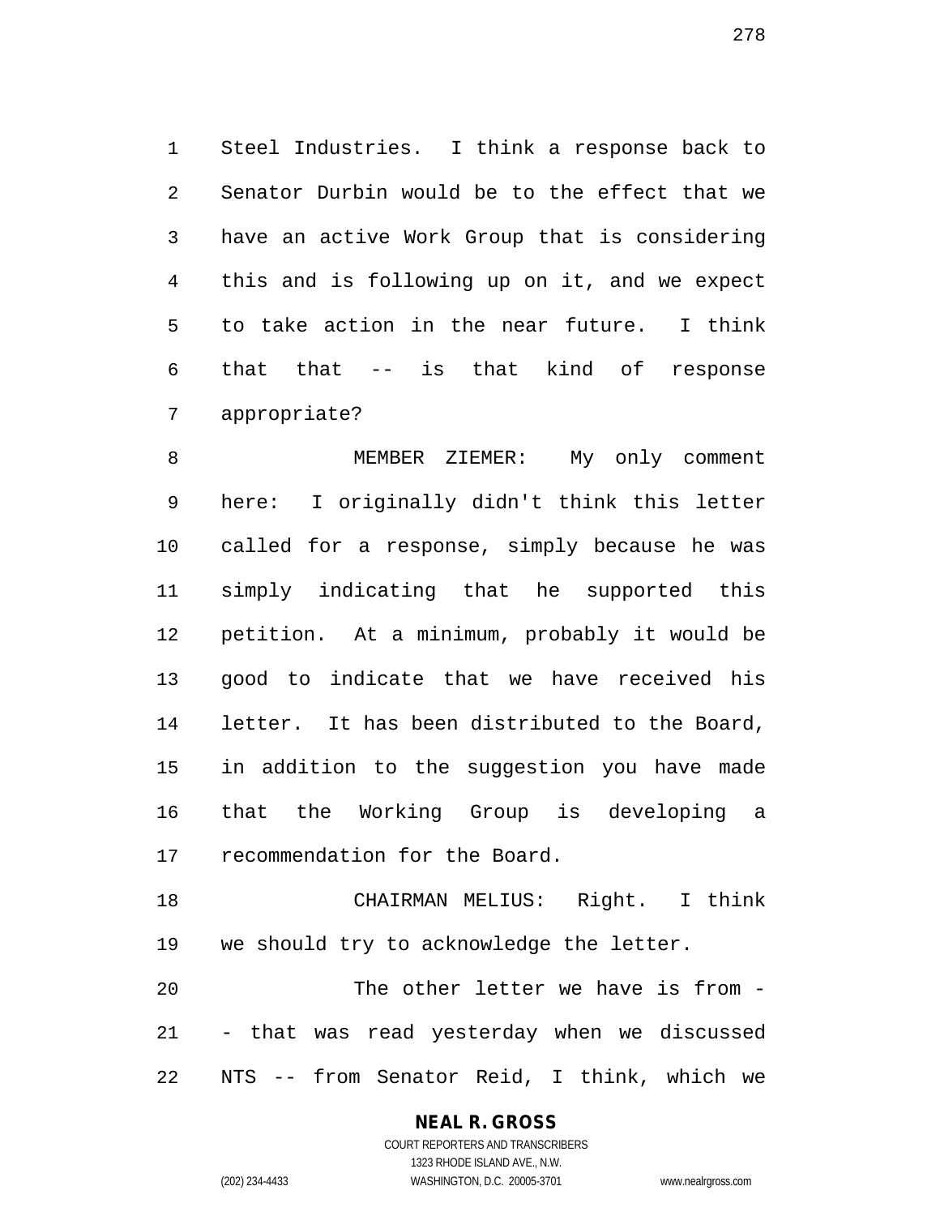Steel Industries. I think a response back to Senator Durbin would be to the effect that we have an active Work Group that is considering this and is following up on it, and we expect to take action in the near future. I think that that -- is that kind of response appropriate?

MEMBER ZIEMER: My only comment here: I originally didn't think this letter called for a response, simply because he was simply indicating that he supported this petition. At a minimum, probably it would be good to indicate that we have received his letter. It has been distributed to the Board, in addition to the suggestion you have made that the Working Group is developing a recommendation for the Board.

CHAIRMAN MELIUS: Right. I think we should try to acknowledge the letter.

The other letter we have is from -- that was read yesterday when we discussed NTS -- from Senator Reid, I think, which we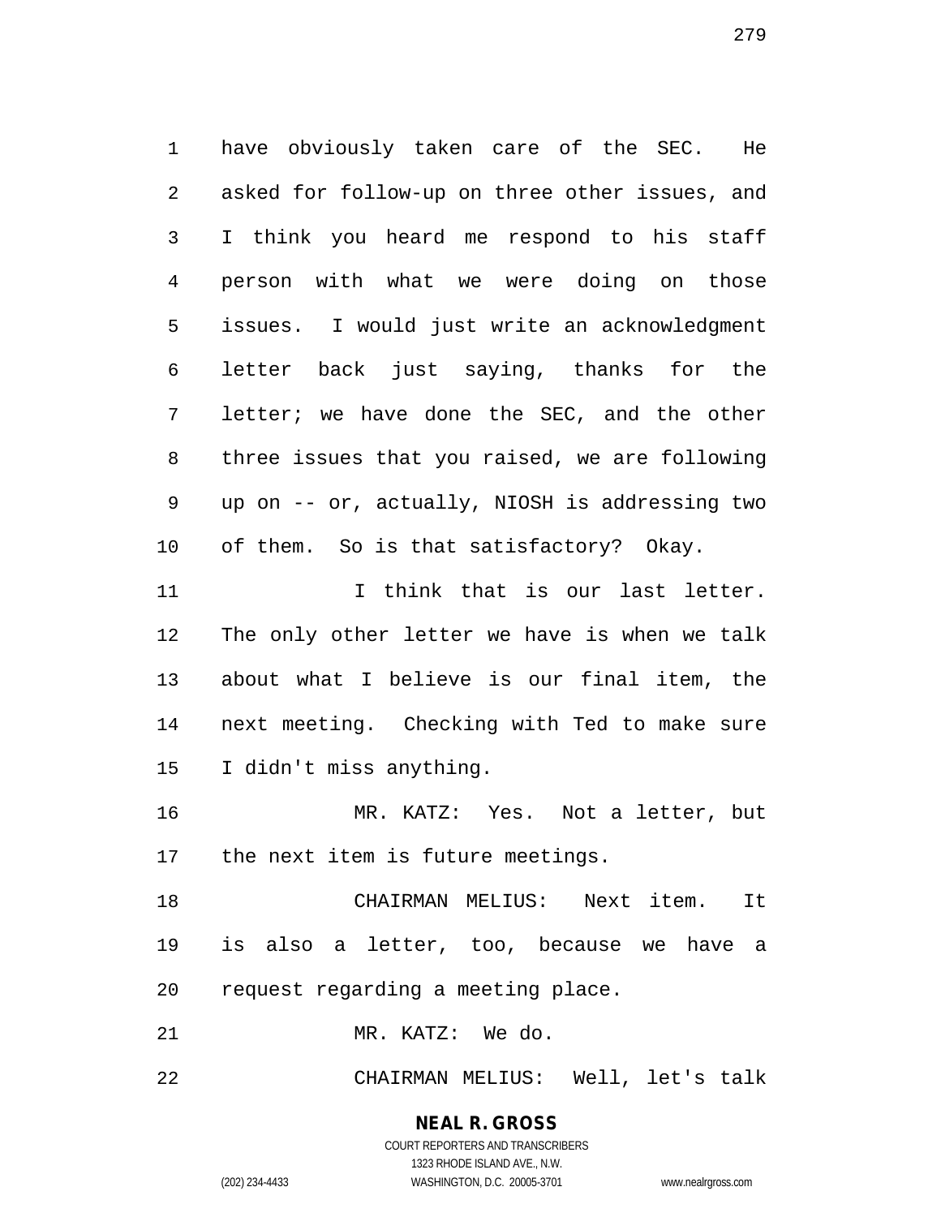have obviously taken care of the SEC. He asked for follow-up on three other issues, and I think you heard me respond to his staff person with what we were doing on those issues. I would just write an acknowledgment letter back just saying, thanks for the letter; we have done the SEC, and the other three issues that you raised, we are following up on -- or, actually, NIOSH is addressing two of them. So is that satisfactory? Okay.

I think that is our last letter. The only other letter we have is when we talk about what I believe is our final item, the next meeting. Checking with Ted to make sure I didn't miss anything.

MR. KATZ: Yes. Not a letter, but the next item is future meetings.

CHAIRMAN MELIUS: Next item. It is also a letter, too, because we have a request regarding a meeting place.

MR. KATZ: We do.

CHAIRMAN MELIUS: Well, let's talk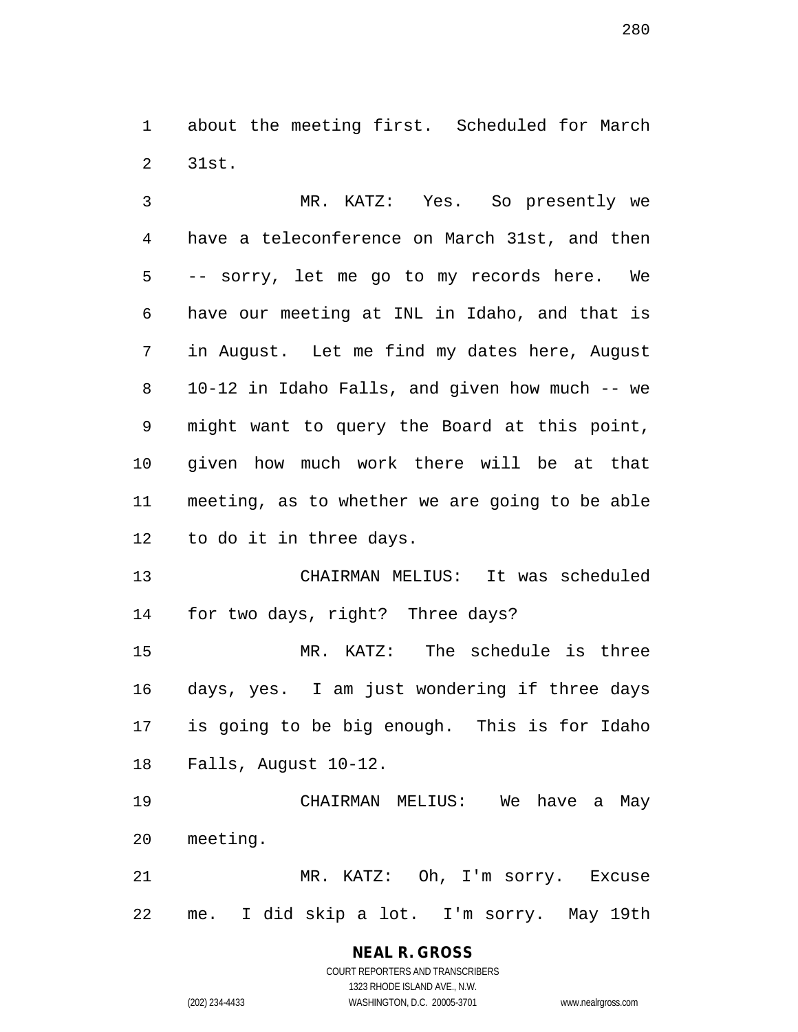about the meeting first. Scheduled for March 31st.

MR. KATZ: Yes. So presently we have a teleconference on March 31st, and then -- sorry, let me go to my records here. We have our meeting at INL in Idaho, and that is in August. Let me find my dates here, August 10-12 in Idaho Falls, and given how much -- we might want to query the Board at this point, given how much work there will be at that meeting, as to whether we are going to be able to do it in three days.

CHAIRMAN MELIUS: It was scheduled for two days, right? Three days?

MR. KATZ: The schedule is three days, yes. I am just wondering if three days is going to be big enough. This is for Idaho Falls, August 10-12.

CHAIRMAN MELIUS: We have a May meeting.

MR. KATZ: Oh, I'm sorry. Excuse me. I did skip a lot. I'm sorry. May 19th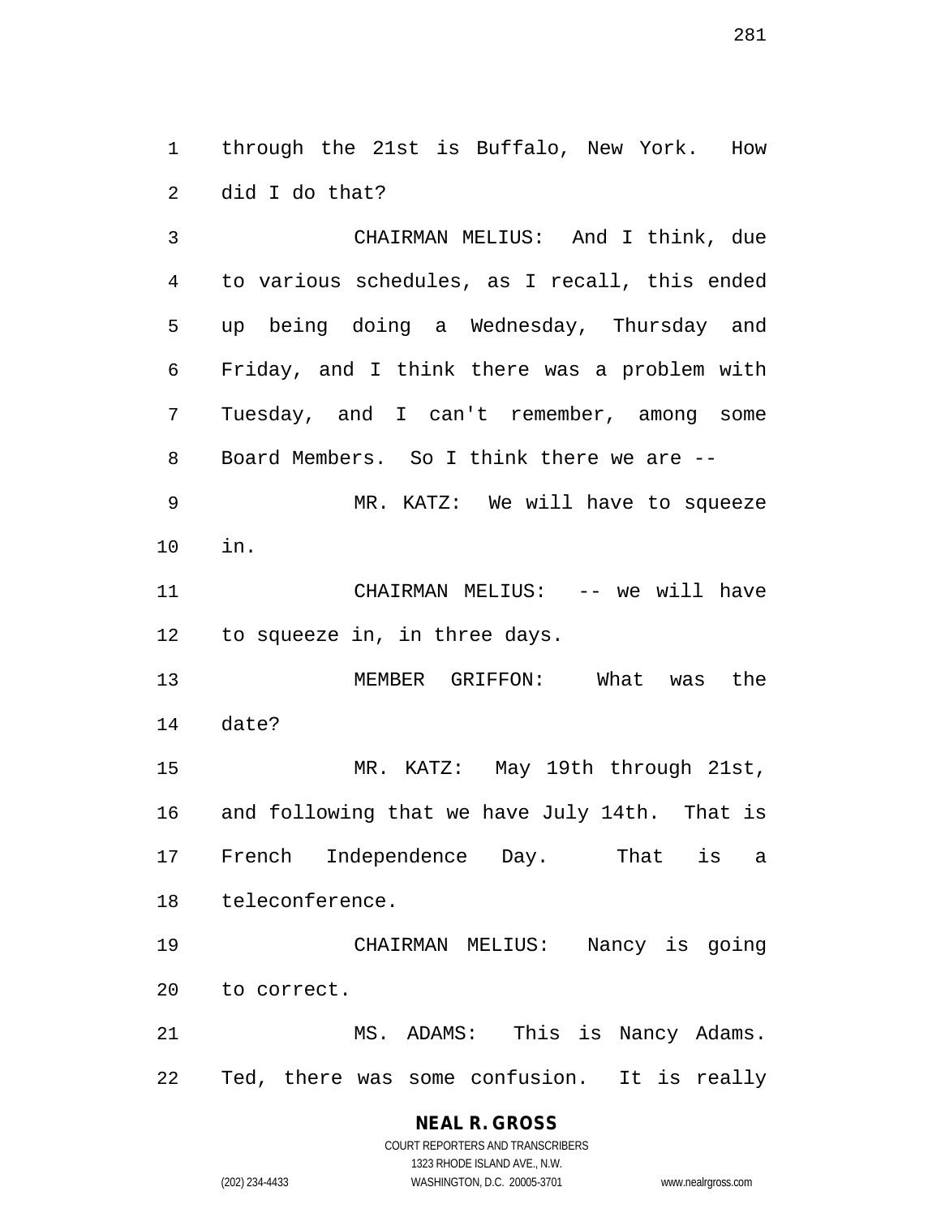through the 21st is Buffalo, New York. How did I do that?

CHAIRMAN MELIUS: And I think, due to various schedules, as I recall, this ended up being doing a Wednesday, Thursday and Friday, and I think there was a problem with Tuesday, and I can't remember, among some Board Members. So I think there we are --

MR. KATZ: We will have to squeeze in.

CHAIRMAN MELIUS: -- we will have to squeeze in, in three days.

MEMBER GRIFFON: What was the date?

MR. KATZ: May 19th through 21st, and following that we have July 14th. That is French Independence Day. That is a teleconference.

CHAIRMAN MELIUS: Nancy is going to correct.

MS. ADAMS: This is Nancy Adams. Ted, there was some confusion. It is really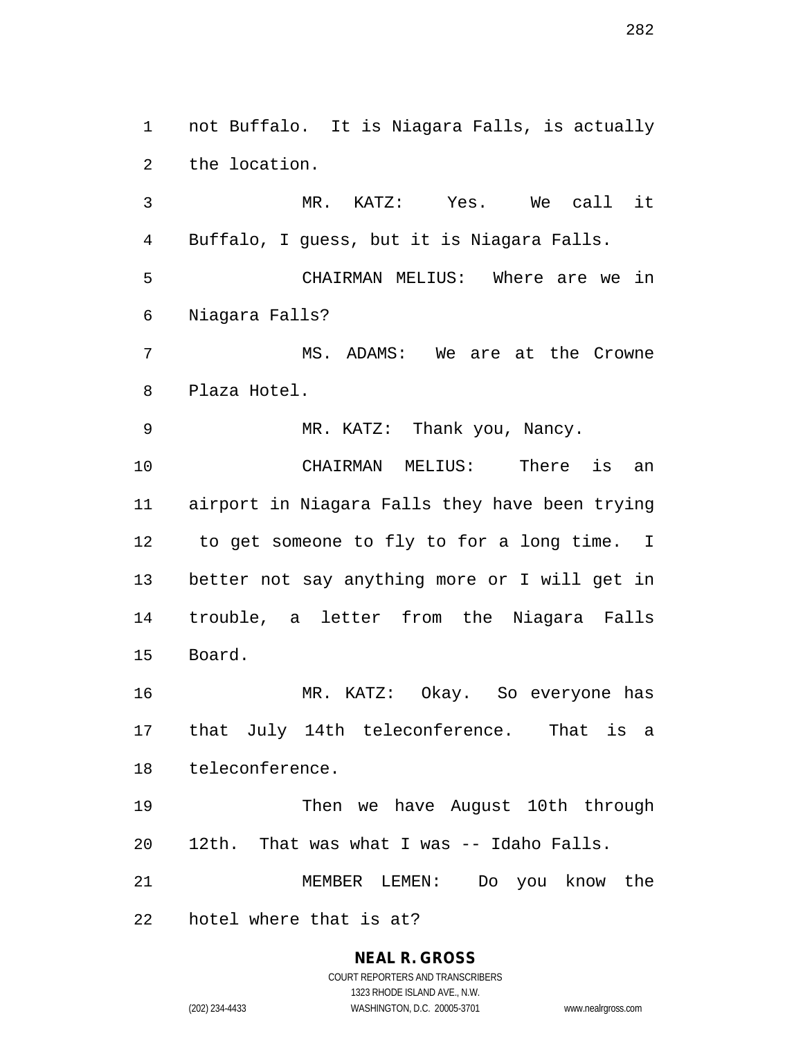not Buffalo. It is Niagara Falls, is actually the location.

MR. KATZ: Yes. We call it Buffalo, I guess, but it is Niagara Falls.

CHAIRMAN MELIUS: Where are we in Niagara Falls?

MS. ADAMS: We are at the Crowne Plaza Hotel.

MR. KATZ: Thank you, Nancy.

CHAIRMAN MELIUS: There is an airport in Niagara Falls they have been trying to get someone to fly to for a long time. I better not say anything more or I will get in trouble, a letter from the Niagara Falls Board.

MR. KATZ: Okay. So everyone has that July 14th teleconference. That is a teleconference.

Then we have August 10th through 12th. That was what I was -- Idaho Falls.

MEMBER LEMEN: Do you know the hotel where that is at?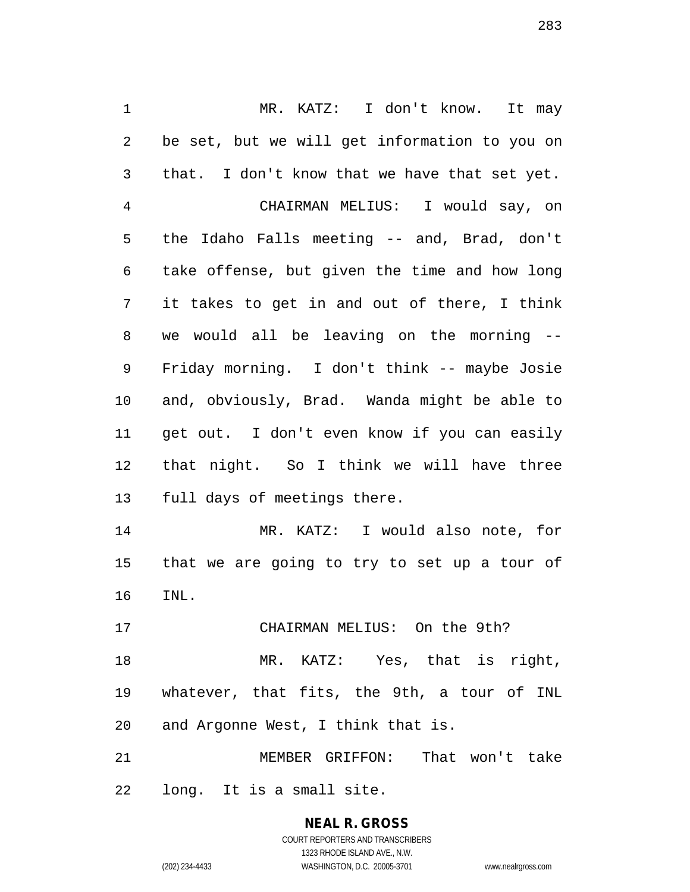MR. KATZ: I don't know. It may be set, but we will get information to you on that. I don't know that we have that set yet.

CHAIRMAN MELIUS: I would say, on the Idaho Falls meeting -- and, Brad, don't take offense, but given the time and how long it takes to get in and out of there, I think we would all be leaving on the morning -- Friday morning. I don't think -- maybe Josie and, obviously, Brad. Wanda might be able to get out. I don't even know if you can easily that night. So I think we will have three full days of meetings there.

MR. KATZ: I would also note, for that we are going to try to set up a tour of INL.

CHAIRMAN MELIUS: On the 9th?

MR. KATZ: Yes, that is right, whatever, that fits, the 9th, a tour of INL and Argonne West, I think that is.

MEMBER GRIFFON: That won't take long. It is a small site.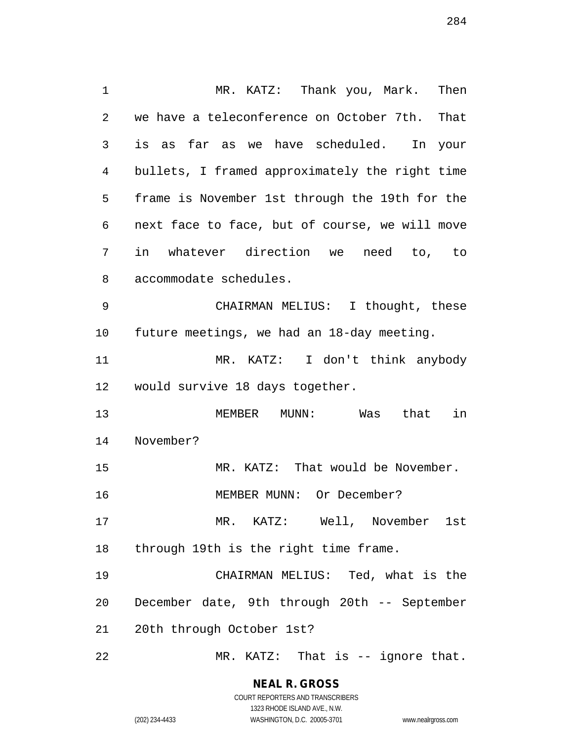MR. KATZ: Thank you, Mark. Then we have a teleconference on October 7th. That is as far as we have scheduled. In your bullets, I framed approximately the right time frame is November 1st through the 19th for the next face to face, but of course, we will move in whatever direction we need to, to accommodate schedules.

CHAIRMAN MELIUS: I thought, these future meetings, we had an 18-day meeting.

MR. KATZ: I don't think anybody would survive 18 days together.

MEMBER MUNN: Was that in November?

MR. KATZ: That would be November.

MEMBER MUNN: Or December?

MR. KATZ: Well, November 1st through 19th is the right time frame.

CHAIRMAN MELIUS: Ted, what is the December date, 9th through 20th -- September 20th through October 1st?

MR. KATZ: That is -- ignore that.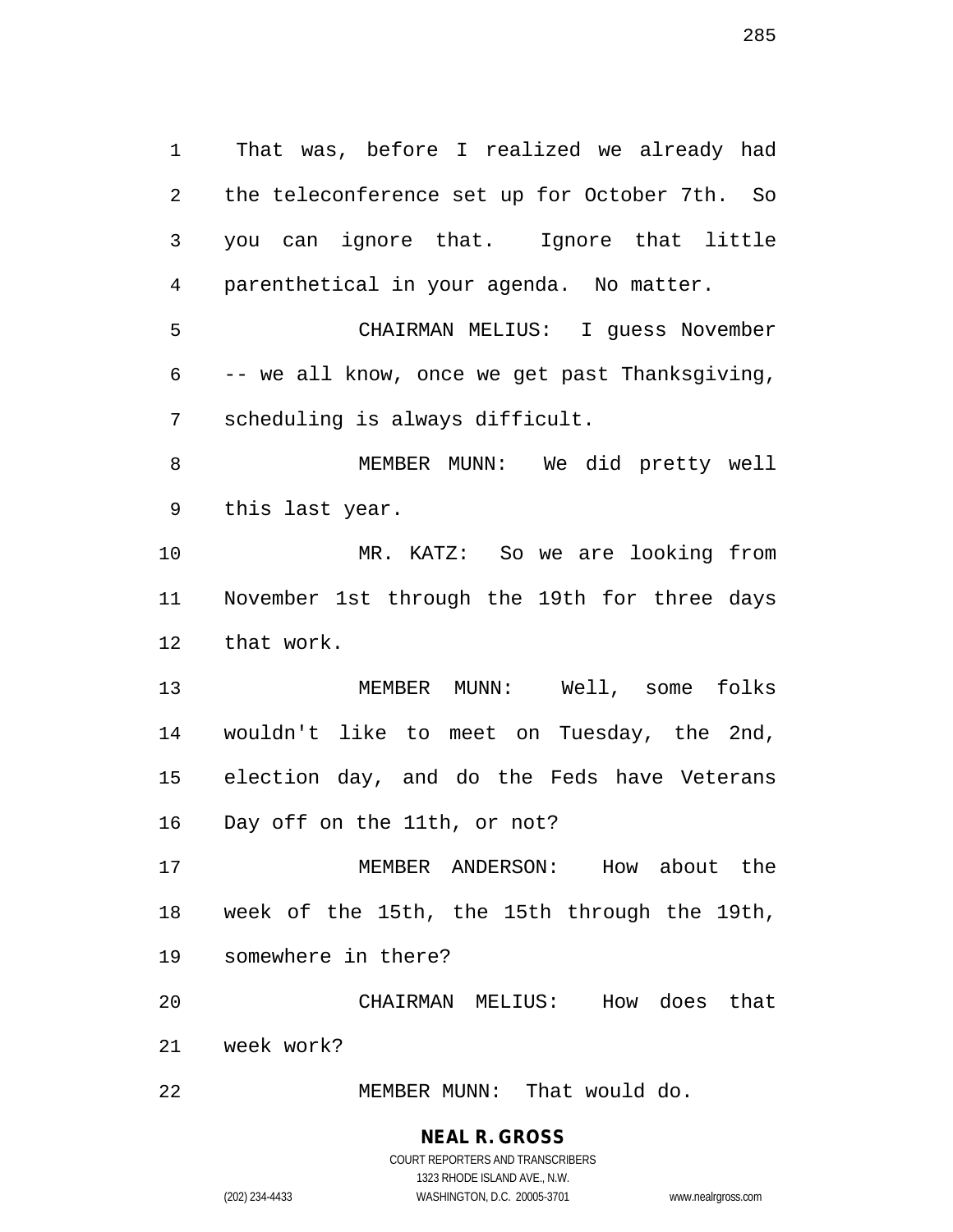That was, before I realized we already had the teleconference set up for October 7th. So you can ignore that. Ignore that little parenthetical in your agenda. No matter.

CHAIRMAN MELIUS: I guess November -- we all know, once we get past Thanksgiving, scheduling is always difficult.

MEMBER MUNN: We did pretty well this last year.

MR. KATZ: So we are looking from November 1st through the 19th for three days that work.

MEMBER MUNN: Well, some folks wouldn't like to meet on Tuesday, the 2nd, election day, and do the Feds have Veterans Day off on the 11th, or not?

MEMBER ANDERSON: How about the week of the 15th, the 15th through the 19th, somewhere in there?

CHAIRMAN MELIUS: How does that week work?

MEMBER MUNN: That would do.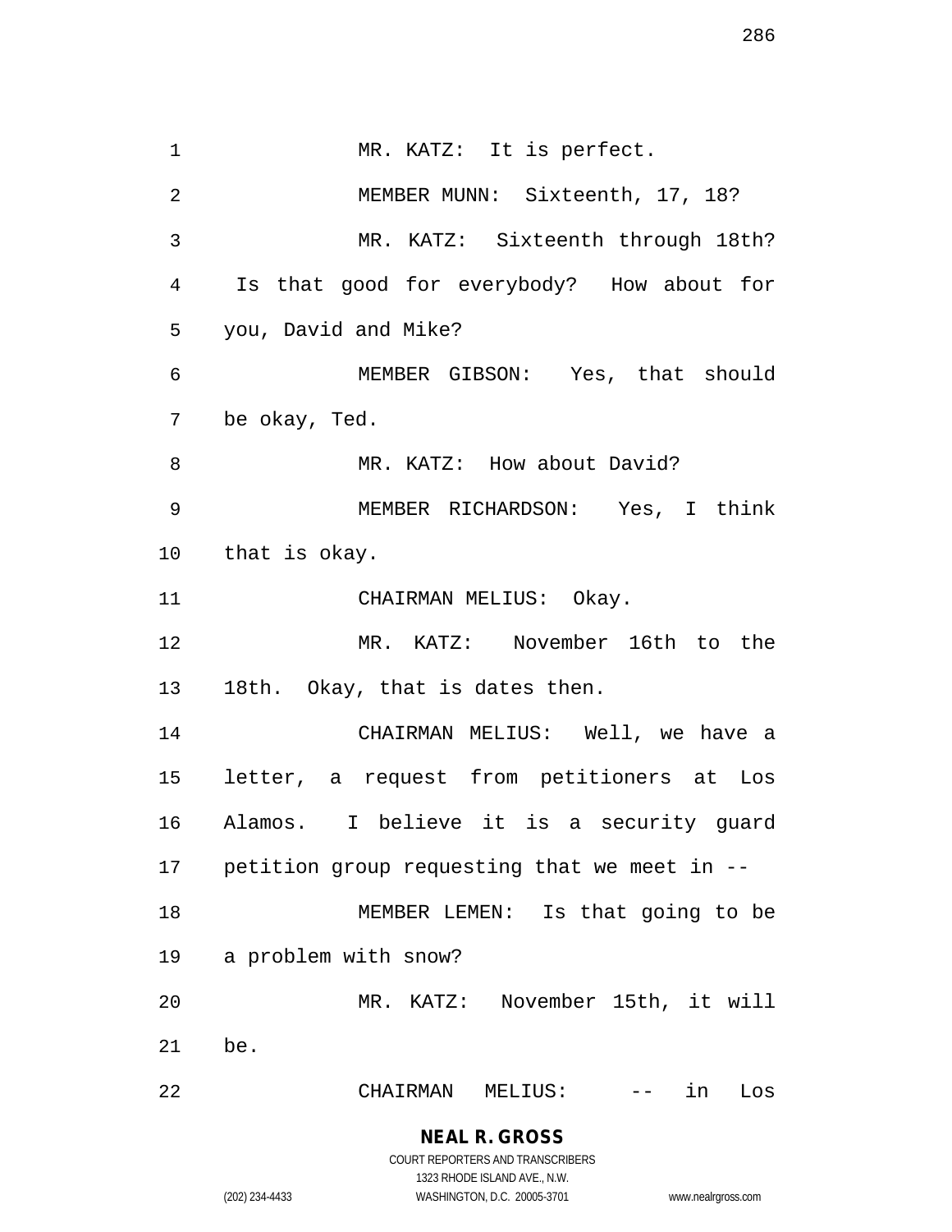MR. KATZ: It is perfect.

MEMBER MUNN: Sixteenth, 17, 18?

MR. KATZ: Sixteenth through 18th? Is that good for everybody? How about for you, David and Mike?

MEMBER GIBSON: Yes, that should be okay, Ted.

MR. KATZ: How about David?

MEMBER RICHARDSON: Yes, I think that is okay.

CHAIRMAN MELIUS: Okay.

MR. KATZ: November 16th to the 18th. Okay, that is dates then.

CHAIRMAN MELIUS: Well, we have a letter, a request from petitioners at Los Alamos. I believe it is a security guard petition group requesting that we meet in --

MEMBER LEMEN: Is that going to be a problem with snow?

MR. KATZ: November 15th, it will be.

CHAIRMAN MELIUS: -- in Los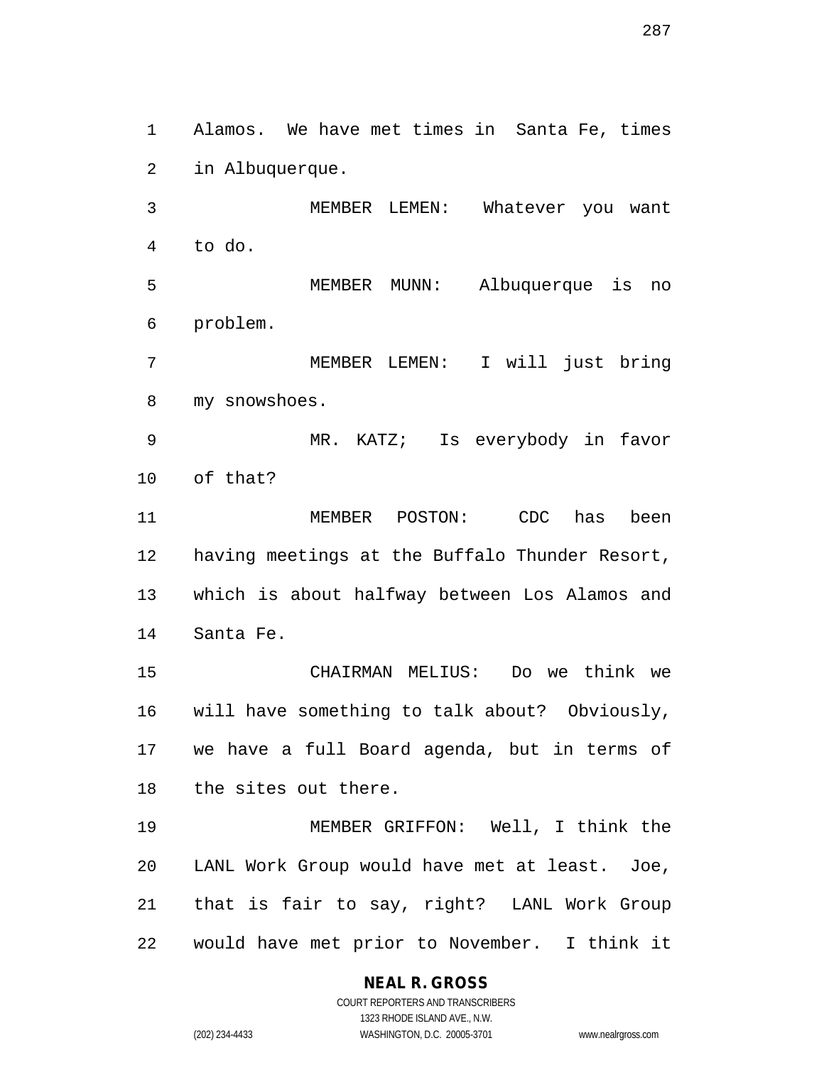Alamos. We have met times in Santa Fe, times in Albuquerque.

MEMBER LEMEN: Whatever you want to do.

MEMBER MUNN: Albuquerque is no problem.

MEMBER LEMEN: I will just bring my snowshoes.

MR. KATZ; Is everybody in favor of that?

MEMBER POSTON: CDC has been having meetings at the Buffalo Thunder Resort, which is about halfway between Los Alamos and Santa Fe.

CHAIRMAN MELIUS: Do we think we will have something to talk about? Obviously, we have a full Board agenda, but in terms of the sites out there.

MEMBER GRIFFON: Well, I think the LANL Work Group would have met at least. Joe, that is fair to say, right? LANL Work Group would have met prior to November. I think it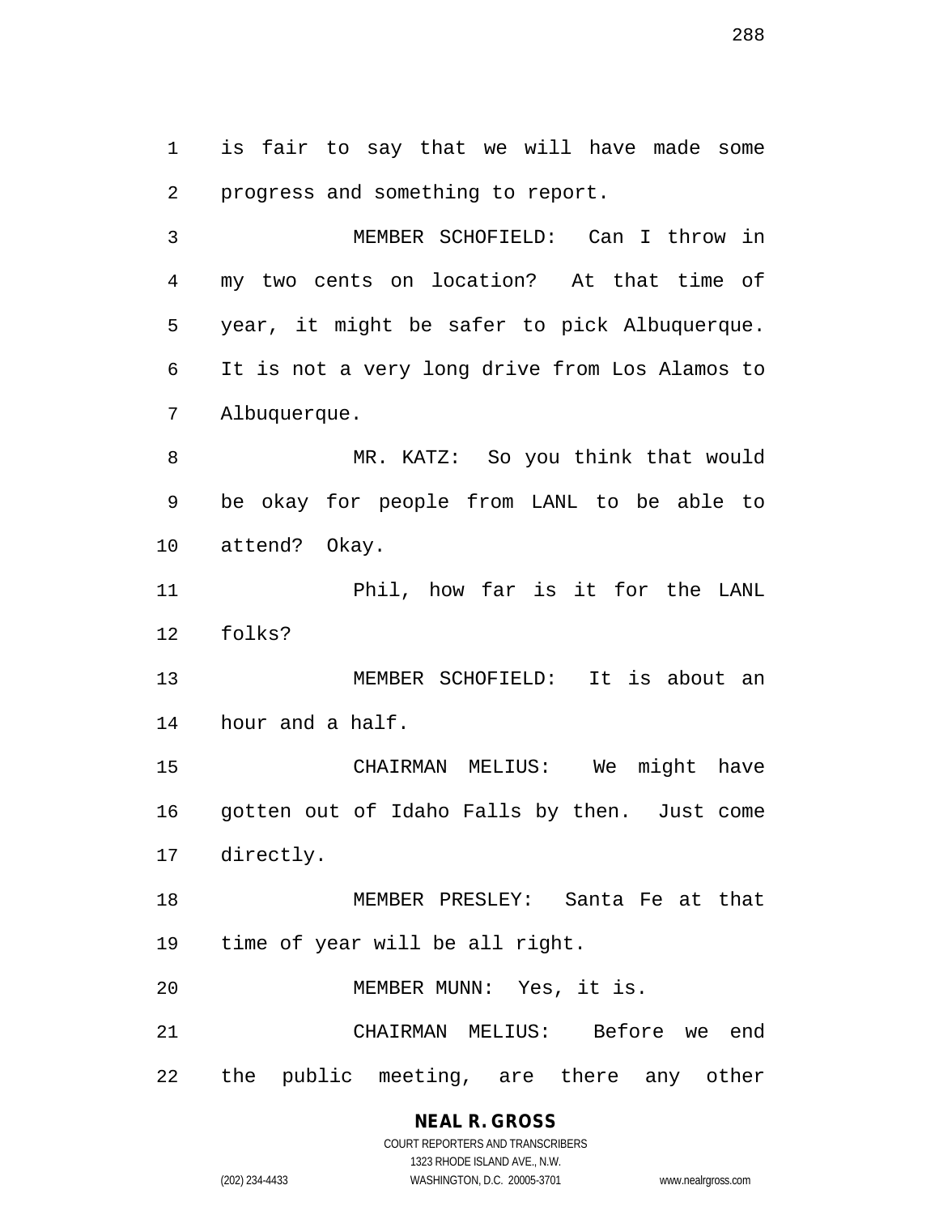is fair to say that we will have made some progress and something to report.

MEMBER SCHOFIELD: Can I throw in my two cents on location? At that time of year, it might be safer to pick Albuquerque. It is not a very long drive from Los Alamos to Albuquerque.

MR. KATZ: So you think that would be okay for people from LANL to be able to attend? Okay.

Phil, how far is it for the LANL folks?

MEMBER SCHOFIELD: It is about an hour and a half.

CHAIRMAN MELIUS: We might have gotten out of Idaho Falls by then. Just come directly.

MEMBER PRESLEY: Santa Fe at that time of year will be all right.

MEMBER MUNN: Yes, it is.

CHAIRMAN MELIUS: Before we end the public meeting, are there any other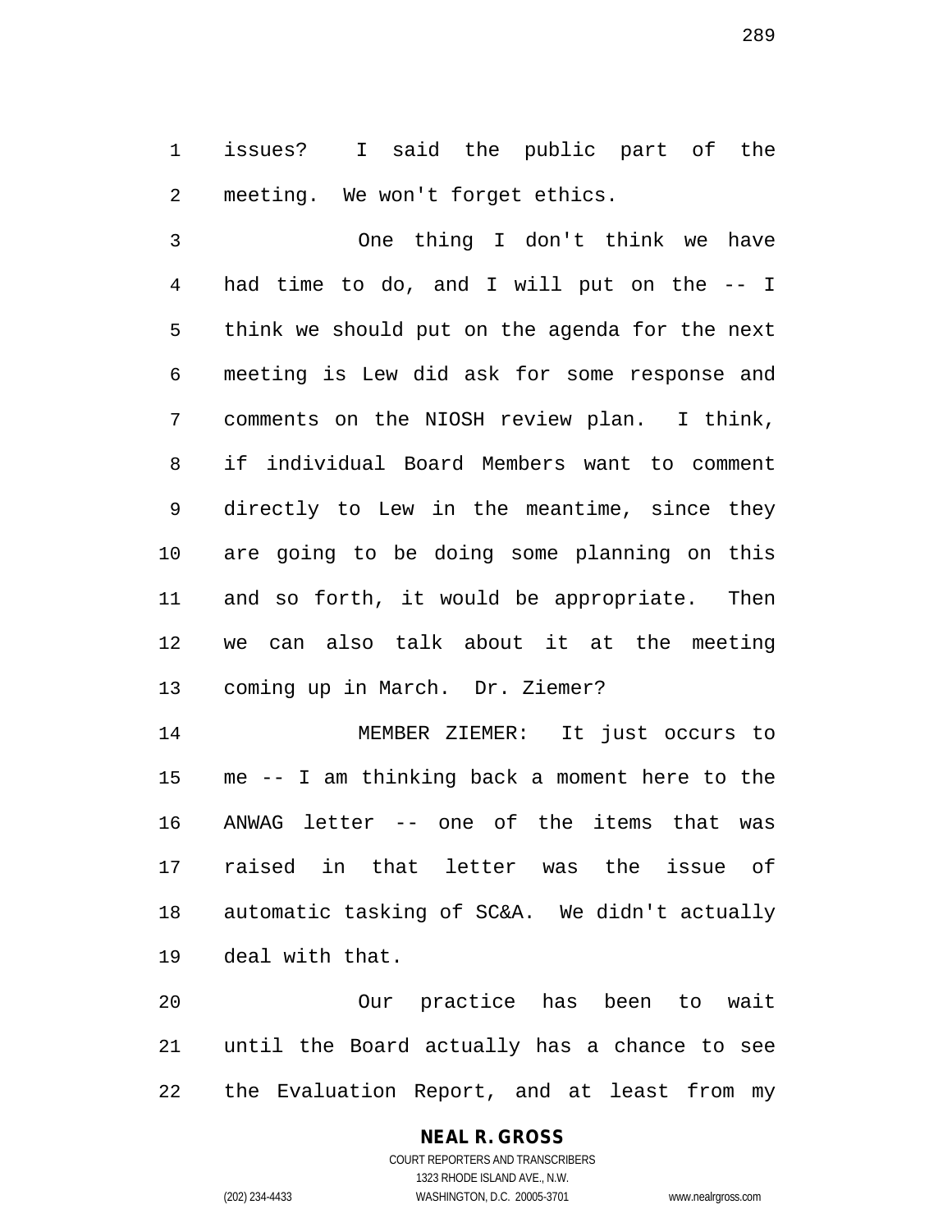issues? I said the public part of the meeting. We won't forget ethics.

One thing I don't think we have had time to do, and I will put on the -- I think we should put on the agenda for the next meeting is Lew did ask for some response and comments on the NIOSH review plan. I think, if individual Board Members want to comment directly to Lew in the meantime, since they are going to be doing some planning on this and so forth, it would be appropriate. Then we can also talk about it at the meeting coming up in March. Dr. Ziemer?

MEMBER ZIEMER: It just occurs to me -- I am thinking back a moment here to the ANWAG letter -- one of the items that was raised in that letter was the issue of automatic tasking of SC&A. We didn't actually deal with that.

Our practice has been to wait until the Board actually has a chance to see the Evaluation Report, and at least from my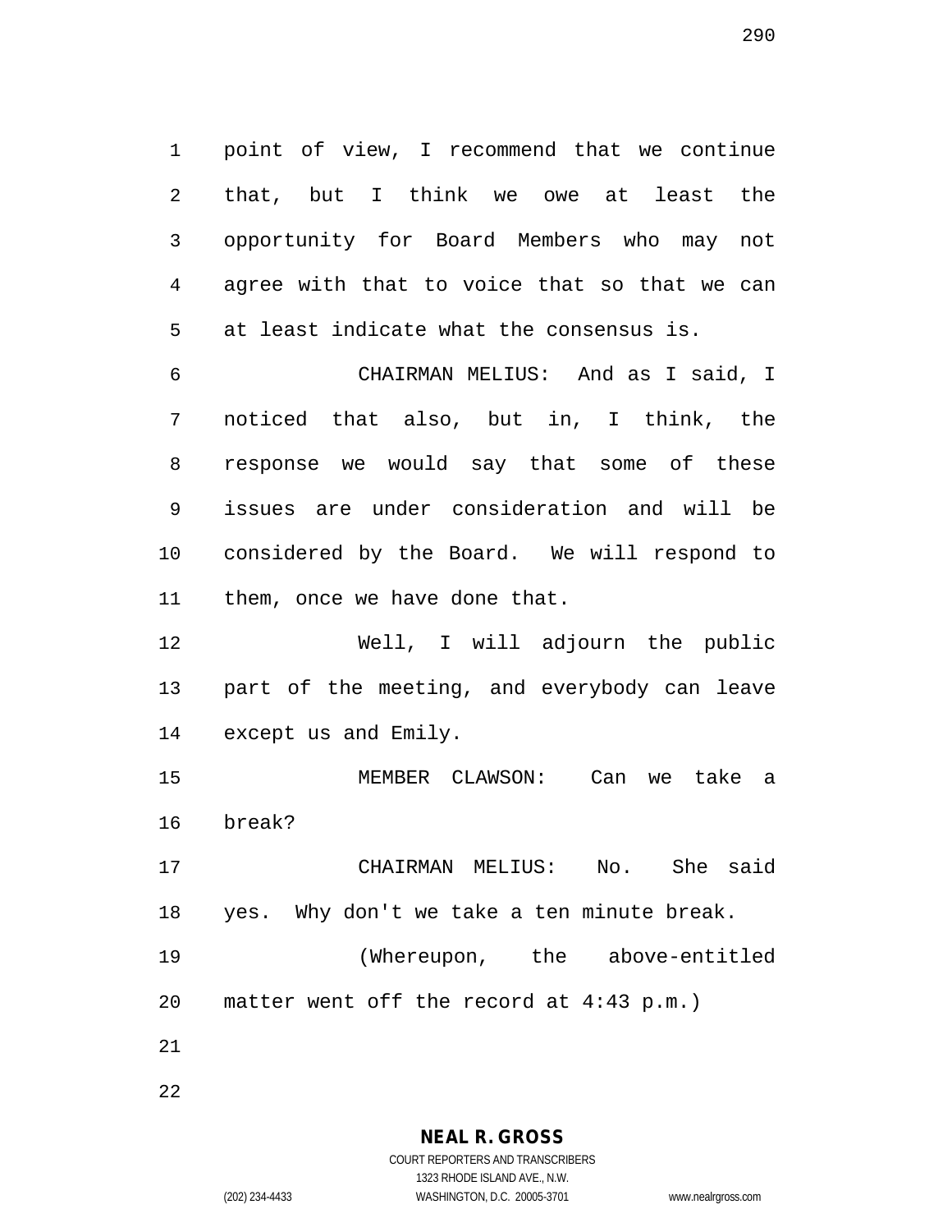point of view, I recommend that we continue that, but I think we owe at least the opportunity for Board Members who may not agree with that to voice that so that we can at least indicate what the consensus is.

CHAIRMAN MELIUS: And as I said, I noticed that also, but in, I think, the response we would say that some of these issues are under consideration and will be considered by the Board. We will respond to them, once we have done that.

Well, I will adjourn the public part of the meeting, and everybody can leave except us and Emily.

MEMBER CLAWSON: Can we take a break?

CHAIRMAN MELIUS: No. She said yes. Why don't we take a ten minute break.

(Whereupon, the above-entitled matter went off the record at 4:43 p.m.)